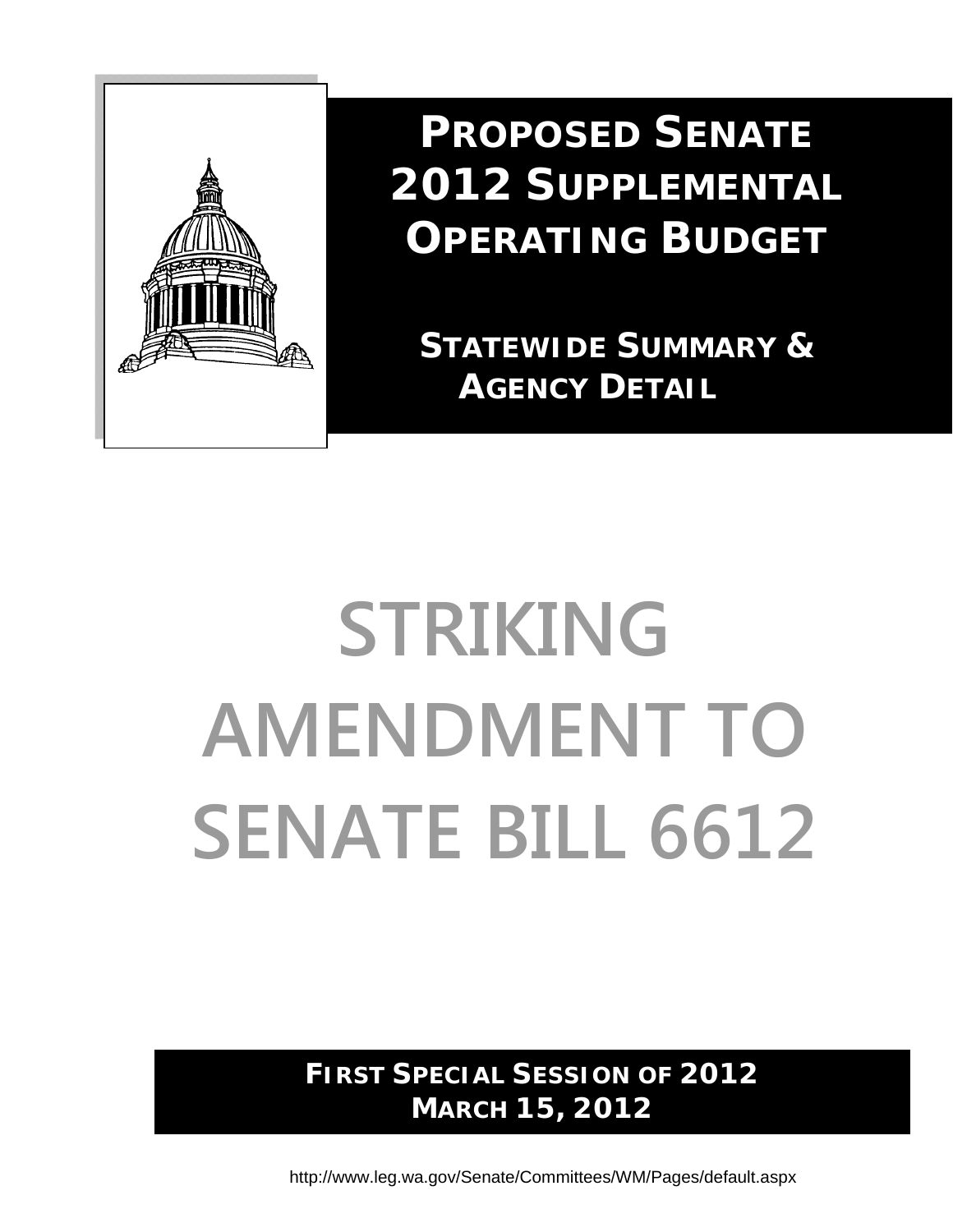# PROPOSED SENATE 2012 SUPPLEMENTAL OPERATING BUDGET

## STATEWIDE SUMMARY & AGENCY DETAIL

# STRIKING AMENDMENT TO SENATE BILL 6612

**FIRST SPECIAL SESSION OF 2012**
**MARCH 15, 2012**

http://www.leg.wa.gov/Senate/Committees/WM/Pages/default.aspx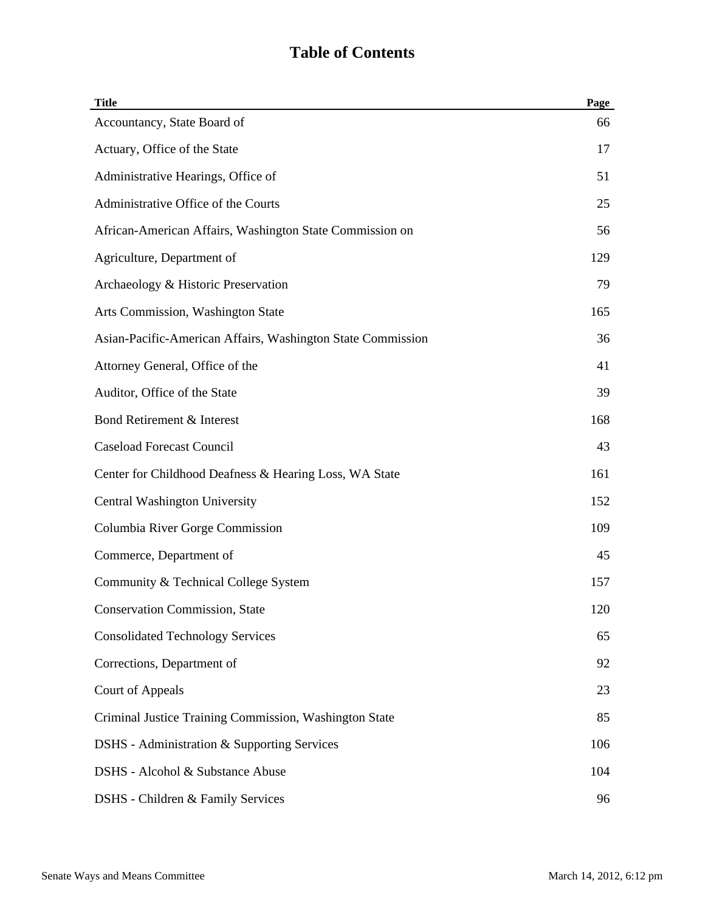# Table of Contents

| Title | Page |
|---|---|
| Accountancy, State Board of | 66 |
| Actuary, Office of the State | 17 |
| Administrative Hearings, Office of | 51 |
| Administrative Office of the Courts | 25 |
| African-American Affairs, Washington State Commission on | 56 |
| Agriculture, Department of | 129 |
| Archaeology & Historic Preservation | 79 |
| Arts Commission, Washington State | 165 |
| Asian-Pacific-American Affairs, Washington State Commission | 36 |
| Attorney General, Office of the | 41 |
| Auditor, Office of the State | 39 |
| Bond Retirement & Interest | 168 |
| Caseload Forecast Council | 43 |
| Center for Childhood Deafness & Hearing Loss, WA State | 161 |
| Central Washington University | 152 |
| Columbia River Gorge Commission | 109 |
| Commerce, Department of | 45 |
| Community & Technical College System | 157 |
| Conservation Commission, State | 120 |
| Consolidated Technology Services | 65 |
| Corrections, Department of | 92 |
| Court of Appeals | 23 |
| Criminal Justice Training Commission, Washington State | 85 |
| DSHS - Administration & Supporting Services | 106 |
| DSHS - Alcohol & Substance Abuse | 104 |
| DSHS - Children & Family Services | 96 |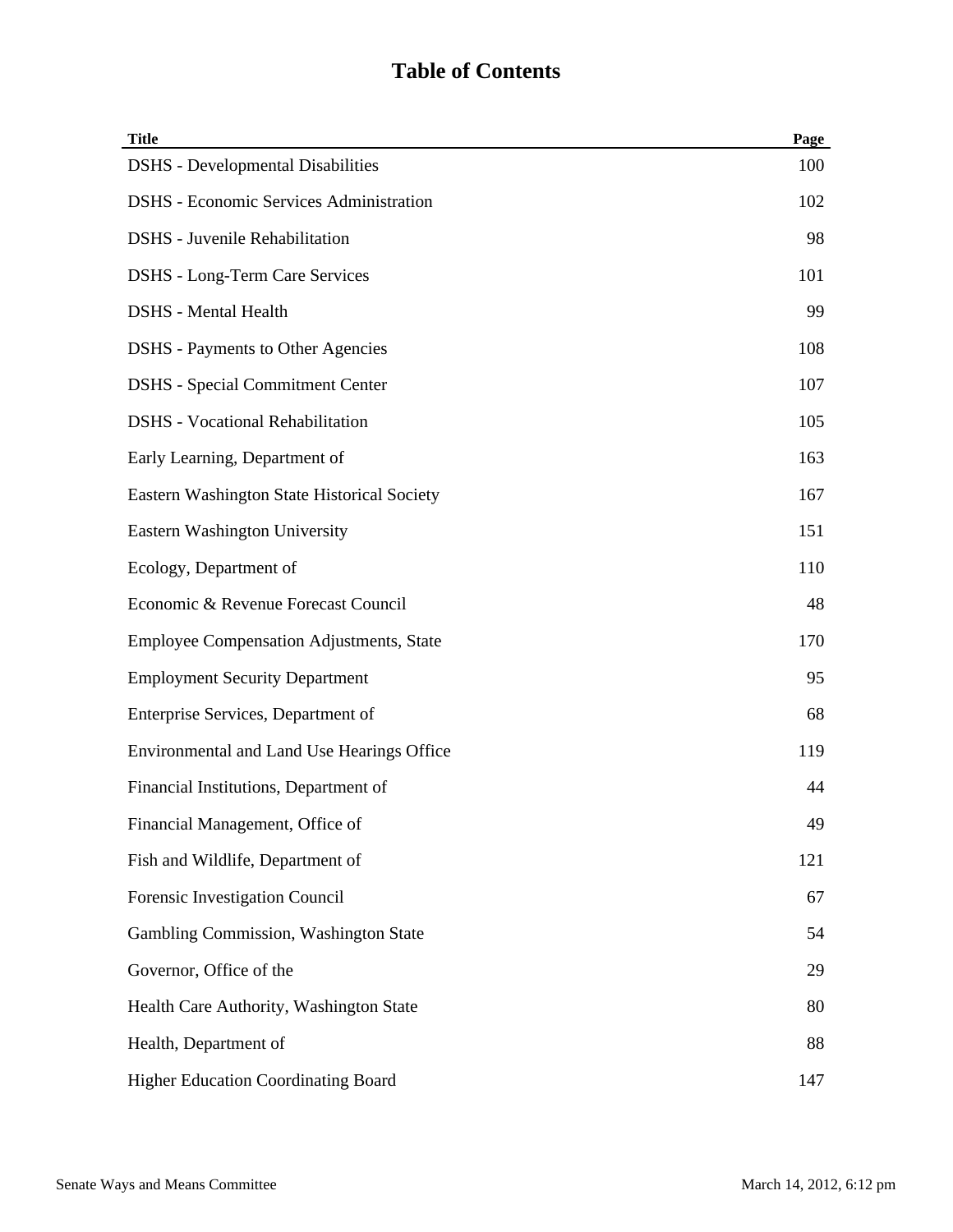# Table of Contents

| Title | Page |
|---|---|
| DSHS - Developmental Disabilities | 100 |
| DSHS - Economic Services Administration | 102 |
| DSHS - Juvenile Rehabilitation | 98 |
| DSHS - Long-Term Care Services | 101 |
| DSHS - Mental Health | 99 |
| DSHS - Payments to Other Agencies | 108 |
| DSHS - Special Commitment Center | 107 |
| DSHS - Vocational Rehabilitation | 105 |
| Early Learning, Department of | 163 |
| Eastern Washington State Historical Society | 167 |
| Eastern Washington University | 151 |
| Ecology, Department of | 110 |
| Economic & Revenue Forecast Council | 48 |
| Employee Compensation Adjustments, State | 170 |
| Employment Security Department | 95 |
| Enterprise Services, Department of | 68 |
| Environmental and Land Use Hearings Office | 119 |
| Financial Institutions, Department of | 44 |
| Financial Management, Office of | 49 |
| Fish and Wildlife, Department of | 121 |
| Forensic Investigation Council | 67 |
| Gambling Commission, Washington State | 54 |
| Governor, Office of the | 29 |
| Health Care Authority, Washington State | 80 |
| Health, Department of | 88 |
| Higher Education Coordinating Board | 147 |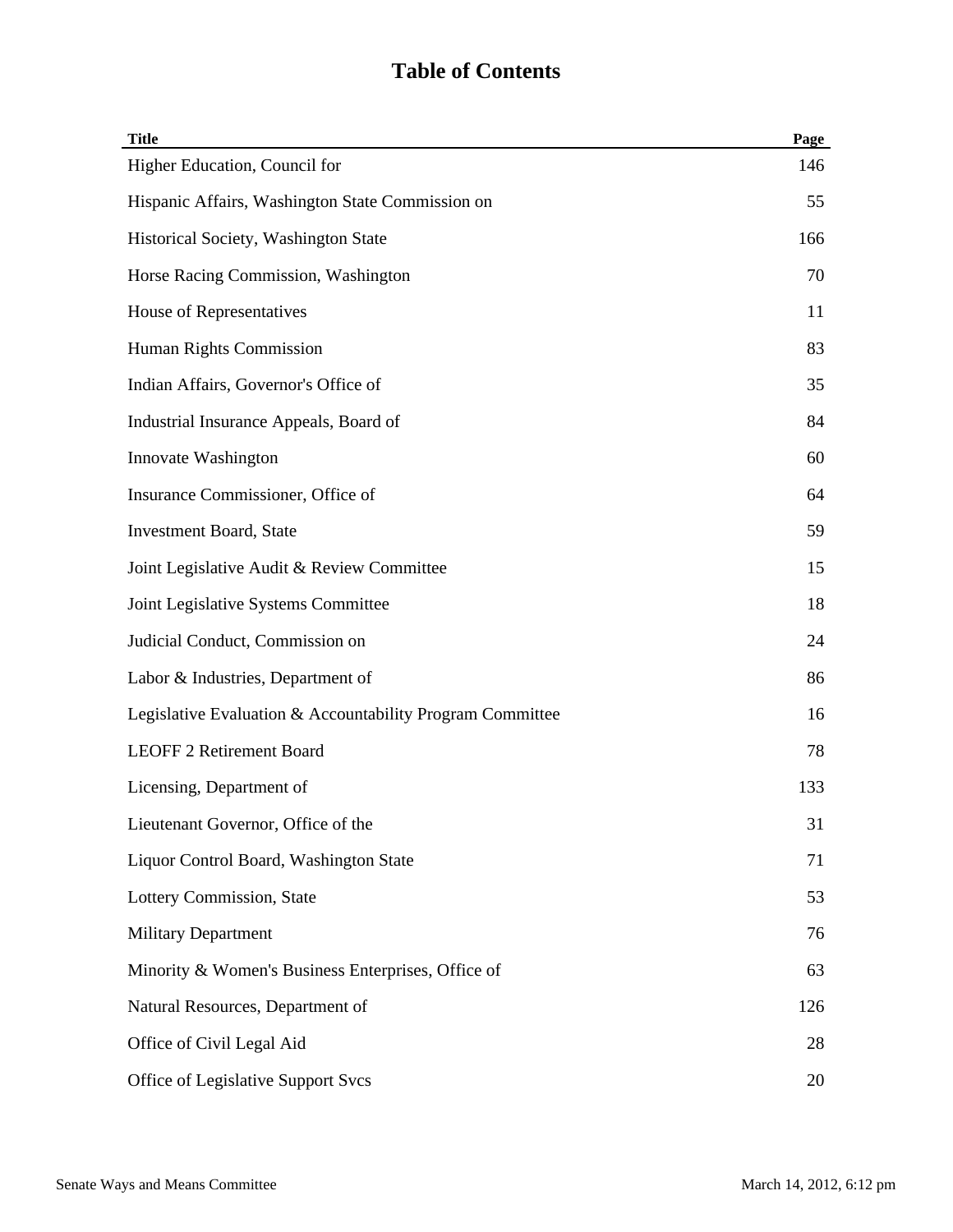# Table of Contents

| Title | Page |
|---|---|
| Higher Education, Council for | 146 |
| Hispanic Affairs, Washington State Commission on | 55 |
| Historical Society, Washington State | 166 |
| Horse Racing Commission, Washington | 70 |
| House of Representatives | 11 |
| Human Rights Commission | 83 |
| Indian Affairs, Governor's Office of | 35 |
| Industrial Insurance Appeals, Board of | 84 |
| Innovate Washington | 60 |
| Insurance Commissioner, Office of | 64 |
| Investment Board, State | 59 |
| Joint Legislative Audit & Review Committee | 15 |
| Joint Legislative Systems Committee | 18 |
| Judicial Conduct, Commission on | 24 |
| Labor & Industries, Department of | 86 |
| Legislative Evaluation & Accountability Program Committee | 16 |
| LEOFF 2 Retirement Board | 78 |
| Licensing, Department of | 133 |
| Lieutenant Governor, Office of the | 31 |
| Liquor Control Board, Washington State | 71 |
| Lottery Commission, State | 53 |
| Military Department | 76 |
| Minority & Women's Business Enterprises, Office of | 63 |
| Natural Resources, Department of | 126 |
| Office of Civil Legal Aid | 28 |
| Office of Legislative Support Svcs | 20 |

Senate Ways and Means Committee — March 14, 2012, 6:12 pm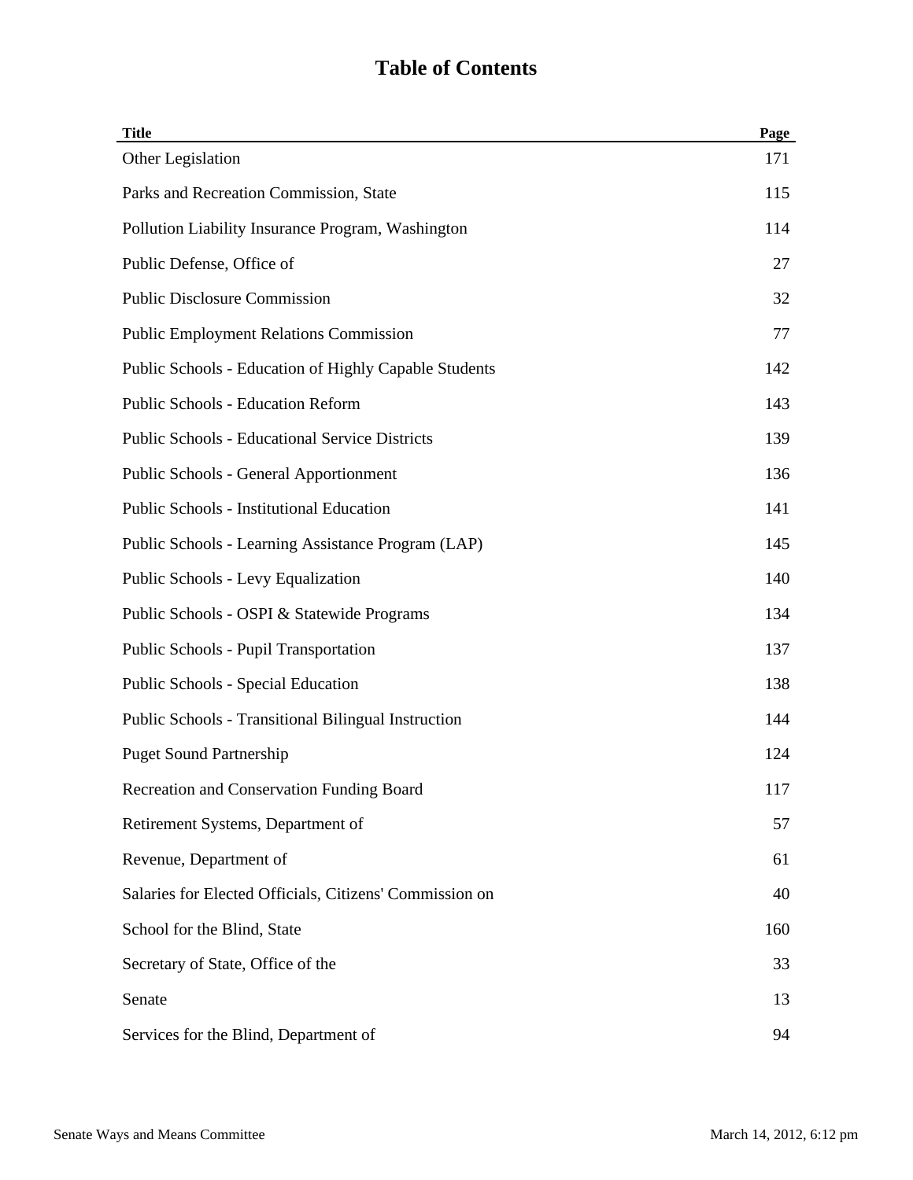# Table of Contents

| Title | Page |
| --- | --- |
| Other Legislation | 171 |
| Parks and Recreation Commission, State | 115 |
| Pollution Liability Insurance Program, Washington | 114 |
| Public Defense, Office of | 27 |
| Public Disclosure Commission | 32 |
| Public Employment Relations Commission | 77 |
| Public Schools - Education of Highly Capable Students | 142 |
| Public Schools - Education Reform | 143 |
| Public Schools - Educational Service Districts | 139 |
| Public Schools - General Apportionment | 136 |
| Public Schools - Institutional Education | 141 |
| Public Schools - Learning Assistance Program (LAP) | 145 |
| Public Schools - Levy Equalization | 140 |
| Public Schools - OSPI & Statewide Programs | 134 |
| Public Schools - Pupil Transportation | 137 |
| Public Schools - Special Education | 138 |
| Public Schools - Transitional Bilingual Instruction | 144 |
| Puget Sound Partnership | 124 |
| Recreation and Conservation Funding Board | 117 |
| Retirement Systems, Department of | 57 |
| Revenue, Department of | 61 |
| Salaries for Elected Officials, Citizens' Commission on | 40 |
| School for the Blind, State | 160 |
| Secretary of State, Office of the | 33 |
| Senate | 13 |
| Services for the Blind, Department of | 94 |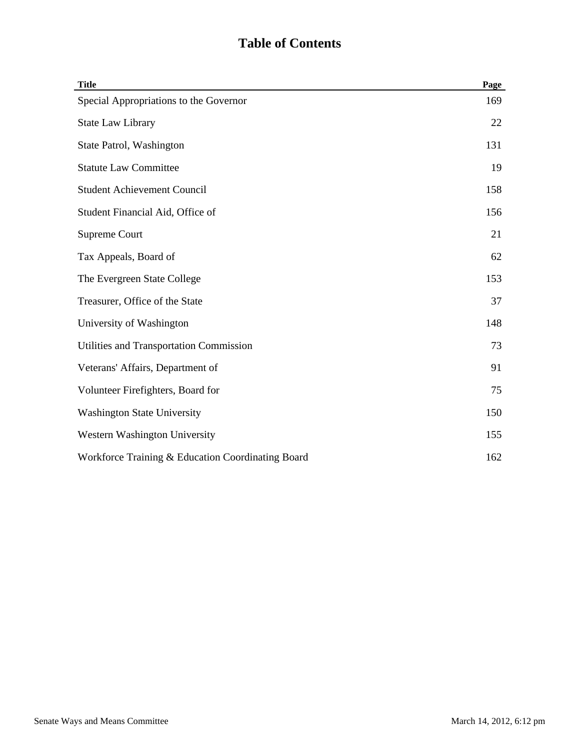# Table of Contents

| Title | Page |
| --- | --- |
| Special Appropriations to the Governor | 169 |
| State Law Library | 22 |
| State Patrol, Washington | 131 |
| Statute Law Committee | 19 |
| Student Achievement Council | 158 |
| Student Financial Aid, Office of | 156 |
| Supreme Court | 21 |
| Tax Appeals, Board of | 62 |
| The Evergreen State College | 153 |
| Treasurer, Office of the State | 37 |
| University of Washington | 148 |
| Utilities and Transportation Commission | 73 |
| Veterans' Affairs, Department of | 91 |
| Volunteer Firefighters, Board for | 75 |
| Washington State University | 150 |
| Western Washington University | 155 |
| Workforce Training & Education Coordinating Board | 162 |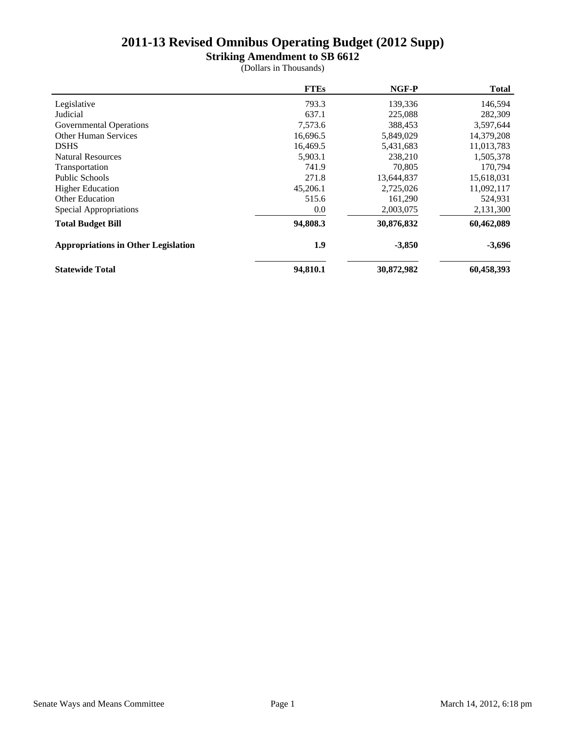# 2011-13 Revised Omnibus Operating Budget (2012 Supp)

## Striking Amendment to SB 6612

(Dollars in Thousands)

| | FTEs | NGF-P | Total |
|---|---|---|---|
| Legislative | 793.3 | 139,336 | 146,594 |
| Judicial | 637.1 | 225,088 | 282,309 |
| Governmental Operations | 7,573.6 | 388,453 | 3,597,644 |
| Other Human Services | 16,696.5 | 5,849,029 | 14,379,208 |
| DSHS | 16,469.5 | 5,431,683 | 11,013,783 |
| Natural Resources | 5,903.1 | 238,210 | 1,505,378 |
| Transportation | 741.9 | 70,805 | 170,794 |
| Public Schools | 271.8 | 13,644,837 | 15,618,031 |
| Higher Education | 45,206.1 | 2,725,026 | 11,092,117 |
| Other Education | 515.6 | 161,290 | 524,931 |
| Special Appropriations | 0.0 | 2,003,075 | 2,131,300 |
| **Total Budget Bill** | **94,808.3** | **30,876,832** | **60,462,089** |
| **Appropriations in Other Legislation** | **1.9** | **-3,850** | **-3,696** |
| **Statewide Total** | **94,810.1** | **30,872,982** | **60,458,393** |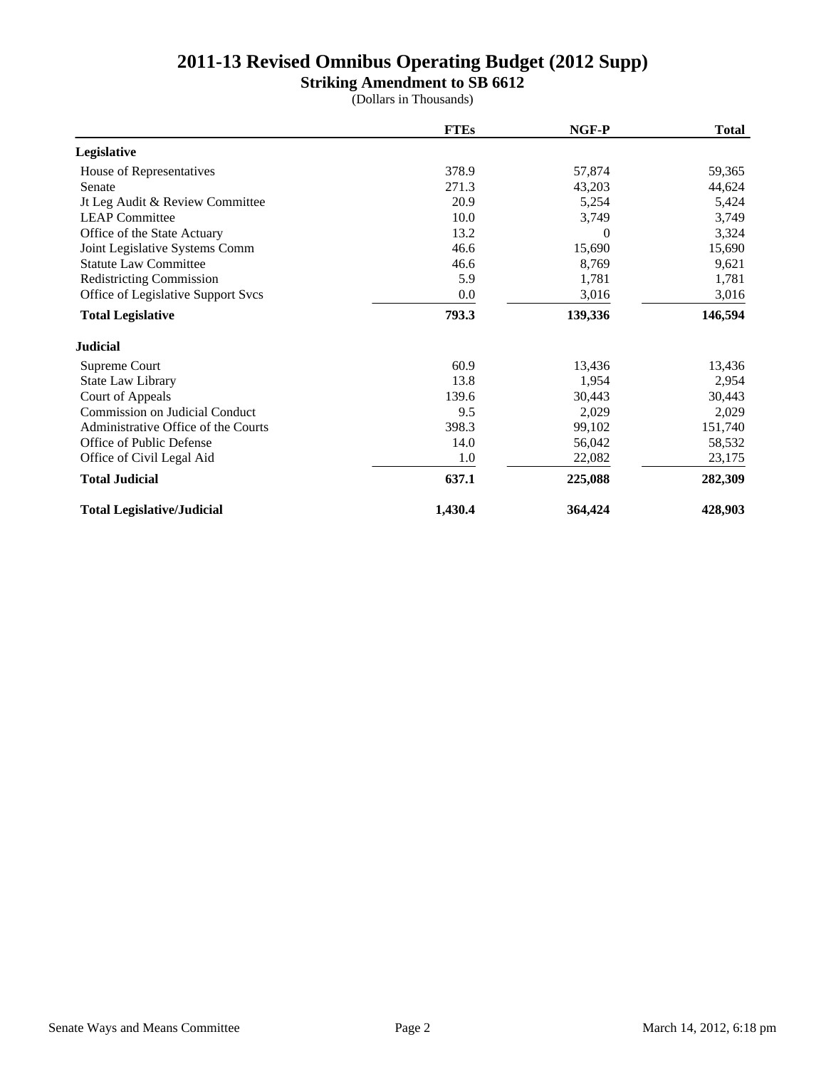# 2011-13 Revised Omnibus Operating Budget (2012 Supp)

## Striking Amendment to SB 6612

(Dollars in Thousands)

| | FTEs | NGF-P | Total |
|---|---|---|---|
| **Legislative** | | | |
| House of Representatives | 378.9 | 57,874 | 59,365 |
| Senate | 271.3 | 43,203 | 44,624 |
| Jt Leg Audit & Review Committee | 20.9 | 5,254 | 5,424 |
| LEAP Committee | 10.0 | 3,749 | 3,749 |
| Office of the State Actuary | 13.2 | 0 | 3,324 |
| Joint Legislative Systems Comm | 46.6 | 15,690 | 15,690 |
| Statute Law Committee | 46.6 | 8,769 | 9,621 |
| Redistricting Commission | 5.9 | 1,781 | 1,781 |
| Office of Legislative Support Svcs | 0.0 | 3,016 | 3,016 |
| **Total Legislative** | **793.3** | **139,336** | **146,594** |
| **Judicial** | | | |
| Supreme Court | 60.9 | 13,436 | 13,436 |
| State Law Library | 13.8 | 1,954 | 2,954 |
| Court of Appeals | 139.6 | 30,443 | 30,443 |
| Commission on Judicial Conduct | 9.5 | 2,029 | 2,029 |
| Administrative Office of the Courts | 398.3 | 99,102 | 151,740 |
| Office of Public Defense | 14.0 | 56,042 | 58,532 |
| Office of Civil Legal Aid | 1.0 | 22,082 | 23,175 |
| **Total Judicial** | **637.1** | **225,088** | **282,309** |
| **Total Legislative/Judicial** | **1,430.4** | **364,424** | **428,903** |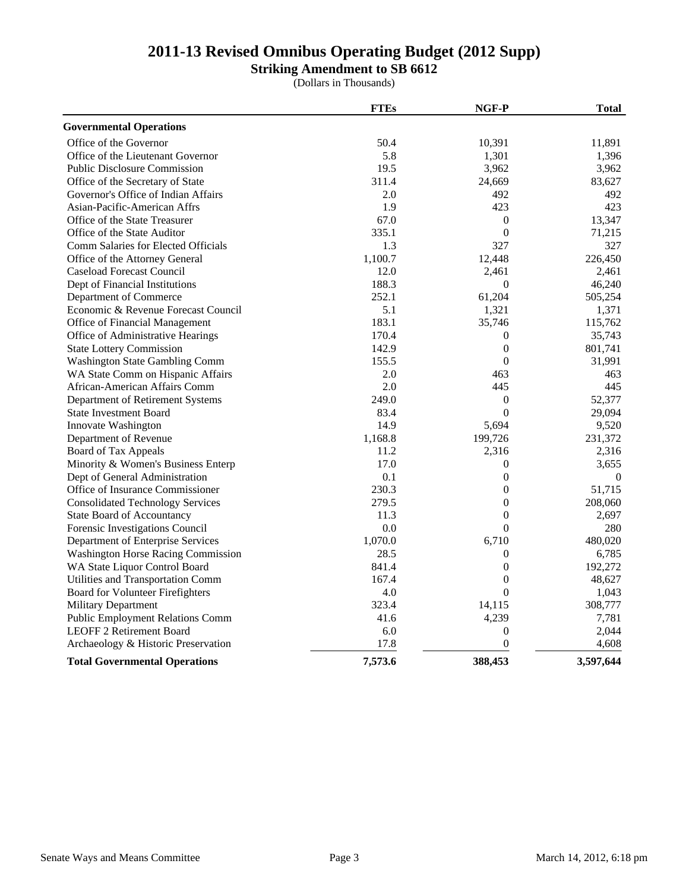# 2011-13 Revised Omnibus Operating Budget (2012 Supp)

## Striking Amendment to SB 6612

(Dollars in Thousands)

| | FTEs | NGF-P | Total |
|---|---|---|---|
| **Governmental Operations** | | | |
| Office of the Governor | 50.4 | 10,391 | 11,891 |
| Office of the Lieutenant Governor | 5.8 | 1,301 | 1,396 |
| Public Disclosure Commission | 19.5 | 3,962 | 3,962 |
| Office of the Secretary of State | 311.4 | 24,669 | 83,627 |
| Governor's Office of Indian Affairs | 2.0 | 492 | 492 |
| Asian-Pacific-American Affrs | 1.9 | 423 | 423 |
| Office of the State Treasurer | 67.0 | 0 | 13,347 |
| Office of the State Auditor | 335.1 | 0 | 71,215 |
| Comm Salaries for Elected Officials | 1.3 | 327 | 327 |
| Office of the Attorney General | 1,100.7 | 12,448 | 226,450 |
| Caseload Forecast Council | 12.0 | 2,461 | 2,461 |
| Dept of Financial Institutions | 188.3 | 0 | 46,240 |
| Department of Commerce | 252.1 | 61,204 | 505,254 |
| Economic & Revenue Forecast Council | 5.1 | 1,321 | 1,371 |
| Office of Financial Management | 183.1 | 35,746 | 115,762 |
| Office of Administrative Hearings | 170.4 | 0 | 35,743 |
| State Lottery Commission | 142.9 | 0 | 801,741 |
| Washington State Gambling Comm | 155.5 | 0 | 31,991 |
| WA State Comm on Hispanic Affairs | 2.0 | 463 | 463 |
| African-American Affairs Comm | 2.0 | 445 | 445 |
| Department of Retirement Systems | 249.0 | 0 | 52,377 |
| State Investment Board | 83.4 | 0 | 29,094 |
| Innovate Washington | 14.9 | 5,694 | 9,520 |
| Department of Revenue | 1,168.8 | 199,726 | 231,372 |
| Board of Tax Appeals | 11.2 | 2,316 | 2,316 |
| Minority & Women's Business Enterp | 17.0 | 0 | 3,655 |
| Dept of General Administration | 0.1 | 0 | 0 |
| Office of Insurance Commissioner | 230.3 | 0 | 51,715 |
| Consolidated Technology Services | 279.5 | 0 | 208,060 |
| State Board of Accountancy | 11.3 | 0 | 2,697 |
| Forensic Investigations Council | 0.0 | 0 | 280 |
| Department of Enterprise Services | 1,070.0 | 6,710 | 480,020 |
| Washington Horse Racing Commission | 28.5 | 0 | 6,785 |
| WA State Liquor Control Board | 841.4 | 0 | 192,272 |
| Utilities and Transportation Comm | 167.4 | 0 | 48,627 |
| Board for Volunteer Firefighters | 4.0 | 0 | 1,043 |
| Military Department | 323.4 | 14,115 | 308,777 |
| Public Employment Relations Comm | 41.6 | 4,239 | 7,781 |
| LEOFF 2 Retirement Board | 6.0 | 0 | 2,044 |
| Archaeology & Historic Preservation | 17.8 | 0 | 4,608 |
| **Total Governmental Operations** | **7,573.6** | **388,453** | **3,597,644** |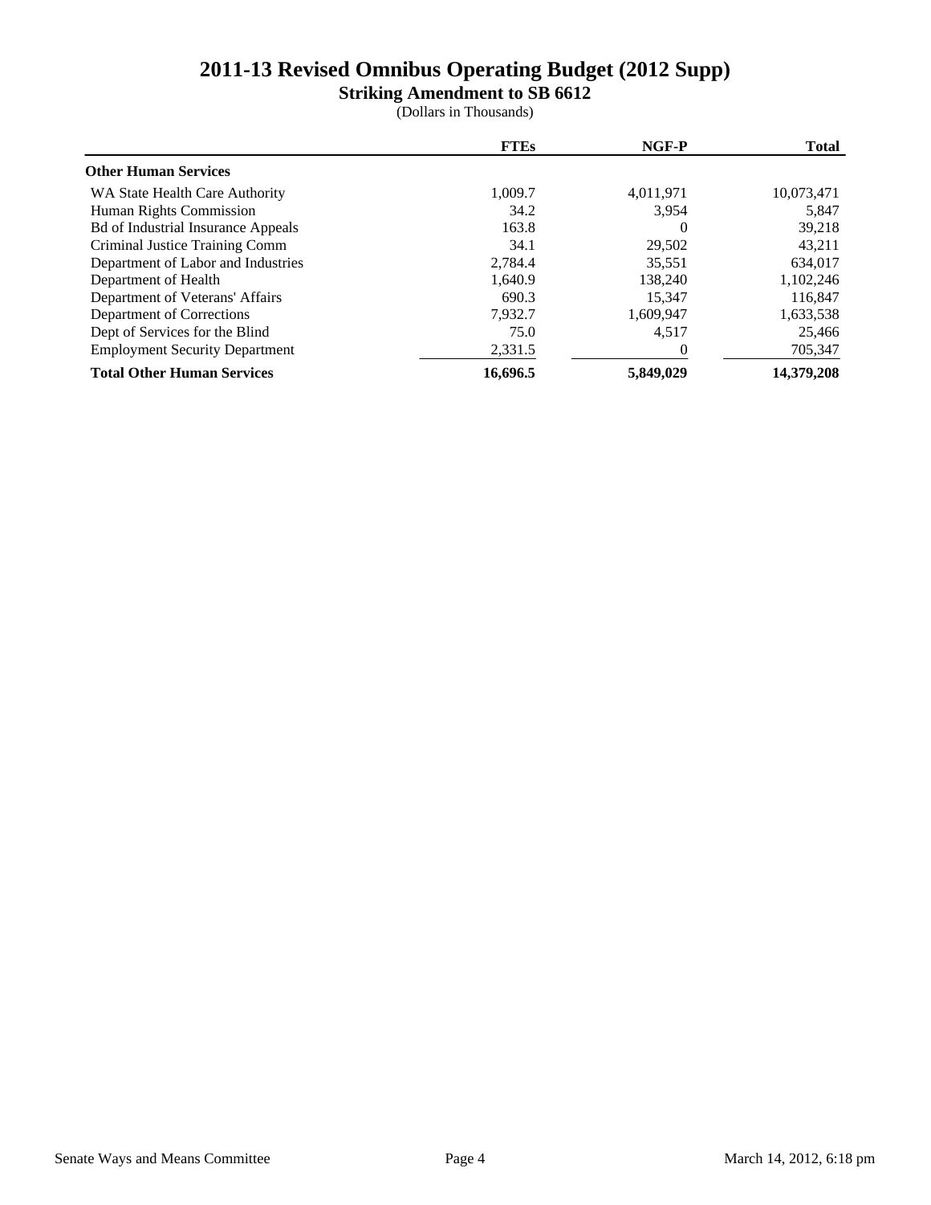# 2011-13 Revised Omnibus Operating Budget (2012 Supp)

## Striking Amendment to SB 6612

(Dollars in Thousands)

| | FTEs | NGF-P | Total |
|---|---|---|---|
| **Other Human Services** | | | |
| WA State Health Care Authority | 1,009.7 | 4,011,971 | 10,073,471 |
| Human Rights Commission | 34.2 | 3,954 | 5,847 |
| Bd of Industrial Insurance Appeals | 163.8 | 0 | 39,218 |
| Criminal Justice Training Comm | 34.1 | 29,502 | 43,211 |
| Department of Labor and Industries | 2,784.4 | 35,551 | 634,017 |
| Department of Health | 1,640.9 | 138,240 | 1,102,246 |
| Department of Veterans' Affairs | 690.3 | 15,347 | 116,847 |
| Department of Corrections | 7,932.7 | 1,609,947 | 1,633,538 |
| Dept of Services for the Blind | 75.0 | 4,517 | 25,466 |
| Employment Security Department | 2,331.5 | 0 | 705,347 |
| **Total Other Human Services** | **16,696.5** | **5,849,029** | **14,379,208** |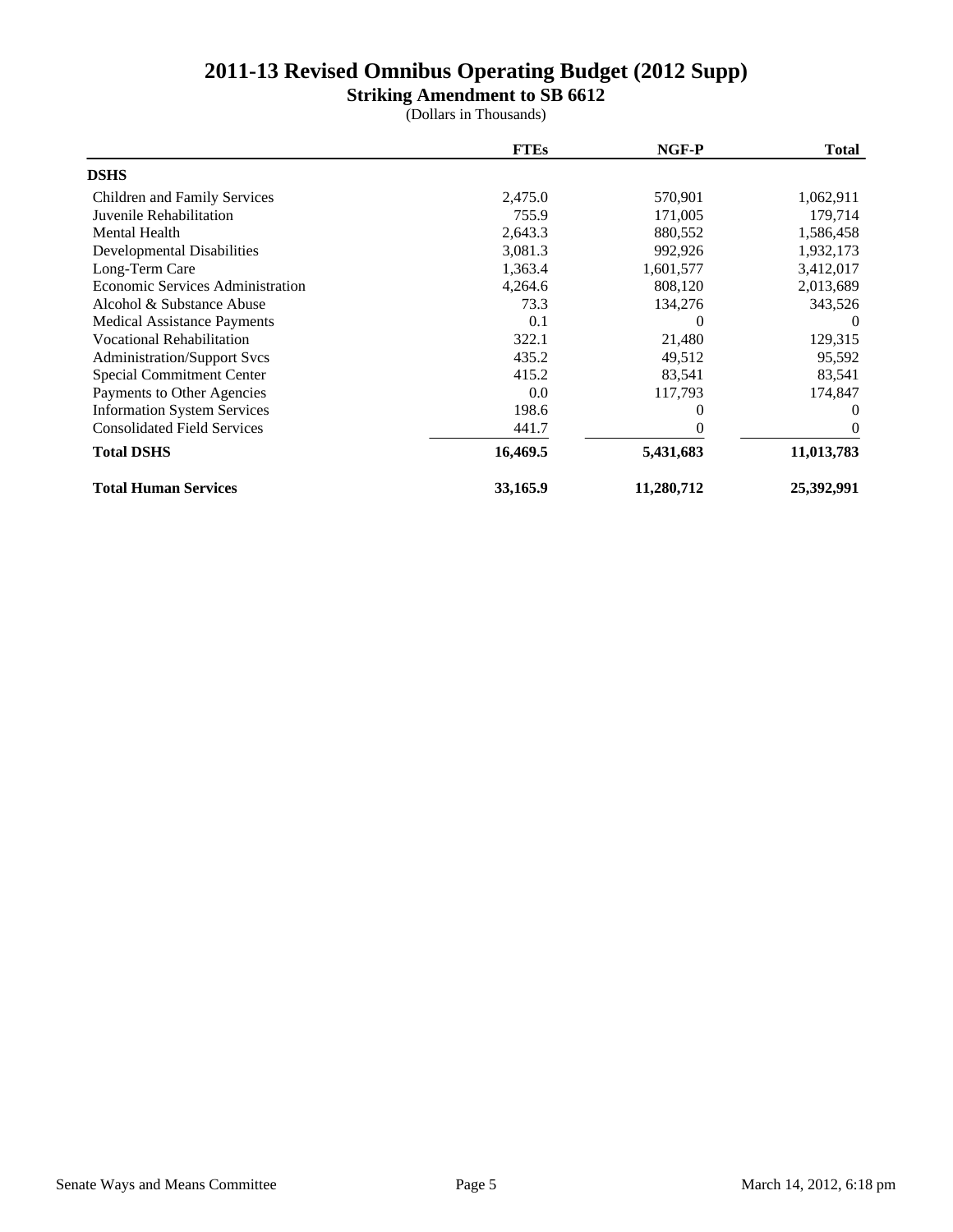# 2011-13 Revised Omnibus Operating Budget (2012 Supp)

## Striking Amendment to SB 6612

(Dollars in Thousands)

| | FTEs | NGF-P | Total |
|---|---|---|---|
| **DSHS** | | | |
| Children and Family Services | 2,475.0 | 570,901 | 1,062,911 |
| Juvenile Rehabilitation | 755.9 | 171,005 | 179,714 |
| Mental Health | 2,643.3 | 880,552 | 1,586,458 |
| Developmental Disabilities | 3,081.3 | 992,926 | 1,932,173 |
| Long-Term Care | 1,363.4 | 1,601,577 | 3,412,017 |
| Economic Services Administration | 4,264.6 | 808,120 | 2,013,689 |
| Alcohol & Substance Abuse | 73.3 | 134,276 | 343,526 |
| Medical Assistance Payments | 0.1 | 0 | 0 |
| Vocational Rehabilitation | 322.1 | 21,480 | 129,315 |
| Administration/Support Svcs | 435.2 | 49,512 | 95,592 |
| Special Commitment Center | 415.2 | 83,541 | 83,541 |
| Payments to Other Agencies | 0.0 | 117,793 | 174,847 |
| Information System Services | 198.6 | 0 | 0 |
| Consolidated Field Services | 441.7 | 0 | 0 |
| **Total DSHS** | **16,469.5** | **5,431,683** | **11,013,783** |
| **Total Human Services** | **33,165.9** | **11,280,712** | **25,392,991** |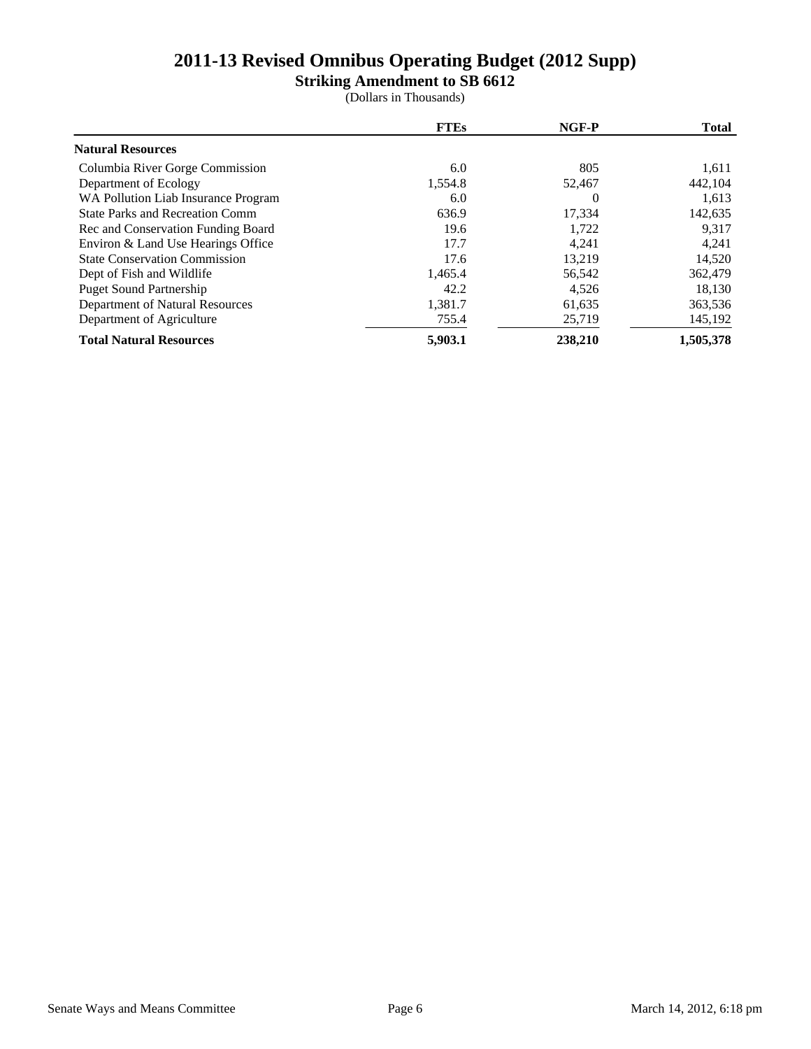# 2011-13 Revised Omnibus Operating Budget (2012 Supp)

## Striking Amendment to SB 6612

(Dollars in Thousands)

| | FTEs | NGF-P | Total |
|---|---|---|---|
| **Natural Resources** | | | |
| Columbia River Gorge Commission | 6.0 | 805 | 1,611 |
| Department of Ecology | 1,554.8 | 52,467 | 442,104 |
| WA Pollution Liab Insurance Program | 6.0 | 0 | 1,613 |
| State Parks and Recreation Comm | 636.9 | 17,334 | 142,635 |
| Rec and Conservation Funding Board | 19.6 | 1,722 | 9,317 |
| Environ & Land Use Hearings Office | 17.7 | 4,241 | 4,241 |
| State Conservation Commission | 17.6 | 13,219 | 14,520 |
| Dept of Fish and Wildlife | 1,465.4 | 56,542 | 362,479 |
| Puget Sound Partnership | 42.2 | 4,526 | 18,130 |
| Department of Natural Resources | 1,381.7 | 61,635 | 363,536 |
| Department of Agriculture | 755.4 | 25,719 | 145,192 |
| **Total Natural Resources** | **5,903.1** | **238,210** | **1,505,378** |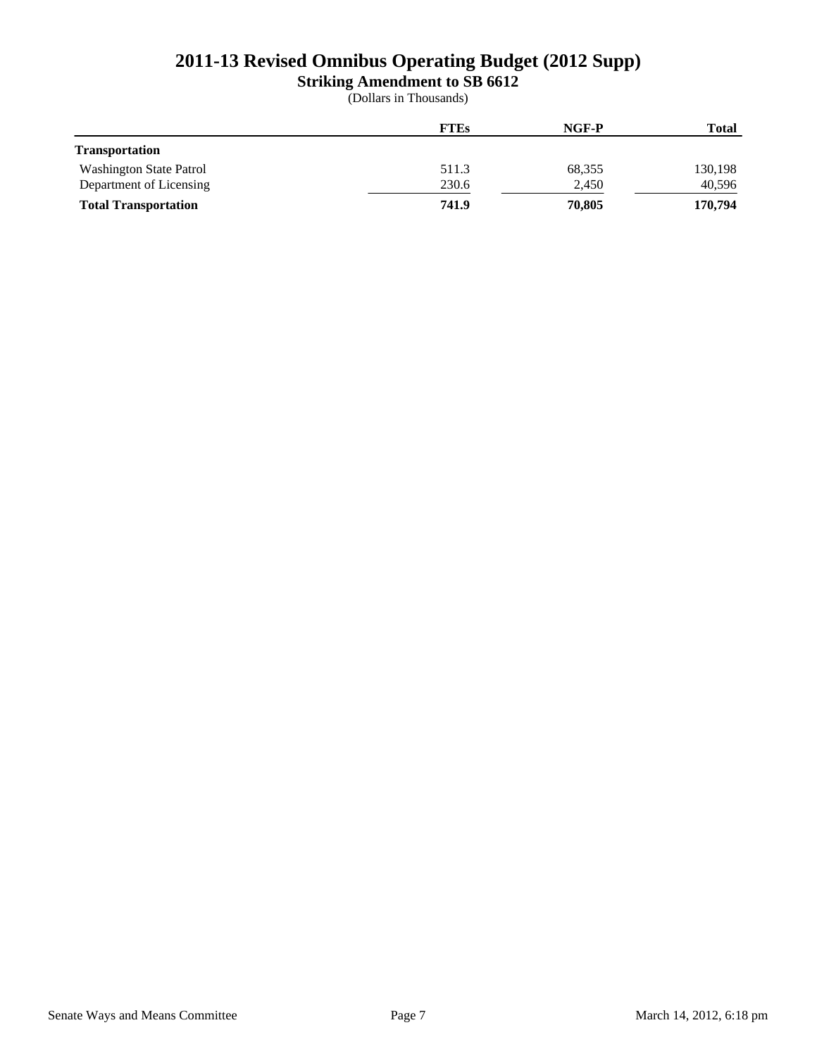# 2011-13 Revised Omnibus Operating Budget (2012 Supp)

## Striking Amendment to SB 6612

(Dollars in Thousands)

| | FTEs | NGF-P | Total |
|---|---|---|---|
| **Transportation** | | | |
| Washington State Patrol | 511.3 | 68,355 | 130,198 |
| Department of Licensing | 230.6 | 2,450 | 40,596 |
| **Total Transportation** | **741.9** | **70,805** | **170,794** |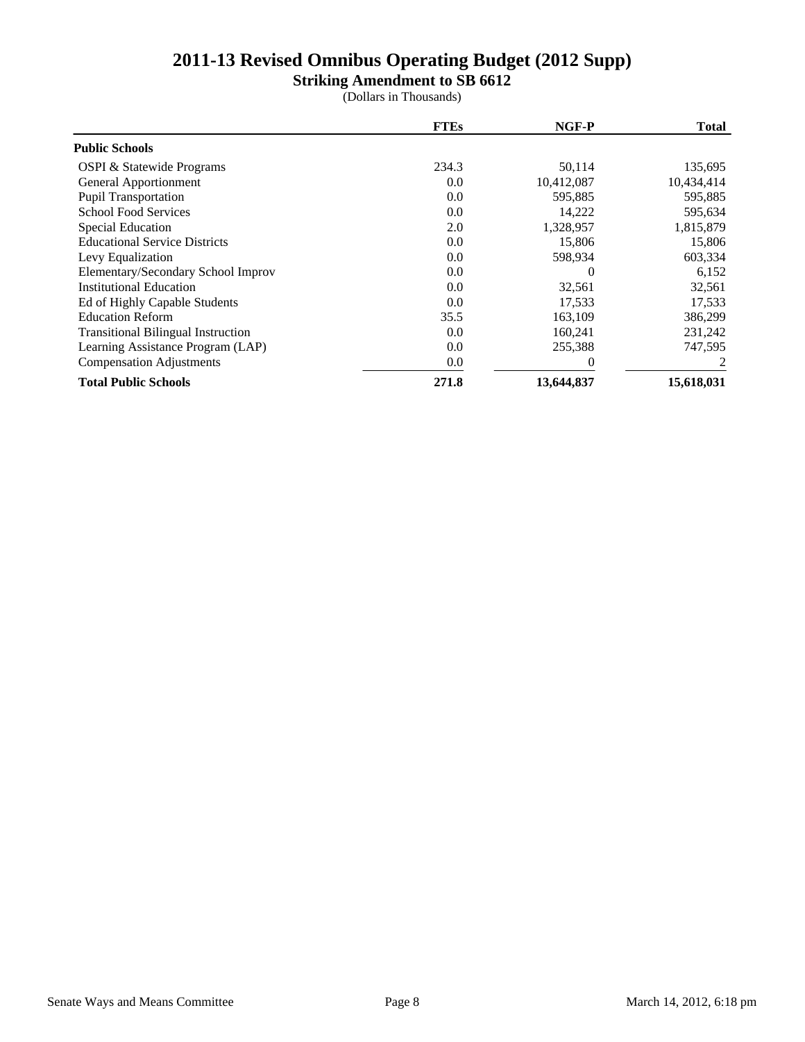# 2011-13 Revised Omnibus Operating Budget (2012 Supp)

## Striking Amendment to SB 6612

(Dollars in Thousands)

| | FTEs | NGF-P | Total |
|---|---|---|---|
| **Public Schools** | | | |
| OSPI & Statewide Programs | 234.3 | 50,114 | 135,695 |
| General Apportionment | 0.0 | 10,412,087 | 10,434,414 |
| Pupil Transportation | 0.0 | 595,885 | 595,885 |
| School Food Services | 0.0 | 14,222 | 595,634 |
| Special Education | 2.0 | 1,328,957 | 1,815,879 |
| Educational Service Districts | 0.0 | 15,806 | 15,806 |
| Levy Equalization | 0.0 | 598,934 | 603,334 |
| Elementary/Secondary School Improv | 0.0 | 0 | 6,152 |
| Institutional Education | 0.0 | 32,561 | 32,561 |
| Ed of Highly Capable Students | 0.0 | 17,533 | 17,533 |
| Education Reform | 35.5 | 163,109 | 386,299 |
| Transitional Bilingual Instruction | 0.0 | 160,241 | 231,242 |
| Learning Assistance Program (LAP) | 0.0 | 255,388 | 747,595 |
| Compensation Adjustments | 0.0 | 0 | 2 |
| **Total Public Schools** | **271.8** | **13,644,837** | **15,618,031** |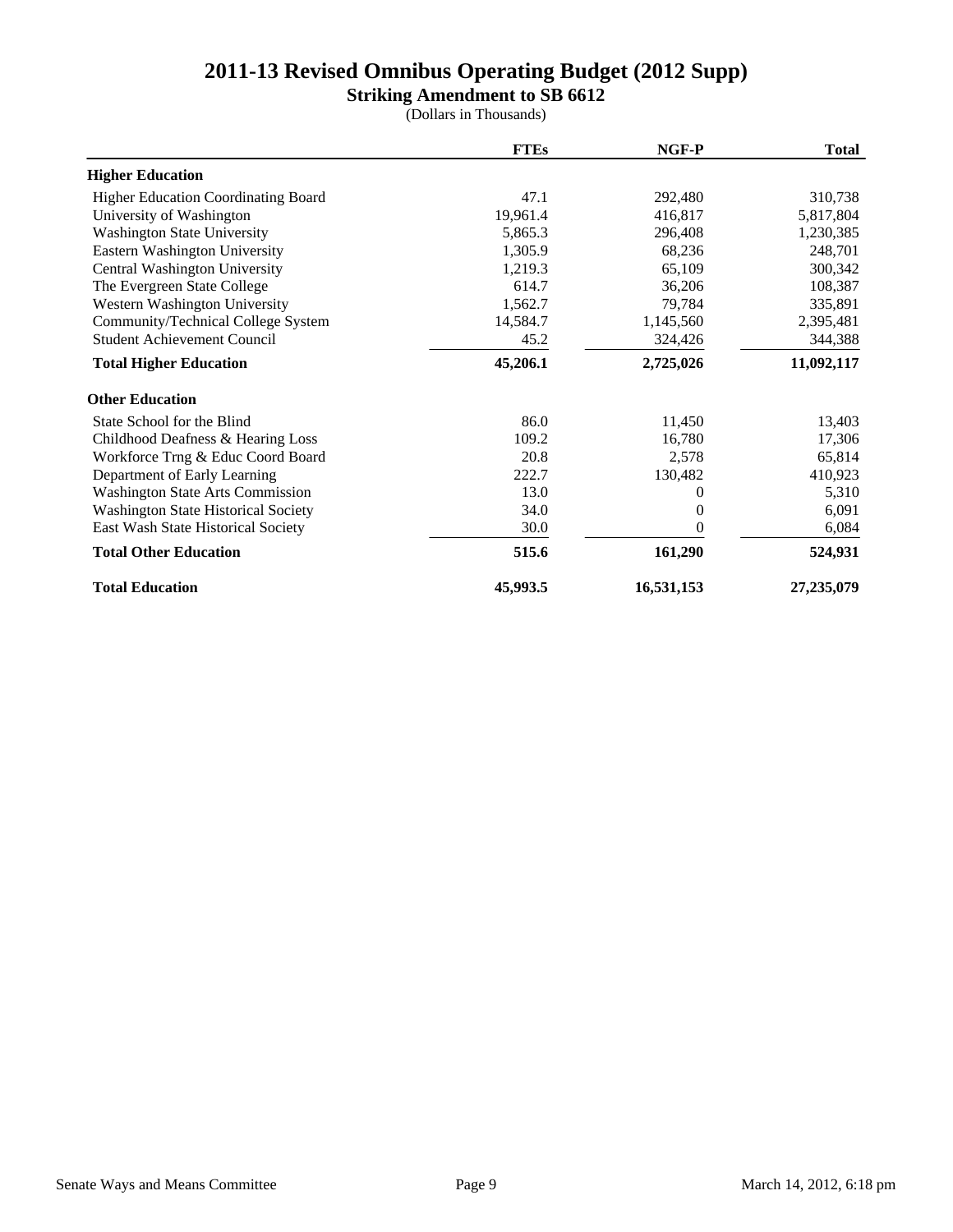# 2011-13 Revised Omnibus Operating Budget (2012 Supp)

## Striking Amendment to SB 6612

(Dollars in Thousands)

| | FTEs | NGF-P | Total |
|---|---|---|---|
| **Higher Education** | | | |
| Higher Education Coordinating Board | 47.1 | 292,480 | 310,738 |
| University of Washington | 19,961.4 | 416,817 | 5,817,804 |
| Washington State University | 5,865.3 | 296,408 | 1,230,385 |
| Eastern Washington University | 1,305.9 | 68,236 | 248,701 |
| Central Washington University | 1,219.3 | 65,109 | 300,342 |
| The Evergreen State College | 614.7 | 36,206 | 108,387 |
| Western Washington University | 1,562.7 | 79,784 | 335,891 |
| Community/Technical College System | 14,584.7 | 1,145,560 | 2,395,481 |
| Student Achievement Council | 45.2 | 324,426 | 344,388 |
| **Total Higher Education** | **45,206.1** | **2,725,026** | **11,092,117** |
| **Other Education** | | | |
| State School for the Blind | 86.0 | 11,450 | 13,403 |
| Childhood Deafness & Hearing Loss | 109.2 | 16,780 | 17,306 |
| Workforce Trng & Educ Coord Board | 20.8 | 2,578 | 65,814 |
| Department of Early Learning | 222.7 | 130,482 | 410,923 |
| Washington State Arts Commission | 13.0 | 0 | 5,310 |
| Washington State Historical Society | 34.0 | 0 | 6,091 |
| East Wash State Historical Society | 30.0 | 0 | 6,084 |
| **Total Other Education** | **515.6** | **161,290** | **524,931** |
| **Total Education** | **45,993.5** | **16,531,153** | **27,235,079** |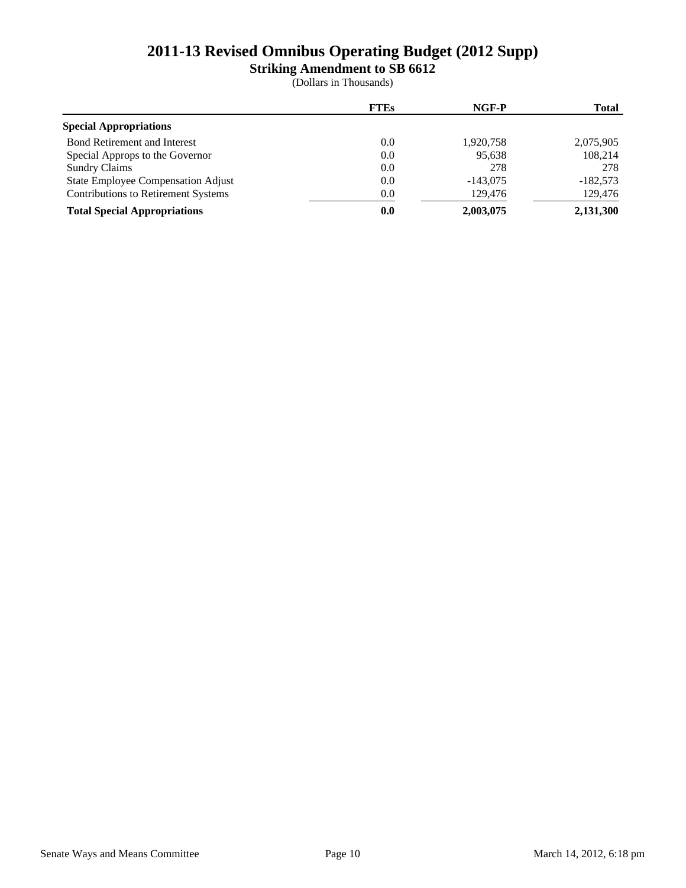# 2011-13 Revised Omnibus Operating Budget (2012 Supp)

## Striking Amendment to SB 6612

(Dollars in Thousands)

| | FTEs | NGF-P | Total |
|---|---|---|---|
| **Special Appropriations** | | | |
| Bond Retirement and Interest | 0.0 | 1,920,758 | 2,075,905 |
| Special Approps to the Governor | 0.0 | 95,638 | 108,214 |
| Sundry Claims | 0.0 | 278 | 278 |
| State Employee Compensation Adjust | 0.0 | -143,075 | -182,573 |
| Contributions to Retirement Systems | 0.0 | 129,476 | 129,476 |
| **Total Special Appropriations** | **0.0** | **2,003,075** | **2,131,300** |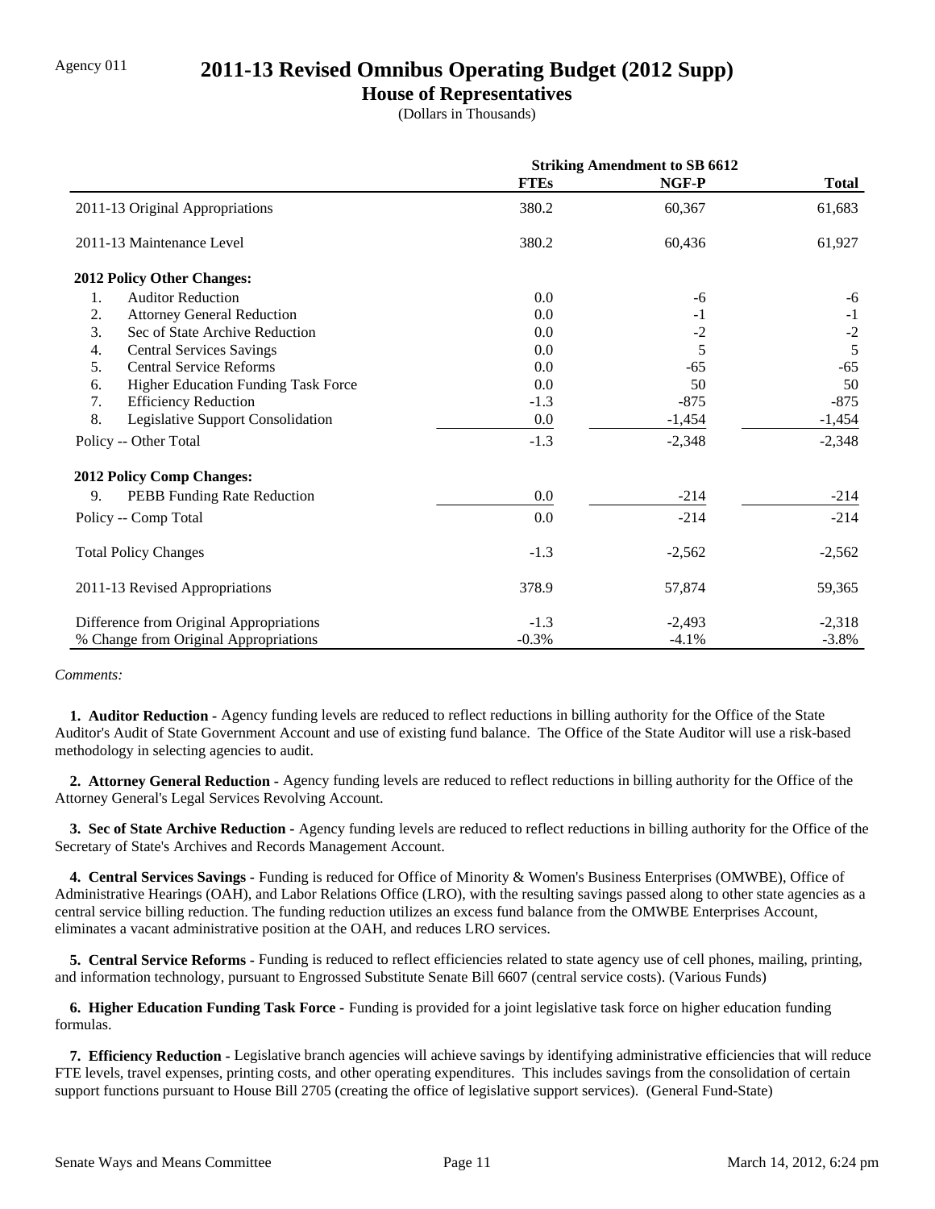Agency 011

# 2011-13 Revised Omnibus Operating Budget (2012 Supp)

## House of Representatives

(Dollars in Thousands)

| | Striking Amendment to SB 6612 | | |
|---|---|---|---|
| | **FTEs** | **NGF-P** | **Total** |
| 2011-13 Original Appropriations | 380.2 | 60,367 | 61,683 |
| 2011-13 Maintenance Level | 380.2 | 60,436 | 61,927 |
| **2012 Policy Other Changes:** | | | |
| 1. Auditor Reduction | 0.0 | -6 | -6 |
| 2. Attorney General Reduction | 0.0 | -1 | -1 |
| 3. Sec of State Archive Reduction | 0.0 | -2 | -2 |
| 4. Central Services Savings | 0.0 | 5 | 5 |
| 5. Central Service Reforms | 0.0 | -65 | -65 |
| 6. Higher Education Funding Task Force | 0.0 | 50 | 50 |
| 7. Efficiency Reduction | -1.3 | -875 | -875 |
| 8. Legislative Support Consolidation | 0.0 | -1,454 | -1,454 |
| Policy -- Other Total | -1.3 | -2,348 | -2,348 |
| **2012 Policy Comp Changes:** | | | |
| 9. PEBB Funding Rate Reduction | 0.0 | -214 | -214 |
| Policy -- Comp Total | 0.0 | -214 | -214 |
| Total Policy Changes | -1.3 | -2,562 | -2,562 |
| 2011-13 Revised Appropriations | 378.9 | 57,874 | 59,365 |
| Difference from Original Appropriations | -1.3 | -2,493 | -2,318 |
| % Change from Original Appropriations | -0.3% | -4.1% | -3.8% |

*Comments:*

**1. Auditor Reduction -** Agency funding levels are reduced to reflect reductions in billing authority for the Office of the State Auditor's Audit of State Government Account and use of existing fund balance. The Office of the State Auditor will use a risk-based methodology in selecting agencies to audit.

**2. Attorney General Reduction -** Agency funding levels are reduced to reflect reductions in billing authority for the Office of the Attorney General's Legal Services Revolving Account.

**3. Sec of State Archive Reduction -** Agency funding levels are reduced to reflect reductions in billing authority for the Office of the Secretary of State's Archives and Records Management Account.

**4. Central Services Savings -** Funding is reduced for Office of Minority & Women's Business Enterprises (OMWBE), Office of Administrative Hearings (OAH), and Labor Relations Office (LRO), with the resulting savings passed along to other state agencies as a central service billing reduction. The funding reduction utilizes an excess fund balance from the OMWBE Enterprises Account, eliminates a vacant administrative position at the OAH, and reduces LRO services.

**5. Central Service Reforms -** Funding is reduced to reflect efficiencies related to state agency use of cell phones, mailing, printing, and information technology, pursuant to Engrossed Substitute Senate Bill 6607 (central service costs). (Various Funds)

**6. Higher Education Funding Task Force -** Funding is provided for a joint legislative task force on higher education funding formulas.

**7. Efficiency Reduction -** Legislative branch agencies will achieve savings by identifying administrative efficiencies that will reduce FTE levels, travel expenses, printing costs, and other operating expenditures. This includes savings from the consolidation of certain support functions pursuant to House Bill 2705 (creating the office of legislative support services). (General Fund-State)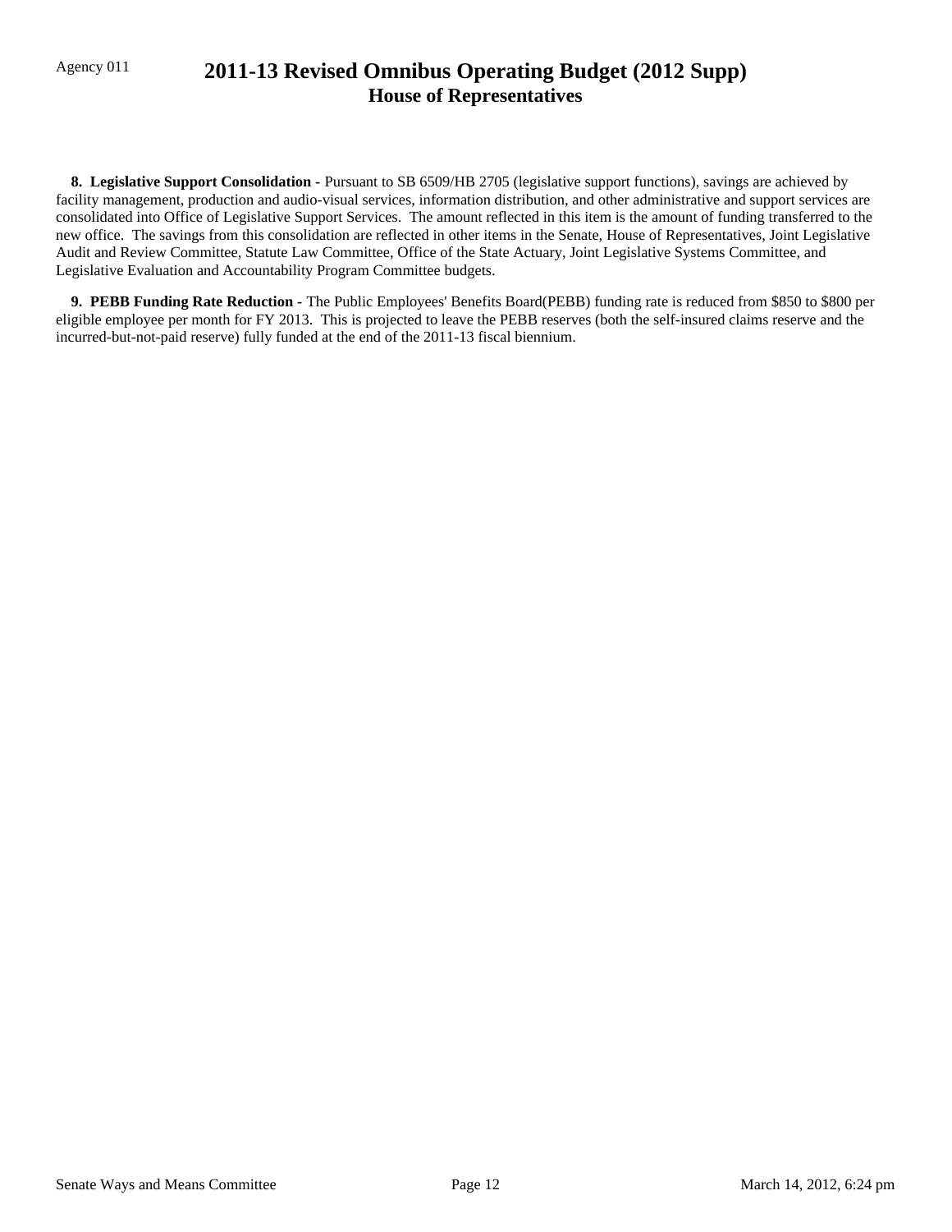**8. Legislative Support Consolidation -** Pursuant to SB 6509/HB 2705 (legislative support functions), savings are achieved by facility management, production and audio-visual services, information distribution, and other administrative and support services are consolidated into Office of Legislative Support Services. The amount reflected in this item is the amount of funding transferred to the new office. The savings from this consolidation are reflected in other items in the Senate, House of Representatives, Joint Legislative Audit and Review Committee, Statute Law Committee, Office of the State Actuary, Joint Legislative Systems Committee, and Legislative Evaluation and Accountability Program Committee budgets.

**9. PEBB Funding Rate Reduction -** The Public Employees' Benefits Board(PEBB) funding rate is reduced from $850 to $800 per eligible employee per month for FY 2013. This is projected to leave the PEBB reserves (both the self-insured claims reserve and the incurred-but-not-paid reserve) fully funded at the end of the 2011-13 fiscal biennium.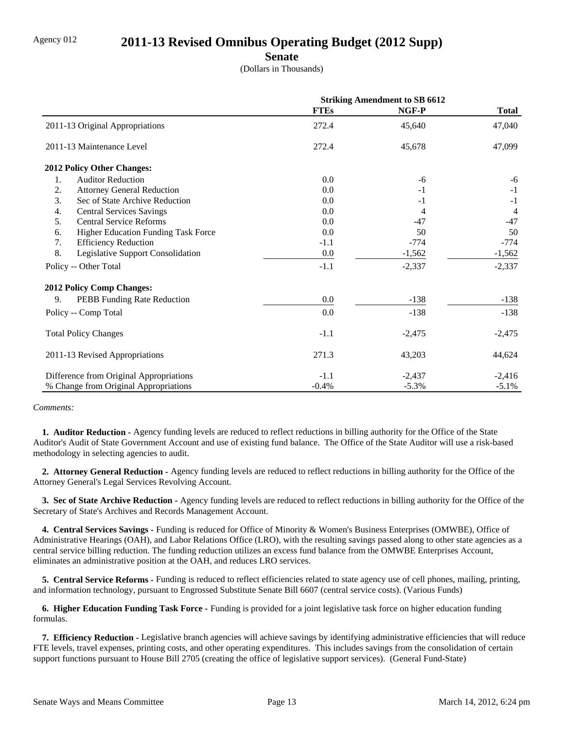Agency 012

# 2011-13 Revised Omnibus Operating Budget (2012 Supp)

## Senate

(Dollars in Thousands)

| | Striking Amendment to SB 6612 | | |
|---|---|---|---|
| | FTEs | NGF-P | Total |
| 2011-13 Original Appropriations | 272.4 | 45,640 | 47,040 |
| 2011-13 Maintenance Level | 272.4 | 45,678 | 47,099 |
| **2012 Policy Other Changes:** | | | |
| 1. Auditor Reduction | 0.0 | -6 | -6 |
| 2. Attorney General Reduction | 0.0 | -1 | -1 |
| 3. Sec of State Archive Reduction | 0.0 | -1 | -1 |
| 4. Central Services Savings | 0.0 | 4 | 4 |
| 5. Central Service Reforms | 0.0 | -47 | -47 |
| 6. Higher Education Funding Task Force | 0.0 | 50 | 50 |
| 7. Efficiency Reduction | -1.1 | -774 | -774 |
| 8. Legislative Support Consolidation | 0.0 | -1,562 | -1,562 |
| Policy -- Other Total | -1.1 | -2,337 | -2,337 |
| **2012 Policy Comp Changes:** | | | |
| 9. PEBB Funding Rate Reduction | 0.0 | -138 | -138 |
| Policy -- Comp Total | 0.0 | -138 | -138 |
| Total Policy Changes | -1.1 | -2,475 | -2,475 |
| 2011-13 Revised Appropriations | 271.3 | 43,203 | 44,624 |
| Difference from Original Appropriations | -1.1 | -2,437 | -2,416 |
| % Change from Original Appropriations | -0.4% | -5.3% | -5.1% |

*Comments:*

**1. Auditor Reduction -** Agency funding levels are reduced to reflect reductions in billing authority for the Office of the State Auditor's Audit of State Government Account and use of existing fund balance. The Office of the State Auditor will use a risk-based methodology in selecting agencies to audit.

**2. Attorney General Reduction -** Agency funding levels are reduced to reflect reductions in billing authority for the Office of the Attorney General's Legal Services Revolving Account.

**3. Sec of State Archive Reduction -** Agency funding levels are reduced to reflect reductions in billing authority for the Office of the Secretary of State's Archives and Records Management Account.

**4. Central Services Savings -** Funding is reduced for Office of Minority & Women's Business Enterprises (OMWBE), Office of Administrative Hearings (OAH), and Labor Relations Office (LRO), with the resulting savings passed along to other state agencies as a central service billing reduction. The funding reduction utilizes an excess fund balance from the OMWBE Enterprises Account, eliminates an administrative position at the OAH, and reduces LRO services.

**5. Central Service Reforms -** Funding is reduced to reflect efficiencies related to state agency use of cell phones, mailing, printing, and information technology, pursuant to Engrossed Substitute Senate Bill 6607 (central service costs). (Various Funds)

**6. Higher Education Funding Task Force -** Funding is provided for a joint legislative task force on higher education funding formulas.

**7. Efficiency Reduction -** Legislative branch agencies will achieve savings by identifying administrative efficiencies that will reduce FTE levels, travel expenses, printing costs, and other operating expenditures. This includes savings from the consolidation of certain support functions pursuant to House Bill 2705 (creating the office of legislative support services). (General Fund-State)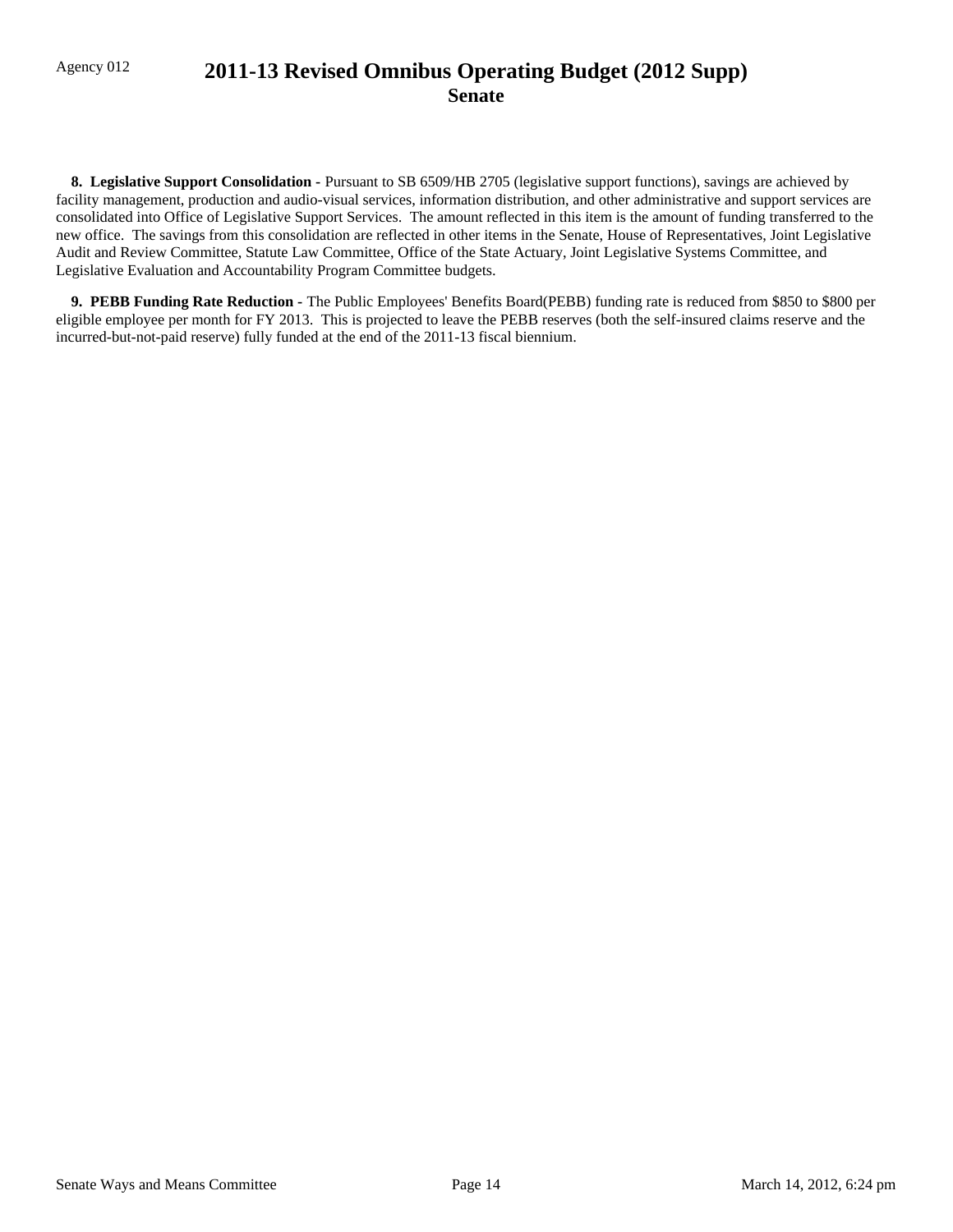**8. Legislative Support Consolidation -** Pursuant to SB 6509/HB 2705 (legislative support functions), savings are achieved by facility management, production and audio-visual services, information distribution, and other administrative and support services are consolidated into Office of Legislative Support Services. The amount reflected in this item is the amount of funding transferred to the new office. The savings from this consolidation are reflected in other items in the Senate, House of Representatives, Joint Legislative Audit and Review Committee, Statute Law Committee, Office of the State Actuary, Joint Legislative Systems Committee, and Legislative Evaluation and Accountability Program Committee budgets.

**9. PEBB Funding Rate Reduction -** The Public Employees' Benefits Board(PEBB) funding rate is reduced from $850 to $800 per eligible employee per month for FY 2013. This is projected to leave the PEBB reserves (both the self-insured claims reserve and the incurred-but-not-paid reserve) fully funded at the end of the 2011-13 fiscal biennium.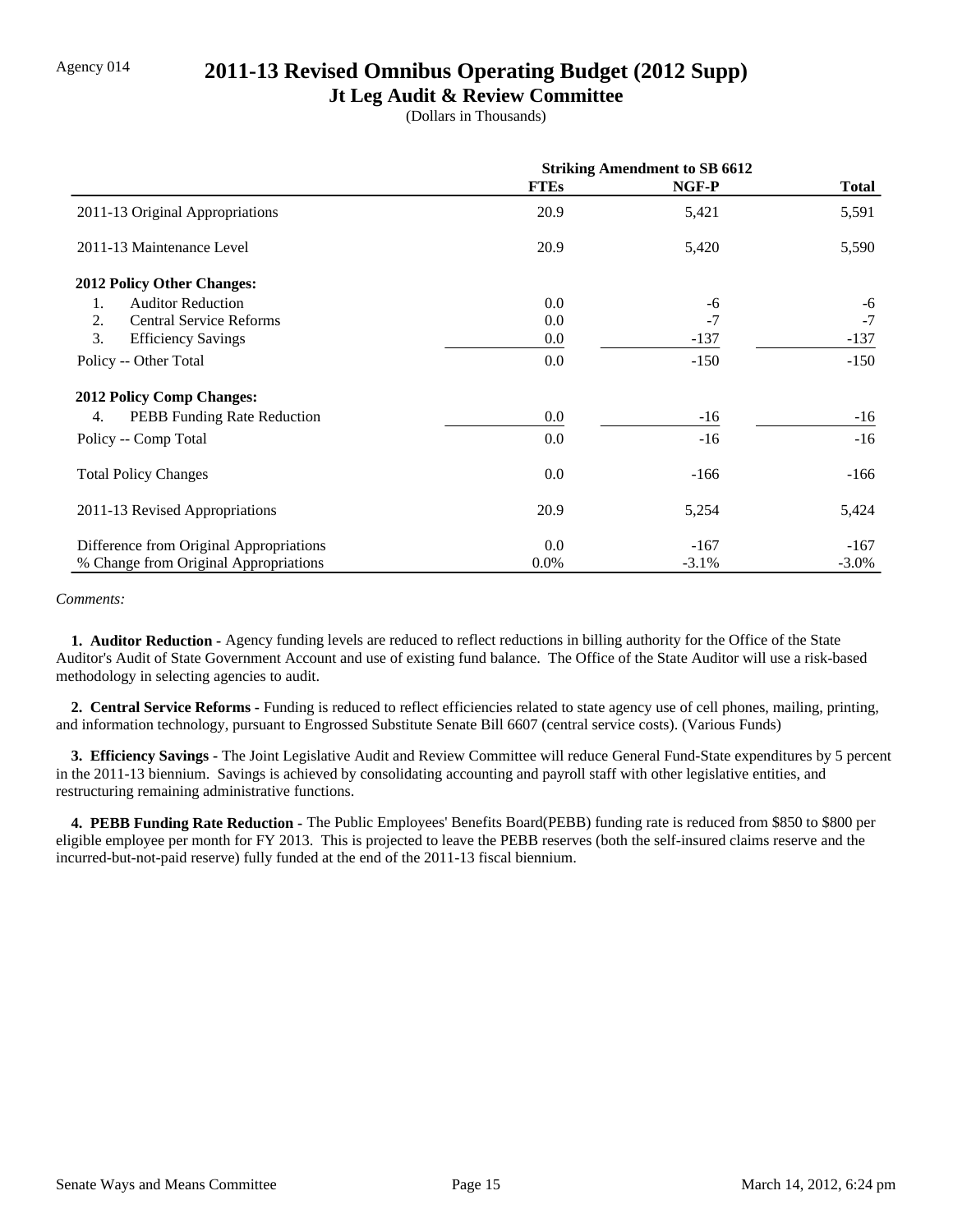Agency 014

# 2011-13 Revised Omnibus Operating Budget (2012 Supp)

## Jt Leg Audit & Review Committee

(Dollars in Thousands)

| | Striking Amendment to SB 6612 | | |
|---|---|---|---|
| | FTEs | NGF-P | Total |
| 2011-13 Original Appropriations | 20.9 | 5,421 | 5,591 |
| 2011-13 Maintenance Level | 20.9 | 5,420 | 5,590 |
| **2012 Policy Other Changes:** | | | |
| 1. Auditor Reduction | 0.0 | -6 | -6 |
| 2. Central Service Reforms | 0.0 | -7 | -7 |
| 3. Efficiency Savings | 0.0 | -137 | -137 |
| Policy -- Other Total | 0.0 | -150 | -150 |
| **2012 Policy Comp Changes:** | | | |
| 4. PEBB Funding Rate Reduction | 0.0 | -16 | -16 |
| Policy -- Comp Total | 0.0 | -16 | -16 |
| Total Policy Changes | 0.0 | -166 | -166 |
| 2011-13 Revised Appropriations | 20.9 | 5,254 | 5,424 |
| Difference from Original Appropriations | 0.0 | -167 | -167 |
| % Change from Original Appropriations | 0.0% | -3.1% | -3.0% |

*Comments:*

**1. Auditor Reduction -** Agency funding levels are reduced to reflect reductions in billing authority for the Office of the State Auditor's Audit of State Government Account and use of existing fund balance. The Office of the State Auditor will use a risk-based methodology in selecting agencies to audit.

**2. Central Service Reforms -** Funding is reduced to reflect efficiencies related to state agency use of cell phones, mailing, printing, and information technology, pursuant to Engrossed Substitute Senate Bill 6607 (central service costs). (Various Funds)

**3. Efficiency Savings -** The Joint Legislative Audit and Review Committee will reduce General Fund-State expenditures by 5 percent in the 2011-13 biennium. Savings is achieved by consolidating accounting and payroll staff with other legislative entities, and restructuring remaining administrative functions.

**4. PEBB Funding Rate Reduction -** The Public Employees' Benefits Board(PEBB) funding rate is reduced from $850 to $800 per eligible employee per month for FY 2013. This is projected to leave the PEBB reserves (both the self-insured claims reserve and the incurred-but-not-paid reserve) fully funded at the end of the 2011-13 fiscal biennium.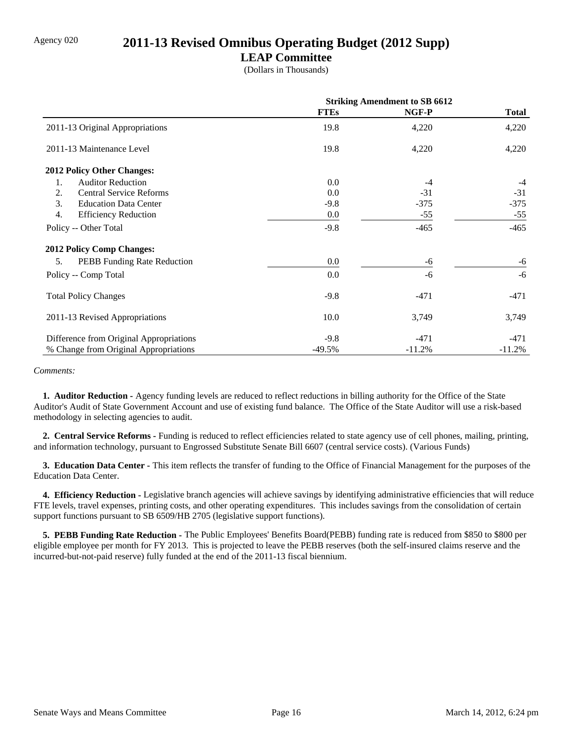Agency 020

# 2011-13 Revised Omnibus Operating Budget (2012 Supp)

## LEAP Committee

(Dollars in Thousands)

| | Striking Amendment to SB 6612 | | |
|---|---|---|---|
| | **FTEs** | **NGF-P** | **Total** |
| 2011-13 Original Appropriations | 19.8 | 4,220 | 4,220 |
| 2011-13 Maintenance Level | 19.8 | 4,220 | 4,220 |
| **2012 Policy Other Changes:** | | | |
| 1. Auditor Reduction | 0.0 | -4 | -4 |
| 2. Central Service Reforms | 0.0 | -31 | -31 |
| 3. Education Data Center | -9.8 | -375 | -375 |
| 4. Efficiency Reduction | 0.0 | -55 | -55 |
| Policy -- Other Total | -9.8 | -465 | -465 |
| **2012 Policy Comp Changes:** | | | |
| 5. PEBB Funding Rate Reduction | 0.0 | -6 | -6 |
| Policy -- Comp Total | 0.0 | -6 | -6 |
| Total Policy Changes | -9.8 | -471 | -471 |
| 2011-13 Revised Appropriations | 10.0 | 3,749 | 3,749 |
| Difference from Original Appropriations | -9.8 | -471 | -471 |
| % Change from Original Appropriations | -49.5% | -11.2% | -11.2% |

*Comments:*

**1. Auditor Reduction -** Agency funding levels are reduced to reflect reductions in billing authority for the Office of the State Auditor's Audit of State Government Account and use of existing fund balance. The Office of the State Auditor will use a risk-based methodology in selecting agencies to audit.

**2. Central Service Reforms -** Funding is reduced to reflect efficiencies related to state agency use of cell phones, mailing, printing, and information technology, pursuant to Engrossed Substitute Senate Bill 6607 (central service costs). (Various Funds)

**3. Education Data Center -** This item reflects the transfer of funding to the Office of Financial Management for the purposes of the Education Data Center.

**4. Efficiency Reduction -** Legislative branch agencies will achieve savings by identifying administrative efficiencies that will reduce FTE levels, travel expenses, printing costs, and other operating expenditures. This includes savings from the consolidation of certain support functions pursuant to SB 6509/HB 2705 (legislative support functions).

**5. PEBB Funding Rate Reduction -** The Public Employees' Benefits Board(PEBB) funding rate is reduced from $850 to $800 per eligible employee per month for FY 2013. This is projected to leave the PEBB reserves (both the self-insured claims reserve and the incurred-but-not-paid reserve) fully funded at the end of the 2011-13 fiscal biennium.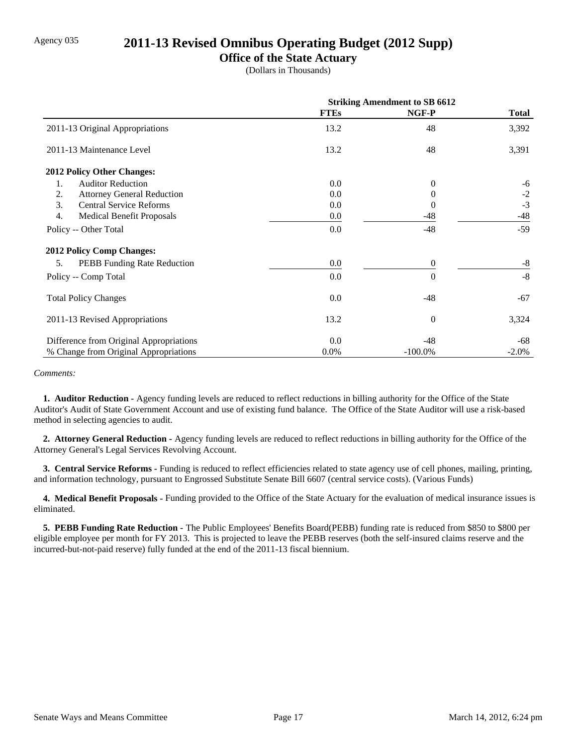Agency 035

# 2011-13 Revised Omnibus Operating Budget (2012 Supp)

## Office of the State Actuary

(Dollars in Thousands)

| | Striking Amendment to SB 6612 | | |
|---|---|---|---|
| | **FTEs** | **NGF-P** | **Total** |
| 2011-13 Original Appropriations | 13.2 | 48 | 3,392 |
| 2011-13 Maintenance Level | 13.2 | 48 | 3,391 |
| **2012 Policy Other Changes:** | | | |
| 1. Auditor Reduction | 0.0 | 0 | -6 |
| 2. Attorney General Reduction | 0.0 | 0 | -2 |
| 3. Central Service Reforms | 0.0 | 0 | -3 |
| 4. Medical Benefit Proposals | 0.0 | -48 | -48 |
| Policy -- Other Total | 0.0 | -48 | -59 |
| **2012 Policy Comp Changes:** | | | |
| 5. PEBB Funding Rate Reduction | 0.0 | 0 | -8 |
| Policy -- Comp Total | 0.0 | 0 | -8 |
| Total Policy Changes | 0.0 | -48 | -67 |
| 2011-13 Revised Appropriations | 13.2 | 0 | 3,324 |
| Difference from Original Appropriations | 0.0 | -48 | -68 |
| % Change from Original Appropriations | 0.0% | -100.0% | -2.0% |

*Comments:*

**1. Auditor Reduction -** Agency funding levels are reduced to reflect reductions in billing authority for the Office of the State Auditor's Audit of State Government Account and use of existing fund balance. The Office of the State Auditor will use a risk-based method in selecting agencies to audit.

**2. Attorney General Reduction -** Agency funding levels are reduced to reflect reductions in billing authority for the Office of the Attorney General's Legal Services Revolving Account.

**3. Central Service Reforms -** Funding is reduced to reflect efficiencies related to state agency use of cell phones, mailing, printing, and information technology, pursuant to Engrossed Substitute Senate Bill 6607 (central service costs). (Various Funds)

**4. Medical Benefit Proposals -** Funding provided to the Office of the State Actuary for the evaluation of medical insurance issues is eliminated.

**5. PEBB Funding Rate Reduction -** The Public Employees' Benefits Board(PEBB) funding rate is reduced from $850 to $800 per eligible employee per month for FY 2013. This is projected to leave the PEBB reserves (both the self-insured claims reserve and the incurred-but-not-paid reserve) fully funded at the end of the 2011-13 fiscal biennium.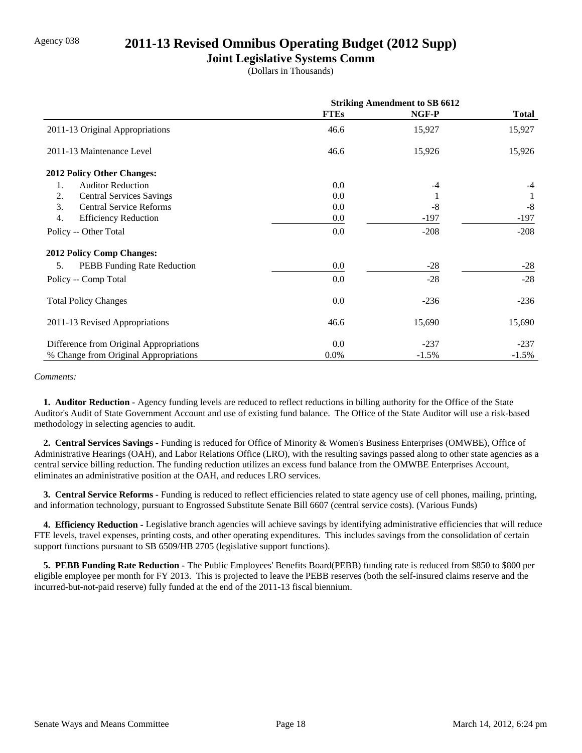Agency 038

# 2011-13 Revised Omnibus Operating Budget (2012 Supp)

## Joint Legislative Systems Comm

(Dollars in Thousands)

| | Striking Amendment to SB 6612 | | |
|---|---|---|---|
| | **FTEs** | **NGF-P** | **Total** |
| 2011-13 Original Appropriations | 46.6 | 15,927 | 15,927 |
| 2011-13 Maintenance Level | 46.6 | 15,926 | 15,926 |
| **2012 Policy Other Changes:** | | | |
| 1. Auditor Reduction | 0.0 | -4 | -4 |
| 2. Central Services Savings | 0.0 | 1 | 1 |
| 3. Central Service Reforms | 0.0 | -8 | -8 |
| 4. Efficiency Reduction | 0.0 | -197 | -197 |
| Policy -- Other Total | 0.0 | -208 | -208 |
| **2012 Policy Comp Changes:** | | | |
| 5. PEBB Funding Rate Reduction | 0.0 | -28 | -28 |
| Policy -- Comp Total | 0.0 | -28 | -28 |
| Total Policy Changes | 0.0 | -236 | -236 |
| 2011-13 Revised Appropriations | 46.6 | 15,690 | 15,690 |
| Difference from Original Appropriations | 0.0 | -237 | -237 |
| % Change from Original Appropriations | 0.0% | -1.5% | -1.5% |

*Comments:*

**1. Auditor Reduction -** Agency funding levels are reduced to reflect reductions in billing authority for the Office of the State Auditor's Audit of State Government Account and use of existing fund balance. The Office of the State Auditor will use a risk-based methodology in selecting agencies to audit.

**2. Central Services Savings -** Funding is reduced for Office of Minority & Women's Business Enterprises (OMWBE), Office of Administrative Hearings (OAH), and Labor Relations Office (LRO), with the resulting savings passed along to other state agencies as a central service billing reduction. The funding reduction utilizes an excess fund balance from the OMWBE Enterprises Account, eliminates an administrative position at the OAH, and reduces LRO services.

**3. Central Service Reforms -** Funding is reduced to reflect efficiencies related to state agency use of cell phones, mailing, printing, and information technology, pursuant to Engrossed Substitute Senate Bill 6607 (central service costs). (Various Funds)

**4. Efficiency Reduction -** Legislative branch agencies will achieve savings by identifying administrative efficiencies that will reduce FTE levels, travel expenses, printing costs, and other operating expenditures. This includes savings from the consolidation of certain support functions pursuant to SB 6509/HB 2705 (legislative support functions).

**5. PEBB Funding Rate Reduction** - The Public Employees' Benefits Board(PEBB) funding rate is reduced from $850 to $800 per eligible employee per month for FY 2013. This is projected to leave the PEBB reserves (both the self-insured claims reserve and the incurred-but-not-paid reserve) fully funded at the end of the 2011-13 fiscal biennium.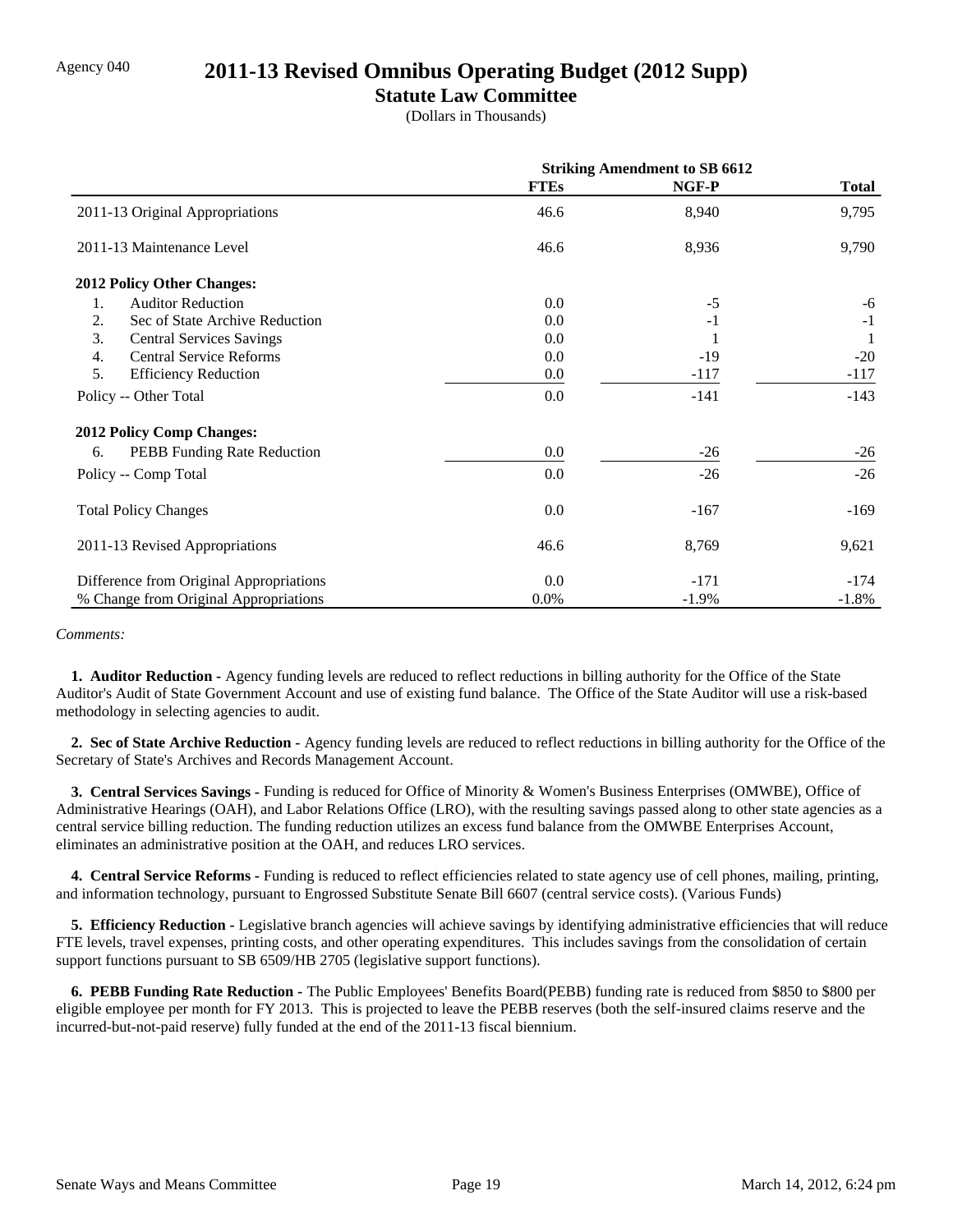Agency 040

# 2011-13 Revised Omnibus Operating Budget (2012 Supp)

## Statute Law Committee

(Dollars in Thousands)

| | Striking Amendment to SB 6612 | | |
|---|---|---|---|
| | **FTEs** | **NGF-P** | **Total** |
| 2011-13 Original Appropriations | 46.6 | 8,940 | 9,795 |
| 2011-13 Maintenance Level | 46.6 | 8,936 | 9,790 |
| **2012 Policy Other Changes:** | | | |
| 1. Auditor Reduction | 0.0 | -5 | -6 |
| 2. Sec of State Archive Reduction | 0.0 | -1 | -1 |
| 3. Central Services Savings | 0.0 | 1 | 1 |
| 4. Central Service Reforms | 0.0 | -19 | -20 |
| 5. Efficiency Reduction | 0.0 | -117 | -117 |
| Policy -- Other Total | 0.0 | -141 | -143 |
| **2012 Policy Comp Changes:** | | | |
| 6. PEBB Funding Rate Reduction | 0.0 | -26 | -26 |
| Policy -- Comp Total | 0.0 | -26 | -26 |
| Total Policy Changes | 0.0 | -167 | -169 |
| 2011-13 Revised Appropriations | 46.6 | 8,769 | 9,621 |
| Difference from Original Appropriations | 0.0 | -171 | -174 |
| % Change from Original Appropriations | 0.0% | -1.9% | -1.8% |

*Comments:*

**1. Auditor Reduction -** Agency funding levels are reduced to reflect reductions in billing authority for the Office of the State Auditor's Audit of State Government Account and use of existing fund balance. The Office of the State Auditor will use a risk-based methodology in selecting agencies to audit.

**2. Sec of State Archive Reduction -** Agency funding levels are reduced to reflect reductions in billing authority for the Office of the Secretary of State's Archives and Records Management Account.

**3. Central Services Savings -** Funding is reduced for Office of Minority & Women's Business Enterprises (OMWBE), Office of Administrative Hearings (OAH), and Labor Relations Office (LRO), with the resulting savings passed along to other state agencies as a central service billing reduction. The funding reduction utilizes an excess fund balance from the OMWBE Enterprises Account, eliminates an administrative position at the OAH, and reduces LRO services.

**4. Central Service Reforms -** Funding is reduced to reflect efficiencies related to state agency use of cell phones, mailing, printing, and information technology, pursuant to Engrossed Substitute Senate Bill 6607 (central service costs). (Various Funds)

**5. Efficiency Reduction -** Legislative branch agencies will achieve savings by identifying administrative efficiencies that will reduce FTE levels, travel expenses, printing costs, and other operating expenditures. This includes savings from the consolidation of certain support functions pursuant to SB 6509/HB 2705 (legislative support functions).

**6. PEBB Funding Rate Reduction -** The Public Employees' Benefits Board(PEBB) funding rate is reduced from $850 to $800 per eligible employee per month for FY 2013. This is projected to leave the PEBB reserves (both the self-insured claims reserve and the incurred-but-not-paid reserve) fully funded at the end of the 2011-13 fiscal biennium.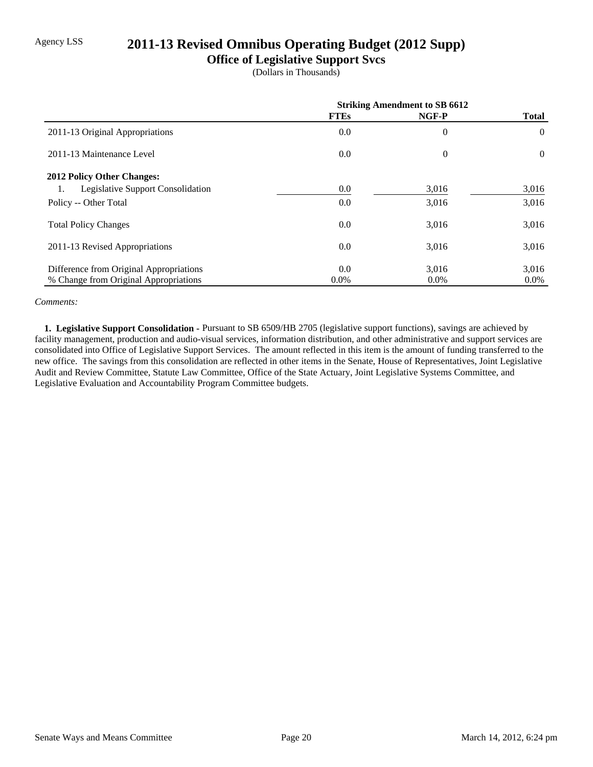Agency LSS

# 2011-13 Revised Omnibus Operating Budget (2012 Supp)

## Office of Legislative Support Svcs

(Dollars in Thousands)

| | Striking Amendment to SB 6612 | | |
|---|---|---|---|
| | **FTEs** | **NGF-P** | **Total** |
| 2011-13 Original Appropriations | 0.0 | 0 | 0 |
| 2011-13 Maintenance Level | 0.0 | 0 | 0 |
| **2012 Policy Other Changes:** | | | |
| 1. Legislative Support Consolidation | 0.0 | 3,016 | 3,016 |
| Policy -- Other Total | 0.0 | 3,016 | 3,016 |
| Total Policy Changes | 0.0 | 3,016 | 3,016 |
| 2011-13 Revised Appropriations | 0.0 | 3,016 | 3,016 |
| Difference from Original Appropriations | 0.0 | 3,016 | 3,016 |
| % Change from Original Appropriations | 0.0% | 0.0% | 0.0% |

*Comments:*

**1. Legislative Support Consolidation -** Pursuant to SB 6509/HB 2705 (legislative support functions), savings are achieved by facility management, production and audio-visual services, information distribution, and other administrative and support services are consolidated into Office of Legislative Support Services. The amount reflected in this item is the amount of funding transferred to the new office. The savings from this consolidation are reflected in other items in the Senate, House of Representatives, Joint Legislative Audit and Review Committee, Statute Law Committee, Office of the State Actuary, Joint Legislative Systems Committee, and Legislative Evaluation and Accountability Program Committee budgets.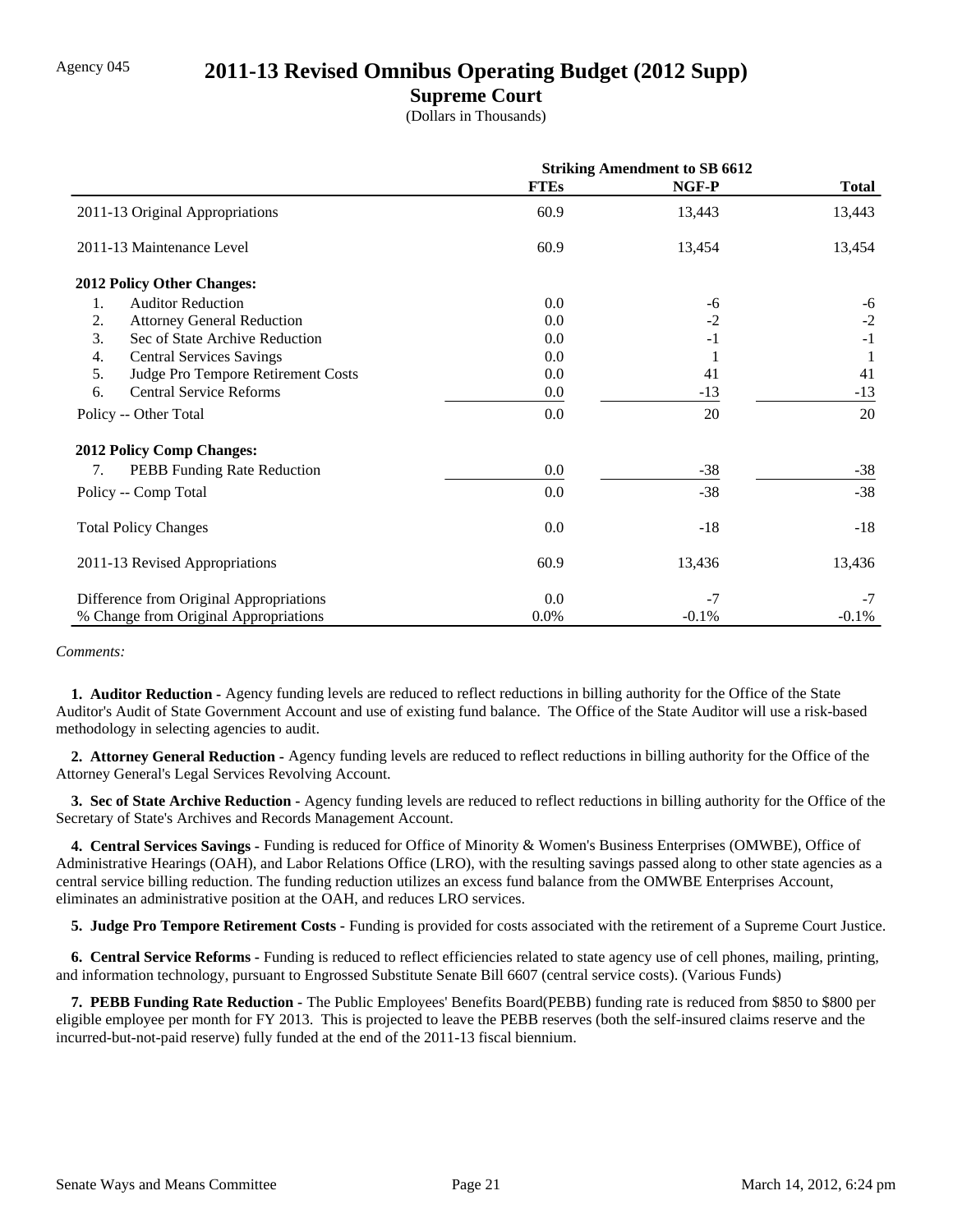Agency 045

# 2011-13 Revised Omnibus Operating Budget (2012 Supp)

## Supreme Court

(Dollars in Thousands)

| | Striking Amendment to SB 6612 | | |
|---|---|---|---|
| | **FTEs** | **NGF-P** | **Total** |
| 2011-13 Original Appropriations | 60.9 | 13,443 | 13,443 |
| 2011-13 Maintenance Level | 60.9 | 13,454 | 13,454 |
| **2012 Policy Other Changes:** | | | |
| 1. Auditor Reduction | 0.0 | -6 | -6 |
| 2. Attorney General Reduction | 0.0 | -2 | -2 |
| 3. Sec of State Archive Reduction | 0.0 | -1 | -1 |
| 4. Central Services Savings | 0.0 | 1 | 1 |
| 5. Judge Pro Tempore Retirement Costs | 0.0 | 41 | 41 |
| 6. Central Service Reforms | 0.0 | -13 | -13 |
| Policy -- Other Total | 0.0 | 20 | 20 |
| **2012 Policy Comp Changes:** | | | |
| 7. PEBB Funding Rate Reduction | 0.0 | -38 | -38 |
| Policy -- Comp Total | 0.0 | -38 | -38 |
| Total Policy Changes | 0.0 | -18 | -18 |
| 2011-13 Revised Appropriations | 60.9 | 13,436 | 13,436 |
| Difference from Original Appropriations | 0.0 | -7 | -7 |
| % Change from Original Appropriations | 0.0% | -0.1% | -0.1% |

*Comments:*

**1. Auditor Reduction -** Agency funding levels are reduced to reflect reductions in billing authority for the Office of the State Auditor's Audit of State Government Account and use of existing fund balance. The Office of the State Auditor will use a risk-based methodology in selecting agencies to audit.

**2. Attorney General Reduction -** Agency funding levels are reduced to reflect reductions in billing authority for the Office of the Attorney General's Legal Services Revolving Account.

**3. Sec of State Archive Reduction -** Agency funding levels are reduced to reflect reductions in billing authority for the Office of the Secretary of State's Archives and Records Management Account.

**4. Central Services Savings -** Funding is reduced for Office of Minority & Women's Business Enterprises (OMWBE), Office of Administrative Hearings (OAH), and Labor Relations Office (LRO), with the resulting savings passed along to other state agencies as a central service billing reduction. The funding reduction utilizes an excess fund balance from the OMWBE Enterprises Account, eliminates an administrative position at the OAH, and reduces LRO services.

**5. Judge Pro Tempore Retirement Costs -** Funding is provided for costs associated with the retirement of a Supreme Court Justice.

**6. Central Service Reforms -** Funding is reduced to reflect efficiencies related to state agency use of cell phones, mailing, printing, and information technology, pursuant to Engrossed Substitute Senate Bill 6607 (central service costs). (Various Funds)

**7. PEBB Funding Rate Reduction -** The Public Employees' Benefits Board(PEBB) funding rate is reduced from $850 to $800 per eligible employee per month for FY 2013. This is projected to leave the PEBB reserves (both the self-insured claims reserve and the incurred-but-not-paid reserve) fully funded at the end of the 2011-13 fiscal biennium.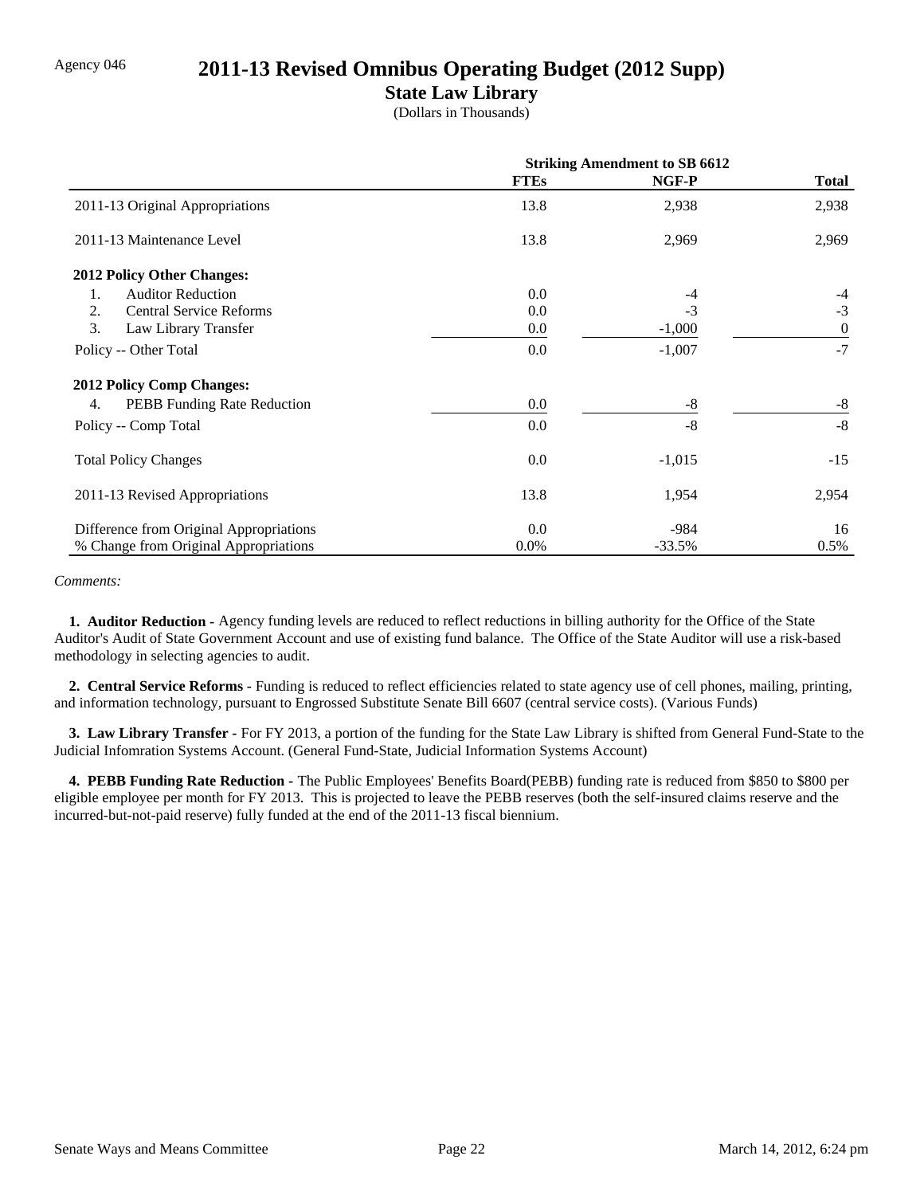Agency 046

# 2011-13 Revised Omnibus Operating Budget (2012 Supp)

## State Law Library

(Dollars in Thousands)

| | Striking Amendment to SB 6612 | | |
|---|---|---|---|
| | FTEs | NGF-P | Total |
| 2011-13 Original Appropriations | 13.8 | 2,938 | 2,938 |
| 2011-13 Maintenance Level | 13.8 | 2,969 | 2,969 |
| **2012 Policy Other Changes:** | | | |
| 1. Auditor Reduction | 0.0 | -4 | -4 |
| 2. Central Service Reforms | 0.0 | -3 | -3 |
| 3. Law Library Transfer | 0.0 | -1,000 | 0 |
| Policy -- Other Total | 0.0 | -1,007 | -7 |
| **2012 Policy Comp Changes:** | | | |
| 4. PEBB Funding Rate Reduction | 0.0 | -8 | -8 |
| Policy -- Comp Total | 0.0 | -8 | -8 |
| Total Policy Changes | 0.0 | -1,015 | -15 |
| 2011-13 Revised Appropriations | 13.8 | 1,954 | 2,954 |
| Difference from Original Appropriations | 0.0 | -984 | 16 |
| % Change from Original Appropriations | 0.0% | -33.5% | 0.5% |

*Comments:*

**1. Auditor Reduction -** Agency funding levels are reduced to reflect reductions in billing authority for the Office of the State Auditor's Audit of State Government Account and use of existing fund balance. The Office of the State Auditor will use a risk-based methodology in selecting agencies to audit.

**2. Central Service Reforms -** Funding is reduced to reflect efficiencies related to state agency use of cell phones, mailing, printing, and information technology, pursuant to Engrossed Substitute Senate Bill 6607 (central service costs). (Various Funds)

**3. Law Library Transfer -** For FY 2013, a portion of the funding for the State Law Library is shifted from General Fund-State to the Judicial Infomration Systems Account. (General Fund-State, Judicial Information Systems Account)

**4. PEBB Funding Rate Reduction -** The Public Employees' Benefits Board(PEBB) funding rate is reduced from $850 to $800 per eligible employee per month for FY 2013. This is projected to leave the PEBB reserves (both the self-insured claims reserve and the incurred-but-not-paid reserve) fully funded at the end of the 2011-13 fiscal biennium.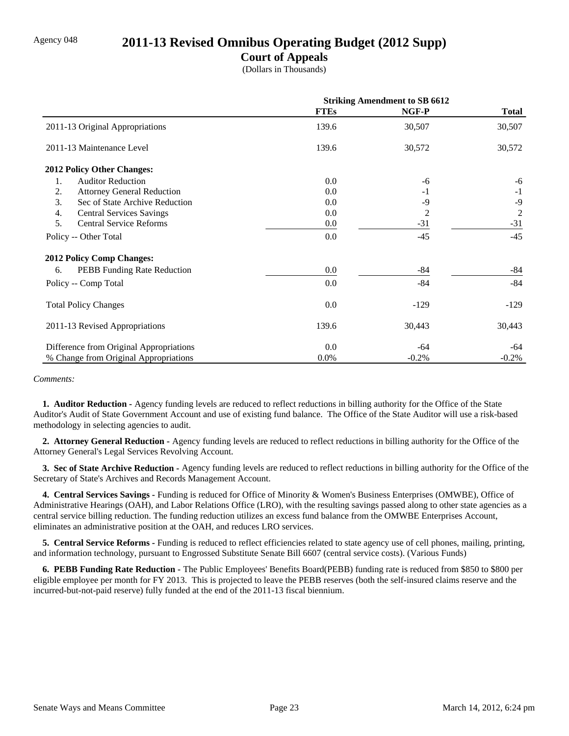Agency 048

# 2011-13 Revised Omnibus Operating Budget (2012 Supp)

## Court of Appeals

(Dollars in Thousands)

| | Striking Amendment to SB 6612 | | |
|---|---|---|---|
| | **FTEs** | **NGF-P** | **Total** |
| 2011-13 Original Appropriations | 139.6 | 30,507 | 30,507 |
| 2011-13 Maintenance Level | 139.6 | 30,572 | 30,572 |
| **2012 Policy Other Changes:** | | | |
| 1. Auditor Reduction | 0.0 | -6 | -6 |
| 2. Attorney General Reduction | 0.0 | -1 | -1 |
| 3. Sec of State Archive Reduction | 0.0 | -9 | -9 |
| 4. Central Services Savings | 0.0 | 2 | 2 |
| 5. Central Service Reforms | 0.0 | -31 | -31 |
| Policy -- Other Total | 0.0 | -45 | -45 |
| **2012 Policy Comp Changes:** | | | |
| 6. PEBB Funding Rate Reduction | 0.0 | -84 | -84 |
| Policy -- Comp Total | 0.0 | -84 | -84 |
| Total Policy Changes | 0.0 | -129 | -129 |
| 2011-13 Revised Appropriations | 139.6 | 30,443 | 30,443 |
| Difference from Original Appropriations | 0.0 | -64 | -64 |
| % Change from Original Appropriations | 0.0% | -0.2% | -0.2% |

*Comments:*

**1. Auditor Reduction -** Agency funding levels are reduced to reflect reductions in billing authority for the Office of the State Auditor's Audit of State Government Account and use of existing fund balance. The Office of the State Auditor will use a risk-based methodology in selecting agencies to audit.

**2. Attorney General Reduction -** Agency funding levels are reduced to reflect reductions in billing authority for the Office of the Attorney General's Legal Services Revolving Account.

**3. Sec of State Archive Reduction -** Agency funding levels are reduced to reflect reductions in billing authority for the Office of the Secretary of State's Archives and Records Management Account.

**4. Central Services Savings -** Funding is reduced for Office of Minority & Women's Business Enterprises (OMWBE), Office of Administrative Hearings (OAH), and Labor Relations Office (LRO), with the resulting savings passed along to other state agencies as a central service billing reduction. The funding reduction utilizes an excess fund balance from the OMWBE Enterprises Account, eliminates an administrative position at the OAH, and reduces LRO services.

**5. Central Service Reforms -** Funding is reduced to reflect efficiencies related to state agency use of cell phones, mailing, printing, and information technology, pursuant to Engrossed Substitute Senate Bill 6607 (central service costs). (Various Funds)

**6. PEBB Funding Rate Reduction -** The Public Employees' Benefits Board(PEBB) funding rate is reduced from $850 to $800 per eligible employee per month for FY 2013. This is projected to leave the PEBB reserves (both the self-insured claims reserve and the incurred-but-not-paid reserve) fully funded at the end of the 2011-13 fiscal biennium.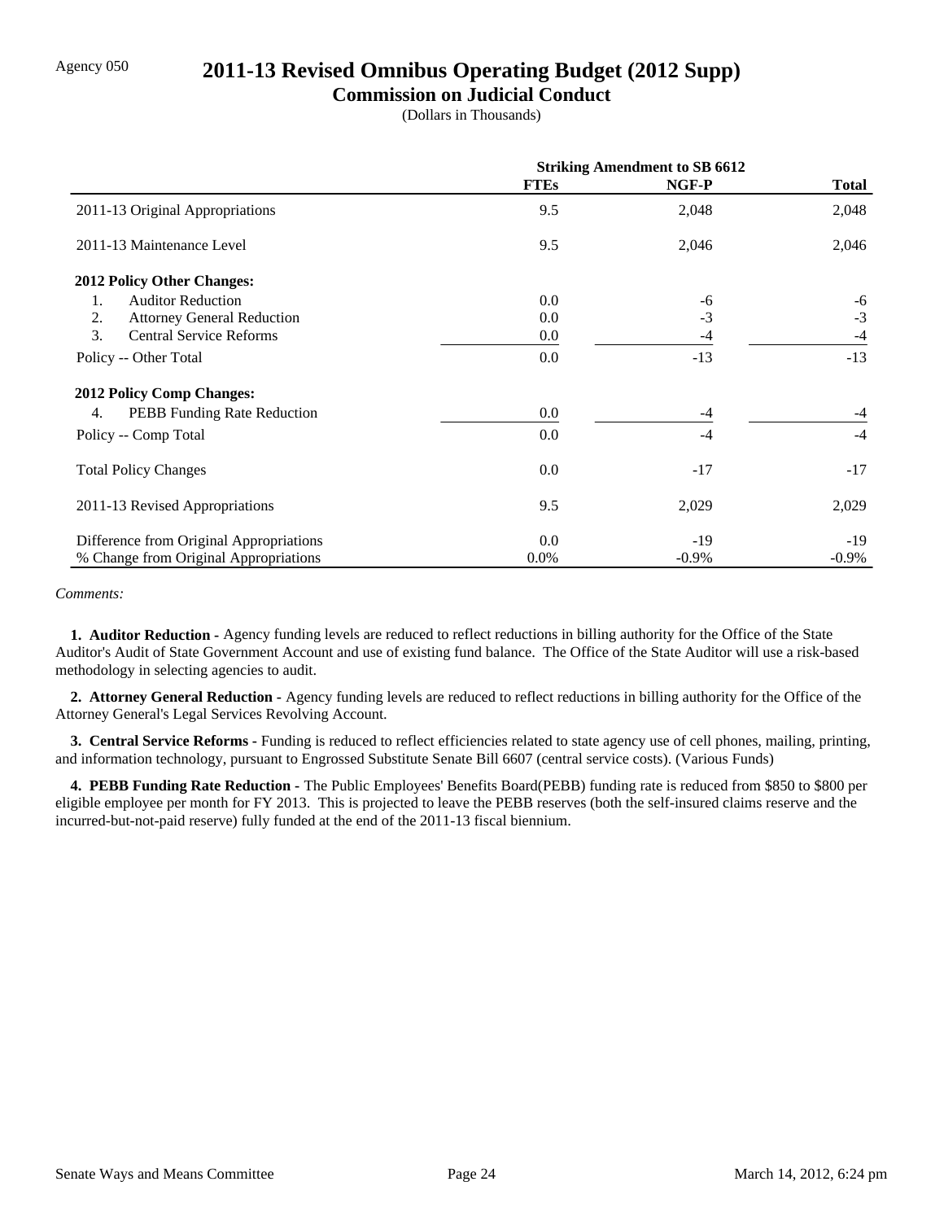Agency 050

# 2011-13 Revised Omnibus Operating Budget (2012 Supp)

## Commission on Judicial Conduct

(Dollars in Thousands)

| | Striking Amendment to SB 6612 | | |
|---|---|---|---|
| | **FTEs** | **NGF-P** | **Total** |
| 2011-13 Original Appropriations | 9.5 | 2,048 | 2,048 |
| 2011-13 Maintenance Level | 9.5 | 2,046 | 2,046 |
| **2012 Policy Other Changes:** | | | |
| 1. Auditor Reduction | 0.0 | -6 | -6 |
| 2. Attorney General Reduction | 0.0 | -3 | -3 |
| 3. Central Service Reforms | 0.0 | -4 | -4 |
| Policy -- Other Total | 0.0 | -13 | -13 |
| **2012 Policy Comp Changes:** | | | |
| 4. PEBB Funding Rate Reduction | 0.0 | -4 | -4 |
| Policy -- Comp Total | 0.0 | -4 | -4 |
| Total Policy Changes | 0.0 | -17 | -17 |
| 2011-13 Revised Appropriations | 9.5 | 2,029 | 2,029 |
| Difference from Original Appropriations | 0.0 | -19 | -19 |
| % Change from Original Appropriations | 0.0% | -0.9% | -0.9% |

*Comments:*

**1. Auditor Reduction -** Agency funding levels are reduced to reflect reductions in billing authority for the Office of the State Auditor's Audit of State Government Account and use of existing fund balance. The Office of the State Auditor will use a risk-based methodology in selecting agencies to audit.

**2. Attorney General Reduction -** Agency funding levels are reduced to reflect reductions in billing authority for the Office of the Attorney General's Legal Services Revolving Account.

**3. Central Service Reforms -** Funding is reduced to reflect efficiencies related to state agency use of cell phones, mailing, printing, and information technology, pursuant to Engrossed Substitute Senate Bill 6607 (central service costs). (Various Funds)

**4. PEBB Funding Rate Reduction -** The Public Employees' Benefits Board(PEBB) funding rate is reduced from $850 to $800 per eligible employee per month for FY 2013. This is projected to leave the PEBB reserves (both the self-insured claims reserve and the incurred-but-not-paid reserve) fully funded at the end of the 2011-13 fiscal biennium.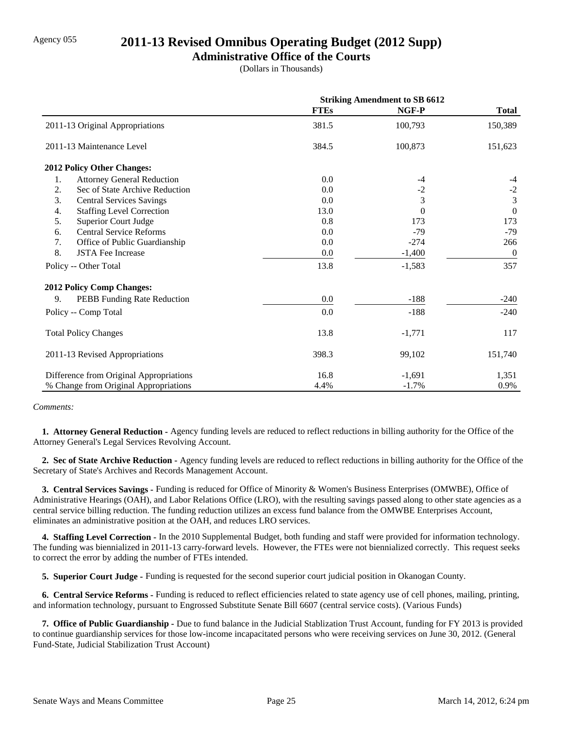Agency 055

# 2011-13 Revised Omnibus Operating Budget (2012 Supp)

## Administrative Office of the Courts

(Dollars in Thousands)

| | Striking Amendment to SB 6612 | | |
|---|---|---|---|
| | **FTEs** | **NGF-P** | **Total** |
| 2011-13 Original Appropriations | 381.5 | 100,793 | 150,389 |
| 2011-13 Maintenance Level | 384.5 | 100,873 | 151,623 |
| **2012 Policy Other Changes:** | | | |
| 1. Attorney General Reduction | 0.0 | -4 | -4 |
| 2. Sec of State Archive Reduction | 0.0 | -2 | -2 |
| 3. Central Services Savings | 0.0 | 3 | 3 |
| 4. Staffing Level Correction | 13.0 | 0 | 0 |
| 5. Superior Court Judge | 0.8 | 173 | 173 |
| 6. Central Service Reforms | 0.0 | -79 | -79 |
| 7. Office of Public Guardianship | 0.0 | -274 | 266 |
| 8. JSTA Fee Increase | 0.0 | -1,400 | 0 |
| Policy -- Other Total | 13.8 | -1,583 | 357 |
| **2012 Policy Comp Changes:** | | | |
| 9. PEBB Funding Rate Reduction | 0.0 | -188 | -240 |
| Policy -- Comp Total | 0.0 | -188 | -240 |
| Total Policy Changes | 13.8 | -1,771 | 117 |
| 2011-13 Revised Appropriations | 398.3 | 99,102 | 151,740 |
| Difference from Original Appropriations | 16.8 | -1,691 | 1,351 |
| % Change from Original Appropriations | 4.4% | -1.7% | 0.9% |

*Comments:*

**1. Attorney General Reduction -** Agency funding levels are reduced to reflect reductions in billing authority for the Office of the Attorney General's Legal Services Revolving Account.

**2. Sec of State Archive Reduction -** Agency funding levels are reduced to reflect reductions in billing authority for the Office of the Secretary of State's Archives and Records Management Account.

**3. Central Services Savings -** Funding is reduced for Office of Minority & Women's Business Enterprises (OMWBE), Office of Administrative Hearings (OAH), and Labor Relations Office (LRO), with the resulting savings passed along to other state agencies as a central service billing reduction. The funding reduction utilizes an excess fund balance from the OMWBE Enterprises Account, eliminates an administrative position at the OAH, and reduces LRO services.

**4. Staffing Level Correction -** In the 2010 Supplemental Budget, both funding and staff were provided for information technology. The funding was biennialized in 2011-13 carry-forward levels. However, the FTEs were not biennialized correctly. This request seeks to correct the error by adding the number of FTEs intended.

**5. Superior Court Judge -** Funding is requested for the second superior court judicial position in Okanogan County.

**6. Central Service Reforms -** Funding is reduced to reflect efficiencies related to state agency use of cell phones, mailing, printing, and information technology, pursuant to Engrossed Substitute Senate Bill 6607 (central service costs). (Various Funds)

**7. Office of Public Guardianship -** Due to fund balance in the Judicial Stablization Trust Account, funding for FY 2013 is provided to continue guardianship services for those low-income incapacitated persons who were receiving services on June 30, 2012. (General Fund-State, Judicial Stabilization Trust Account)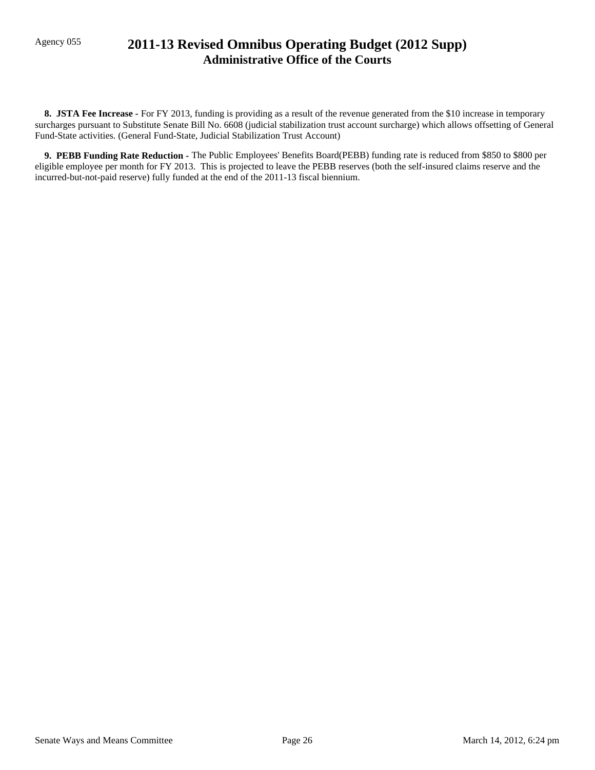Agency 055

# 2011-13 Revised Omnibus Operating Budget (2012 Supp)
## Administrative Office of the Courts

**8. JSTA Fee Increase -** For FY 2013, funding is providing as a result of the revenue generated from the $10 increase in temporary surcharges pursuant to Substitute Senate Bill No. 6608 (judicial stabilization trust account surcharge) which allows offsetting of General Fund-State activities. (General Fund-State, Judicial Stabilization Trust Account)

**9. PEBB Funding Rate Reduction -** The Public Employees' Benefits Board(PEBB) funding rate is reduced from $850 to $800 per eligible employee per month for FY 2013. This is projected to leave the PEBB reserves (both the self-insured claims reserve and the incurred-but-not-paid reserve) fully funded at the end of the 2011-13 fiscal biennium.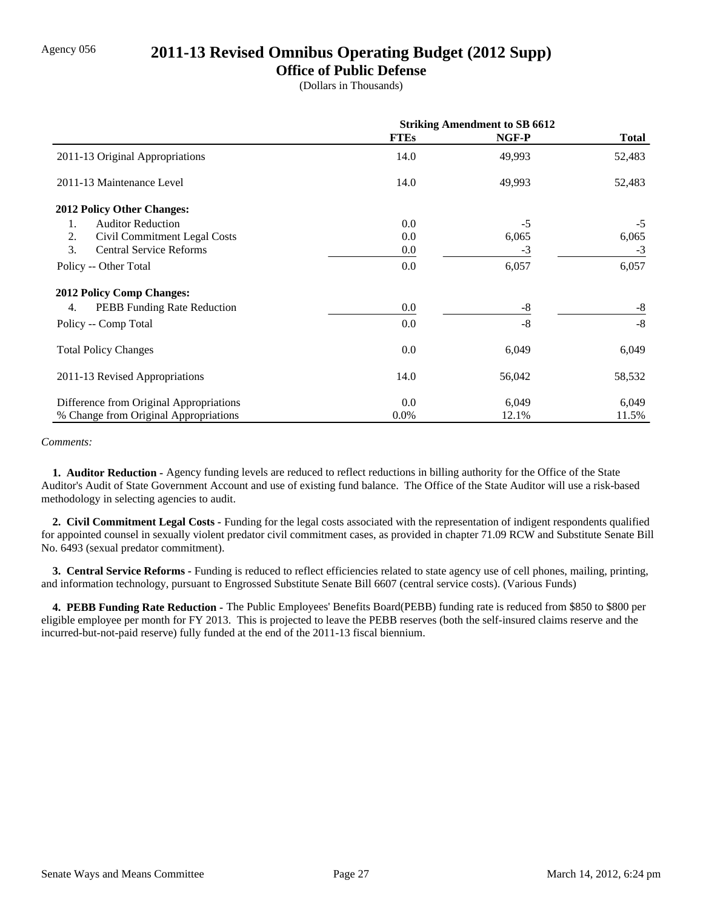Agency 056

# 2011-13 Revised Omnibus Operating Budget (2012 Supp)

## Office of Public Defense

(Dollars in Thousands)

| | Striking Amendment to SB 6612 | | |
|---|---|---|---|
| | **FTEs** | **NGF-P** | **Total** |
| 2011-13 Original Appropriations | 14.0 | 49,993 | 52,483 |
| 2011-13 Maintenance Level | 14.0 | 49,993 | 52,483 |
| **2012 Policy Other Changes:** | | | |
| 1. Auditor Reduction | 0.0 | -5 | -5 |
| 2. Civil Commitment Legal Costs | 0.0 | 6,065 | 6,065 |
| 3. Central Service Reforms | 0.0 | -3 | -3 |
| Policy -- Other Total | 0.0 | 6,057 | 6,057 |
| **2012 Policy Comp Changes:** | | | |
| 4. PEBB Funding Rate Reduction | 0.0 | -8 | -8 |
| Policy -- Comp Total | 0.0 | -8 | -8 |
| Total Policy Changes | 0.0 | 6,049 | 6,049 |
| 2011-13 Revised Appropriations | 14.0 | 56,042 | 58,532 |
| Difference from Original Appropriations | 0.0 | 6,049 | 6,049 |
| % Change from Original Appropriations | 0.0% | 12.1% | 11.5% |

*Comments:*

**1. Auditor Reduction -** Agency funding levels are reduced to reflect reductions in billing authority for the Office of the State Auditor's Audit of State Government Account and use of existing fund balance. The Office of the State Auditor will use a risk-based methodology in selecting agencies to audit.

**2. Civil Commitment Legal Costs -** Funding for the legal costs associated with the representation of indigent respondents qualified for appointed counsel in sexually violent predator civil commitment cases, as provided in chapter 71.09 RCW and Substitute Senate Bill No. 6493 (sexual predator commitment).

**3. Central Service Reforms -** Funding is reduced to reflect efficiencies related to state agency use of cell phones, mailing, printing, and information technology, pursuant to Engrossed Substitute Senate Bill 6607 (central service costs). (Various Funds)

**4. PEBB Funding Rate Reduction -** The Public Employees' Benefits Board(PEBB) funding rate is reduced from $850 to $800 per eligible employee per month for FY 2013. This is projected to leave the PEBB reserves (both the self-insured claims reserve and the incurred-but-not-paid reserve) fully funded at the end of the 2011-13 fiscal biennium.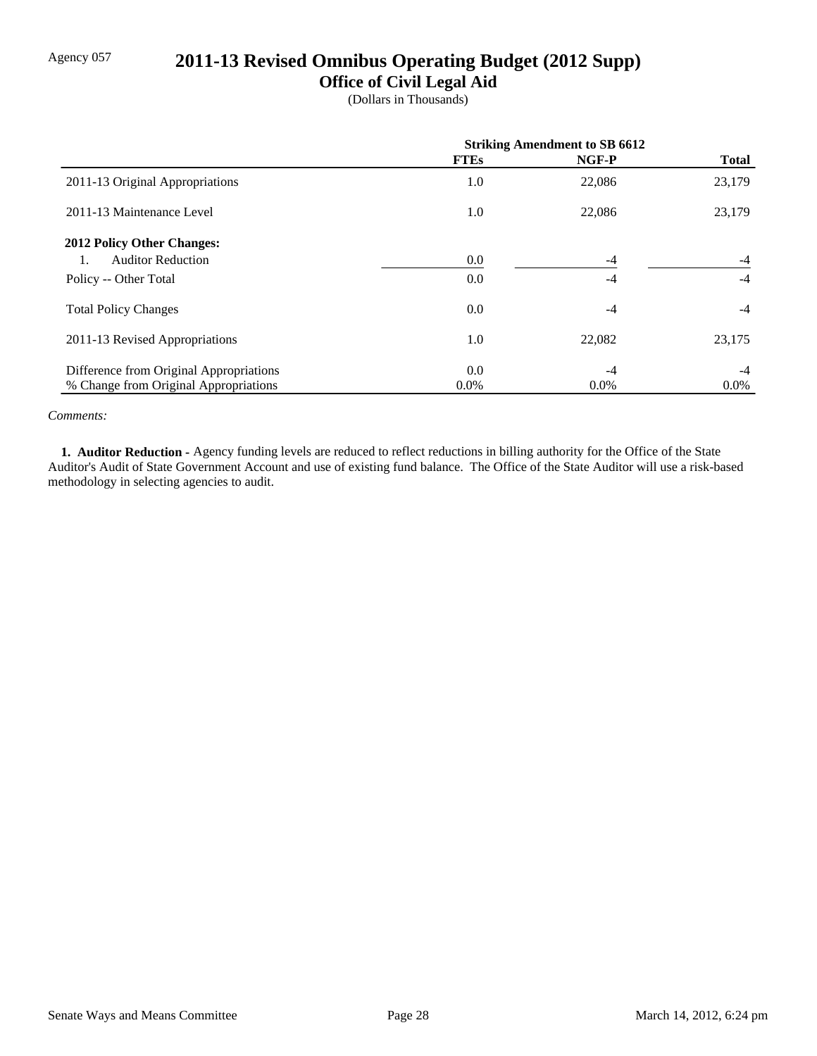Agency 057

# 2011-13 Revised Omnibus Operating Budget (2012 Supp)

## Office of Civil Legal Aid

(Dollars in Thousands)

| | Striking Amendment to SB 6612 | | |
|---|---|---|---|
| | FTEs | NGF-P | Total |
| 2011-13 Original Appropriations | 1.0 | 22,086 | 23,179 |
| 2011-13 Maintenance Level | 1.0 | 22,086 | 23,179 |
| **2012 Policy Other Changes:** | | | |
| 1. Auditor Reduction | 0.0 | -4 | -4 |
| Policy -- Other Total | 0.0 | -4 | -4 |
| Total Policy Changes | 0.0 | -4 | -4 |
| 2011-13 Revised Appropriations | 1.0 | 22,082 | 23,175 |
| Difference from Original Appropriations | 0.0 | -4 | -4 |
| % Change from Original Appropriations | 0.0% | 0.0% | 0.0% |

*Comments:*

**1. Auditor Reduction -** Agency funding levels are reduced to reflect reductions in billing authority for the Office of the State Auditor's Audit of State Government Account and use of existing fund balance. The Office of the State Auditor will use a risk-based methodology in selecting agencies to audit.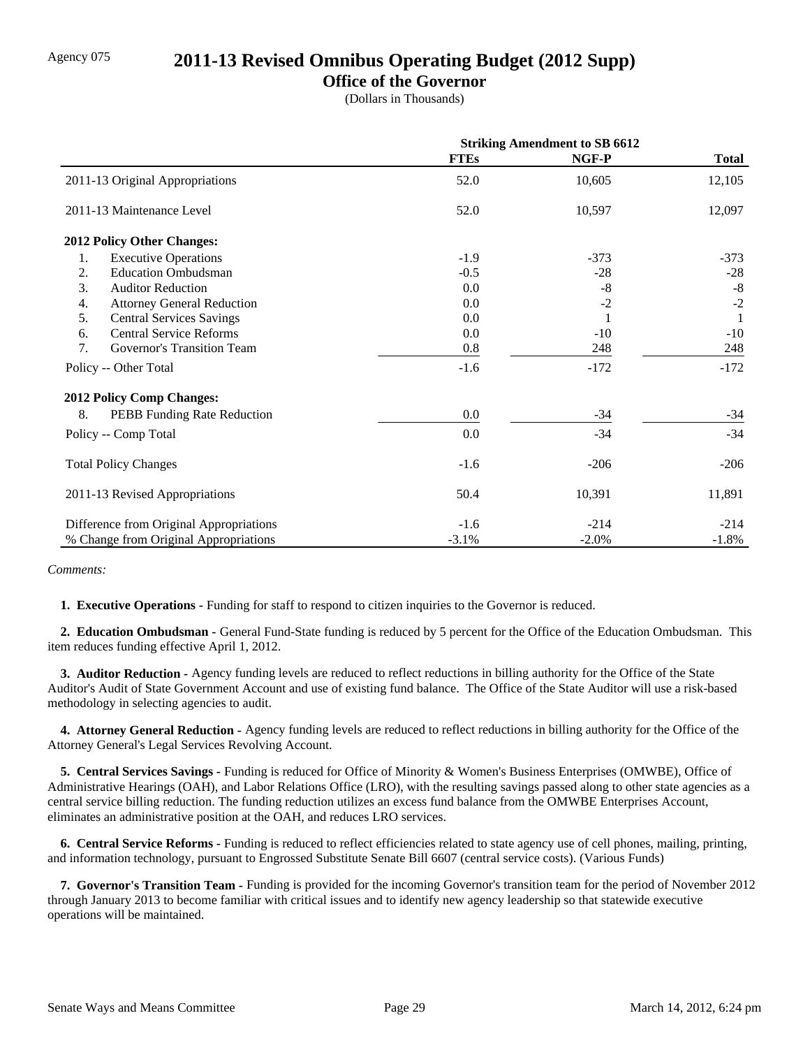Agency 075

# 2011-13 Revised Omnibus Operating Budget (2012 Supp)

## Office of the Governor

(Dollars in Thousands)

| | Striking Amendment to SB 6612 | | |
|---|---|---|---|
| | **FTEs** | **NGF-P** | **Total** |
| 2011-13 Original Appropriations | 52.0 | 10,605 | 12,105 |
| 2011-13 Maintenance Level | 52.0 | 10,597 | 12,097 |
| **2012 Policy Other Changes:** | | | |
| 1. Executive Operations | -1.9 | -373 | -373 |
| 2. Education Ombudsman | -0.5 | -28 | -28 |
| 3. Auditor Reduction | 0.0 | -8 | -8 |
| 4. Attorney General Reduction | 0.0 | -2 | -2 |
| 5. Central Services Savings | 0.0 | 1 | 1 |
| 6. Central Service Reforms | 0.0 | -10 | -10 |
| 7. Governor's Transition Team | 0.8 | 248 | 248 |
| Policy -- Other Total | -1.6 | -172 | -172 |
| **2012 Policy Comp Changes:** | | | |
| 8. PEBB Funding Rate Reduction | 0.0 | -34 | -34 |
| Policy -- Comp Total | 0.0 | -34 | -34 |
| Total Policy Changes | -1.6 | -206 | -206 |
| 2011-13 Revised Appropriations | 50.4 | 10,391 | 11,891 |
| Difference from Original Appropriations | -1.6 | -214 | -214 |
| % Change from Original Appropriations | -3.1% | -2.0% | -1.8% |

*Comments:*

**1. Executive Operations -** Funding for staff to respond to citizen inquiries to the Governor is reduced.

**2. Education Ombudsman -** General Fund-State funding is reduced by 5 percent for the Office of the Education Ombudsman. This item reduces funding effective April 1, 2012.

**3. Auditor Reduction -** Agency funding levels are reduced to reflect reductions in billing authority for the Office of the State Auditor's Audit of State Government Account and use of existing fund balance. The Office of the State Auditor will use a risk-based methodology in selecting agencies to audit.

**4. Attorney General Reduction -** Agency funding levels are reduced to reflect reductions in billing authority for the Office of the Attorney General's Legal Services Revolving Account.

**5. Central Services Savings -** Funding is reduced for Office of Minority & Women's Business Enterprises (OMWBE), Office of Administrative Hearings (OAH), and Labor Relations Office (LRO), with the resulting savings passed along to other state agencies as a central service billing reduction. The funding reduction utilizes an excess fund balance from the OMWBE Enterprises Account, eliminates an administrative position at the OAH, and reduces LRO services.

**6. Central Service Reforms -** Funding is reduced to reflect efficiencies related to state agency use of cell phones, mailing, printing, and information technology, pursuant to Engrossed Substitute Senate Bill 6607 (central service costs). (Various Funds)

**7. Governor's Transition Team -** Funding is provided for the incoming Governor's transition team for the period of November 2012 through January 2013 to become familiar with critical issues and to identify new agency leadership so that statewide executive operations will be maintained.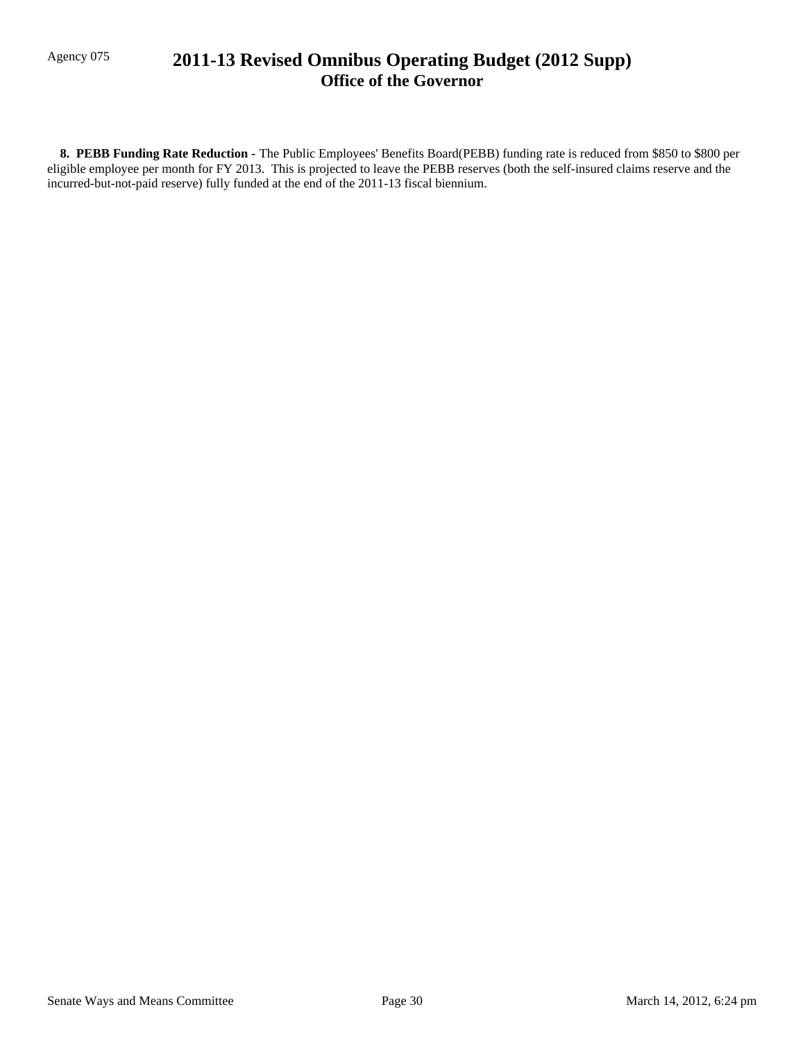**8. PEBB Funding Rate Reduction -** The Public Employees' Benefits Board(PEBB) funding rate is reduced from $850 to $800 per eligible employee per month for FY 2013. This is projected to leave the PEBB reserves (both the self-insured claims reserve and the incurred-but-not-paid reserve) fully funded at the end of the 2011-13 fiscal biennium.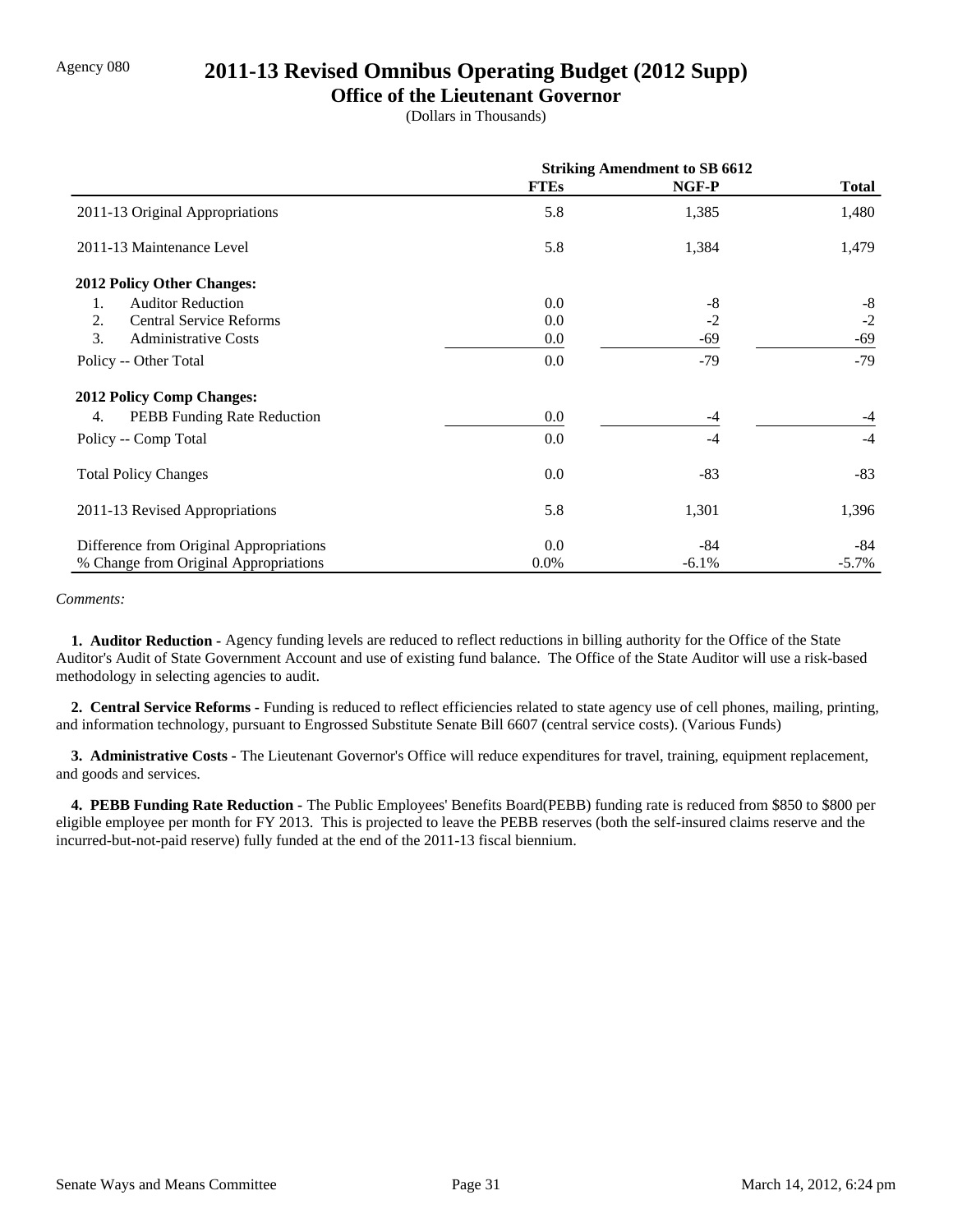Agency 080

# 2011-13 Revised Omnibus Operating Budget (2012 Supp)

## Office of the Lieutenant Governor

(Dollars in Thousands)

| | Striking Amendment to SB 6612 | | |
|---|---|---|---|
| | **FTEs** | **NGF-P** | **Total** |
| 2011-13 Original Appropriations | 5.8 | 1,385 | 1,480 |
| 2011-13 Maintenance Level | 5.8 | 1,384 | 1,479 |
| **2012 Policy Other Changes:** | | | |
| 1. Auditor Reduction | 0.0 | -8 | -8 |
| 2. Central Service Reforms | 0.0 | -2 | -2 |
| 3. Administrative Costs | 0.0 | -69 | -69 |
| Policy -- Other Total | 0.0 | -79 | -79 |
| **2012 Policy Comp Changes:** | | | |
| 4. PEBB Funding Rate Reduction | 0.0 | -4 | -4 |
| Policy -- Comp Total | 0.0 | -4 | -4 |
| Total Policy Changes | 0.0 | -83 | -83 |
| 2011-13 Revised Appropriations | 5.8 | 1,301 | 1,396 |
| Difference from Original Appropriations | 0.0 | -84 | -84 |
| % Change from Original Appropriations | 0.0% | -6.1% | -5.7% |

*Comments:*

**1. Auditor Reduction -** Agency funding levels are reduced to reflect reductions in billing authority for the Office of the State Auditor's Audit of State Government Account and use of existing fund balance. The Office of the State Auditor will use a risk-based methodology in selecting agencies to audit.

**2. Central Service Reforms -** Funding is reduced to reflect efficiencies related to state agency use of cell phones, mailing, printing, and information technology, pursuant to Engrossed Substitute Senate Bill 6607 (central service costs). (Various Funds)

**3. Administrative Costs -** The Lieutenant Governor's Office will reduce expenditures for travel, training, equipment replacement, and goods and services.

**4. PEBB Funding Rate Reduction -** The Public Employees' Benefits Board(PEBB) funding rate is reduced from $850 to $800 per eligible employee per month for FY 2013. This is projected to leave the PEBB reserves (both the self-insured claims reserve and the incurred-but-not-paid reserve) fully funded at the end of the 2011-13 fiscal biennium.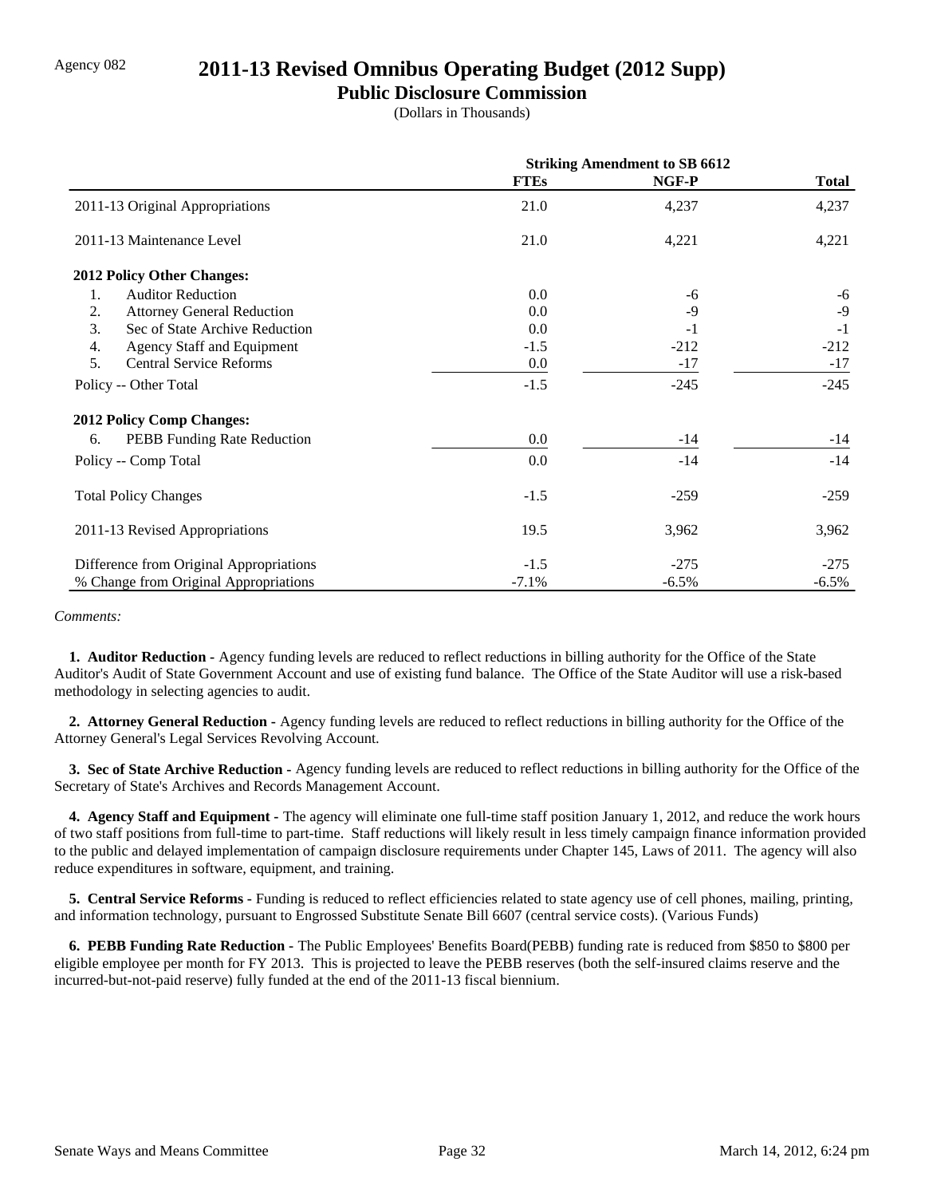Agency 082

# 2011-13 Revised Omnibus Operating Budget (2012 Supp)

## Public Disclosure Commission

(Dollars in Thousands)

| | Striking Amendment to SB 6612 | | |
|---|---|---|---|
| | **FTEs** | **NGF-P** | **Total** |
| 2011-13 Original Appropriations | 21.0 | 4,237 | 4,237 |
| 2011-13 Maintenance Level | 21.0 | 4,221 | 4,221 |
| **2012 Policy Other Changes:** | | | |
| 1. Auditor Reduction | 0.0 | -6 | -6 |
| 2. Attorney General Reduction | 0.0 | -9 | -9 |
| 3. Sec of State Archive Reduction | 0.0 | -1 | -1 |
| 4. Agency Staff and Equipment | -1.5 | -212 | -212 |
| 5. Central Service Reforms | 0.0 | -17 | -17 |
| Policy -- Other Total | -1.5 | -245 | -245 |
| **2012 Policy Comp Changes:** | | | |
| 6. PEBB Funding Rate Reduction | 0.0 | -14 | -14 |
| Policy -- Comp Total | 0.0 | -14 | -14 |
| Total Policy Changes | -1.5 | -259 | -259 |
| 2011-13 Revised Appropriations | 19.5 | 3,962 | 3,962 |
| Difference from Original Appropriations | -1.5 | -275 | -275 |
| % Change from Original Appropriations | -7.1% | -6.5% | -6.5% |

*Comments:*

**1. Auditor Reduction -** Agency funding levels are reduced to reflect reductions in billing authority for the Office of the State Auditor's Audit of State Government Account and use of existing fund balance. The Office of the State Auditor will use a risk-based methodology in selecting agencies to audit.

**2. Attorney General Reduction -** Agency funding levels are reduced to reflect reductions in billing authority for the Office of the Attorney General's Legal Services Revolving Account.

**3. Sec of State Archive Reduction -** Agency funding levels are reduced to reflect reductions in billing authority for the Office of the Secretary of State's Archives and Records Management Account.

**4. Agency Staff and Equipment -** The agency will eliminate one full-time staff position January 1, 2012, and reduce the work hours of two staff positions from full-time to part-time. Staff reductions will likely result in less timely campaign finance information provided to the public and delayed implementation of campaign disclosure requirements under Chapter 145, Laws of 2011. The agency will also reduce expenditures in software, equipment, and training.

**5. Central Service Reforms -** Funding is reduced to reflect efficiencies related to state agency use of cell phones, mailing, printing, and information technology, pursuant to Engrossed Substitute Senate Bill 6607 (central service costs). (Various Funds)

**6. PEBB Funding Rate Reduction -** The Public Employees' Benefits Board(PEBB) funding rate is reduced from $850 to $800 per eligible employee per month for FY 2013. This is projected to leave the PEBB reserves (both the self-insured claims reserve and the incurred-but-not-paid reserve) fully funded at the end of the 2011-13 fiscal biennium.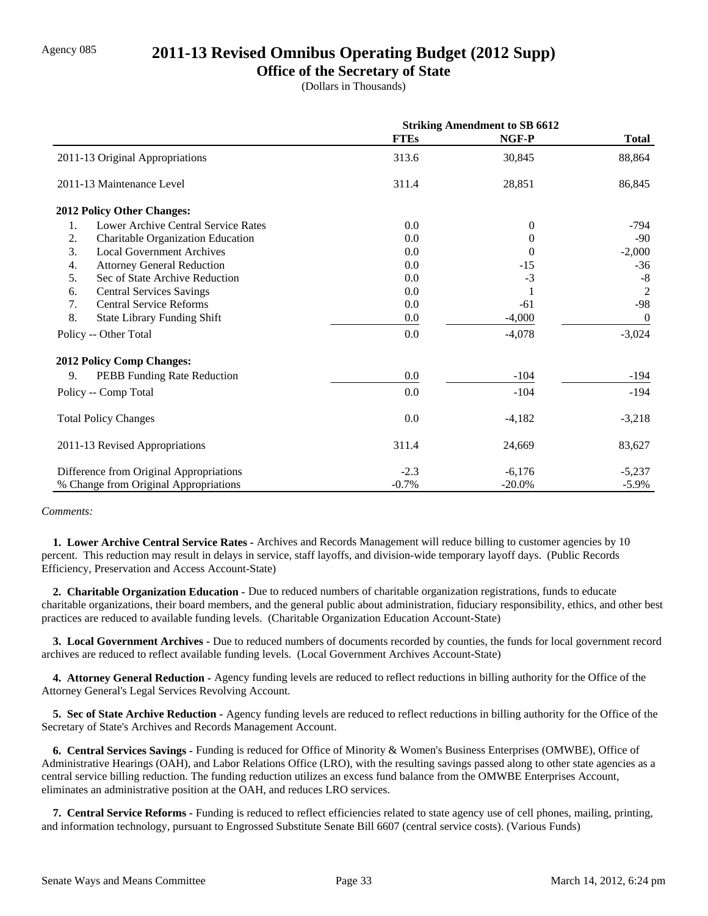Agency 085

# 2011-13 Revised Omnibus Operating Budget (2012 Supp)

## Office of the Secretary of State

(Dollars in Thousands)

| | Striking Amendment to SB 6612 | | |
|---|---|---|---|
| | **FTEs** | **NGF-P** | **Total** |
| 2011-13 Original Appropriations | 313.6 | 30,845 | 88,864 |
| 2011-13 Maintenance Level | 311.4 | 28,851 | 86,845 |
| **2012 Policy Other Changes:** | | | |
| 1. Lower Archive Central Service Rates | 0.0 | 0 | -794 |
| 2. Charitable Organization Education | 0.0 | 0 | -90 |
| 3. Local Government Archives | 0.0 | 0 | -2,000 |
| 4. Attorney General Reduction | 0.0 | -15 | -36 |
| 5. Sec of State Archive Reduction | 0.0 | -3 | -8 |
| 6. Central Services Savings | 0.0 | 1 | 2 |
| 7. Central Service Reforms | 0.0 | -61 | -98 |
| 8. State Library Funding Shift | 0.0 | -4,000 | 0 |
| Policy -- Other Total | 0.0 | -4,078 | -3,024 |
| **2012 Policy Comp Changes:** | | | |
| 9. PEBB Funding Rate Reduction | 0.0 | -104 | -194 |
| Policy -- Comp Total | 0.0 | -104 | -194 |
| Total Policy Changes | 0.0 | -4,182 | -3,218 |
| 2011-13 Revised Appropriations | 311.4 | 24,669 | 83,627 |
| Difference from Original Appropriations | -2.3 | -6,176 | -5,237 |
| % Change from Original Appropriations | -0.7% | -20.0% | -5.9% |

*Comments:*

**1. Lower Archive Central Service Rates -** Archives and Records Management will reduce billing to customer agencies by 10 percent. This reduction may result in delays in service, staff layoffs, and division-wide temporary layoff days. (Public Records Efficiency, Preservation and Access Account-State)

**2. Charitable Organization Education -** Due to reduced numbers of charitable organization registrations, funds to educate charitable organizations, their board members, and the general public about administration, fiduciary responsibility, ethics, and other best practices are reduced to available funding levels. (Charitable Organization Education Account-State)

**3. Local Government Archives -** Due to reduced numbers of documents recorded by counties, the funds for local government record archives are reduced to reflect available funding levels. (Local Government Archives Account-State)

**4. Attorney General Reduction -** Agency funding levels are reduced to reflect reductions in billing authority for the Office of the Attorney General's Legal Services Revolving Account.

**5. Sec of State Archive Reduction -** Agency funding levels are reduced to reflect reductions in billing authority for the Office of the Secretary of State's Archives and Records Management Account.

**6. Central Services Savings -** Funding is reduced for Office of Minority & Women's Business Enterprises (OMWBE), Office of Administrative Hearings (OAH), and Labor Relations Office (LRO), with the resulting savings passed along to other state agencies as a central service billing reduction. The funding reduction utilizes an excess fund balance from the OMWBE Enterprises Account, eliminates an administrative position at the OAH, and reduces LRO services.

**7. Central Service Reforms -** Funding is reduced to reflect efficiencies related to state agency use of cell phones, mailing, printing, and information technology, pursuant to Engrossed Substitute Senate Bill 6607 (central service costs). (Various Funds)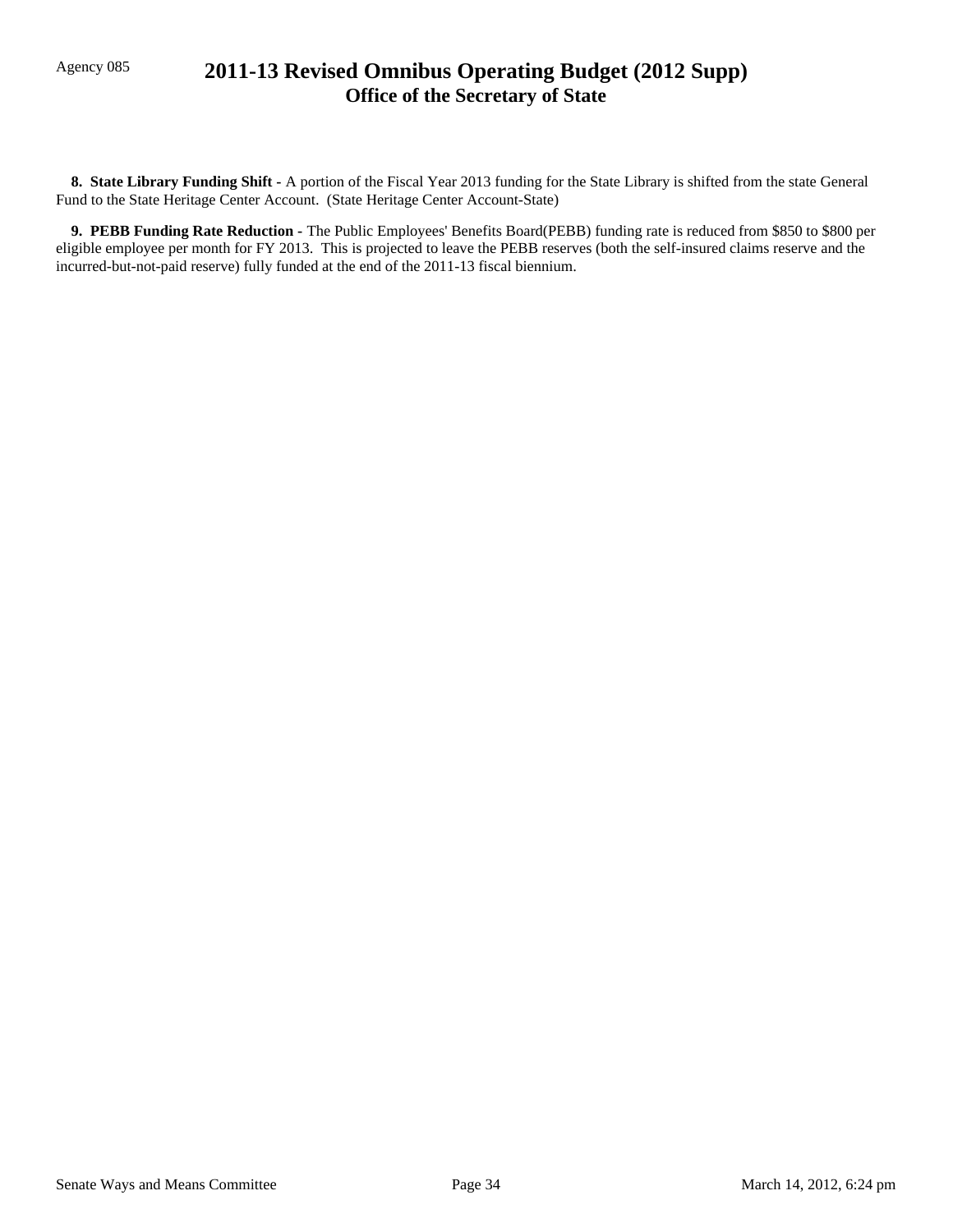**8. State Library Funding Shift -** A portion of the Fiscal Year 2013 funding for the State Library is shifted from the state General Fund to the State Heritage Center Account. (State Heritage Center Account-State)

**9. PEBB Funding Rate Reduction -** The Public Employees' Benefits Board(PEBB) funding rate is reduced from $850 to $800 per eligible employee per month for FY 2013. This is projected to leave the PEBB reserves (both the self-insured claims reserve and the incurred-but-not-paid reserve) fully funded at the end of the 2011-13 fiscal biennium.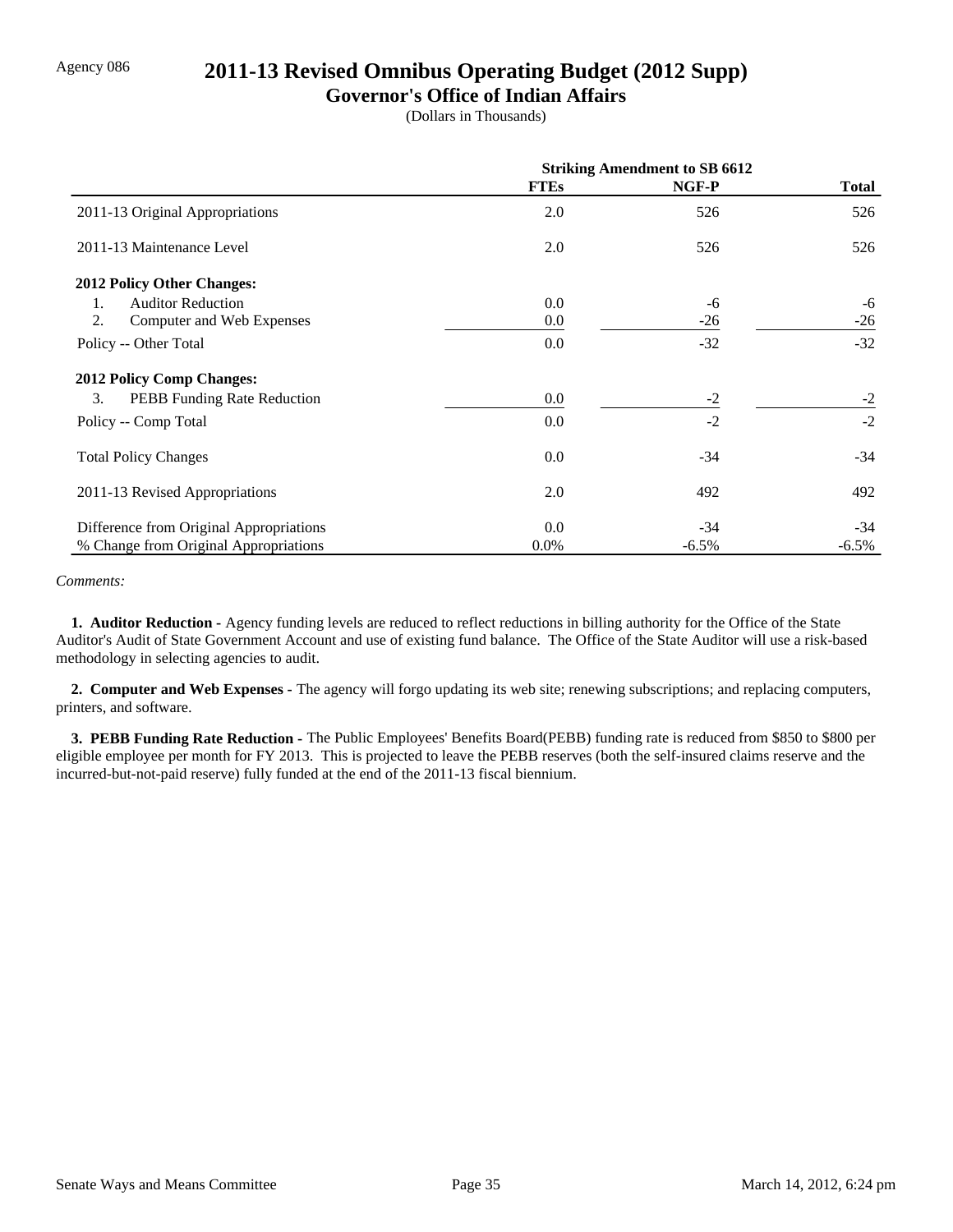Agency 086

# 2011-13 Revised Omnibus Operating Budget (2012 Supp)

## Governor's Office of Indian Affairs

(Dollars in Thousands)

| | Striking Amendment to SB 6612 | | |
|---|---|---|---|
| | FTEs | NGF-P | Total |
| 2011-13 Original Appropriations | 2.0 | 526 | 526 |
| 2011-13 Maintenance Level | 2.0 | 526 | 526 |
| **2012 Policy Other Changes:** | | | |
| 1. Auditor Reduction | 0.0 | -6 | -6 |
| 2. Computer and Web Expenses | 0.0 | -26 | -26 |
| Policy -- Other Total | 0.0 | -32 | -32 |
| **2012 Policy Comp Changes:** | | | |
| 3. PEBB Funding Rate Reduction | 0.0 | -2 | -2 |
| Policy -- Comp Total | 0.0 | -2 | -2 |
| Total Policy Changes | 0.0 | -34 | -34 |
| 2011-13 Revised Appropriations | 2.0 | 492 | 492 |
| Difference from Original Appropriations | 0.0 | -34 | -34 |
| % Change from Original Appropriations | 0.0% | -6.5% | -6.5% |

*Comments:*

**1. Auditor Reduction -** Agency funding levels are reduced to reflect reductions in billing authority for the Office of the State Auditor's Audit of State Government Account and use of existing fund balance. The Office of the State Auditor will use a risk-based methodology in selecting agencies to audit.

**2. Computer and Web Expenses -** The agency will forgo updating its web site; renewing subscriptions; and replacing computers, printers, and software.

**3. PEBB Funding Rate Reduction -** The Public Employees' Benefits Board(PEBB) funding rate is reduced from $850 to $800 per eligible employee per month for FY 2013. This is projected to leave the PEBB reserves (both the self-insured claims reserve and the incurred-but-not-paid reserve) fully funded at the end of the 2011-13 fiscal biennium.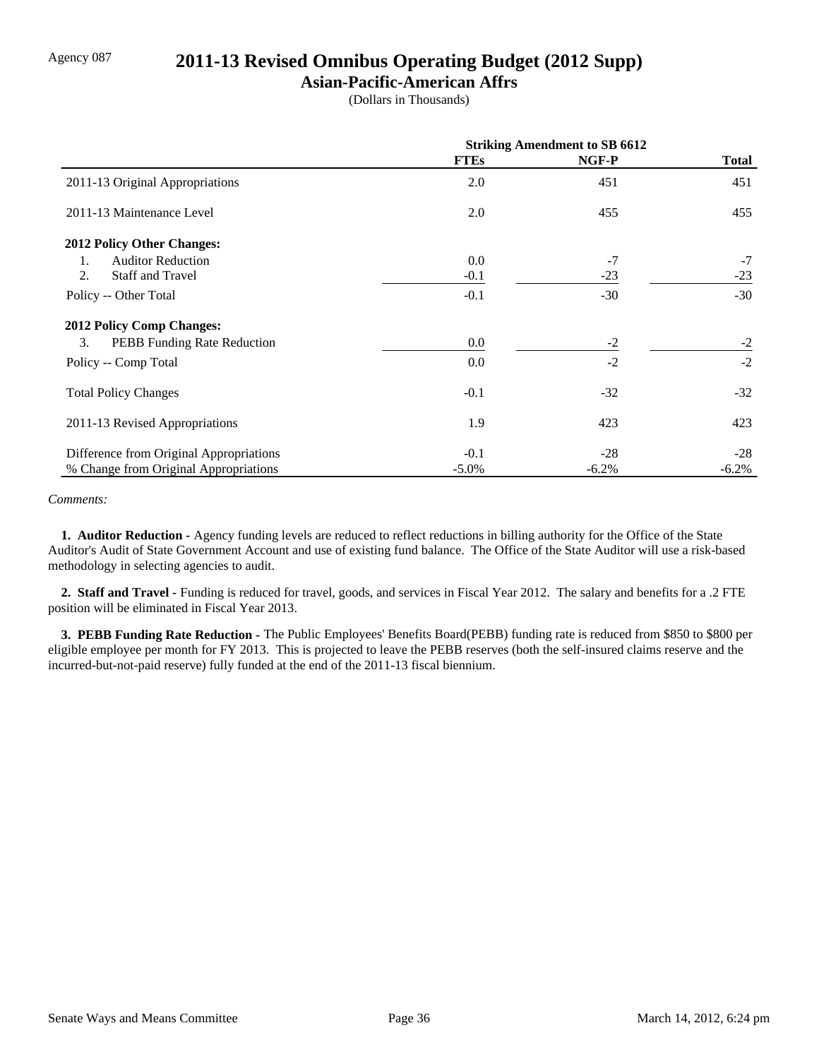Agency 087

# 2011-13 Revised Omnibus Operating Budget (2012 Supp)

## Asian-Pacific-American Affrs

(Dollars in Thousands)

| | Striking Amendment to SB 6612 | | |
|---|---|---|---|
| | **FTEs** | **NGF-P** | **Total** |
| 2011-13 Original Appropriations | 2.0 | 451 | 451 |
| 2011-13 Maintenance Level | 2.0 | 455 | 455 |
| **2012 Policy Other Changes:** | | | |
| 1. Auditor Reduction | 0.0 | -7 | -7 |
| 2. Staff and Travel | -0.1 | -23 | -23 |
| Policy -- Other Total | -0.1 | -30 | -30 |
| **2012 Policy Comp Changes:** | | | |
| 3. PEBB Funding Rate Reduction | 0.0 | -2 | -2 |
| Policy -- Comp Total | 0.0 | -2 | -2 |
| Total Policy Changes | -0.1 | -32 | -32 |
| 2011-13 Revised Appropriations | 1.9 | 423 | 423 |
| Difference from Original Appropriations | -0.1 | -28 | -28 |
| % Change from Original Appropriations | -5.0% | -6.2% | -6.2% |

*Comments:*

**1. Auditor Reduction -** Agency funding levels are reduced to reflect reductions in billing authority for the Office of the State Auditor's Audit of State Government Account and use of existing fund balance. The Office of the State Auditor will use a risk-based methodology in selecting agencies to audit.

**2. Staff and Travel -** Funding is reduced for travel, goods, and services in Fiscal Year 2012. The salary and benefits for a .2 FTE position will be eliminated in Fiscal Year 2013.

**3. PEBB Funding Rate Reduction -** The Public Employees' Benefits Board(PEBB) funding rate is reduced from $850 to $800 per eligible employee per month for FY 2013. This is projected to leave the PEBB reserves (both the self-insured claims reserve and the incurred-but-not-paid reserve) fully funded at the end of the 2011-13 fiscal biennium.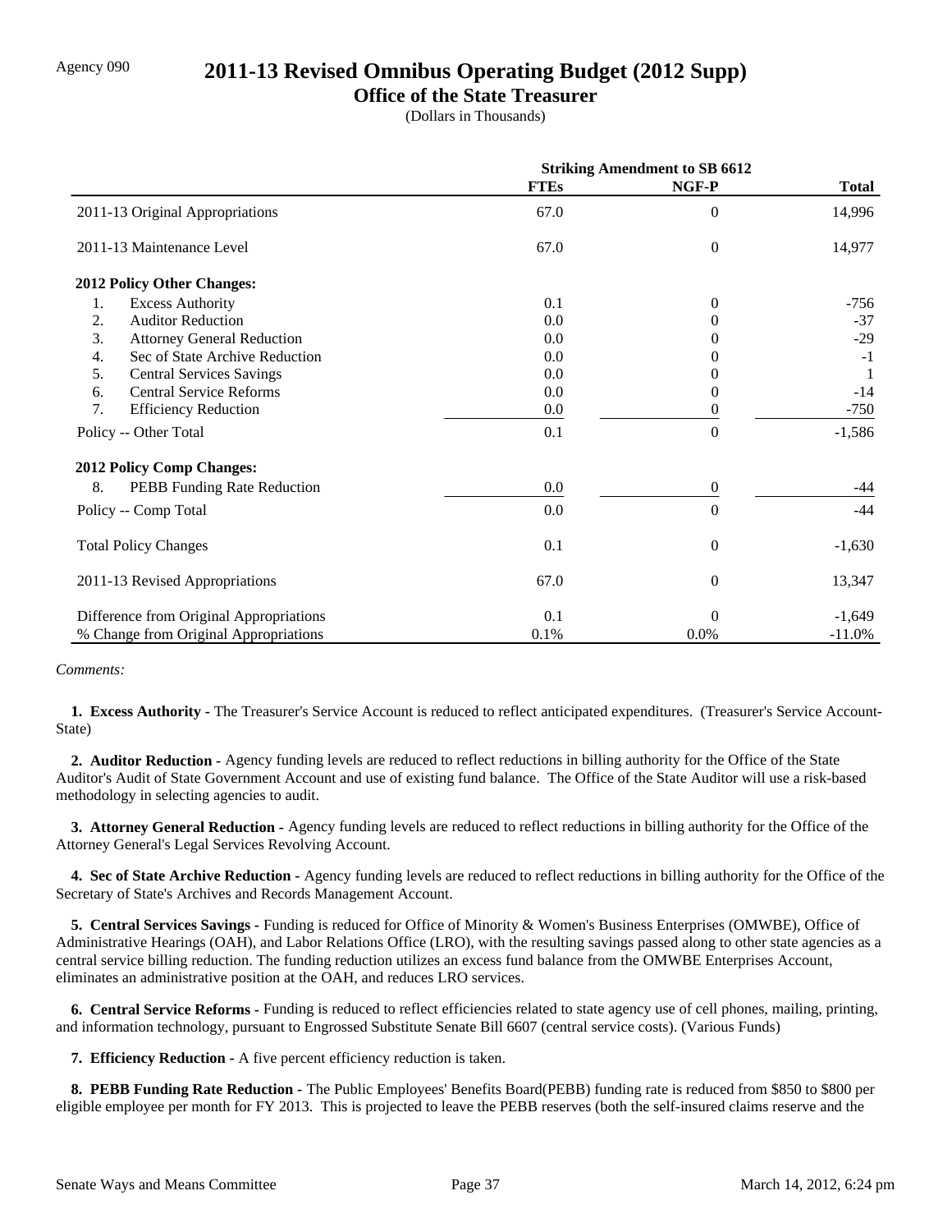Agency 090

# 2011-13 Revised Omnibus Operating Budget (2012 Supp)

## Office of the State Treasurer

(Dollars in Thousands)

| | Striking Amendment to SB 6612 | | |
|---|---|---|---|
| | **FTEs** | **NGF-P** | **Total** |
| 2011-13 Original Appropriations | 67.0 | 0 | 14,996 |
| 2011-13 Maintenance Level | 67.0 | 0 | 14,977 |
| **2012 Policy Other Changes:** | | | |
| 1. Excess Authority | 0.1 | 0 | -756 |
| 2. Auditor Reduction | 0.0 | 0 | -37 |
| 3. Attorney General Reduction | 0.0 | 0 | -29 |
| 4. Sec of State Archive Reduction | 0.0 | 0 | -1 |
| 5. Central Services Savings | 0.0 | 0 | 1 |
| 6. Central Service Reforms | 0.0 | 0 | -14 |
| 7. Efficiency Reduction | 0.0 | 0 | -750 |
| Policy -- Other Total | 0.1 | 0 | -1,586 |
| **2012 Policy Comp Changes:** | | | |
| 8. PEBB Funding Rate Reduction | 0.0 | 0 | -44 |
| Policy -- Comp Total | 0.0 | 0 | -44 |
| Total Policy Changes | 0.1 | 0 | -1,630 |
| 2011-13 Revised Appropriations | 67.0 | 0 | 13,347 |
| Difference from Original Appropriations | 0.1 | 0 | -1,649 |
| % Change from Original Appropriations | 0.1% | 0.0% | -11.0% |

*Comments:*

**1. Excess Authority -** The Treasurer's Service Account is reduced to reflect anticipated expenditures. (Treasurer's Service Account-State)

**2. Auditor Reduction -** Agency funding levels are reduced to reflect reductions in billing authority for the Office of the State Auditor's Audit of State Government Account and use of existing fund balance. The Office of the State Auditor will use a risk-based methodology in selecting agencies to audit.

**3. Attorney General Reduction -** Agency funding levels are reduced to reflect reductions in billing authority for the Office of the Attorney General's Legal Services Revolving Account.

**4. Sec of State Archive Reduction -** Agency funding levels are reduced to reflect reductions in billing authority for the Office of the Secretary of State's Archives and Records Management Account.

**5. Central Services Savings -** Funding is reduced for Office of Minority & Women's Business Enterprises (OMWBE), Office of Administrative Hearings (OAH), and Labor Relations Office (LRO), with the resulting savings passed along to other state agencies as a central service billing reduction. The funding reduction utilizes an excess fund balance from the OMWBE Enterprises Account, eliminates an administrative position at the OAH, and reduces LRO services.

**6. Central Service Reforms -** Funding is reduced to reflect efficiencies related to state agency use of cell phones, mailing, printing, and information technology, pursuant to Engrossed Substitute Senate Bill 6607 (central service costs). (Various Funds)

**7. Efficiency Reduction -** A five percent efficiency reduction is taken.

**8. PEBB Funding Rate Reduction -** The Public Employees' Benefits Board(PEBB) funding rate is reduced from $850 to $800 per eligible employee per month for FY 2013. This is projected to leave the PEBB reserves (both the self-insured claims reserve and the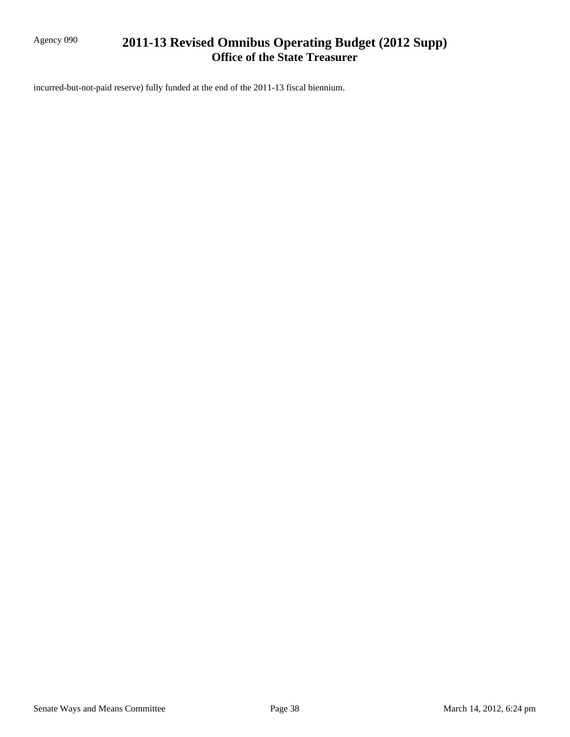incurred-but-not-paid reserve) fully funded at the end of the 2011-13 fiscal biennium.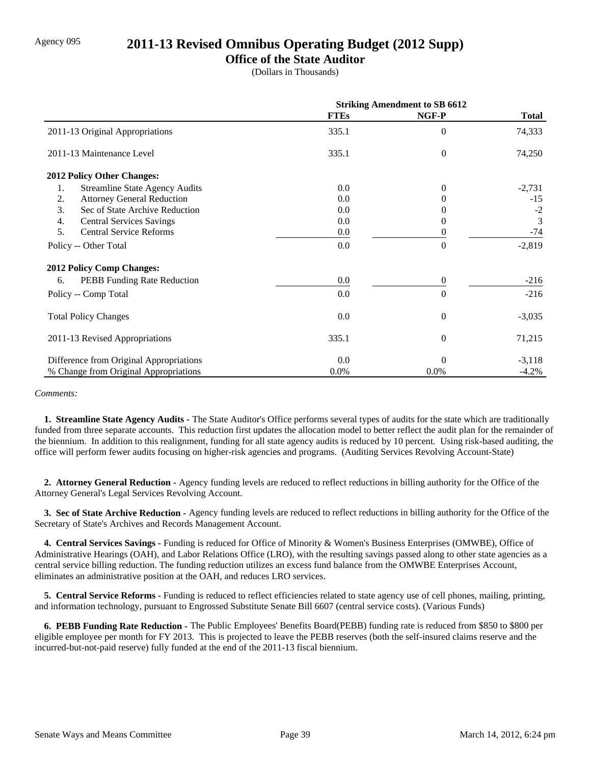Agency 095

# 2011-13 Revised Omnibus Operating Budget (2012 Supp)

## Office of the State Auditor

(Dollars in Thousands)

| | Striking Amendment to SB 6612 | | |
|---|---|---|---|
| | **FTEs** | **NGF-P** | **Total** |
| 2011-13 Original Appropriations | 335.1 | 0 | 74,333 |
| 2011-13 Maintenance Level | 335.1 | 0 | 74,250 |
| **2012 Policy Other Changes:** | | | |
| 1. Streamline State Agency Audits | 0.0 | 0 | -2,731 |
| 2. Attorney General Reduction | 0.0 | 0 | -15 |
| 3. Sec of State Archive Reduction | 0.0 | 0 | -2 |
| 4. Central Services Savings | 0.0 | 0 | 3 |
| 5. Central Service Reforms | 0.0 | 0 | -74 |
| Policy -- Other Total | 0.0 | 0 | -2,819 |
| **2012 Policy Comp Changes:** | | | |
| 6. PEBB Funding Rate Reduction | 0.0 | 0 | -216 |
| Policy -- Comp Total | 0.0 | 0 | -216 |
| Total Policy Changes | 0.0 | 0 | -3,035 |
| 2011-13 Revised Appropriations | 335.1 | 0 | 71,215 |
| Difference from Original Appropriations | 0.0 | 0 | -3,118 |
| % Change from Original Appropriations | 0.0% | 0.0% | -4.2% |

*Comments:*

**1. Streamline State Agency Audits -** The State Auditor's Office performs several types of audits for the state which are traditionally funded from three separate accounts. This reduction first updates the allocation model to better reflect the audit plan for the remainder of the biennium. In addition to this realignment, funding for all state agency audits is reduced by 10 percent. Using risk-based auditing, the office will perform fewer audits focusing on higher-risk agencies and programs. (Auditing Services Revolving Account-State)

**2. Attorney General Reduction -** Agency funding levels are reduced to reflect reductions in billing authority for the Office of the Attorney General's Legal Services Revolving Account.

**3. Sec of State Archive Reduction -** Agency funding levels are reduced to reflect reductions in billing authority for the Office of the Secretary of State's Archives and Records Management Account.

**4. Central Services Savings -** Funding is reduced for Office of Minority & Women's Business Enterprises (OMWBE), Office of Administrative Hearings (OAH), and Labor Relations Office (LRO), with the resulting savings passed along to other state agencies as a central service billing reduction. The funding reduction utilizes an excess fund balance from the OMWBE Enterprises Account, eliminates an administrative position at the OAH, and reduces LRO services.

**5. Central Service Reforms -** Funding is reduced to reflect efficiencies related to state agency use of cell phones, mailing, printing, and information technology, pursuant to Engrossed Substitute Senate Bill 6607 (central service costs). (Various Funds)

**6. PEBB Funding Rate Reduction -** The Public Employees' Benefits Board(PEBB) funding rate is reduced from $850 to $800 per eligible employee per month for FY 2013. This is projected to leave the PEBB reserves (both the self-insured claims reserve and the incurred-but-not-paid reserve) fully funded at the end of the 2011-13 fiscal biennium.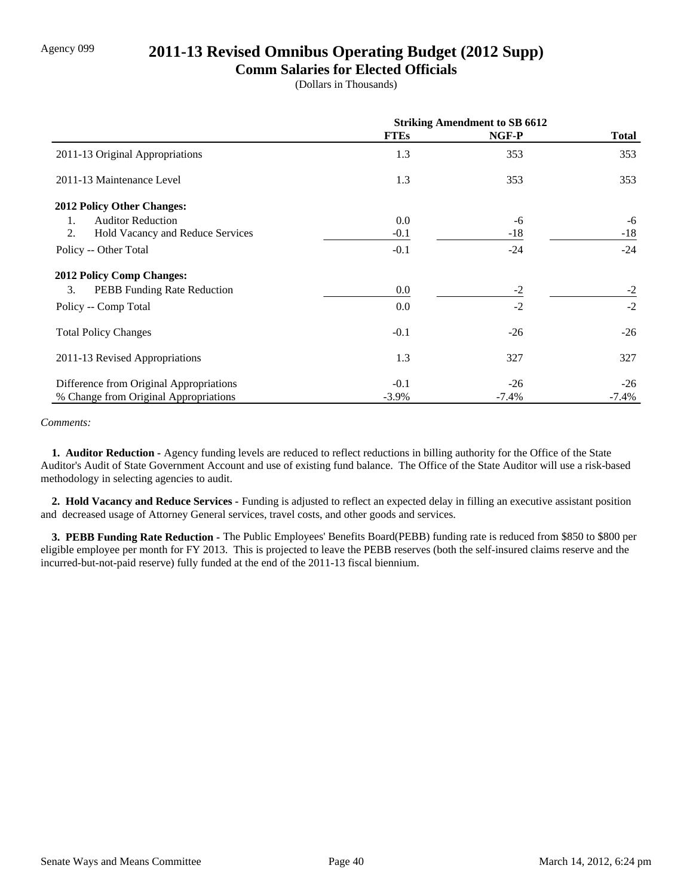Agency 099

# 2011-13 Revised Omnibus Operating Budget (2012 Supp)

## Comm Salaries for Elected Officials

(Dollars in Thousands)

| | Striking Amendment to SB 6612 | | |
|---|---|---|---|
| | **FTEs** | **NGF-P** | **Total** |
| 2011-13 Original Appropriations | 1.3 | 353 | 353 |
| 2011-13 Maintenance Level | 1.3 | 353 | 353 |
| **2012 Policy Other Changes:** | | | |
| 1. Auditor Reduction | 0.0 | -6 | -6 |
| 2. Hold Vacancy and Reduce Services | -0.1 | -18 | -18 |
| Policy -- Other Total | -0.1 | -24 | -24 |
| **2012 Policy Comp Changes:** | | | |
| 3. PEBB Funding Rate Reduction | 0.0 | -2 | -2 |
| Policy -- Comp Total | 0.0 | -2 | -2 |
| Total Policy Changes | -0.1 | -26 | -26 |
| 2011-13 Revised Appropriations | 1.3 | 327 | 327 |
| Difference from Original Appropriations | -0.1 | -26 | -26 |
| % Change from Original Appropriations | -3.9% | -7.4% | -7.4% |

*Comments:*

**1. Auditor Reduction -** Agency funding levels are reduced to reflect reductions in billing authority for the Office of the State Auditor's Audit of State Government Account and use of existing fund balance. The Office of the State Auditor will use a risk-based methodology in selecting agencies to audit.

**2. Hold Vacancy and Reduce Services -** Funding is adjusted to reflect an expected delay in filling an executive assistant position and decreased usage of Attorney General services, travel costs, and other goods and services.

**3. PEBB Funding Rate Reduction -** The Public Employees' Benefits Board(PEBB) funding rate is reduced from $850 to $800 per eligible employee per month for FY 2013. This is projected to leave the PEBB reserves (both the self-insured claims reserve and the incurred-but-not-paid reserve) fully funded at the end of the 2011-13 fiscal biennium.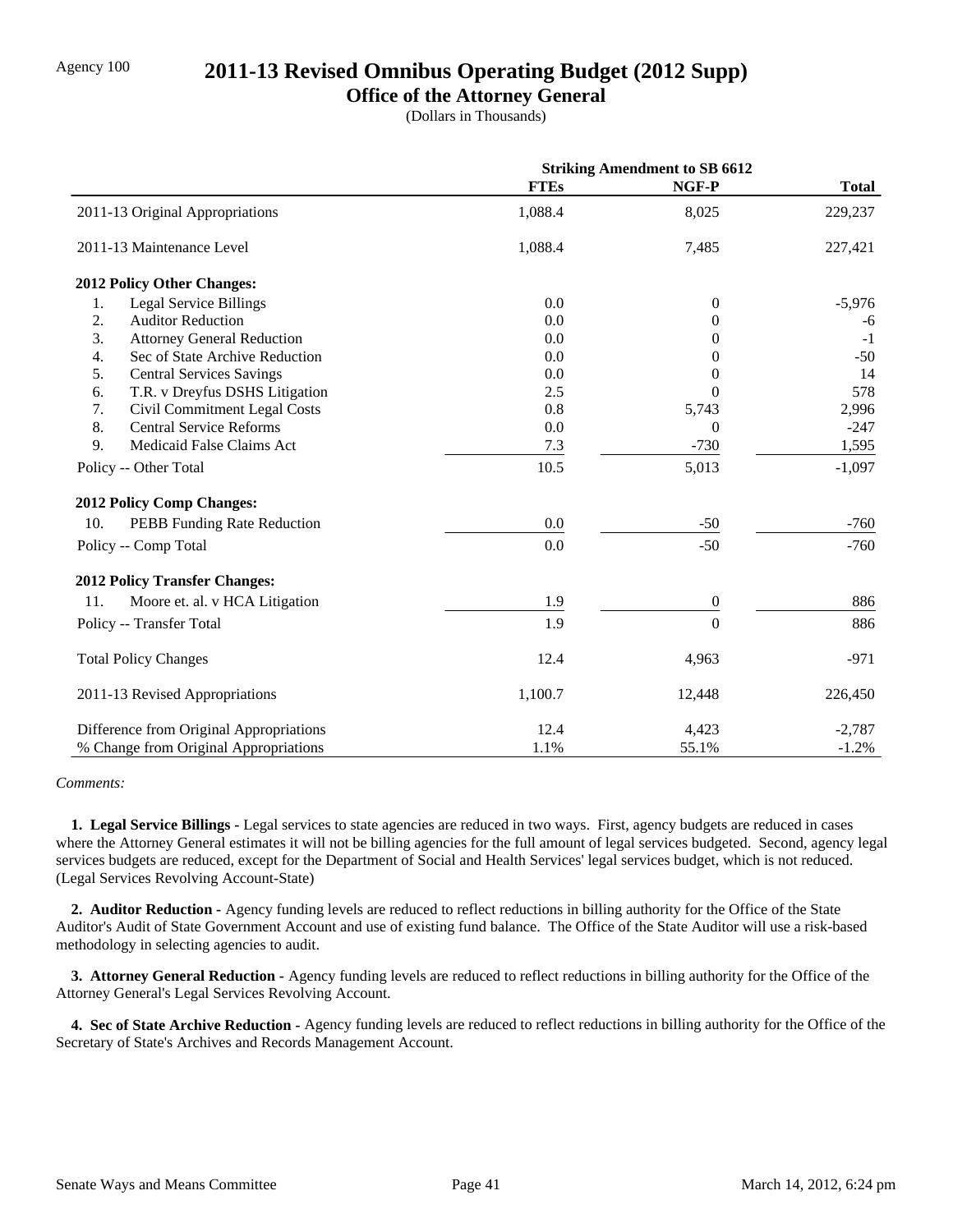Agency 100

# 2011-13 Revised Omnibus Operating Budget (2012 Supp)

## Office of the Attorney General

(Dollars in Thousands)

| | Striking Amendment to SB 6612 | | |
|---|---|---|---|
| | **FTEs** | **NGF-P** | **Total** |
| 2011-13 Original Appropriations | 1,088.4 | 8,025 | 229,237 |
| 2011-13 Maintenance Level | 1,088.4 | 7,485 | 227,421 |
| **2012 Policy Other Changes:** | | | |
| 1. Legal Service Billings | 0.0 | 0 | -5,976 |
| 2. Auditor Reduction | 0.0 | 0 | -6 |
| 3. Attorney General Reduction | 0.0 | 0 | -1 |
| 4. Sec of State Archive Reduction | 0.0 | 0 | -50 |
| 5. Central Services Savings | 0.0 | 0 | 14 |
| 6. T.R. v Dreyfus DSHS Litigation | 2.5 | 0 | 578 |
| 7. Civil Commitment Legal Costs | 0.8 | 5,743 | 2,996 |
| 8. Central Service Reforms | 0.0 | 0 | -247 |
| 9. Medicaid False Claims Act | 7.3 | -730 | 1,595 |
| Policy -- Other Total | 10.5 | 5,013 | -1,097 |
| **2012 Policy Comp Changes:** | | | |
| 10. PEBB Funding Rate Reduction | 0.0 | -50 | -760 |
| Policy -- Comp Total | 0.0 | -50 | -760 |
| **2012 Policy Transfer Changes:** | | | |
| 11. Moore et. al. v HCA Litigation | 1.9 | 0 | 886 |
| Policy -- Transfer Total | 1.9 | 0 | 886 |
| Total Policy Changes | 12.4 | 4,963 | -971 |
| 2011-13 Revised Appropriations | 1,100.7 | 12,448 | 226,450 |
| Difference from Original Appropriations | 12.4 | 4,423 | -2,787 |
| % Change from Original Appropriations | 1.1% | 55.1% | -1.2% |

*Comments:*

**1. Legal Service Billings -** Legal services to state agencies are reduced in two ways. First, agency budgets are reduced in cases where the Attorney General estimates it will not be billing agencies for the full amount of legal services budgeted. Second, agency legal services budgets are reduced, except for the Department of Social and Health Services' legal services budget, which is not reduced. (Legal Services Revolving Account-State)

**2. Auditor Reduction -** Agency funding levels are reduced to reflect reductions in billing authority for the Office of the State Auditor's Audit of State Government Account and use of existing fund balance. The Office of the State Auditor will use a risk-based methodology in selecting agencies to audit.

**3. Attorney General Reduction -** Agency funding levels are reduced to reflect reductions in billing authority for the Office of the Attorney General's Legal Services Revolving Account.

**4. Sec of State Archive Reduction -** Agency funding levels are reduced to reflect reductions in billing authority for the Office of the Secretary of State's Archives and Records Management Account.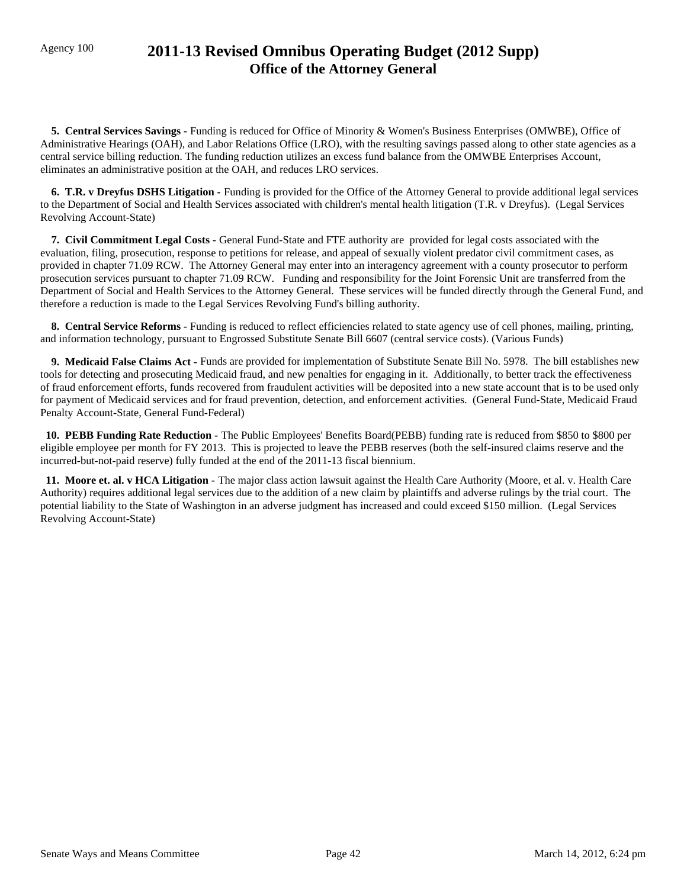Agency 100

# 2011-13 Revised Omnibus Operating Budget (2012 Supp)
## Office of the Attorney General

**5. Central Services Savings -** Funding is reduced for Office of Minority & Women's Business Enterprises (OMWBE), Office of Administrative Hearings (OAH), and Labor Relations Office (LRO), with the resulting savings passed along to other state agencies as a central service billing reduction. The funding reduction utilizes an excess fund balance from the OMWBE Enterprises Account, eliminates an administrative position at the OAH, and reduces LRO services.

**6. T.R. v Dreyfus DSHS Litigation -** Funding is provided for the Office of the Attorney General to provide additional legal services to the Department of Social and Health Services associated with children's mental health litigation (T.R. v Dreyfus). (Legal Services Revolving Account-State)

**7. Civil Commitment Legal Costs -** General Fund-State and FTE authority are provided for legal costs associated with the evaluation, filing, prosecution, response to petitions for release, and appeal of sexually violent predator civil commitment cases, as provided in chapter 71.09 RCW. The Attorney General may enter into an interagency agreement with a county prosecutor to perform prosecution services pursuant to chapter 71.09 RCW. Funding and responsibility for the Joint Forensic Unit are transferred from the Department of Social and Health Services to the Attorney General. These services will be funded directly through the General Fund, and therefore a reduction is made to the Legal Services Revolving Fund's billing authority.

**8. Central Service Reforms -** Funding is reduced to reflect efficiencies related to state agency use of cell phones, mailing, printing, and information technology, pursuant to Engrossed Substitute Senate Bill 6607 (central service costs). (Various Funds)

**9. Medicaid False Claims Act -** Funds are provided for implementation of Substitute Senate Bill No. 5978. The bill establishes new tools for detecting and prosecuting Medicaid fraud, and new penalties for engaging in it. Additionally, to better track the effectiveness of fraud enforcement efforts, funds recovered from fraudulent activities will be deposited into a new state account that is to be used only for payment of Medicaid services and for fraud prevention, detection, and enforcement activities. (General Fund-State, Medicaid Fraud Penalty Account-State, General Fund-Federal)

**10. PEBB Funding Rate Reduction -** The Public Employees' Benefits Board(PEBB) funding rate is reduced from $850 to $800 per eligible employee per month for FY 2013. This is projected to leave the PEBB reserves (both the self-insured claims reserve and the incurred-but-not-paid reserve) fully funded at the end of the 2011-13 fiscal biennium.

**11. Moore et. al. v HCA Litigation -** The major class action lawsuit against the Health Care Authority (Moore, et al. v. Health Care Authority) requires additional legal services due to the addition of a new claim by plaintiffs and adverse rulings by the trial court. The potential liability to the State of Washington in an adverse judgment has increased and could exceed $150 million. (Legal Services Revolving Account-State)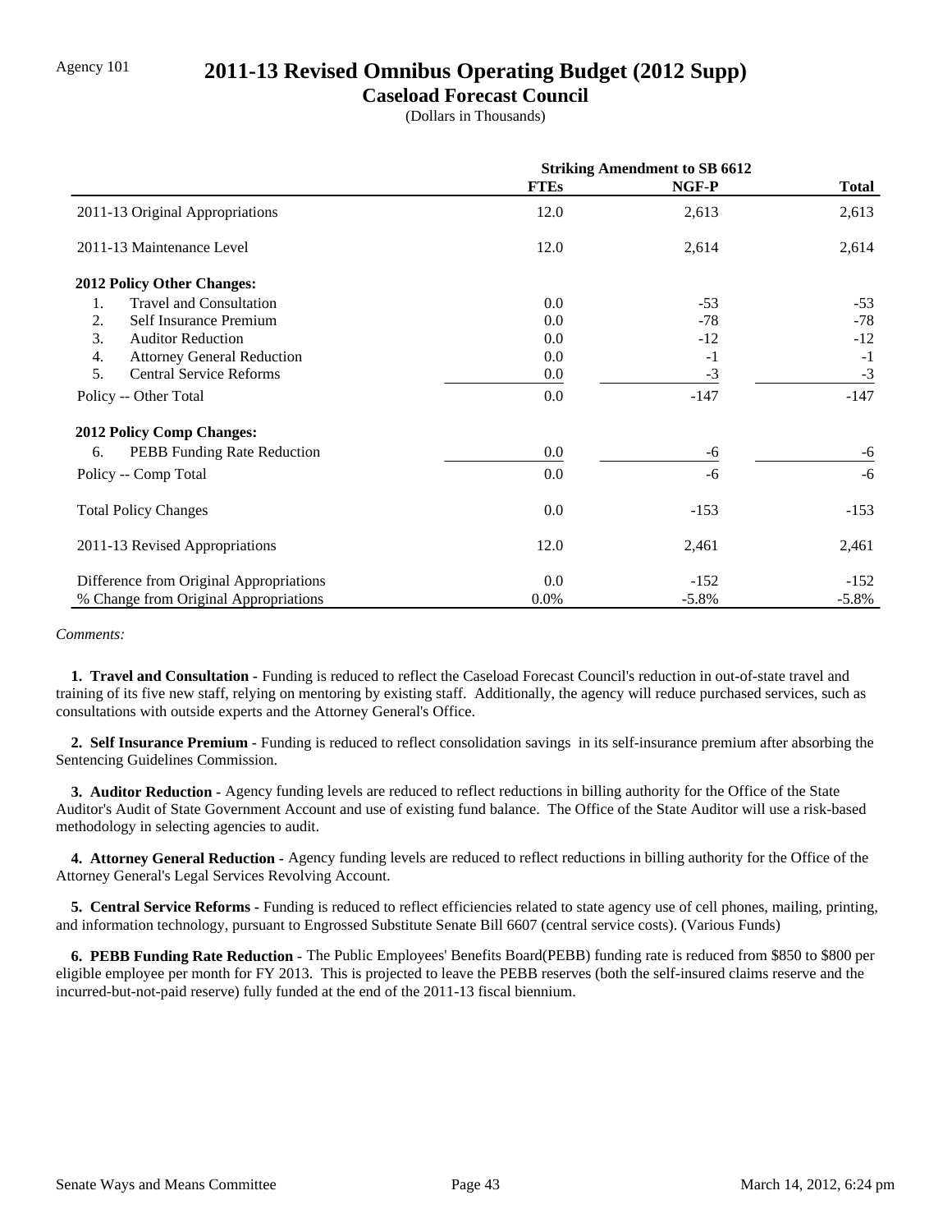Agency 101

# 2011-13 Revised Omnibus Operating Budget (2012 Supp)

## Caseload Forecast Council

(Dollars in Thousands)

| | Striking Amendment to SB 6612 | | |
|---|---|---|---|
| | FTEs | NGF-P | Total |
| 2011-13 Original Appropriations | 12.0 | 2,613 | 2,613 |
| 2011-13 Maintenance Level | 12.0 | 2,614 | 2,614 |
| **2012 Policy Other Changes:** | | | |
| 1. Travel and Consultation | 0.0 | -53 | -53 |
| 2. Self Insurance Premium | 0.0 | -78 | -78 |
| 3. Auditor Reduction | 0.0 | -12 | -12 |
| 4. Attorney General Reduction | 0.0 | -1 | -1 |
| 5. Central Service Reforms | 0.0 | -3 | -3 |
| Policy -- Other Total | 0.0 | -147 | -147 |
| **2012 Policy Comp Changes:** | | | |
| 6. PEBB Funding Rate Reduction | 0.0 | -6 | -6 |
| Policy -- Comp Total | 0.0 | -6 | -6 |
| Total Policy Changes | 0.0 | -153 | -153 |
| 2011-13 Revised Appropriations | 12.0 | 2,461 | 2,461 |
| Difference from Original Appropriations | 0.0 | -152 | -152 |
| % Change from Original Appropriations | 0.0% | -5.8% | -5.8% |

*Comments:*

**1. Travel and Consultation -** Funding is reduced to reflect the Caseload Forecast Council's reduction in out-of-state travel and training of its five new staff, relying on mentoring by existing staff. Additionally, the agency will reduce purchased services, such as consultations with outside experts and the Attorney General's Office.

**2. Self Insurance Premium -** Funding is reduced to reflect consolidation savings in its self-insurance premium after absorbing the Sentencing Guidelines Commission.

**3. Auditor Reduction -** Agency funding levels are reduced to reflect reductions in billing authority for the Office of the State Auditor's Audit of State Government Account and use of existing fund balance. The Office of the State Auditor will use a risk-based methodology in selecting agencies to audit.

**4. Attorney General Reduction -** Agency funding levels are reduced to reflect reductions in billing authority for the Office of the Attorney General's Legal Services Revolving Account.

**5. Central Service Reforms -** Funding is reduced to reflect efficiencies related to state agency use of cell phones, mailing, printing, and information technology, pursuant to Engrossed Substitute Senate Bill 6607 (central service costs). (Various Funds)

**6. PEBB Funding Rate Reduction -** The Public Employees' Benefits Board(PEBB) funding rate is reduced from $850 to $800 per eligible employee per month for FY 2013. This is projected to leave the PEBB reserves (both the self-insured claims reserve and the incurred-but-not-paid reserve) fully funded at the end of the 2011-13 fiscal biennium.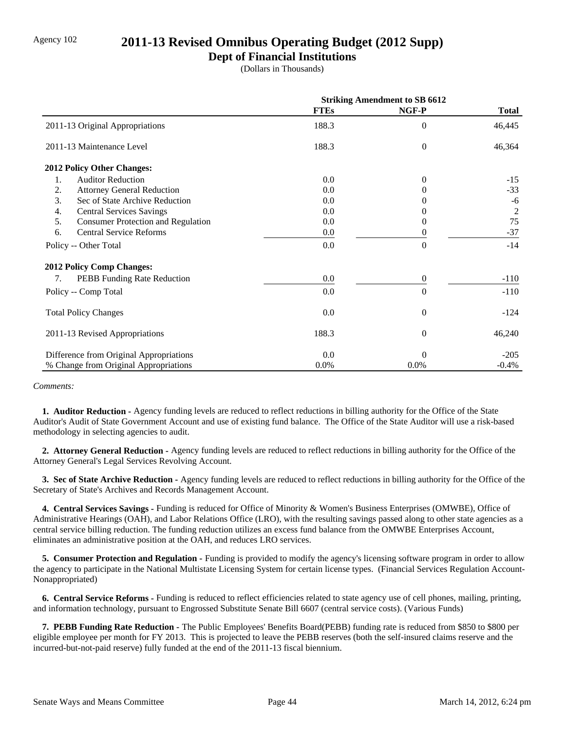Agency 102

# 2011-13 Revised Omnibus Operating Budget (2012 Supp)

## Dept of Financial Institutions

(Dollars in Thousands)

| | Striking Amendment to SB 6612 | | |
|---|---|---|---|
| | FTEs | NGF-P | Total |
| 2011-13 Original Appropriations | 188.3 | 0 | 46,445 |
| 2011-13 Maintenance Level | 188.3 | 0 | 46,364 |
| **2012 Policy Other Changes:** | | | |
| 1. Auditor Reduction | 0.0 | 0 | -15 |
| 2. Attorney General Reduction | 0.0 | 0 | -33 |
| 3. Sec of State Archive Reduction | 0.0 | 0 | -6 |
| 4. Central Services Savings | 0.0 | 0 | 2 |
| 5. Consumer Protection and Regulation | 0.0 | 0 | 75 |
| 6. Central Service Reforms | 0.0 | 0 | -37 |
| Policy -- Other Total | 0.0 | 0 | -14 |
| **2012 Policy Comp Changes:** | | | |
| 7. PEBB Funding Rate Reduction | 0.0 | 0 | -110 |
| Policy -- Comp Total | 0.0 | 0 | -110 |
| Total Policy Changes | 0.0 | 0 | -124 |
| 2011-13 Revised Appropriations | 188.3 | 0 | 46,240 |
| Difference from Original Appropriations | 0.0 | 0 | -205 |
| % Change from Original Appropriations | 0.0% | 0.0% | -0.4% |

*Comments:*

**1. Auditor Reduction -** Agency funding levels are reduced to reflect reductions in billing authority for the Office of the State Auditor's Audit of State Government Account and use of existing fund balance. The Office of the State Auditor will use a risk-based methodology in selecting agencies to audit.

**2. Attorney General Reduction -** Agency funding levels are reduced to reflect reductions in billing authority for the Office of the Attorney General's Legal Services Revolving Account.

**3. Sec of State Archive Reduction -** Agency funding levels are reduced to reflect reductions in billing authority for the Office of the Secretary of State's Archives and Records Management Account.

**4. Central Services Savings -** Funding is reduced for Office of Minority & Women's Business Enterprises (OMWBE), Office of Administrative Hearings (OAH), and Labor Relations Office (LRO), with the resulting savings passed along to other state agencies as a central service billing reduction. The funding reduction utilizes an excess fund balance from the OMWBE Enterprises Account, eliminates an administrative position at the OAH, and reduces LRO services.

**5. Consumer Protection and Regulation -** Funding is provided to modify the agency's licensing software program in order to allow the agency to participate in the National Multistate Licensing System for certain license types. (Financial Services Regulation Account-Nonappropriated)

**6. Central Service Reforms -** Funding is reduced to reflect efficiencies related to state agency use of cell phones, mailing, printing, and information technology, pursuant to Engrossed Substitute Senate Bill 6607 (central service costs). (Various Funds)

**7. PEBB Funding Rate Reduction -** The Public Employees' Benefits Board(PEBB) funding rate is reduced from $850 to $800 per eligible employee per month for FY 2013. This is projected to leave the PEBB reserves (both the self-insured claims reserve and the incurred-but-not-paid reserve) fully funded at the end of the 2011-13 fiscal biennium.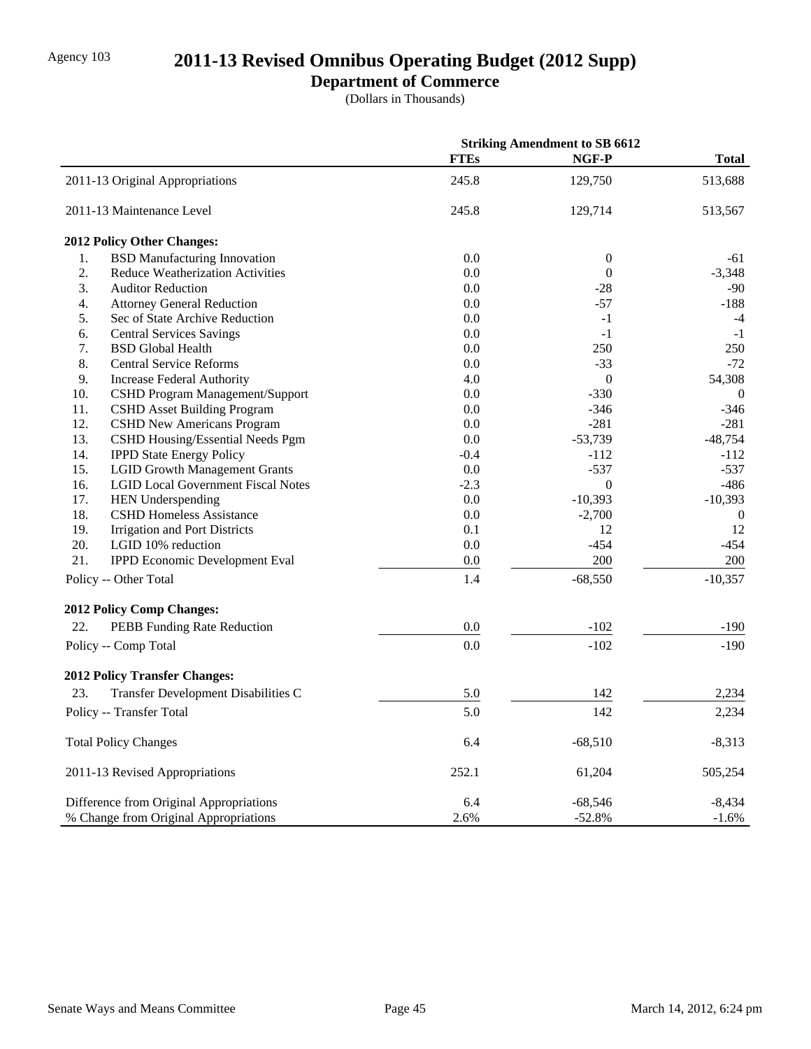Agency 103

# 2011-13 Revised Omnibus Operating Budget (2012 Supp)

## Department of Commerce

(Dollars in Thousands)

| | Striking Amendment to SB 6612 | | |
|---|---|---|---|
| | **FTEs** | **NGF-P** | **Total** |
| 2011-13 Original Appropriations | 245.8 | 129,750 | 513,688 |
| 2011-13 Maintenance Level | 245.8 | 129,714 | 513,567 |
| **2012 Policy Other Changes:** | | | |
| 1. BSD Manufacturing Innovation | 0.0 | 0 | -61 |
| 2. Reduce Weatherization Activities | 0.0 | 0 | -3,348 |
| 3. Auditor Reduction | 0.0 | -28 | -90 |
| 4. Attorney General Reduction | 0.0 | -57 | -188 |
| 5. Sec of State Archive Reduction | 0.0 | -1 | -4 |
| 6. Central Services Savings | 0.0 | -1 | -1 |
| 7. BSD Global Health | 0.0 | 250 | 250 |
| 8. Central Service Reforms | 0.0 | -33 | -72 |
| 9. Increase Federal Authority | 4.0 | 0 | 54,308 |
| 10. CSHD Program Management/Support | 0.0 | -330 | 0 |
| 11. CSHD Asset Building Program | 0.0 | -346 | -346 |
| 12. CSHD New Americans Program | 0.0 | -281 | -281 |
| 13. CSHD Housing/Essential Needs Pgm | 0.0 | -53,739 | -48,754 |
| 14. IPPD State Energy Policy | -0.4 | -112 | -112 |
| 15. LGID Growth Management Grants | 0.0 | -537 | -537 |
| 16. LGID Local Government Fiscal Notes | -2.3 | 0 | -486 |
| 17. HEN Underspending | 0.0 | -10,393 | -10,393 |
| 18. CSHD Homeless Assistance | 0.0 | -2,700 | 0 |
| 19. Irrigation and Port Districts | 0.1 | 12 | 12 |
| 20. LGID 10% reduction | 0.0 | -454 | -454 |
| 21. IPPD Economic Development Eval | 0.0 | 200 | 200 |
| Policy -- Other Total | 1.4 | -68,550 | -10,357 |
| **2012 Policy Comp Changes:** | | | |
| 22. PEBB Funding Rate Reduction | 0.0 | -102 | -190 |
| Policy -- Comp Total | 0.0 | -102 | -190 |
| **2012 Policy Transfer Changes:** | | | |
| 23. Transfer Development Disabilities C | 5.0 | 142 | 2,234 |
| Policy -- Transfer Total | 5.0 | 142 | 2,234 |
| Total Policy Changes | 6.4 | -68,510 | -8,313 |
| 2011-13 Revised Appropriations | 252.1 | 61,204 | 505,254 |
| Difference from Original Appropriations | 6.4 | -68,546 | -8,434 |
| % Change from Original Appropriations | 2.6% | -52.8% | -1.6% |

Senate Ways and Means Committee — March 14, 2012, 6:24 pm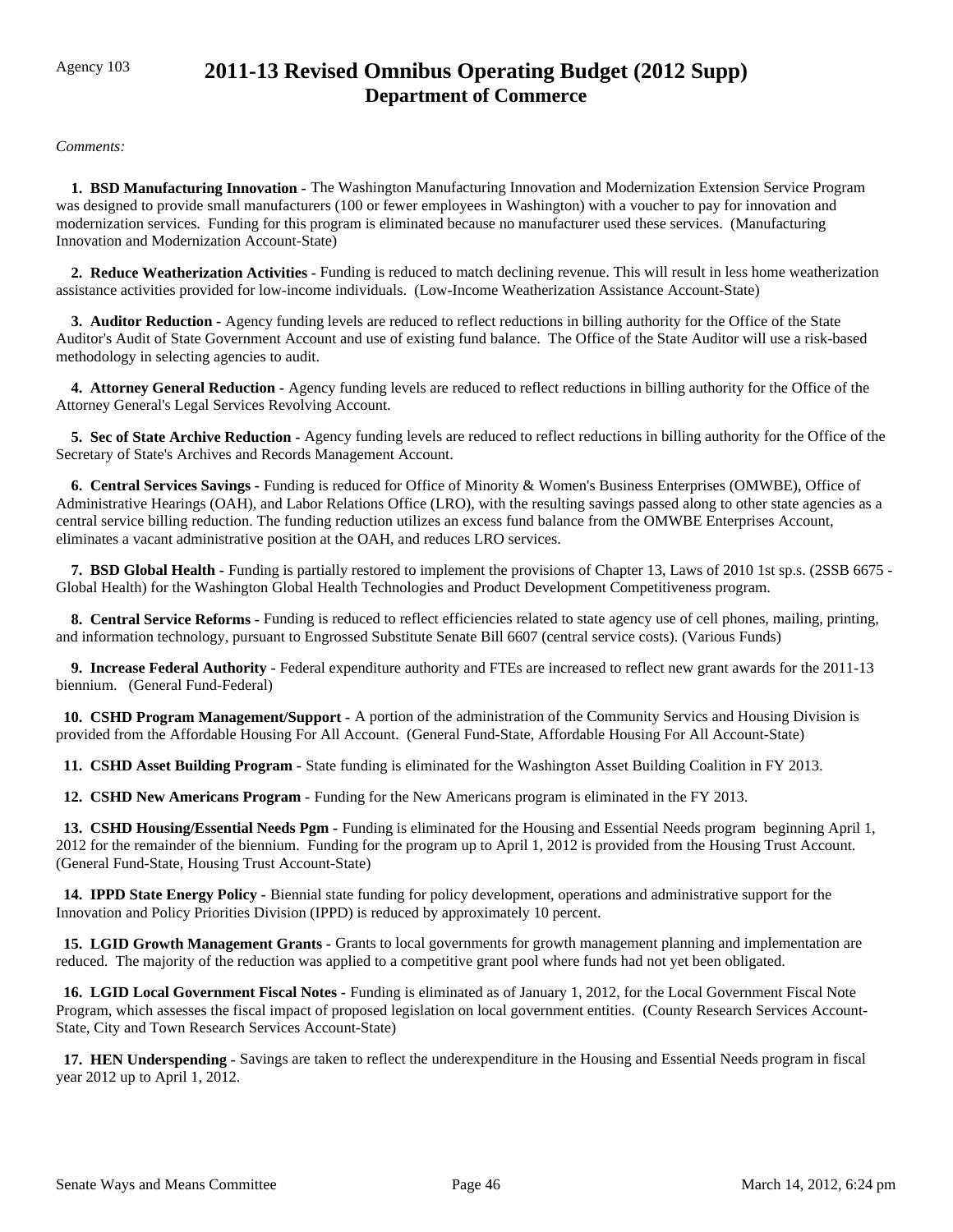Agency 103

# 2011-13 Revised Omnibus Operating Budget (2012 Supp)
## Department of Commerce

*Comments:*

**1. BSD Manufacturing Innovation -** The Washington Manufacturing Innovation and Modernization Extension Service Program was designed to provide small manufacturers (100 or fewer employees in Washington) with a voucher to pay for innovation and modernization services. Funding for this program is eliminated because no manufacturer used these services. (Manufacturing Innovation and Modernization Account-State)

**2. Reduce Weatherization Activities -** Funding is reduced to match declining revenue. This will result in less home weatherization assistance activities provided for low-income individuals. (Low-Income Weatherization Assistance Account-State)

**3. Auditor Reduction -** Agency funding levels are reduced to reflect reductions in billing authority for the Office of the State Auditor's Audit of State Government Account and use of existing fund balance. The Office of the State Auditor will use a risk-based methodology in selecting agencies to audit.

**4. Attorney General Reduction -** Agency funding levels are reduced to reflect reductions in billing authority for the Office of the Attorney General's Legal Services Revolving Account.

**5. Sec of State Archive Reduction -** Agency funding levels are reduced to reflect reductions in billing authority for the Office of the Secretary of State's Archives and Records Management Account.

**6. Central Services Savings -** Funding is reduced for Office of Minority & Women's Business Enterprises (OMWBE), Office of Administrative Hearings (OAH), and Labor Relations Office (LRO), with the resulting savings passed along to other state agencies as a central service billing reduction. The funding reduction utilizes an excess fund balance from the OMWBE Enterprises Account, eliminates a vacant administrative position at the OAH, and reduces LRO services.

**7. BSD Global Health -** Funding is partially restored to implement the provisions of Chapter 13, Laws of 2010 1st sp.s. (2SSB 6675 - Global Health) for the Washington Global Health Technologies and Product Development Competitiveness program.

**8. Central Service Reforms -** Funding is reduced to reflect efficiencies related to state agency use of cell phones, mailing, printing, and information technology, pursuant to Engrossed Substitute Senate Bill 6607 (central service costs). (Various Funds)

**9. Increase Federal Authority -** Federal expenditure authority and FTEs are increased to reflect new grant awards for the 2011-13 biennium. (General Fund-Federal)

**10. CSHD Program Management/Support -** A portion of the administration of the Community Servics and Housing Division is provided from the Affordable Housing For All Account. (General Fund-State, Affordable Housing For All Account-State)

**11. CSHD Asset Building Program -** State funding is eliminated for the Washington Asset Building Coalition in FY 2013.

**12. CSHD New Americans Program -** Funding for the New Americans program is eliminated in the FY 2013.

**13. CSHD Housing/Essential Needs Pgm -** Funding is eliminated for the Housing and Essential Needs program beginning April 1, 2012 for the remainder of the biennium. Funding for the program up to April 1, 2012 is provided from the Housing Trust Account. (General Fund-State, Housing Trust Account-State)

**14. IPPD State Energy Policy -** Biennial state funding for policy development, operations and administrative support for the Innovation and Policy Priorities Division (IPPD) is reduced by approximately 10 percent.

**15. LGID Growth Management Grants -** Grants to local governments for growth management planning and implementation are reduced. The majority of the reduction was applied to a competitive grant pool where funds had not yet been obligated.

**16. LGID Local Government Fiscal Notes -** Funding is eliminated as of January 1, 2012, for the Local Government Fiscal Note Program, which assesses the fiscal impact of proposed legislation on local government entities. (County Research Services Account-State, City and Town Research Services Account-State)

**17. HEN Underspending -** Savings are taken to reflect the underexpenditure in the Housing and Essential Needs program in fiscal year 2012 up to April 1, 2012.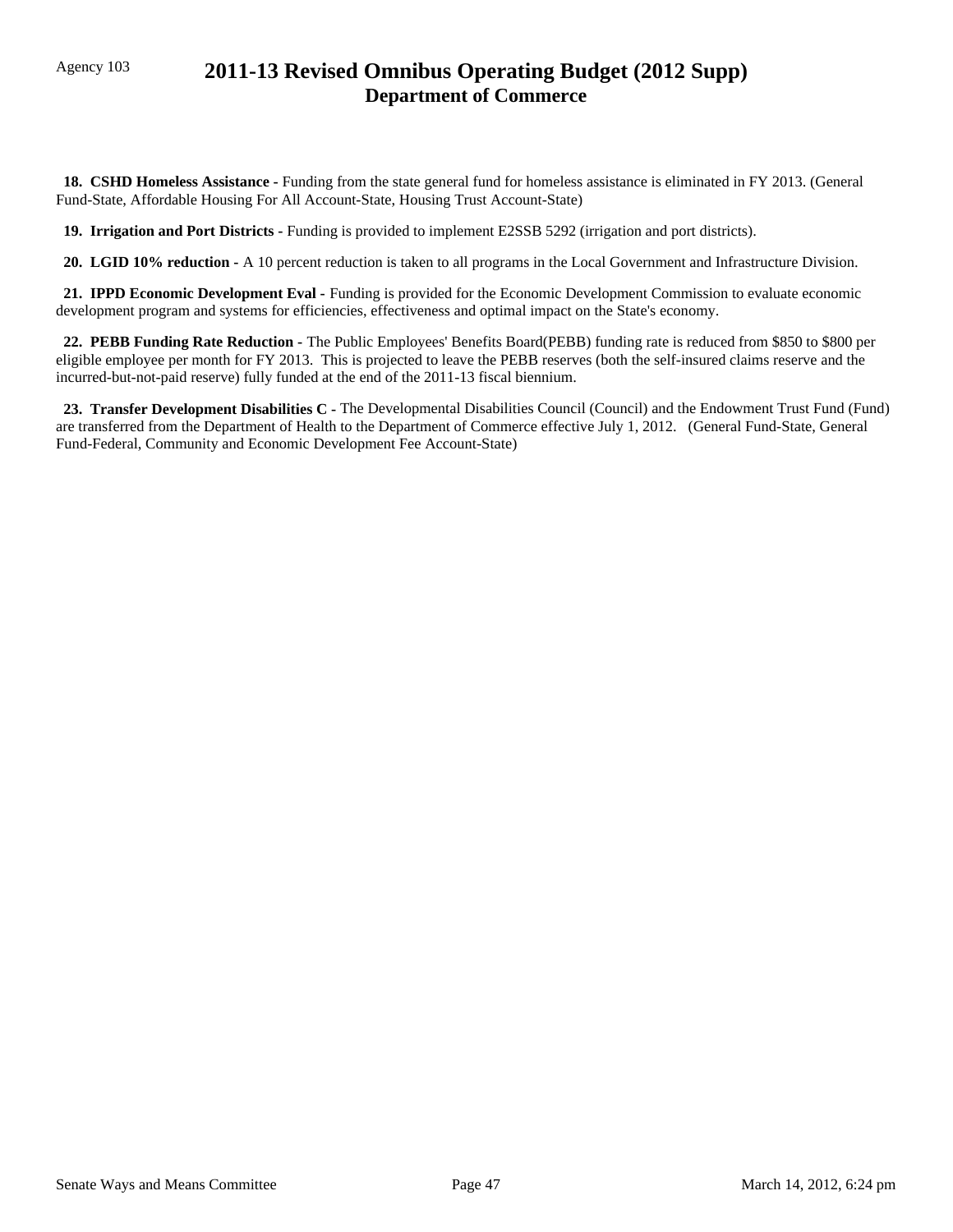Agency 103

# 2011-13 Revised Omnibus Operating Budget (2012 Supp)
## Department of Commerce

**18. CSHD Homeless Assistance -** Funding from the state general fund for homeless assistance is eliminated in FY 2013. (General Fund-State, Affordable Housing For All Account-State, Housing Trust Account-State)

**19. Irrigation and Port Districts -** Funding is provided to implement E2SSB 5292 (irrigation and port districts).

**20. LGID 10% reduction -** A 10 percent reduction is taken to all programs in the Local Government and Infrastructure Division.

**21. IPPD Economic Development Eval -** Funding is provided for the Economic Development Commission to evaluate economic development program and systems for efficiencies, effectiveness and optimal impact on the State's economy.

**22. PEBB Funding Rate Reduction -** The Public Employees' Benefits Board(PEBB) funding rate is reduced from $850 to $800 per eligible employee per month for FY 2013. This is projected to leave the PEBB reserves (both the self-insured claims reserve and the incurred-but-not-paid reserve) fully funded at the end of the 2011-13 fiscal biennium.

**23. Transfer Development Disabilities C -** The Developmental Disabilities Council (Council) and the Endowment Trust Fund (Fund) are transferred from the Department of Health to the Department of Commerce effective July 1, 2012. (General Fund-State, General Fund-Federal, Community and Economic Development Fee Account-State)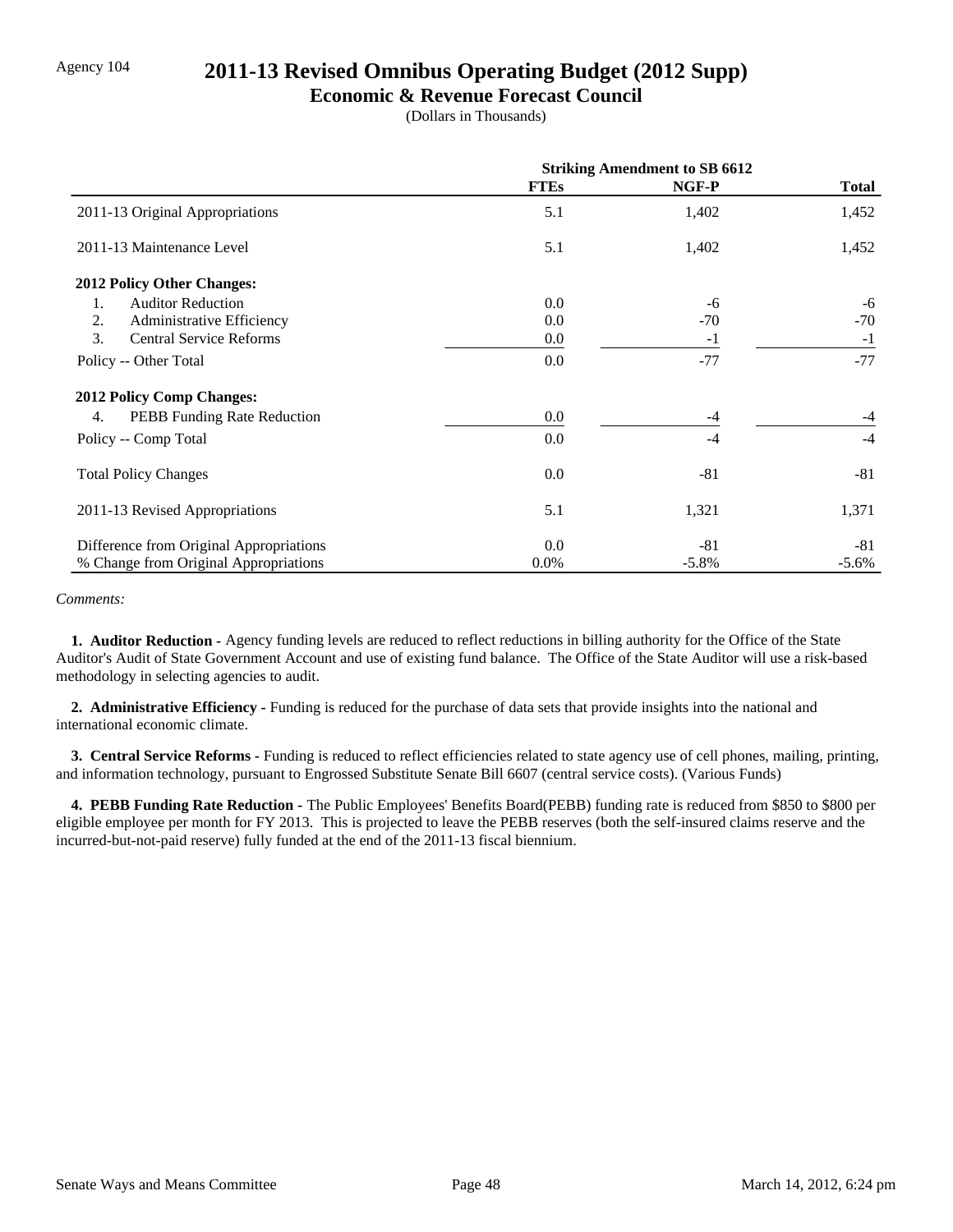Agency 104

# 2011-13 Revised Omnibus Operating Budget (2012 Supp)

## Economic & Revenue Forecast Council

(Dollars in Thousands)

| | Striking Amendment to SB 6612 | | |
|---|---|---|---|
| | **FTEs** | **NGF-P** | **Total** |
| 2011-13 Original Appropriations | 5.1 | 1,402 | 1,452 |
| 2011-13 Maintenance Level | 5.1 | 1,402 | 1,452 |
| **2012 Policy Other Changes:** | | | |
| 1. Auditor Reduction | 0.0 | -6 | -6 |
| 2. Administrative Efficiency | 0.0 | -70 | -70 |
| 3. Central Service Reforms | 0.0 | -1 | -1 |
| Policy -- Other Total | 0.0 | -77 | -77 |
| **2012 Policy Comp Changes:** | | | |
| 4. PEBB Funding Rate Reduction | 0.0 | -4 | -4 |
| Policy -- Comp Total | 0.0 | -4 | -4 |
| Total Policy Changes | 0.0 | -81 | -81 |
| 2011-13 Revised Appropriations | 5.1 | 1,321 | 1,371 |
| Difference from Original Appropriations | 0.0 | -81 | -81 |
| % Change from Original Appropriations | 0.0% | -5.8% | -5.6% |

*Comments:*

**1. Auditor Reduction -** Agency funding levels are reduced to reflect reductions in billing authority for the Office of the State Auditor's Audit of State Government Account and use of existing fund balance. The Office of the State Auditor will use a risk-based methodology in selecting agencies to audit.

**2. Administrative Efficiency -** Funding is reduced for the purchase of data sets that provide insights into the national and international economic climate.

**3. Central Service Reforms -** Funding is reduced to reflect efficiencies related to state agency use of cell phones, mailing, printing, and information technology, pursuant to Engrossed Substitute Senate Bill 6607 (central service costs). (Various Funds)

**4. PEBB Funding Rate Reduction -** The Public Employees' Benefits Board(PEBB) funding rate is reduced from $850 to $800 per eligible employee per month for FY 2013. This is projected to leave the PEBB reserves (both the self-insured claims reserve and the incurred-but-not-paid reserve) fully funded at the end of the 2011-13 fiscal biennium.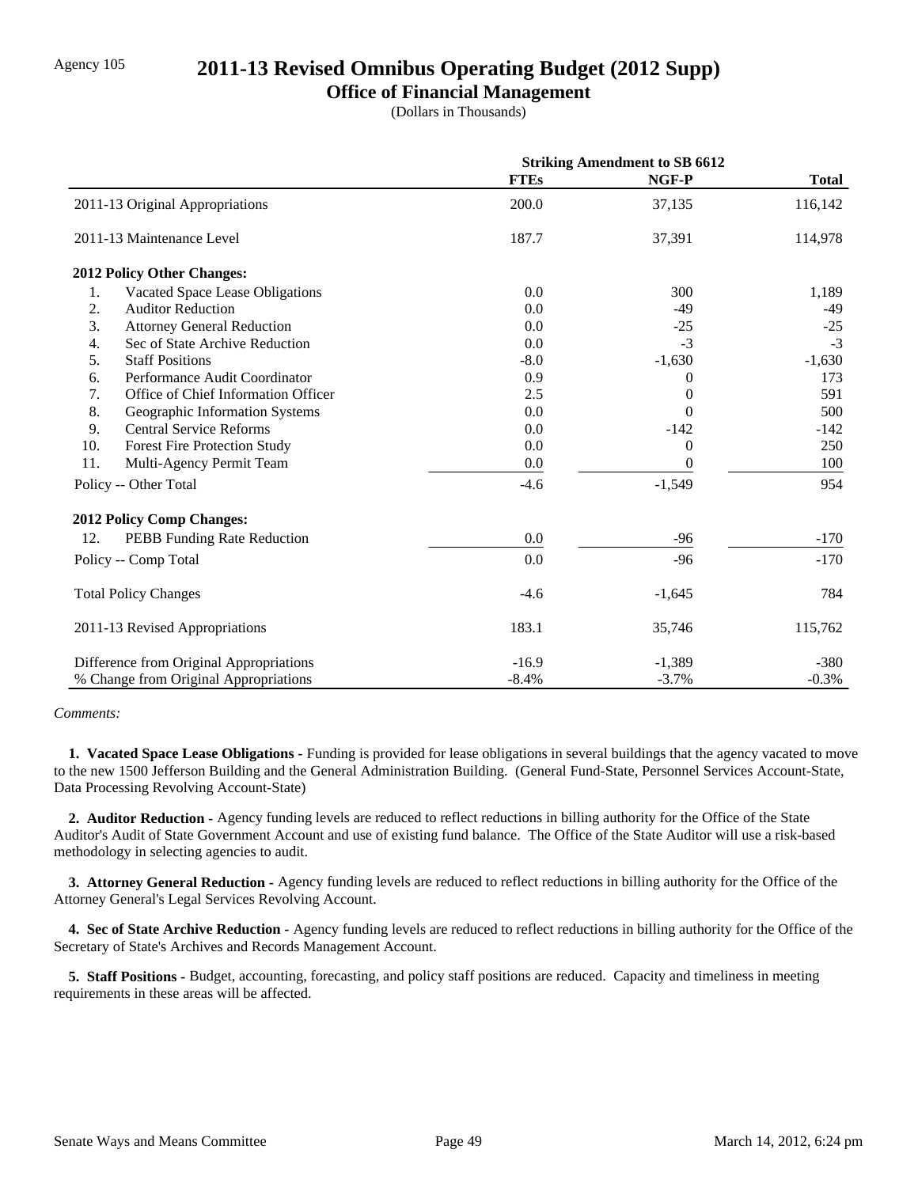Agency 105

# 2011-13 Revised Omnibus Operating Budget (2012 Supp)

## Office of Financial Management

(Dollars in Thousands)

| | Striking Amendment to SB 6612 | | |
|---|---|---|---|
| | **FTEs** | **NGF-P** | **Total** |
| 2011-13 Original Appropriations | 200.0 | 37,135 | 116,142 |
| 2011-13 Maintenance Level | 187.7 | 37,391 | 114,978 |
| **2012 Policy Other Changes:** | | | |
| 1. Vacated Space Lease Obligations | 0.0 | 300 | 1,189 |
| 2. Auditor Reduction | 0.0 | -49 | -49 |
| 3. Attorney General Reduction | 0.0 | -25 | -25 |
| 4. Sec of State Archive Reduction | 0.0 | -3 | -3 |
| 5. Staff Positions | -8.0 | -1,630 | -1,630 |
| 6. Performance Audit Coordinator | 0.9 | 0 | 173 |
| 7. Office of Chief Information Officer | 2.5 | 0 | 591 |
| 8. Geographic Information Systems | 0.0 | 0 | 500 |
| 9. Central Service Reforms | 0.0 | -142 | -142 |
| 10. Forest Fire Protection Study | 0.0 | 0 | 250 |
| 11. Multi-Agency Permit Team | 0.0 | 0 | 100 |
| Policy -- Other Total | -4.6 | -1,549 | 954 |
| **2012 Policy Comp Changes:** | | | |
| 12. PEBB Funding Rate Reduction | 0.0 | -96 | -170 |
| Policy -- Comp Total | 0.0 | -96 | -170 |
| Total Policy Changes | -4.6 | -1,645 | 784 |
| 2011-13 Revised Appropriations | 183.1 | 35,746 | 115,762 |
| Difference from Original Appropriations | -16.9 | -1,389 | -380 |
| % Change from Original Appropriations | -8.4% | -3.7% | -0.3% |

*Comments:*

**1. Vacated Space Lease Obligations -** Funding is provided for lease obligations in several buildings that the agency vacated to move to the new 1500 Jefferson Building and the General Administration Building. (General Fund-State, Personnel Services Account-State, Data Processing Revolving Account-State)

**2. Auditor Reduction -** Agency funding levels are reduced to reflect reductions in billing authority for the Office of the State Auditor's Audit of State Government Account and use of existing fund balance. The Office of the State Auditor will use a risk-based methodology in selecting agencies to audit.

**3. Attorney General Reduction -** Agency funding levels are reduced to reflect reductions in billing authority for the Office of the Attorney General's Legal Services Revolving Account.

**4. Sec of State Archive Reduction -** Agency funding levels are reduced to reflect reductions in billing authority for the Office of the Secretary of State's Archives and Records Management Account.

**5. Staff Positions -** Budget, accounting, forecasting, and policy staff positions are reduced. Capacity and timeliness in meeting requirements in these areas will be affected.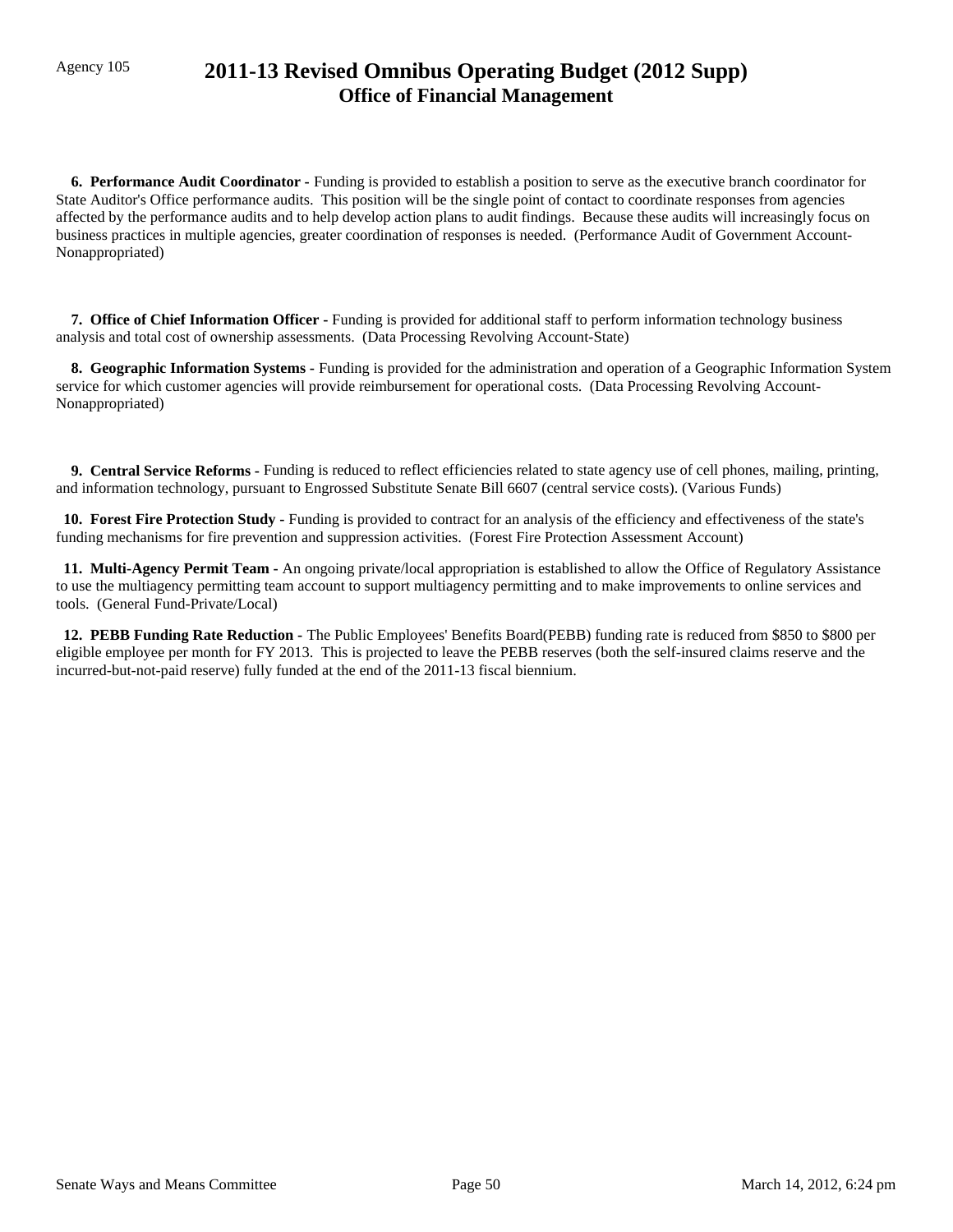Agency 105

# 2011-13 Revised Omnibus Operating Budget (2012 Supp)
## Office of Financial Management

**6. Performance Audit Coordinator -** Funding is provided to establish a position to serve as the executive branch coordinator for State Auditor's Office performance audits. This position will be the single point of contact to coordinate responses from agencies affected by the performance audits and to help develop action plans to audit findings. Because these audits will increasingly focus on business practices in multiple agencies, greater coordination of responses is needed. (Performance Audit of Government Account-Nonappropriated)

**7. Office of Chief Information Officer -** Funding is provided for additional staff to perform information technology business analysis and total cost of ownership assessments. (Data Processing Revolving Account-State)

**8. Geographic Information Systems -** Funding is provided for the administration and operation of a Geographic Information System service for which customer agencies will provide reimbursement for operational costs. (Data Processing Revolving Account-Nonappropriated)

**9. Central Service Reforms -** Funding is reduced to reflect efficiencies related to state agency use of cell phones, mailing, printing, and information technology, pursuant to Engrossed Substitute Senate Bill 6607 (central service costs). (Various Funds)

**10. Forest Fire Protection Study -** Funding is provided to contract for an analysis of the efficiency and effectiveness of the state's funding mechanisms for fire prevention and suppression activities. (Forest Fire Protection Assessment Account)

**11. Multi-Agency Permit Team -** An ongoing private/local appropriation is established to allow the Office of Regulatory Assistance to use the multiagency permitting team account to support multiagency permitting and to make improvements to online services and tools. (General Fund-Private/Local)

**12. PEBB Funding Rate Reduction -** The Public Employees' Benefits Board(PEBB) funding rate is reduced from $850 to $800 per eligible employee per month for FY 2013. This is projected to leave the PEBB reserves (both the self-insured claims reserve and the incurred-but-not-paid reserve) fully funded at the end of the 2011-13 fiscal biennium.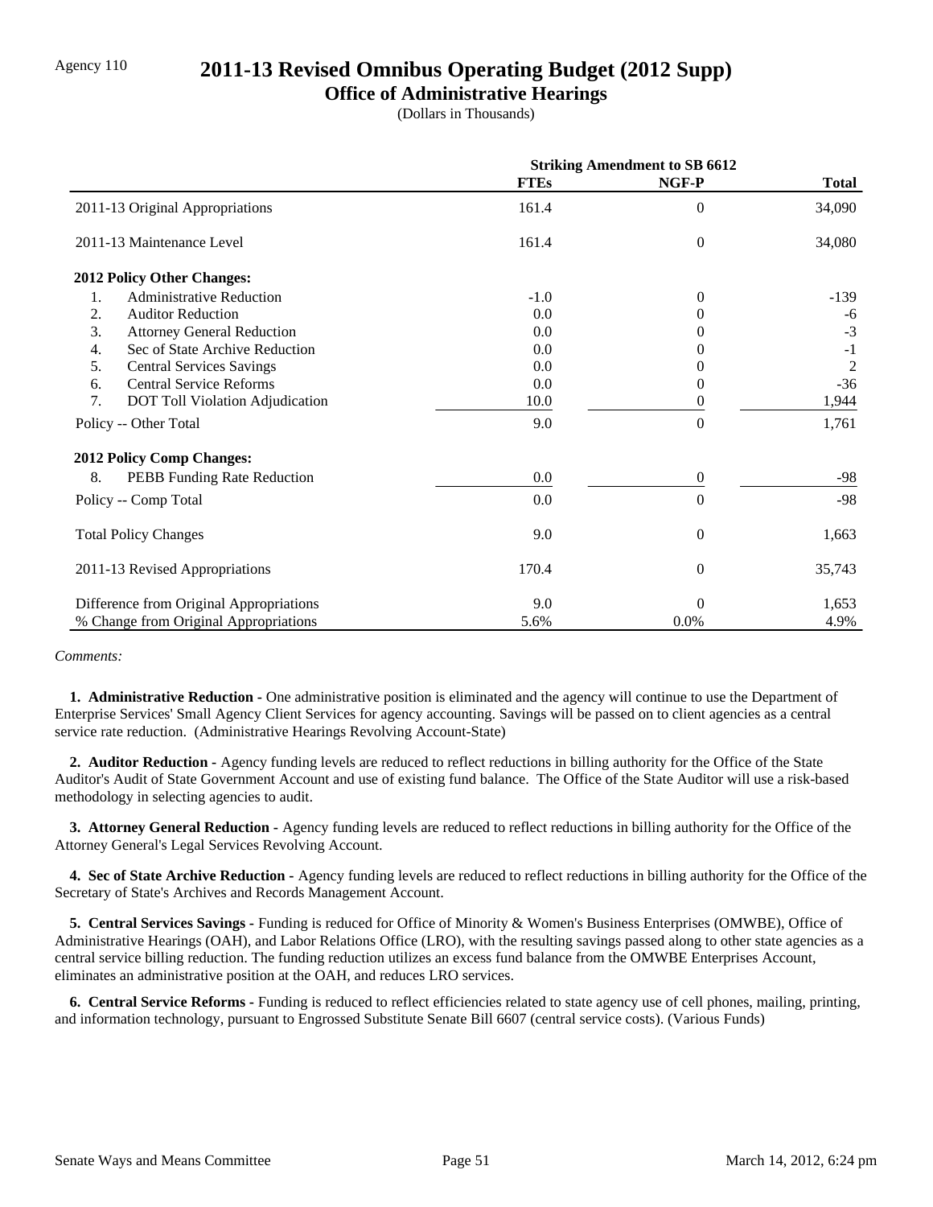Agency 110

# 2011-13 Revised Omnibus Operating Budget (2012 Supp)

## Office of Administrative Hearings

(Dollars in Thousands)

| | Striking Amendment to SB 6612 | | |
|---|---|---|---|
| | FTEs | NGF-P | Total |
| 2011-13 Original Appropriations | 161.4 | 0 | 34,090 |
| 2011-13 Maintenance Level | 161.4 | 0 | 34,080 |
| **2012 Policy Other Changes:** | | | |
| 1. Administrative Reduction | -1.0 | 0 | -139 |
| 2. Auditor Reduction | 0.0 | 0 | -6 |
| 3. Attorney General Reduction | 0.0 | 0 | -3 |
| 4. Sec of State Archive Reduction | 0.0 | 0 | -1 |
| 5. Central Services Savings | 0.0 | 0 | 2 |
| 6. Central Service Reforms | 0.0 | 0 | -36 |
| 7. DOT Toll Violation Adjudication | 10.0 | 0 | 1,944 |
| Policy -- Other Total | 9.0 | 0 | 1,761 |
| **2012 Policy Comp Changes:** | | | |
| 8. PEBB Funding Rate Reduction | 0.0 | 0 | -98 |
| Policy -- Comp Total | 0.0 | 0 | -98 |
| Total Policy Changes | 9.0 | 0 | 1,663 |
| 2011-13 Revised Appropriations | 170.4 | 0 | 35,743 |
| Difference from Original Appropriations | 9.0 | 0 | 1,653 |
| % Change from Original Appropriations | 5.6% | 0.0% | 4.9% |

*Comments:*

**1. Administrative Reduction -** One administrative position is eliminated and the agency will continue to use the Department of Enterprise Services' Small Agency Client Services for agency accounting. Savings will be passed on to client agencies as a central service rate reduction. (Administrative Hearings Revolving Account-State)

**2. Auditor Reduction -** Agency funding levels are reduced to reflect reductions in billing authority for the Office of the State Auditor's Audit of State Government Account and use of existing fund balance. The Office of the State Auditor will use a risk-based methodology in selecting agencies to audit.

**3. Attorney General Reduction -** Agency funding levels are reduced to reflect reductions in billing authority for the Office of the Attorney General's Legal Services Revolving Account.

**4. Sec of State Archive Reduction -** Agency funding levels are reduced to reflect reductions in billing authority for the Office of the Secretary of State's Archives and Records Management Account.

**5. Central Services Savings -** Funding is reduced for Office of Minority & Women's Business Enterprises (OMWBE), Office of Administrative Hearings (OAH), and Labor Relations Office (LRO), with the resulting savings passed along to other state agencies as a central service billing reduction. The funding reduction utilizes an excess fund balance from the OMWBE Enterprises Account, eliminates an administrative position at the OAH, and reduces LRO services.

**6. Central Service Reforms -** Funding is reduced to reflect efficiencies related to state agency use of cell phones, mailing, printing, and information technology, pursuant to Engrossed Substitute Senate Bill 6607 (central service costs). (Various Funds)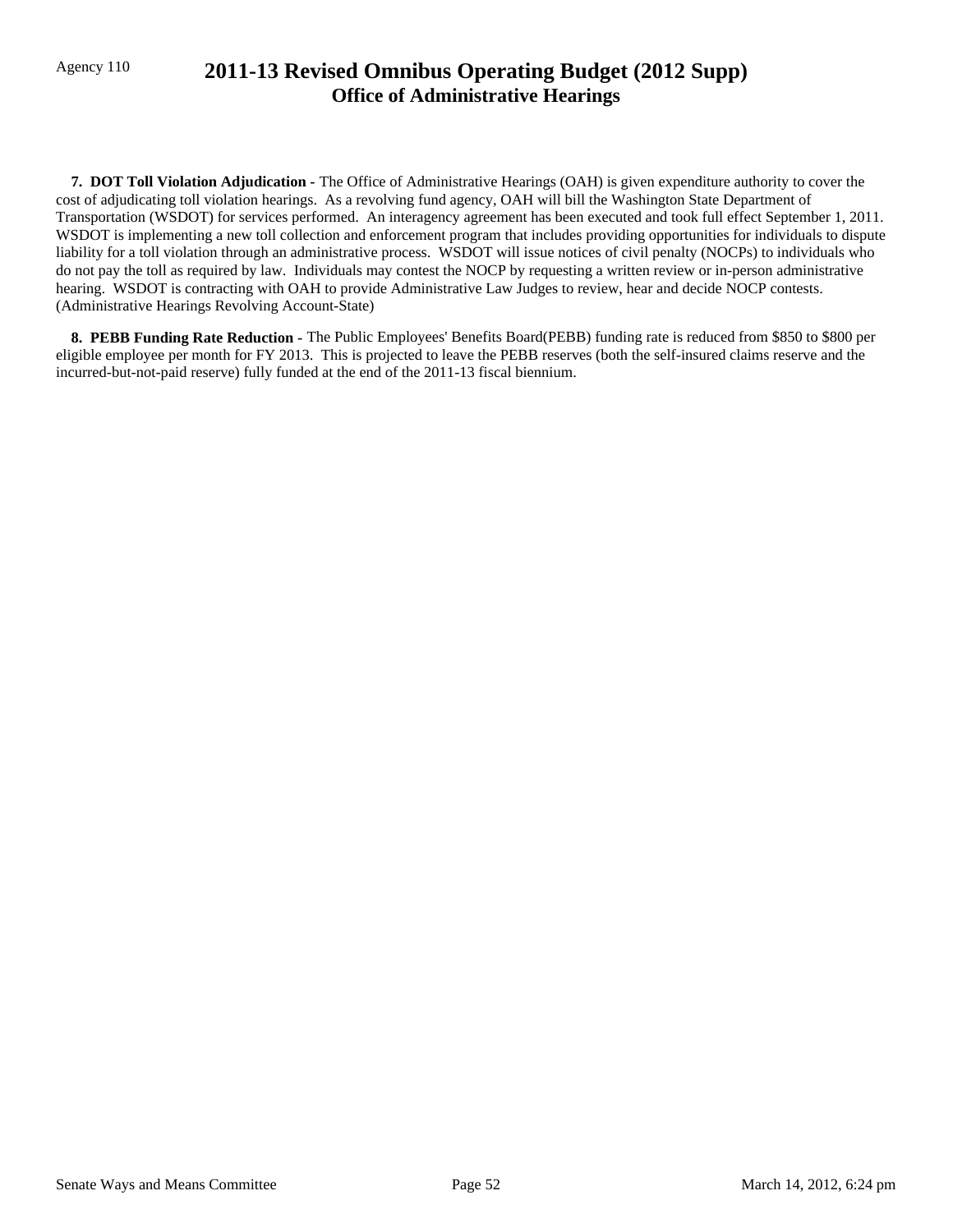Agency 110

# 2011-13 Revised Omnibus Operating Budget (2012 Supp)
## Office of Administrative Hearings

**7. DOT Toll Violation Adjudication -** The Office of Administrative Hearings (OAH) is given expenditure authority to cover the cost of adjudicating toll violation hearings. As a revolving fund agency, OAH will bill the Washington State Department of Transportation (WSDOT) for services performed. An interagency agreement has been executed and took full effect September 1, 2011. WSDOT is implementing a new toll collection and enforcement program that includes providing opportunities for individuals to dispute liability for a toll violation through an administrative process. WSDOT will issue notices of civil penalty (NOCPs) to individuals who do not pay the toll as required by law. Individuals may contest the NOCP by requesting a written review or in-person administrative hearing. WSDOT is contracting with OAH to provide Administrative Law Judges to review, hear and decide NOCP contests. (Administrative Hearings Revolving Account-State)

**8. PEBB Funding Rate Reduction -** The Public Employees' Benefits Board(PEBB) funding rate is reduced from $850 to $800 per eligible employee per month for FY 2013. This is projected to leave the PEBB reserves (both the self-insured claims reserve and the incurred-but-not-paid reserve) fully funded at the end of the 2011-13 fiscal biennium.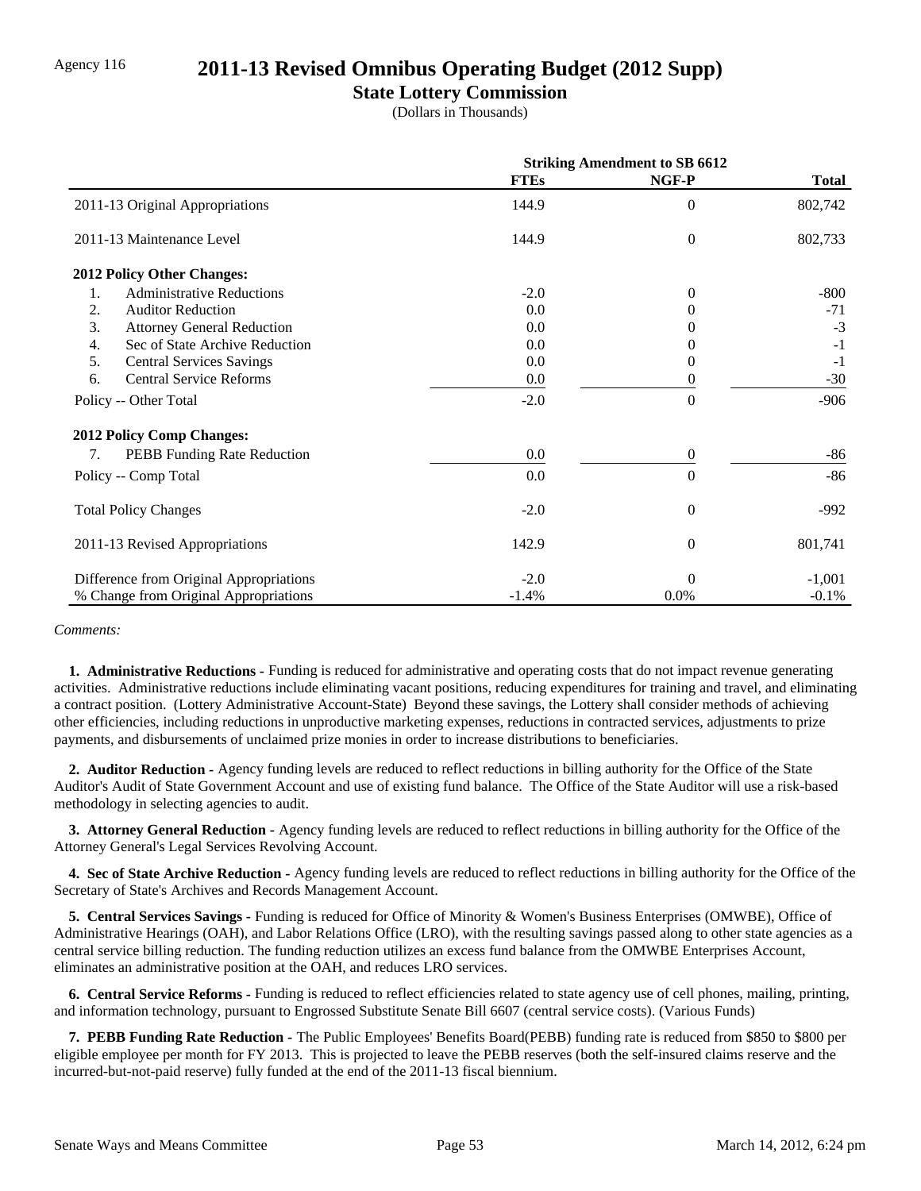Agency 116

# 2011-13 Revised Omnibus Operating Budget (2012 Supp)

## State Lottery Commission

(Dollars in Thousands)

| | Striking Amendment to SB 6612 | | |
|---|---|---|---|
| | FTEs | NGF-P | Total |
| 2011-13 Original Appropriations | 144.9 | 0 | 802,742 |
| 2011-13 Maintenance Level | 144.9 | 0 | 802,733 |
| **2012 Policy Other Changes:** | | | |
| 1. Administrative Reductions | -2.0 | 0 | -800 |
| 2. Auditor Reduction | 0.0 | 0 | -71 |
| 3. Attorney General Reduction | 0.0 | 0 | -3 |
| 4. Sec of State Archive Reduction | 0.0 | 0 | -1 |
| 5. Central Services Savings | 0.0 | 0 | -1 |
| 6. Central Service Reforms | 0.0 | 0 | -30 |
| Policy -- Other Total | -2.0 | 0 | -906 |
| **2012 Policy Comp Changes:** | | | |
| 7. PEBB Funding Rate Reduction | 0.0 | 0 | -86 |
| Policy -- Comp Total | 0.0 | 0 | -86 |
| Total Policy Changes | -2.0 | 0 | -992 |
| 2011-13 Revised Appropriations | 142.9 | 0 | 801,741 |
| Difference from Original Appropriations | -2.0 | 0 | -1,001 |
| % Change from Original Appropriations | -1.4% | 0.0% | -0.1% |

*Comments:*

**1. Administrative Reductions -** Funding is reduced for administrative and operating costs that do not impact revenue generating activities. Administrative reductions include eliminating vacant positions, reducing expenditures for training and travel, and eliminating a contract position. (Lottery Administrative Account-State) Beyond these savings, the Lottery shall consider methods of achieving other efficiencies, including reductions in unproductive marketing expenses, reductions in contracted services, adjustments to prize payments, and disbursements of unclaimed prize monies in order to increase distributions to beneficiaries.

**2. Auditor Reduction -** Agency funding levels are reduced to reflect reductions in billing authority for the Office of the State Auditor's Audit of State Government Account and use of existing fund balance. The Office of the State Auditor will use a risk-based methodology in selecting agencies to audit.

**3. Attorney General Reduction -** Agency funding levels are reduced to reflect reductions in billing authority for the Office of the Attorney General's Legal Services Revolving Account.

**4. Sec of State Archive Reduction -** Agency funding levels are reduced to reflect reductions in billing authority for the Office of the Secretary of State's Archives and Records Management Account.

**5. Central Services Savings -** Funding is reduced for Office of Minority & Women's Business Enterprises (OMWBE), Office of Administrative Hearings (OAH), and Labor Relations Office (LRO), with the resulting savings passed along to other state agencies as a central service billing reduction. The funding reduction utilizes an excess fund balance from the OMWBE Enterprises Account, eliminates an administrative position at the OAH, and reduces LRO services.

**6. Central Service Reforms -** Funding is reduced to reflect efficiencies related to state agency use of cell phones, mailing, printing, and information technology, pursuant to Engrossed Substitute Senate Bill 6607 (central service costs). (Various Funds)

**7. PEBB Funding Rate Reduction -** The Public Employees' Benefits Board(PEBB) funding rate is reduced from $850 to $800 per eligible employee per month for FY 2013. This is projected to leave the PEBB reserves (both the self-insured claims reserve and the incurred-but-not-paid reserve) fully funded at the end of the 2011-13 fiscal biennium.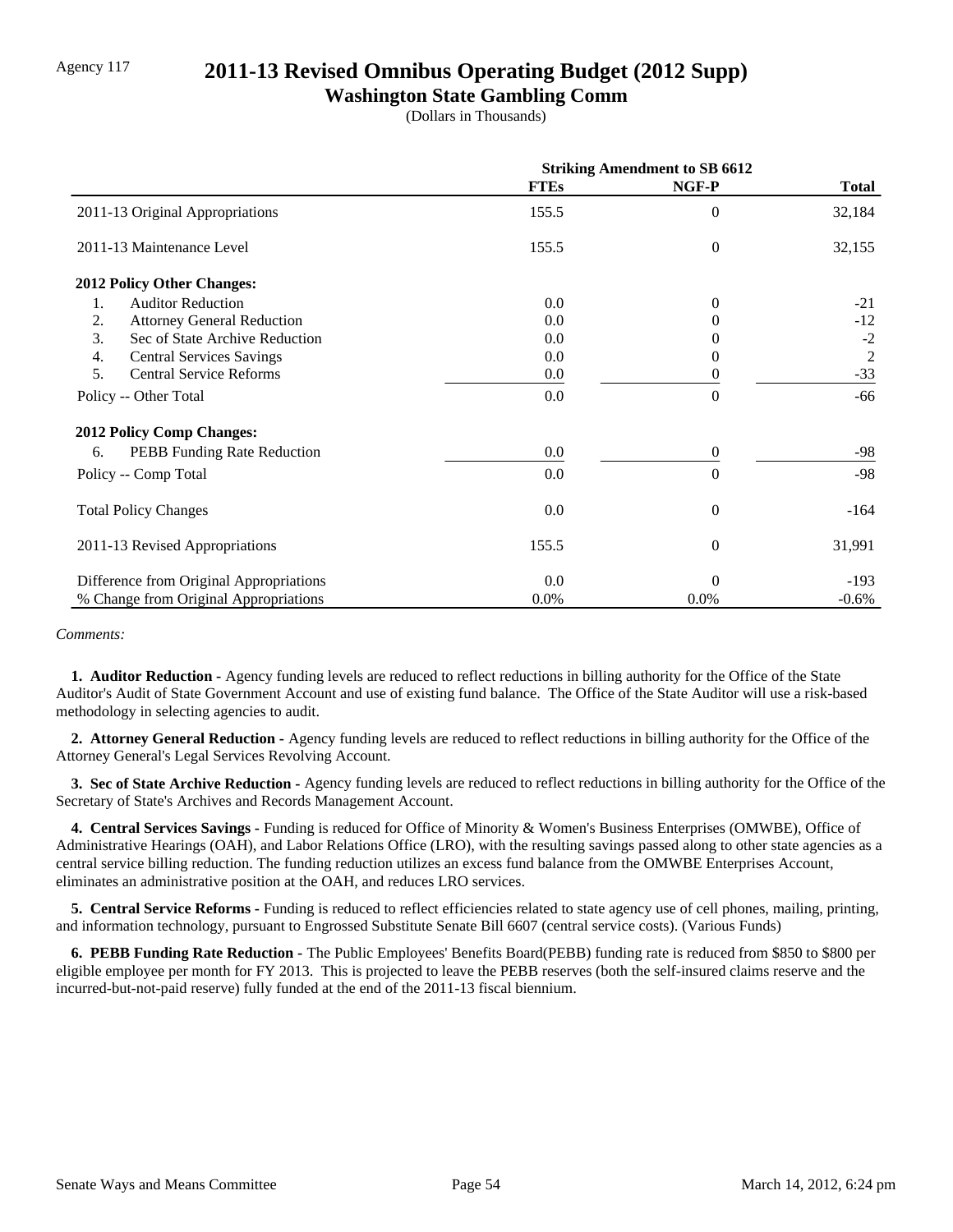Agency 117

# 2011-13 Revised Omnibus Operating Budget (2012 Supp)

## Washington State Gambling Comm

(Dollars in Thousands)

| | Striking Amendment to SB 6612 | | |
|---|---|---|---|
| | **FTEs** | **NGF-P** | **Total** |
| 2011-13 Original Appropriations | 155.5 | 0 | 32,184 |
| 2011-13 Maintenance Level | 155.5 | 0 | 32,155 |
| **2012 Policy Other Changes:** | | | |
| 1. Auditor Reduction | 0.0 | 0 | -21 |
| 2. Attorney General Reduction | 0.0 | 0 | -12 |
| 3. Sec of State Archive Reduction | 0.0 | 0 | -2 |
| 4. Central Services Savings | 0.0 | 0 | 2 |
| 5. Central Service Reforms | 0.0 | 0 | -33 |
| Policy -- Other Total | 0.0 | 0 | -66 |
| **2012 Policy Comp Changes:** | | | |
| 6. PEBB Funding Rate Reduction | 0.0 | 0 | -98 |
| Policy -- Comp Total | 0.0 | 0 | -98 |
| Total Policy Changes | 0.0 | 0 | -164 |
| 2011-13 Revised Appropriations | 155.5 | 0 | 31,991 |
| Difference from Original Appropriations | 0.0 | 0 | -193 |
| % Change from Original Appropriations | 0.0% | 0.0% | -0.6% |

*Comments:*

**1. Auditor Reduction -** Agency funding levels are reduced to reflect reductions in billing authority for the Office of the State Auditor's Audit of State Government Account and use of existing fund balance. The Office of the State Auditor will use a risk-based methodology in selecting agencies to audit.

**2. Attorney General Reduction -** Agency funding levels are reduced to reflect reductions in billing authority for the Office of the Attorney General's Legal Services Revolving Account.

**3. Sec of State Archive Reduction -** Agency funding levels are reduced to reflect reductions in billing authority for the Office of the Secretary of State's Archives and Records Management Account.

**4. Central Services Savings -** Funding is reduced for Office of Minority & Women's Business Enterprises (OMWBE), Office of Administrative Hearings (OAH), and Labor Relations Office (LRO), with the resulting savings passed along to other state agencies as a central service billing reduction. The funding reduction utilizes an excess fund balance from the OMWBE Enterprises Account, eliminates an administrative position at the OAH, and reduces LRO services.

**5. Central Service Reforms -** Funding is reduced to reflect efficiencies related to state agency use of cell phones, mailing, printing, and information technology, pursuant to Engrossed Substitute Senate Bill 6607 (central service costs). (Various Funds)

**6. PEBB Funding Rate Reduction -** The Public Employees' Benefits Board(PEBB) funding rate is reduced from $850 to $800 per eligible employee per month for FY 2013. This is projected to leave the PEBB reserves (both the self-insured claims reserve and the incurred-but-not-paid reserve) fully funded at the end of the 2011-13 fiscal biennium.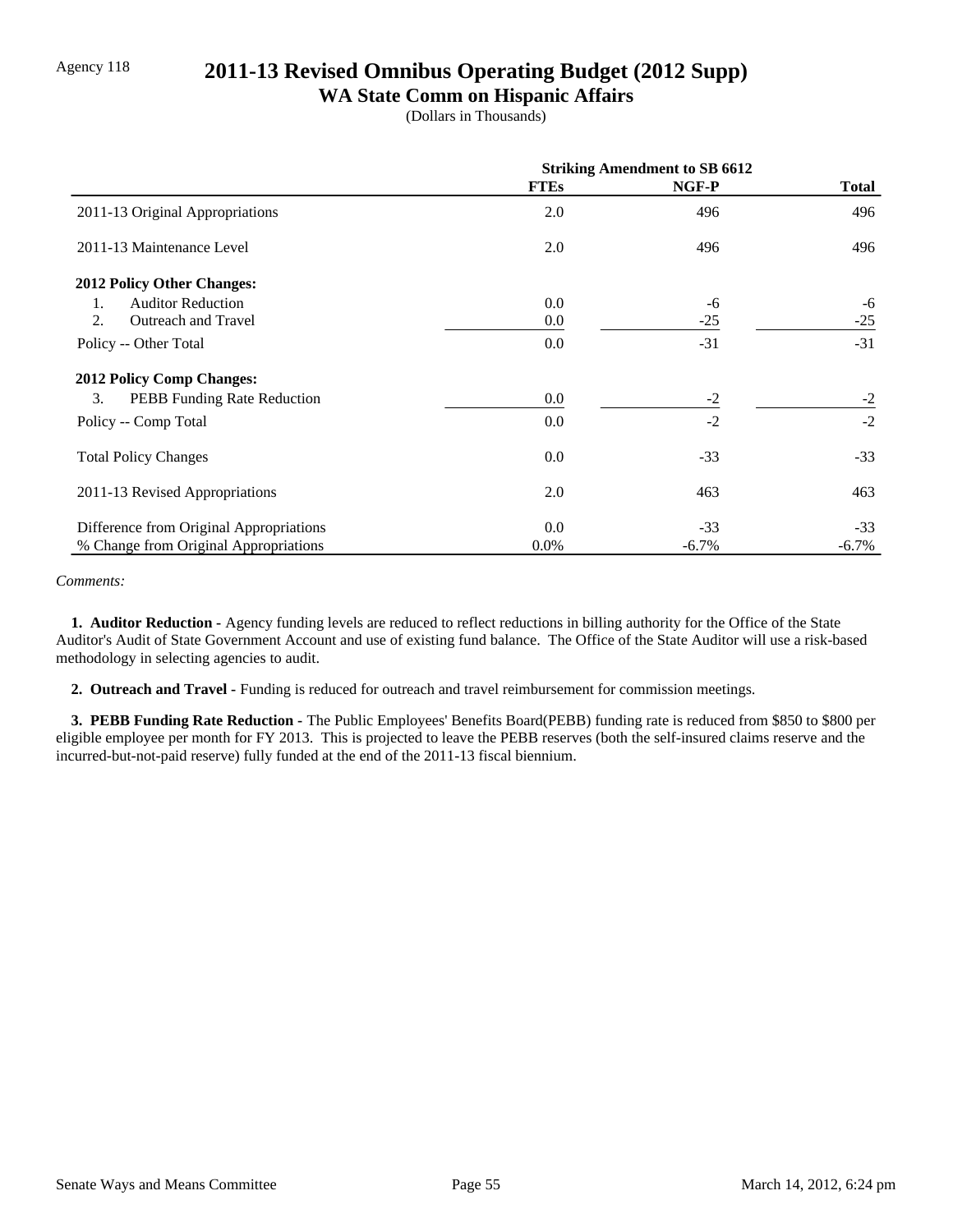Agency 118

# 2011-13 Revised Omnibus Operating Budget (2012 Supp)

## WA State Comm on Hispanic Affairs

(Dollars in Thousands)

| | Striking Amendment to SB 6612 | | |
|---|---|---|---|
| | **FTEs** | **NGF-P** | **Total** |
| 2011-13 Original Appropriations | 2.0 | 496 | 496 |
| 2011-13 Maintenance Level | 2.0 | 496 | 496 |
| **2012 Policy Other Changes:** | | | |
| 1. Auditor Reduction | 0.0 | -6 | -6 |
| 2. Outreach and Travel | 0.0 | -25 | -25 |
| Policy -- Other Total | 0.0 | -31 | -31 |
| **2012 Policy Comp Changes:** | | | |
| 3. PEBB Funding Rate Reduction | 0.0 | -2 | -2 |
| Policy -- Comp Total | 0.0 | -2 | -2 |
| Total Policy Changes | 0.0 | -33 | -33 |
| 2011-13 Revised Appropriations | 2.0 | 463 | 463 |
| Difference from Original Appropriations | 0.0 | -33 | -33 |
| % Change from Original Appropriations | 0.0% | -6.7% | -6.7% |

*Comments:*

**1. Auditor Reduction -** Agency funding levels are reduced to reflect reductions in billing authority for the Office of the State Auditor's Audit of State Government Account and use of existing fund balance. The Office of the State Auditor will use a risk-based methodology in selecting agencies to audit.

**2. Outreach and Travel -** Funding is reduced for outreach and travel reimbursement for commission meetings.

**3. PEBB Funding Rate Reduction -** The Public Employees' Benefits Board(PEBB) funding rate is reduced from $850 to $800 per eligible employee per month for FY 2013. This is projected to leave the PEBB reserves (both the self-insured claims reserve and the incurred-but-not-paid reserve) fully funded at the end of the 2011-13 fiscal biennium.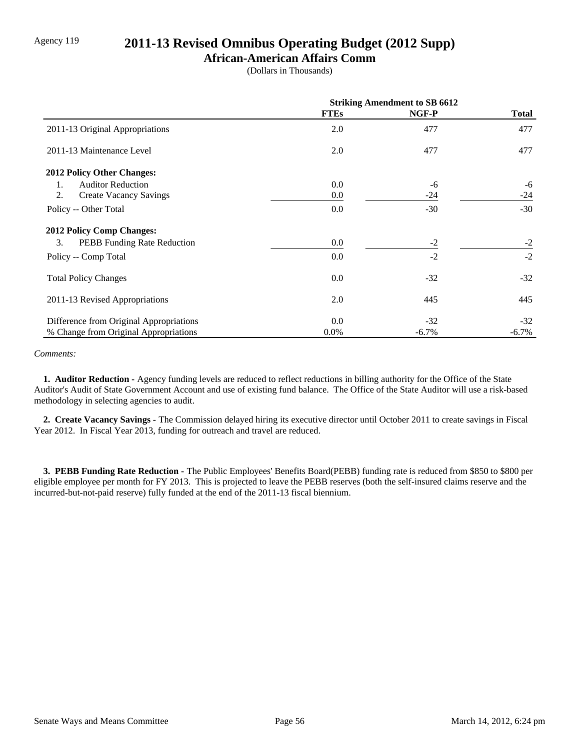Agency 119

# 2011-13 Revised Omnibus Operating Budget (2012 Supp)

## African-American Affairs Comm

(Dollars in Thousands)

| | Striking Amendment to SB 6612 | | |
|---|---|---|---|
| | **FTEs** | **NGF-P** | **Total** |
| 2011-13 Original Appropriations | 2.0 | 477 | 477 |
| 2011-13 Maintenance Level | 2.0 | 477 | 477 |
| **2012 Policy Other Changes:** | | | |
| 1. Auditor Reduction | 0.0 | -6 | -6 |
| 2. Create Vacancy Savings | 0.0 | -24 | -24 |
| Policy -- Other Total | 0.0 | -30 | -30 |
| **2012 Policy Comp Changes:** | | | |
| 3. PEBB Funding Rate Reduction | 0.0 | -2 | -2 |
| Policy -- Comp Total | 0.0 | -2 | -2 |
| Total Policy Changes | 0.0 | -32 | -32 |
| 2011-13 Revised Appropriations | 2.0 | 445 | 445 |
| Difference from Original Appropriations | 0.0 | -32 | -32 |
| % Change from Original Appropriations | 0.0% | -6.7% | -6.7% |

*Comments:*

**1. Auditor Reduction -** Agency funding levels are reduced to reflect reductions in billing authority for the Office of the State Auditor's Audit of State Government Account and use of existing fund balance. The Office of the State Auditor will use a risk-based methodology in selecting agencies to audit.

**2. Create Vacancy Savings -** The Commission delayed hiring its executive director until October 2011 to create savings in Fiscal Year 2012. In Fiscal Year 2013, funding for outreach and travel are reduced.

**3. PEBB Funding Rate Reduction -** The Public Employees' Benefits Board(PEBB) funding rate is reduced from $850 to $800 per eligible employee per month for FY 2013. This is projected to leave the PEBB reserves (both the self-insured claims reserve and the incurred-but-not-paid reserve) fully funded at the end of the 2011-13 fiscal biennium.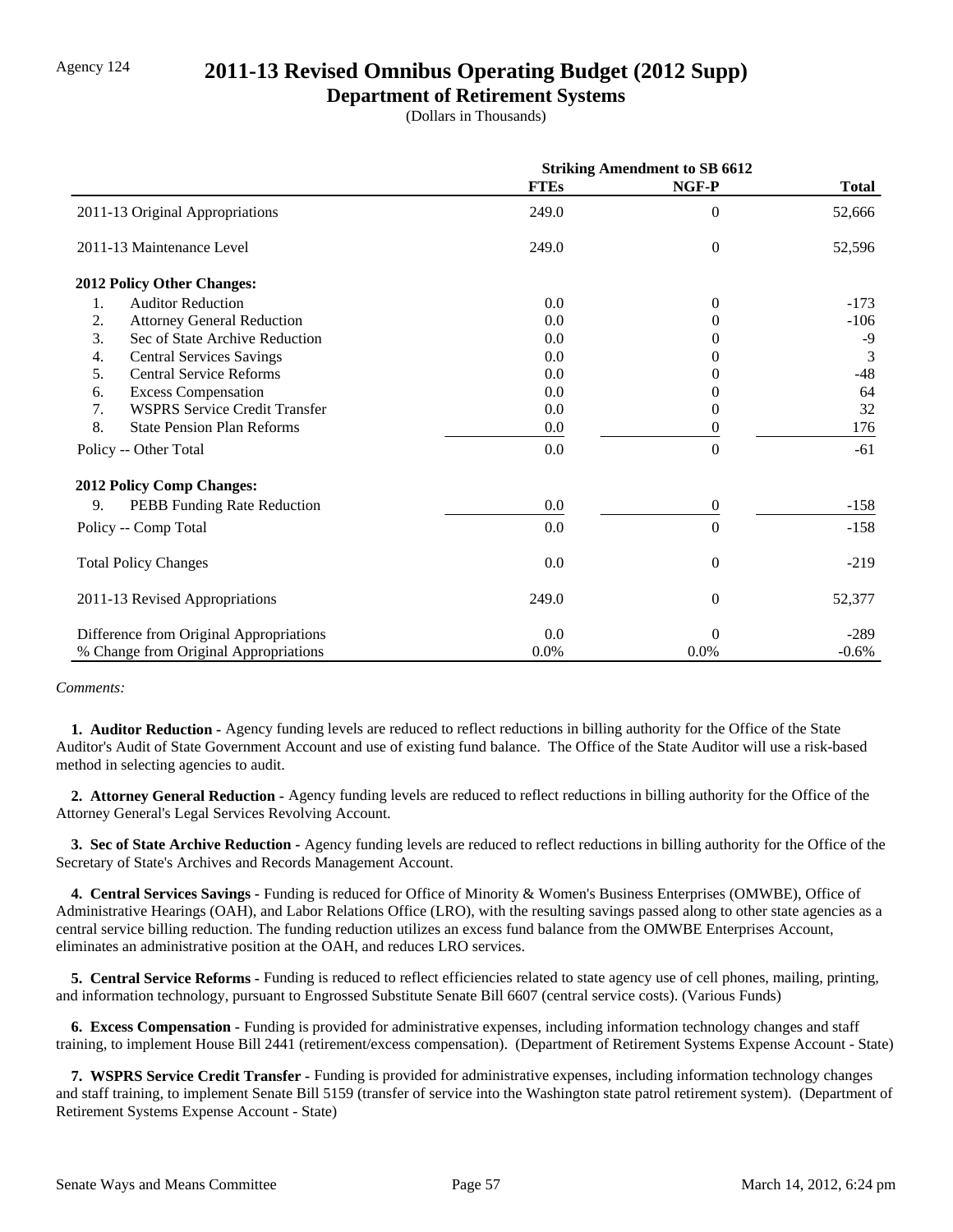Agency 124

# 2011-13 Revised Omnibus Operating Budget (2012 Supp)

## Department of Retirement Systems

(Dollars in Thousands)

| | Striking Amendment to SB 6612 | | |
|---|---|---|---|
| | **FTEs** | **NGF-P** | **Total** |
| 2011-13 Original Appropriations | 249.0 | 0 | 52,666 |
| 2011-13 Maintenance Level | 249.0 | 0 | 52,596 |
| **2012 Policy Other Changes:** | | | |
| 1. Auditor Reduction | 0.0 | 0 | -173 |
| 2. Attorney General Reduction | 0.0 | 0 | -106 |
| 3. Sec of State Archive Reduction | 0.0 | 0 | -9 |
| 4. Central Services Savings | 0.0 | 0 | 3 |
| 5. Central Service Reforms | 0.0 | 0 | -48 |
| 6. Excess Compensation | 0.0 | 0 | 64 |
| 7. WSPRS Service Credit Transfer | 0.0 | 0 | 32 |
| 8. State Pension Plan Reforms | 0.0 | 0 | 176 |
| Policy -- Other Total | 0.0 | 0 | -61 |
| **2012 Policy Comp Changes:** | | | |
| 9. PEBB Funding Rate Reduction | 0.0 | 0 | -158 |
| Policy -- Comp Total | 0.0 | 0 | -158 |
| Total Policy Changes | 0.0 | 0 | -219 |
| 2011-13 Revised Appropriations | 249.0 | 0 | 52,377 |
| Difference from Original Appropriations | 0.0 | 0 | -289 |
| % Change from Original Appropriations | 0.0% | 0.0% | -0.6% |

*Comments:*

**1. Auditor Reduction -** Agency funding levels are reduced to reflect reductions in billing authority for the Office of the State Auditor's Audit of State Government Account and use of existing fund balance. The Office of the State Auditor will use a risk-based method in selecting agencies to audit.

**2. Attorney General Reduction -** Agency funding levels are reduced to reflect reductions in billing authority for the Office of the Attorney General's Legal Services Revolving Account.

**3. Sec of State Archive Reduction -** Agency funding levels are reduced to reflect reductions in billing authority for the Office of the Secretary of State's Archives and Records Management Account.

**4. Central Services Savings -** Funding is reduced for Office of Minority & Women's Business Enterprises (OMWBE), Office of Administrative Hearings (OAH), and Labor Relations Office (LRO), with the resulting savings passed along to other state agencies as a central service billing reduction. The funding reduction utilizes an excess fund balance from the OMWBE Enterprises Account, eliminates an administrative position at the OAH, and reduces LRO services.

**5. Central Service Reforms -** Funding is reduced to reflect efficiencies related to state agency use of cell phones, mailing, printing, and information technology, pursuant to Engrossed Substitute Senate Bill 6607 (central service costs). (Various Funds)

**6. Excess Compensation -** Funding is provided for administrative expenses, including information technology changes and staff training, to implement House Bill 2441 (retirement/excess compensation). (Department of Retirement Systems Expense Account - State)

**7. WSPRS Service Credit Transfer -** Funding is provided for administrative expenses, including information technology changes and staff training, to implement Senate Bill 5159 (transfer of service into the Washington state patrol retirement system). (Department of Retirement Systems Expense Account - State)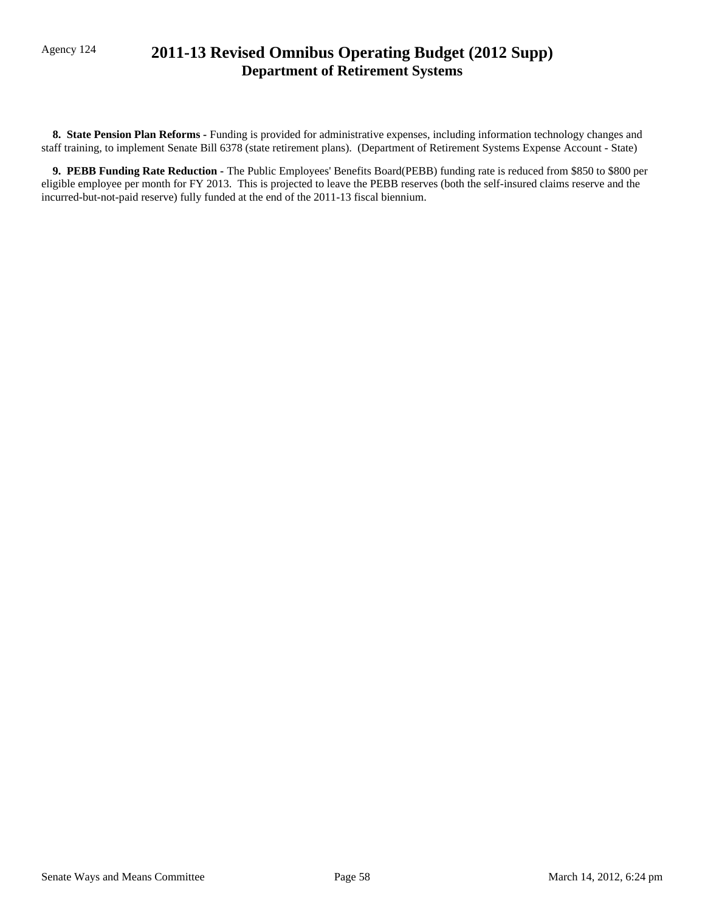**8. State Pension Plan Reforms -** Funding is provided for administrative expenses, including information technology changes and staff training, to implement Senate Bill 6378 (state retirement plans). (Department of Retirement Systems Expense Account - State)

**9. PEBB Funding Rate Reduction -** The Public Employees' Benefits Board(PEBB) funding rate is reduced from $850 to $800 per eligible employee per month for FY 2013. This is projected to leave the PEBB reserves (both the self-insured claims reserve and the incurred-but-not-paid reserve) fully funded at the end of the 2011-13 fiscal biennium.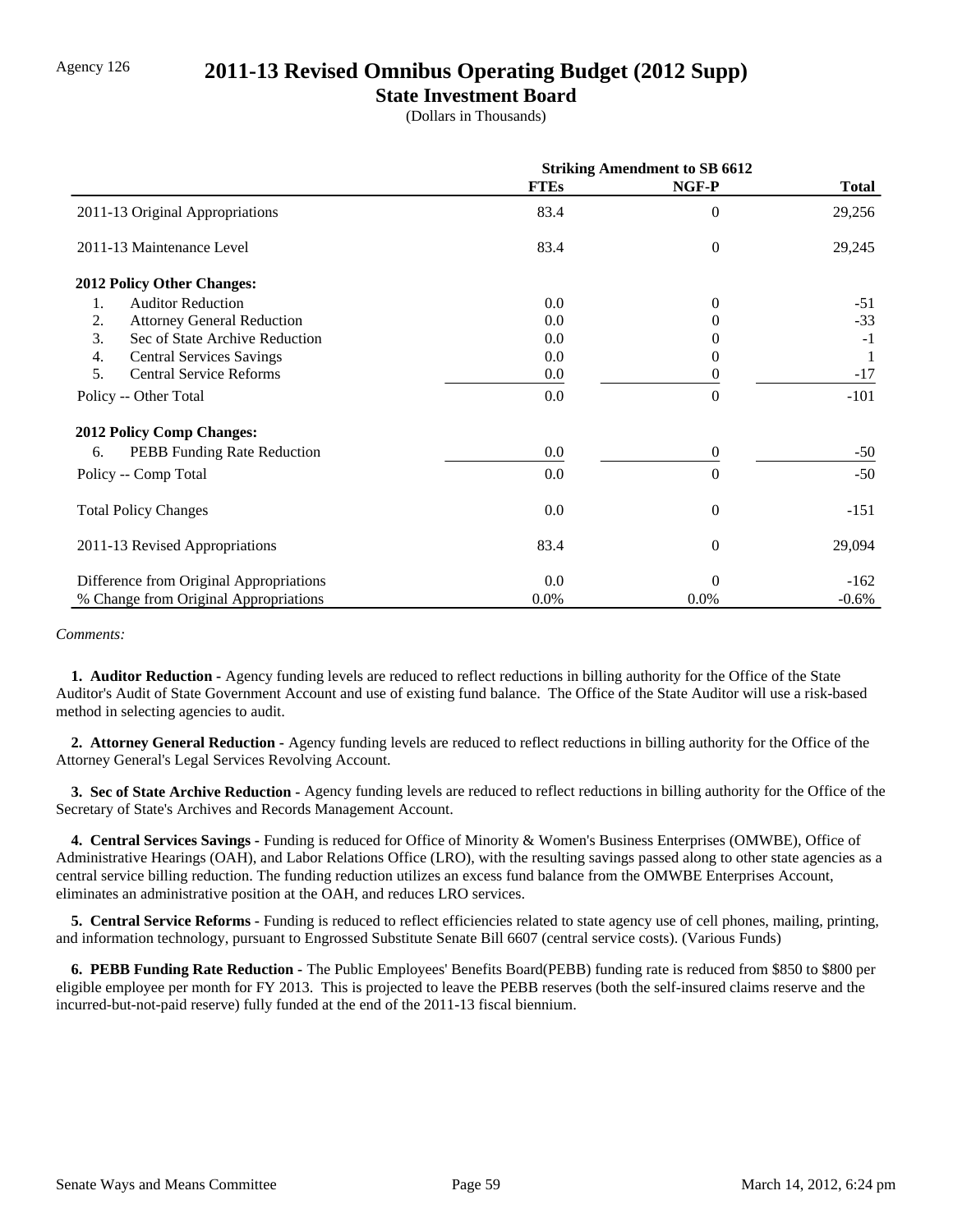Agency 126

# 2011-13 Revised Omnibus Operating Budget (2012 Supp)

## State Investment Board

(Dollars in Thousands)

| | Striking Amendment to SB 6612 | | |
|---|---|---|---|
| | FTEs | NGF-P | Total |
| 2011-13 Original Appropriations | 83.4 | 0 | 29,256 |
| 2011-13 Maintenance Level | 83.4 | 0 | 29,245 |
| **2012 Policy Other Changes:** | | | |
| 1. Auditor Reduction | 0.0 | 0 | -51 |
| 2. Attorney General Reduction | 0.0 | 0 | -33 |
| 3. Sec of State Archive Reduction | 0.0 | 0 | -1 |
| 4. Central Services Savings | 0.0 | 0 | 1 |
| 5. Central Service Reforms | 0.0 | 0 | -17 |
| Policy -- Other Total | 0.0 | 0 | -101 |
| **2012 Policy Comp Changes:** | | | |
| 6. PEBB Funding Rate Reduction | 0.0 | 0 | -50 |
| Policy -- Comp Total | 0.0 | 0 | -50 |
| Total Policy Changes | 0.0 | 0 | -151 |
| 2011-13 Revised Appropriations | 83.4 | 0 | 29,094 |
| Difference from Original Appropriations | 0.0 | 0 | -162 |
| % Change from Original Appropriations | 0.0% | 0.0% | -0.6% |

*Comments:*

**1. Auditor Reduction -** Agency funding levels are reduced to reflect reductions in billing authority for the Office of the State Auditor's Audit of State Government Account and use of existing fund balance. The Office of the State Auditor will use a risk-based method in selecting agencies to audit.

**2. Attorney General Reduction -** Agency funding levels are reduced to reflect reductions in billing authority for the Office of the Attorney General's Legal Services Revolving Account.

**3. Sec of State Archive Reduction -** Agency funding levels are reduced to reflect reductions in billing authority for the Office of the Secretary of State's Archives and Records Management Account.

**4. Central Services Savings -** Funding is reduced for Office of Minority & Women's Business Enterprises (OMWBE), Office of Administrative Hearings (OAH), and Labor Relations Office (LRO), with the resulting savings passed along to other state agencies as a central service billing reduction. The funding reduction utilizes an excess fund balance from the OMWBE Enterprises Account, eliminates an administrative position at the OAH, and reduces LRO services.

**5. Central Service Reforms -** Funding is reduced to reflect efficiencies related to state agency use of cell phones, mailing, printing, and information technology, pursuant to Engrossed Substitute Senate Bill 6607 (central service costs). (Various Funds)

**6. PEBB Funding Rate Reduction -** The Public Employees' Benefits Board(PEBB) funding rate is reduced from $850 to $800 per eligible employee per month for FY 2013. This is projected to leave the PEBB reserves (both the self-insured claims reserve and the incurred-but-not-paid reserve) fully funded at the end of the 2011-13 fiscal biennium.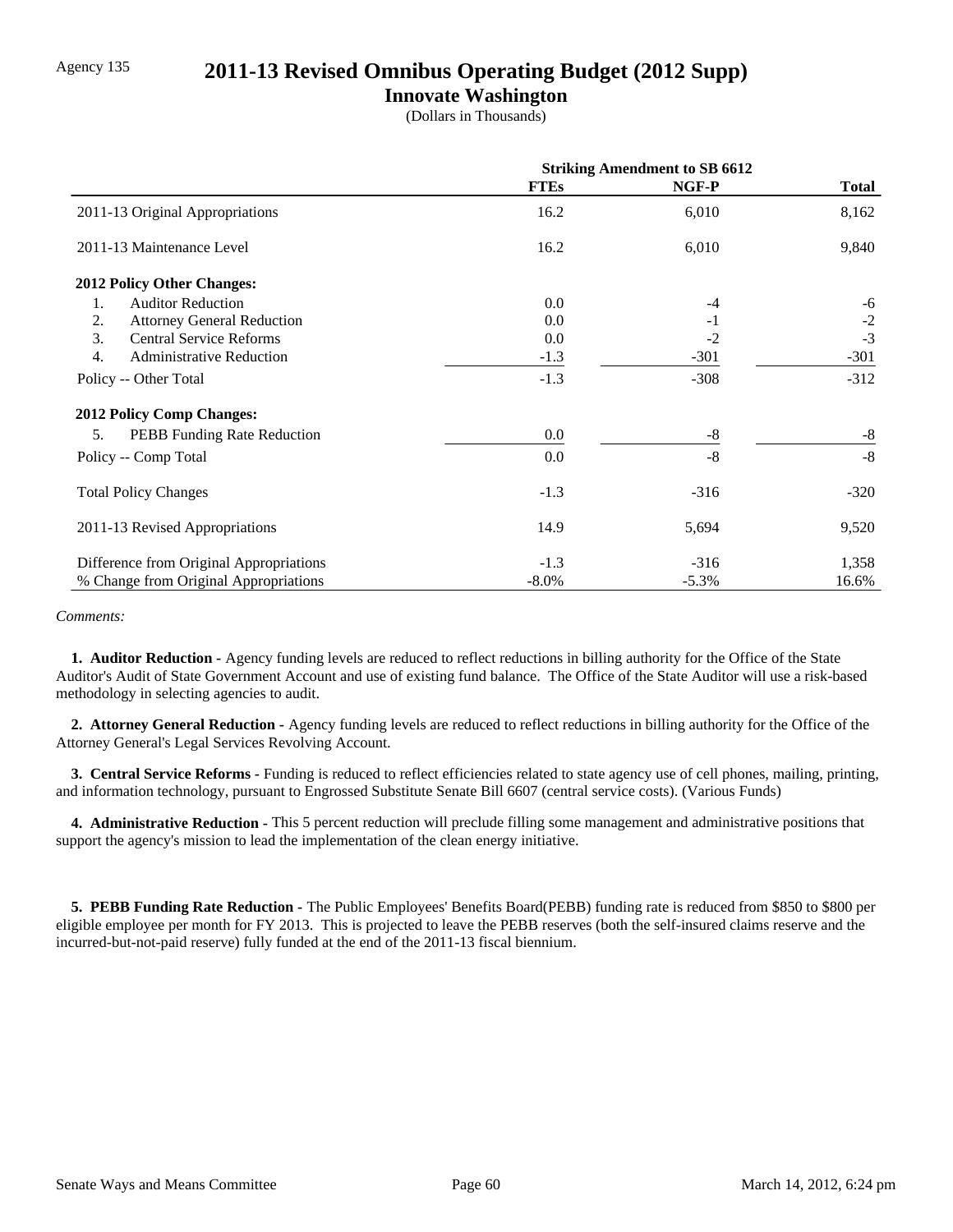Agency 135

# 2011-13 Revised Omnibus Operating Budget (2012 Supp)

## Innovate Washington

(Dollars in Thousands)

| | Striking Amendment to SB 6612 | | |
|---|---|---|---|
| | **FTEs** | **NGF-P** | **Total** |
| 2011-13 Original Appropriations | 16.2 | 6,010 | 8,162 |
| 2011-13 Maintenance Level | 16.2 | 6,010 | 9,840 |
| **2012 Policy Other Changes:** | | | |
| 1. Auditor Reduction | 0.0 | -4 | -6 |
| 2. Attorney General Reduction | 0.0 | -1 | -2 |
| 3. Central Service Reforms | 0.0 | -2 | -3 |
| 4. Administrative Reduction | -1.3 | -301 | -301 |
| Policy -- Other Total | -1.3 | -308 | -312 |
| **2012 Policy Comp Changes:** | | | |
| 5. PEBB Funding Rate Reduction | 0.0 | -8 | -8 |
| Policy -- Comp Total | 0.0 | -8 | -8 |
| Total Policy Changes | -1.3 | -316 | -320 |
| 2011-13 Revised Appropriations | 14.9 | 5,694 | 9,520 |
| Difference from Original Appropriations | -1.3 | -316 | 1,358 |
| % Change from Original Appropriations | -8.0% | -5.3% | 16.6% |

*Comments:*

**1. Auditor Reduction -** Agency funding levels are reduced to reflect reductions in billing authority for the Office of the State Auditor's Audit of State Government Account and use of existing fund balance. The Office of the State Auditor will use a risk-based methodology in selecting agencies to audit.

**2. Attorney General Reduction -** Agency funding levels are reduced to reflect reductions in billing authority for the Office of the Attorney General's Legal Services Revolving Account.

**3. Central Service Reforms -** Funding is reduced to reflect efficiencies related to state agency use of cell phones, mailing, printing, and information technology, pursuant to Engrossed Substitute Senate Bill 6607 (central service costs). (Various Funds)

**4. Administrative Reduction -** This 5 percent reduction will preclude filling some management and administrative positions that support the agency's mission to lead the implementation of the clean energy initiative.

**5. PEBB Funding Rate Reduction -** The Public Employees' Benefits Board(PEBB) funding rate is reduced from $850 to $800 per eligible employee per month for FY 2013. This is projected to leave the PEBB reserves (both the self-insured claims reserve and the incurred-but-not-paid reserve) fully funded at the end of the 2011-13 fiscal biennium.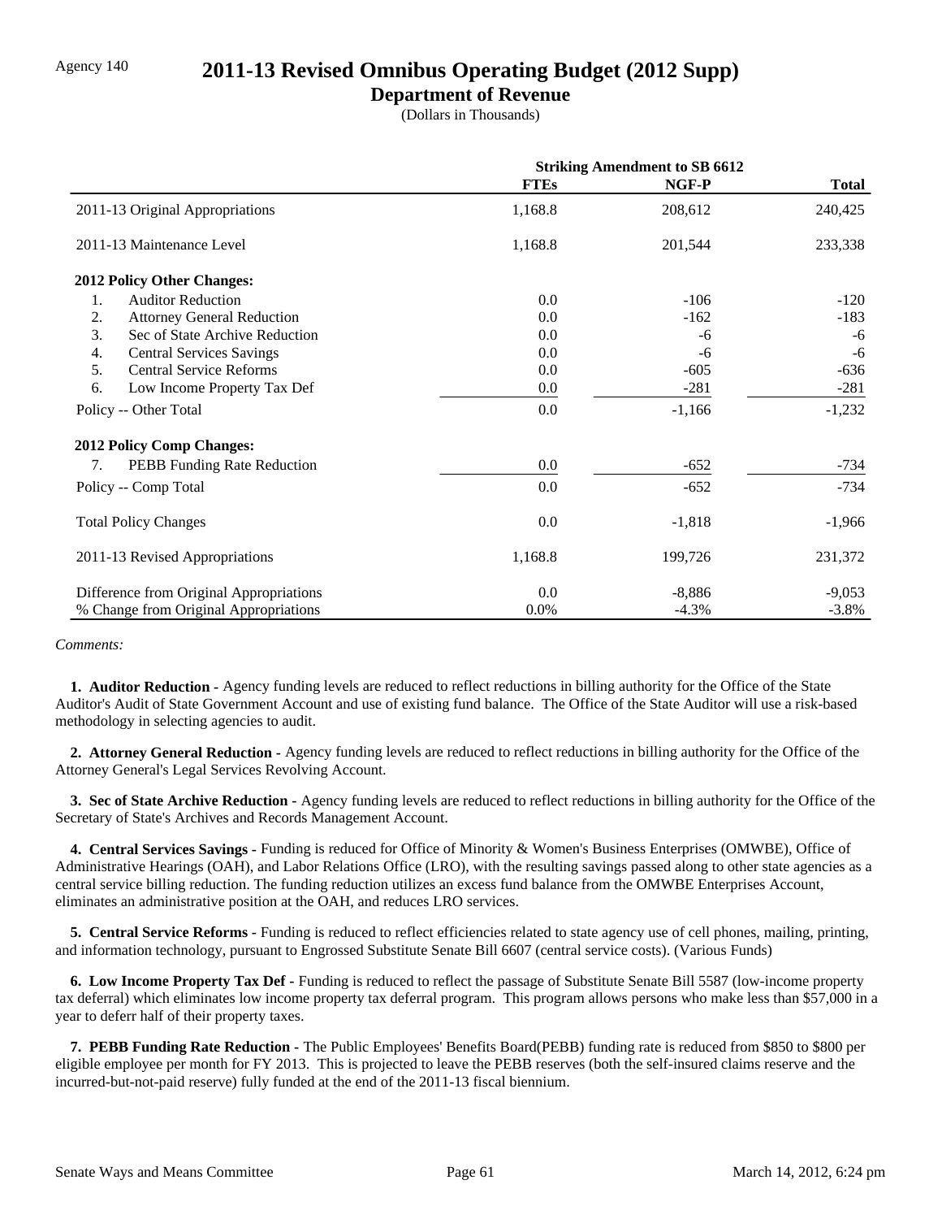Agency 140

# 2011-13 Revised Omnibus Operating Budget (2012 Supp)

## Department of Revenue

(Dollars in Thousands)

| | Striking Amendment to SB 6612 | | |
|---|---|---|---|
| | **FTEs** | **NGF-P** | **Total** |
| 2011-13 Original Appropriations | 1,168.8 | 208,612 | 240,425 |
| 2011-13 Maintenance Level | 1,168.8 | 201,544 | 233,338 |
| **2012 Policy Other Changes:** | | | |
| 1. Auditor Reduction | 0.0 | -106 | -120 |
| 2. Attorney General Reduction | 0.0 | -162 | -183 |
| 3. Sec of State Archive Reduction | 0.0 | -6 | -6 |
| 4. Central Services Savings | 0.0 | -6 | -6 |
| 5. Central Service Reforms | 0.0 | -605 | -636 |
| 6. Low Income Property Tax Def | 0.0 | -281 | -281 |
| Policy -- Other Total | 0.0 | -1,166 | -1,232 |
| **2012 Policy Comp Changes:** | | | |
| 7. PEBB Funding Rate Reduction | 0.0 | -652 | -734 |
| Policy -- Comp Total | 0.0 | -652 | -734 |
| Total Policy Changes | 0.0 | -1,818 | -1,966 |
| 2011-13 Revised Appropriations | 1,168.8 | 199,726 | 231,372 |
| Difference from Original Appropriations | 0.0 | -8,886 | -9,053 |
| % Change from Original Appropriations | 0.0% | -4.3% | -3.8% |

*Comments:*

**1. Auditor Reduction -** Agency funding levels are reduced to reflect reductions in billing authority for the Office of the State Auditor's Audit of State Government Account and use of existing fund balance. The Office of the State Auditor will use a risk-based methodology in selecting agencies to audit.

**2. Attorney General Reduction -** Agency funding levels are reduced to reflect reductions in billing authority for the Office of the Attorney General's Legal Services Revolving Account.

**3. Sec of State Archive Reduction -** Agency funding levels are reduced to reflect reductions in billing authority for the Office of the Secretary of State's Archives and Records Management Account.

**4. Central Services Savings -** Funding is reduced for Office of Minority & Women's Business Enterprises (OMWBE), Office of Administrative Hearings (OAH), and Labor Relations Office (LRO), with the resulting savings passed along to other state agencies as a central service billing reduction. The funding reduction utilizes an excess fund balance from the OMWBE Enterprises Account, eliminates an administrative position at the OAH, and reduces LRO services.

**5. Central Service Reforms -** Funding is reduced to reflect efficiencies related to state agency use of cell phones, mailing, printing, and information technology, pursuant to Engrossed Substitute Senate Bill 6607 (central service costs). (Various Funds)

**6. Low Income Property Tax Def -** Funding is reduced to reflect the passage of Substitute Senate Bill 5587 (low-income property tax deferral) which eliminates low income property tax deferral program. This program allows persons who make less than $57,000 in a year to deferr half of their property taxes.

**7. PEBB Funding Rate Reduction -** The Public Employees' Benefits Board(PEBB) funding rate is reduced from $850 to $800 per eligible employee per month for FY 2013. This is projected to leave the PEBB reserves (both the self-insured claims reserve and the incurred-but-not-paid reserve) fully funded at the end of the 2011-13 fiscal biennium.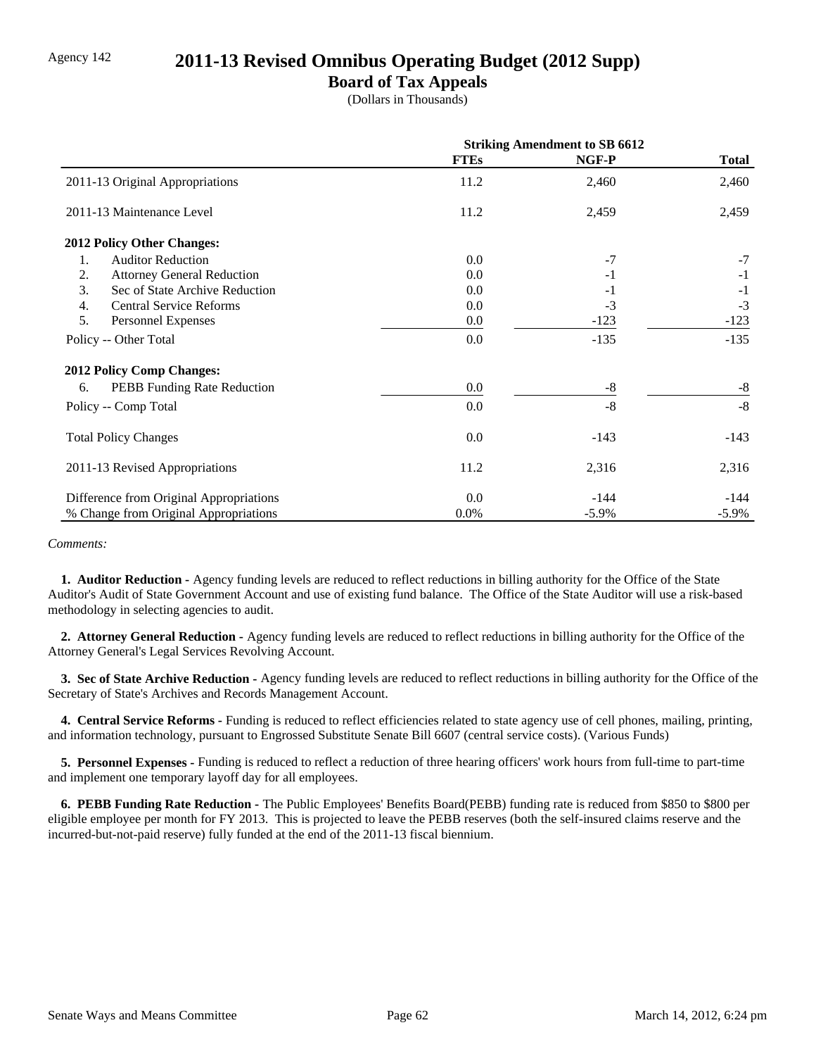Agency 142

# 2011-13 Revised Omnibus Operating Budget (2012 Supp)

## Board of Tax Appeals

(Dollars in Thousands)

| | Striking Amendment to SB 6612 | | |
|---|---|---|---|
| | FTEs | NGF-P | Total |
| 2011-13 Original Appropriations | 11.2 | 2,460 | 2,460 |
| 2011-13 Maintenance Level | 11.2 | 2,459 | 2,459 |
| **2012 Policy Other Changes:** | | | |
| 1. Auditor Reduction | 0.0 | -7 | -7 |
| 2. Attorney General Reduction | 0.0 | -1 | -1 |
| 3. Sec of State Archive Reduction | 0.0 | -1 | -1 |
| 4. Central Service Reforms | 0.0 | -3 | -3 |
| 5. Personnel Expenses | 0.0 | -123 | -123 |
| Policy -- Other Total | 0.0 | -135 | -135 |
| **2012 Policy Comp Changes:** | | | |
| 6. PEBB Funding Rate Reduction | 0.0 | -8 | -8 |
| Policy -- Comp Total | 0.0 | -8 | -8 |
| Total Policy Changes | 0.0 | -143 | -143 |
| 2011-13 Revised Appropriations | 11.2 | 2,316 | 2,316 |
| Difference from Original Appropriations | 0.0 | -144 | -144 |
| % Change from Original Appropriations | 0.0% | -5.9% | -5.9% |

*Comments:*

**1. Auditor Reduction -** Agency funding levels are reduced to reflect reductions in billing authority for the Office of the State Auditor's Audit of State Government Account and use of existing fund balance. The Office of the State Auditor will use a risk-based methodology in selecting agencies to audit.

**2. Attorney General Reduction -** Agency funding levels are reduced to reflect reductions in billing authority for the Office of the Attorney General's Legal Services Revolving Account.

**3. Sec of State Archive Reduction -** Agency funding levels are reduced to reflect reductions in billing authority for the Office of the Secretary of State's Archives and Records Management Account.

**4. Central Service Reforms -** Funding is reduced to reflect efficiencies related to state agency use of cell phones, mailing, printing, and information technology, pursuant to Engrossed Substitute Senate Bill 6607 (central service costs). (Various Funds)

**5. Personnel Expenses -** Funding is reduced to reflect a reduction of three hearing officers' work hours from full-time to part-time and implement one temporary layoff day for all employees.

**6. PEBB Funding Rate Reduction -** The Public Employees' Benefits Board(PEBB) funding rate is reduced from $850 to $800 per eligible employee per month for FY 2013. This is projected to leave the PEBB reserves (both the self-insured claims reserve and the incurred-but-not-paid reserve) fully funded at the end of the 2011-13 fiscal biennium.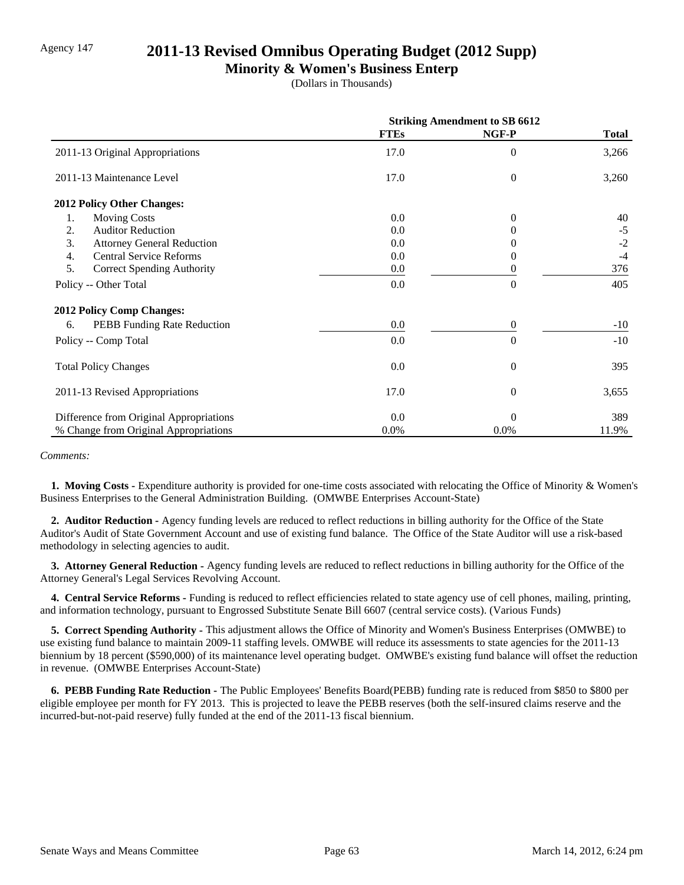Agency 147

# 2011-13 Revised Omnibus Operating Budget (2012 Supp)

## Minority & Women's Business Enterp

(Dollars in Thousands)

| | Striking Amendment to SB 6612 | | |
|---|---|---|---|
| | FTEs | NGF-P | Total |
| 2011-13 Original Appropriations | 17.0 | 0 | 3,266 |
| 2011-13 Maintenance Level | 17.0 | 0 | 3,260 |
| **2012 Policy Other Changes:** | | | |
| 1. Moving Costs | 0.0 | 0 | 40 |
| 2. Auditor Reduction | 0.0 | 0 | -5 |
| 3. Attorney General Reduction | 0.0 | 0 | -2 |
| 4. Central Service Reforms | 0.0 | 0 | -4 |
| 5. Correct Spending Authority | 0.0 | 0 | 376 |
| Policy -- Other Total | 0.0 | 0 | 405 |
| **2012 Policy Comp Changes:** | | | |
| 6. PEBB Funding Rate Reduction | 0.0 | 0 | -10 |
| Policy -- Comp Total | 0.0 | 0 | -10 |
| Total Policy Changes | 0.0 | 0 | 395 |
| 2011-13 Revised Appropriations | 17.0 | 0 | 3,655 |
| Difference from Original Appropriations | 0.0 | 0 | 389 |
| % Change from Original Appropriations | 0.0% | 0.0% | 11.9% |

*Comments:*

**1. Moving Costs -** Expenditure authority is provided for one-time costs associated with relocating the Office of Minority & Women's Business Enterprises to the General Administration Building. (OMWBE Enterprises Account-State)

**2. Auditor Reduction -** Agency funding levels are reduced to reflect reductions in billing authority for the Office of the State Auditor's Audit of State Government Account and use of existing fund balance. The Office of the State Auditor will use a risk-based methodology in selecting agencies to audit.

**3. Attorney General Reduction -** Agency funding levels are reduced to reflect reductions in billing authority for the Office of the Attorney General's Legal Services Revolving Account.

**4. Central Service Reforms -** Funding is reduced to reflect efficiencies related to state agency use of cell phones, mailing, printing, and information technology, pursuant to Engrossed Substitute Senate Bill 6607 (central service costs). (Various Funds)

**5. Correct Spending Authority -** This adjustment allows the Office of Minority and Women's Business Enterprises (OMWBE) to use existing fund balance to maintain 2009-11 staffing levels. OMWBE will reduce its assessments to state agencies for the 2011-13 biennium by 18 percent ($590,000) of its maintenance level operating budget. OMWBE's existing fund balance will offset the reduction in revenue. (OMWBE Enterprises Account-State)

**6. PEBB Funding Rate Reduction -** The Public Employees' Benefits Board(PEBB) funding rate is reduced from $850 to $800 per eligible employee per month for FY 2013. This is projected to leave the PEBB reserves (both the self-insured claims reserve and the incurred-but-not-paid reserve) fully funded at the end of the 2011-13 fiscal biennium.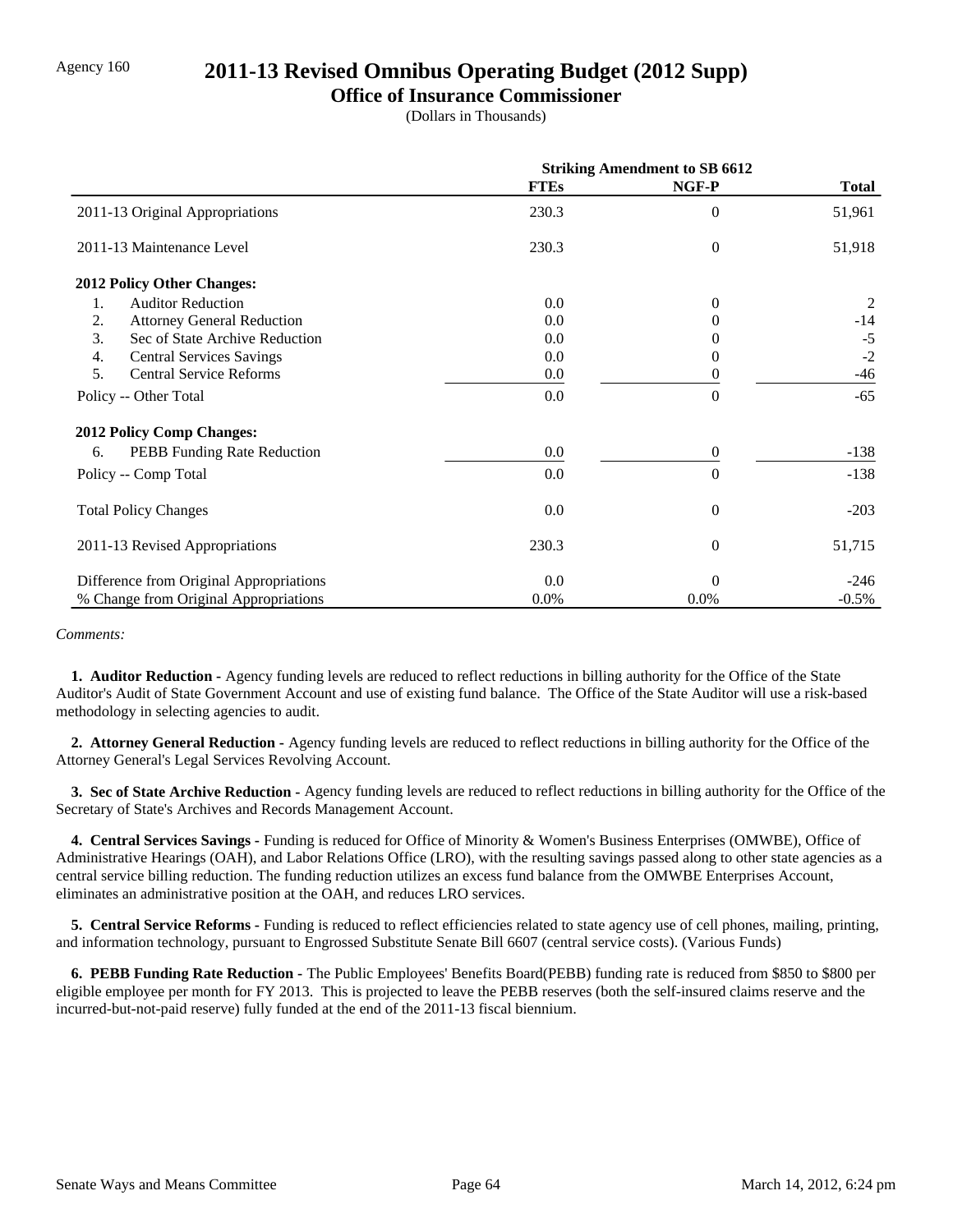Agency 160

# 2011-13 Revised Omnibus Operating Budget (2012 Supp)

## Office of Insurance Commissioner

(Dollars in Thousands)

| | Striking Amendment to SB 6612 | | |
|---|---|---|---|
| | **FTEs** | **NGF-P** | **Total** |
| 2011-13 Original Appropriations | 230.3 | 0 | 51,961 |
| 2011-13 Maintenance Level | 230.3 | 0 | 51,918 |
| **2012 Policy Other Changes:** | | | |
| 1. Auditor Reduction | 0.0 | 0 | 2 |
| 2. Attorney General Reduction | 0.0 | 0 | -14 |
| 3. Sec of State Archive Reduction | 0.0 | 0 | -5 |
| 4. Central Services Savings | 0.0 | 0 | -2 |
| 5. Central Service Reforms | 0.0 | 0 | -46 |
| Policy -- Other Total | 0.0 | 0 | -65 |
| **2012 Policy Comp Changes:** | | | |
| 6. PEBB Funding Rate Reduction | 0.0 | 0 | -138 |
| Policy -- Comp Total | 0.0 | 0 | -138 |
| Total Policy Changes | 0.0 | 0 | -203 |
| 2011-13 Revised Appropriations | 230.3 | 0 | 51,715 |
| Difference from Original Appropriations | 0.0 | 0 | -246 |
| % Change from Original Appropriations | 0.0% | 0.0% | -0.5% |

*Comments:*

**1. Auditor Reduction -** Agency funding levels are reduced to reflect reductions in billing authority for the Office of the State Auditor's Audit of State Government Account and use of existing fund balance. The Office of the State Auditor will use a risk-based methodology in selecting agencies to audit.

**2. Attorney General Reduction -** Agency funding levels are reduced to reflect reductions in billing authority for the Office of the Attorney General's Legal Services Revolving Account.

**3. Sec of State Archive Reduction -** Agency funding levels are reduced to reflect reductions in billing authority for the Office of the Secretary of State's Archives and Records Management Account.

**4. Central Services Savings -** Funding is reduced for Office of Minority & Women's Business Enterprises (OMWBE), Office of Administrative Hearings (OAH), and Labor Relations Office (LRO), with the resulting savings passed along to other state agencies as a central service billing reduction. The funding reduction utilizes an excess fund balance from the OMWBE Enterprises Account, eliminates an administrative position at the OAH, and reduces LRO services.

**5. Central Service Reforms -** Funding is reduced to reflect efficiencies related to state agency use of cell phones, mailing, printing, and information technology, pursuant to Engrossed Substitute Senate Bill 6607 (central service costs). (Various Funds)

**6. PEBB Funding Rate Reduction -** The Public Employees' Benefits Board(PEBB) funding rate is reduced from $850 to $800 per eligible employee per month for FY 2013. This is projected to leave the PEBB reserves (both the self-insured claims reserve and the incurred-but-not-paid reserve) fully funded at the end of the 2011-13 fiscal biennium.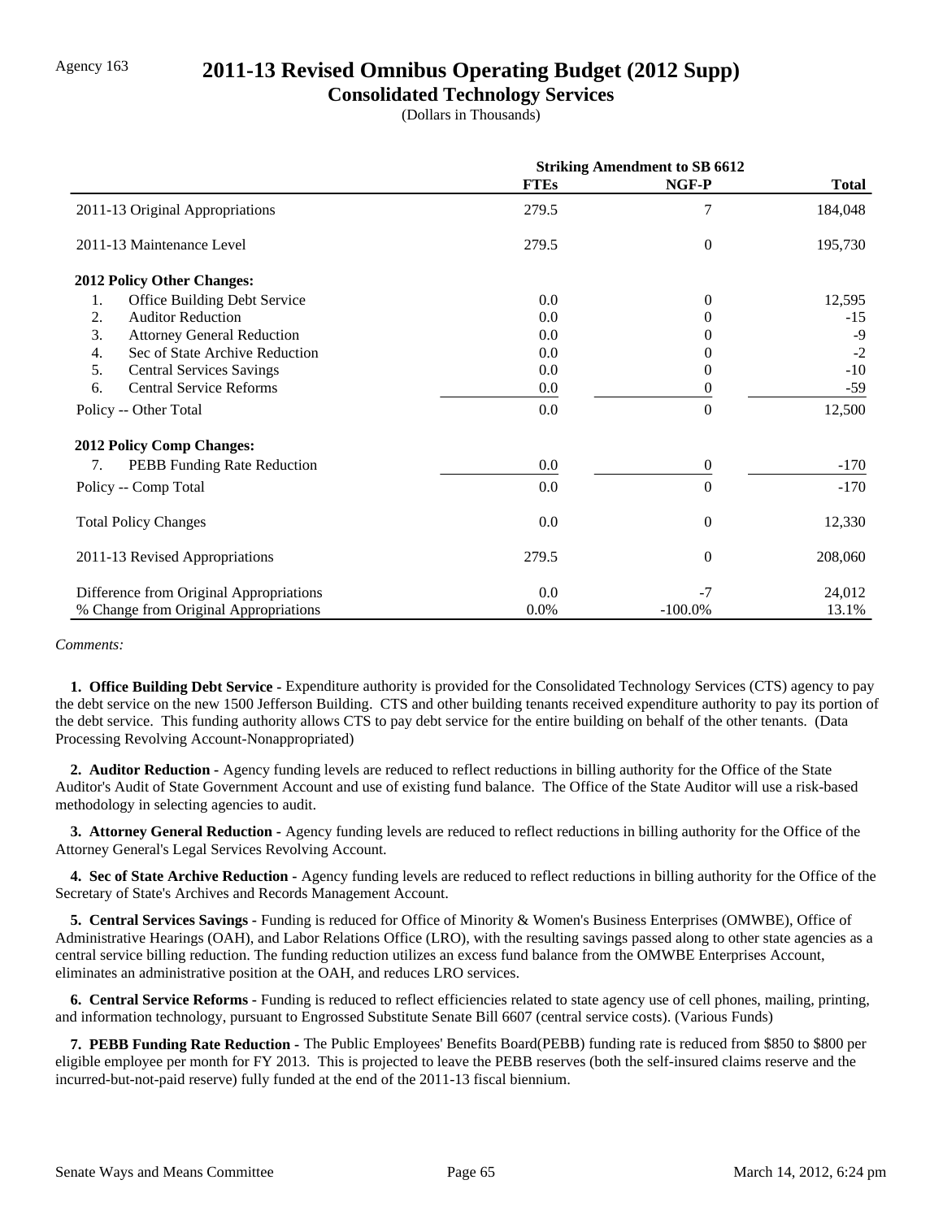Agency 163

# 2011-13 Revised Omnibus Operating Budget (2012 Supp)

## Consolidated Technology Services

(Dollars in Thousands)

| | Striking Amendment to SB 6612 | | |
|---|---|---|---|
| | FTEs | NGF-P | Total |
| 2011-13 Original Appropriations | 279.5 | 7 | 184,048 |
| 2011-13 Maintenance Level | 279.5 | 0 | 195,730 |
| **2012 Policy Other Changes:** | | | |
| 1. Office Building Debt Service | 0.0 | 0 | 12,595 |
| 2. Auditor Reduction | 0.0 | 0 | -15 |
| 3. Attorney General Reduction | 0.0 | 0 | -9 |
| 4. Sec of State Archive Reduction | 0.0 | 0 | -2 |
| 5. Central Services Savings | 0.0 | 0 | -10 |
| 6. Central Service Reforms | 0.0 | 0 | -59 |
| Policy -- Other Total | 0.0 | 0 | 12,500 |
| **2012 Policy Comp Changes:** | | | |
| 7. PEBB Funding Rate Reduction | 0.0 | 0 | -170 |
| Policy -- Comp Total | 0.0 | 0 | -170 |
| Total Policy Changes | 0.0 | 0 | 12,330 |
| 2011-13 Revised Appropriations | 279.5 | 0 | 208,060 |
| Difference from Original Appropriations | 0.0 | -7 | 24,012 |
| % Change from Original Appropriations | 0.0% | -100.0% | 13.1% |

*Comments:*

**1. Office Building Debt Service -** Expenditure authority is provided for the Consolidated Technology Services (CTS) agency to pay the debt service on the new 1500 Jefferson Building. CTS and other building tenants received expenditure authority to pay its portion of the debt service. This funding authority allows CTS to pay debt service for the entire building on behalf of the other tenants. (Data Processing Revolving Account-Nonappropriated)

**2. Auditor Reduction -** Agency funding levels are reduced to reflect reductions in billing authority for the Office of the State Auditor's Audit of State Government Account and use of existing fund balance. The Office of the State Auditor will use a risk-based methodology in selecting agencies to audit.

**3. Attorney General Reduction -** Agency funding levels are reduced to reflect reductions in billing authority for the Office of the Attorney General's Legal Services Revolving Account.

**4. Sec of State Archive Reduction -** Agency funding levels are reduced to reflect reductions in billing authority for the Office of the Secretary of State's Archives and Records Management Account.

**5. Central Services Savings -** Funding is reduced for Office of Minority & Women's Business Enterprises (OMWBE), Office of Administrative Hearings (OAH), and Labor Relations Office (LRO), with the resulting savings passed along to other state agencies as a central service billing reduction. The funding reduction utilizes an excess fund balance from the OMWBE Enterprises Account, eliminates an administrative position at the OAH, and reduces LRO services.

**6. Central Service Reforms -** Funding is reduced to reflect efficiencies related to state agency use of cell phones, mailing, printing, and information technology, pursuant to Engrossed Substitute Senate Bill 6607 (central service costs). (Various Funds)

**7. PEBB Funding Rate Reduction -** The Public Employees' Benefits Board(PEBB) funding rate is reduced from $850 to $800 per eligible employee per month for FY 2013. This is projected to leave the PEBB reserves (both the self-insured claims reserve and the incurred-but-not-paid reserve) fully funded at the end of the 2011-13 fiscal biennium.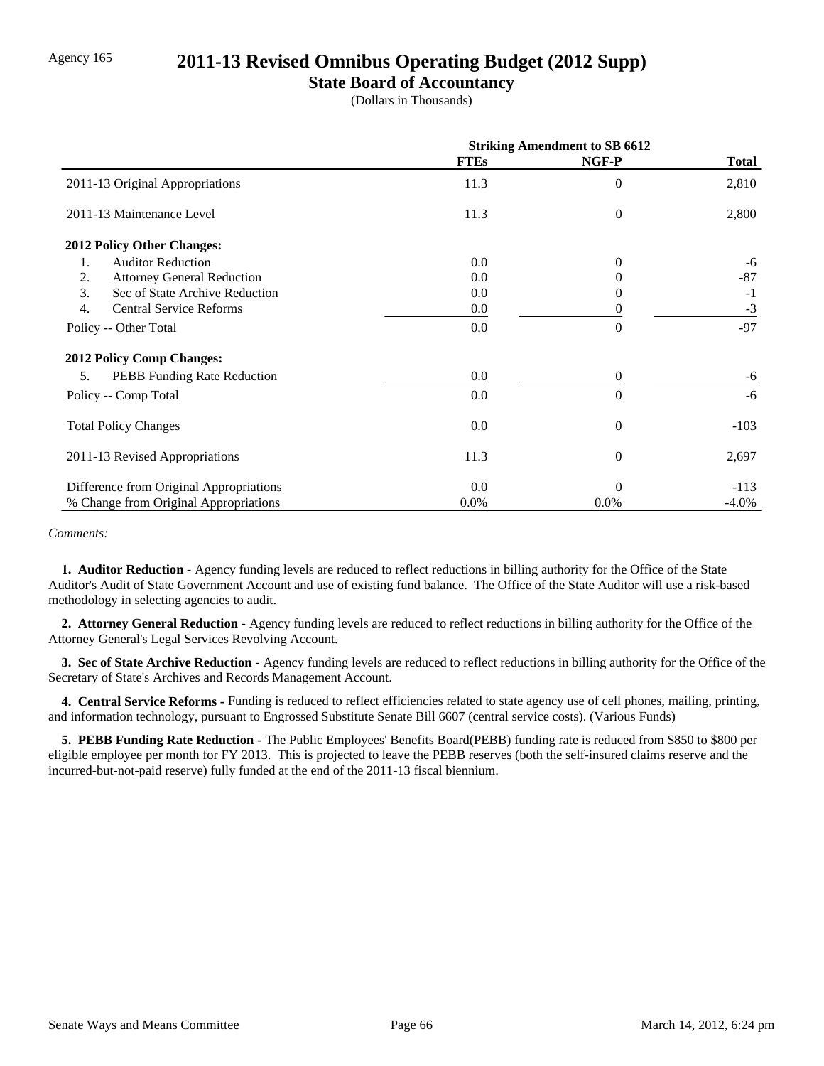Agency 165

# 2011-13 Revised Omnibus Operating Budget (2012 Supp)

## State Board of Accountancy

(Dollars in Thousands)

| | Striking Amendment to SB 6612 | | |
|---|---|---|---|
| | **FTEs** | **NGF-P** | **Total** |
| 2011-13 Original Appropriations | 11.3 | 0 | 2,810 |
| 2011-13 Maintenance Level | 11.3 | 0 | 2,800 |
| **2012 Policy Other Changes:** | | | |
| 1. Auditor Reduction | 0.0 | 0 | -6 |
| 2. Attorney General Reduction | 0.0 | 0 | -87 |
| 3. Sec of State Archive Reduction | 0.0 | 0 | -1 |
| 4. Central Service Reforms | 0.0 | 0 | -3 |
| Policy -- Other Total | 0.0 | 0 | -97 |
| **2012 Policy Comp Changes:** | | | |
| 5. PEBB Funding Rate Reduction | 0.0 | 0 | -6 |
| Policy -- Comp Total | 0.0 | 0 | -6 |
| Total Policy Changes | 0.0 | 0 | -103 |
| 2011-13 Revised Appropriations | 11.3 | 0 | 2,697 |
| Difference from Original Appropriations | 0.0 | 0 | -113 |
| % Change from Original Appropriations | 0.0% | 0.0% | -4.0% |

*Comments:*

**1. Auditor Reduction -** Agency funding levels are reduced to reflect reductions in billing authority for the Office of the State Auditor's Audit of State Government Account and use of existing fund balance. The Office of the State Auditor will use a risk-based methodology in selecting agencies to audit.

**2. Attorney General Reduction -** Agency funding levels are reduced to reflect reductions in billing authority for the Office of the Attorney General's Legal Services Revolving Account.

**3. Sec of State Archive Reduction -** Agency funding levels are reduced to reflect reductions in billing authority for the Office of the Secretary of State's Archives and Records Management Account.

**4. Central Service Reforms -** Funding is reduced to reflect efficiencies related to state agency use of cell phones, mailing, printing, and information technology, pursuant to Engrossed Substitute Senate Bill 6607 (central service costs). (Various Funds)

**5. PEBB Funding Rate Reduction -** The Public Employees' Benefits Board(PEBB) funding rate is reduced from $850 to $800 per eligible employee per month for FY 2013. This is projected to leave the PEBB reserves (both the self-insured claims reserve and the incurred-but-not-paid reserve) fully funded at the end of the 2011-13 fiscal biennium.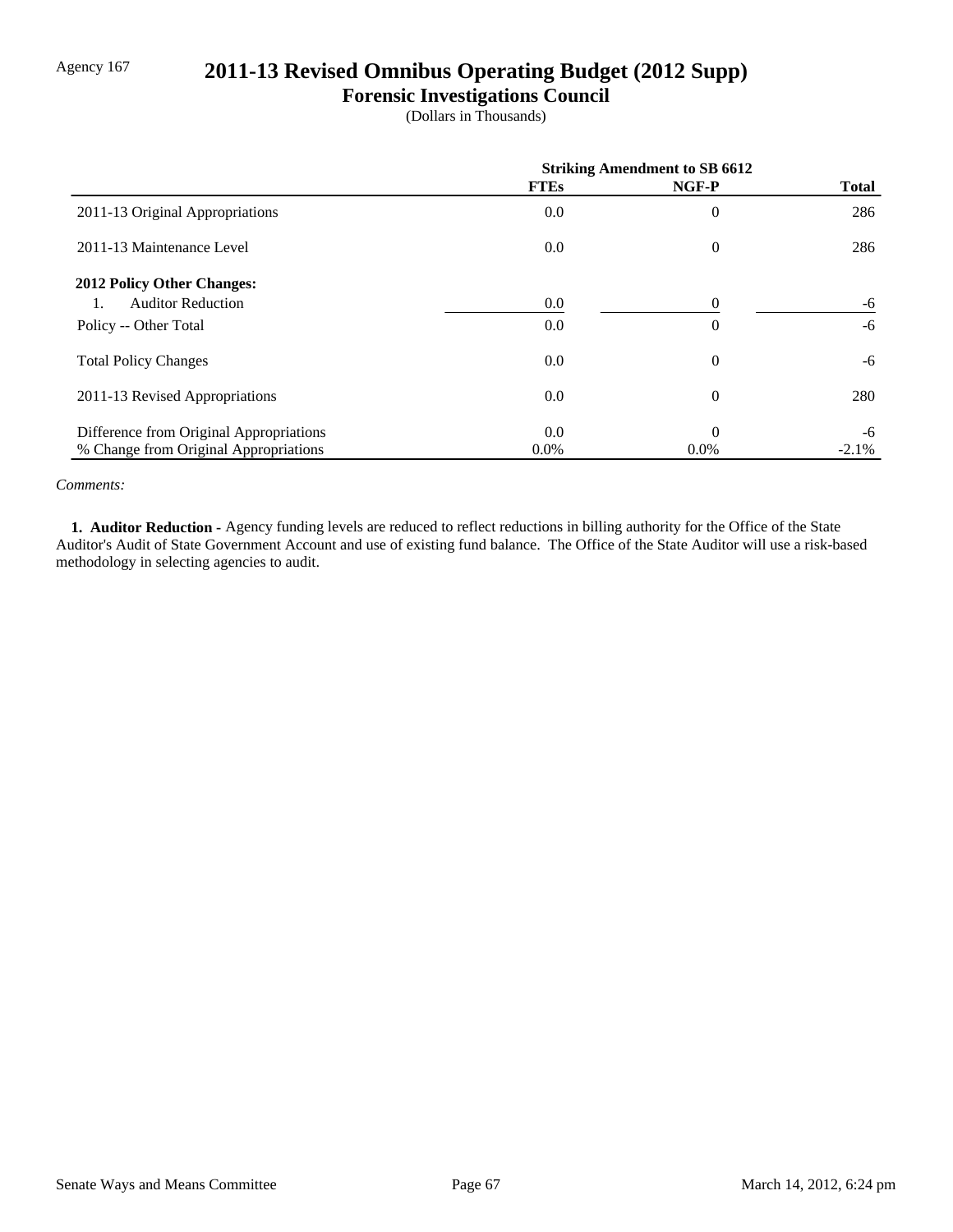Agency 167

# 2011-13 Revised Omnibus Operating Budget (2012 Supp)

## Forensic Investigations Council

(Dollars in Thousands)

| | Striking Amendment to SB 6612 | | |
|---|---|---|---|
| | FTEs | NGF-P | Total |
| 2011-13 Original Appropriations | 0.0 | 0 | 286 |
| 2011-13 Maintenance Level | 0.0 | 0 | 286 |
| **2012 Policy Other Changes:** | | | |
| 1. Auditor Reduction | 0.0 | 0 | -6 |
| Policy -- Other Total | 0.0 | 0 | -6 |
| Total Policy Changes | 0.0 | 0 | -6 |
| 2011-13 Revised Appropriations | 0.0 | 0 | 280 |
| Difference from Original Appropriations | 0.0 | 0 | -6 |
| % Change from Original Appropriations | 0.0% | 0.0% | -2.1% |

*Comments:*

**1. Auditor Reduction -** Agency funding levels are reduced to reflect reductions in billing authority for the Office of the State Auditor's Audit of State Government Account and use of existing fund balance. The Office of the State Auditor will use a risk-based methodology in selecting agencies to audit.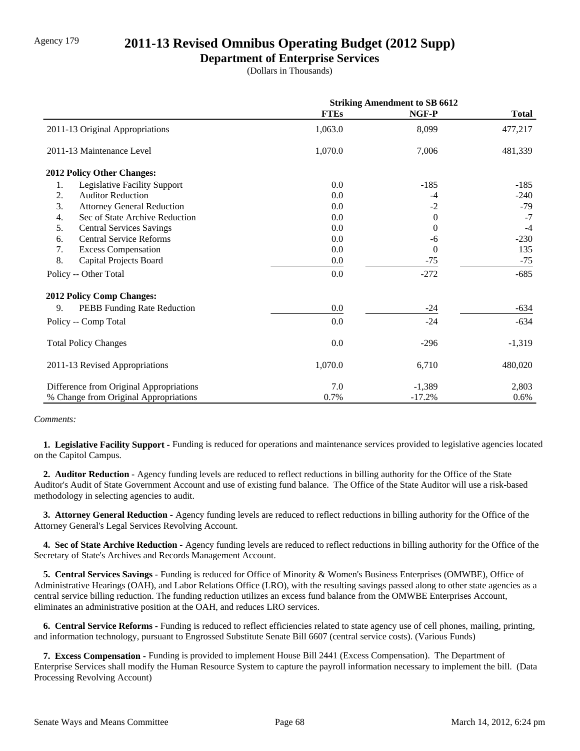Agency 179

# 2011-13 Revised Omnibus Operating Budget (2012 Supp)

## Department of Enterprise Services

(Dollars in Thousands)

| | Striking Amendment to SB 6612 | | |
|---|---|---|---|
| | FTEs | NGF-P | Total |
| 2011-13 Original Appropriations | 1,063.0 | 8,099 | 477,217 |
| 2011-13 Maintenance Level | 1,070.0 | 7,006 | 481,339 |
| **2012 Policy Other Changes:** | | | |
| 1. Legislative Facility Support | 0.0 | -185 | -185 |
| 2. Auditor Reduction | 0.0 | -4 | -240 |
| 3. Attorney General Reduction | 0.0 | -2 | -79 |
| 4. Sec of State Archive Reduction | 0.0 | 0 | -7 |
| 5. Central Services Savings | 0.0 | 0 | -4 |
| 6. Central Service Reforms | 0.0 | -6 | -230 |
| 7. Excess Compensation | 0.0 | 0 | 135 |
| 8. Capital Projects Board | 0.0 | -75 | -75 |
| Policy -- Other Total | 0.0 | -272 | -685 |
| **2012 Policy Comp Changes:** | | | |
| 9. PEBB Funding Rate Reduction | 0.0 | -24 | -634 |
| Policy -- Comp Total | 0.0 | -24 | -634 |
| Total Policy Changes | 0.0 | -296 | -1,319 |
| 2011-13 Revised Appropriations | 1,070.0 | 6,710 | 480,020 |
| Difference from Original Appropriations | 7.0 | -1,389 | 2,803 |
| % Change from Original Appropriations | 0.7% | -17.2% | 0.6% |

*Comments:*

**1. Legislative Facility Support -** Funding is reduced for operations and maintenance services provided to legislative agencies located on the Capitol Campus.

**2. Auditor Reduction -** Agency funding levels are reduced to reflect reductions in billing authority for the Office of the State Auditor's Audit of State Government Account and use of existing fund balance. The Office of the State Auditor will use a risk-based methodology in selecting agencies to audit.

**3. Attorney General Reduction -** Agency funding levels are reduced to reflect reductions in billing authority for the Office of the Attorney General's Legal Services Revolving Account.

**4. Sec of State Archive Reduction -** Agency funding levels are reduced to reflect reductions in billing authority for the Office of the Secretary of State's Archives and Records Management Account.

**5. Central Services Savings -** Funding is reduced for Office of Minority & Women's Business Enterprises (OMWBE), Office of Administrative Hearings (OAH), and Labor Relations Office (LRO), with the resulting savings passed along to other state agencies as a central service billing reduction. The funding reduction utilizes an excess fund balance from the OMWBE Enterprises Account, eliminates an administrative position at the OAH, and reduces LRO services.

**6. Central Service Reforms -** Funding is reduced to reflect efficiencies related to state agency use of cell phones, mailing, printing, and information technology, pursuant to Engrossed Substitute Senate Bill 6607 (central service costs). (Various Funds)

**7. Excess Compensation -** Funding is provided to implement House Bill 2441 (Excess Compensation). The Department of Enterprise Services shall modify the Human Resource System to capture the payroll information necessary to implement the bill. (Data Processing Revolving Account)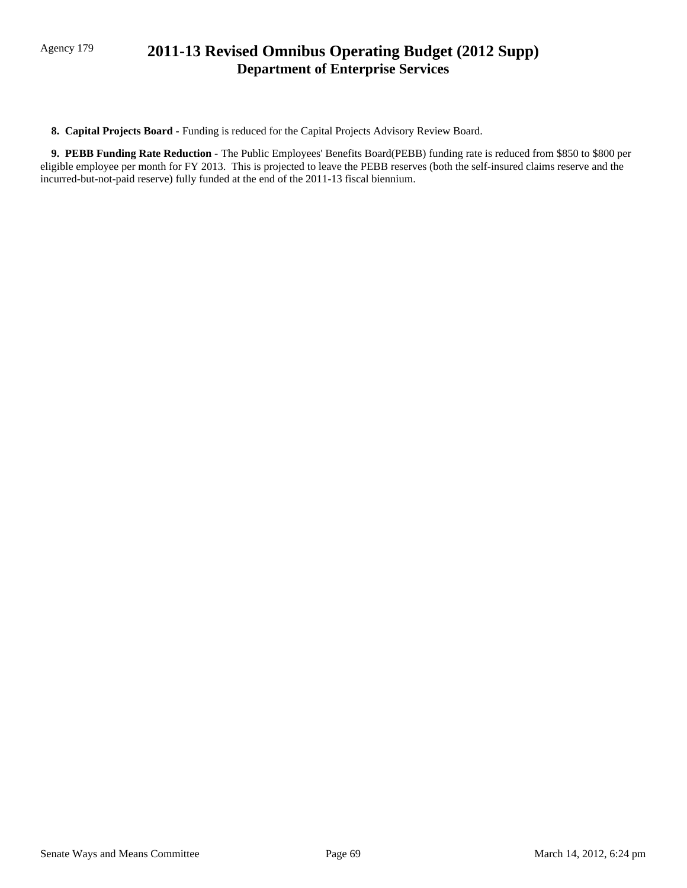**8. Capital Projects Board -** Funding is reduced for the Capital Projects Advisory Review Board.

**9. PEBB Funding Rate Reduction -** The Public Employees' Benefits Board(PEBB) funding rate is reduced from $850 to $800 per eligible employee per month for FY 2013. This is projected to leave the PEBB reserves (both the self-insured claims reserve and the incurred-but-not-paid reserve) fully funded at the end of the 2011-13 fiscal biennium.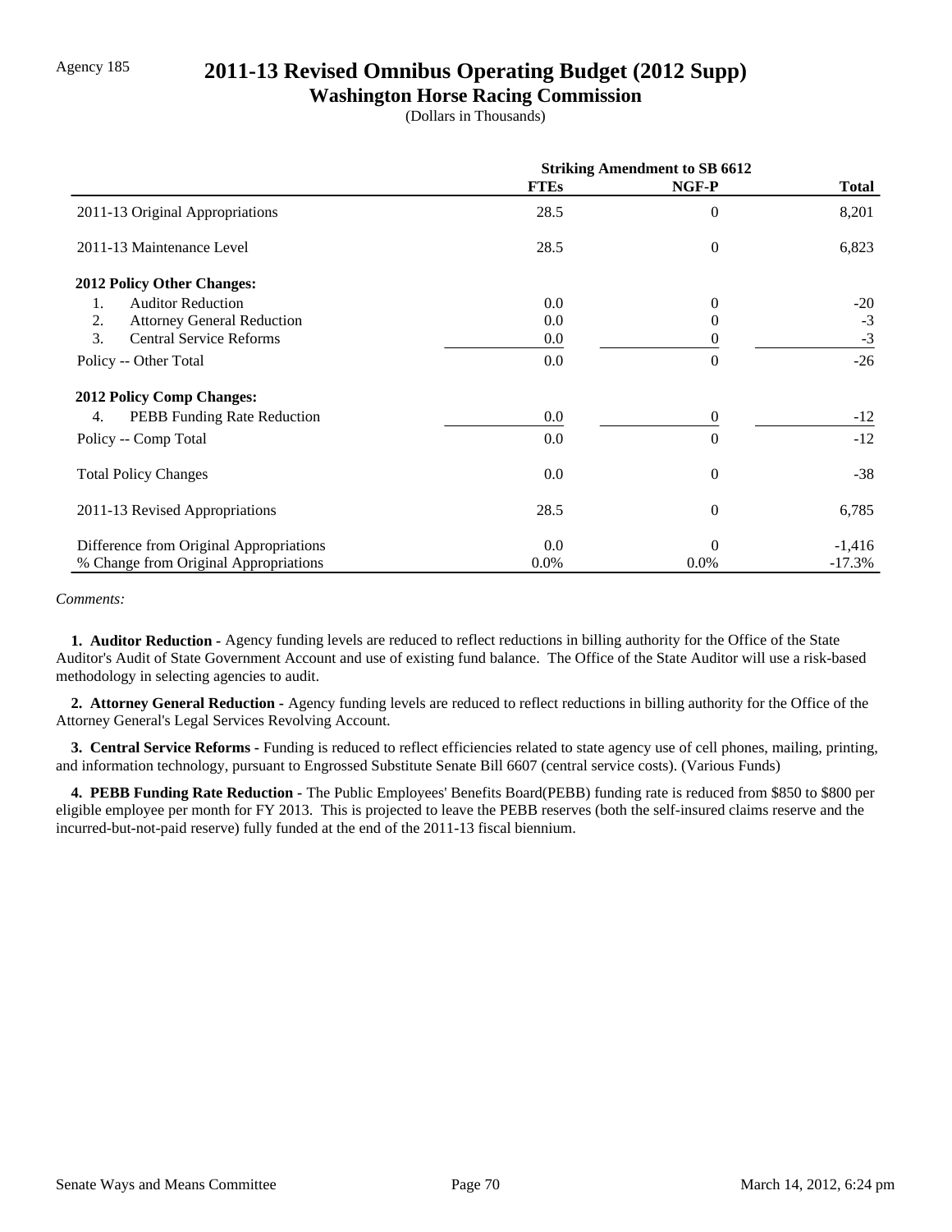Agency 185

# 2011-13 Revised Omnibus Operating Budget (2012 Supp)

## Washington Horse Racing Commission

(Dollars in Thousands)

| | Striking Amendment to SB 6612 | | |
|---|---|---|---|
| | FTEs | NGF-P | Total |
| 2011-13 Original Appropriations | 28.5 | 0 | 8,201 |
| 2011-13 Maintenance Level | 28.5 | 0 | 6,823 |
| **2012 Policy Other Changes:** | | | |
| 1. Auditor Reduction | 0.0 | 0 | -20 |
| 2. Attorney General Reduction | 0.0 | 0 | -3 |
| 3. Central Service Reforms | 0.0 | 0 | -3 |
| Policy -- Other Total | 0.0 | 0 | -26 |
| **2012 Policy Comp Changes:** | | | |
| 4. PEBB Funding Rate Reduction | 0.0 | 0 | -12 |
| Policy -- Comp Total | 0.0 | 0 | -12 |
| Total Policy Changes | 0.0 | 0 | -38 |
| 2011-13 Revised Appropriations | 28.5 | 0 | 6,785 |
| Difference from Original Appropriations | 0.0 | 0 | -1,416 |
| % Change from Original Appropriations | 0.0% | 0.0% | -17.3% |

*Comments:*

**1. Auditor Reduction -** Agency funding levels are reduced to reflect reductions in billing authority for the Office of the State Auditor's Audit of State Government Account and use of existing fund balance. The Office of the State Auditor will use a risk-based methodology in selecting agencies to audit.

**2. Attorney General Reduction -** Agency funding levels are reduced to reflect reductions in billing authority for the Office of the Attorney General's Legal Services Revolving Account.

**3. Central Service Reforms -** Funding is reduced to reflect efficiencies related to state agency use of cell phones, mailing, printing, and information technology, pursuant to Engrossed Substitute Senate Bill 6607 (central service costs). (Various Funds)

**4. PEBB Funding Rate Reduction -** The Public Employees' Benefits Board(PEBB) funding rate is reduced from $850 to $800 per eligible employee per month for FY 2013. This is projected to leave the PEBB reserves (both the self-insured claims reserve and the incurred-but-not-paid reserve) fully funded at the end of the 2011-13 fiscal biennium.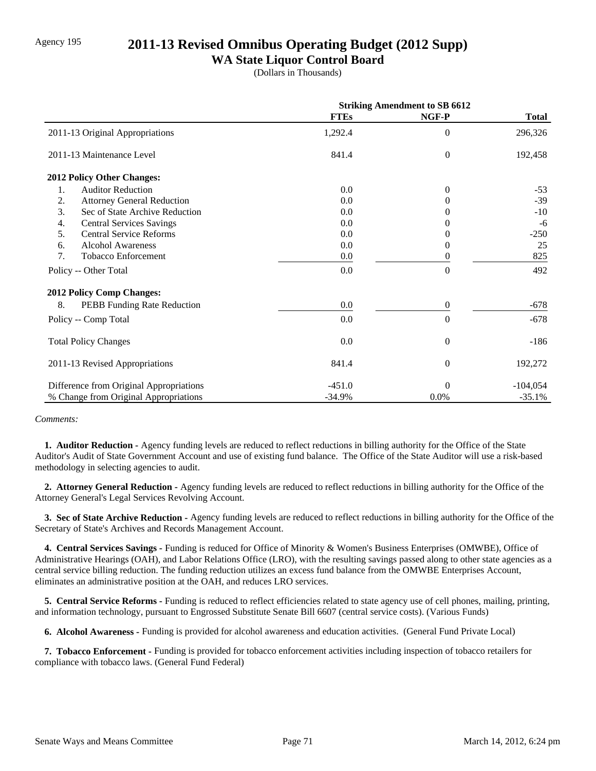Agency 195

# 2011-13 Revised Omnibus Operating Budget (2012 Supp)

## WA State Liquor Control Board

(Dollars in Thousands)

| | Striking Amendment to SB 6612 | | |
|---|---|---|---|
| | **FTEs** | **NGF-P** | **Total** |
| 2011-13 Original Appropriations | 1,292.4 | 0 | 296,326 |
| 2011-13 Maintenance Level | 841.4 | 0 | 192,458 |
| **2012 Policy Other Changes:** | | | |
| 1. Auditor Reduction | 0.0 | 0 | -53 |
| 2. Attorney General Reduction | 0.0 | 0 | -39 |
| 3. Sec of State Archive Reduction | 0.0 | 0 | -10 |
| 4. Central Services Savings | 0.0 | 0 | -6 |
| 5. Central Service Reforms | 0.0 | 0 | -250 |
| 6. Alcohol Awareness | 0.0 | 0 | 25 |
| 7. Tobacco Enforcement | 0.0 | 0 | 825 |
| Policy -- Other Total | 0.0 | 0 | 492 |
| **2012 Policy Comp Changes:** | | | |
| 8. PEBB Funding Rate Reduction | 0.0 | 0 | -678 |
| Policy -- Comp Total | 0.0 | 0 | -678 |
| Total Policy Changes | 0.0 | 0 | -186 |
| 2011-13 Revised Appropriations | 841.4 | 0 | 192,272 |
| Difference from Original Appropriations | -451.0 | 0 | -104,054 |
| % Change from Original Appropriations | -34.9% | 0.0% | -35.1% |

*Comments:*

**1. Auditor Reduction -** Agency funding levels are reduced to reflect reductions in billing authority for the Office of the State Auditor's Audit of State Government Account and use of existing fund balance. The Office of the State Auditor will use a risk-based methodology in selecting agencies to audit.

**2. Attorney General Reduction -** Agency funding levels are reduced to reflect reductions in billing authority for the Office of the Attorney General's Legal Services Revolving Account.

**3. Sec of State Archive Reduction -** Agency funding levels are reduced to reflect reductions in billing authority for the Office of the Secretary of State's Archives and Records Management Account.

**4. Central Services Savings -** Funding is reduced for Office of Minority & Women's Business Enterprises (OMWBE), Office of Administrative Hearings (OAH), and Labor Relations Office (LRO), with the resulting savings passed along to other state agencies as a central service billing reduction. The funding reduction utilizes an excess fund balance from the OMWBE Enterprises Account, eliminates an administrative position at the OAH, and reduces LRO services.

**5. Central Service Reforms -** Funding is reduced to reflect efficiencies related to state agency use of cell phones, mailing, printing, and information technology, pursuant to Engrossed Substitute Senate Bill 6607 (central service costs). (Various Funds)

**6. Alcohol Awareness -** Funding is provided for alcohol awareness and education activities. (General Fund Private Local)

**7. Tobacco Enforcement -** Funding is provided for tobacco enforcement activities including inspection of tobacco retailers for compliance with tobacco laws. (General Fund Federal)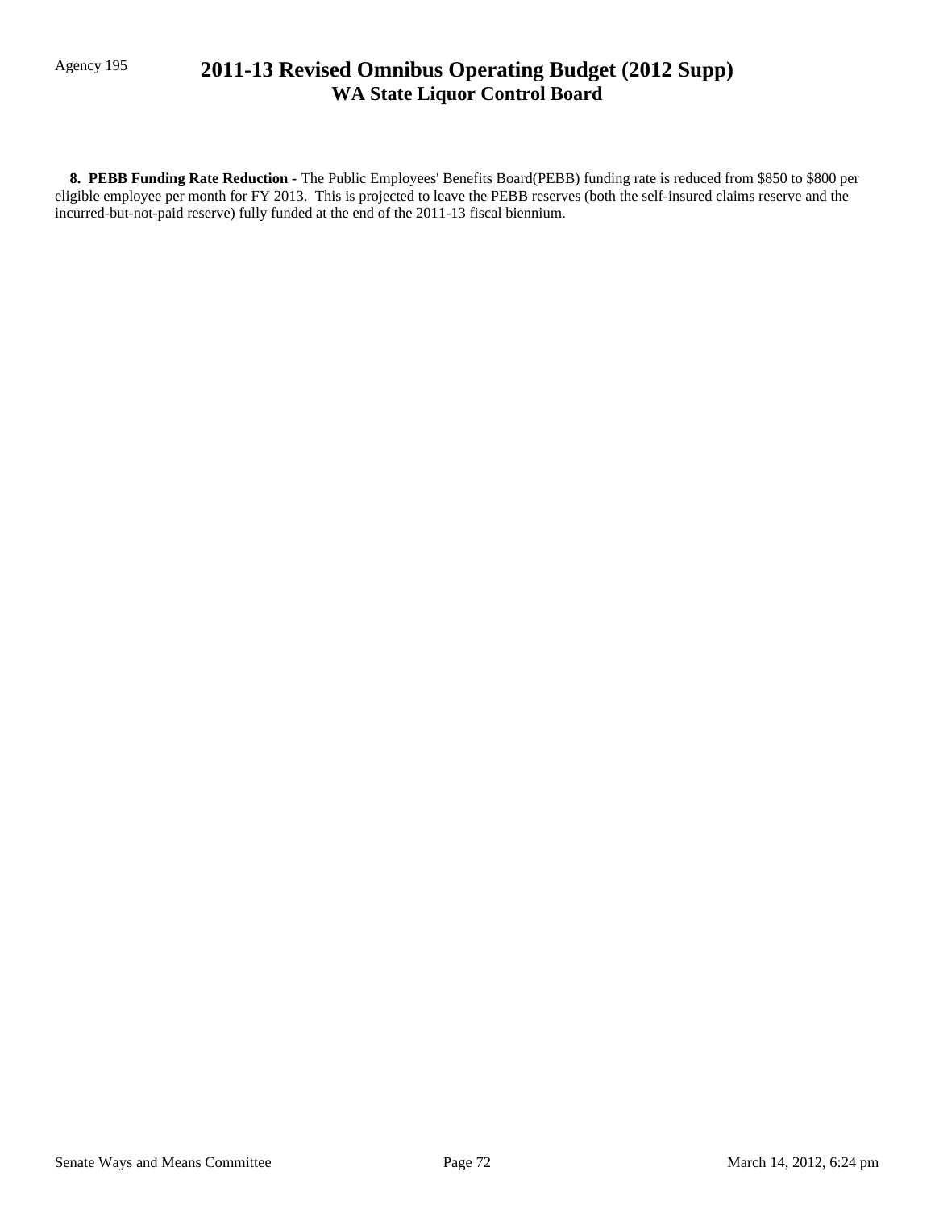**8. PEBB Funding Rate Reduction -** The Public Employees' Benefits Board(PEBB) funding rate is reduced from $850 to $800 per eligible employee per month for FY 2013. This is projected to leave the PEBB reserves (both the self-insured claims reserve and the incurred-but-not-paid reserve) fully funded at the end of the 2011-13 fiscal biennium.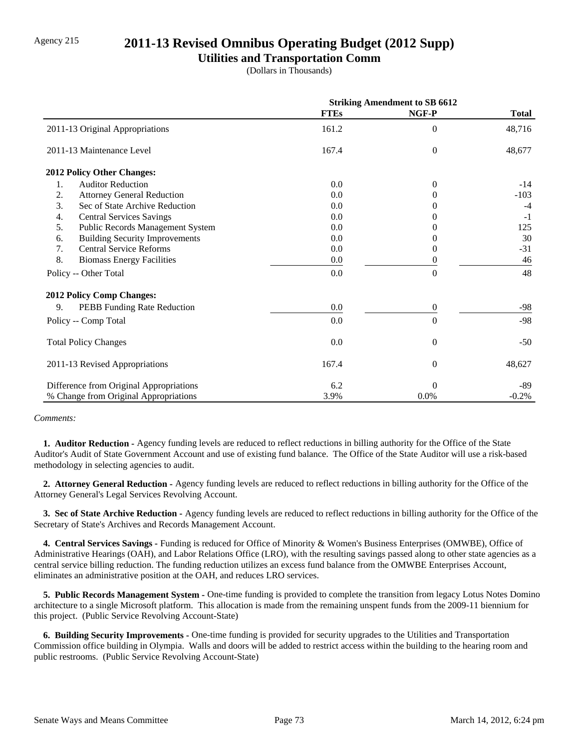Agency 215

# 2011-13 Revised Omnibus Operating Budget (2012 Supp)

## Utilities and Transportation Comm

(Dollars in Thousands)

| | Striking Amendment to SB 6612 | | |
|---|---|---|---|
| | FTEs | NGF-P | Total |
| 2011-13 Original Appropriations | 161.2 | 0 | 48,716 |
| 2011-13 Maintenance Level | 167.4 | 0 | 48,677 |
| **2012 Policy Other Changes:** | | | |
| 1. Auditor Reduction | 0.0 | 0 | -14 |
| 2. Attorney General Reduction | 0.0 | 0 | -103 |
| 3. Sec of State Archive Reduction | 0.0 | 0 | -4 |
| 4. Central Services Savings | 0.0 | 0 | -1 |
| 5. Public Records Management System | 0.0 | 0 | 125 |
| 6. Building Security Improvements | 0.0 | 0 | 30 |
| 7. Central Service Reforms | 0.0 | 0 | -31 |
| 8. Biomass Energy Facilities | 0.0 | 0 | 46 |
| Policy -- Other Total | 0.0 | 0 | 48 |
| **2012 Policy Comp Changes:** | | | |
| 9. PEBB Funding Rate Reduction | 0.0 | 0 | -98 |
| Policy -- Comp Total | 0.0 | 0 | -98 |
| Total Policy Changes | 0.0 | 0 | -50 |
| 2011-13 Revised Appropriations | 167.4 | 0 | 48,627 |
| Difference from Original Appropriations | 6.2 | 0 | -89 |
| % Change from Original Appropriations | 3.9% | 0.0% | -0.2% |

*Comments:*

**1. Auditor Reduction -** Agency funding levels are reduced to reflect reductions in billing authority for the Office of the State Auditor's Audit of State Government Account and use of existing fund balance. The Office of the State Auditor will use a risk-based methodology in selecting agencies to audit.

**2. Attorney General Reduction -** Agency funding levels are reduced to reflect reductions in billing authority for the Office of the Attorney General's Legal Services Revolving Account.

**3. Sec of State Archive Reduction -** Agency funding levels are reduced to reflect reductions in billing authority for the Office of the Secretary of State's Archives and Records Management Account.

**4. Central Services Savings -** Funding is reduced for Office of Minority & Women's Business Enterprises (OMWBE), Office of Administrative Hearings (OAH), and Labor Relations Office (LRO), with the resulting savings passed along to other state agencies as a central service billing reduction. The funding reduction utilizes an excess fund balance from the OMWBE Enterprises Account, eliminates an administrative position at the OAH, and reduces LRO services.

**5. Public Records Management System -** One-time funding is provided to complete the transition from legacy Lotus Notes Domino architecture to a single Microsoft platform. This allocation is made from the remaining unspent funds from the 2009-11 biennium for this project. (Public Service Revolving Account-State)

**6. Building Security Improvements -** One-time funding is provided for security upgrades to the Utilities and Transportation Commission office building in Olympia. Walls and doors will be added to restrict access within the building to the hearing room and public restrooms. (Public Service Revolving Account-State)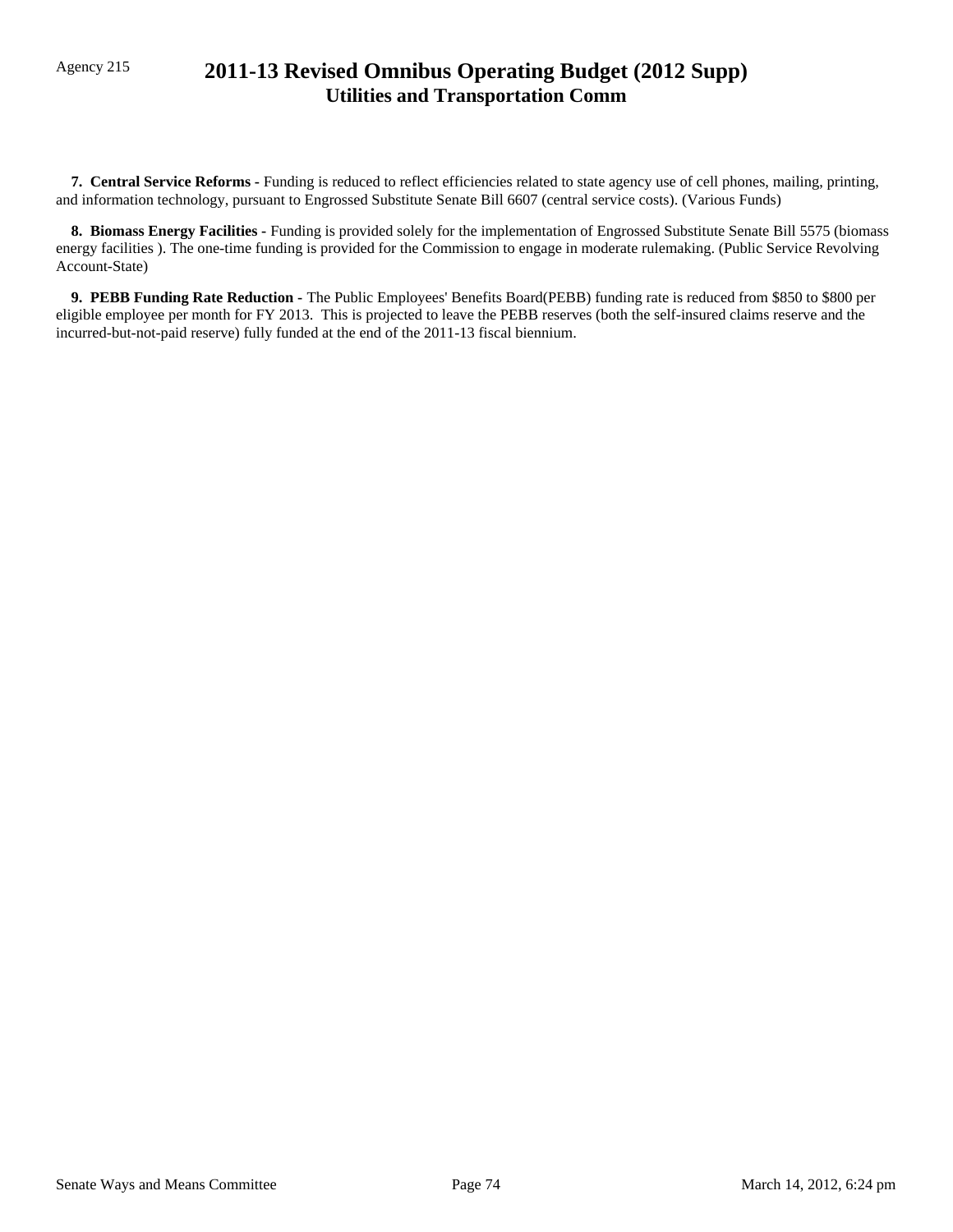Agency 215

# 2011-13 Revised Omnibus Operating Budget (2012 Supp)
## Utilities and Transportation Comm

**7. Central Service Reforms -** Funding is reduced to reflect efficiencies related to state agency use of cell phones, mailing, printing, and information technology, pursuant to Engrossed Substitute Senate Bill 6607 (central service costs). (Various Funds)

**8. Biomass Energy Facilities -** Funding is provided solely for the implementation of Engrossed Substitute Senate Bill 5575 (biomass energy facilities ). The one-time funding is provided for the Commission to engage in moderate rulemaking. (Public Service Revolving Account-State)

**9. PEBB Funding Rate Reduction -** The Public Employees' Benefits Board(PEBB) funding rate is reduced from $850 to $800 per eligible employee per month for FY 2013. This is projected to leave the PEBB reserves (both the self-insured claims reserve and the incurred-but-not-paid reserve) fully funded at the end of the 2011-13 fiscal biennium.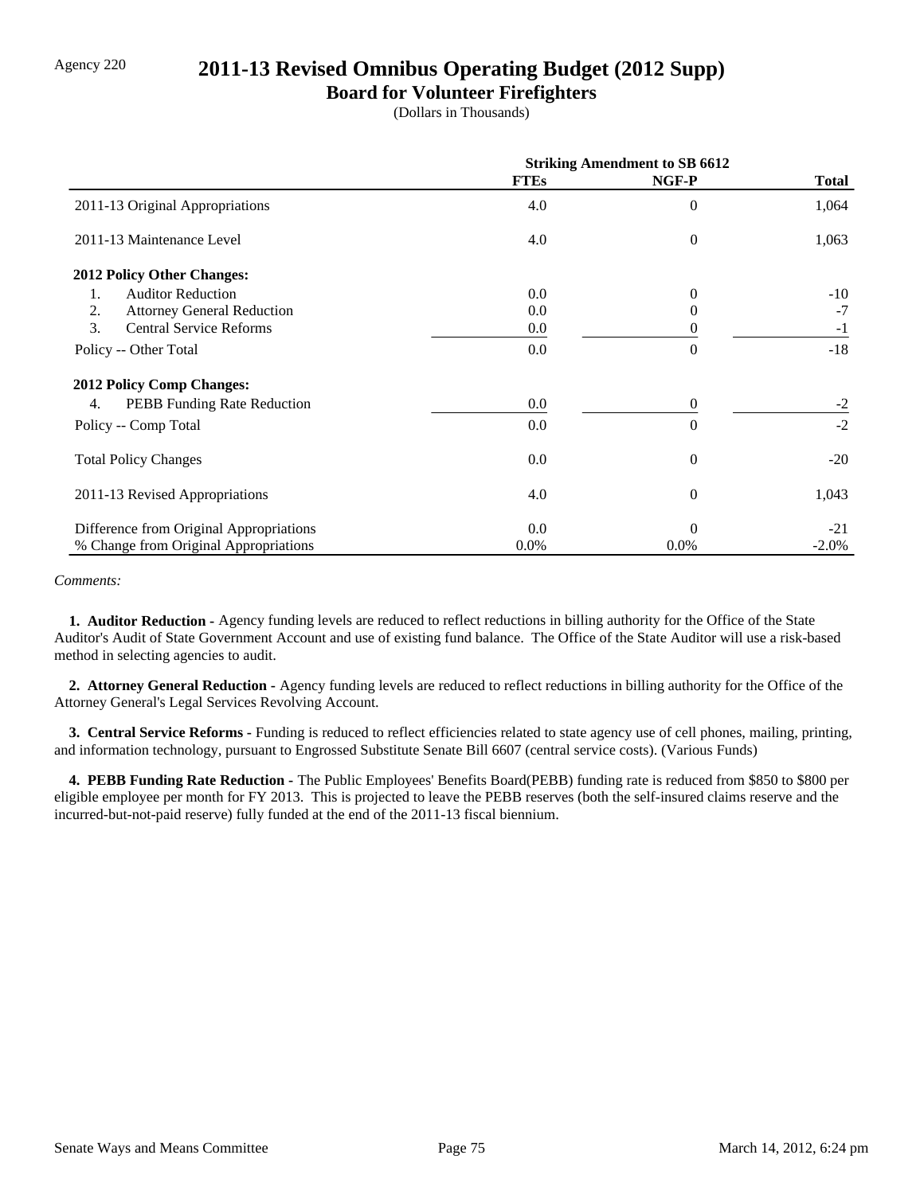Agency 220

# 2011-13 Revised Omnibus Operating Budget (2012 Supp)

## Board for Volunteer Firefighters

(Dollars in Thousands)

| | Striking Amendment to SB 6612 | | |
|---|---|---|---|
| | **FTEs** | **NGF-P** | **Total** |
| 2011-13 Original Appropriations | 4.0 | 0 | 1,064 |
| 2011-13 Maintenance Level | 4.0 | 0 | 1,063 |
| **2012 Policy Other Changes:** | | | |
| 1. Auditor Reduction | 0.0 | 0 | -10 |
| 2. Attorney General Reduction | 0.0 | 0 | -7 |
| 3. Central Service Reforms | 0.0 | 0 | -1 |
| Policy -- Other Total | 0.0 | 0 | -18 |
| **2012 Policy Comp Changes:** | | | |
| 4. PEBB Funding Rate Reduction | 0.0 | 0 | -2 |
| Policy -- Comp Total | 0.0 | 0 | -2 |
| Total Policy Changes | 0.0 | 0 | -20 |
| 2011-13 Revised Appropriations | 4.0 | 0 | 1,043 |
| Difference from Original Appropriations | 0.0 | 0 | -21 |
| % Change from Original Appropriations | 0.0% | 0.0% | -2.0% |

*Comments:*

**1. Auditor Reduction -** Agency funding levels are reduced to reflect reductions in billing authority for the Office of the State Auditor's Audit of State Government Account and use of existing fund balance. The Office of the State Auditor will use a risk-based method in selecting agencies to audit.

**2. Attorney General Reduction -** Agency funding levels are reduced to reflect reductions in billing authority for the Office of the Attorney General's Legal Services Revolving Account.

**3. Central Service Reforms -** Funding is reduced to reflect efficiencies related to state agency use of cell phones, mailing, printing, and information technology, pursuant to Engrossed Substitute Senate Bill 6607 (central service costs). (Various Funds)

**4. PEBB Funding Rate Reduction -** The Public Employees' Benefits Board(PEBB) funding rate is reduced from $850 to $800 per eligible employee per month for FY 2013. This is projected to leave the PEBB reserves (both the self-insured claims reserve and the incurred-but-not-paid reserve) fully funded at the end of the 2011-13 fiscal biennium.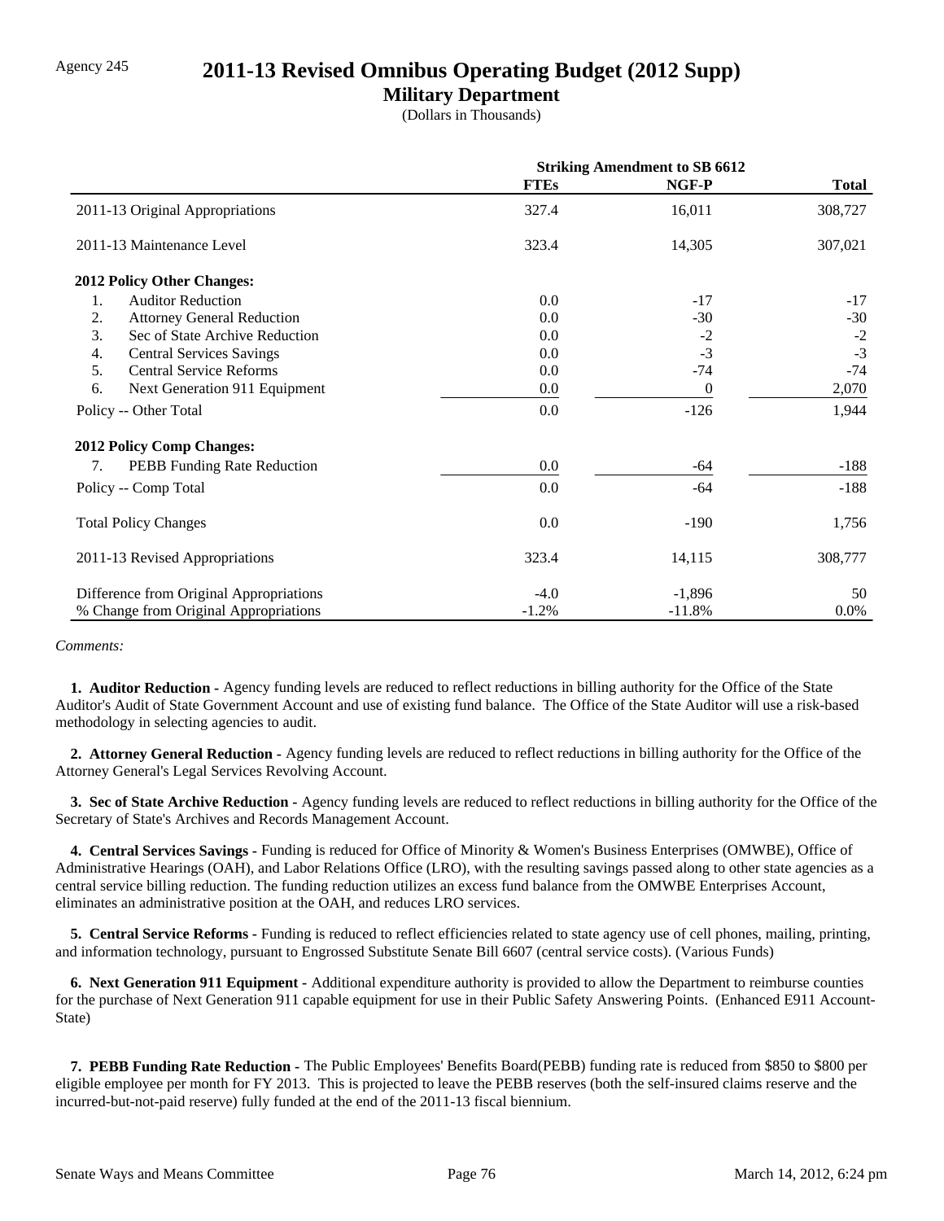Agency 245

# 2011-13 Revised Omnibus Operating Budget (2012 Supp)

## Military Department

(Dollars in Thousands)

| | Striking Amendment to SB 6612 | | |
|---|---|---|---|
| | **FTEs** | **NGF-P** | **Total** |
| 2011-13 Original Appropriations | 327.4 | 16,011 | 308,727 |
| 2011-13 Maintenance Level | 323.4 | 14,305 | 307,021 |
| **2012 Policy Other Changes:** | | | |
| 1. Auditor Reduction | 0.0 | -17 | -17 |
| 2. Attorney General Reduction | 0.0 | -30 | -30 |
| 3. Sec of State Archive Reduction | 0.0 | -2 | -2 |
| 4. Central Services Savings | 0.0 | -3 | -3 |
| 5. Central Service Reforms | 0.0 | -74 | -74 |
| 6. Next Generation 911 Equipment | 0.0 | 0 | 2,070 |
| Policy -- Other Total | 0.0 | -126 | 1,944 |
| **2012 Policy Comp Changes:** | | | |
| 7. PEBB Funding Rate Reduction | 0.0 | -64 | -188 |
| Policy -- Comp Total | 0.0 | -64 | -188 |
| Total Policy Changes | 0.0 | -190 | 1,756 |
| 2011-13 Revised Appropriations | 323.4 | 14,115 | 308,777 |
| Difference from Original Appropriations | -4.0 | -1,896 | 50 |
| % Change from Original Appropriations | -1.2% | -11.8% | 0.0% |

*Comments:*

**1. Auditor Reduction -** Agency funding levels are reduced to reflect reductions in billing authority for the Office of the State Auditor's Audit of State Government Account and use of existing fund balance. The Office of the State Auditor will use a risk-based methodology in selecting agencies to audit.

**2. Attorney General Reduction -** Agency funding levels are reduced to reflect reductions in billing authority for the Office of the Attorney General's Legal Services Revolving Account.

**3. Sec of State Archive Reduction -** Agency funding levels are reduced to reflect reductions in billing authority for the Office of the Secretary of State's Archives and Records Management Account.

**4. Central Services Savings -** Funding is reduced for Office of Minority & Women's Business Enterprises (OMWBE), Office of Administrative Hearings (OAH), and Labor Relations Office (LRO), with the resulting savings passed along to other state agencies as a central service billing reduction. The funding reduction utilizes an excess fund balance from the OMWBE Enterprises Account, eliminates an administrative position at the OAH, and reduces LRO services.

**5. Central Service Reforms -** Funding is reduced to reflect efficiencies related to state agency use of cell phones, mailing, printing, and information technology, pursuant to Engrossed Substitute Senate Bill 6607 (central service costs). (Various Funds)

**6. Next Generation 911 Equipment -** Additional expenditure authority is provided to allow the Department to reimburse counties for the purchase of Next Generation 911 capable equipment for use in their Public Safety Answering Points. (Enhanced E911 Account-State)

**7. PEBB Funding Rate Reduction -** The Public Employees' Benefits Board(PEBB) funding rate is reduced from $850 to $800 per eligible employee per month for FY 2013. This is projected to leave the PEBB reserves (both the self-insured claims reserve and the incurred-but-not-paid reserve) fully funded at the end of the 2011-13 fiscal biennium.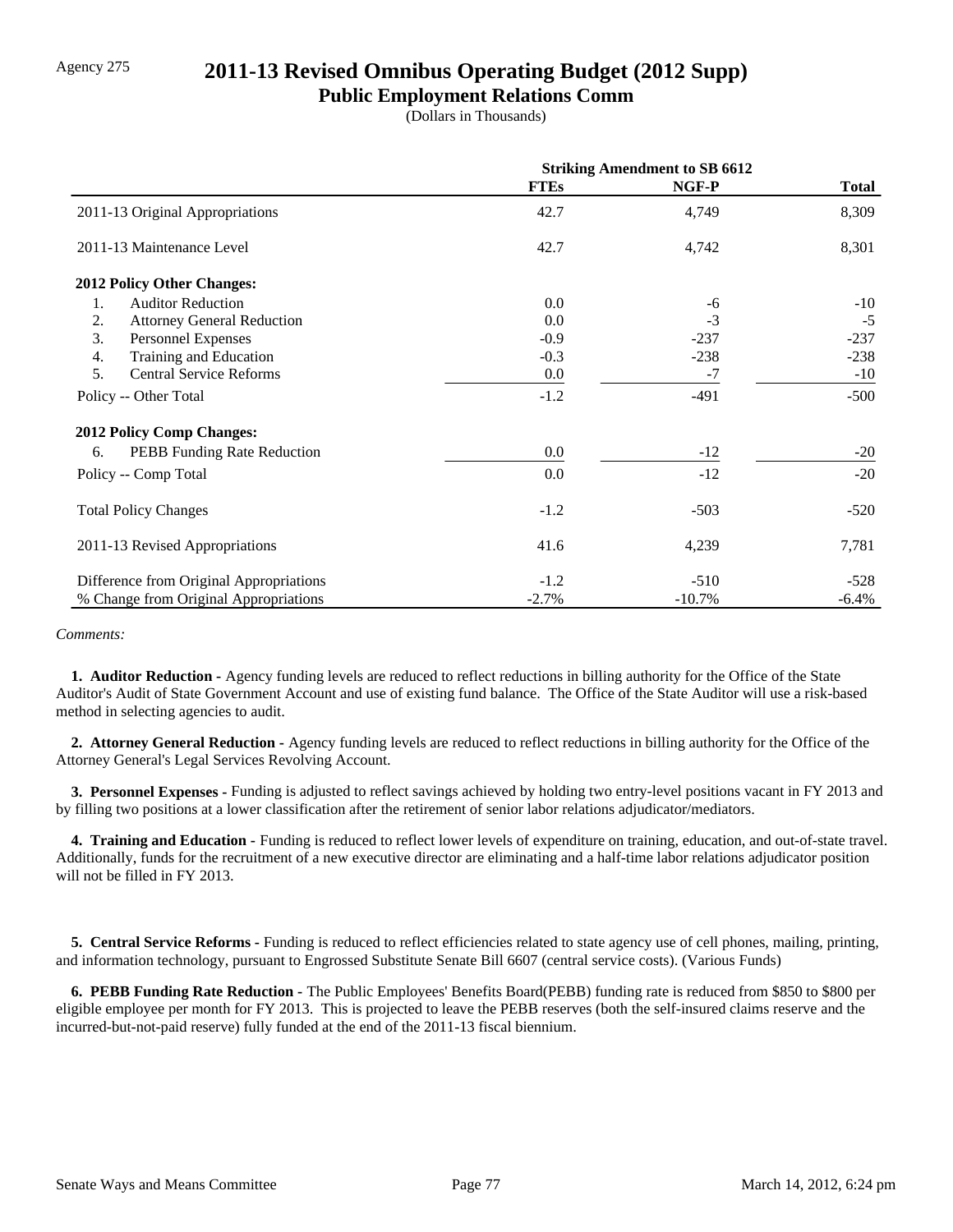Agency 275

# 2011-13 Revised Omnibus Operating Budget (2012 Supp)

## Public Employment Relations Comm

(Dollars in Thousands)

| | Striking Amendment to SB 6612 | | |
|---|---|---|---|
| | **FTEs** | **NGF-P** | **Total** |
| 2011-13 Original Appropriations | 42.7 | 4,749 | 8,309 |
| 2011-13 Maintenance Level | 42.7 | 4,742 | 8,301 |
| **2012 Policy Other Changes:** | | | |
| 1. Auditor Reduction | 0.0 | -6 | -10 |
| 2. Attorney General Reduction | 0.0 | -3 | -5 |
| 3. Personnel Expenses | -0.9 | -237 | -237 |
| 4. Training and Education | -0.3 | -238 | -238 |
| 5. Central Service Reforms | 0.0 | -7 | -10 |
| Policy -- Other Total | -1.2 | -491 | -500 |
| **2012 Policy Comp Changes:** | | | |
| 6. PEBB Funding Rate Reduction | 0.0 | -12 | -20 |
| Policy -- Comp Total | 0.0 | -12 | -20 |
| Total Policy Changes | -1.2 | -503 | -520 |
| 2011-13 Revised Appropriations | 41.6 | 4,239 | 7,781 |
| Difference from Original Appropriations | -1.2 | -510 | -528 |
| % Change from Original Appropriations | -2.7% | -10.7% | -6.4% |

*Comments:*

**1. Auditor Reduction -** Agency funding levels are reduced to reflect reductions in billing authority for the Office of the State Auditor's Audit of State Government Account and use of existing fund balance. The Office of the State Auditor will use a risk-based method in selecting agencies to audit.

**2. Attorney General Reduction -** Agency funding levels are reduced to reflect reductions in billing authority for the Office of the Attorney General's Legal Services Revolving Account.

**3. Personnel Expenses -** Funding is adjusted to reflect savings achieved by holding two entry-level positions vacant in FY 2013 and by filling two positions at a lower classification after the retirement of senior labor relations adjudicator/mediators.

**4. Training and Education -** Funding is reduced to reflect lower levels of expenditure on training, education, and out-of-state travel. Additionally, funds for the recruitment of a new executive director are eliminating and a half-time labor relations adjudicator position will not be filled in FY 2013.

**5. Central Service Reforms -** Funding is reduced to reflect efficiencies related to state agency use of cell phones, mailing, printing, and information technology, pursuant to Engrossed Substitute Senate Bill 6607 (central service costs). (Various Funds)

**6. PEBB Funding Rate Reduction -** The Public Employees' Benefits Board(PEBB) funding rate is reduced from $850 to $800 per eligible employee per month for FY 2013. This is projected to leave the PEBB reserves (both the self-insured claims reserve and the incurred-but-not-paid reserve) fully funded at the end of the 2011-13 fiscal biennium.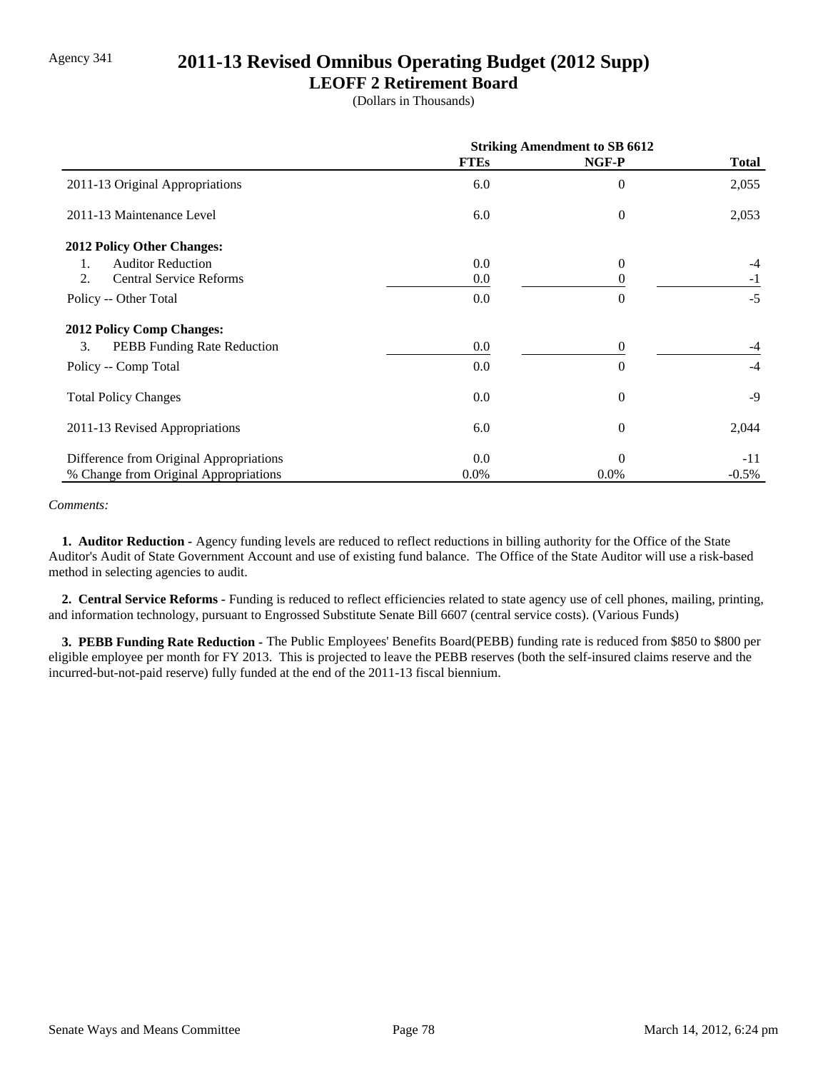Agency 341

# 2011-13 Revised Omnibus Operating Budget (2012 Supp)

## LEOFF 2 Retirement Board

(Dollars in Thousands)

| | Striking Amendment to SB 6612 | | |
|---|---|---|---|
| | FTEs | NGF-P | Total |
| 2011-13 Original Appropriations | 6.0 | 0 | 2,055 |
| 2011-13 Maintenance Level | 6.0 | 0 | 2,053 |
| **2012 Policy Other Changes:** | | | |
| 1. Auditor Reduction | 0.0 | 0 | -4 |
| 2. Central Service Reforms | 0.0 | 0 | -1 |
| Policy -- Other Total | 0.0 | 0 | -5 |
| **2012 Policy Comp Changes:** | | | |
| 3. PEBB Funding Rate Reduction | 0.0 | 0 | -4 |
| Policy -- Comp Total | 0.0 | 0 | -4 |
| Total Policy Changes | 0.0 | 0 | -9 |
| 2011-13 Revised Appropriations | 6.0 | 0 | 2,044 |
| Difference from Original Appropriations | 0.0 | 0 | -11 |
| % Change from Original Appropriations | 0.0% | 0.0% | -0.5% |

*Comments:*

**1. Auditor Reduction -** Agency funding levels are reduced to reflect reductions in billing authority for the Office of the State Auditor's Audit of State Government Account and use of existing fund balance. The Office of the State Auditor will use a risk-based method in selecting agencies to audit.

**2. Central Service Reforms -** Funding is reduced to reflect efficiencies related to state agency use of cell phones, mailing, printing, and information technology, pursuant to Engrossed Substitute Senate Bill 6607 (central service costs). (Various Funds)

**3. PEBB Funding Rate Reduction -** The Public Employees' Benefits Board(PEBB) funding rate is reduced from $850 to $800 per eligible employee per month for FY 2013. This is projected to leave the PEBB reserves (both the self-insured claims reserve and the incurred-but-not-paid reserve) fully funded at the end of the 2011-13 fiscal biennium.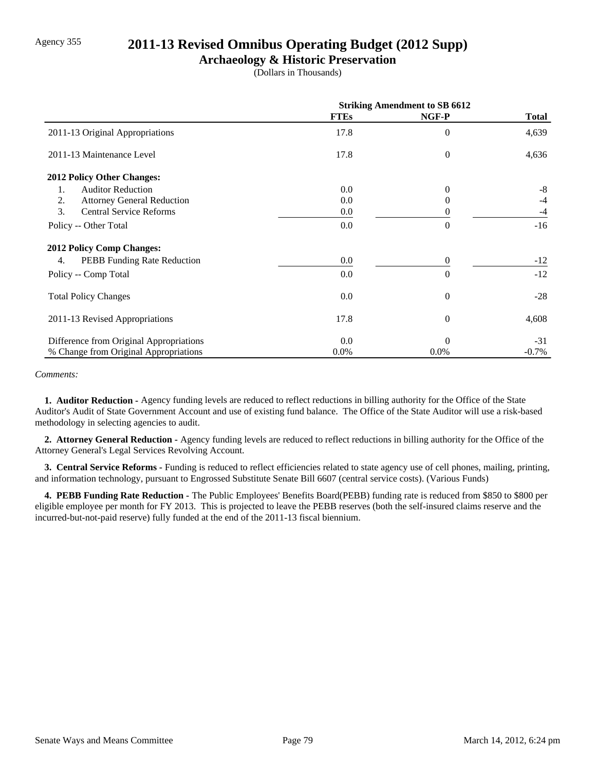Agency 355

# 2011-13 Revised Omnibus Operating Budget (2012 Supp)

## Archaeology & Historic Preservation

(Dollars in Thousands)

| | Striking Amendment to SB 6612 | | |
|---|---|---|---|
| | **FTEs** | **NGF-P** | **Total** |
| 2011-13 Original Appropriations | 17.8 | 0 | 4,639 |
| 2011-13 Maintenance Level | 17.8 | 0 | 4,636 |
| **2012 Policy Other Changes:** | | | |
| 1. Auditor Reduction | 0.0 | 0 | -8 |
| 2. Attorney General Reduction | 0.0 | 0 | -4 |
| 3. Central Service Reforms | 0.0 | 0 | -4 |
| Policy -- Other Total | 0.0 | 0 | -16 |
| **2012 Policy Comp Changes:** | | | |
| 4. PEBB Funding Rate Reduction | 0.0 | 0 | -12 |
| Policy -- Comp Total | 0.0 | 0 | -12 |
| Total Policy Changes | 0.0 | 0 | -28 |
| 2011-13 Revised Appropriations | 17.8 | 0 | 4,608 |
| Difference from Original Appropriations | 0.0 | 0 | -31 |
| % Change from Original Appropriations | 0.0% | 0.0% | -0.7% |

*Comments:*

**1. Auditor Reduction -** Agency funding levels are reduced to reflect reductions in billing authority for the Office of the State Auditor's Audit of State Government Account and use of existing fund balance. The Office of the State Auditor will use a risk-based methodology in selecting agencies to audit.

**2. Attorney General Reduction -** Agency funding levels are reduced to reflect reductions in billing authority for the Office of the Attorney General's Legal Services Revolving Account.

**3. Central Service Reforms -** Funding is reduced to reflect efficiencies related to state agency use of cell phones, mailing, printing, and information technology, pursuant to Engrossed Substitute Senate Bill 6607 (central service costs). (Various Funds)

**4. PEBB Funding Rate Reduction -** The Public Employees' Benefits Board(PEBB) funding rate is reduced from $850 to $800 per eligible employee per month for FY 2013. This is projected to leave the PEBB reserves (both the self-insured claims reserve and the incurred-but-not-paid reserve) fully funded at the end of the 2011-13 fiscal biennium.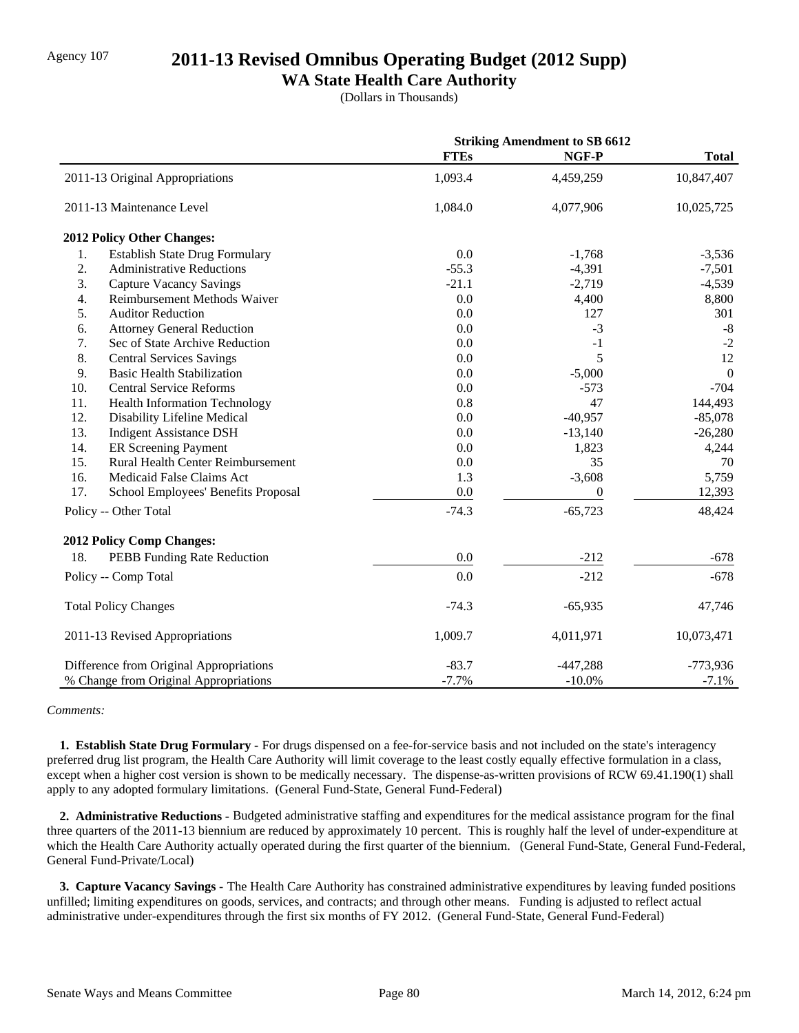Agency 107

# 2011-13 Revised Omnibus Operating Budget (2012 Supp)

## WA State Health Care Authority

(Dollars in Thousands)

| | Striking Amendment to SB 6612 | | |
|---|---|---|---|
| | **FTEs** | **NGF-P** | **Total** |
| 2011-13 Original Appropriations | 1,093.4 | 4,459,259 | 10,847,407 |
| 2011-13 Maintenance Level | 1,084.0 | 4,077,906 | 10,025,725 |
| **2012 Policy Other Changes:** | | | |
| 1. Establish State Drug Formulary | 0.0 | -1,768 | -3,536 |
| 2. Administrative Reductions | -55.3 | -4,391 | -7,501 |
| 3. Capture Vacancy Savings | -21.1 | -2,719 | -4,539 |
| 4. Reimbursement Methods Waiver | 0.0 | 4,400 | 8,800 |
| 5. Auditor Reduction | 0.0 | 127 | 301 |
| 6. Attorney General Reduction | 0.0 | -3 | -8 |
| 7. Sec of State Archive Reduction | 0.0 | -1 | -2 |
| 8. Central Services Savings | 0.0 | 5 | 12 |
| 9. Basic Health Stabilization | 0.0 | -5,000 | 0 |
| 10. Central Service Reforms | 0.0 | -573 | -704 |
| 11. Health Information Technology | 0.8 | 47 | 144,493 |
| 12. Disability Lifeline Medical | 0.0 | -40,957 | -85,078 |
| 13. Indigent Assistance DSH | 0.0 | -13,140 | -26,280 |
| 14. ER Screening Payment | 0.0 | 1,823 | 4,244 |
| 15. Rural Health Center Reimbursement | 0.0 | 35 | 70 |
| 16. Medicaid False Claims Act | 1.3 | -3,608 | 5,759 |
| 17. School Employees' Benefits Proposal | 0.0 | 0 | 12,393 |
| Policy -- Other Total | -74.3 | -65,723 | 48,424 |
| **2012 Policy Comp Changes:** | | | |
| 18. PEBB Funding Rate Reduction | 0.0 | -212 | -678 |
| Policy -- Comp Total | 0.0 | -212 | -678 |
| Total Policy Changes | -74.3 | -65,935 | 47,746 |
| 2011-13 Revised Appropriations | 1,009.7 | 4,011,971 | 10,073,471 |
| Difference from Original Appropriations | -83.7 | -447,288 | -773,936 |
| % Change from Original Appropriations | -7.7% | -10.0% | -7.1% |

*Comments:*

**1. Establish State Drug Formulary -** For drugs dispensed on a fee-for-service basis and not included on the state's interagency preferred drug list program, the Health Care Authority will limit coverage to the least costly equally effective formulation in a class, except when a higher cost version is shown to be medically necessary. The dispense-as-written provisions of RCW 69.41.190(1) shall apply to any adopted formulary limitations. (General Fund-State, General Fund-Federal)

**2. Administrative Reductions -** Budgeted administrative staffing and expenditures for the medical assistance program for the final three quarters of the 2011-13 biennium are reduced by approximately 10 percent. This is roughly half the level of under-expenditure at which the Health Care Authority actually operated during the first quarter of the biennium. (General Fund-State, General Fund-Federal, General Fund-Private/Local)

**3. Capture Vacancy Savings -** The Health Care Authority has constrained administrative expenditures by leaving funded positions unfilled; limiting expenditures on goods, services, and contracts; and through other means. Funding is adjusted to reflect actual administrative under-expenditures through the first six months of FY 2012. (General Fund-State, General Fund-Federal)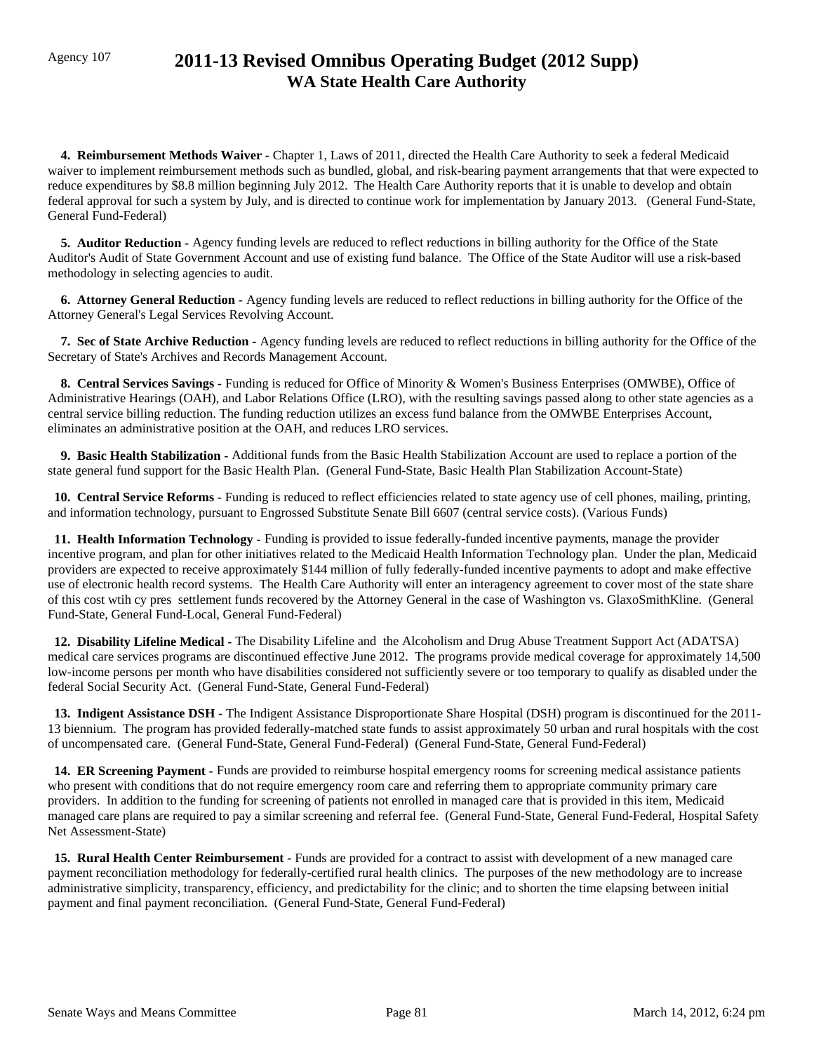Agency 107

# 2011-13 Revised Omnibus Operating Budget (2012 Supp)
## WA State Health Care Authority

**4. Reimbursement Methods Waiver -** Chapter 1, Laws of 2011, directed the Health Care Authority to seek a federal Medicaid waiver to implement reimbursement methods such as bundled, global, and risk-bearing payment arrangements that that were expected to reduce expenditures by $8.8 million beginning July 2012. The Health Care Authority reports that it is unable to develop and obtain federal approval for such a system by July, and is directed to continue work for implementation by January 2013. (General Fund-State, General Fund-Federal)

**5. Auditor Reduction -** Agency funding levels are reduced to reflect reductions in billing authority for the Office of the State Auditor's Audit of State Government Account and use of existing fund balance. The Office of the State Auditor will use a risk-based methodology in selecting agencies to audit.

**6. Attorney General Reduction -** Agency funding levels are reduced to reflect reductions in billing authority for the Office of the Attorney General's Legal Services Revolving Account.

**7. Sec of State Archive Reduction -** Agency funding levels are reduced to reflect reductions in billing authority for the Office of the Secretary of State's Archives and Records Management Account.

**8. Central Services Savings -** Funding is reduced for Office of Minority & Women's Business Enterprises (OMWBE), Office of Administrative Hearings (OAH), and Labor Relations Office (LRO), with the resulting savings passed along to other state agencies as a central service billing reduction. The funding reduction utilizes an excess fund balance from the OMWBE Enterprises Account, eliminates an administrative position at the OAH, and reduces LRO services.

**9. Basic Health Stabilization -** Additional funds from the Basic Health Stabilization Account are used to replace a portion of the state general fund support for the Basic Health Plan. (General Fund-State, Basic Health Plan Stabilization Account-State)

**10. Central Service Reforms -** Funding is reduced to reflect efficiencies related to state agency use of cell phones, mailing, printing, and information technology, pursuant to Engrossed Substitute Senate Bill 6607 (central service costs). (Various Funds)

**11. Health Information Technology -** Funding is provided to issue federally-funded incentive payments, manage the provider incentive program, and plan for other initiatives related to the Medicaid Health Information Technology plan. Under the plan, Medicaid providers are expected to receive approximately $144 million of fully federally-funded incentive payments to adopt and make effective use of electronic health record systems. The Health Care Authority will enter an interagency agreement to cover most of the state share of this cost wtih cy pres settlement funds recovered by the Attorney General in the case of Washington vs. GlaxoSmithKline. (General Fund-State, General Fund-Local, General Fund-Federal)

**12. Disability Lifeline Medical -** The Disability Lifeline and the Alcoholism and Drug Abuse Treatment Support Act (ADATSA) medical care services programs are discontinued effective June 2012. The programs provide medical coverage for approximately 14,500 low-income persons per month who have disabilities considered not sufficiently severe or too temporary to qualify as disabled under the federal Social Security Act. (General Fund-State, General Fund-Federal)

**13. Indigent Assistance DSH -** The Indigent Assistance Disproportionate Share Hospital (DSH) program is discontinued for the 2011-13 biennium. The program has provided federally-matched state funds to assist approximately 50 urban and rural hospitals with the cost of uncompensated care. (General Fund-State, General Fund-Federal) (General Fund-State, General Fund-Federal)

**14. ER Screening Payment -** Funds are provided to reimburse hospital emergency rooms for screening medical assistance patients who present with conditions that do not require emergency room care and referring them to appropriate community primary care providers. In addition to the funding for screening of patients not enrolled in managed care that is provided in this item, Medicaid managed care plans are required to pay a similar screening and referral fee. (General Fund-State, General Fund-Federal, Hospital Safety Net Assessment-State)

**15. Rural Health Center Reimbursement -** Funds are provided for a contract to assist with development of a new managed care payment reconciliation methodology for federally-certified rural health clinics. The purposes of the new methodology are to increase administrative simplicity, transparency, efficiency, and predictability for the clinic; and to shorten the time elapsing between initial payment and final payment reconciliation. (General Fund-State, General Fund-Federal)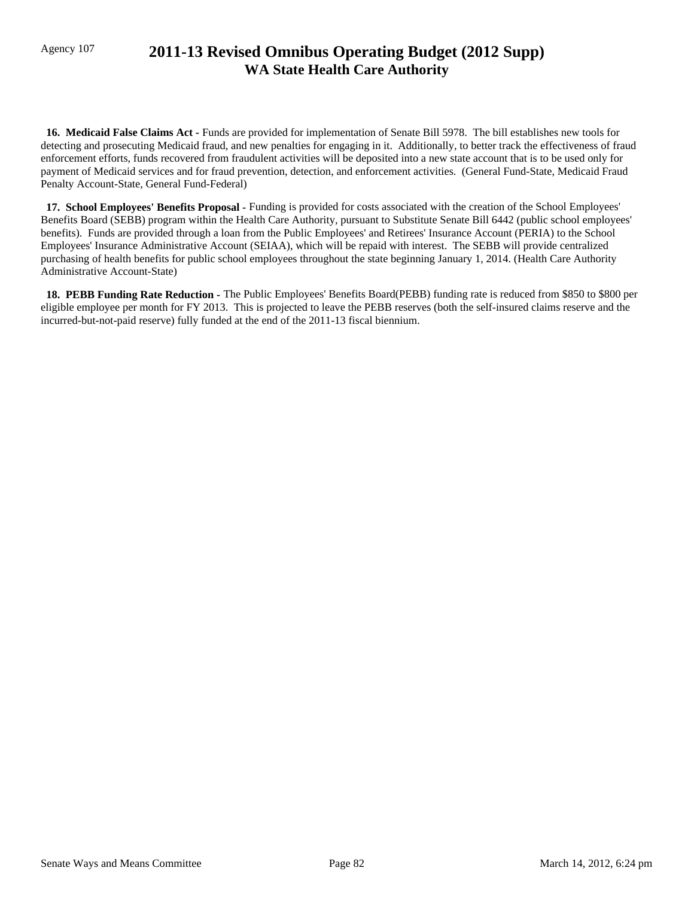**16. Medicaid False Claims Act -** Funds are provided for implementation of Senate Bill 5978. The bill establishes new tools for detecting and prosecuting Medicaid fraud, and new penalties for engaging in it. Additionally, to better track the effectiveness of fraud enforcement efforts, funds recovered from fraudulent activities will be deposited into a new state account that is to be used only for payment of Medicaid services and for fraud prevention, detection, and enforcement activities. (General Fund-State, Medicaid Fraud Penalty Account-State, General Fund-Federal)

**17. School Employees' Benefits Proposal -** Funding is provided for costs associated with the creation of the School Employees' Benefits Board (SEBB) program within the Health Care Authority, pursuant to Substitute Senate Bill 6442 (public school employees' benefits). Funds are provided through a loan from the Public Employees' and Retirees' Insurance Account (PERIA) to the School Employees' Insurance Administrative Account (SEIAA), which will be repaid with interest. The SEBB will provide centralized purchasing of health benefits for public school employees throughout the state beginning January 1, 2014. (Health Care Authority Administrative Account-State)

**18. PEBB Funding Rate Reduction -** The Public Employees' Benefits Board(PEBB) funding rate is reduced from $850 to $800 per eligible employee per month for FY 2013. This is projected to leave the PEBB reserves (both the self-insured claims reserve and the incurred-but-not-paid reserve) fully funded at the end of the 2011-13 fiscal biennium.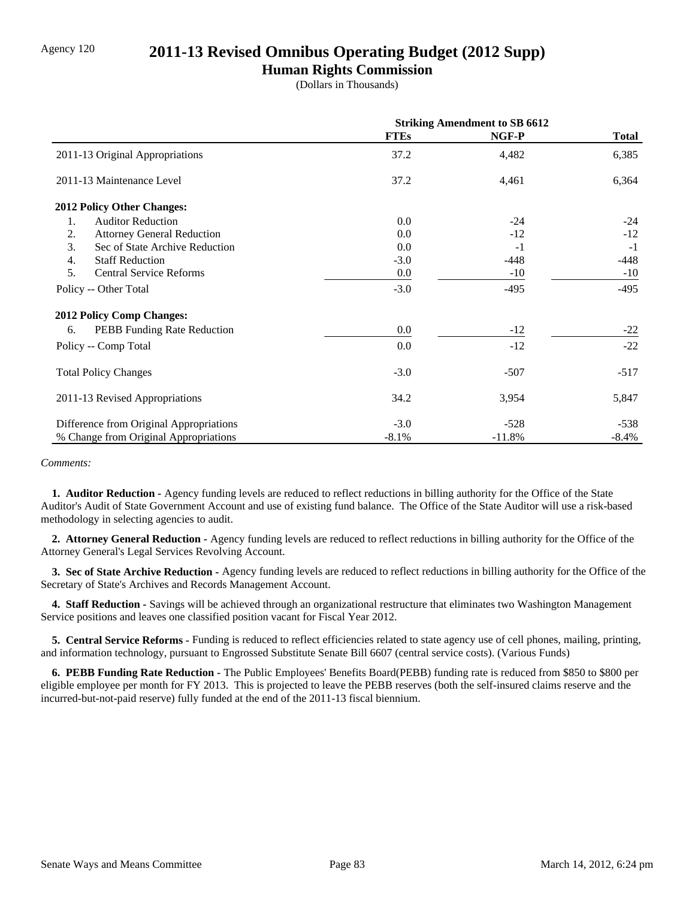Agency 120

# 2011-13 Revised Omnibus Operating Budget (2012 Supp)

## Human Rights Commission

(Dollars in Thousands)

| | Striking Amendment to SB 6612 | | |
|---|---|---|---|
| | **FTEs** | **NGF-P** | **Total** |
| 2011-13 Original Appropriations | 37.2 | 4,482 | 6,385 |
| 2011-13 Maintenance Level | 37.2 | 4,461 | 6,364 |
| **2012 Policy Other Changes:** | | | |
| 1. Auditor Reduction | 0.0 | -24 | -24 |
| 2. Attorney General Reduction | 0.0 | -12 | -12 |
| 3. Sec of State Archive Reduction | 0.0 | -1 | -1 |
| 4. Staff Reduction | -3.0 | -448 | -448 |
| 5. Central Service Reforms | 0.0 | -10 | -10 |
| Policy -- Other Total | -3.0 | -495 | -495 |
| **2012 Policy Comp Changes:** | | | |
| 6. PEBB Funding Rate Reduction | 0.0 | -12 | -22 |
| Policy -- Comp Total | 0.0 | -12 | -22 |
| Total Policy Changes | -3.0 | -507 | -517 |
| 2011-13 Revised Appropriations | 34.2 | 3,954 | 5,847 |
| Difference from Original Appropriations | -3.0 | -528 | -538 |
| % Change from Original Appropriations | -8.1% | -11.8% | -8.4% |

*Comments:*

**1. Auditor Reduction -** Agency funding levels are reduced to reflect reductions in billing authority for the Office of the State Auditor's Audit of State Government Account and use of existing fund balance. The Office of the State Auditor will use a risk-based methodology in selecting agencies to audit.

**2. Attorney General Reduction -** Agency funding levels are reduced to reflect reductions in billing authority for the Office of the Attorney General's Legal Services Revolving Account.

**3. Sec of State Archive Reduction -** Agency funding levels are reduced to reflect reductions in billing authority for the Office of the Secretary of State's Archives and Records Management Account.

**4. Staff Reduction -** Savings will be achieved through an organizational restructure that eliminates two Washington Management Service positions and leaves one classified position vacant for Fiscal Year 2012.

**5. Central Service Reforms -** Funding is reduced to reflect efficiencies related to state agency use of cell phones, mailing, printing, and information technology, pursuant to Engrossed Substitute Senate Bill 6607 (central service costs). (Various Funds)

**6. PEBB Funding Rate Reduction -** The Public Employees' Benefits Board(PEBB) funding rate is reduced from $850 to $800 per eligible employee per month for FY 2013. This is projected to leave the PEBB reserves (both the self-insured claims reserve and the incurred-but-not-paid reserve) fully funded at the end of the 2011-13 fiscal biennium.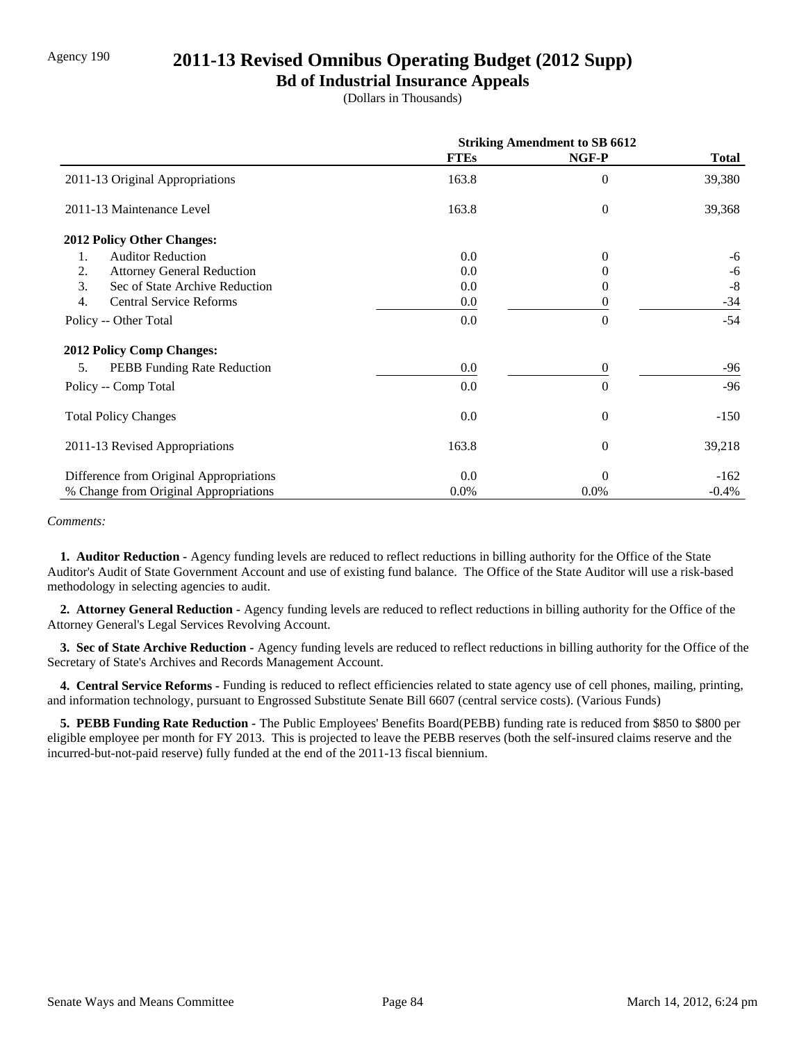Agency 190

# 2011-13 Revised Omnibus Operating Budget (2012 Supp)

## Bd of Industrial Insurance Appeals

(Dollars in Thousands)

| | Striking Amendment to SB 6612 | | |
|---|---|---|---|
| | FTEs | NGF-P | Total |
| 2011-13 Original Appropriations | 163.8 | 0 | 39,380 |
| 2011-13 Maintenance Level | 163.8 | 0 | 39,368 |
| **2012 Policy Other Changes:** | | | |
| 1. Auditor Reduction | 0.0 | 0 | -6 |
| 2. Attorney General Reduction | 0.0 | 0 | -6 |
| 3. Sec of State Archive Reduction | 0.0 | 0 | -8 |
| 4. Central Service Reforms | 0.0 | 0 | -34 |
| Policy -- Other Total | 0.0 | 0 | -54 |
| **2012 Policy Comp Changes:** | | | |
| 5. PEBB Funding Rate Reduction | 0.0 | 0 | -96 |
| Policy -- Comp Total | 0.0 | 0 | -96 |
| Total Policy Changes | 0.0 | 0 | -150 |
| 2011-13 Revised Appropriations | 163.8 | 0 | 39,218 |
| Difference from Original Appropriations | 0.0 | 0 | -162 |
| % Change from Original Appropriations | 0.0% | 0.0% | -0.4% |

*Comments:*

**1. Auditor Reduction -** Agency funding levels are reduced to reflect reductions in billing authority for the Office of the State Auditor's Audit of State Government Account and use of existing fund balance. The Office of the State Auditor will use a risk-based methodology in selecting agencies to audit.

**2. Attorney General Reduction -** Agency funding levels are reduced to reflect reductions in billing authority for the Office of the Attorney General's Legal Services Revolving Account.

**3. Sec of State Archive Reduction -** Agency funding levels are reduced to reflect reductions in billing authority for the Office of the Secretary of State's Archives and Records Management Account.

**4. Central Service Reforms -** Funding is reduced to reflect efficiencies related to state agency use of cell phones, mailing, printing, and information technology, pursuant to Engrossed Substitute Senate Bill 6607 (central service costs). (Various Funds)

**5. PEBB Funding Rate Reduction -** The Public Employees' Benefits Board(PEBB) funding rate is reduced from $850 to $800 per eligible employee per month for FY 2013. This is projected to leave the PEBB reserves (both the self-insured claims reserve and the incurred-but-not-paid reserve) fully funded at the end of the 2011-13 fiscal biennium.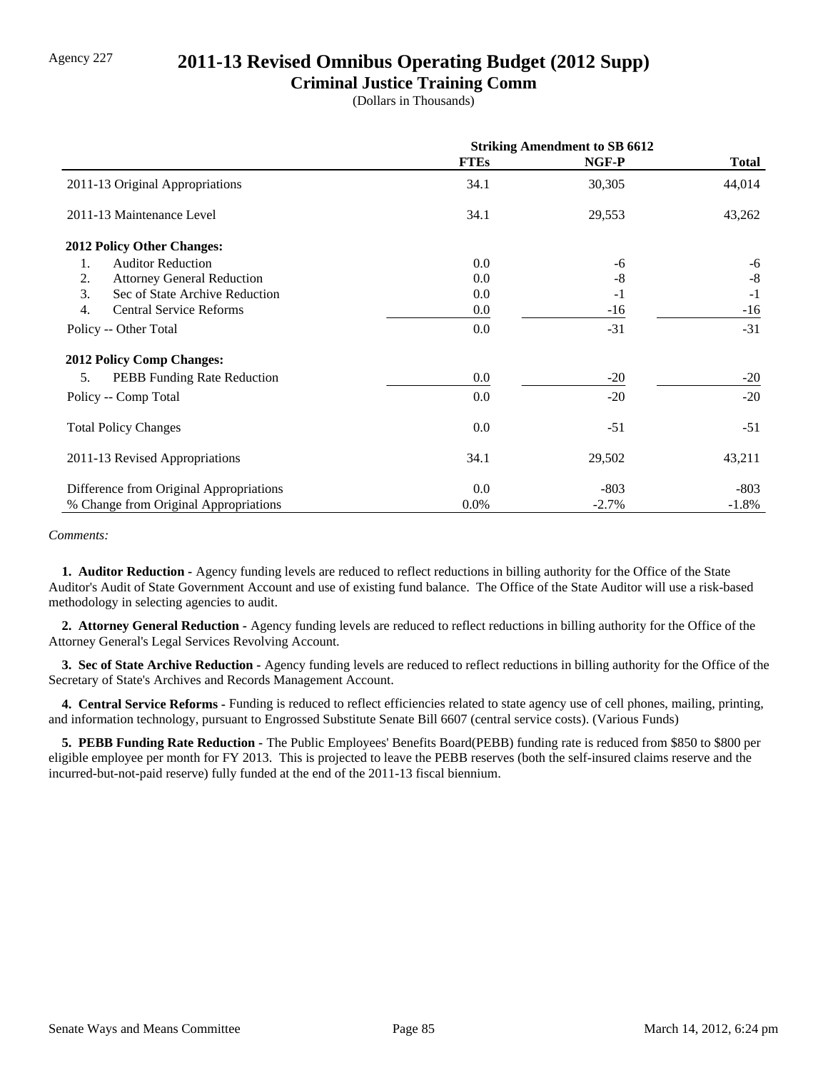Agency 227

# 2011-13 Revised Omnibus Operating Budget (2012 Supp)

## Criminal Justice Training Comm

(Dollars in Thousands)

| | Striking Amendment to SB 6612 | | |
|---|---|---|---|
| | FTEs | NGF-P | Total |
| 2011-13 Original Appropriations | 34.1 | 30,305 | 44,014 |
| 2011-13 Maintenance Level | 34.1 | 29,553 | 43,262 |
| **2012 Policy Other Changes:** | | | |
| 1. Auditor Reduction | 0.0 | -6 | -6 |
| 2. Attorney General Reduction | 0.0 | -8 | -8 |
| 3. Sec of State Archive Reduction | 0.0 | -1 | -1 |
| 4. Central Service Reforms | 0.0 | -16 | -16 |
| Policy -- Other Total | 0.0 | -31 | -31 |
| **2012 Policy Comp Changes:** | | | |
| 5. PEBB Funding Rate Reduction | 0.0 | -20 | -20 |
| Policy -- Comp Total | 0.0 | -20 | -20 |
| Total Policy Changes | 0.0 | -51 | -51 |
| 2011-13 Revised Appropriations | 34.1 | 29,502 | 43,211 |
| Difference from Original Appropriations | 0.0 | -803 | -803 |
| % Change from Original Appropriations | 0.0% | -2.7% | -1.8% |

*Comments:*

**1. Auditor Reduction -** Agency funding levels are reduced to reflect reductions in billing authority for the Office of the State Auditor's Audit of State Government Account and use of existing fund balance. The Office of the State Auditor will use a risk-based methodology in selecting agencies to audit.

**2. Attorney General Reduction -** Agency funding levels are reduced to reflect reductions in billing authority for the Office of the Attorney General's Legal Services Revolving Account.

**3. Sec of State Archive Reduction -** Agency funding levels are reduced to reflect reductions in billing authority for the Office of the Secretary of State's Archives and Records Management Account.

**4. Central Service Reforms -** Funding is reduced to reflect efficiencies related to state agency use of cell phones, mailing, printing, and information technology, pursuant to Engrossed Substitute Senate Bill 6607 (central service costs). (Various Funds)

**5. PEBB Funding Rate Reduction -** The Public Employees' Benefits Board(PEBB) funding rate is reduced from $850 to $800 per eligible employee per month for FY 2013. This is projected to leave the PEBB reserves (both the self-insured claims reserve and the incurred-but-not-paid reserve) fully funded at the end of the 2011-13 fiscal biennium.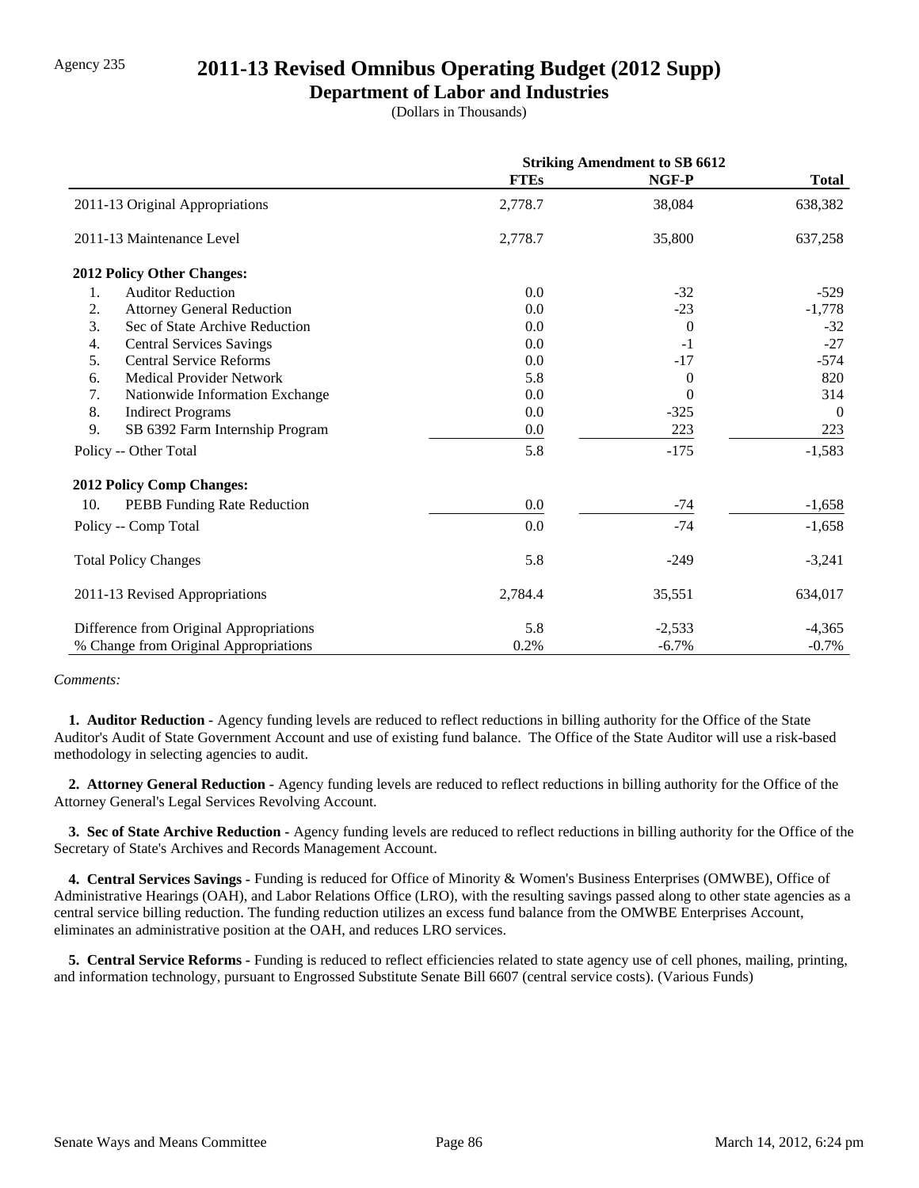Agency 235

# 2011-13 Revised Omnibus Operating Budget (2012 Supp)

## Department of Labor and Industries

(Dollars in Thousands)

| | Striking Amendment to SB 6612 | | |
|---|---|---|---|
| | **FTEs** | **NGF-P** | **Total** |
| 2011-13 Original Appropriations | 2,778.7 | 38,084 | 638,382 |
| 2011-13 Maintenance Level | 2,778.7 | 35,800 | 637,258 |
| **2012 Policy Other Changes:** | | | |
| 1. Auditor Reduction | 0.0 | -32 | -529 |
| 2. Attorney General Reduction | 0.0 | -23 | -1,778 |
| 3. Sec of State Archive Reduction | 0.0 | 0 | -32 |
| 4. Central Services Savings | 0.0 | -1 | -27 |
| 5. Central Service Reforms | 0.0 | -17 | -574 |
| 6. Medical Provider Network | 5.8 | 0 | 820 |
| 7. Nationwide Information Exchange | 0.0 | 0 | 314 |
| 8. Indirect Programs | 0.0 | -325 | 0 |
| 9. SB 6392 Farm Internship Program | 0.0 | 223 | 223 |
| Policy -- Other Total | 5.8 | -175 | -1,583 |
| **2012 Policy Comp Changes:** | | | |
| 10. PEBB Funding Rate Reduction | 0.0 | -74 | -1,658 |
| Policy -- Comp Total | 0.0 | -74 | -1,658 |
| Total Policy Changes | 5.8 | -249 | -3,241 |
| 2011-13 Revised Appropriations | 2,784.4 | 35,551 | 634,017 |
| Difference from Original Appropriations | 5.8 | -2,533 | -4,365 |
| % Change from Original Appropriations | 0.2% | -6.7% | -0.7% |

*Comments:*

**1. Auditor Reduction -** Agency funding levels are reduced to reflect reductions in billing authority for the Office of the State Auditor's Audit of State Government Account and use of existing fund balance. The Office of the State Auditor will use a risk-based methodology in selecting agencies to audit.

**2. Attorney General Reduction -** Agency funding levels are reduced to reflect reductions in billing authority for the Office of the Attorney General's Legal Services Revolving Account.

**3. Sec of State Archive Reduction -** Agency funding levels are reduced to reflect reductions in billing authority for the Office of the Secretary of State's Archives and Records Management Account.

**4. Central Services Savings -** Funding is reduced for Office of Minority & Women's Business Enterprises (OMWBE), Office of Administrative Hearings (OAH), and Labor Relations Office (LRO), with the resulting savings passed along to other state agencies as a central service billing reduction. The funding reduction utilizes an excess fund balance from the OMWBE Enterprises Account, eliminates an administrative position at the OAH, and reduces LRO services.

**5. Central Service Reforms -** Funding is reduced to reflect efficiencies related to state agency use of cell phones, mailing, printing, and information technology, pursuant to Engrossed Substitute Senate Bill 6607 (central service costs). (Various Funds)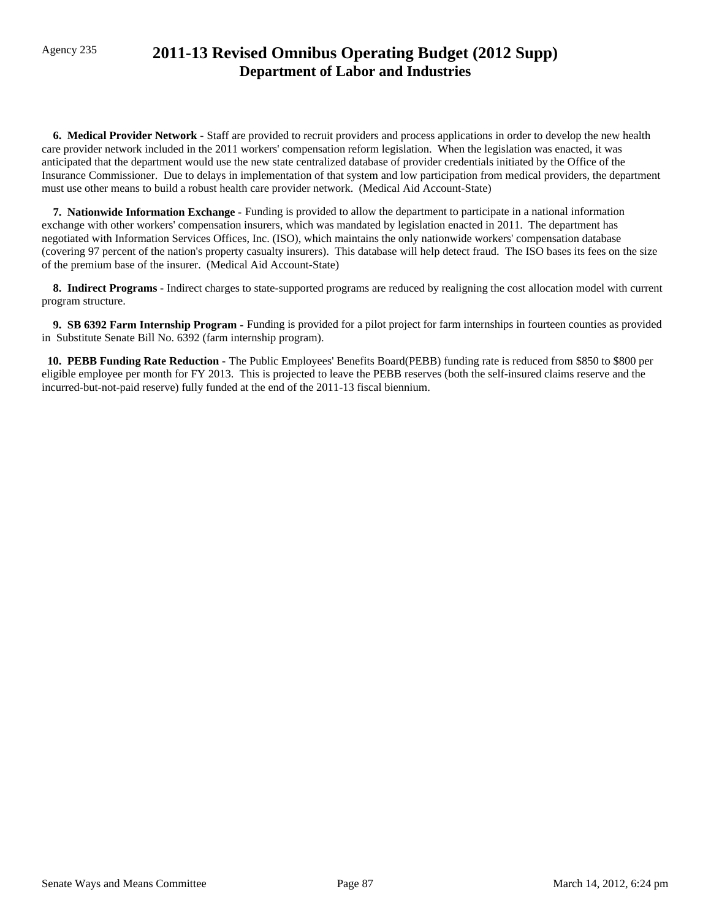Agency 235

# 2011-13 Revised Omnibus Operating Budget (2012 Supp)
## Department of Labor and Industries

**6. Medical Provider Network -** Staff are provided to recruit providers and process applications in order to develop the new health care provider network included in the 2011 workers' compensation reform legislation. When the legislation was enacted, it was anticipated that the department would use the new state centralized database of provider credentials initiated by the Office of the Insurance Commissioner. Due to delays in implementation of that system and low participation from medical providers, the department must use other means to build a robust health care provider network. (Medical Aid Account-State)

**7. Nationwide Information Exchange -** Funding is provided to allow the department to participate in a national information exchange with other workers' compensation insurers, which was mandated by legislation enacted in 2011. The department has negotiated with Information Services Offices, Inc. (ISO), which maintains the only nationwide workers' compensation database (covering 97 percent of the nation's property casualty insurers). This database will help detect fraud. The ISO bases its fees on the size of the premium base of the insurer. (Medical Aid Account-State)

**8. Indirect Programs -** Indirect charges to state-supported programs are reduced by realigning the cost allocation model with current program structure.

**9. SB 6392 Farm Internship Program -** Funding is provided for a pilot project for farm internships in fourteen counties as provided in Substitute Senate Bill No. 6392 (farm internship program).

**10. PEBB Funding Rate Reduction -** The Public Employees' Benefits Board(PEBB) funding rate is reduced from $850 to $800 per eligible employee per month for FY 2013. This is projected to leave the PEBB reserves (both the self-insured claims reserve and the incurred-but-not-paid reserve) fully funded at the end of the 2011-13 fiscal biennium.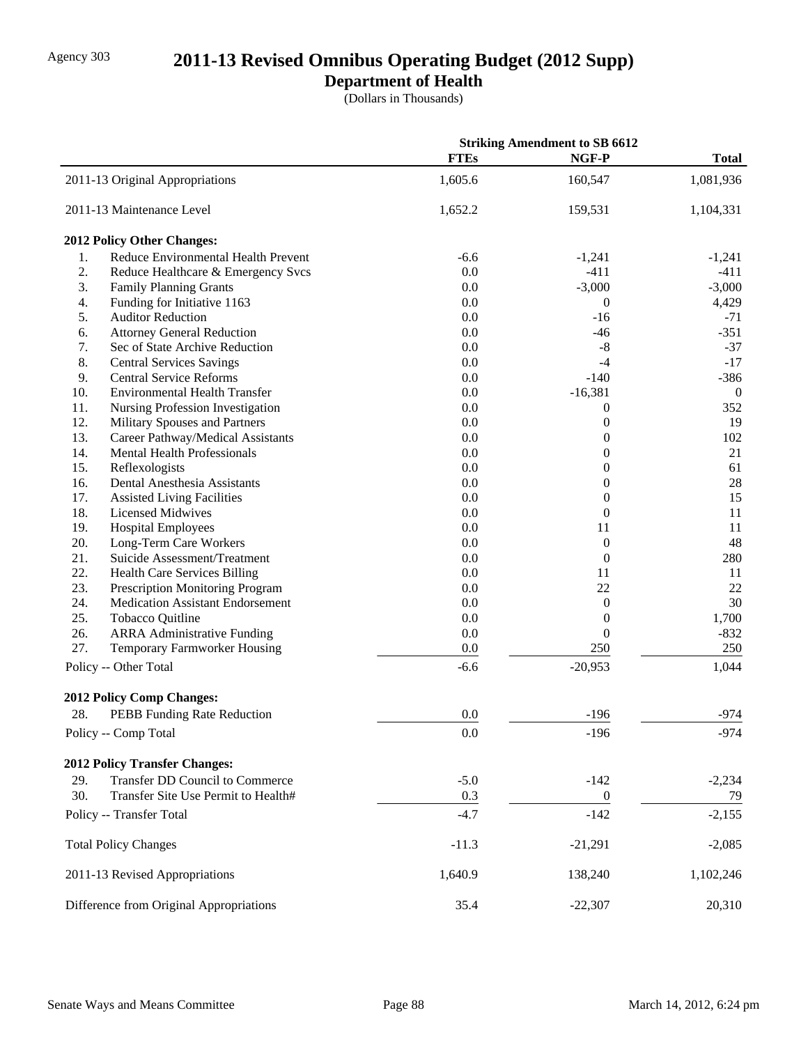Agency 303

# 2011-13 Revised Omnibus Operating Budget (2012 Supp)

## Department of Health

(Dollars in Thousands)

| | Striking Amendment to SB 6612 | | |
|---|---|---|---|
| | **FTEs** | **NGF-P** | **Total** |
| 2011-13 Original Appropriations | 1,605.6 | 160,547 | 1,081,936 |
| 2011-13 Maintenance Level | 1,652.2 | 159,531 | 1,104,331 |
| **2012 Policy Other Changes:** | | | |
| 1. Reduce Environmental Health Prevent | -6.6 | -1,241 | -1,241 |
| 2. Reduce Healthcare & Emergency Svcs | 0.0 | -411 | -411 |
| 3. Family Planning Grants | 0.0 | -3,000 | -3,000 |
| 4. Funding for Initiative 1163 | 0.0 | 0 | 4,429 |
| 5. Auditor Reduction | 0.0 | -16 | -71 |
| 6. Attorney General Reduction | 0.0 | -46 | -351 |
| 7. Sec of State Archive Reduction | 0.0 | -8 | -37 |
| 8. Central Services Savings | 0.0 | -4 | -17 |
| 9. Central Service Reforms | 0.0 | -140 | -386 |
| 10. Environmental Health Transfer | 0.0 | -16,381 | 0 |
| 11. Nursing Profession Investigation | 0.0 | 0 | 352 |
| 12. Military Spouses and Partners | 0.0 | 0 | 19 |
| 13. Career Pathway/Medical Assistants | 0.0 | 0 | 102 |
| 14. Mental Health Professionals | 0.0 | 0 | 21 |
| 15. Reflexologists | 0.0 | 0 | 61 |
| 16. Dental Anesthesia Assistants | 0.0 | 0 | 28 |
| 17. Assisted Living Facilities | 0.0 | 0 | 15 |
| 18. Licensed Midwives | 0.0 | 0 | 11 |
| 19. Hospital Employees | 0.0 | 11 | 11 |
| 20. Long-Term Care Workers | 0.0 | 0 | 48 |
| 21. Suicide Assessment/Treatment | 0.0 | 0 | 280 |
| 22. Health Care Services Billing | 0.0 | 11 | 11 |
| 23. Prescription Monitoring Program | 0.0 | 22 | 22 |
| 24. Medication Assistant Endorsement | 0.0 | 0 | 30 |
| 25. Tobacco Quitline | 0.0 | 0 | 1,700 |
| 26. ARRA Administrative Funding | 0.0 | 0 | -832 |
| 27. Temporary Farmworker Housing | 0.0 | 250 | 250 |
| Policy -- Other Total | -6.6 | -20,953 | 1,044 |
| **2012 Policy Comp Changes:** | | | |
| 28. PEBB Funding Rate Reduction | 0.0 | -196 | -974 |
| Policy -- Comp Total | 0.0 | -196 | -974 |
| **2012 Policy Transfer Changes:** | | | |
| 29. Transfer DD Council to Commerce | -5.0 | -142 | -2,234 |
| 30. Transfer Site Use Permit to Health# | 0.3 | 0 | 79 |
| Policy -- Transfer Total | -4.7 | -142 | -2,155 |
| Total Policy Changes | -11.3 | -21,291 | -2,085 |
| 2011-13 Revised Appropriations | 1,640.9 | 138,240 | 1,102,246 |
| Difference from Original Appropriations | 35.4 | -22,307 | 20,310 |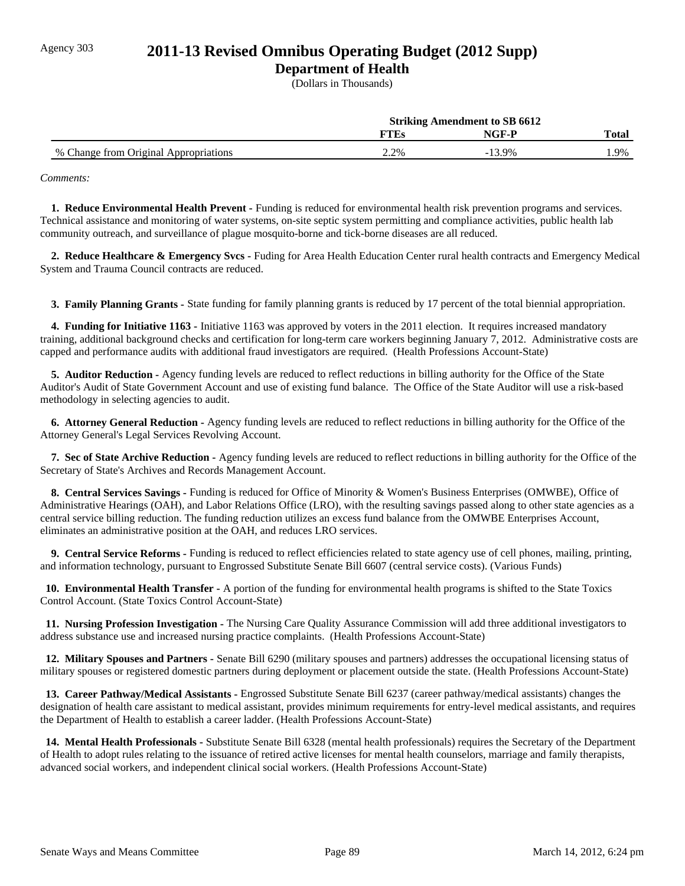Agency 303

# 2011-13 Revised Omnibus Operating Budget (2012 Supp)

## Department of Health

(Dollars in Thousands)

| | Striking Amendment to SB 6612 | | |
|---|---|---|---|
| | FTEs | NGF-P | Total |
| % Change from Original Appropriations | 2.2% | -13.9% | 1.9% |

*Comments:*

**1. Reduce Environmental Health Prevent -** Funding is reduced for environmental health risk prevention programs and services. Technical assistance and monitoring of water systems, on-site septic system permitting and compliance activities, public health lab community outreach, and surveillance of plague mosquito-borne and tick-borne diseases are all reduced.

**2. Reduce Healthcare & Emergency Svcs -** Fuding for Area Health Education Center rural health contracts and Emergency Medical System and Trauma Council contracts are reduced.

**3. Family Planning Grants -** State funding for family planning grants is reduced by 17 percent of the total biennial appropriation.

**4. Funding for Initiative 1163 -** Initiative 1163 was approved by voters in the 2011 election. It requires increased mandatory training, additional background checks and certification for long-term care workers beginning January 7, 2012. Administrative costs are capped and performance audits with additional fraud investigators are required. (Health Professions Account-State)

**5. Auditor Reduction -** Agency funding levels are reduced to reflect reductions in billing authority for the Office of the State Auditor's Audit of State Government Account and use of existing fund balance. The Office of the State Auditor will use a risk-based methodology in selecting agencies to audit.

**6. Attorney General Reduction -** Agency funding levels are reduced to reflect reductions in billing authority for the Office of the Attorney General's Legal Services Revolving Account.

**7. Sec of State Archive Reduction -** Agency funding levels are reduced to reflect reductions in billing authority for the Office of the Secretary of State's Archives and Records Management Account.

**8. Central Services Savings -** Funding is reduced for Office of Minority & Women's Business Enterprises (OMWBE), Office of Administrative Hearings (OAH), and Labor Relations Office (LRO), with the resulting savings passed along to other state agencies as a central service billing reduction. The funding reduction utilizes an excess fund balance from the OMWBE Enterprises Account, eliminates an administrative position at the OAH, and reduces LRO services.

**9. Central Service Reforms -** Funding is reduced to reflect efficiencies related to state agency use of cell phones, mailing, printing, and information technology, pursuant to Engrossed Substitute Senate Bill 6607 (central service costs). (Various Funds)

**10. Environmental Health Transfer -** A portion of the funding for environmental health programs is shifted to the State Toxics Control Account. (State Toxics Control Account-State)

**11. Nursing Profession Investigation -** The Nursing Care Quality Assurance Commission will add three additional investigators to address substance use and increased nursing practice complaints. (Health Professions Account-State)

**12. Military Spouses and Partners -** Senate Bill 6290 (military spouses and partners) addresses the occupational licensing status of military spouses or registered domestic partners during deployment or placement outside the state. (Health Professions Account-State)

**13. Career Pathway/Medical Assistants -** Engrossed Substitute Senate Bill 6237 (career pathway/medical assistants) changes the designation of health care assistant to medical assistant, provides minimum requirements for entry-level medical assistants, and requires the Department of Health to establish a career ladder. (Health Professions Account-State)

**14. Mental Health Professionals -** Substitute Senate Bill 6328 (mental health professionals) requires the Secretary of the Department of Health to adopt rules relating to the issuance of retired active licenses for mental health counselors, marriage and family therapists, advanced social workers, and independent clinical social workers. (Health Professions Account-State)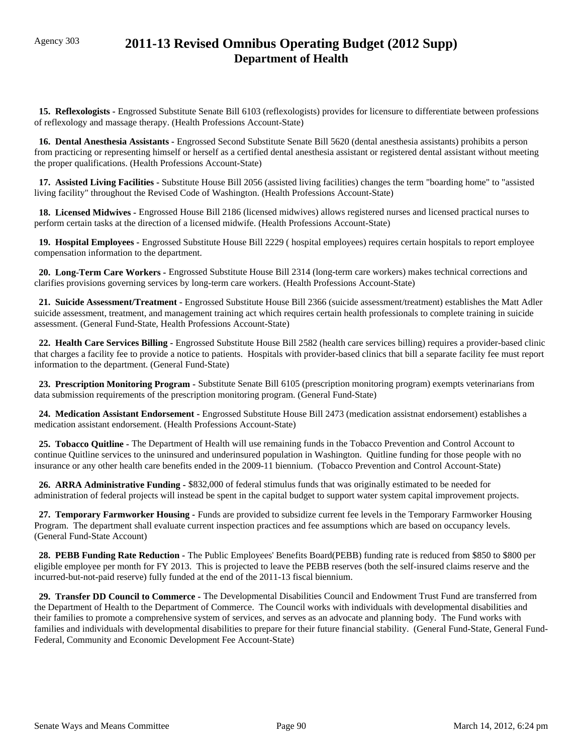Agency 303

# 2011-13 Revised Omnibus Operating Budget (2012 Supp)
## Department of Health

**15. Reflexologists -** Engrossed Substitute Senate Bill 6103 (reflexologists) provides for licensure to differentiate between professions of reflexology and massage therapy. (Health Professions Account-State)

**16. Dental Anesthesia Assistants -** Engrossed Second Substitute Senate Bill 5620 (dental anesthesia assistants) prohibits a person from practicing or representing himself or herself as a certified dental anesthesia assistant or registered dental assistant without meeting the proper qualifications. (Health Professions Account-State)

**17. Assisted Living Facilities -** Substitute House Bill 2056 (assisted living facilities) changes the term "boarding home" to "assisted living facility" throughout the Revised Code of Washington. (Health Professions Account-State)

**18. Licensed Midwives -** Engrossed House Bill 2186 (licensed midwives) allows registered nurses and licensed practical nurses to perform certain tasks at the direction of a licensed midwife. (Health Professions Account-State)

**19. Hospital Employees -** Engrossed Substitute House Bill 2229 ( hospital employees) requires certain hospitals to report employee compensation information to the department.

**20. Long-Term Care Workers -** Engrossed Substitute House Bill 2314 (long-term care workers) makes technical corrections and clarifies provisions governing services by long-term care workers. (Health Professions Account-State)

**21. Suicide Assessment/Treatment -** Engrossed Substitute House Bill 2366 (suicide assessment/treatment) establishes the Matt Adler suicide assessment, treatment, and management training act which requires certain health professionals to complete training in suicide assessment. (General Fund-State, Health Professions Account-State)

**22. Health Care Services Billing -** Engrossed Substitute House Bill 2582 (health care services billing) requires a provider-based clinic that charges a facility fee to provide a notice to patients. Hospitals with provider-based clinics that bill a separate facility fee must report information to the department. (General Fund-State)

**23. Prescription Monitoring Program -** Substitute Senate Bill 6105 (prescription monitoring program) exempts veterinarians from data submission requirements of the prescription monitoring program. (General Fund-State)

**24. Medication Assistant Endorsement -** Engrossed Substitute House Bill 2473 (medication assistnat endorsement) establishes a medication assistant endorsement. (Health Professions Account-State)

**25. Tobacco Quitline -** The Department of Health will use remaining funds in the Tobacco Prevention and Control Account to continue Quitline services to the uninsured and underinsured population in Washington. Quitline funding for those people with no insurance or any other health care benefits ended in the 2009-11 biennium. (Tobacco Prevention and Control Account-State)

**26. ARRA Administrative Funding -** $832,000 of federal stimulus funds that was originally estimated to be needed for administration of federal projects will instead be spent in the capital budget to support water system capital improvement projects.

**27. Temporary Farmworker Housing -** Funds are provided to subsidize current fee levels in the Temporary Farmworker Housing Program. The department shall evaluate current inspection practices and fee assumptions which are based on occupancy levels. (General Fund-State Account)

**28. PEBB Funding Rate Reduction -** The Public Employees' Benefits Board(PEBB) funding rate is reduced from $850 to $800 per eligible employee per month for FY 2013. This is projected to leave the PEBB reserves (both the self-insured claims reserve and the incurred-but-not-paid reserve) fully funded at the end of the 2011-13 fiscal biennium.

**29. Transfer DD Council to Commerce -** The Developmental Disabilities Council and Endowment Trust Fund are transferred from the Department of Health to the Department of Commerce. The Council works with individuals with developmental disabilities and their families to promote a comprehensive system of services, and serves as an advocate and planning body. The Fund works with families and individuals with developmental disabilities to prepare for their future financial stability. (General Fund-State, General Fund-Federal, Community and Economic Development Fee Account-State)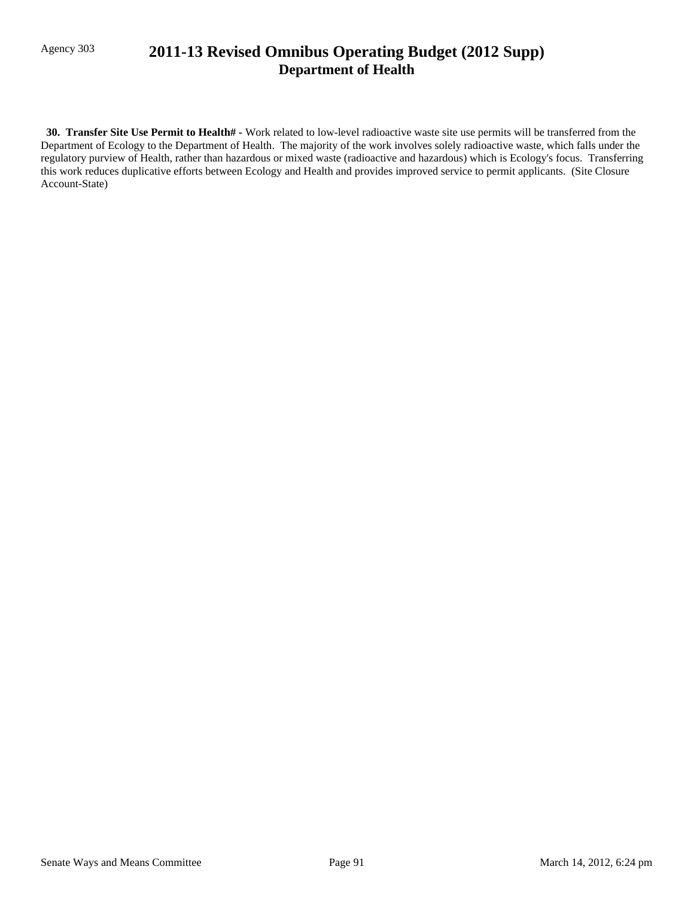**30. Transfer Site Use Permit to Health# -** Work related to low-level radioactive waste site use permits will be transferred from the Department of Ecology to the Department of Health. The majority of the work involves solely radioactive waste, which falls under the regulatory purview of Health, rather than hazardous or mixed waste (radioactive and hazardous) which is Ecology's focus. Transferring this work reduces duplicative efforts between Ecology and Health and provides improved service to permit applicants. (Site Closure Account-State)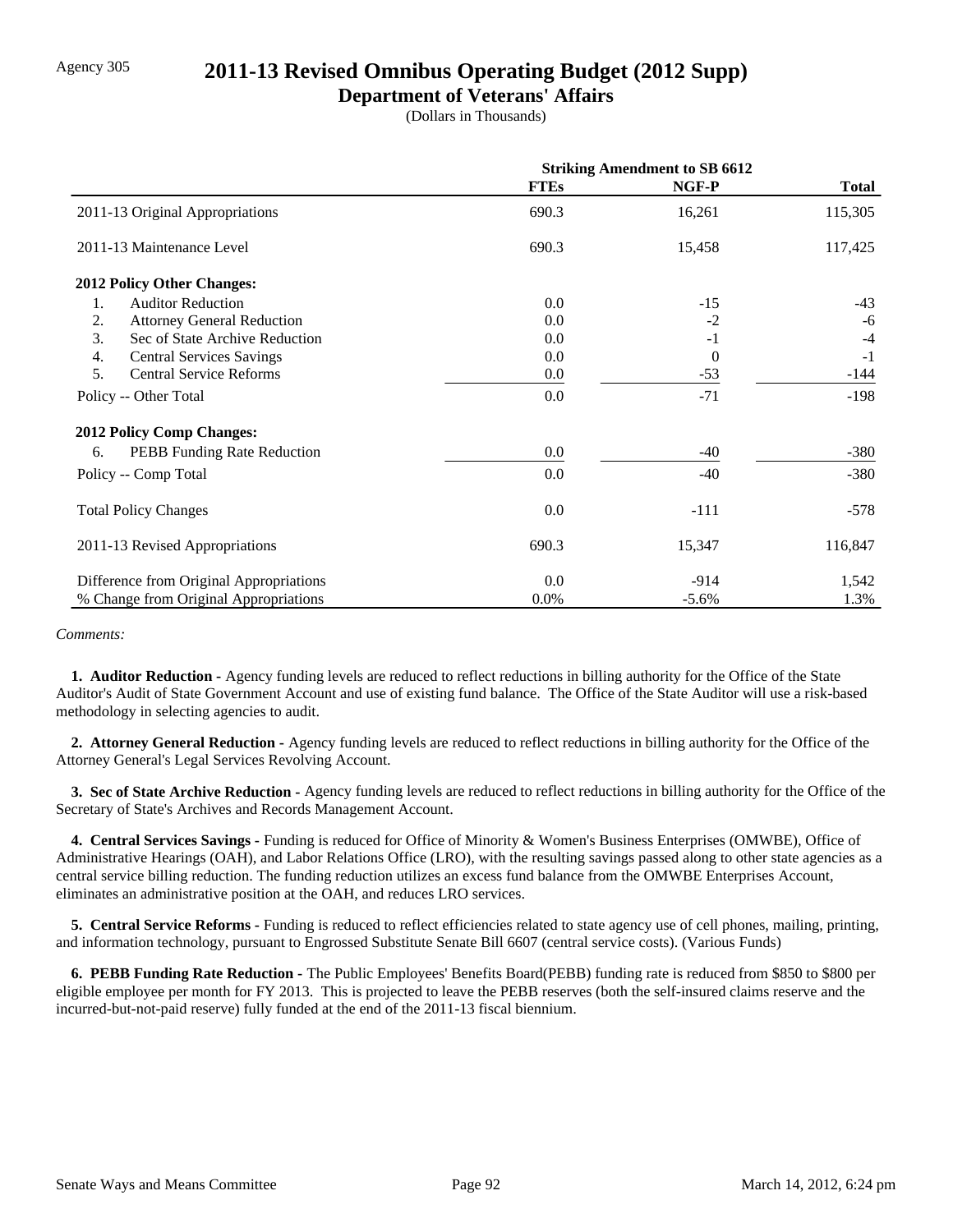Agency 305

# 2011-13 Revised Omnibus Operating Budget (2012 Supp)

## Department of Veterans' Affairs

(Dollars in Thousands)

| | Striking Amendment to SB 6612 | | |
|---|---|---|---|
| | **FTEs** | **NGF-P** | **Total** |
| 2011-13 Original Appropriations | 690.3 | 16,261 | 115,305 |
| 2011-13 Maintenance Level | 690.3 | 15,458 | 117,425 |
| **2012 Policy Other Changes:** | | | |
| 1. Auditor Reduction | 0.0 | -15 | -43 |
| 2. Attorney General Reduction | 0.0 | -2 | -6 |
| 3. Sec of State Archive Reduction | 0.0 | -1 | -4 |
| 4. Central Services Savings | 0.0 | 0 | -1 |
| 5. Central Service Reforms | 0.0 | -53 | -144 |
| Policy -- Other Total | 0.0 | -71 | -198 |
| **2012 Policy Comp Changes:** | | | |
| 6. PEBB Funding Rate Reduction | 0.0 | -40 | -380 |
| Policy -- Comp Total | 0.0 | -40 | -380 |
| Total Policy Changes | 0.0 | -111 | -578 |
| 2011-13 Revised Appropriations | 690.3 | 15,347 | 116,847 |
| Difference from Original Appropriations | 0.0 | -914 | 1,542 |
| % Change from Original Appropriations | 0.0% | -5.6% | 1.3% |

*Comments:*

**1. Auditor Reduction -** Agency funding levels are reduced to reflect reductions in billing authority for the Office of the State Auditor's Audit of State Government Account and use of existing fund balance. The Office of the State Auditor will use a risk-based methodology in selecting agencies to audit.

**2. Attorney General Reduction -** Agency funding levels are reduced to reflect reductions in billing authority for the Office of the Attorney General's Legal Services Revolving Account.

**3. Sec of State Archive Reduction -** Agency funding levels are reduced to reflect reductions in billing authority for the Office of the Secretary of State's Archives and Records Management Account.

**4. Central Services Savings -** Funding is reduced for Office of Minority & Women's Business Enterprises (OMWBE), Office of Administrative Hearings (OAH), and Labor Relations Office (LRO), with the resulting savings passed along to other state agencies as a central service billing reduction. The funding reduction utilizes an excess fund balance from the OMWBE Enterprises Account, eliminates an administrative position at the OAH, and reduces LRO services.

**5. Central Service Reforms -** Funding is reduced to reflect efficiencies related to state agency use of cell phones, mailing, printing, and information technology, pursuant to Engrossed Substitute Senate Bill 6607 (central service costs). (Various Funds)

**6. PEBB Funding Rate Reduction -** The Public Employees' Benefits Board(PEBB) funding rate is reduced from $850 to $800 per eligible employee per month for FY 2013. This is projected to leave the PEBB reserves (both the self-insured claims reserve and the incurred-but-not-paid reserve) fully funded at the end of the 2011-13 fiscal biennium.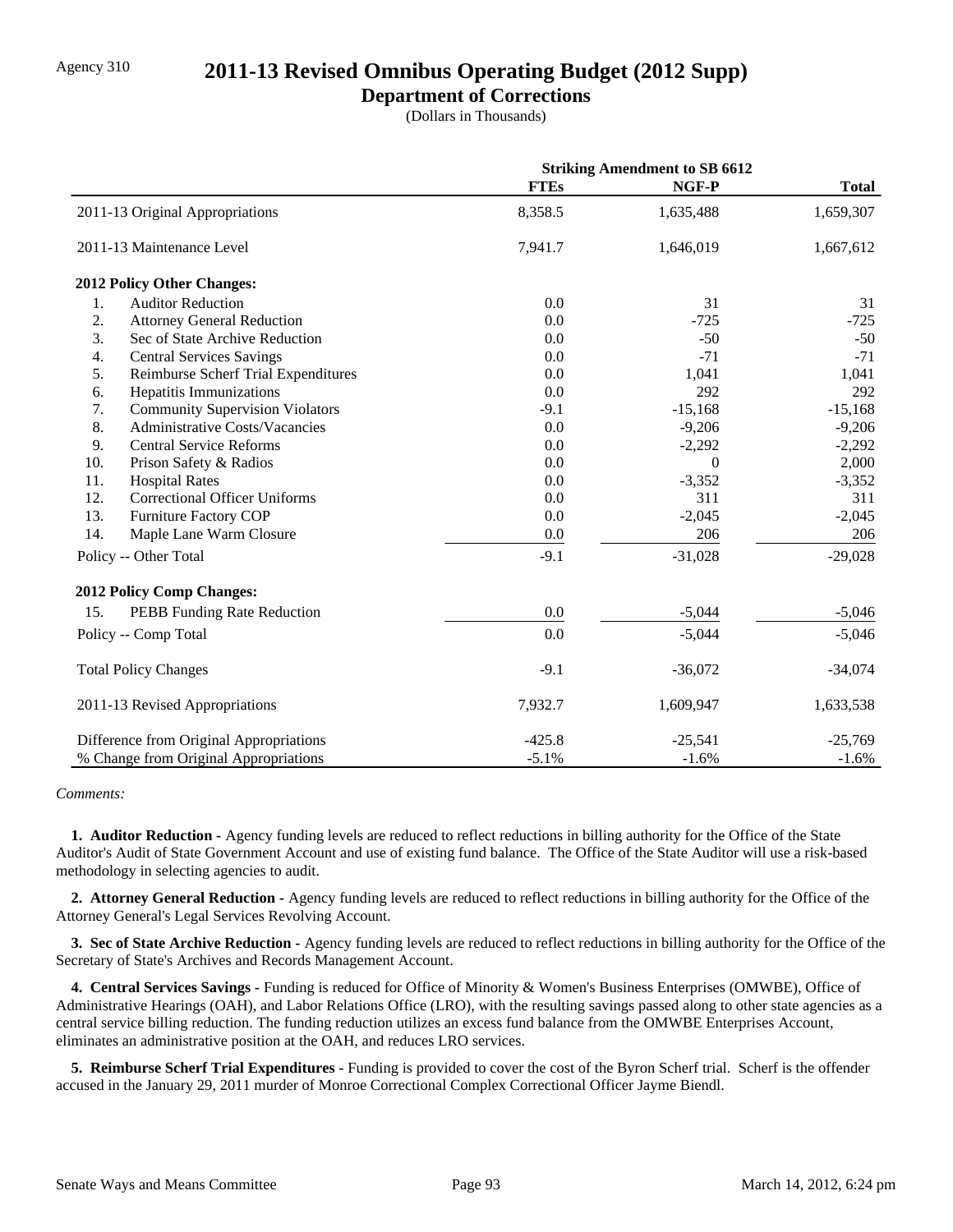Agency 310

# 2011-13 Revised Omnibus Operating Budget (2012 Supp)

## Department of Corrections

(Dollars in Thousands)

| | Striking Amendment to SB 6612 | | |
|---|---|---|---|
| | FTEs | NGF-P | Total |
| 2011-13 Original Appropriations | 8,358.5 | 1,635,488 | 1,659,307 |
| 2011-13 Maintenance Level | 7,941.7 | 1,646,019 | 1,667,612 |
| **2012 Policy Other Changes:** | | | |
| 1. Auditor Reduction | 0.0 | 31 | 31 |
| 2. Attorney General Reduction | 0.0 | -725 | -725 |
| 3. Sec of State Archive Reduction | 0.0 | -50 | -50 |
| 4. Central Services Savings | 0.0 | -71 | -71 |
| 5. Reimburse Scherf Trial Expenditures | 0.0 | 1,041 | 1,041 |
| 6. Hepatitis Immunizations | 0.0 | 292 | 292 |
| 7. Community Supervision Violators | -9.1 | -15,168 | -15,168 |
| 8. Administrative Costs/Vacancies | 0.0 | -9,206 | -9,206 |
| 9. Central Service Reforms | 0.0 | -2,292 | -2,292 |
| 10. Prison Safety & Radios | 0.0 | 0 | 2,000 |
| 11. Hospital Rates | 0.0 | -3,352 | -3,352 |
| 12. Correctional Officer Uniforms | 0.0 | 311 | 311 |
| 13. Furniture Factory COP | 0.0 | -2,045 | -2,045 |
| 14. Maple Lane Warm Closure | 0.0 | 206 | 206 |
| Policy -- Other Total | -9.1 | -31,028 | -29,028 |
| **2012 Policy Comp Changes:** | | | |
| 15. PEBB Funding Rate Reduction | 0.0 | -5,044 | -5,046 |
| Policy -- Comp Total | 0.0 | -5,044 | -5,046 |
| Total Policy Changes | -9.1 | -36,072 | -34,074 |
| 2011-13 Revised Appropriations | 7,932.7 | 1,609,947 | 1,633,538 |
| Difference from Original Appropriations | -425.8 | -25,541 | -25,769 |
| % Change from Original Appropriations | -5.1% | -1.6% | -1.6% |

*Comments:*

**1. Auditor Reduction -** Agency funding levels are reduced to reflect reductions in billing authority for the Office of the State Auditor's Audit of State Government Account and use of existing fund balance. The Office of the State Auditor will use a risk-based methodology in selecting agencies to audit.

**2. Attorney General Reduction -** Agency funding levels are reduced to reflect reductions in billing authority for the Office of the Attorney General's Legal Services Revolving Account.

**3. Sec of State Archive Reduction -** Agency funding levels are reduced to reflect reductions in billing authority for the Office of the Secretary of State's Archives and Records Management Account.

**4. Central Services Savings -** Funding is reduced for Office of Minority & Women's Business Enterprises (OMWBE), Office of Administrative Hearings (OAH), and Labor Relations Office (LRO), with the resulting savings passed along to other state agencies as a central service billing reduction. The funding reduction utilizes an excess fund balance from the OMWBE Enterprises Account, eliminates an administrative position at the OAH, and reduces LRO services.

**5. Reimburse Scherf Trial Expenditures -** Funding is provided to cover the cost of the Byron Scherf trial. Scherf is the offender accused in the January 29, 2011 murder of Monroe Correctional Complex Correctional Officer Jayme Biendl.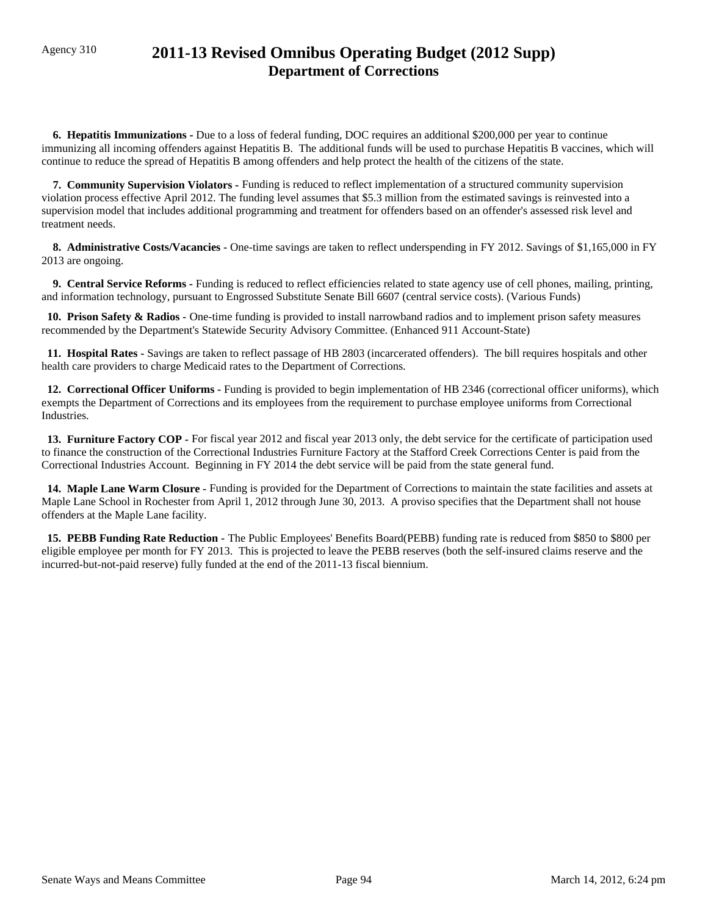# 2011-13 Revised Omnibus Operating Budget (2012 Supp)

## Department of Corrections

**6. Hepatitis Immunizations -** Due to a loss of federal funding, DOC requires an additional $200,000 per year to continue immunizing all incoming offenders against Hepatitis B. The additional funds will be used to purchase Hepatitis B vaccines, which will continue to reduce the spread of Hepatitis B among offenders and help protect the health of the citizens of the state.

**7. Community Supervision Violators -** Funding is reduced to reflect implementation of a structured community supervision violation process effective April 2012. The funding level assumes that $5.3 million from the estimated savings is reinvested into a supervision model that includes additional programming and treatment for offenders based on an offender's assessed risk level and treatment needs.

**8. Administrative Costs/Vacancies -** One-time savings are taken to reflect underspending in FY 2012. Savings of $1,165,000 in FY 2013 are ongoing.

**9. Central Service Reforms -** Funding is reduced to reflect efficiencies related to state agency use of cell phones, mailing, printing, and information technology, pursuant to Engrossed Substitute Senate Bill 6607 (central service costs). (Various Funds)

**10. Prison Safety & Radios -** One-time funding is provided to install narrowband radios and to implement prison safety measures recommended by the Department's Statewide Security Advisory Committee. (Enhanced 911 Account-State)

**11. Hospital Rates -** Savings are taken to reflect passage of HB 2803 (incarcerated offenders). The bill requires hospitals and other health care providers to charge Medicaid rates to the Department of Corrections.

**12. Correctional Officer Uniforms -** Funding is provided to begin implementation of HB 2346 (correctional officer uniforms), which exempts the Department of Corrections and its employees from the requirement to purchase employee uniforms from Correctional Industries.

**13. Furniture Factory COP -** For fiscal year 2012 and fiscal year 2013 only, the debt service for the certificate of participation used to finance the construction of the Correctional Industries Furniture Factory at the Stafford Creek Corrections Center is paid from the Correctional Industries Account. Beginning in FY 2014 the debt service will be paid from the state general fund.

**14. Maple Lane Warm Closure -** Funding is provided for the Department of Corrections to maintain the state facilities and assets at Maple Lane School in Rochester from April 1, 2012 through June 30, 2013. A proviso specifies that the Department shall not house offenders at the Maple Lane facility.

**15. PEBB Funding Rate Reduction -** The Public Employees' Benefits Board(PEBB) funding rate is reduced from $850 to $800 per eligible employee per month for FY 2013. This is projected to leave the PEBB reserves (both the self-insured claims reserve and the incurred-but-not-paid reserve) fully funded at the end of the 2011-13 fiscal biennium.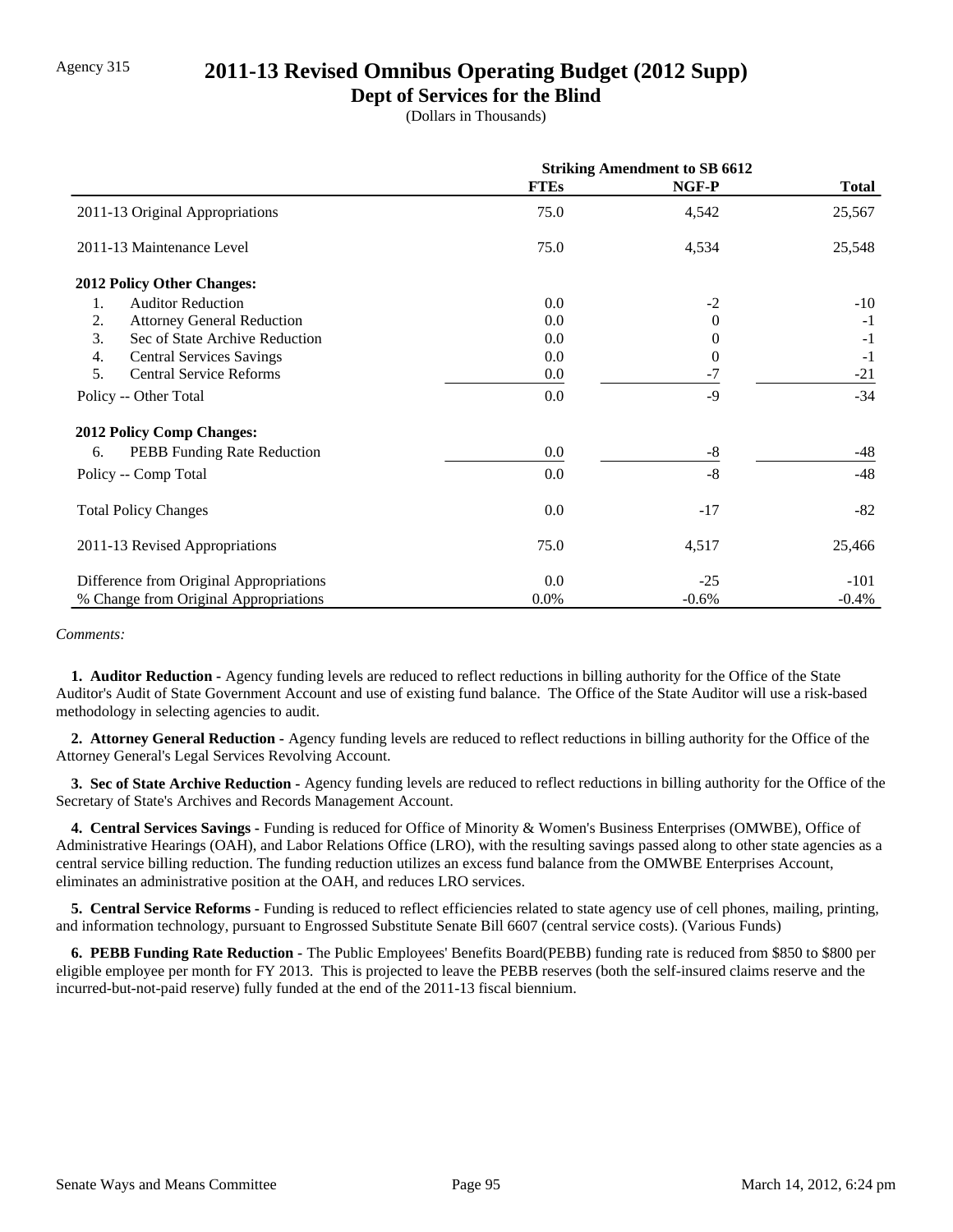Agency 315

# 2011-13 Revised Omnibus Operating Budget (2012 Supp)

## Dept of Services for the Blind

(Dollars in Thousands)

| | Striking Amendment to SB 6612 | | |
|---|---|---|---|
| | FTEs | NGF-P | Total |
| 2011-13 Original Appropriations | 75.0 | 4,542 | 25,567 |
| 2011-13 Maintenance Level | 75.0 | 4,534 | 25,548 |
| **2012 Policy Other Changes:** | | | |
| 1. Auditor Reduction | 0.0 | -2 | -10 |
| 2. Attorney General Reduction | 0.0 | 0 | -1 |
| 3. Sec of State Archive Reduction | 0.0 | 0 | -1 |
| 4. Central Services Savings | 0.0 | 0 | -1 |
| 5. Central Service Reforms | 0.0 | -7 | -21 |
| Policy -- Other Total | 0.0 | -9 | -34 |
| **2012 Policy Comp Changes:** | | | |
| 6. PEBB Funding Rate Reduction | 0.0 | -8 | -48 |
| Policy -- Comp Total | 0.0 | -8 | -48 |
| Total Policy Changes | 0.0 | -17 | -82 |
| 2011-13 Revised Appropriations | 75.0 | 4,517 | 25,466 |
| Difference from Original Appropriations | 0.0 | -25 | -101 |
| % Change from Original Appropriations | 0.0% | -0.6% | -0.4% |

*Comments:*

**1. Auditor Reduction -** Agency funding levels are reduced to reflect reductions in billing authority for the Office of the State Auditor's Audit of State Government Account and use of existing fund balance. The Office of the State Auditor will use a risk-based methodology in selecting agencies to audit.

**2. Attorney General Reduction -** Agency funding levels are reduced to reflect reductions in billing authority for the Office of the Attorney General's Legal Services Revolving Account.

**3. Sec of State Archive Reduction -** Agency funding levels are reduced to reflect reductions in billing authority for the Office of the Secretary of State's Archives and Records Management Account.

**4. Central Services Savings -** Funding is reduced for Office of Minority & Women's Business Enterprises (OMWBE), Office of Administrative Hearings (OAH), and Labor Relations Office (LRO), with the resulting savings passed along to other state agencies as a central service billing reduction. The funding reduction utilizes an excess fund balance from the OMWBE Enterprises Account, eliminates an administrative position at the OAH, and reduces LRO services.

**5. Central Service Reforms -** Funding is reduced to reflect efficiencies related to state agency use of cell phones, mailing, printing, and information technology, pursuant to Engrossed Substitute Senate Bill 6607 (central service costs). (Various Funds)

**6. PEBB Funding Rate Reduction -** The Public Employees' Benefits Board(PEBB) funding rate is reduced from $850 to $800 per eligible employee per month for FY 2013. This is projected to leave the PEBB reserves (both the self-insured claims reserve and the incurred-but-not-paid reserve) fully funded at the end of the 2011-13 fiscal biennium.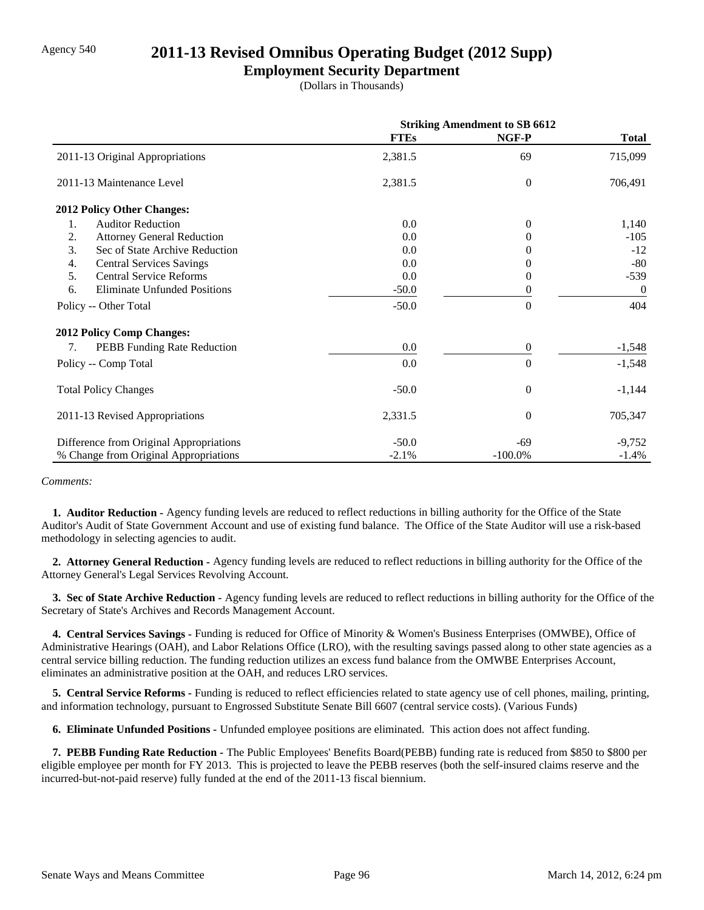Agency 540

# 2011-13 Revised Omnibus Operating Budget (2012 Supp)

## Employment Security Department

(Dollars in Thousands)

| | Striking Amendment to SB 6612 | | |
|---|---|---|---|
| | **FTEs** | **NGF-P** | **Total** |
| 2011-13 Original Appropriations | 2,381.5 | 69 | 715,099 |
| 2011-13 Maintenance Level | 2,381.5 | 0 | 706,491 |
| **2012 Policy Other Changes:** | | | |
| 1. Auditor Reduction | 0.0 | 0 | 1,140 |
| 2. Attorney General Reduction | 0.0 | 0 | -105 |
| 3. Sec of State Archive Reduction | 0.0 | 0 | -12 |
| 4. Central Services Savings | 0.0 | 0 | -80 |
| 5. Central Service Reforms | 0.0 | 0 | -539 |
| 6. Eliminate Unfunded Positions | -50.0 | 0 | 0 |
| Policy -- Other Total | -50.0 | 0 | 404 |
| **2012 Policy Comp Changes:** | | | |
| 7. PEBB Funding Rate Reduction | 0.0 | 0 | -1,548 |
| Policy -- Comp Total | 0.0 | 0 | -1,548 |
| Total Policy Changes | -50.0 | 0 | -1,144 |
| 2011-13 Revised Appropriations | 2,331.5 | 0 | 705,347 |
| Difference from Original Appropriations | -50.0 | -69 | -9,752 |
| % Change from Original Appropriations | -2.1% | -100.0% | -1.4% |

*Comments:*

**1. Auditor Reduction -** Agency funding levels are reduced to reflect reductions in billing authority for the Office of the State Auditor's Audit of State Government Account and use of existing fund balance. The Office of the State Auditor will use a risk-based methodology in selecting agencies to audit.

**2. Attorney General Reduction -** Agency funding levels are reduced to reflect reductions in billing authority for the Office of the Attorney General's Legal Services Revolving Account.

**3. Sec of State Archive Reduction -** Agency funding levels are reduced to reflect reductions in billing authority for the Office of the Secretary of State's Archives and Records Management Account.

**4. Central Services Savings -** Funding is reduced for Office of Minority & Women's Business Enterprises (OMWBE), Office of Administrative Hearings (OAH), and Labor Relations Office (LRO), with the resulting savings passed along to other state agencies as a central service billing reduction. The funding reduction utilizes an excess fund balance from the OMWBE Enterprises Account, eliminates an administrative position at the OAH, and reduces LRO services.

**5. Central Service Reforms -** Funding is reduced to reflect efficiencies related to state agency use of cell phones, mailing, printing, and information technology, pursuant to Engrossed Substitute Senate Bill 6607 (central service costs). (Various Funds)

**6. Eliminate Unfunded Positions -** Unfunded employee positions are eliminated. This action does not affect funding.

**7. PEBB Funding Rate Reduction -** The Public Employees' Benefits Board(PEBB) funding rate is reduced from $850 to $800 per eligible employee per month for FY 2013. This is projected to leave the PEBB reserves (both the self-insured claims reserve and the incurred-but-not-paid reserve) fully funded at the end of the 2011-13 fiscal biennium.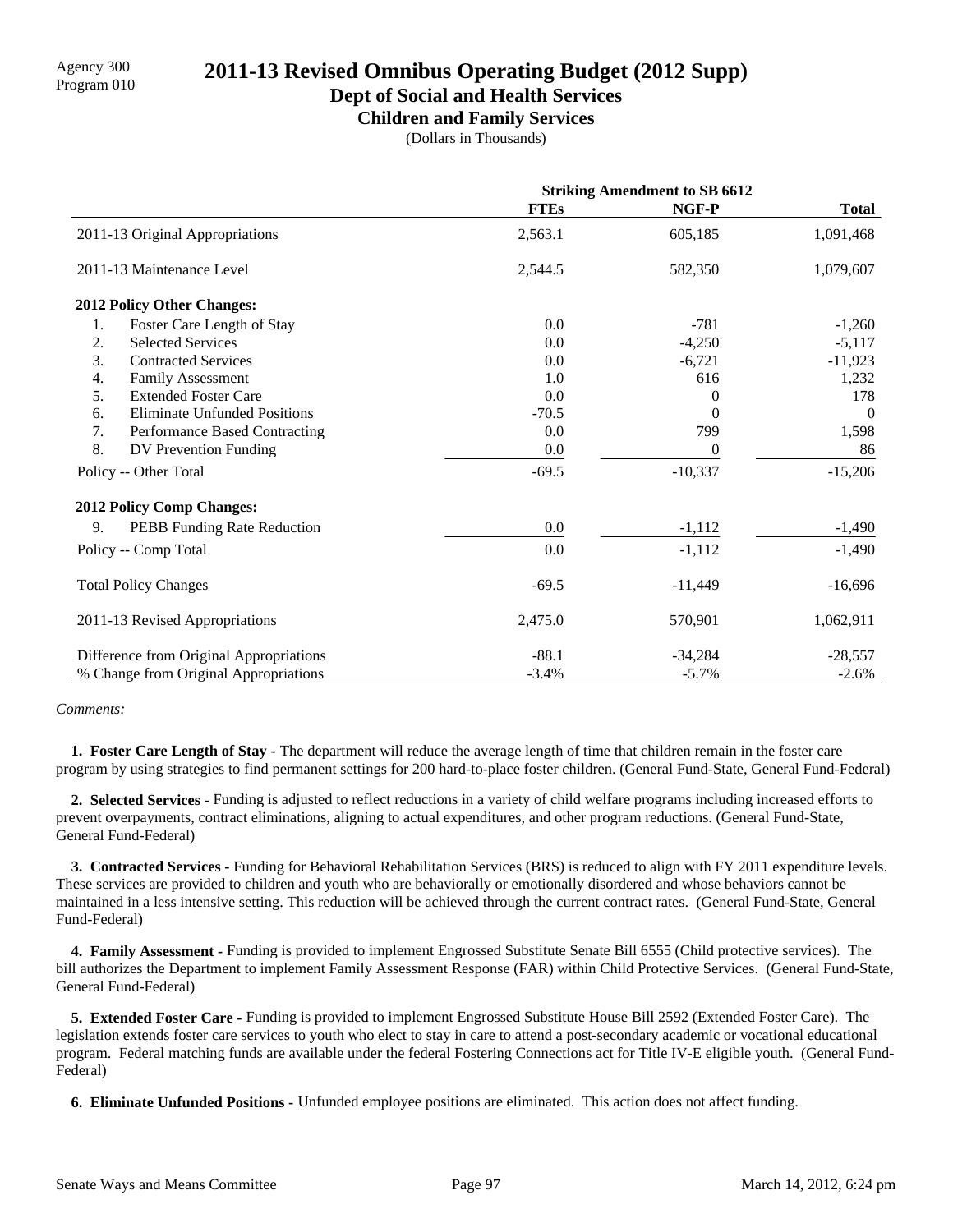Agency 300
Program 010

# 2011-13 Revised Omnibus Operating Budget (2012 Supp)

## Dept of Social and Health Services

### Children and Family Services

(Dollars in Thousands)

| | Striking Amendment to SB 6612 | | |
|---|---|---|---|
| | **FTEs** | **NGF-P** | **Total** |
| 2011-13 Original Appropriations | 2,563.1 | 605,185 | 1,091,468 |
| 2011-13 Maintenance Level | 2,544.5 | 582,350 | 1,079,607 |
| **2012 Policy Other Changes:** | | | |
| 1. Foster Care Length of Stay | 0.0 | -781 | -1,260 |
| 2. Selected Services | 0.0 | -4,250 | -5,117 |
| 3. Contracted Services | 0.0 | -6,721 | -11,923 |
| 4. Family Assessment | 1.0 | 616 | 1,232 |
| 5. Extended Foster Care | 0.0 | 0 | 178 |
| 6. Eliminate Unfunded Positions | -70.5 | 0 | 0 |
| 7. Performance Based Contracting | 0.0 | 799 | 1,598 |
| 8. DV Prevention Funding | 0.0 | 0 | 86 |
| Policy -- Other Total | -69.5 | -10,337 | -15,206 |
| **2012 Policy Comp Changes:** | | | |
| 9. PEBB Funding Rate Reduction | 0.0 | -1,112 | -1,490 |
| Policy -- Comp Total | 0.0 | -1,112 | -1,490 |
| Total Policy Changes | -69.5 | -11,449 | -16,696 |
| 2011-13 Revised Appropriations | 2,475.0 | 570,901 | 1,062,911 |
| Difference from Original Appropriations | -88.1 | -34,284 | -28,557 |
| % Change from Original Appropriations | -3.4% | -5.7% | -2.6% |

*Comments:*

**1. Foster Care Length of Stay -** The department will reduce the average length of time that children remain in the foster care program by using strategies to find permanent settings for 200 hard-to-place foster children. (General Fund-State, General Fund-Federal)

**2. Selected Services -** Funding is adjusted to reflect reductions in a variety of child welfare programs including increased efforts to prevent overpayments, contract eliminations, aligning to actual expenditures, and other program reductions. (General Fund-State, General Fund-Federal)

**3. Contracted Services -** Funding for Behavioral Rehabilitation Services (BRS) is reduced to align with FY 2011 expenditure levels. These services are provided to children and youth who are behaviorally or emotionally disordered and whose behaviors cannot be maintained in a less intensive setting. This reduction will be achieved through the current contract rates. (General Fund-State, General Fund-Federal)

**4. Family Assessment -** Funding is provided to implement Engrossed Substitute Senate Bill 6555 (Child protective services). The bill authorizes the Department to implement Family Assessment Response (FAR) within Child Protective Services. (General Fund-State, General Fund-Federal)

**5. Extended Foster Care -** Funding is provided to implement Engrossed Substitute House Bill 2592 (Extended Foster Care). The legislation extends foster care services to youth who elect to stay in care to attend a post-secondary academic or vocational educational program. Federal matching funds are available under the federal Fostering Connections act for Title IV-E eligible youth. (General Fund-Federal)

**6. Eliminate Unfunded Positions -** Unfunded employee positions are eliminated. This action does not affect funding.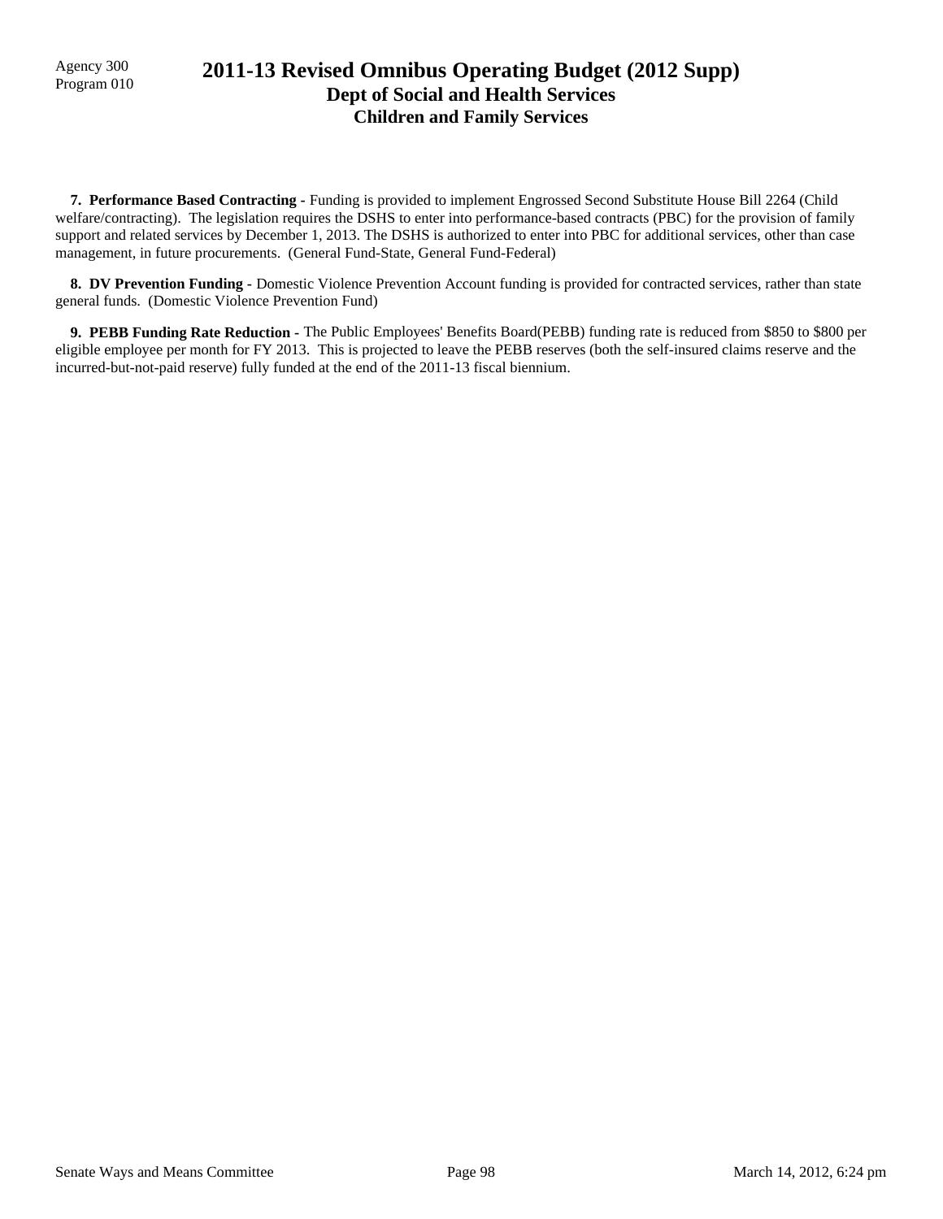Agency 300
Program 010

# 2011-13 Revised Omnibus Operating Budget (2012 Supp)
## Dept of Social and Health Services
### Children and Family Services

**7. Performance Based Contracting -** Funding is provided to implement Engrossed Second Substitute House Bill 2264 (Child welfare/contracting). The legislation requires the DSHS to enter into performance-based contracts (PBC) for the provision of family support and related services by December 1, 2013. The DSHS is authorized to enter into PBC for additional services, other than case management, in future procurements. (General Fund-State, General Fund-Federal)

**8. DV Prevention Funding -** Domestic Violence Prevention Account funding is provided for contracted services, rather than state general funds. (Domestic Violence Prevention Fund)

**9. PEBB Funding Rate Reduction -** The Public Employees' Benefits Board(PEBB) funding rate is reduced from $850 to $800 per eligible employee per month for FY 2013. This is projected to leave the PEBB reserves (both the self-insured claims reserve and the incurred-but-not-paid reserve) fully funded at the end of the 2011-13 fiscal biennium.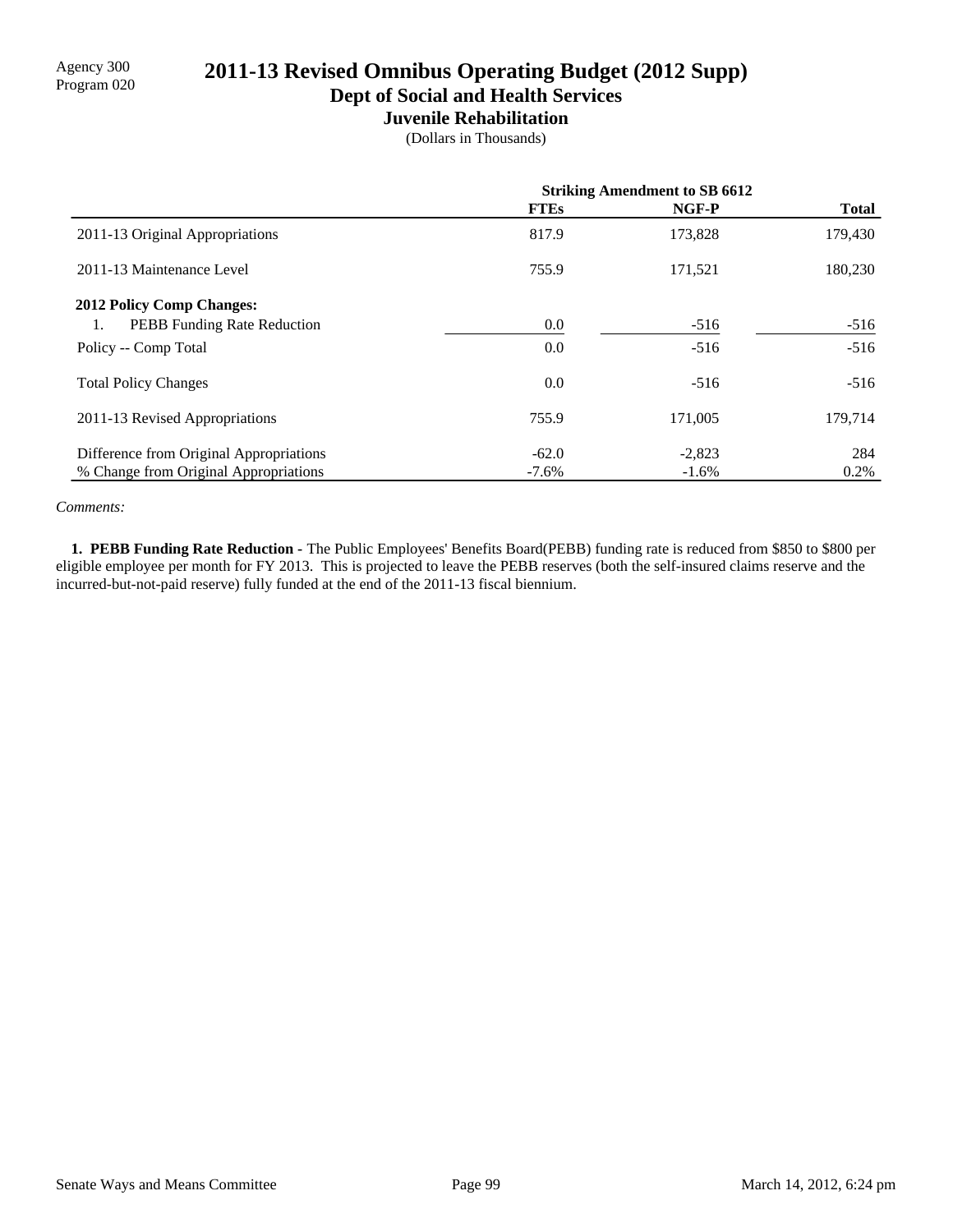Agency 300
Program 020

# 2011-13 Revised Omnibus Operating Budget (2012 Supp)

## Dept of Social and Health Services

### Juvenile Rehabilitation

(Dollars in Thousands)

| | Striking Amendment to SB 6612 | | |
|---|---|---|---|
| | **FTEs** | **NGF-P** | **Total** |
| 2011-13 Original Appropriations | 817.9 | 173,828 | 179,430 |
| 2011-13 Maintenance Level | 755.9 | 171,521 | 180,230 |
| **2012 Policy Comp Changes:** | | | |
| 1. PEBB Funding Rate Reduction | 0.0 | -516 | -516 |
| Policy -- Comp Total | 0.0 | -516 | -516 |
| Total Policy Changes | 0.0 | -516 | -516 |
| 2011-13 Revised Appropriations | 755.9 | 171,005 | 179,714 |
| Difference from Original Appropriations | -62.0 | -2,823 | 284 |
| % Change from Original Appropriations | -7.6% | -1.6% | 0.2% |

*Comments:*

**1. PEBB Funding Rate Reduction** - The Public Employees' Benefits Board(PEBB) funding rate is reduced from $850 to $800 per eligible employee per month for FY 2013. This is projected to leave the PEBB reserves (both the self-insured claims reserve and the incurred-but-not-paid reserve) fully funded at the end of the 2011-13 fiscal biennium.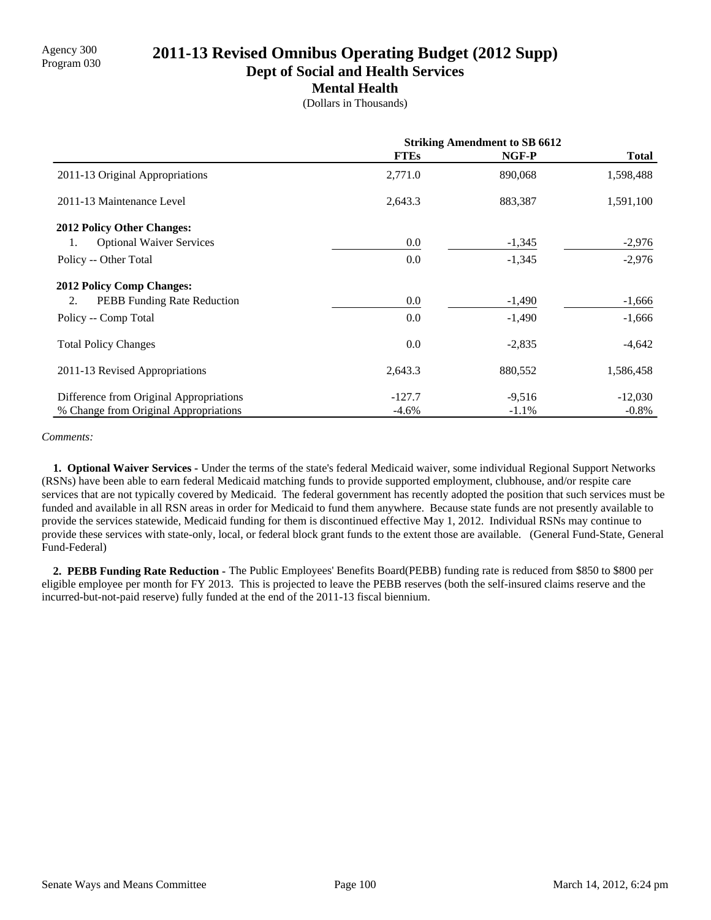Agency 300
Program 030

# 2011-13 Revised Omnibus Operating Budget (2012 Supp)

## Dept of Social and Health Services

### Mental Health

(Dollars in Thousands)

| | Striking Amendment to SB 6612 | | |
|---|---|---|---|
| | **FTEs** | **NGF-P** | **Total** |
| 2011-13 Original Appropriations | 2,771.0 | 890,068 | 1,598,488 |
| 2011-13 Maintenance Level | 2,643.3 | 883,387 | 1,591,100 |
| **2012 Policy Other Changes:** | | | |
| 1. Optional Waiver Services | 0.0 | -1,345 | -2,976 |
| Policy -- Other Total | 0.0 | -1,345 | -2,976 |
| **2012 Policy Comp Changes:** | | | |
| 2. PEBB Funding Rate Reduction | 0.0 | -1,490 | -1,666 |
| Policy -- Comp Total | 0.0 | -1,490 | -1,666 |
| Total Policy Changes | 0.0 | -2,835 | -4,642 |
| 2011-13 Revised Appropriations | 2,643.3 | 880,552 | 1,586,458 |
| Difference from Original Appropriations | -127.7 | -9,516 | -12,030 |
| % Change from Original Appropriations | -4.6% | -1.1% | -0.8% |

*Comments:*

**1. Optional Waiver Services -** Under the terms of the state's federal Medicaid waiver, some individual Regional Support Networks (RSNs) have been able to earn federal Medicaid matching funds to provide supported employment, clubhouse, and/or respite care services that are not typically covered by Medicaid. The federal government has recently adopted the position that such services must be funded and available in all RSN areas in order for Medicaid to fund them anywhere. Because state funds are not presently available to provide the services statewide, Medicaid funding for them is discontinued effective May 1, 2012. Individual RSNs may continue to provide these services with state-only, local, or federal block grant funds to the extent those are available. (General Fund-State, General Fund-Federal)

**2. PEBB Funding Rate Reduction -** The Public Employees' Benefits Board(PEBB) funding rate is reduced from $850 to $800 per eligible employee per month for FY 2013. This is projected to leave the PEBB reserves (both the self-insured claims reserve and the incurred-but-not-paid reserve) fully funded at the end of the 2011-13 fiscal biennium.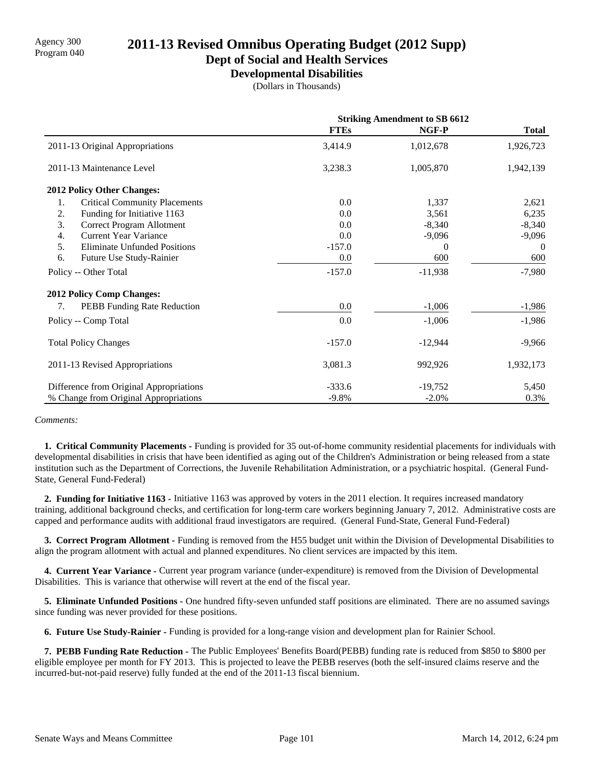Agency 300
Program 040

# 2011-13 Revised Omnibus Operating Budget (2012 Supp)

## Dept of Social and Health Services

### Developmental Disabilities

(Dollars in Thousands)

| | Striking Amendment to SB 6612 | | |
|---|---|---|---|
| | **FTEs** | **NGF-P** | **Total** |
| 2011-13 Original Appropriations | 3,414.9 | 1,012,678 | 1,926,723 |
| 2011-13 Maintenance Level | 3,238.3 | 1,005,870 | 1,942,139 |
| **2012 Policy Other Changes:** | | | |
| 1. Critical Community Placements | 0.0 | 1,337 | 2,621 |
| 2. Funding for Initiative 1163 | 0.0 | 3,561 | 6,235 |
| 3. Correct Program Allotment | 0.0 | -8,340 | -8,340 |
| 4. Current Year Variance | 0.0 | -9,096 | -9,096 |
| 5. Eliminate Unfunded Positions | -157.0 | 0 | 0 |
| 6. Future Use Study-Rainier | 0.0 | 600 | 600 |
| Policy -- Other Total | -157.0 | -11,938 | -7,980 |
| **2012 Policy Comp Changes:** | | | |
| 7. PEBB Funding Rate Reduction | 0.0 | -1,006 | -1,986 |
| Policy -- Comp Total | 0.0 | -1,006 | -1,986 |
| Total Policy Changes | -157.0 | -12,944 | -9,966 |
| 2011-13 Revised Appropriations | 3,081.3 | 992,926 | 1,932,173 |
| Difference from Original Appropriations | -333.6 | -19,752 | 5,450 |
| % Change from Original Appropriations | -9.8% | -2.0% | 0.3% |

*Comments:*

**1. Critical Community Placements -** Funding is provided for 35 out-of-home community residential placements for individuals with developmental disabilities in crisis that have been identified as aging out of the Children's Administration or being released from a state institution such as the Department of Corrections, the Juvenile Rehabilitation Administration, or a psychiatric hospital. (General Fund-State, General Fund-Federal)

**2. Funding for Initiative 1163 -** Initiative 1163 was approved by voters in the 2011 election. It requires increased mandatory training, additional background checks, and certification for long-term care workers beginning January 7, 2012. Administrative costs are capped and performance audits with additional fraud investigators are required. (General Fund-State, General Fund-Federal)

**3. Correct Program Allotment -** Funding is removed from the H55 budget unit within the Division of Developmental Disabilities to align the program allotment with actual and planned expenditures. No client services are impacted by this item.

**4. Current Year Variance -** Current year program variance (under-expenditure) is removed from the Division of Developmental Disabilities. This is variance that otherwise will revert at the end of the fiscal year.

**5. Eliminate Unfunded Positions -** One hundred fifty-seven unfunded staff positions are eliminated. There are no assumed savings since funding was never provided for these positions.

**6. Future Use Study-Rainier -** Funding is provided for a long-range vision and development plan for Rainier School.

**7. PEBB Funding Rate Reduction -** The Public Employees' Benefits Board(PEBB) funding rate is reduced from $850 to $800 per eligible employee per month for FY 2013. This is projected to leave the PEBB reserves (both the self-insured claims reserve and the incurred-but-not-paid reserve) fully funded at the end of the 2011-13 fiscal biennium.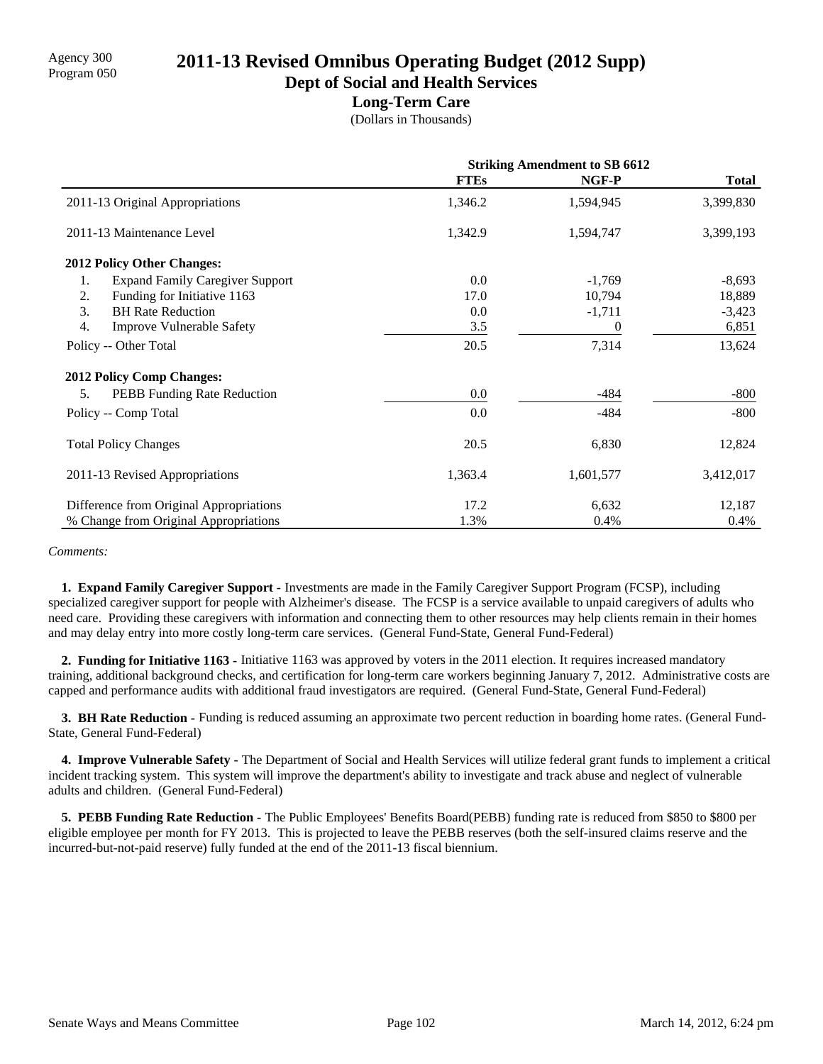Agency 300
Program 050

# 2011-13 Revised Omnibus Operating Budget (2012 Supp)

## Dept of Social and Health Services

### Long-Term Care

(Dollars in Thousands)

| | Striking Amendment to SB 6612 | | |
|---|---|---|---|
| | FTEs | NGF-P | Total |
| 2011-13 Original Appropriations | 1,346.2 | 1,594,945 | 3,399,830 |
| 2011-13 Maintenance Level | 1,342.9 | 1,594,747 | 3,399,193 |
| **2012 Policy Other Changes:** | | | |
| 1. Expand Family Caregiver Support | 0.0 | -1,769 | -8,693 |
| 2. Funding for Initiative 1163 | 17.0 | 10,794 | 18,889 |
| 3. BH Rate Reduction | 0.0 | -1,711 | -3,423 |
| 4. Improve Vulnerable Safety | 3.5 | 0 | 6,851 |
| Policy -- Other Total | 20.5 | 7,314 | 13,624 |
| **2012 Policy Comp Changes:** | | | |
| 5. PEBB Funding Rate Reduction | 0.0 | -484 | -800 |
| Policy -- Comp Total | 0.0 | -484 | -800 |
| Total Policy Changes | 20.5 | 6,830 | 12,824 |
| 2011-13 Revised Appropriations | 1,363.4 | 1,601,577 | 3,412,017 |
| Difference from Original Appropriations | 17.2 | 6,632 | 12,187 |
| % Change from Original Appropriations | 1.3% | 0.4% | 0.4% |

*Comments:*

**1. Expand Family Caregiver Support -** Investments are made in the Family Caregiver Support Program (FCSP), including specialized caregiver support for people with Alzheimer's disease. The FCSP is a service available to unpaid caregivers of adults who need care. Providing these caregivers with information and connecting them to other resources may help clients remain in their homes and may delay entry into more costly long-term care services. (General Fund-State, General Fund-Federal)

**2. Funding for Initiative 1163 -** Initiative 1163 was approved by voters in the 2011 election. It requires increased mandatory training, additional background checks, and certification for long-term care workers beginning January 7, 2012. Administrative costs are capped and performance audits with additional fraud investigators are required. (General Fund-State, General Fund-Federal)

**3. BH Rate Reduction -** Funding is reduced assuming an approximate two percent reduction in boarding home rates. (General Fund-State, General Fund-Federal)

**4. Improve Vulnerable Safety -** The Department of Social and Health Services will utilize federal grant funds to implement a critical incident tracking system. This system will improve the department's ability to investigate and track abuse and neglect of vulnerable adults and children. (General Fund-Federal)

**5. PEBB Funding Rate Reduction -** The Public Employees' Benefits Board(PEBB) funding rate is reduced from $850 to $800 per eligible employee per month for FY 2013. This is projected to leave the PEBB reserves (both the self-insured claims reserve and the incurred-but-not-paid reserve) fully funded at the end of the 2011-13 fiscal biennium.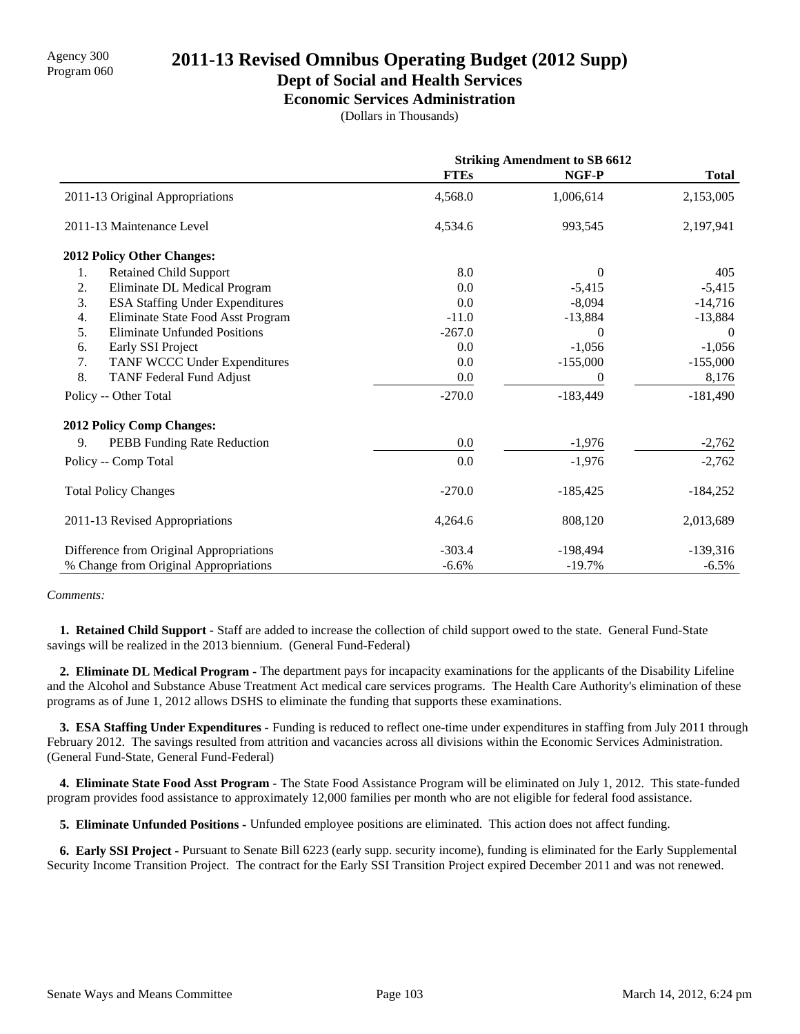Agency 300
Program 060

# 2011-13 Revised Omnibus Operating Budget (2012 Supp)

## Dept of Social and Health Services

### Economic Services Administration

(Dollars in Thousands)

| | Striking Amendment to SB 6612 | | |
|---|---|---|---|
| | **FTEs** | **NGF-P** | **Total** |
| 2011-13 Original Appropriations | 4,568.0 | 1,006,614 | 2,153,005 |
| 2011-13 Maintenance Level | 4,534.6 | 993,545 | 2,197,941 |
| **2012 Policy Other Changes:** | | | |
| 1. Retained Child Support | 8.0 | 0 | 405 |
| 2. Eliminate DL Medical Program | 0.0 | -5,415 | -5,415 |
| 3. ESA Staffing Under Expenditures | 0.0 | -8,094 | -14,716 |
| 4. Eliminate State Food Asst Program | -11.0 | -13,884 | -13,884 |
| 5. Eliminate Unfunded Positions | -267.0 | 0 | 0 |
| 6. Early SSI Project | 0.0 | -1,056 | -1,056 |
| 7. TANF WCCC Under Expenditures | 0.0 | -155,000 | -155,000 |
| 8. TANF Federal Fund Adjust | 0.0 | 0 | 8,176 |
| Policy -- Other Total | -270.0 | -183,449 | -181,490 |
| **2012 Policy Comp Changes:** | | | |
| 9. PEBB Funding Rate Reduction | 0.0 | -1,976 | -2,762 |
| Policy -- Comp Total | 0.0 | -1,976 | -2,762 |
| Total Policy Changes | -270.0 | -185,425 | -184,252 |
| 2011-13 Revised Appropriations | 4,264.6 | 808,120 | 2,013,689 |
| Difference from Original Appropriations | -303.4 | -198,494 | -139,316 |
| % Change from Original Appropriations | -6.6% | -19.7% | -6.5% |

*Comments:*

**1. Retained Child Support -** Staff are added to increase the collection of child support owed to the state. General Fund-State savings will be realized in the 2013 biennium. (General Fund-Federal)

**2. Eliminate DL Medical Program -** The department pays for incapacity examinations for the applicants of the Disability Lifeline and the Alcohol and Substance Abuse Treatment Act medical care services programs. The Health Care Authority's elimination of these programs as of June 1, 2012 allows DSHS to eliminate the funding that supports these examinations.

**3. ESA Staffing Under Expenditures -** Funding is reduced to reflect one-time under expenditures in staffing from July 2011 through February 2012. The savings resulted from attrition and vacancies across all divisions within the Economic Services Administration. (General Fund-State, General Fund-Federal)

**4. Eliminate State Food Asst Program -** The State Food Assistance Program will be eliminated on July 1, 2012. This state-funded program provides food assistance to approximately 12,000 families per month who are not eligible for federal food assistance.

**5. Eliminate Unfunded Positions -** Unfunded employee positions are eliminated. This action does not affect funding.

**6. Early SSI Project -** Pursuant to Senate Bill 6223 (early supp. security income), funding is eliminated for the Early Supplemental Security Income Transition Project. The contract for the Early SSI Transition Project expired December 2011 and was not renewed.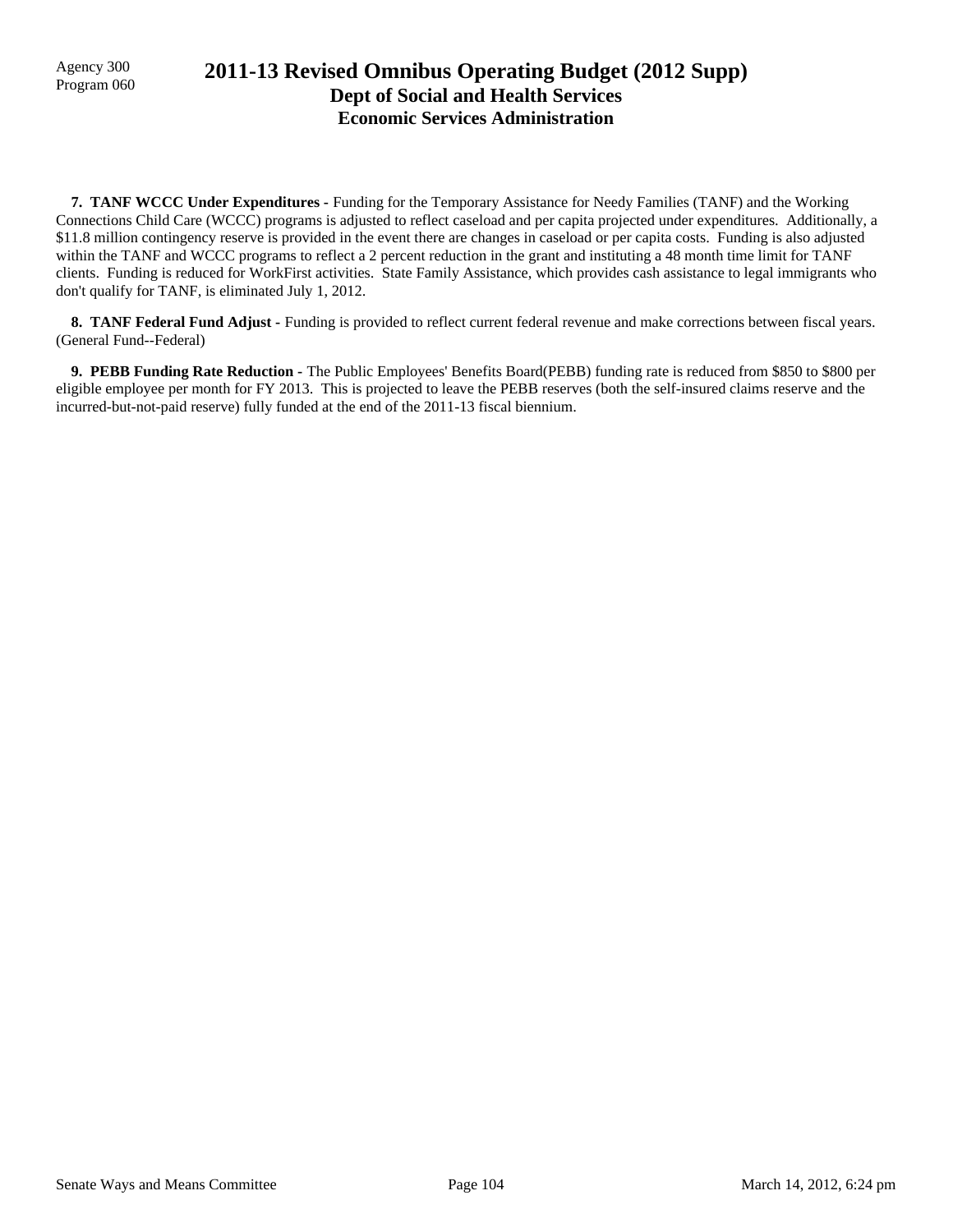Agency 300
Program 060

# 2011-13 Revised Omnibus Operating Budget (2012 Supp)
## Dept of Social and Health Services
### Economic Services Administration

**7. TANF WCCC Under Expenditures -** Funding for the Temporary Assistance for Needy Families (TANF) and the Working Connections Child Care (WCCC) programs is adjusted to reflect caseload and per capita projected under expenditures. Additionally, a $11.8 million contingency reserve is provided in the event there are changes in caseload or per capita costs. Funding is also adjusted within the TANF and WCCC programs to reflect a 2 percent reduction in the grant and instituting a 48 month time limit for TANF clients. Funding is reduced for WorkFirst activities. State Family Assistance, which provides cash assistance to legal immigrants who don't qualify for TANF, is eliminated July 1, 2012.

**8. TANF Federal Fund Adjust -** Funding is provided to reflect current federal revenue and make corrections between fiscal years. (General Fund--Federal)

**9. PEBB Funding Rate Reduction -** The Public Employees' Benefits Board(PEBB) funding rate is reduced from $850 to $800 per eligible employee per month for FY 2013. This is projected to leave the PEBB reserves (both the self-insured claims reserve and the incurred-but-not-paid reserve) fully funded at the end of the 2011-13 fiscal biennium.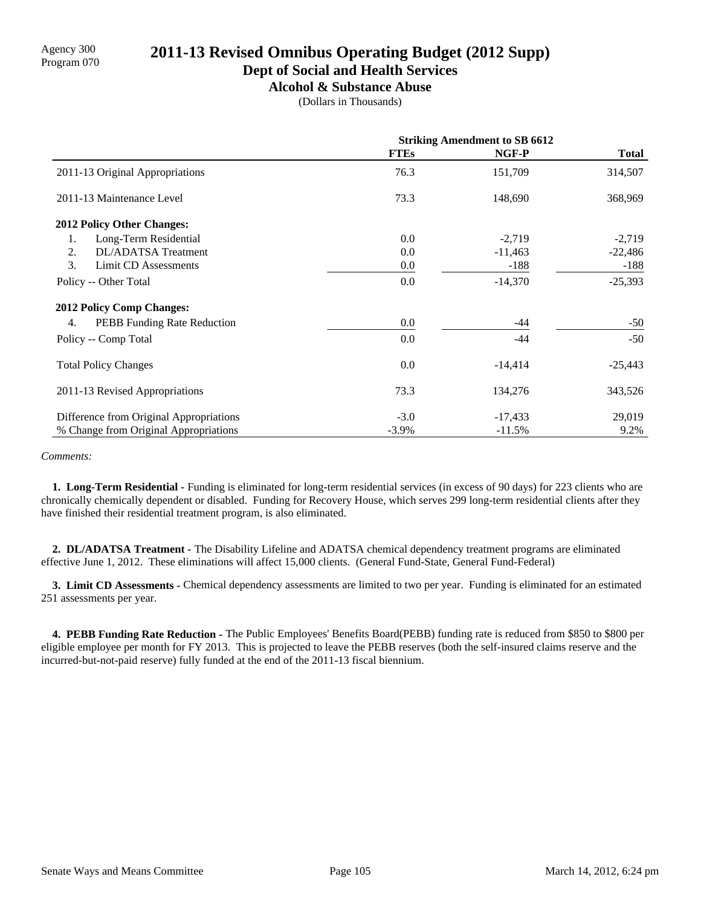Agency 300
Program 070

# 2011-13 Revised Omnibus Operating Budget (2012 Supp)

## Dept of Social and Health Services

### Alcohol & Substance Abuse

(Dollars in Thousands)

| | Striking Amendment to SB 6612 | | |
|---|---|---|---|
| | **FTEs** | **NGF-P** | **Total** |
| 2011-13 Original Appropriations | 76.3 | 151,709 | 314,507 |
| 2011-13 Maintenance Level | 73.3 | 148,690 | 368,969 |
| **2012 Policy Other Changes:** | | | |
| 1. Long-Term Residential | 0.0 | -2,719 | -2,719 |
| 2. DL/ADATSA Treatment | 0.0 | -11,463 | -22,486 |
| 3. Limit CD Assessments | 0.0 | -188 | -188 |
| Policy -- Other Total | 0.0 | -14,370 | -25,393 |
| **2012 Policy Comp Changes:** | | | |
| 4. PEBB Funding Rate Reduction | 0.0 | -44 | -50 |
| Policy -- Comp Total | 0.0 | -44 | -50 |
| Total Policy Changes | 0.0 | -14,414 | -25,443 |
| 2011-13 Revised Appropriations | 73.3 | 134,276 | 343,526 |
| Difference from Original Appropriations | -3.0 | -17,433 | 29,019 |
| % Change from Original Appropriations | -3.9% | -11.5% | 9.2% |

*Comments:*

**1. Long-Term Residential -** Funding is eliminated for long-term residential services (in excess of 90 days) for 223 clients who are chronically chemically dependent or disabled. Funding for Recovery House, which serves 299 long-term residential clients after they have finished their residential treatment program, is also eliminated.

**2. DL/ADATSA Treatment -** The Disability Lifeline and ADATSA chemical dependency treatment programs are eliminated effective June 1, 2012. These eliminations will affect 15,000 clients. (General Fund-State, General Fund-Federal)

**3. Limit CD Assessments -** Chemical dependency assessments are limited to two per year. Funding is eliminated for an estimated 251 assessments per year.

**4. PEBB Funding Rate Reduction -** The Public Employees' Benefits Board(PEBB) funding rate is reduced from $850 to $800 per eligible employee per month for FY 2013. This is projected to leave the PEBB reserves (both the self-insured claims reserve and the incurred-but-not-paid reserve) fully funded at the end of the 2011-13 fiscal biennium.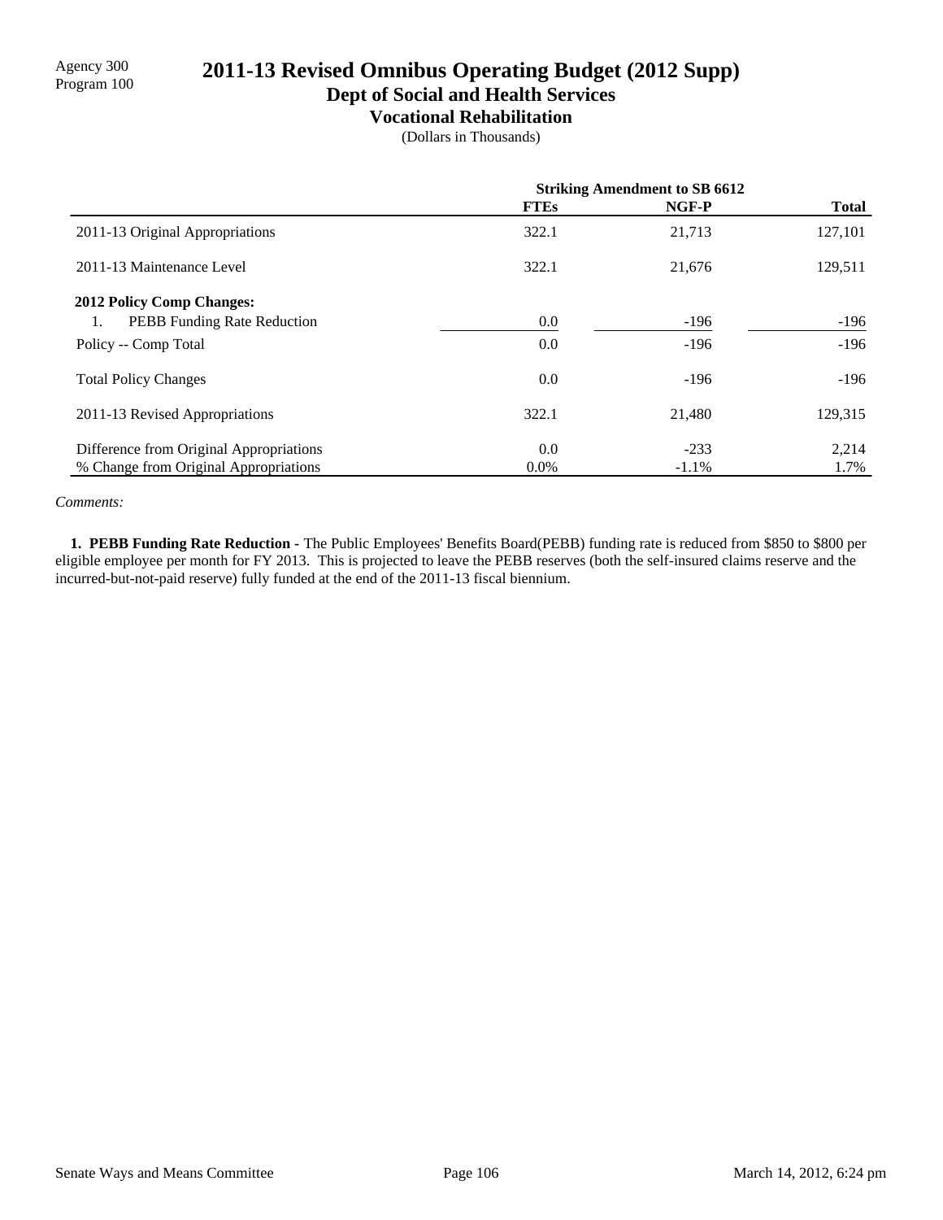Agency 300
Program 100

# 2011-13 Revised Omnibus Operating Budget (2012 Supp)

## Dept of Social and Health Services

### Vocational Rehabilitation

(Dollars in Thousands)

| | Striking Amendment to SB 6612 | | |
|---|---|---|---|
| | **FTEs** | **NGF-P** | **Total** |
| 2011-13 Original Appropriations | 322.1 | 21,713 | 127,101 |
| 2011-13 Maintenance Level | 322.1 | 21,676 | 129,511 |
| **2012 Policy Comp Changes:** | | | |
| 1. PEBB Funding Rate Reduction | 0.0 | -196 | -196 |
| Policy -- Comp Total | 0.0 | -196 | -196 |
| Total Policy Changes | 0.0 | -196 | -196 |
| 2011-13 Revised Appropriations | 322.1 | 21,480 | 129,315 |
| Difference from Original Appropriations | 0.0 | -233 | 2,214 |
| % Change from Original Appropriations | 0.0% | -1.1% | 1.7% |

*Comments:*

**1. PEBB Funding Rate Reduction** - The Public Employees' Benefits Board(PEBB) funding rate is reduced from $850 to $800 per eligible employee per month for FY 2013. This is projected to leave the PEBB reserves (both the self-insured claims reserve and the incurred-but-not-paid reserve) fully funded at the end of the 2011-13 fiscal biennium.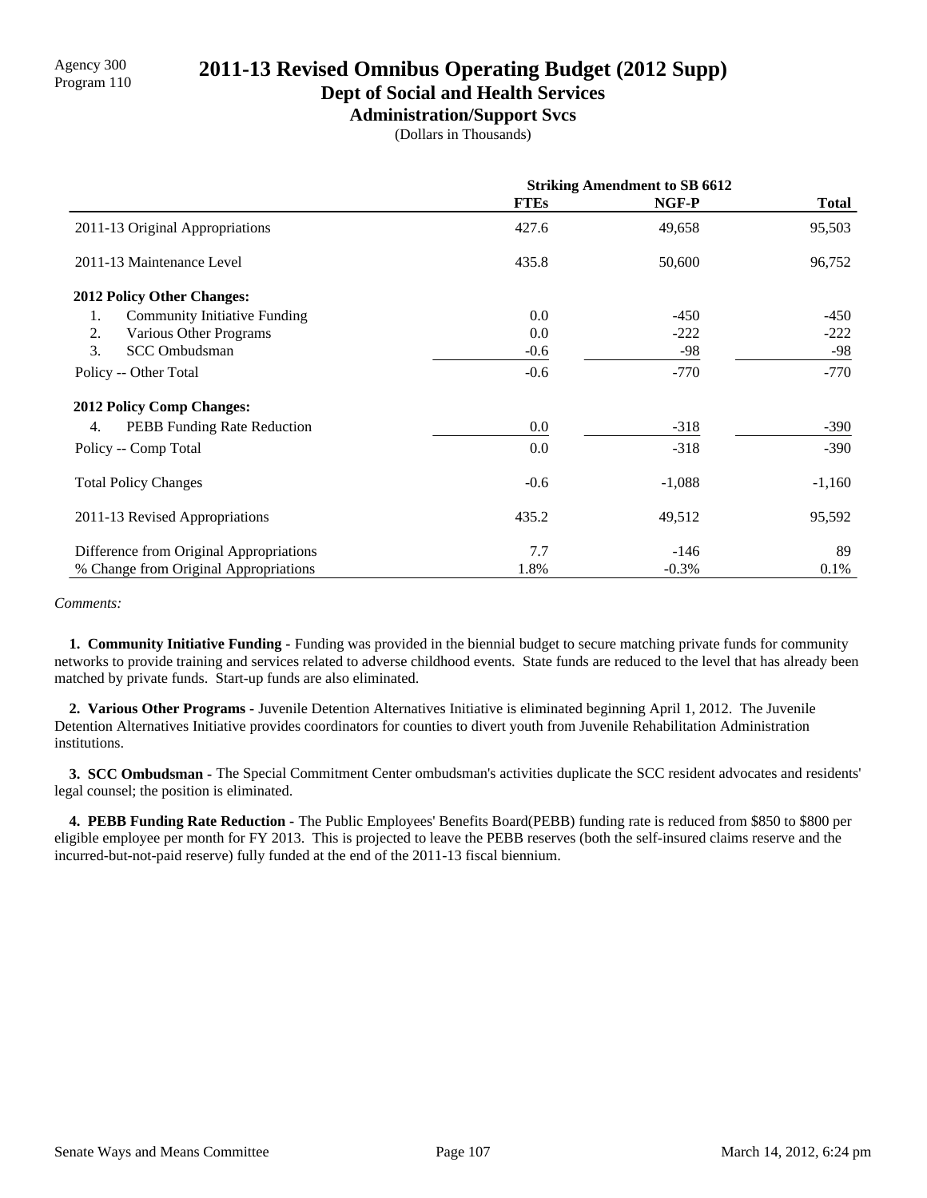Agency 300
Program 110

# 2011-13 Revised Omnibus Operating Budget (2012 Supp)

## Dept of Social and Health Services

### Administration/Support Svcs

(Dollars in Thousands)

| | Striking Amendment to SB 6612 | | |
|---|---|---|---|
| | **FTEs** | **NGF-P** | **Total** |
| 2011-13 Original Appropriations | 427.6 | 49,658 | 95,503 |
| 2011-13 Maintenance Level | 435.8 | 50,600 | 96,752 |
| **2012 Policy Other Changes:** | | | |
| 1. Community Initiative Funding | 0.0 | -450 | -450 |
| 2. Various Other Programs | 0.0 | -222 | -222 |
| 3. SCC Ombudsman | -0.6 | -98 | -98 |
| Policy -- Other Total | -0.6 | -770 | -770 |
| **2012 Policy Comp Changes:** | | | |
| 4. PEBB Funding Rate Reduction | 0.0 | -318 | -390 |
| Policy -- Comp Total | 0.0 | -318 | -390 |
| Total Policy Changes | -0.6 | -1,088 | -1,160 |
| 2011-13 Revised Appropriations | 435.2 | 49,512 | 95,592 |
| Difference from Original Appropriations | 7.7 | -146 | 89 |
| % Change from Original Appropriations | 1.8% | -0.3% | 0.1% |

*Comments:*

**1. Community Initiative Funding -** Funding was provided in the biennial budget to secure matching private funds for community networks to provide training and services related to adverse childhood events. State funds are reduced to the level that has already been matched by private funds. Start-up funds are also eliminated.

**2. Various Other Programs -** Juvenile Detention Alternatives Initiative is eliminated beginning April 1, 2012. The Juvenile Detention Alternatives Initiative provides coordinators for counties to divert youth from Juvenile Rehabilitation Administration institutions.

**3. SCC Ombudsman -** The Special Commitment Center ombudsman's activities duplicate the SCC resident advocates and residents' legal counsel; the position is eliminated.

**4. PEBB Funding Rate Reduction** - The Public Employees' Benefits Board(PEBB) funding rate is reduced from $850 to $800 per eligible employee per month for FY 2013. This is projected to leave the PEBB reserves (both the self-insured claims reserve and the incurred-but-not-paid reserve) fully funded at the end of the 2011-13 fiscal biennium.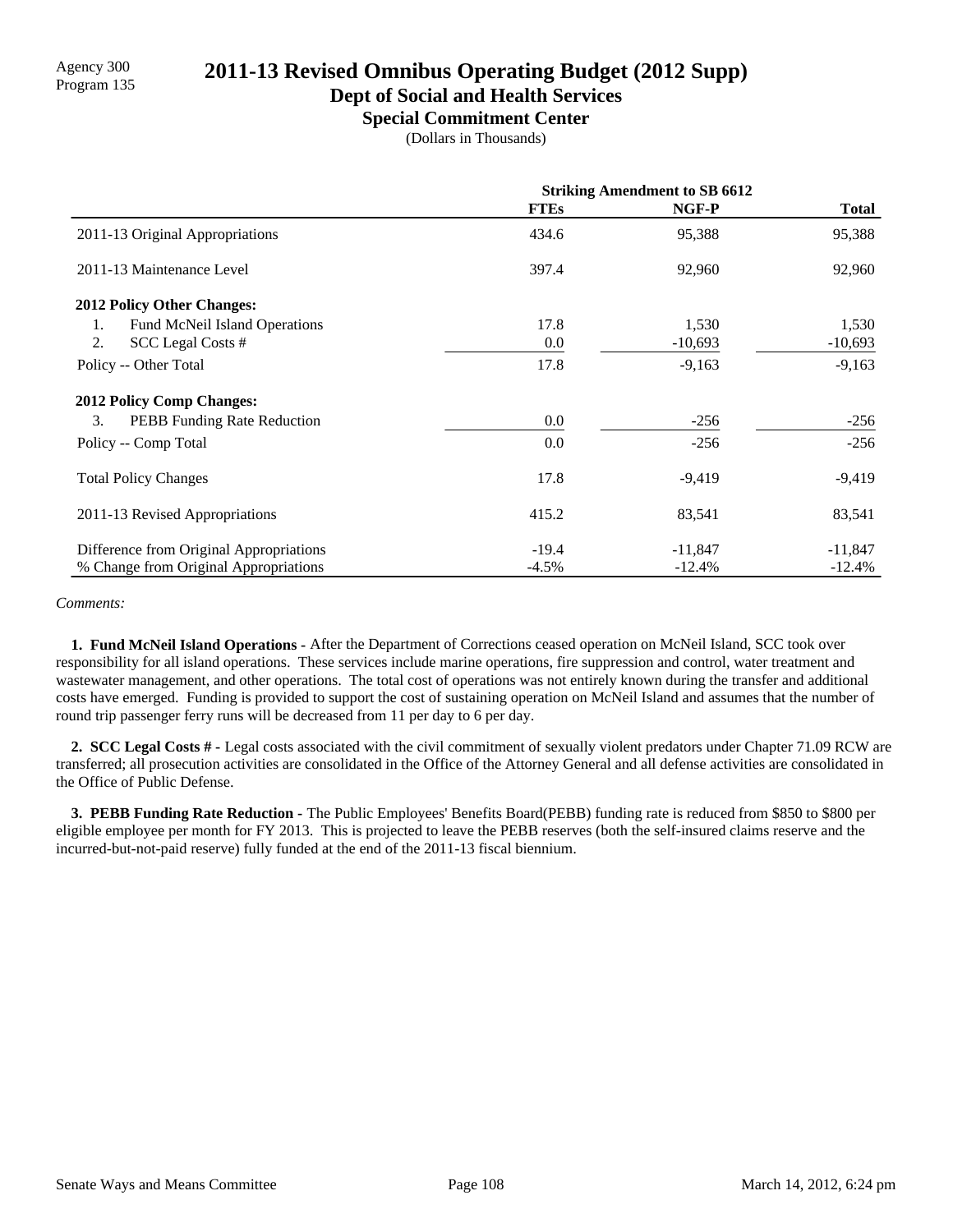Agency 300
Program 135

# 2011-13 Revised Omnibus Operating Budget (2012 Supp)

## Dept of Social and Health Services

### Special Commitment Center

(Dollars in Thousands)

| | Striking Amendment to SB 6612 | | |
|---|---|---|---|
| | FTEs | NGF-P | Total |
| 2011-13 Original Appropriations | 434.6 | 95,388 | 95,388 |
| 2011-13 Maintenance Level | 397.4 | 92,960 | 92,960 |
| **2012 Policy Other Changes:** | | | |
| 1. Fund McNeil Island Operations | 17.8 | 1,530 | 1,530 |
| 2. SCC Legal Costs # | 0.0 | -10,693 | -10,693 |
| Policy -- Other Total | 17.8 | -9,163 | -9,163 |
| **2012 Policy Comp Changes:** | | | |
| 3. PEBB Funding Rate Reduction | 0.0 | -256 | -256 |
| Policy -- Comp Total | 0.0 | -256 | -256 |
| Total Policy Changes | 17.8 | -9,419 | -9,419 |
| 2011-13 Revised Appropriations | 415.2 | 83,541 | 83,541 |
| Difference from Original Appropriations | -19.4 | -11,847 | -11,847 |
| % Change from Original Appropriations | -4.5% | -12.4% | -12.4% |

*Comments:*

**1. Fund McNeil Island Operations -** After the Department of Corrections ceased operation on McNeil Island, SCC took over responsibility for all island operations. These services include marine operations, fire suppression and control, water treatment and wastewater management, and other operations. The total cost of operations was not entirely known during the transfer and additional costs have emerged. Funding is provided to support the cost of sustaining operation on McNeil Island and assumes that the number of round trip passenger ferry runs will be decreased from 11 per day to 6 per day.

**2. SCC Legal Costs # -** Legal costs associated with the civil commitment of sexually violent predators under Chapter 71.09 RCW are transferred; all prosecution activities are consolidated in the Office of the Attorney General and all defense activities are consolidated in the Office of Public Defense.

**3. PEBB Funding Rate Reduction -** The Public Employees' Benefits Board(PEBB) funding rate is reduced from $850 to $800 per eligible employee per month for FY 2013. This is projected to leave the PEBB reserves (both the self-insured claims reserve and the incurred-but-not-paid reserve) fully funded at the end of the 2011-13 fiscal biennium.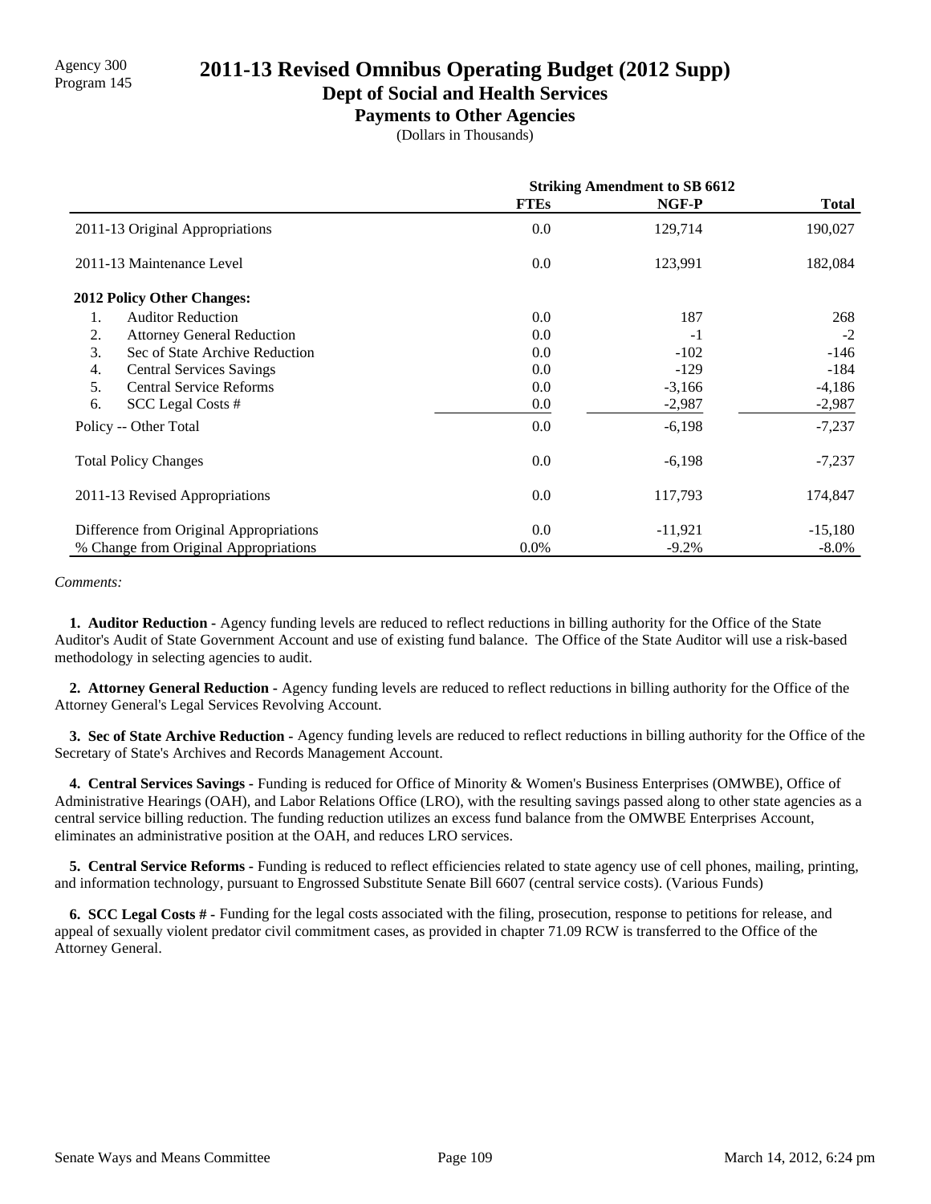Agency 300
Program 145

# 2011-13 Revised Omnibus Operating Budget (2012 Supp)

## Dept of Social and Health Services

### Payments to Other Agencies

(Dollars in Thousands)

| | Striking Amendment to SB 6612 | | |
|---|---|---|---|
| | **FTEs** | **NGF-P** | **Total** |
| 2011-13 Original Appropriations | 0.0 | 129,714 | 190,027 |
| 2011-13 Maintenance Level | 0.0 | 123,991 | 182,084 |
| **2012 Policy Other Changes:** | | | |
| 1. Auditor Reduction | 0.0 | 187 | 268 |
| 2. Attorney General Reduction | 0.0 | -1 | -2 |
| 3. Sec of State Archive Reduction | 0.0 | -102 | -146 |
| 4. Central Services Savings | 0.0 | -129 | -184 |
| 5. Central Service Reforms | 0.0 | -3,166 | -4,186 |
| 6. SCC Legal Costs # | 0.0 | -2,987 | -2,987 |
| Policy -- Other Total | 0.0 | -6,198 | -7,237 |
| Total Policy Changes | 0.0 | -6,198 | -7,237 |
| 2011-13 Revised Appropriations | 0.0 | 117,793 | 174,847 |
| Difference from Original Appropriations | 0.0 | -11,921 | -15,180 |
| % Change from Original Appropriations | 0.0% | -9.2% | -8.0% |

*Comments:*

**1. Auditor Reduction -** Agency funding levels are reduced to reflect reductions in billing authority for the Office of the State Auditor's Audit of State Government Account and use of existing fund balance. The Office of the State Auditor will use a risk-based methodology in selecting agencies to audit.

**2. Attorney General Reduction -** Agency funding levels are reduced to reflect reductions in billing authority for the Office of the Attorney General's Legal Services Revolving Account.

**3. Sec of State Archive Reduction -** Agency funding levels are reduced to reflect reductions in billing authority for the Office of the Secretary of State's Archives and Records Management Account.

**4. Central Services Savings -** Funding is reduced for Office of Minority & Women's Business Enterprises (OMWBE), Office of Administrative Hearings (OAH), and Labor Relations Office (LRO), with the resulting savings passed along to other state agencies as a central service billing reduction. The funding reduction utilizes an excess fund balance from the OMWBE Enterprises Account, eliminates an administrative position at the OAH, and reduces LRO services.

**5. Central Service Reforms -** Funding is reduced to reflect efficiencies related to state agency use of cell phones, mailing, printing, and information technology, pursuant to Engrossed Substitute Senate Bill 6607 (central service costs). (Various Funds)

**6. SCC Legal Costs # -** Funding for the legal costs associated with the filing, prosecution, response to petitions for release, and appeal of sexually violent predator civil commitment cases, as provided in chapter 71.09 RCW is transferred to the Office of the Attorney General.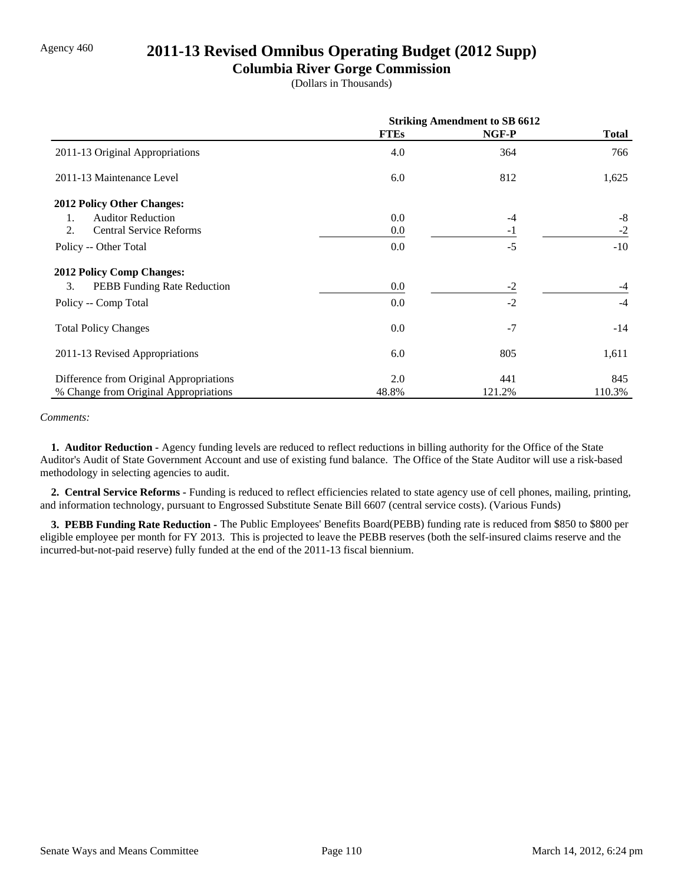Agency 460

# 2011-13 Revised Omnibus Operating Budget (2012 Supp)

## Columbia River Gorge Commission

(Dollars in Thousands)

| | Striking Amendment to SB 6612 | | |
|---|---|---|---|
| | **FTEs** | **NGF-P** | **Total** |
| 2011-13 Original Appropriations | 4.0 | 364 | 766 |
| 2011-13 Maintenance Level | 6.0 | 812 | 1,625 |
| **2012 Policy Other Changes:** | | | |
| 1. Auditor Reduction | 0.0 | -4 | -8 |
| 2. Central Service Reforms | 0.0 | -1 | -2 |
| Policy -- Other Total | 0.0 | -5 | -10 |
| **2012 Policy Comp Changes:** | | | |
| 3. PEBB Funding Rate Reduction | 0.0 | -2 | -4 |
| Policy -- Comp Total | 0.0 | -2 | -4 |
| Total Policy Changes | 0.0 | -7 | -14 |
| 2011-13 Revised Appropriations | 6.0 | 805 | 1,611 |
| Difference from Original Appropriations | 2.0 | 441 | 845 |
| % Change from Original Appropriations | 48.8% | 121.2% | 110.3% |

*Comments:*

**1. Auditor Reduction -** Agency funding levels are reduced to reflect reductions in billing authority for the Office of the State Auditor's Audit of State Government Account and use of existing fund balance. The Office of the State Auditor will use a risk-based methodology in selecting agencies to audit.

**2. Central Service Reforms -** Funding is reduced to reflect efficiencies related to state agency use of cell phones, mailing, printing, and information technology, pursuant to Engrossed Substitute Senate Bill 6607 (central service costs). (Various Funds)

**3. PEBB Funding Rate Reduction -** The Public Employees' Benefits Board(PEBB) funding rate is reduced from $850 to $800 per eligible employee per month for FY 2013. This is projected to leave the PEBB reserves (both the self-insured claims reserve and the incurred-but-not-paid reserve) fully funded at the end of the 2011-13 fiscal biennium.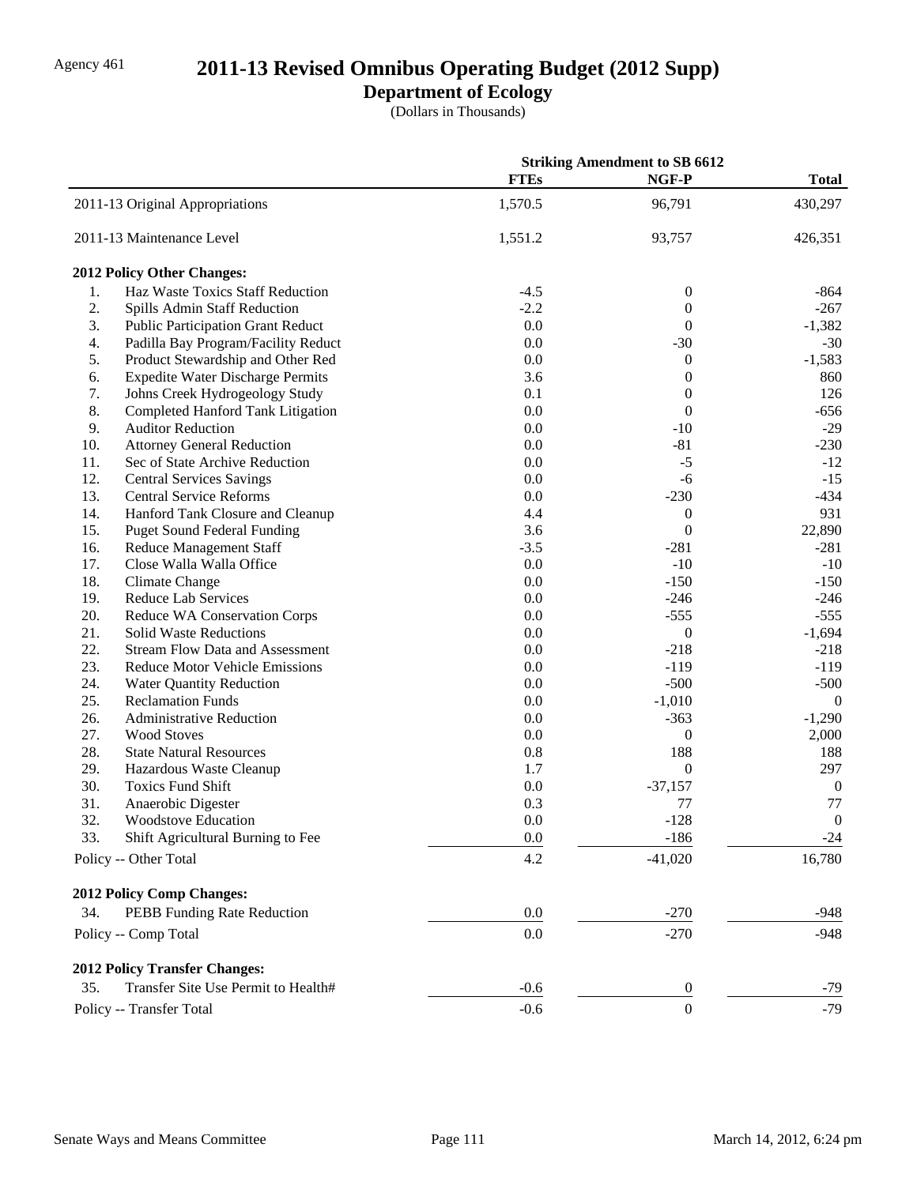Agency 461

# 2011-13 Revised Omnibus Operating Budget (2012 Supp)

## Department of Ecology

(Dollars in Thousands)

| | Striking Amendment to SB 6612 | | |
|---|---|---|---|
| | **FTEs** | **NGF-P** | **Total** |
| 2011-13 Original Appropriations | 1,570.5 | 96,791 | 430,297 |
| 2011-13 Maintenance Level | 1,551.2 | 93,757 | 426,351 |
| **2012 Policy Other Changes:** | | | |
| 1. Haz Waste Toxics Staff Reduction | -4.5 | 0 | -864 |
| 2. Spills Admin Staff Reduction | -2.2 | 0 | -267 |
| 3. Public Participation Grant Reduct | 0.0 | 0 | -1,382 |
| 4. Padilla Bay Program/Facility Reduct | 0.0 | -30 | -30 |
| 5. Product Stewardship and Other Red | 0.0 | 0 | -1,583 |
| 6. Expedite Water Discharge Permits | 3.6 | 0 | 860 |
| 7. Johns Creek Hydrogeology Study | 0.1 | 0 | 126 |
| 8. Completed Hanford Tank Litigation | 0.0 | 0 | -656 |
| 9. Auditor Reduction | 0.0 | -10 | -29 |
| 10. Attorney General Reduction | 0.0 | -81 | -230 |
| 11. Sec of State Archive Reduction | 0.0 | -5 | -12 |
| 12. Central Services Savings | 0.0 | -6 | -15 |
| 13. Central Service Reforms | 0.0 | -230 | -434 |
| 14. Hanford Tank Closure and Cleanup | 4.4 | 0 | 931 |
| 15. Puget Sound Federal Funding | 3.6 | 0 | 22,890 |
| 16. Reduce Management Staff | -3.5 | -281 | -281 |
| 17. Close Walla Walla Office | 0.0 | -10 | -10 |
| 18. Climate Change | 0.0 | -150 | -150 |
| 19. Reduce Lab Services | 0.0 | -246 | -246 |
| 20. Reduce WA Conservation Corps | 0.0 | -555 | -555 |
| 21. Solid Waste Reductions | 0.0 | 0 | -1,694 |
| 22. Stream Flow Data and Assessment | 0.0 | -218 | -218 |
| 23. Reduce Motor Vehicle Emissions | 0.0 | -119 | -119 |
| 24. Water Quantity Reduction | 0.0 | -500 | -500 |
| 25. Reclamation Funds | 0.0 | -1,010 | 0 |
| 26. Administrative Reduction | 0.0 | -363 | -1,290 |
| 27. Wood Stoves | 0.0 | 0 | 2,000 |
| 28. State Natural Resources | 0.8 | 188 | 188 |
| 29. Hazardous Waste Cleanup | 1.7 | 0 | 297 |
| 30. Toxics Fund Shift | 0.0 | -37,157 | 0 |
| 31. Anaerobic Digester | 0.3 | 77 | 77 |
| 32. Woodstove Education | 0.0 | -128 | 0 |
| 33. Shift Agricultural Burning to Fee | 0.0 | -186 | -24 |
| Policy -- Other Total | 4.2 | -41,020 | 16,780 |
| **2012 Policy Comp Changes:** | | | |
| 34. PEBB Funding Rate Reduction | 0.0 | -270 | -948 |
| Policy -- Comp Total | 0.0 | -270 | -948 |
| **2012 Policy Transfer Changes:** | | | |
| 35. Transfer Site Use Permit to Health# | -0.6 | 0 | -79 |
| Policy -- Transfer Total | -0.6 | 0 | -79 |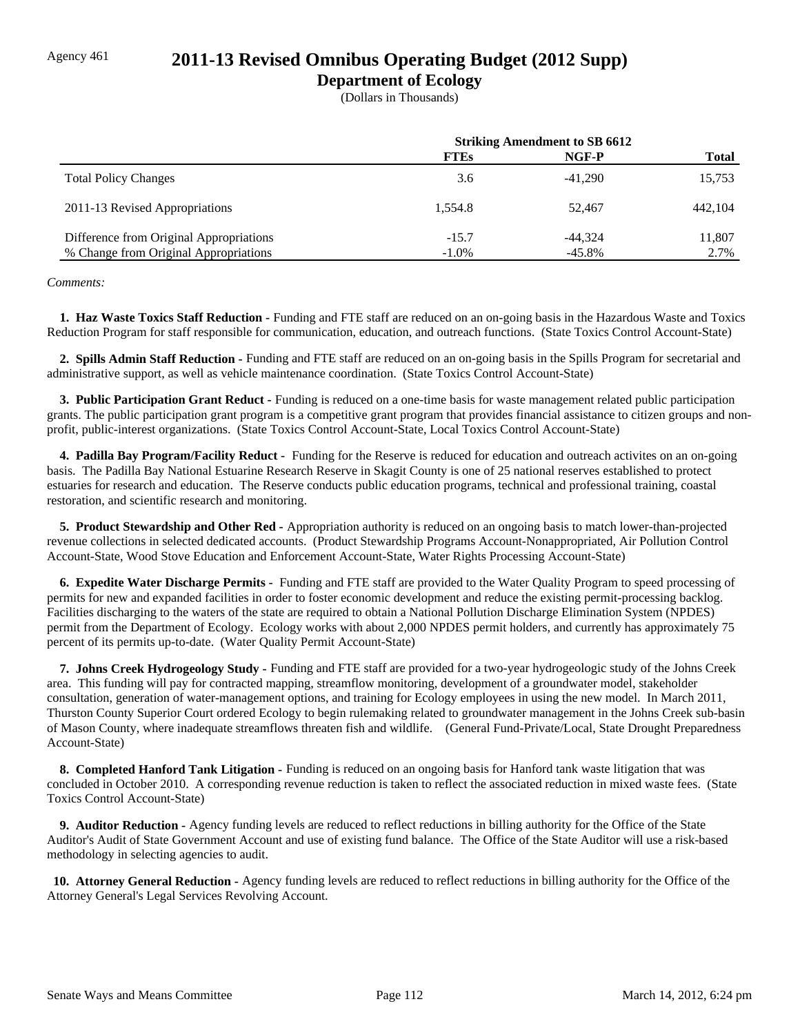Agency 461

# 2011-13 Revised Omnibus Operating Budget (2012 Supp)

## Department of Ecology

(Dollars in Thousands)

| | Striking Amendment to SB 6612 | | |
|---|---|---|---|
| | FTEs | NGF-P | Total |
| Total Policy Changes | 3.6 | -41,290 | 15,753 |
| 2011-13 Revised Appropriations | 1,554.8 | 52,467 | 442,104 |
| Difference from Original Appropriations | -15.7 | -44,324 | 11,807 |
| % Change from Original Appropriations | -1.0% | -45.8% | 2.7% |

*Comments:*

**1. Haz Waste Toxics Staff Reduction -** Funding and FTE staff are reduced on an on-going basis in the Hazardous Waste and Toxics Reduction Program for staff responsible for communication, education, and outreach functions. (State Toxics Control Account-State)

**2. Spills Admin Staff Reduction -** Funding and FTE staff are reduced on an on-going basis in the Spills Program for secretarial and administrative support, as well as vehicle maintenance coordination. (State Toxics Control Account-State)

**3. Public Participation Grant Reduct -** Funding is reduced on a one-time basis for waste management related public participation grants. The public participation grant program is a competitive grant program that provides financial assistance to citizen groups and non-profit, public-interest organizations. (State Toxics Control Account-State, Local Toxics Control Account-State)

**4. Padilla Bay Program/Facility Reduct -** Funding for the Reserve is reduced for education and outreach activites on an on-going basis. The Padilla Bay National Estuarine Research Reserve in Skagit County is one of 25 national reserves established to protect estuaries for research and education. The Reserve conducts public education programs, technical and professional training, coastal restoration, and scientific research and monitoring.

**5. Product Stewardship and Other Red -** Appropriation authority is reduced on an ongoing basis to match lower-than-projected revenue collections in selected dedicated accounts. (Product Stewardship Programs Account-Nonappropriated, Air Pollution Control Account-State, Wood Stove Education and Enforcement Account-State, Water Rights Processing Account-State)

**6. Expedite Water Discharge Permits -** Funding and FTE staff are provided to the Water Quality Program to speed processing of permits for new and expanded facilities in order to foster economic development and reduce the existing permit-processing backlog. Facilities discharging to the waters of the state are required to obtain a National Pollution Discharge Elimination System (NPDES) permit from the Department of Ecology. Ecology works with about 2,000 NPDES permit holders, and currently has approximately 75 percent of its permits up-to-date. (Water Quality Permit Account-State)

**7. Johns Creek Hydrogeology Study -** Funding and FTE staff are provided for a two-year hydrogeologic study of the Johns Creek area. This funding will pay for contracted mapping, streamflow monitoring, development of a groundwater model, stakeholder consultation, generation of water-management options, and training for Ecology employees in using the new model. In March 2011, Thurston County Superior Court ordered Ecology to begin rulemaking related to groundwater management in the Johns Creek sub-basin of Mason County, where inadequate streamflows threaten fish and wildlife. (General Fund-Private/Local, State Drought Preparedness Account-State)

**8. Completed Hanford Tank Litigation -** Funding is reduced on an ongoing basis for Hanford tank waste litigation that was concluded in October 2010. A corresponding revenue reduction is taken to reflect the associated reduction in mixed waste fees. (State Toxics Control Account-State)

**9. Auditor Reduction -** Agency funding levels are reduced to reflect reductions in billing authority for the Office of the State Auditor's Audit of State Government Account and use of existing fund balance. The Office of the State Auditor will use a risk-based methodology in selecting agencies to audit.

**10. Attorney General Reduction -** Agency funding levels are reduced to reflect reductions in billing authority for the Office of the Attorney General's Legal Services Revolving Account.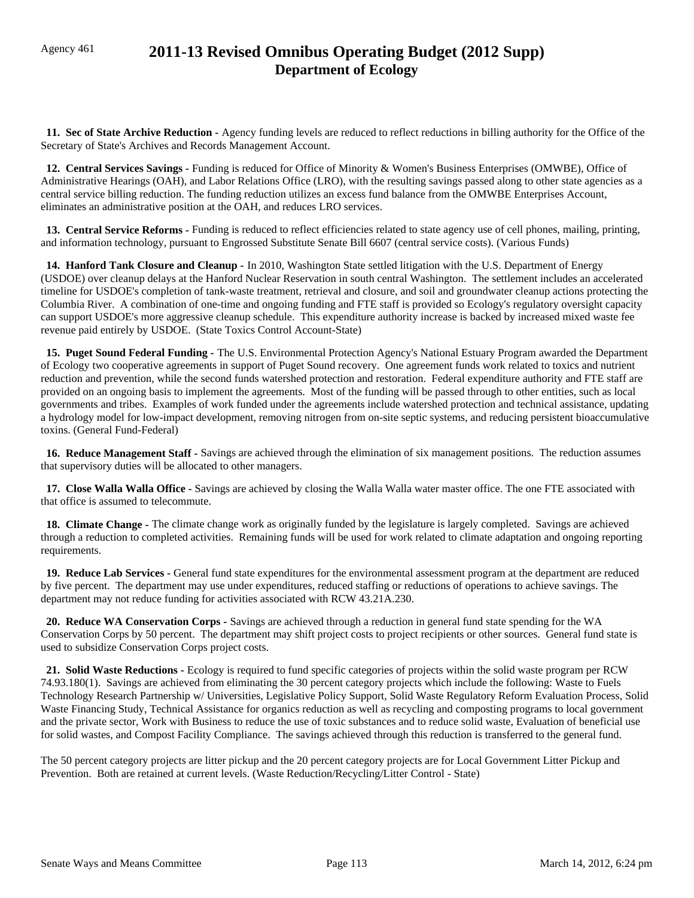Agency 461

# 2011-13 Revised Omnibus Operating Budget (2012 Supp)
## Department of Ecology

**11. Sec of State Archive Reduction -** Agency funding levels are reduced to reflect reductions in billing authority for the Office of the Secretary of State's Archives and Records Management Account.

**12. Central Services Savings -** Funding is reduced for Office of Minority & Women's Business Enterprises (OMWBE), Office of Administrative Hearings (OAH), and Labor Relations Office (LRO), with the resulting savings passed along to other state agencies as a central service billing reduction. The funding reduction utilizes an excess fund balance from the OMWBE Enterprises Account, eliminates an administrative position at the OAH, and reduces LRO services.

**13. Central Service Reforms -** Funding is reduced to reflect efficiencies related to state agency use of cell phones, mailing, printing, and information technology, pursuant to Engrossed Substitute Senate Bill 6607 (central service costs). (Various Funds)

**14. Hanford Tank Closure and Cleanup -** In 2010, Washington State settled litigation with the U.S. Department of Energy (USDOE) over cleanup delays at the Hanford Nuclear Reservation in south central Washington. The settlement includes an accelerated timeline for USDOE's completion of tank-waste treatment, retrieval and closure, and soil and groundwater cleanup actions protecting the Columbia River. A combination of one-time and ongoing funding and FTE staff is provided so Ecology's regulatory oversight capacity can support USDOE's more aggressive cleanup schedule. This expenditure authority increase is backed by increased mixed waste fee revenue paid entirely by USDOE. (State Toxics Control Account-State)

**15. Puget Sound Federal Funding -** The U.S. Environmental Protection Agency's National Estuary Program awarded the Department of Ecology two cooperative agreements in support of Puget Sound recovery. One agreement funds work related to toxics and nutrient reduction and prevention, while the second funds watershed protection and restoration. Federal expenditure authority and FTE staff are provided on an ongoing basis to implement the agreements. Most of the funding will be passed through to other entities, such as local governments and tribes. Examples of work funded under the agreements include watershed protection and technical assistance, updating a hydrology model for low-impact development, removing nitrogen from on-site septic systems, and reducing persistent bioaccumulative toxins. (General Fund-Federal)

**16. Reduce Management Staff -** Savings are achieved through the elimination of six management positions. The reduction assumes that supervisory duties will be allocated to other managers.

**17. Close Walla Walla Office -** Savings are achieved by closing the Walla Walla water master office. The one FTE associated with that office is assumed to telecommute.

**18. Climate Change -** The climate change work as originally funded by the legislature is largely completed. Savings are achieved through a reduction to completed activities. Remaining funds will be used for work related to climate adaptation and ongoing reporting requirements.

**19. Reduce Lab Services -** General fund state expenditures for the environmental assessment program at the department are reduced by five percent. The department may use under expenditures, reduced staffing or reductions of operations to achieve savings. The department may not reduce funding for activities associated with RCW 43.21A.230.

**20. Reduce WA Conservation Corps -** Savings are achieved through a reduction in general fund state spending for the WA Conservation Corps by 50 percent. The department may shift project costs to project recipients or other sources. General fund state is used to subsidize Conservation Corps project costs.

**21. Solid Waste Reductions -** Ecology is required to fund specific categories of projects within the solid waste program per RCW 74.93.180(1). Savings are achieved from eliminating the 30 percent category projects which include the following: Waste to Fuels Technology Research Partnership w/ Universities, Legislative Policy Support, Solid Waste Regulatory Reform Evaluation Process, Solid Waste Financing Study, Technical Assistance for organics reduction as well as recycling and composting programs to local government and the private sector, Work with Business to reduce the use of toxic substances and to reduce solid waste, Evaluation of beneficial use for solid wastes, and Compost Facility Compliance. The savings achieved through this reduction is transferred to the general fund.

The 50 percent category projects are litter pickup and the 20 percent category projects are for Local Government Litter Pickup and Prevention. Both are retained at current levels. (Waste Reduction/Recycling/Litter Control - State)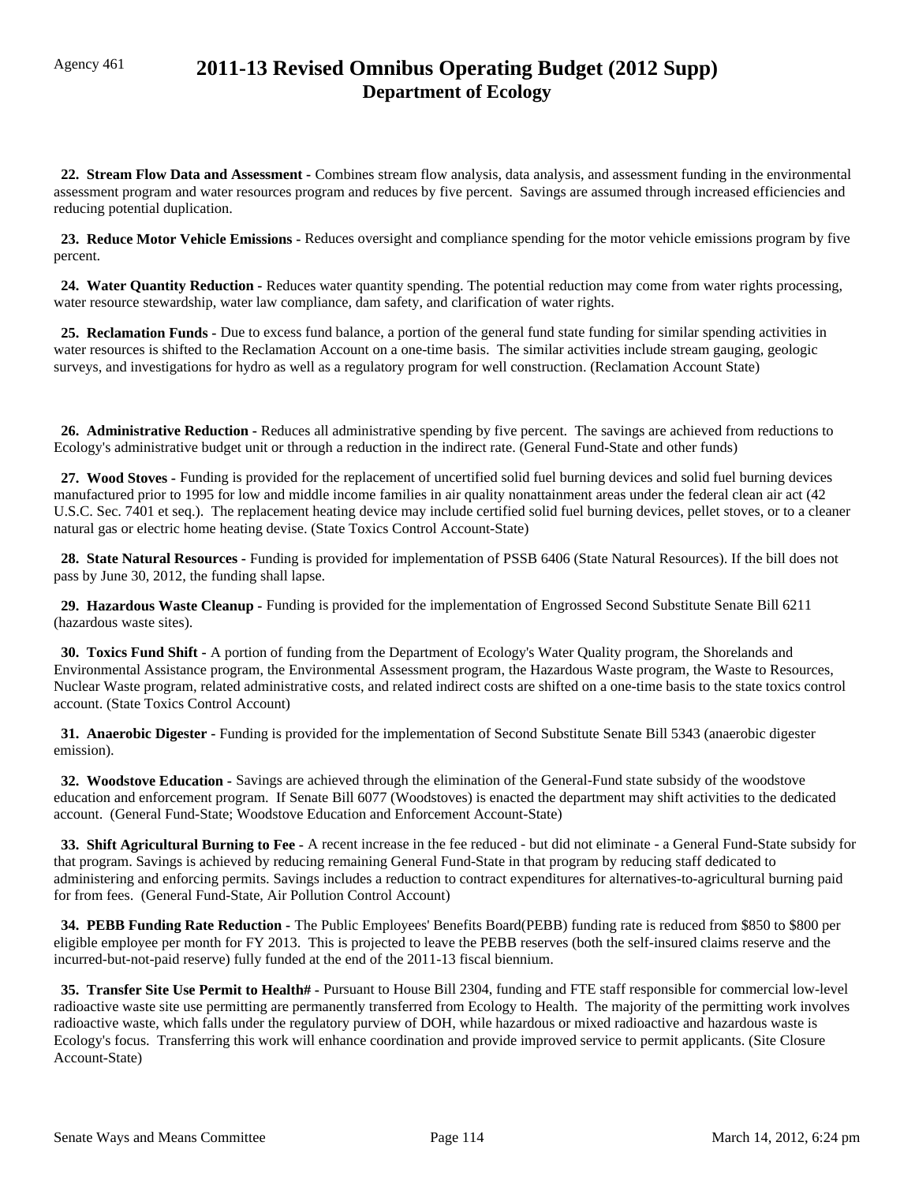Agency 461

# 2011-13 Revised Omnibus Operating Budget (2012 Supp)
## Department of Ecology

**22. Stream Flow Data and Assessment -** Combines stream flow analysis, data analysis, and assessment funding in the environmental assessment program and water resources program and reduces by five percent. Savings are assumed through increased efficiencies and reducing potential duplication.

**23. Reduce Motor Vehicle Emissions -** Reduces oversight and compliance spending for the motor vehicle emissions program by five percent.

**24. Water Quantity Reduction -** Reduces water quantity spending. The potential reduction may come from water rights processing, water resource stewardship, water law compliance, dam safety, and clarification of water rights.

**25. Reclamation Funds -** Due to excess fund balance, a portion of the general fund state funding for similar spending activities in water resources is shifted to the Reclamation Account on a one-time basis. The similar activities include stream gauging, geologic surveys, and investigations for hydro as well as a regulatory program for well construction. (Reclamation Account State)

**26. Administrative Reduction -** Reduces all administrative spending by five percent. The savings are achieved from reductions to Ecology's administrative budget unit or through a reduction in the indirect rate. (General Fund-State and other funds)

**27. Wood Stoves -** Funding is provided for the replacement of uncertified solid fuel burning devices and solid fuel burning devices manufactured prior to 1995 for low and middle income families in air quality nonattainment areas under the federal clean air act (42 U.S.C. Sec. 7401 et seq.). The replacement heating device may include certified solid fuel burning devices, pellet stoves, or to a cleaner natural gas or electric home heating devise. (State Toxics Control Account-State)

**28. State Natural Resources -** Funding is provided for implementation of PSSB 6406 (State Natural Resources). If the bill does not pass by June 30, 2012, the funding shall lapse.

**29. Hazardous Waste Cleanup -** Funding is provided for the implementation of Engrossed Second Substitute Senate Bill 6211 (hazardous waste sites).

**30. Toxics Fund Shift -** A portion of funding from the Department of Ecology's Water Quality program, the Shorelands and Environmental Assistance program, the Environmental Assessment program, the Hazardous Waste program, the Waste to Resources, Nuclear Waste program, related administrative costs, and related indirect costs are shifted on a one-time basis to the state toxics control account. (State Toxics Control Account)

**31. Anaerobic Digester -** Funding is provided for the implementation of Second Substitute Senate Bill 5343 (anaerobic digester emission).

**32. Woodstove Education -** Savings are achieved through the elimination of the General-Fund state subsidy of the woodstove education and enforcement program. If Senate Bill 6077 (Woodstoves) is enacted the department may shift activities to the dedicated account. (General Fund-State; Woodstove Education and Enforcement Account-State)

**33. Shift Agricultural Burning to Fee -** A recent increase in the fee reduced - but did not eliminate - a General Fund-State subsidy for that program. Savings is achieved by reducing remaining General Fund-State in that program by reducing staff dedicated to administering and enforcing permits. Savings includes a reduction to contract expenditures for alternatives-to-agricultural burning paid for from fees. (General Fund-State, Air Pollution Control Account)

**34. PEBB Funding Rate Reduction -** The Public Employees' Benefits Board(PEBB) funding rate is reduced from $850 to $800 per eligible employee per month for FY 2013. This is projected to leave the PEBB reserves (both the self-insured claims reserve and the incurred-but-not-paid reserve) fully funded at the end of the 2011-13 fiscal biennium.

**35. Transfer Site Use Permit to Health# -** Pursuant to House Bill 2304, funding and FTE staff responsible for commercial low-level radioactive waste site use permitting are permanently transferred from Ecology to Health. The majority of the permitting work involves radioactive waste, which falls under the regulatory purview of DOH, while hazardous or mixed radioactive and hazardous waste is Ecology's focus. Transferring this work will enhance coordination and provide improved service to permit applicants. (Site Closure Account-State)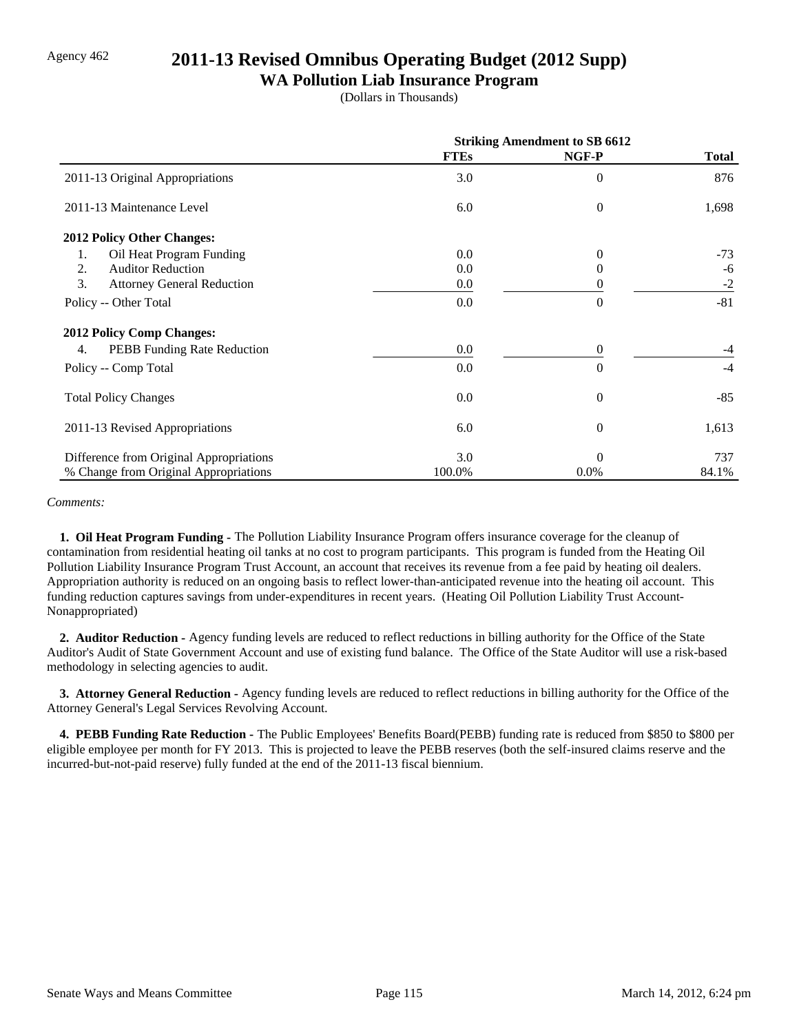Agency 462

# 2011-13 Revised Omnibus Operating Budget (2012 Supp)

## WA Pollution Liab Insurance Program

(Dollars in Thousands)

| | Striking Amendment to SB 6612 | | |
|---|---|---|---|
| | **FTEs** | **NGF-P** | **Total** |
| 2011-13 Original Appropriations | 3.0 | 0 | 876 |
| 2011-13 Maintenance Level | 6.0 | 0 | 1,698 |
| **2012 Policy Other Changes:** | | | |
| 1. Oil Heat Program Funding | 0.0 | 0 | -73 |
| 2. Auditor Reduction | 0.0 | 0 | -6 |
| 3. Attorney General Reduction | 0.0 | 0 | -2 |
| Policy -- Other Total | 0.0 | 0 | -81 |
| **2012 Policy Comp Changes:** | | | |
| 4. PEBB Funding Rate Reduction | 0.0 | 0 | -4 |
| Policy -- Comp Total | 0.0 | 0 | -4 |
| Total Policy Changes | 0.0 | 0 | -85 |
| 2011-13 Revised Appropriations | 6.0 | 0 | 1,613 |
| Difference from Original Appropriations | 3.0 | 0 | 737 |
| % Change from Original Appropriations | 100.0% | 0.0% | 84.1% |

*Comments:*

**1. Oil Heat Program Funding -** The Pollution Liability Insurance Program offers insurance coverage for the cleanup of contamination from residential heating oil tanks at no cost to program participants. This program is funded from the Heating Oil Pollution Liability Insurance Program Trust Account, an account that receives its revenue from a fee paid by heating oil dealers. Appropriation authority is reduced on an ongoing basis to reflect lower-than-anticipated revenue into the heating oil account. This funding reduction captures savings from under-expenditures in recent years. (Heating Oil Pollution Liability Trust Account-Nonappropriated)

**2. Auditor Reduction -** Agency funding levels are reduced to reflect reductions in billing authority for the Office of the State Auditor's Audit of State Government Account and use of existing fund balance. The Office of the State Auditor will use a risk-based methodology in selecting agencies to audit.

**3. Attorney General Reduction -** Agency funding levels are reduced to reflect reductions in billing authority for the Office of the Attorney General's Legal Services Revolving Account.

**4. PEBB Funding Rate Reduction -** The Public Employees' Benefits Board(PEBB) funding rate is reduced from $850 to $800 per eligible employee per month for FY 2013. This is projected to leave the PEBB reserves (both the self-insured claims reserve and the incurred-but-not-paid reserve) fully funded at the end of the 2011-13 fiscal biennium.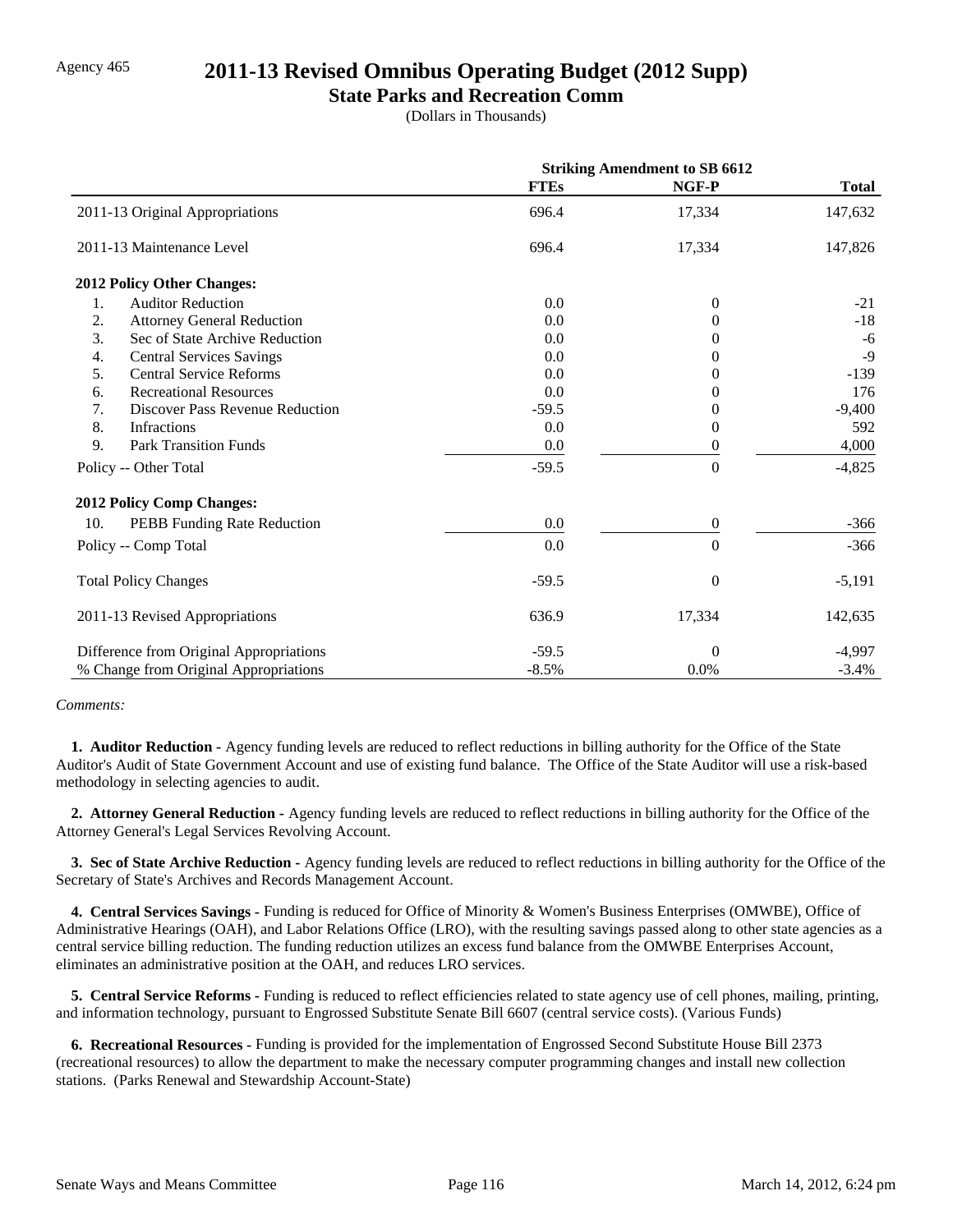Agency 465

# 2011-13 Revised Omnibus Operating Budget (2012 Supp)

## State Parks and Recreation Comm

(Dollars in Thousands)

| | Striking Amendment to SB 6612 | | |
|---|---|---|---|
| | FTEs | NGF-P | Total |
| 2011-13 Original Appropriations | 696.4 | 17,334 | 147,632 |
| 2011-13 Maintenance Level | 696.4 | 17,334 | 147,826 |
| **2012 Policy Other Changes:** | | | |
| 1. Auditor Reduction | 0.0 | 0 | -21 |
| 2. Attorney General Reduction | 0.0 | 0 | -18 |
| 3. Sec of State Archive Reduction | 0.0 | 0 | -6 |
| 4. Central Services Savings | 0.0 | 0 | -9 |
| 5. Central Service Reforms | 0.0 | 0 | -139 |
| 6. Recreational Resources | 0.0 | 0 | 176 |
| 7. Discover Pass Revenue Reduction | -59.5 | 0 | -9,400 |
| 8. Infractions | 0.0 | 0 | 592 |
| 9. Park Transition Funds | 0.0 | 0 | 4,000 |
| Policy -- Other Total | -59.5 | 0 | -4,825 |
| **2012 Policy Comp Changes:** | | | |
| 10. PEBB Funding Rate Reduction | 0.0 | 0 | -366 |
| Policy -- Comp Total | 0.0 | 0 | -366 |
| Total Policy Changes | -59.5 | 0 | -5,191 |
| 2011-13 Revised Appropriations | 636.9 | 17,334 | 142,635 |
| Difference from Original Appropriations | -59.5 | 0 | -4,997 |
| % Change from Original Appropriations | -8.5% | 0.0% | -3.4% |

*Comments:*

**1. Auditor Reduction -** Agency funding levels are reduced to reflect reductions in billing authority for the Office of the State Auditor's Audit of State Government Account and use of existing fund balance. The Office of the State Auditor will use a risk-based methodology in selecting agencies to audit.

**2. Attorney General Reduction -** Agency funding levels are reduced to reflect reductions in billing authority for the Office of the Attorney General's Legal Services Revolving Account.

**3. Sec of State Archive Reduction -** Agency funding levels are reduced to reflect reductions in billing authority for the Office of the Secretary of State's Archives and Records Management Account.

**4. Central Services Savings -** Funding is reduced for Office of Minority & Women's Business Enterprises (OMWBE), Office of Administrative Hearings (OAH), and Labor Relations Office (LRO), with the resulting savings passed along to other state agencies as a central service billing reduction. The funding reduction utilizes an excess fund balance from the OMWBE Enterprises Account, eliminates an administrative position at the OAH, and reduces LRO services.

**5. Central Service Reforms -** Funding is reduced to reflect efficiencies related to state agency use of cell phones, mailing, printing, and information technology, pursuant to Engrossed Substitute Senate Bill 6607 (central service costs). (Various Funds)

**6. Recreational Resources -** Funding is provided for the implementation of Engrossed Second Substitute House Bill 2373 (recreational resources) to allow the department to make the necessary computer programming changes and install new collection stations. (Parks Renewal and Stewardship Account-State)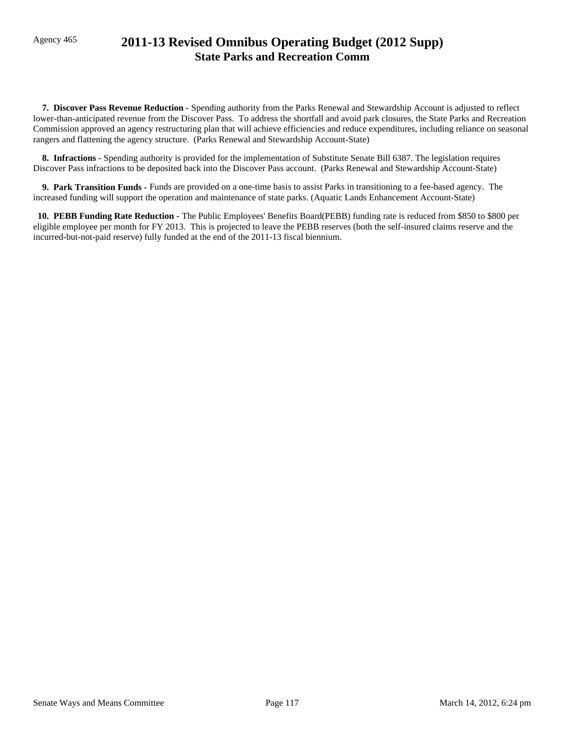Agency 465

# 2011-13 Revised Omnibus Operating Budget (2012 Supp)
## State Parks and Recreation Comm

**7. Discover Pass Revenue Reduction -** Spending authority from the Parks Renewal and Stewardship Account is adjusted to reflect lower-than-anticipated revenue from the Discover Pass. To address the shortfall and avoid park closures, the State Parks and Recreation Commission approved an agency restructuring plan that will achieve efficiencies and reduce expenditures, including reliance on seasonal rangers and flattening the agency structure. (Parks Renewal and Stewardship Account-State)

**8. Infractions -** Spending authority is provided for the implementation of Substitute Senate Bill 6387. The legislation requires Discover Pass infractions to be deposited back into the Discover Pass account. (Parks Renewal and Stewardship Account-State)

**9. Park Transition Funds -** Funds are provided on a one-time basis to assist Parks in transitioning to a fee-based agency. The increased funding will support the operation and maintenance of state parks. (Aquatic Lands Enhancement Account-State)

**10. PEBB Funding Rate Reduction -** The Public Employees' Benefits Board(PEBB) funding rate is reduced from $850 to $800 per eligible employee per month for FY 2013. This is projected to leave the PEBB reserves (both the self-insured claims reserve and the incurred-but-not-paid reserve) fully funded at the end of the 2011-13 fiscal biennium.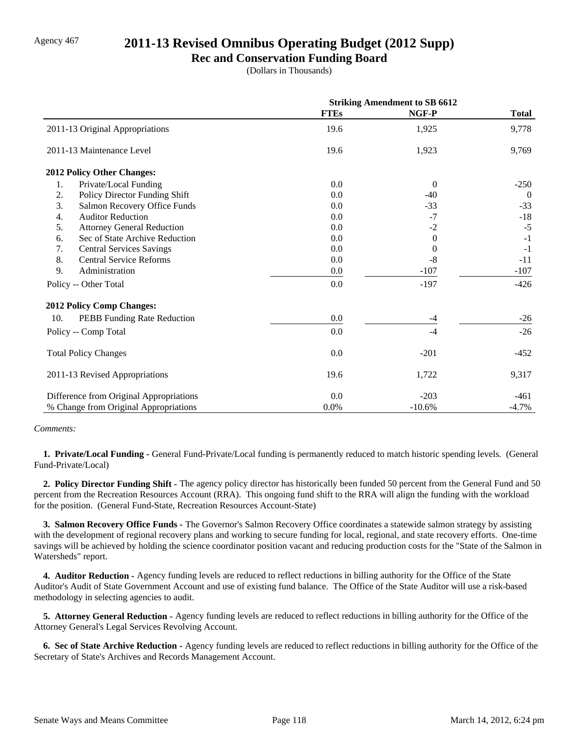Agency 467

# 2011-13 Revised Omnibus Operating Budget (2012 Supp)

## Rec and Conservation Funding Board

(Dollars in Thousands)

| | Striking Amendment to SB 6612 | | |
|---|---|---|---|
| | **FTEs** | **NGF-P** | **Total** |
| 2011-13 Original Appropriations | 19.6 | 1,925 | 9,778 |
| 2011-13 Maintenance Level | 19.6 | 1,923 | 9,769 |
| **2012 Policy Other Changes:** | | | |
| 1. Private/Local Funding | 0.0 | 0 | -250 |
| 2. Policy Director Funding Shift | 0.0 | -40 | 0 |
| 3. Salmon Recovery Office Funds | 0.0 | -33 | -33 |
| 4. Auditor Reduction | 0.0 | -7 | -18 |
| 5. Attorney General Reduction | 0.0 | -2 | -5 |
| 6. Sec of State Archive Reduction | 0.0 | 0 | -1 |
| 7. Central Services Savings | 0.0 | 0 | -1 |
| 8. Central Service Reforms | 0.0 | -8 | -11 |
| 9. Administration | 0.0 | -107 | -107 |
| Policy -- Other Total | 0.0 | -197 | -426 |
| **2012 Policy Comp Changes:** | | | |
| 10. PEBB Funding Rate Reduction | 0.0 | -4 | -26 |
| Policy -- Comp Total | 0.0 | -4 | -26 |
| Total Policy Changes | 0.0 | -201 | -452 |
| 2011-13 Revised Appropriations | 19.6 | 1,722 | 9,317 |
| Difference from Original Appropriations | 0.0 | -203 | -461 |
| % Change from Original Appropriations | 0.0% | -10.6% | -4.7% |

*Comments:*

**1. Private/Local Funding -** General Fund-Private/Local funding is permanently reduced to match historic spending levels. (General Fund-Private/Local)

**2. Policy Director Funding Shift -** The agency policy director has historically been funded 50 percent from the General Fund and 50 percent from the Recreation Resources Account (RRA). This ongoing fund shift to the RRA will align the funding with the workload for the position. (General Fund-State, Recreation Resources Account-State)

**3. Salmon Recovery Office Funds -** The Governor's Salmon Recovery Office coordinates a statewide salmon strategy by assisting with the development of regional recovery plans and working to secure funding for local, regional, and state recovery efforts. One-time savings will be achieved by holding the science coordinator position vacant and reducing production costs for the "State of the Salmon in Watersheds" report.

**4. Auditor Reduction -** Agency funding levels are reduced to reflect reductions in billing authority for the Office of the State Auditor's Audit of State Government Account and use of existing fund balance. The Office of the State Auditor will use a risk-based methodology in selecting agencies to audit.

**5. Attorney General Reduction -** Agency funding levels are reduced to reflect reductions in billing authority for the Office of the Attorney General's Legal Services Revolving Account.

**6. Sec of State Archive Reduction -** Agency funding levels are reduced to reflect reductions in billing authority for the Office of the Secretary of State's Archives and Records Management Account.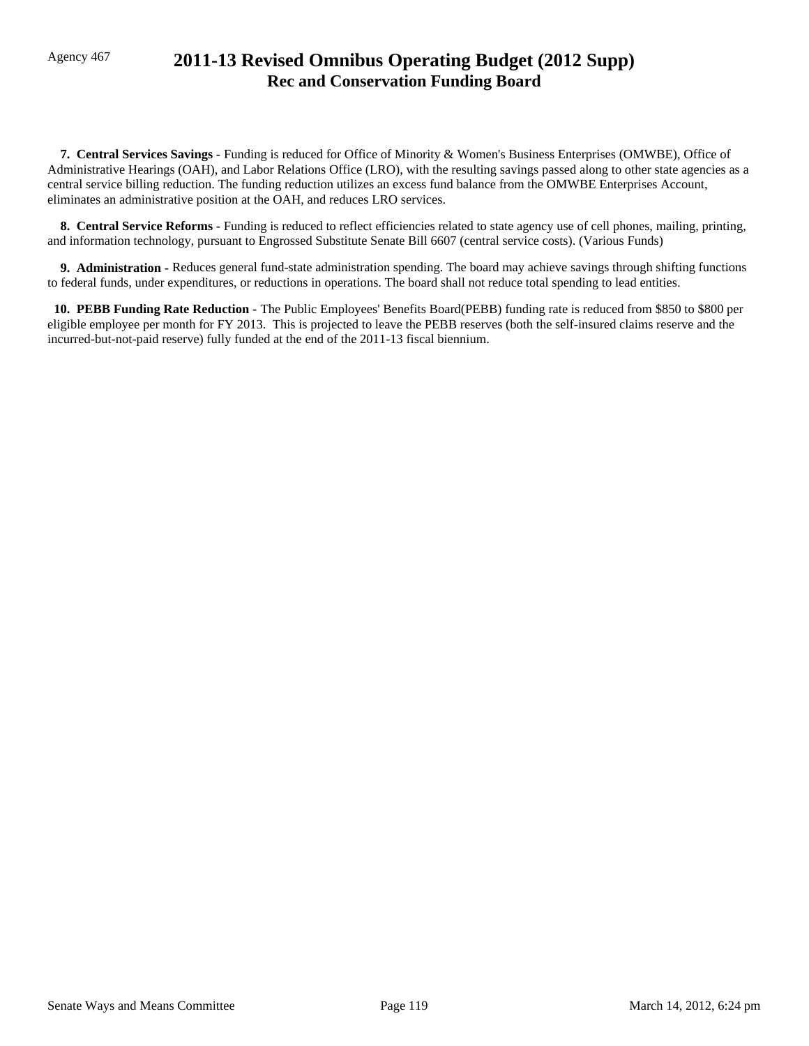Agency 467

# 2011-13 Revised Omnibus Operating Budget (2012 Supp)
## Rec and Conservation Funding Board

**7. Central Services Savings -** Funding is reduced for Office of Minority & Women's Business Enterprises (OMWBE), Office of Administrative Hearings (OAH), and Labor Relations Office (LRO), with the resulting savings passed along to other state agencies as a central service billing reduction. The funding reduction utilizes an excess fund balance from the OMWBE Enterprises Account, eliminates an administrative position at the OAH, and reduces LRO services.

**8. Central Service Reforms -** Funding is reduced to reflect efficiencies related to state agency use of cell phones, mailing, printing, and information technology, pursuant to Engrossed Substitute Senate Bill 6607 (central service costs). (Various Funds)

**9. Administration -** Reduces general fund-state administration spending. The board may achieve savings through shifting functions to federal funds, under expenditures, or reductions in operations. The board shall not reduce total spending to lead entities.

**10. PEBB Funding Rate Reduction -** The Public Employees' Benefits Board(PEBB) funding rate is reduced from $850 to $800 per eligible employee per month for FY 2013. This is projected to leave the PEBB reserves (both the self-insured claims reserve and the incurred-but-not-paid reserve) fully funded at the end of the 2011-13 fiscal biennium.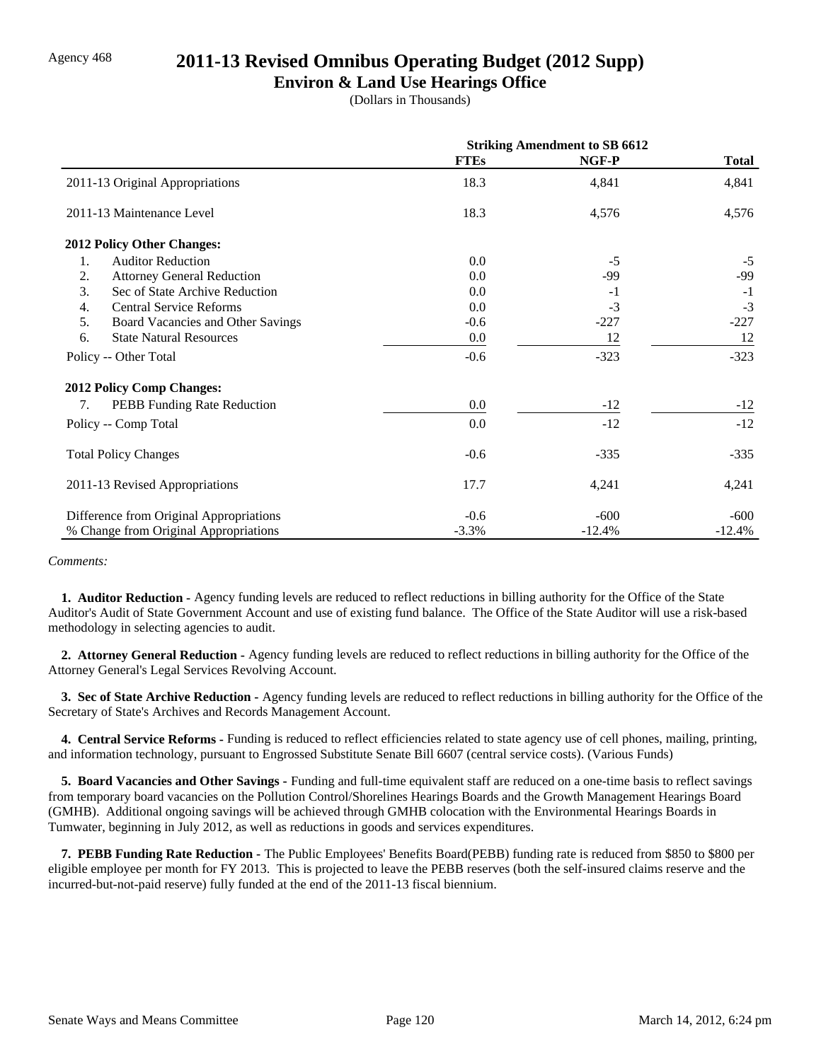Agency 468

# 2011-13 Revised Omnibus Operating Budget (2012 Supp)

## Environ & Land Use Hearings Office

(Dollars in Thousands)

| | Striking Amendment to SB 6612 | | |
|---|---|---|---|
| | **FTEs** | **NGF-P** | **Total** |
| 2011-13 Original Appropriations | 18.3 | 4,841 | 4,841 |
| 2011-13 Maintenance Level | 18.3 | 4,576 | 4,576 |
| **2012 Policy Other Changes:** | | | |
| 1. Auditor Reduction | 0.0 | -5 | -5 |
| 2. Attorney General Reduction | 0.0 | -99 | -99 |
| 3. Sec of State Archive Reduction | 0.0 | -1 | -1 |
| 4. Central Service Reforms | 0.0 | -3 | -3 |
| 5. Board Vacancies and Other Savings | -0.6 | -227 | -227 |
| 6. State Natural Resources | 0.0 | 12 | 12 |
| Policy -- Other Total | -0.6 | -323 | -323 |
| **2012 Policy Comp Changes:** | | | |
| 7. PEBB Funding Rate Reduction | 0.0 | -12 | -12 |
| Policy -- Comp Total | 0.0 | -12 | -12 |
| Total Policy Changes | -0.6 | -335 | -335 |
| 2011-13 Revised Appropriations | 17.7 | 4,241 | 4,241 |
| Difference from Original Appropriations | -0.6 | -600 | -600 |
| % Change from Original Appropriations | -3.3% | -12.4% | -12.4% |

*Comments:*

**1. Auditor Reduction -** Agency funding levels are reduced to reflect reductions in billing authority for the Office of the State Auditor's Audit of State Government Account and use of existing fund balance. The Office of the State Auditor will use a risk-based methodology in selecting agencies to audit.

**2. Attorney General Reduction -** Agency funding levels are reduced to reflect reductions in billing authority for the Office of the Attorney General's Legal Services Revolving Account.

**3. Sec of State Archive Reduction -** Agency funding levels are reduced to reflect reductions in billing authority for the Office of the Secretary of State's Archives and Records Management Account.

**4. Central Service Reforms -** Funding is reduced to reflect efficiencies related to state agency use of cell phones, mailing, printing, and information technology, pursuant to Engrossed Substitute Senate Bill 6607 (central service costs). (Various Funds)

**5. Board Vacancies and Other Savings -** Funding and full-time equivalent staff are reduced on a one-time basis to reflect savings from temporary board vacancies on the Pollution Control/Shorelines Hearings Boards and the Growth Management Hearings Board (GMHB). Additional ongoing savings will be achieved through GMHB colocation with the Environmental Hearings Boards in Tumwater, beginning in July 2012, as well as reductions in goods and services expenditures.

**7. PEBB Funding Rate Reduction -** The Public Employees' Benefits Board(PEBB) funding rate is reduced from $850 to $800 per eligible employee per month for FY 2013. This is projected to leave the PEBB reserves (both the self-insured claims reserve and the incurred-but-not-paid reserve) fully funded at the end of the 2011-13 fiscal biennium.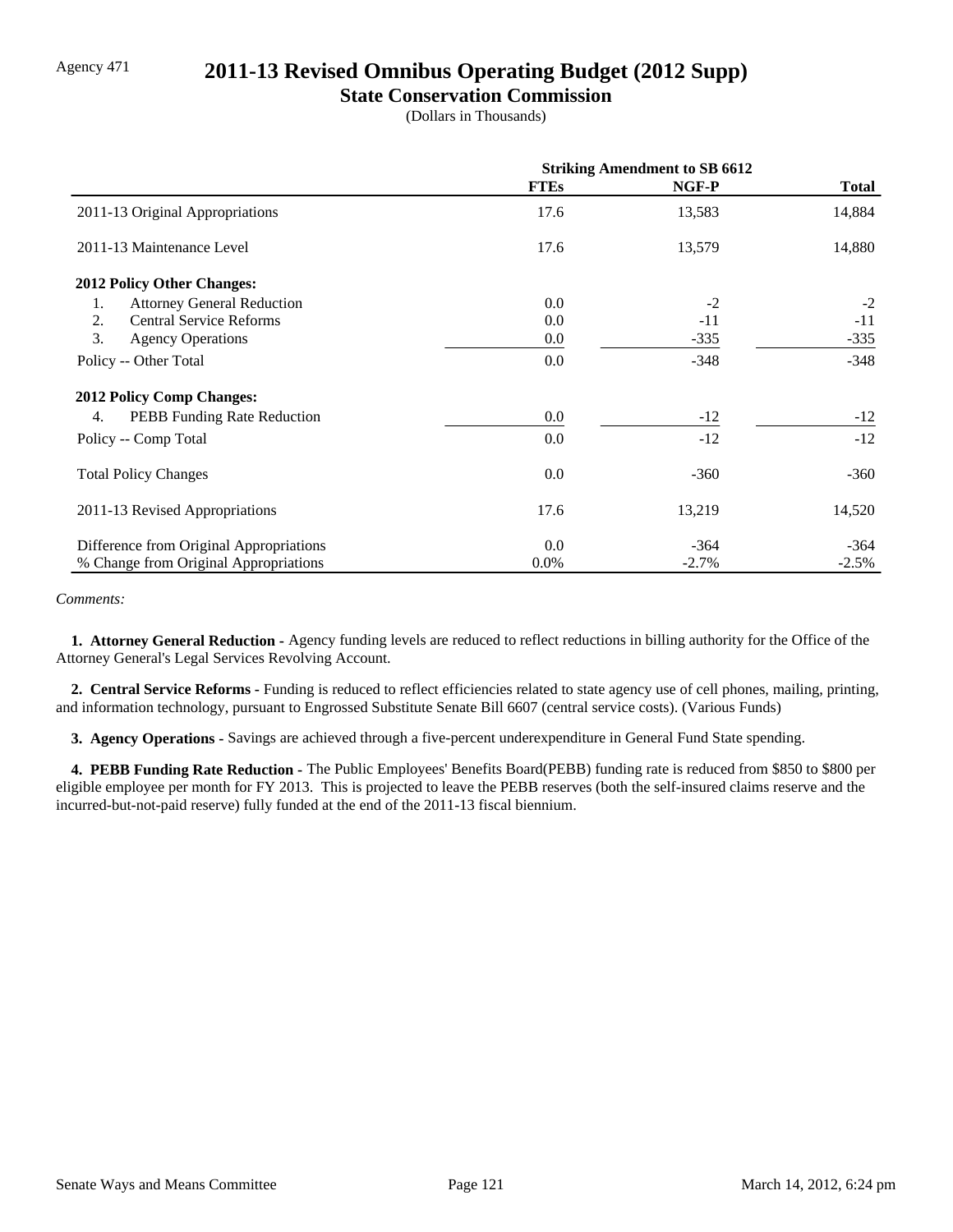Agency 471

# 2011-13 Revised Omnibus Operating Budget (2012 Supp)

## State Conservation Commission

(Dollars in Thousands)

| | Striking Amendment to SB 6612 | | |
|---|---|---|---|
| | **FTEs** | **NGF-P** | **Total** |
| 2011-13 Original Appropriations | 17.6 | 13,583 | 14,884 |
| 2011-13 Maintenance Level | 17.6 | 13,579 | 14,880 |
| **2012 Policy Other Changes:** | | | |
| 1. Attorney General Reduction | 0.0 | -2 | -2 |
| 2. Central Service Reforms | 0.0 | -11 | -11 |
| 3. Agency Operations | 0.0 | -335 | -335 |
| Policy -- Other Total | 0.0 | -348 | -348 |
| **2012 Policy Comp Changes:** | | | |
| 4. PEBB Funding Rate Reduction | 0.0 | -12 | -12 |
| Policy -- Comp Total | 0.0 | -12 | -12 |
| Total Policy Changes | 0.0 | -360 | -360 |
| 2011-13 Revised Appropriations | 17.6 | 13,219 | 14,520 |
| Difference from Original Appropriations | 0.0 | -364 | -364 |
| % Change from Original Appropriations | 0.0% | -2.7% | -2.5% |

*Comments:*

**1. Attorney General Reduction -** Agency funding levels are reduced to reflect reductions in billing authority for the Office of the Attorney General's Legal Services Revolving Account.

**2. Central Service Reforms -** Funding is reduced to reflect efficiencies related to state agency use of cell phones, mailing, printing, and information technology, pursuant to Engrossed Substitute Senate Bill 6607 (central service costs). (Various Funds)

**3. Agency Operations -** Savings are achieved through a five-percent underexpenditure in General Fund State spending.

**4. PEBB Funding Rate Reduction -** The Public Employees' Benefits Board(PEBB) funding rate is reduced from $850 to $800 per eligible employee per month for FY 2013. This is projected to leave the PEBB reserves (both the self-insured claims reserve and the incurred-but-not-paid reserve) fully funded at the end of the 2011-13 fiscal biennium.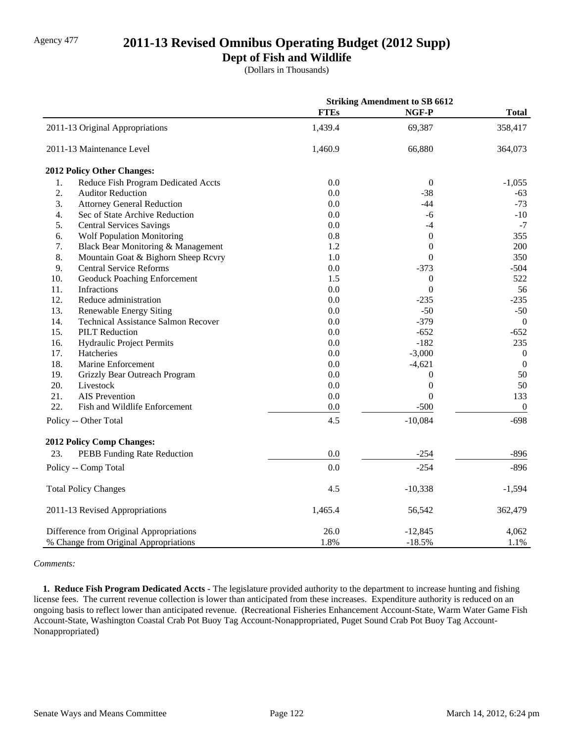Agency 477

# 2011-13 Revised Omnibus Operating Budget (2012 Supp)

## Dept of Fish and Wildlife

(Dollars in Thousands)

| | Striking Amendment to SB 6612 | | |
|---|---|---|---|
| | FTEs | NGF-P | Total |
| 2011-13 Original Appropriations | 1,439.4 | 69,387 | 358,417 |
| 2011-13 Maintenance Level | 1,460.9 | 66,880 | 364,073 |
| **2012 Policy Other Changes:** | | | |
| 1. Reduce Fish Program Dedicated Accts | 0.0 | 0 | -1,055 |
| 2. Auditor Reduction | 0.0 | -38 | -63 |
| 3. Attorney General Reduction | 0.0 | -44 | -73 |
| 4. Sec of State Archive Reduction | 0.0 | -6 | -10 |
| 5. Central Services Savings | 0.0 | -4 | -7 |
| 6. Wolf Population Monitoring | 0.8 | 0 | 355 |
| 7. Black Bear Monitoring & Management | 1.2 | 0 | 200 |
| 8. Mountain Goat & Bighorn Sheep Rcvry | 1.0 | 0 | 350 |
| 9. Central Service Reforms | 0.0 | -373 | -504 |
| 10. Geoduck Poaching Enforcement | 1.5 | 0 | 522 |
| 11. Infractions | 0.0 | 0 | 56 |
| 12. Reduce administration | 0.0 | -235 | -235 |
| 13. Renewable Energy Siting | 0.0 | -50 | -50 |
| 14. Technical Assistance Salmon Recover | 0.0 | -379 | 0 |
| 15. PILT Reduction | 0.0 | -652 | -652 |
| 16. Hydraulic Project Permits | 0.0 | -182 | 235 |
| 17. Hatcheries | 0.0 | -3,000 | 0 |
| 18. Marine Enforcement | 0.0 | -4,621 | 0 |
| 19. Grizzly Bear Outreach Program | 0.0 | 0 | 50 |
| 20. Livestock | 0.0 | 0 | 50 |
| 21. AIS Prevention | 0.0 | 0 | 133 |
| 22. Fish and Wildlife Enforcement | 0.0 | -500 | 0 |
| Policy -- Other Total | 4.5 | -10,084 | -698 |
| **2012 Policy Comp Changes:** | | | |
| 23. PEBB Funding Rate Reduction | 0.0 | -254 | -896 |
| Policy -- Comp Total | 0.0 | -254 | -896 |
| Total Policy Changes | 4.5 | -10,338 | -1,594 |
| 2011-13 Revised Appropriations | 1,465.4 | 56,542 | 362,479 |
| Difference from Original Appropriations | 26.0 | -12,845 | 4,062 |
| % Change from Original Appropriations | 1.8% | -18.5% | 1.1% |

*Comments:*

**1. Reduce Fish Program Dedicated Accts -** The legislature provided authority to the department to increase hunting and fishing license fees. The current revenue collection is lower than anticipated from these increases. Expenditure authority is reduced on an ongoing basis to reflect lower than anticipated revenue. (Recreational Fisheries Enhancement Account-State, Warm Water Game Fish Account-State, Washington Coastal Crab Pot Buoy Tag Account-Nonappropriated, Puget Sound Crab Pot Buoy Tag Account-Nonappropriated)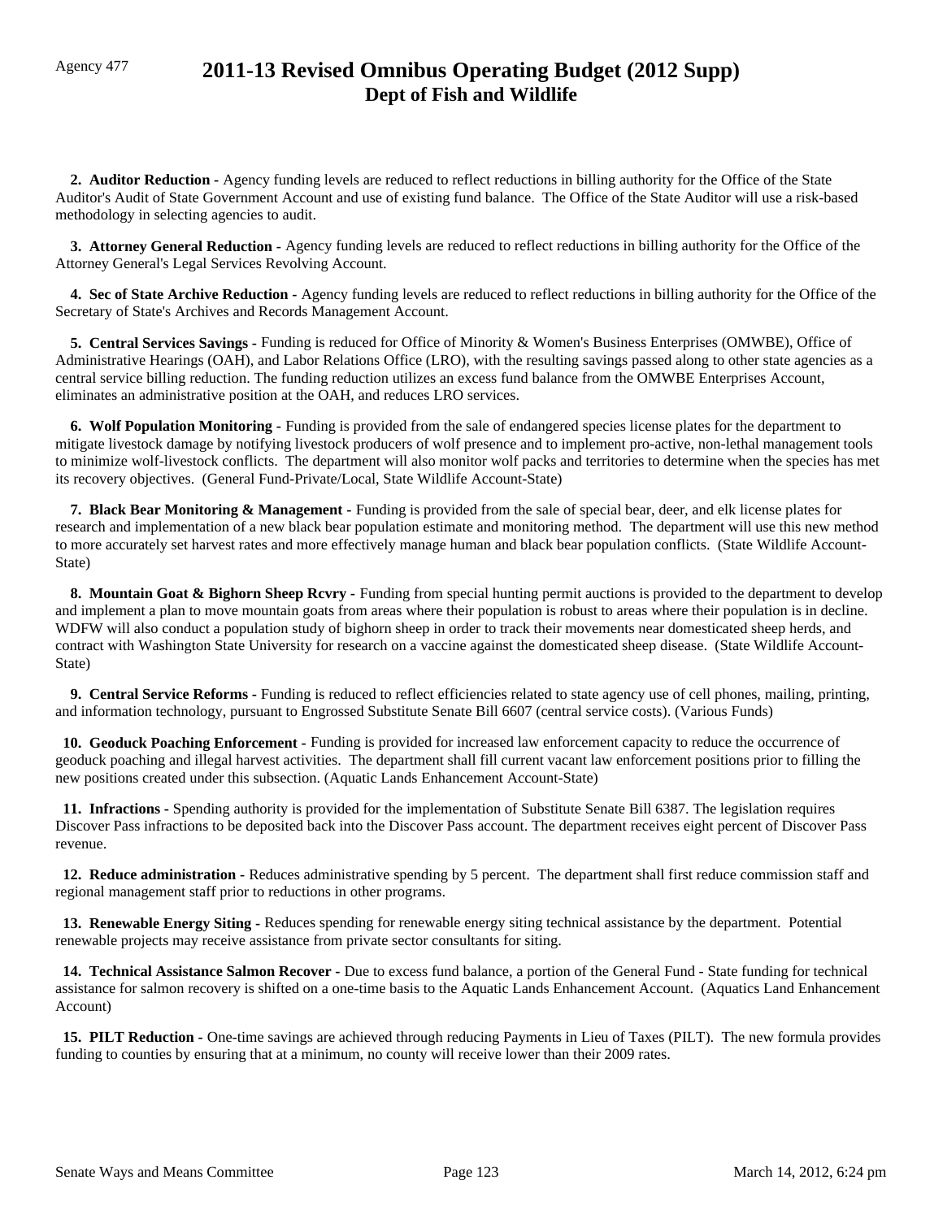Agency 477

# 2011-13 Revised Omnibus Operating Budget (2012 Supp)
## Dept of Fish and Wildlife

**2. Auditor Reduction -** Agency funding levels are reduced to reflect reductions in billing authority for the Office of the State Auditor's Audit of State Government Account and use of existing fund balance. The Office of the State Auditor will use a risk-based methodology in selecting agencies to audit.

**3. Attorney General Reduction -** Agency funding levels are reduced to reflect reductions in billing authority for the Office of the Attorney General's Legal Services Revolving Account.

**4. Sec of State Archive Reduction -** Agency funding levels are reduced to reflect reductions in billing authority for the Office of the Secretary of State's Archives and Records Management Account.

**5. Central Services Savings -** Funding is reduced for Office of Minority & Women's Business Enterprises (OMWBE), Office of Administrative Hearings (OAH), and Labor Relations Office (LRO), with the resulting savings passed along to other state agencies as a central service billing reduction. The funding reduction utilizes an excess fund balance from the OMWBE Enterprises Account, eliminates an administrative position at the OAH, and reduces LRO services.

**6. Wolf Population Monitoring -** Funding is provided from the sale of endangered species license plates for the department to mitigate livestock damage by notifying livestock producers of wolf presence and to implement pro-active, non-lethal management tools to minimize wolf-livestock conflicts. The department will also monitor wolf packs and territories to determine when the species has met its recovery objectives. (General Fund-Private/Local, State Wildlife Account-State)

**7. Black Bear Monitoring & Management -** Funding is provided from the sale of special bear, deer, and elk license plates for research and implementation of a new black bear population estimate and monitoring method. The department will use this new method to more accurately set harvest rates and more effectively manage human and black bear population conflicts. (State Wildlife Account-State)

**8. Mountain Goat & Bighorn Sheep Rcvry -** Funding from special hunting permit auctions is provided to the department to develop and implement a plan to move mountain goats from areas where their population is robust to areas where their population is in decline. WDFW will also conduct a population study of bighorn sheep in order to track their movements near domesticated sheep herds, and contract with Washington State University for research on a vaccine against the domesticated sheep disease. (State Wildlife Account-State)

**9. Central Service Reforms -** Funding is reduced to reflect efficiencies related to state agency use of cell phones, mailing, printing, and information technology, pursuant to Engrossed Substitute Senate Bill 6607 (central service costs). (Various Funds)

**10. Geoduck Poaching Enforcement -** Funding is provided for increased law enforcement capacity to reduce the occurrence of geoduck poaching and illegal harvest activities. The department shall fill current vacant law enforcement positions prior to filling the new positions created under this subsection. (Aquatic Lands Enhancement Account-State)

**11. Infractions -** Spending authority is provided for the implementation of Substitute Senate Bill 6387. The legislation requires Discover Pass infractions to be deposited back into the Discover Pass account. The department receives eight percent of Discover Pass revenue.

**12. Reduce administration -** Reduces administrative spending by 5 percent. The department shall first reduce commission staff and regional management staff prior to reductions in other programs.

**13. Renewable Energy Siting -** Reduces spending for renewable energy siting technical assistance by the department. Potential renewable projects may receive assistance from private sector consultants for siting.

**14. Technical Assistance Salmon Recover -** Due to excess fund balance, a portion of the General Fund - State funding for technical assistance for salmon recovery is shifted on a one-time basis to the Aquatic Lands Enhancement Account. (Aquatics Land Enhancement Account)

**15. PILT Reduction -** One-time savings are achieved through reducing Payments in Lieu of Taxes (PILT). The new formula provides funding to counties by ensuring that at a minimum, no county will receive lower than their 2009 rates.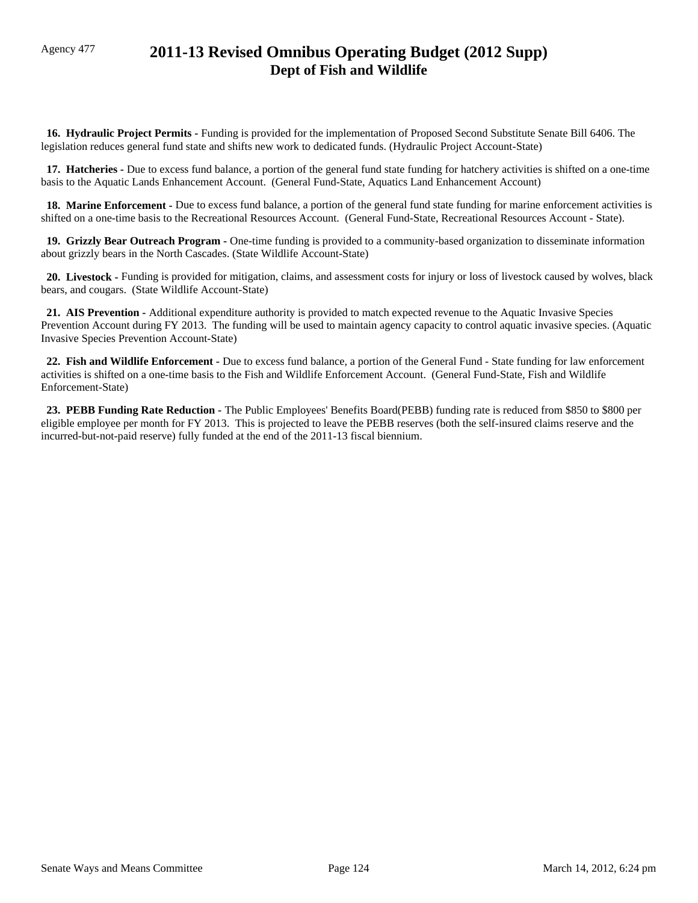**16. Hydraulic Project Permits -** Funding is provided for the implementation of Proposed Second Substitute Senate Bill 6406. The legislation reduces general fund state and shifts new work to dedicated funds. (Hydraulic Project Account-State)

**17. Hatcheries -** Due to excess fund balance, a portion of the general fund state funding for hatchery activities is shifted on a one-time basis to the Aquatic Lands Enhancement Account. (General Fund-State, Aquatics Land Enhancement Account)

**18. Marine Enforcement -** Due to excess fund balance, a portion of the general fund state funding for marine enforcement activities is shifted on a one-time basis to the Recreational Resources Account. (General Fund-State, Recreational Resources Account - State).

**19. Grizzly Bear Outreach Program -** One-time funding is provided to a community-based organization to disseminate information about grizzly bears in the North Cascades. (State Wildlife Account-State)

**20. Livestock -** Funding is provided for mitigation, claims, and assessment costs for injury or loss of livestock caused by wolves, black bears, and cougars. (State Wildlife Account-State)

**21. AIS Prevention -** Additional expenditure authority is provided to match expected revenue to the Aquatic Invasive Species Prevention Account during FY 2013. The funding will be used to maintain agency capacity to control aquatic invasive species. (Aquatic Invasive Species Prevention Account-State)

**22. Fish and Wildlife Enforcement -** Due to excess fund balance, a portion of the General Fund - State funding for law enforcement activities is shifted on a one-time basis to the Fish and Wildlife Enforcement Account. (General Fund-State, Fish and Wildlife Enforcement-State)

**23. PEBB Funding Rate Reduction -** The Public Employees' Benefits Board(PEBB) funding rate is reduced from $850 to $800 per eligible employee per month for FY 2013. This is projected to leave the PEBB reserves (both the self-insured claims reserve and the incurred-but-not-paid reserve) fully funded at the end of the 2011-13 fiscal biennium.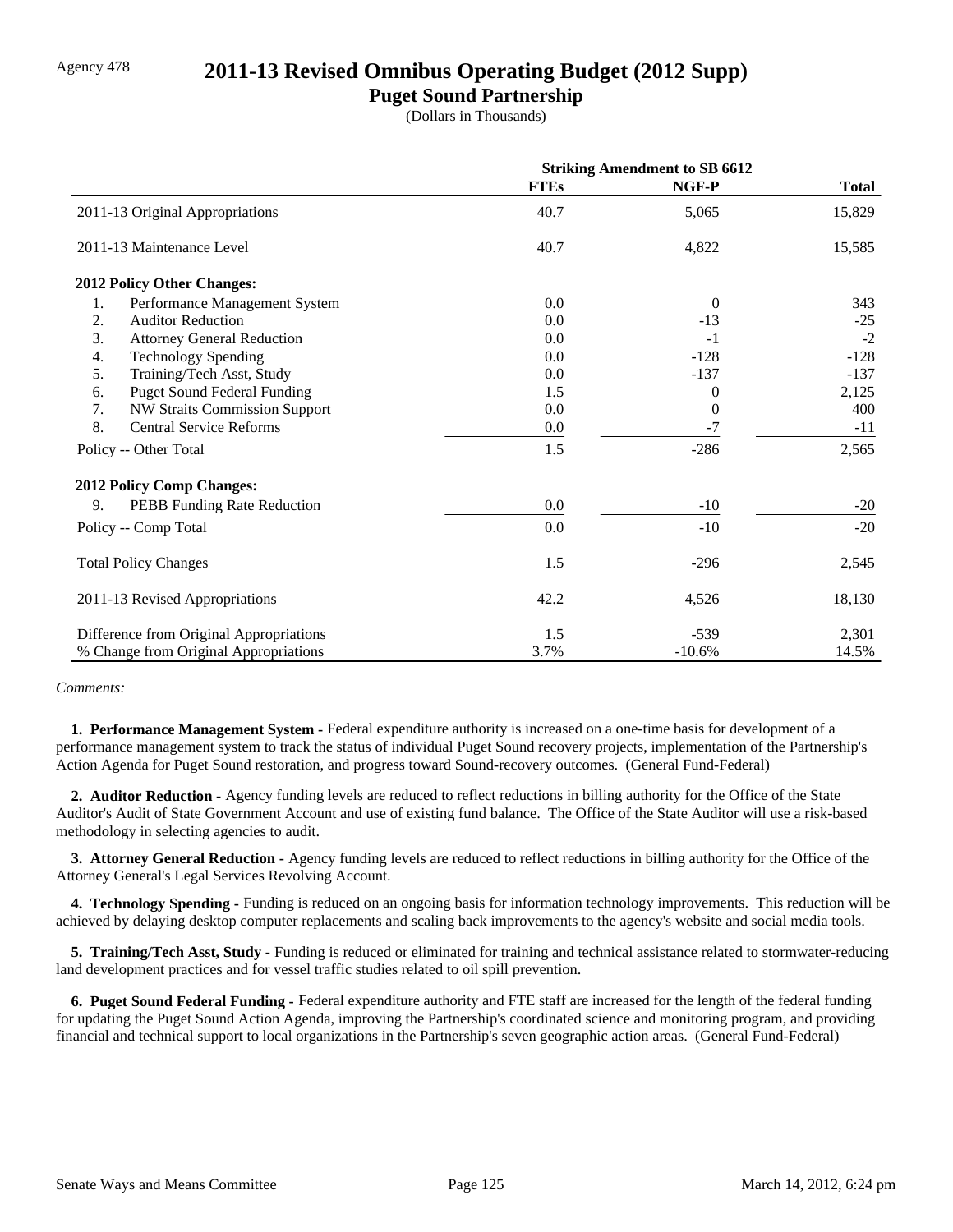Agency 478

# 2011-13 Revised Omnibus Operating Budget (2012 Supp)

## Puget Sound Partnership

(Dollars in Thousands)

| | Striking Amendment to SB 6612 | | |
|---|---|---|---|
| | FTEs | NGF-P | Total |
| 2011-13 Original Appropriations | 40.7 | 5,065 | 15,829 |
| 2011-13 Maintenance Level | 40.7 | 4,822 | 15,585 |
| **2012 Policy Other Changes:** | | | |
| 1. Performance Management System | 0.0 | 0 | 343 |
| 2. Auditor Reduction | 0.0 | -13 | -25 |
| 3. Attorney General Reduction | 0.0 | -1 | -2 |
| 4. Technology Spending | 0.0 | -128 | -128 |
| 5. Training/Tech Asst, Study | 0.0 | -137 | -137 |
| 6. Puget Sound Federal Funding | 1.5 | 0 | 2,125 |
| 7. NW Straits Commission Support | 0.0 | 0 | 400 |
| 8. Central Service Reforms | 0.0 | -7 | -11 |
| Policy -- Other Total | 1.5 | -286 | 2,565 |
| **2012 Policy Comp Changes:** | | | |
| 9. PEBB Funding Rate Reduction | 0.0 | -10 | -20 |
| Policy -- Comp Total | 0.0 | -10 | -20 |
| Total Policy Changes | 1.5 | -296 | 2,545 |
| 2011-13 Revised Appropriations | 42.2 | 4,526 | 18,130 |
| Difference from Original Appropriations | 1.5 | -539 | 2,301 |
| % Change from Original Appropriations | 3.7% | -10.6% | 14.5% |

*Comments:*

**1. Performance Management System -** Federal expenditure authority is increased on a one-time basis for development of a performance management system to track the status of individual Puget Sound recovery projects, implementation of the Partnership's Action Agenda for Puget Sound restoration, and progress toward Sound-recovery outcomes. (General Fund-Federal)

**2. Auditor Reduction -** Agency funding levels are reduced to reflect reductions in billing authority for the Office of the State Auditor's Audit of State Government Account and use of existing fund balance. The Office of the State Auditor will use a risk-based methodology in selecting agencies to audit.

**3. Attorney General Reduction -** Agency funding levels are reduced to reflect reductions in billing authority for the Office of the Attorney General's Legal Services Revolving Account.

**4. Technology Spending -** Funding is reduced on an ongoing basis for information technology improvements. This reduction will be achieved by delaying desktop computer replacements and scaling back improvements to the agency's website and social media tools.

**5. Training/Tech Asst, Study -** Funding is reduced or eliminated for training and technical assistance related to stormwater-reducing land development practices and for vessel traffic studies related to oil spill prevention.

**6. Puget Sound Federal Funding -** Federal expenditure authority and FTE staff are increased for the length of the federal funding for updating the Puget Sound Action Agenda, improving the Partnership's coordinated science and monitoring program, and providing financial and technical support to local organizations in the Partnership's seven geographic action areas. (General Fund-Federal)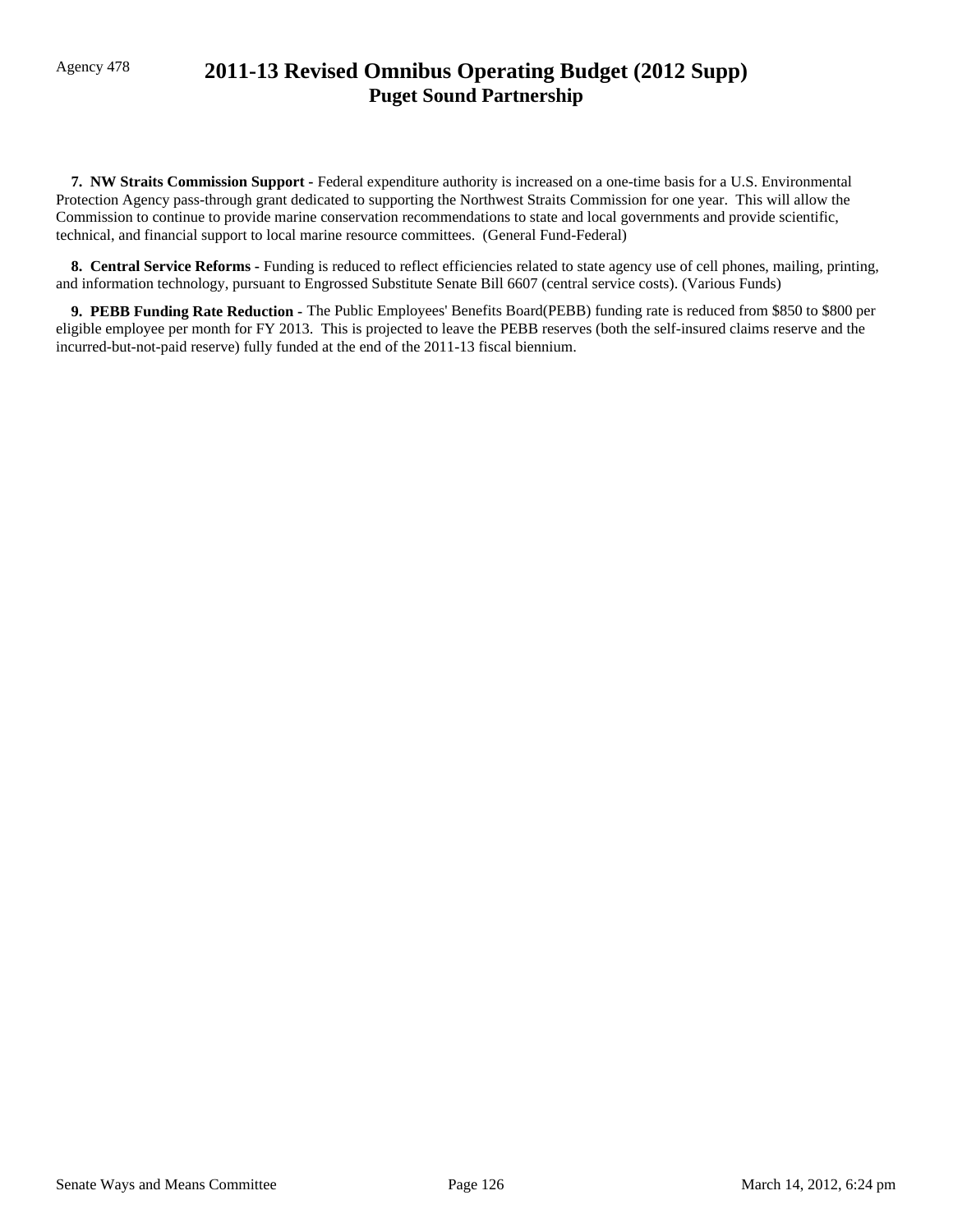**7. NW Straits Commission Support -** Federal expenditure authority is increased on a one-time basis for a U.S. Environmental Protection Agency pass-through grant dedicated to supporting the Northwest Straits Commission for one year. This will allow the Commission to continue to provide marine conservation recommendations to state and local governments and provide scientific, technical, and financial support to local marine resource committees. (General Fund-Federal)

**8. Central Service Reforms -** Funding is reduced to reflect efficiencies related to state agency use of cell phones, mailing, printing, and information technology, pursuant to Engrossed Substitute Senate Bill 6607 (central service costs). (Various Funds)

**9. PEBB Funding Rate Reduction -** The Public Employees' Benefits Board(PEBB) funding rate is reduced from $850 to $800 per eligible employee per month for FY 2013. This is projected to leave the PEBB reserves (both the self-insured claims reserve and the incurred-but-not-paid reserve) fully funded at the end of the 2011-13 fiscal biennium.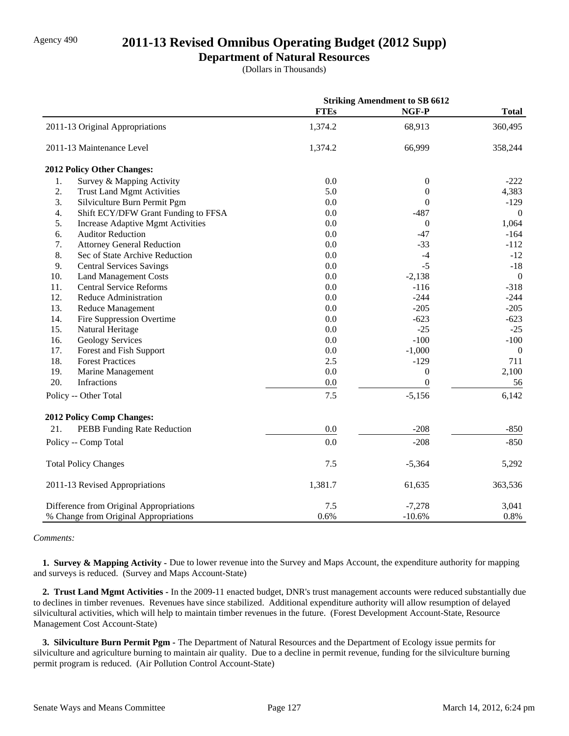Agency 490

# 2011-13 Revised Omnibus Operating Budget (2012 Supp)

## Department of Natural Resources

(Dollars in Thousands)

| | Striking Amendment to SB 6612 | | |
|---|---|---|---|
| | FTEs | NGF-P | Total |
| 2011-13 Original Appropriations | 1,374.2 | 68,913 | 360,495 |
| 2011-13 Maintenance Level | 1,374.2 | 66,999 | 358,244 |
| **2012 Policy Other Changes:** | | | |
| 1. Survey & Mapping Activity | 0.0 | 0 | -222 |
| 2. Trust Land Mgmt Activities | 5.0 | 0 | 4,383 |
| 3. Silviculture Burn Permit Pgm | 0.0 | 0 | -129 |
| 4. Shift ECY/DFW Grant Funding to FFSA | 0.0 | -487 | 0 |
| 5. Increase Adaptive Mgmt Activities | 0.0 | 0 | 1,064 |
| 6. Auditor Reduction | 0.0 | -47 | -164 |
| 7. Attorney General Reduction | 0.0 | -33 | -112 |
| 8. Sec of State Archive Reduction | 0.0 | -4 | -12 |
| 9. Central Services Savings | 0.0 | -5 | -18 |
| 10. Land Management Costs | 0.0 | -2,138 | 0 |
| 11. Central Service Reforms | 0.0 | -116 | -318 |
| 12. Reduce Administration | 0.0 | -244 | -244 |
| 13. Reduce Management | 0.0 | -205 | -205 |
| 14. Fire Suppression Overtime | 0.0 | -623 | -623 |
| 15. Natural Heritage | 0.0 | -25 | -25 |
| 16. Geology Services | 0.0 | -100 | -100 |
| 17. Forest and Fish Support | 0.0 | -1,000 | 0 |
| 18. Forest Practices | 2.5 | -129 | 711 |
| 19. Marine Management | 0.0 | 0 | 2,100 |
| 20. Infractions | 0.0 | 0 | 56 |
| Policy -- Other Total | 7.5 | -5,156 | 6,142 |
| **2012 Policy Comp Changes:** | | | |
| 21. PEBB Funding Rate Reduction | 0.0 | -208 | -850 |
| Policy -- Comp Total | 0.0 | -208 | -850 |
| Total Policy Changes | 7.5 | -5,364 | 5,292 |
| 2011-13 Revised Appropriations | 1,381.7 | 61,635 | 363,536 |
| Difference from Original Appropriations | 7.5 | -7,278 | 3,041 |
| % Change from Original Appropriations | 0.6% | -10.6% | 0.8% |

*Comments:*

**1. Survey & Mapping Activity -** Due to lower revenue into the Survey and Maps Account, the expenditure authority for mapping and surveys is reduced. (Survey and Maps Account-State)

**2. Trust Land Mgmt Activities -** In the 2009-11 enacted budget, DNR's trust management accounts were reduced substantially due to declines in timber revenues. Revenues have since stabilized. Additional expenditure authority will allow resumption of delayed silvicultural activities, which will help to maintain timber revenues in the future. (Forest Development Account-State, Resource Management Cost Account-State)

**3. Silviculture Burn Permit Pgm -** The Department of Natural Resources and the Department of Ecology issue permits for silviculture and agriculture burning to maintain air quality. Due to a decline in permit revenue, funding for the silviculture burning permit program is reduced. (Air Pollution Control Account-State)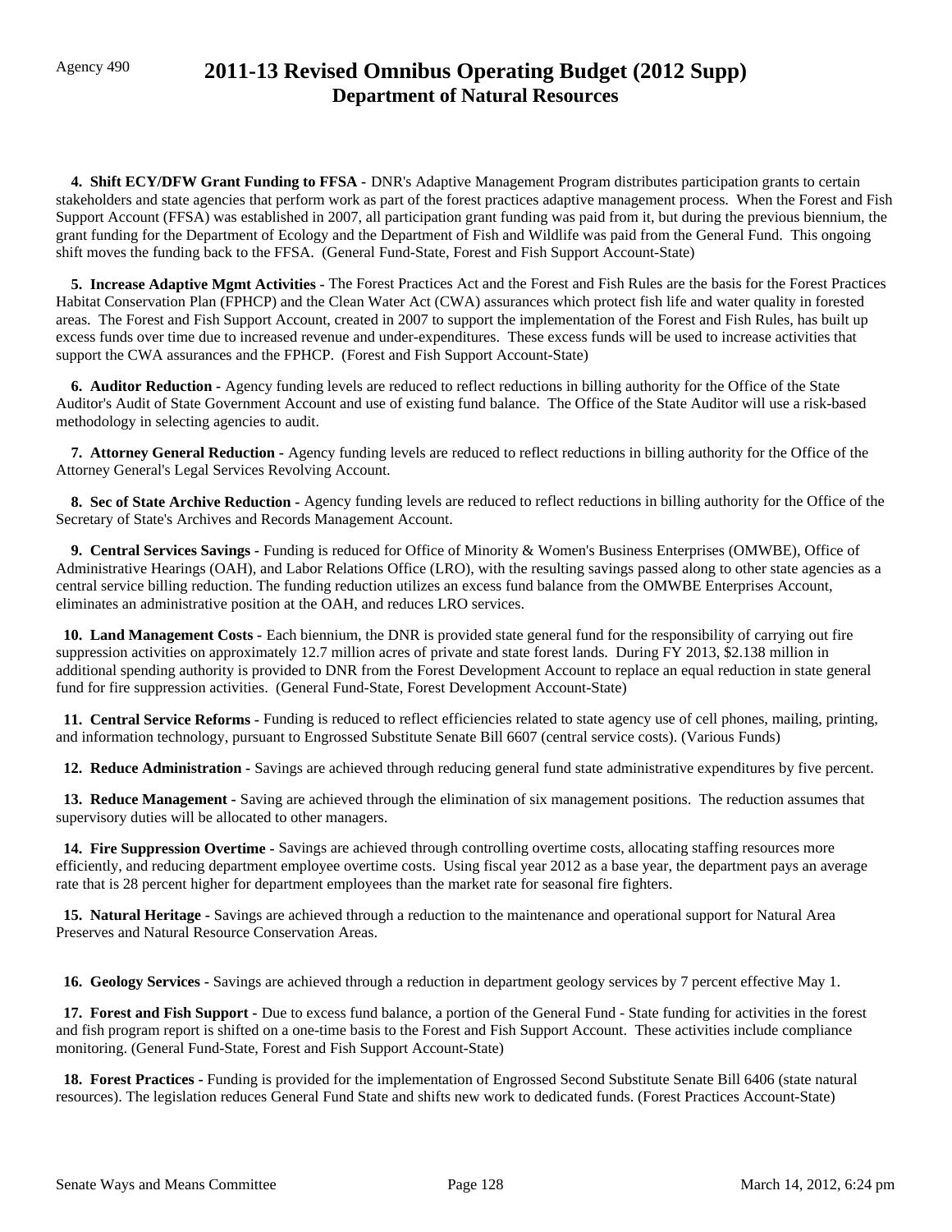# 2011-13 Revised Omnibus Operating Budget (2012 Supp)
## Department of Natural Resources

**4. Shift ECY/DFW Grant Funding to FFSA -** DNR's Adaptive Management Program distributes participation grants to certain stakeholders and state agencies that perform work as part of the forest practices adaptive management process. When the Forest and Fish Support Account (FFSA) was established in 2007, all participation grant funding was paid from it, but during the previous biennium, the grant funding for the Department of Ecology and the Department of Fish and Wildlife was paid from the General Fund. This ongoing shift moves the funding back to the FFSA. (General Fund-State, Forest and Fish Support Account-State)

**5. Increase Adaptive Mgmt Activities -** The Forest Practices Act and the Forest and Fish Rules are the basis for the Forest Practices Habitat Conservation Plan (FPHCP) and the Clean Water Act (CWA) assurances which protect fish life and water quality in forested areas. The Forest and Fish Support Account, created in 2007 to support the implementation of the Forest and Fish Rules, has built up excess funds over time due to increased revenue and under-expenditures. These excess funds will be used to increase activities that support the CWA assurances and the FPHCP. (Forest and Fish Support Account-State)

**6. Auditor Reduction -** Agency funding levels are reduced to reflect reductions in billing authority for the Office of the State Auditor's Audit of State Government Account and use of existing fund balance. The Office of the State Auditor will use a risk-based methodology in selecting agencies to audit.

**7. Attorney General Reduction -** Agency funding levels are reduced to reflect reductions in billing authority for the Office of the Attorney General's Legal Services Revolving Account.

**8. Sec of State Archive Reduction -** Agency funding levels are reduced to reflect reductions in billing authority for the Office of the Secretary of State's Archives and Records Management Account.

**9. Central Services Savings -** Funding is reduced for Office of Minority & Women's Business Enterprises (OMWBE), Office of Administrative Hearings (OAH), and Labor Relations Office (LRO), with the resulting savings passed along to other state agencies as a central service billing reduction. The funding reduction utilizes an excess fund balance from the OMWBE Enterprises Account, eliminates an administrative position at the OAH, and reduces LRO services.

**10. Land Management Costs -** Each biennium, the DNR is provided state general fund for the responsibility of carrying out fire suppression activities on approximately 12.7 million acres of private and state forest lands. During FY 2013, $2.138 million in additional spending authority is provided to DNR from the Forest Development Account to replace an equal reduction in state general fund for fire suppression activities. (General Fund-State, Forest Development Account-State)

**11. Central Service Reforms -** Funding is reduced to reflect efficiencies related to state agency use of cell phones, mailing, printing, and information technology, pursuant to Engrossed Substitute Senate Bill 6607 (central service costs). (Various Funds)

**12. Reduce Administration -** Savings are achieved through reducing general fund state administrative expenditures by five percent.

**13. Reduce Management -** Saving are achieved through the elimination of six management positions. The reduction assumes that supervisory duties will be allocated to other managers.

**14. Fire Suppression Overtime -** Savings are achieved through controlling overtime costs, allocating staffing resources more efficiently, and reducing department employee overtime costs. Using fiscal year 2012 as a base year, the department pays an average rate that is 28 percent higher for department employees than the market rate for seasonal fire fighters.

**15. Natural Heritage -** Savings are achieved through a reduction to the maintenance and operational support for Natural Area Preserves and Natural Resource Conservation Areas.

**16. Geology Services -** Savings are achieved through a reduction in department geology services by 7 percent effective May 1.

**17. Forest and Fish Support -** Due to excess fund balance, a portion of the General Fund - State funding for activities in the forest and fish program report is shifted on a one-time basis to the Forest and Fish Support Account. These activities include compliance monitoring. (General Fund-State, Forest and Fish Support Account-State)

**18. Forest Practices -** Funding is provided for the implementation of Engrossed Second Substitute Senate Bill 6406 (state natural resources). The legislation reduces General Fund State and shifts new work to dedicated funds. (Forest Practices Account-State)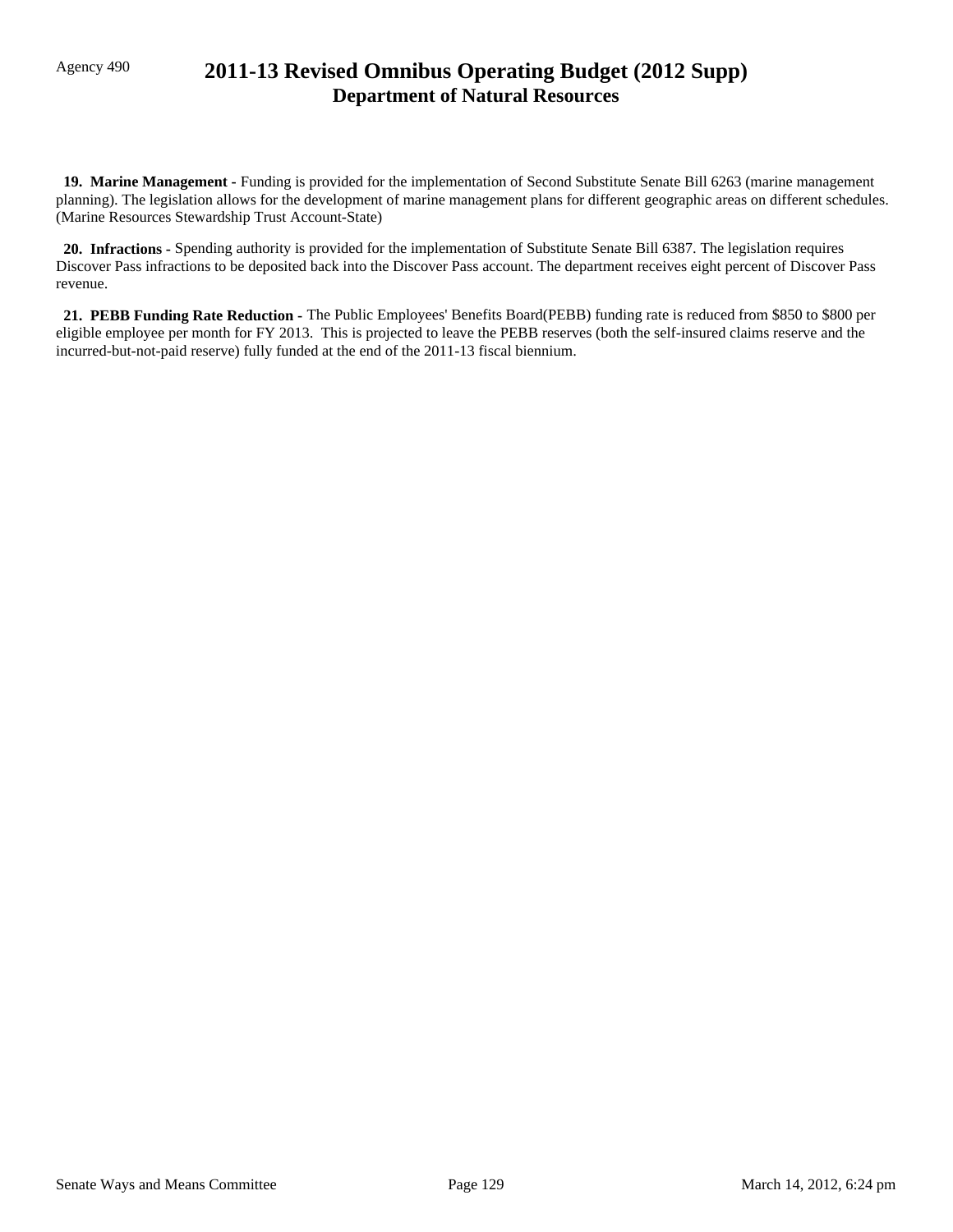**19. Marine Management -** Funding is provided for the implementation of Second Substitute Senate Bill 6263 (marine management planning). The legislation allows for the development of marine management plans for different geographic areas on different schedules. (Marine Resources Stewardship Trust Account-State)

**20. Infractions -** Spending authority is provided for the implementation of Substitute Senate Bill 6387. The legislation requires Discover Pass infractions to be deposited back into the Discover Pass account. The department receives eight percent of Discover Pass revenue.

**21. PEBB Funding Rate Reduction -** The Public Employees' Benefits Board(PEBB) funding rate is reduced from $850 to $800 per eligible employee per month for FY 2013. This is projected to leave the PEBB reserves (both the self-insured claims reserve and the incurred-but-not-paid reserve) fully funded at the end of the 2011-13 fiscal biennium.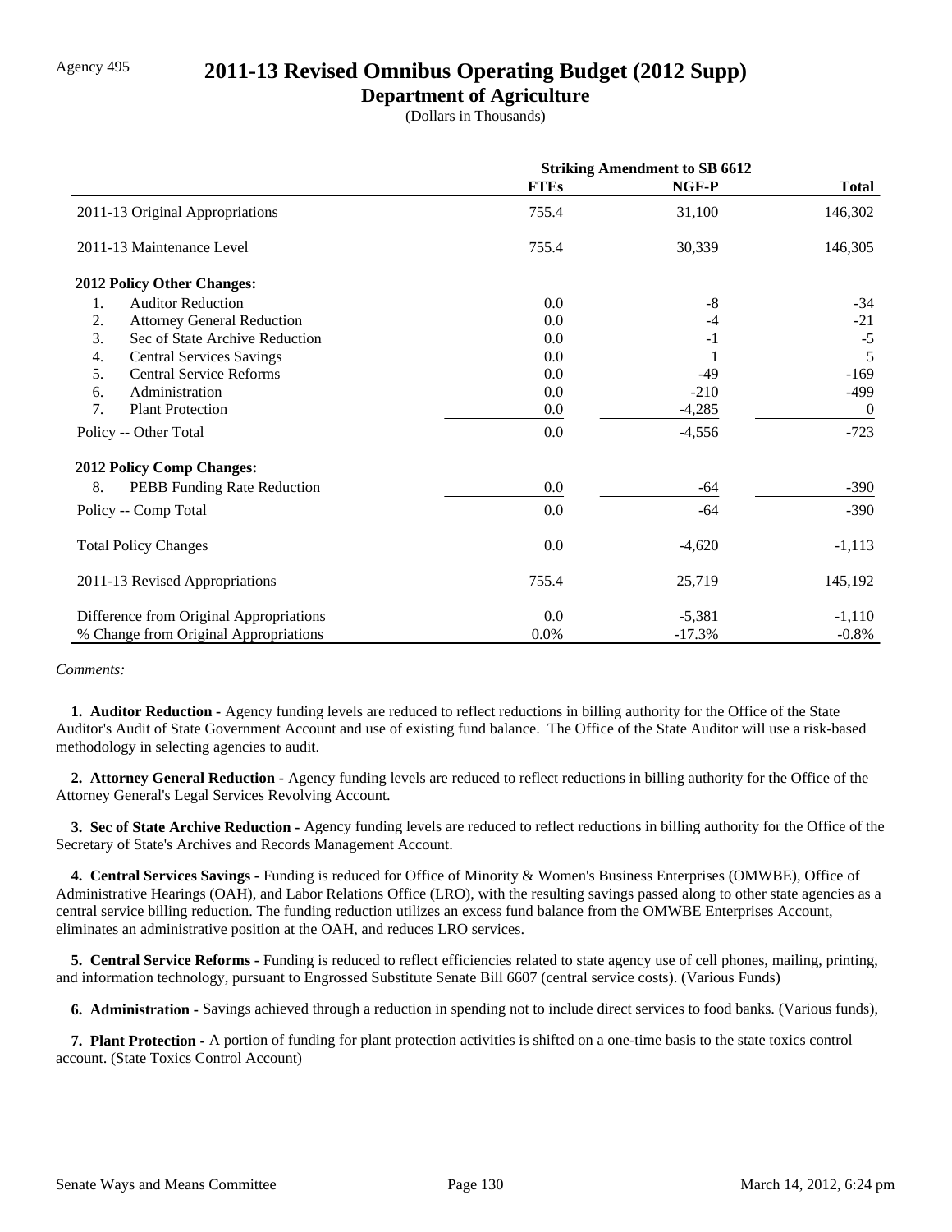Agency 495

# 2011-13 Revised Omnibus Operating Budget (2012 Supp)

## Department of Agriculture

(Dollars in Thousands)

| | Striking Amendment to SB 6612 | | |
|---|---|---|---|
| | **FTEs** | **NGF-P** | **Total** |
| 2011-13 Original Appropriations | 755.4 | 31,100 | 146,302 |
| 2011-13 Maintenance Level | 755.4 | 30,339 | 146,305 |
| **2012 Policy Other Changes:** | | | |
| 1. Auditor Reduction | 0.0 | -8 | -34 |
| 2. Attorney General Reduction | 0.0 | -4 | -21 |
| 3. Sec of State Archive Reduction | 0.0 | -1 | -5 |
| 4. Central Services Savings | 0.0 | 1 | 5 |
| 5. Central Service Reforms | 0.0 | -49 | -169 |
| 6. Administration | 0.0 | -210 | -499 |
| 7. Plant Protection | 0.0 | -4,285 | 0 |
| Policy -- Other Total | 0.0 | -4,556 | -723 |
| **2012 Policy Comp Changes:** | | | |
| 8. PEBB Funding Rate Reduction | 0.0 | -64 | -390 |
| Policy -- Comp Total | 0.0 | -64 | -390 |
| Total Policy Changes | 0.0 | -4,620 | -1,113 |
| 2011-13 Revised Appropriations | 755.4 | 25,719 | 145,192 |
| Difference from Original Appropriations | 0.0 | -5,381 | -1,110 |
| % Change from Original Appropriations | 0.0% | -17.3% | -0.8% |

*Comments:*

**1. Auditor Reduction -** Agency funding levels are reduced to reflect reductions in billing authority for the Office of the State Auditor's Audit of State Government Account and use of existing fund balance. The Office of the State Auditor will use a risk-based methodology in selecting agencies to audit.

**2. Attorney General Reduction -** Agency funding levels are reduced to reflect reductions in billing authority for the Office of the Attorney General's Legal Services Revolving Account.

**3. Sec of State Archive Reduction -** Agency funding levels are reduced to reflect reductions in billing authority for the Office of the Secretary of State's Archives and Records Management Account.

**4. Central Services Savings -** Funding is reduced for Office of Minority & Women's Business Enterprises (OMWBE), Office of Administrative Hearings (OAH), and Labor Relations Office (LRO), with the resulting savings passed along to other state agencies as a central service billing reduction. The funding reduction utilizes an excess fund balance from the OMWBE Enterprises Account, eliminates an administrative position at the OAH, and reduces LRO services.

**5. Central Service Reforms -** Funding is reduced to reflect efficiencies related to state agency use of cell phones, mailing, printing, and information technology, pursuant to Engrossed Substitute Senate Bill 6607 (central service costs). (Various Funds)

**6. Administration -** Savings achieved through a reduction in spending not to include direct services to food banks. (Various funds),

**7. Plant Protection -** A portion of funding for plant protection activities is shifted on a one-time basis to the state toxics control account. (State Toxics Control Account)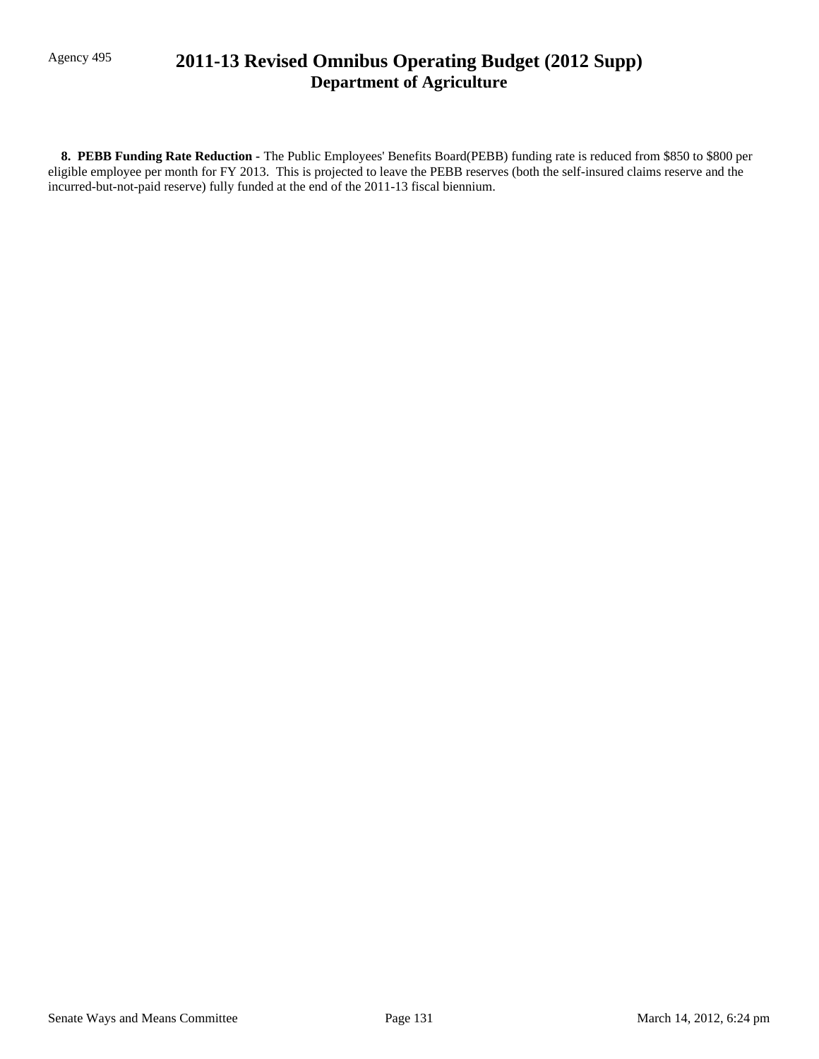**8. PEBB Funding Rate Reduction -** The Public Employees' Benefits Board(PEBB) funding rate is reduced from $850 to $800 per eligible employee per month for FY 2013. This is projected to leave the PEBB reserves (both the self-insured claims reserve and the incurred-but-not-paid reserve) fully funded at the end of the 2011-13 fiscal biennium.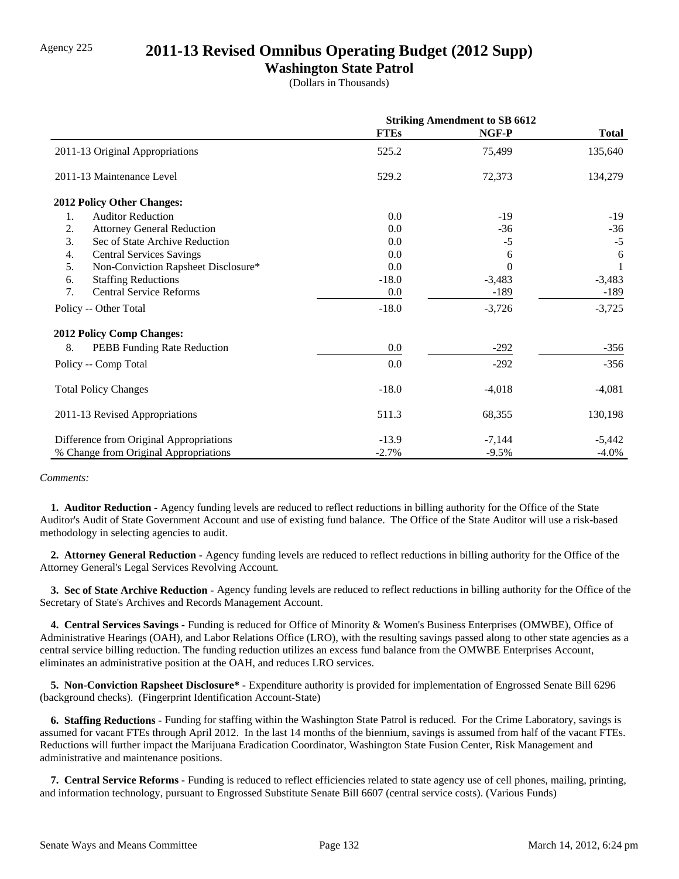Agency 225

# 2011-13 Revised Omnibus Operating Budget (2012 Supp)

## Washington State Patrol

(Dollars in Thousands)

| | Striking Amendment to SB 6612 | | |
|---|---|---|---|
| | **FTEs** | **NGF-P** | **Total** |
| 2011-13 Original Appropriations | 525.2 | 75,499 | 135,640 |
| 2011-13 Maintenance Level | 529.2 | 72,373 | 134,279 |
| **2012 Policy Other Changes:** | | | |
| 1. Auditor Reduction | 0.0 | -19 | -19 |
| 2. Attorney General Reduction | 0.0 | -36 | -36 |
| 3. Sec of State Archive Reduction | 0.0 | -5 | -5 |
| 4. Central Services Savings | 0.0 | 6 | 6 |
| 5. Non-Conviction Rapsheet Disclosure* | 0.0 | 0 | 1 |
| 6. Staffing Reductions | -18.0 | -3,483 | -3,483 |
| 7. Central Service Reforms | 0.0 | -189 | -189 |
| Policy -- Other Total | -18.0 | -3,726 | -3,725 |
| **2012 Policy Comp Changes:** | | | |
| 8. PEBB Funding Rate Reduction | 0.0 | -292 | -356 |
| Policy -- Comp Total | 0.0 | -292 | -356 |
| Total Policy Changes | -18.0 | -4,018 | -4,081 |
| 2011-13 Revised Appropriations | 511.3 | 68,355 | 130,198 |
| Difference from Original Appropriations | -13.9 | -7,144 | -5,442 |
| % Change from Original Appropriations | -2.7% | -9.5% | -4.0% |

*Comments:*

**1. Auditor Reduction -** Agency funding levels are reduced to reflect reductions in billing authority for the Office of the State Auditor's Audit of State Government Account and use of existing fund balance. The Office of the State Auditor will use a risk-based methodology in selecting agencies to audit.

**2. Attorney General Reduction -** Agency funding levels are reduced to reflect reductions in billing authority for the Office of the Attorney General's Legal Services Revolving Account.

**3. Sec of State Archive Reduction -** Agency funding levels are reduced to reflect reductions in billing authority for the Office of the Secretary of State's Archives and Records Management Account.

**4. Central Services Savings -** Funding is reduced for Office of Minority & Women's Business Enterprises (OMWBE), Office of Administrative Hearings (OAH), and Labor Relations Office (LRO), with the resulting savings passed along to other state agencies as a central service billing reduction. The funding reduction utilizes an excess fund balance from the OMWBE Enterprises Account, eliminates an administrative position at the OAH, and reduces LRO services.

**5. Non-Conviction Rapsheet Disclosure* -** Expenditure authority is provided for implementation of Engrossed Senate Bill 6296 (background checks). (Fingerprint Identification Account-State)

**6. Staffing Reductions -** Funding for staffing within the Washington State Patrol is reduced. For the Crime Laboratory, savings is assumed for vacant FTEs through April 2012. In the last 14 months of the biennium, savings is assumed from half of the vacant FTEs. Reductions will further impact the Marijuana Eradication Coordinator, Washington State Fusion Center, Risk Management and administrative and maintenance positions.

**7. Central Service Reforms -** Funding is reduced to reflect efficiencies related to state agency use of cell phones, mailing, printing, and information technology, pursuant to Engrossed Substitute Senate Bill 6607 (central service costs). (Various Funds)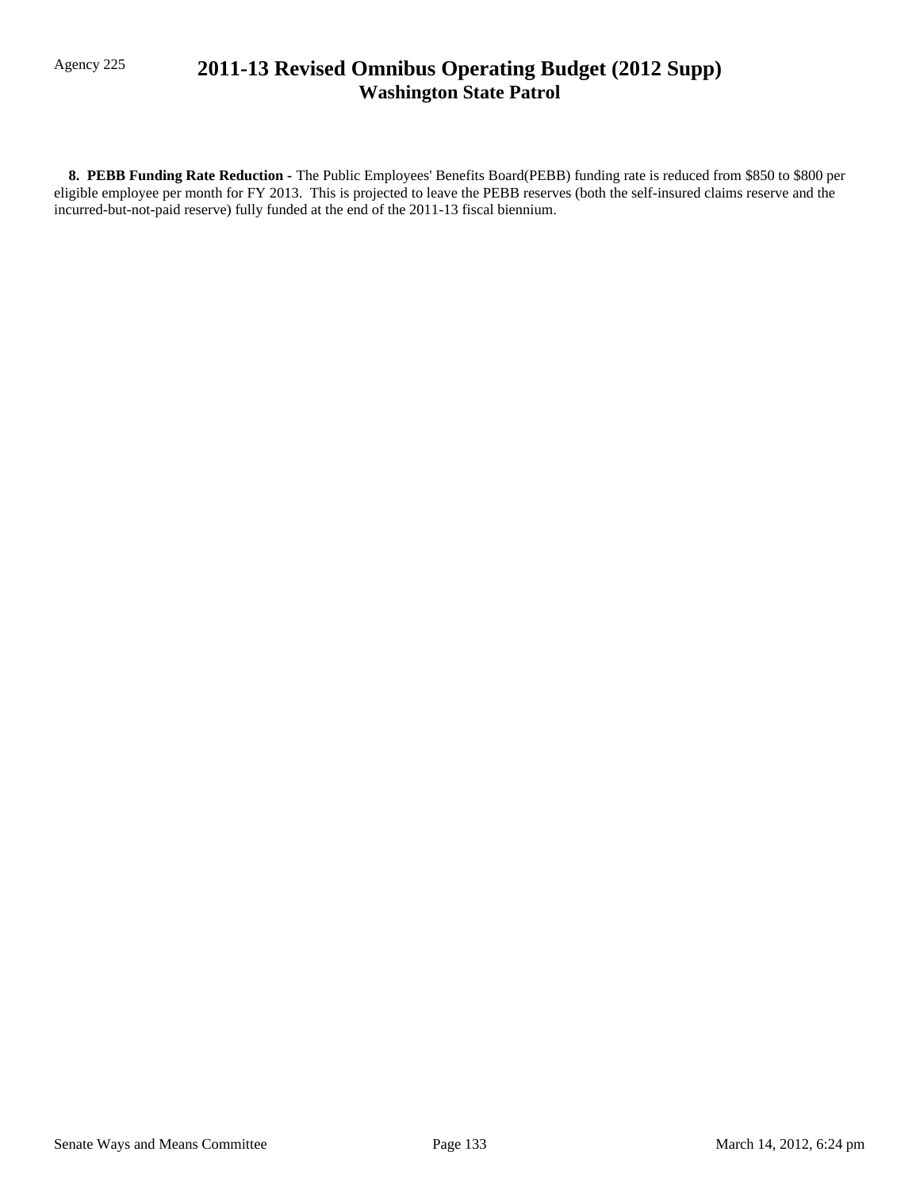**8. PEBB Funding Rate Reduction -** The Public Employees' Benefits Board(PEBB) funding rate is reduced from $850 to $800 per eligible employee per month for FY 2013. This is projected to leave the PEBB reserves (both the self-insured claims reserve and the incurred-but-not-paid reserve) fully funded at the end of the 2011-13 fiscal biennium.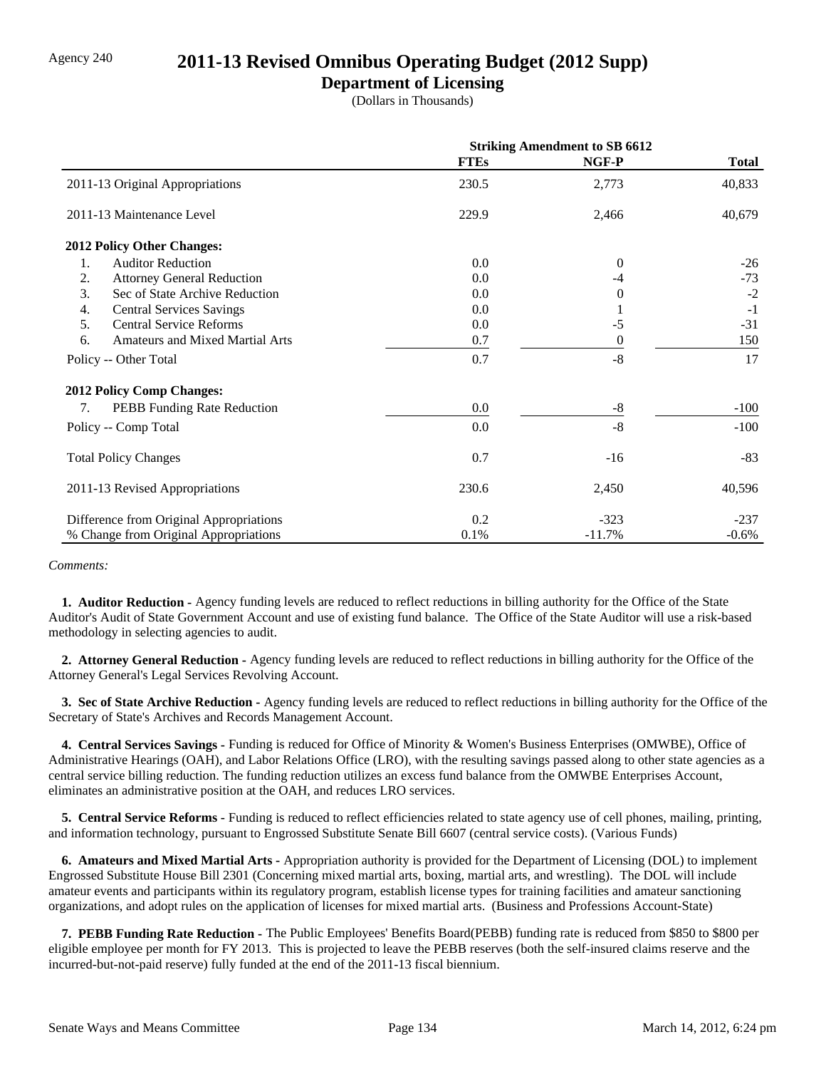Agency 240

# 2011-13 Revised Omnibus Operating Budget (2012 Supp)

## Department of Licensing

(Dollars in Thousands)

| | Striking Amendment to SB 6612 | | |
|---|---|---|---|
| | FTEs | NGF-P | Total |
| 2011-13 Original Appropriations | 230.5 | 2,773 | 40,833 |
| 2011-13 Maintenance Level | 229.9 | 2,466 | 40,679 |
| **2012 Policy Other Changes:** | | | |
| 1. Auditor Reduction | 0.0 | 0 | -26 |
| 2. Attorney General Reduction | 0.0 | -4 | -73 |
| 3. Sec of State Archive Reduction | 0.0 | 0 | -2 |
| 4. Central Services Savings | 0.0 | 1 | -1 |
| 5. Central Service Reforms | 0.0 | -5 | -31 |
| 6. Amateurs and Mixed Martial Arts | 0.7 | 0 | 150 |
| Policy -- Other Total | 0.7 | -8 | 17 |
| **2012 Policy Comp Changes:** | | | |
| 7. PEBB Funding Rate Reduction | 0.0 | -8 | -100 |
| Policy -- Comp Total | 0.0 | -8 | -100 |
| Total Policy Changes | 0.7 | -16 | -83 |
| 2011-13 Revised Appropriations | 230.6 | 2,450 | 40,596 |
| Difference from Original Appropriations | 0.2 | -323 | -237 |
| % Change from Original Appropriations | 0.1% | -11.7% | -0.6% |

*Comments:*

**1. Auditor Reduction -** Agency funding levels are reduced to reflect reductions in billing authority for the Office of the State Auditor's Audit of State Government Account and use of existing fund balance. The Office of the State Auditor will use a risk-based methodology in selecting agencies to audit.

**2. Attorney General Reduction -** Agency funding levels are reduced to reflect reductions in billing authority for the Office of the Attorney General's Legal Services Revolving Account.

**3. Sec of State Archive Reduction -** Agency funding levels are reduced to reflect reductions in billing authority for the Office of the Secretary of State's Archives and Records Management Account.

**4. Central Services Savings -** Funding is reduced for Office of Minority & Women's Business Enterprises (OMWBE), Office of Administrative Hearings (OAH), and Labor Relations Office (LRO), with the resulting savings passed along to other state agencies as a central service billing reduction. The funding reduction utilizes an excess fund balance from the OMWBE Enterprises Account, eliminates an administrative position at the OAH, and reduces LRO services.

**5. Central Service Reforms -** Funding is reduced to reflect efficiencies related to state agency use of cell phones, mailing, printing, and information technology, pursuant to Engrossed Substitute Senate Bill 6607 (central service costs). (Various Funds)

**6. Amateurs and Mixed Martial Arts -** Appropriation authority is provided for the Department of Licensing (DOL) to implement Engrossed Substitute House Bill 2301 (Concerning mixed martial arts, boxing, martial arts, and wrestling). The DOL will include amateur events and participants within its regulatory program, establish license types for training facilities and amateur sanctioning organizations, and adopt rules on the application of licenses for mixed martial arts. (Business and Professions Account-State)

**7. PEBB Funding Rate Reduction -** The Public Employees' Benefits Board(PEBB) funding rate is reduced from $850 to $800 per eligible employee per month for FY 2013. This is projected to leave the PEBB reserves (both the self-insured claims reserve and the incurred-but-not-paid reserve) fully funded at the end of the 2011-13 fiscal biennium.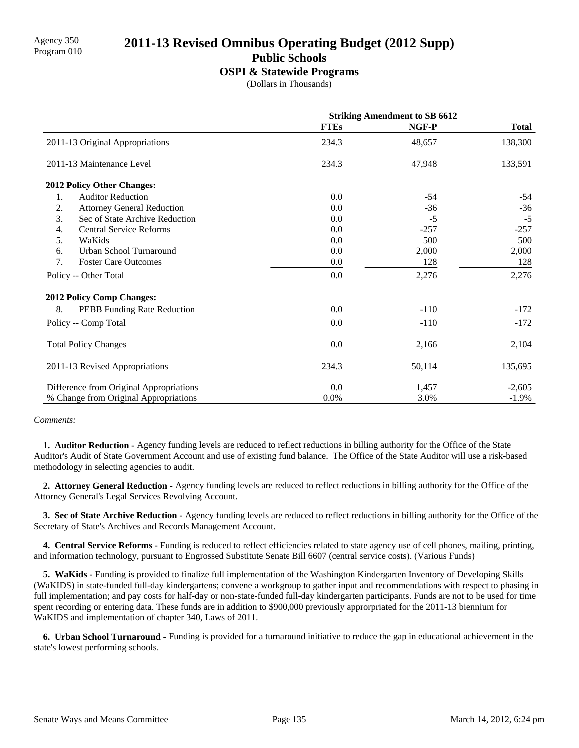Agency 350
Program 010

# 2011-13 Revised Omnibus Operating Budget (2012 Supp)

## Public Schools

### OSPI & Statewide Programs

(Dollars in Thousands)

| | Striking Amendment to SB 6612 | | |
|---|---|---|---|
| | FTEs | NGF-P | Total |
| 2011-13 Original Appropriations | 234.3 | 48,657 | 138,300 |
| 2011-13 Maintenance Level | 234.3 | 47,948 | 133,591 |
| **2012 Policy Other Changes:** | | | |
| 1. Auditor Reduction | 0.0 | -54 | -54 |
| 2. Attorney General Reduction | 0.0 | -36 | -36 |
| 3. Sec of State Archive Reduction | 0.0 | -5 | -5 |
| 4. Central Service Reforms | 0.0 | -257 | -257 |
| 5. WaKids | 0.0 | 500 | 500 |
| 6. Urban School Turnaround | 0.0 | 2,000 | 2,000 |
| 7. Foster Care Outcomes | 0.0 | 128 | 128 |
| Policy -- Other Total | 0.0 | 2,276 | 2,276 |
| **2012 Policy Comp Changes:** | | | |
| 8. PEBB Funding Rate Reduction | 0.0 | -110 | -172 |
| Policy -- Comp Total | 0.0 | -110 | -172 |
| Total Policy Changes | 0.0 | 2,166 | 2,104 |
| 2011-13 Revised Appropriations | 234.3 | 50,114 | 135,695 |
| Difference from Original Appropriations | 0.0 | 1,457 | -2,605 |
| % Change from Original Appropriations | 0.0% | 3.0% | -1.9% |

*Comments:*

**1. Auditor Reduction -** Agency funding levels are reduced to reflect reductions in billing authority for the Office of the State Auditor's Audit of State Government Account and use of existing fund balance. The Office of the State Auditor will use a risk-based methodology in selecting agencies to audit.

**2. Attorney General Reduction -** Agency funding levels are reduced to reflect reductions in billing authority for the Office of the Attorney General's Legal Services Revolving Account.

**3. Sec of State Archive Reduction -** Agency funding levels are reduced to reflect reductions in billing authority for the Office of the Secretary of State's Archives and Records Management Account.

**4. Central Service Reforms -** Funding is reduced to reflect efficiencies related to state agency use of cell phones, mailing, printing, and information technology, pursuant to Engrossed Substitute Senate Bill 6607 (central service costs). (Various Funds)

**5. WaKids -** Funding is provided to finalize full implementation of the Washington Kindergarten Inventory of Developing Skills (WaKIDS) in state-funded full-day kindergartens; convene a workgroup to gather input and recommendations with respect to phasing in full implementation; and pay costs for half-day or non-state-funded full-day kindergarten participants. Funds are not to be used for time spent recording or entering data. These funds are in addition to $900,000 previously approrpriated for the 2011-13 biennium for WaKIDS and implementation of chapter 340, Laws of 2011.

**6. Urban School Turnaround -** Funding is provided for a turnaround initiative to reduce the gap in educational achievement in the state's lowest performing schools.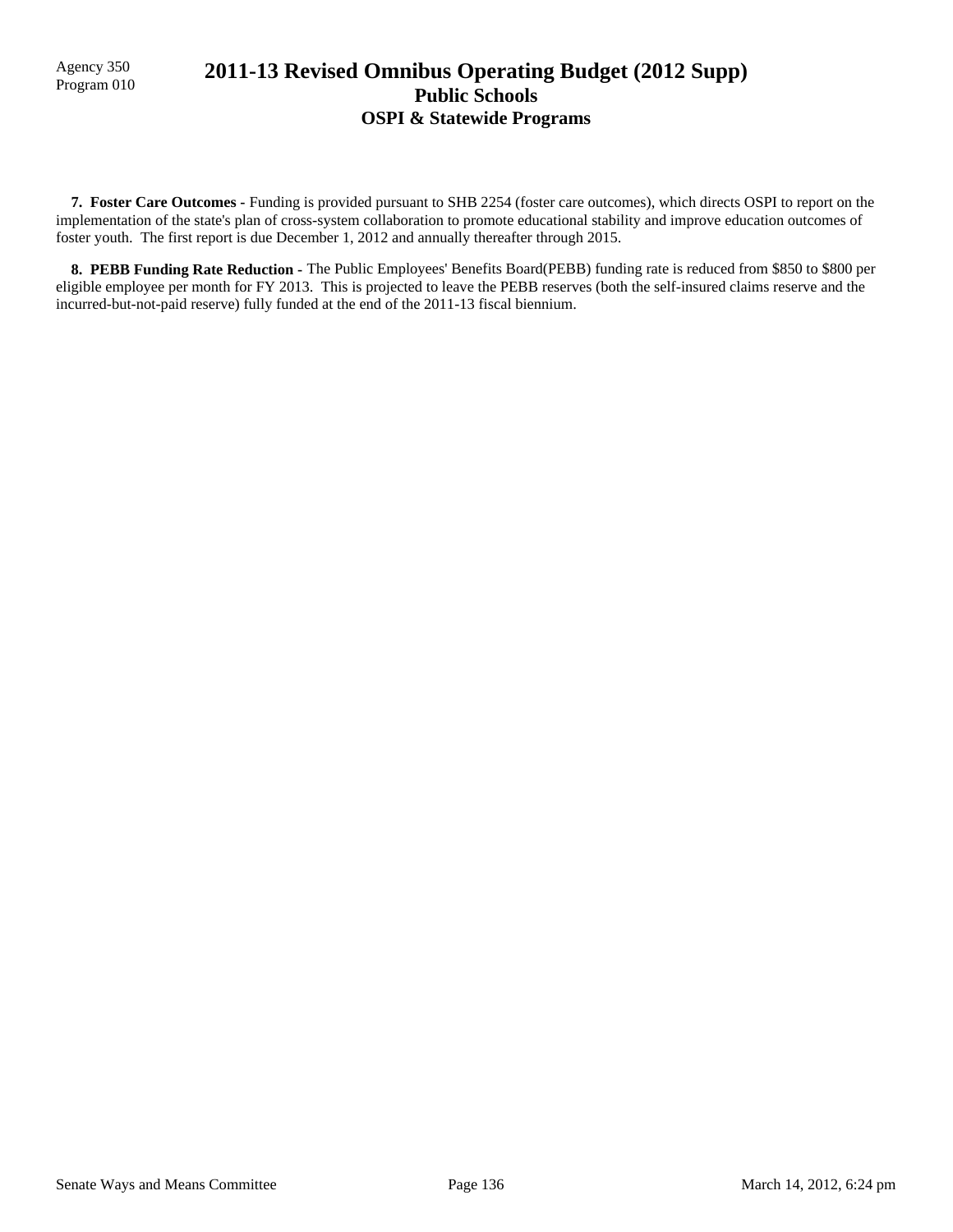**7. Foster Care Outcomes -** Funding is provided pursuant to SHB 2254 (foster care outcomes), which directs OSPI to report on the implementation of the state's plan of cross-system collaboration to promote educational stability and improve education outcomes of foster youth. The first report is due December 1, 2012 and annually thereafter through 2015.

**8. PEBB Funding Rate Reduction -** The Public Employees' Benefits Board(PEBB) funding rate is reduced from $850 to $800 per eligible employee per month for FY 2013. This is projected to leave the PEBB reserves (both the self-insured claims reserve and the incurred-but-not-paid reserve) fully funded at the end of the 2011-13 fiscal biennium.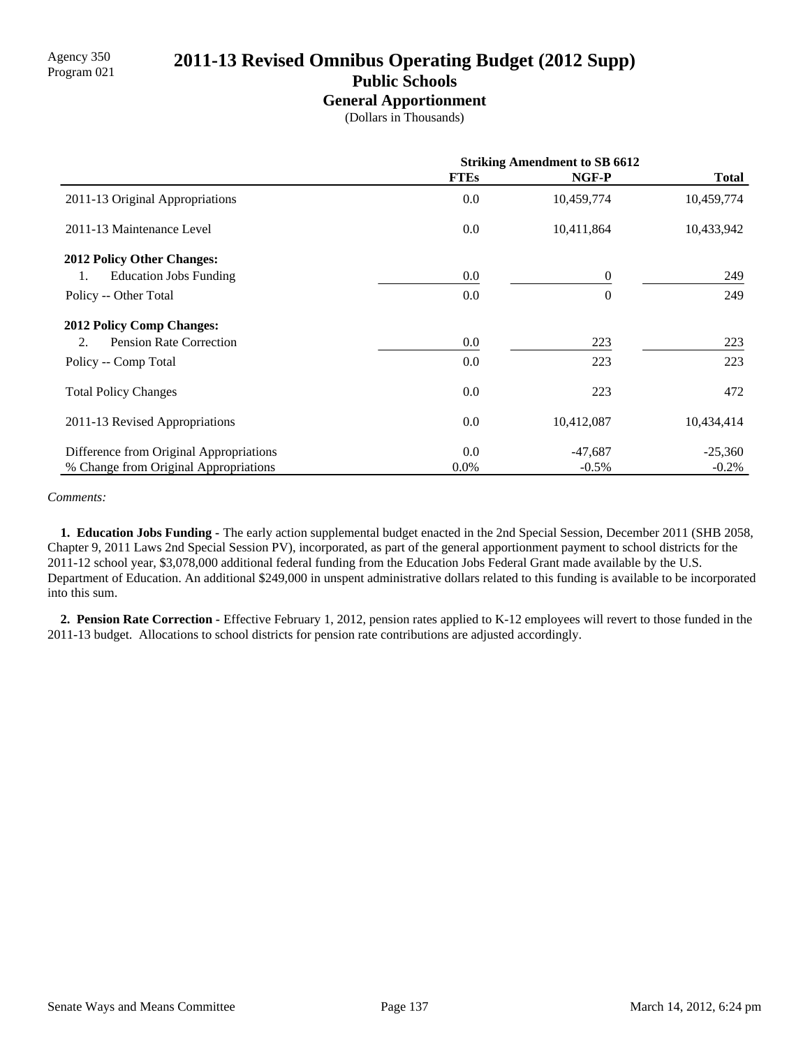Agency 350
Program 021

# 2011-13 Revised Omnibus Operating Budget (2012 Supp)

## Public Schools

### General Apportionment

(Dollars in Thousands)

| | Striking Amendment to SB 6612 | | |
|---|---|---|---|
| | **FTEs** | **NGF-P** | **Total** |
| 2011-13 Original Appropriations | 0.0 | 10,459,774 | 10,459,774 |
| 2011-13 Maintenance Level | 0.0 | 10,411,864 | 10,433,942 |
| **2012 Policy Other Changes:** | | | |
| 1. Education Jobs Funding | 0.0 | 0 | 249 |
| Policy -- Other Total | 0.0 | 0 | 249 |
| **2012 Policy Comp Changes:** | | | |
| 2. Pension Rate Correction | 0.0 | 223 | 223 |
| Policy -- Comp Total | 0.0 | 223 | 223 |
| Total Policy Changes | 0.0 | 223 | 472 |
| 2011-13 Revised Appropriations | 0.0 | 10,412,087 | 10,434,414 |
| Difference from Original Appropriations | 0.0 | -47,687 | -25,360 |
| % Change from Original Appropriations | 0.0% | -0.5% | -0.2% |

*Comments:*

**1. Education Jobs Funding -** The early action supplemental budget enacted in the 2nd Special Session, December 2011 (SHB 2058, Chapter 9, 2011 Laws 2nd Special Session PV), incorporated, as part of the general apportionment payment to school districts for the 2011-12 school year, $3,078,000 additional federal funding from the Education Jobs Federal Grant made available by the U.S. Department of Education. An additional $249,000 in unspent administrative dollars related to this funding is available to be incorporated into this sum.

**2. Pension Rate Correction -** Effective February 1, 2012, pension rates applied to K-12 employees will revert to those funded in the 2011-13 budget. Allocations to school districts for pension rate contributions are adjusted accordingly.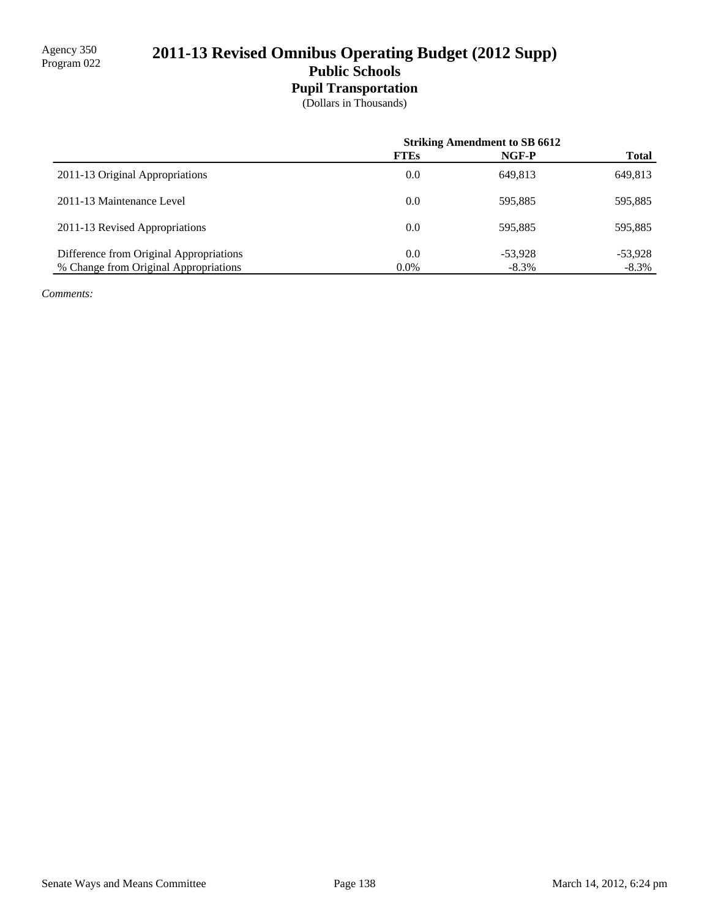Agency 350
Program 022

# 2011-13 Revised Omnibus Operating Budget (2012 Supp)

## Public Schools

### Pupil Transportation

(Dollars in Thousands)

| | Striking Amendment to SB 6612 | | |
|---|---|---|---|
| | **FTEs** | **NGF-P** | **Total** |
| 2011-13 Original Appropriations | 0.0 | 649,813 | 649,813 |
| 2011-13 Maintenance Level | 0.0 | 595,885 | 595,885 |
| 2011-13 Revised Appropriations | 0.0 | 595,885 | 595,885 |
| Difference from Original Appropriations | 0.0 | -53,928 | -53,928 |
| % Change from Original Appropriations | 0.0% | -8.3% | -8.3% |

*Comments:*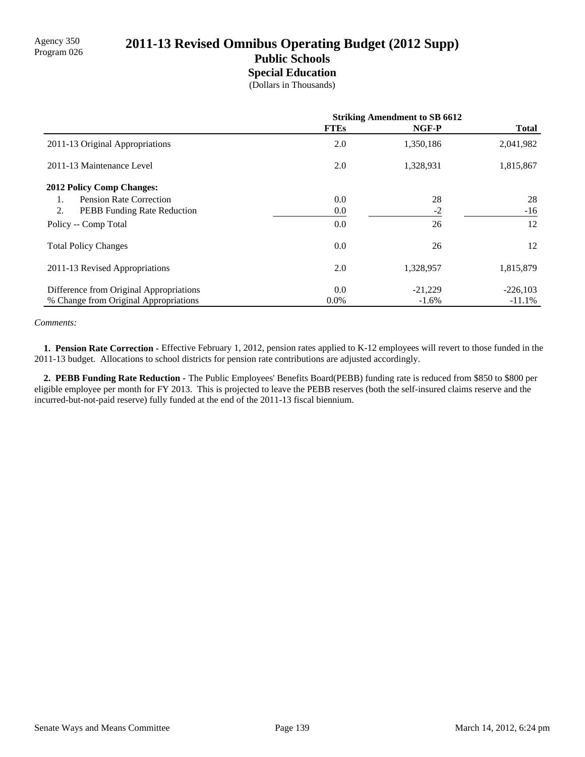Agency 350
Program 026

# 2011-13 Revised Omnibus Operating Budget (2012 Supp)

## Public Schools

### Special Education

(Dollars in Thousands)

| | Striking Amendment to SB 6612 | | |
|---|---|---|---|
| | FTEs | NGF-P | Total |
| 2011-13 Original Appropriations | 2.0 | 1,350,186 | 2,041,982 |
| 2011-13 Maintenance Level | 2.0 | 1,328,931 | 1,815,867 |
| **2012 Policy Comp Changes:** | | | |
| 1. Pension Rate Correction | 0.0 | 28 | 28 |
| 2. PEBB Funding Rate Reduction | 0.0 | -2 | -16 |
| Policy -- Comp Total | 0.0 | 26 | 12 |
| Total Policy Changes | 0.0 | 26 | 12 |
| 2011-13 Revised Appropriations | 2.0 | 1,328,957 | 1,815,879 |
| Difference from Original Appropriations | 0.0 | -21,229 | -226,103 |
| % Change from Original Appropriations | 0.0% | -1.6% | -11.1% |

*Comments:*

**1. Pension Rate Correction -** Effective February 1, 2012, pension rates applied to K-12 employees will revert to those funded in the 2011-13 budget. Allocations to school districts for pension rate contributions are adjusted accordingly.

**2. PEBB Funding Rate Reduction -** The Public Employees' Benefits Board(PEBB) funding rate is reduced from $850 to $800 per eligible employee per month for FY 2013. This is projected to leave the PEBB reserves (both the self-insured claims reserve and the incurred-but-not-paid reserve) fully funded at the end of the 2011-13 fiscal biennium.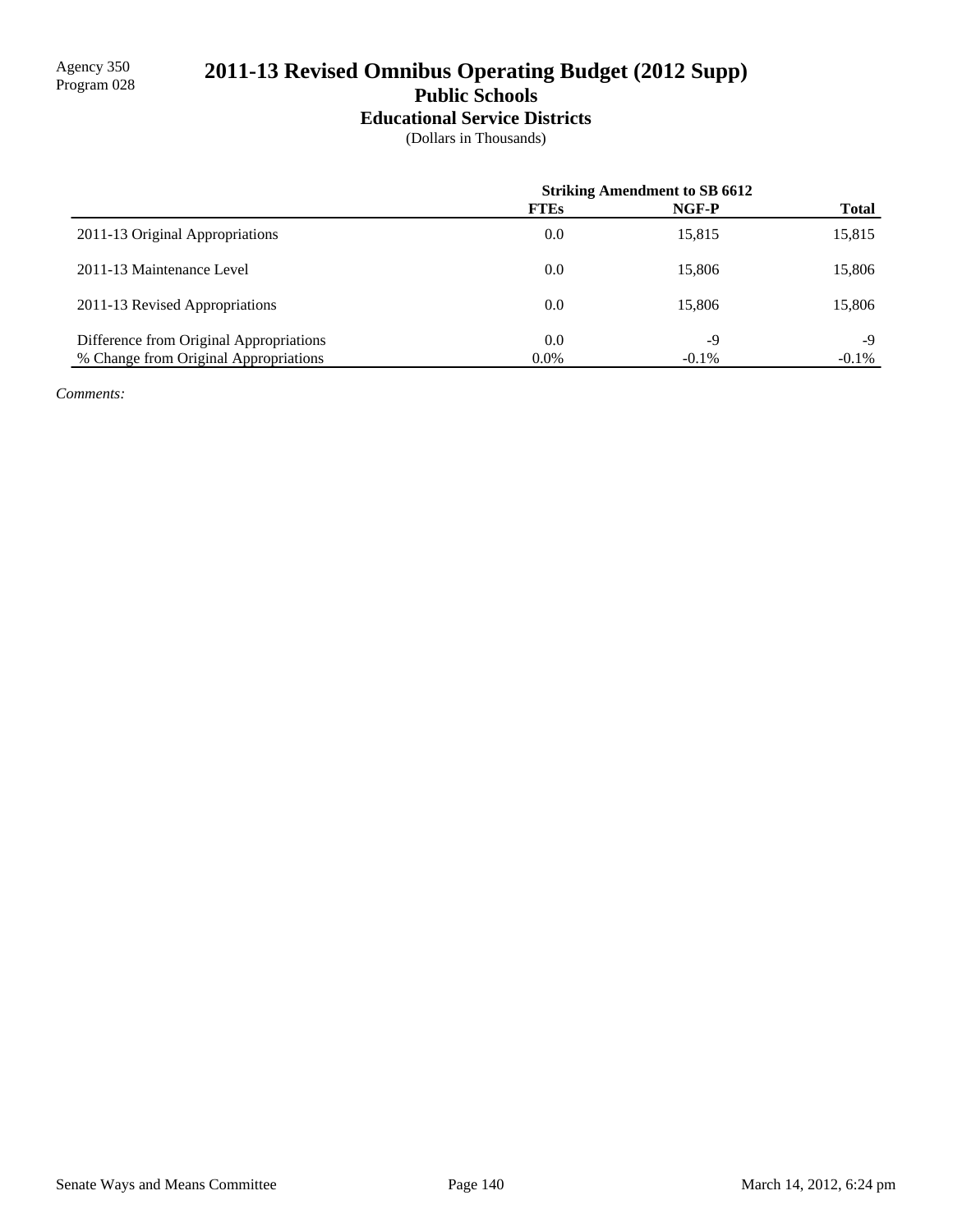Agency 350
Program 028

# 2011-13 Revised Omnibus Operating Budget (2012 Supp)

## Public Schools

### Educational Service Districts

(Dollars in Thousands)

| | Striking Amendment to SB 6612 | | |
|---|---|---|---|
| | **FTEs** | **NGF-P** | **Total** |
| 2011-13 Original Appropriations | 0.0 | 15,815 | 15,815 |
| 2011-13 Maintenance Level | 0.0 | 15,806 | 15,806 |
| 2011-13 Revised Appropriations | 0.0 | 15,806 | 15,806 |
| Difference from Original Appropriations | 0.0 | -9 | -9 |
| % Change from Original Appropriations | 0.0% | -0.1% | -0.1% |

*Comments:*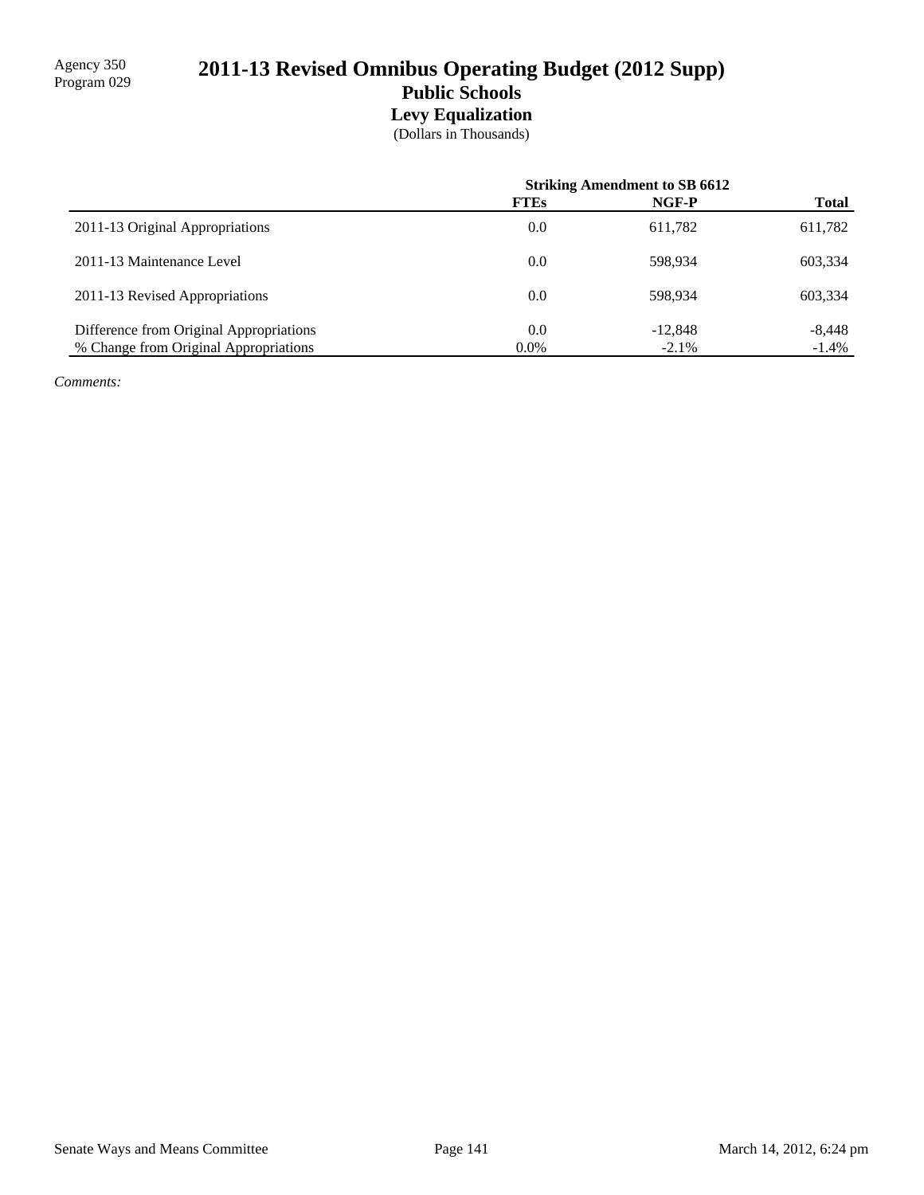Agency 350
Program 029

# 2011-13 Revised Omnibus Operating Budget (2012 Supp)

## Public Schools

### Levy Equalization

(Dollars in Thousands)

| | Striking Amendment to SB 6612 | | |
|---|---|---|---|
| | **FTEs** | **NGF-P** | **Total** |
| 2011-13 Original Appropriations | 0.0 | 611,782 | 611,782 |
| 2011-13 Maintenance Level | 0.0 | 598,934 | 603,334 |
| 2011-13 Revised Appropriations | 0.0 | 598,934 | 603,334 |
| Difference from Original Appropriations | 0.0 | -12,848 | -8,448 |
| % Change from Original Appropriations | 0.0% | -2.1% | -1.4% |

*Comments:*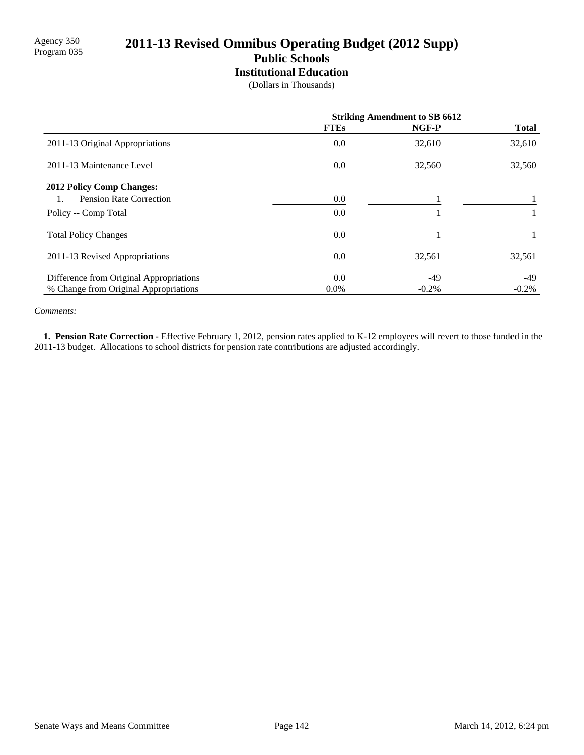Agency 350
Program 035

# 2011-13 Revised Omnibus Operating Budget (2012 Supp)

## Public Schools

### Institutional Education

(Dollars in Thousands)

| | Striking Amendment to SB 6612 | | |
|---|---|---|---|
| | **FTEs** | **NGF-P** | **Total** |
| 2011-13 Original Appropriations | 0.0 | 32,610 | 32,610 |
| 2011-13 Maintenance Level | 0.0 | 32,560 | 32,560 |
| **2012 Policy Comp Changes:** | | | |
| 1. Pension Rate Correction | 0.0 | 1 | 1 |
| Policy -- Comp Total | 0.0 | 1 | 1 |
| Total Policy Changes | 0.0 | 1 | 1 |
| 2011-13 Revised Appropriations | 0.0 | 32,561 | 32,561 |
| Difference from Original Appropriations | 0.0 | -49 | -49 |
| % Change from Original Appropriations | 0.0% | -0.2% | -0.2% |

*Comments:*

**1. Pension Rate Correction -** Effective February 1, 2012, pension rates applied to K-12 employees will revert to those funded in the 2011-13 budget. Allocations to school districts for pension rate contributions are adjusted accordingly.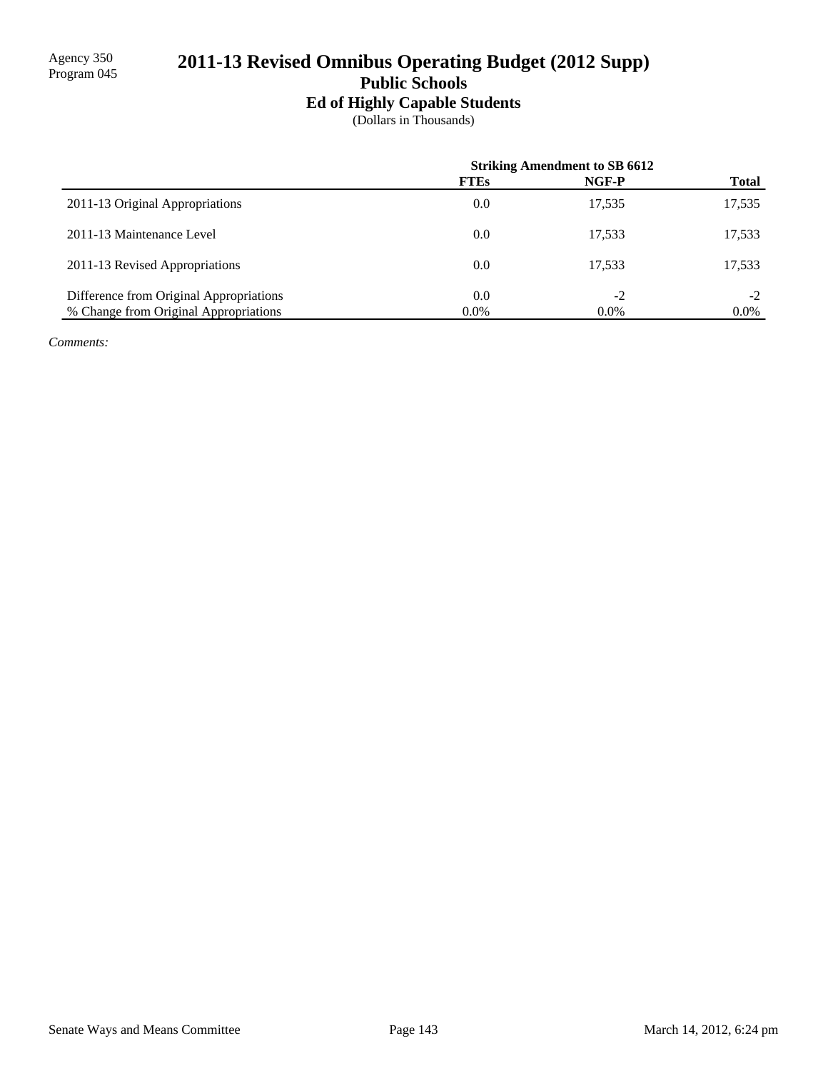Agency 350
Program 045

# 2011-13 Revised Omnibus Operating Budget (2012 Supp)

## Public Schools

### Ed of Highly Capable Students

(Dollars in Thousands)

| | Striking Amendment to SB 6612 | | |
|---|---|---|---|
| | **FTEs** | **NGF-P** | **Total** |
| 2011-13 Original Appropriations | 0.0 | 17,535 | 17,535 |
| 2011-13 Maintenance Level | 0.0 | 17,533 | 17,533 |
| 2011-13 Revised Appropriations | 0.0 | 17,533 | 17,533 |
| Difference from Original Appropriations | 0.0 | -2 | -2 |
| % Change from Original Appropriations | 0.0% | 0.0% | 0.0% |

*Comments:*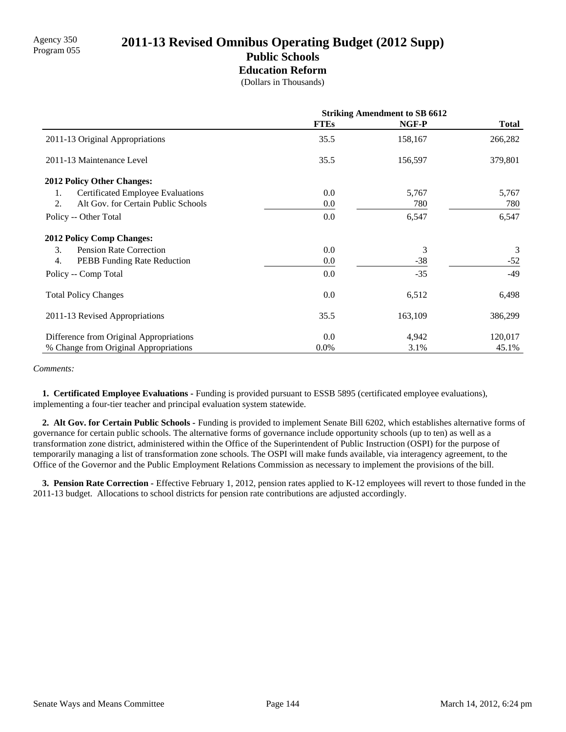Agency 350
Program 055

# 2011-13 Revised Omnibus Operating Budget (2012 Supp)

## Public Schools

### Education Reform

(Dollars in Thousands)

| | Striking Amendment to SB 6612 | | |
|---|---|---|---|
| | **FTEs** | **NGF-P** | **Total** |
| 2011-13 Original Appropriations | 35.5 | 158,167 | 266,282 |
| 2011-13 Maintenance Level | 35.5 | 156,597 | 379,801 |
| **2012 Policy Other Changes:** | | | |
| 1. Certificated Employee Evaluations | 0.0 | 5,767 | 5,767 |
| 2. Alt Gov. for Certain Public Schools | 0.0 | 780 | 780 |
| Policy -- Other Total | 0.0 | 6,547 | 6,547 |
| **2012 Policy Comp Changes:** | | | |
| 3. Pension Rate Correction | 0.0 | 3 | 3 |
| 4. PEBB Funding Rate Reduction | 0.0 | -38 | -52 |
| Policy -- Comp Total | 0.0 | -35 | -49 |
| Total Policy Changes | 0.0 | 6,512 | 6,498 |
| 2011-13 Revised Appropriations | 35.5 | 163,109 | 386,299 |
| Difference from Original Appropriations | 0.0 | 4,942 | 120,017 |
| % Change from Original Appropriations | 0.0% | 3.1% | 45.1% |

*Comments:*

**1. Certificated Employee Evaluations -** Funding is provided pursuant to ESSB 5895 (certificated employee evaluations), implementing a four-tier teacher and principal evaluation system statewide.

**2. Alt Gov. for Certain Public Schools -** Funding is provided to implement Senate Bill 6202, which establishes alternative forms of governance for certain public schools. The alternative forms of governance include opportunity schools (up to ten) as well as a transformation zone district, administered within the Office of the Superintendent of Public Instruction (OSPI) for the purpose of temporarily managing a list of transformation zone schools. The OSPI will make funds available, via interagency agreement, to the Office of the Governor and the Public Employment Relations Commission as necessary to implement the provisions of the bill.

**3. Pension Rate Correction -** Effective February 1, 2012, pension rates applied to K-12 employees will revert to those funded in the 2011-13 budget. Allocations to school districts for pension rate contributions are adjusted accordingly.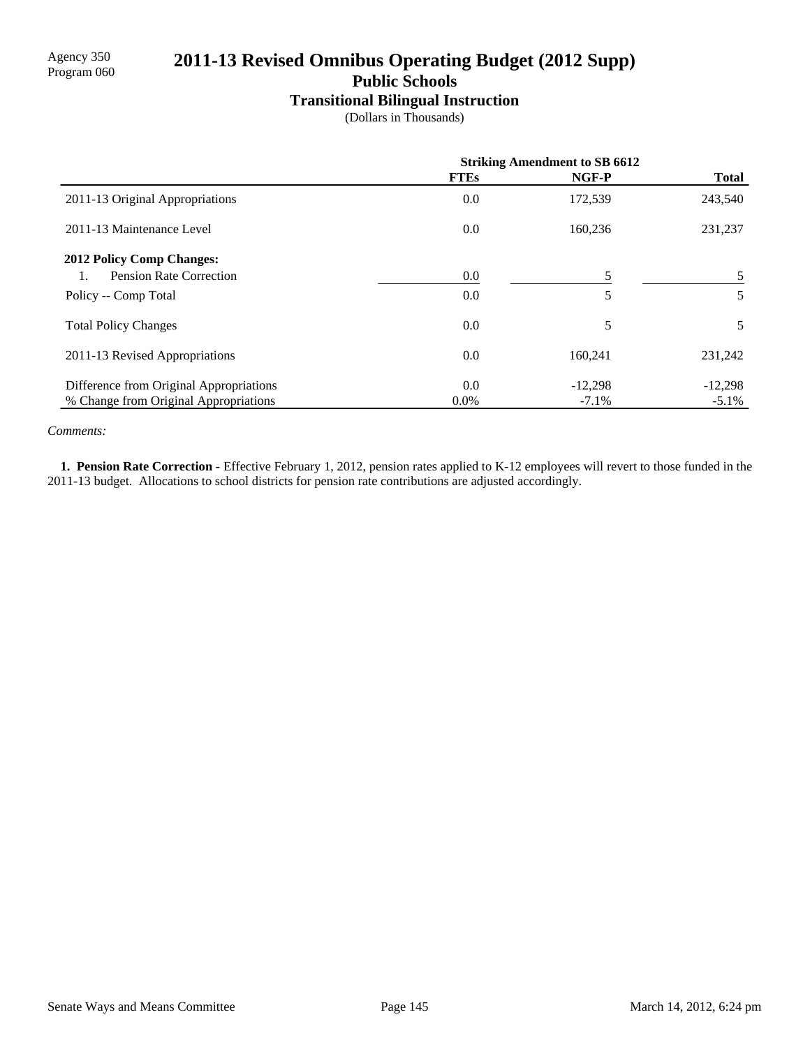Agency 350
Program 060

# 2011-13 Revised Omnibus Operating Budget (2012 Supp)

## Public Schools

### Transitional Bilingual Instruction

(Dollars in Thousands)

| | Striking Amendment to SB 6612 | | |
|---|---|---|---|
| | **FTEs** | **NGF-P** | **Total** |
| 2011-13 Original Appropriations | 0.0 | 172,539 | 243,540 |
| 2011-13 Maintenance Level | 0.0 | 160,236 | 231,237 |
| **2012 Policy Comp Changes:** | | | |
| 1. Pension Rate Correction | 0.0 | 5 | 5 |
| Policy -- Comp Total | 0.0 | 5 | 5 |
| Total Policy Changes | 0.0 | 5 | 5 |
| 2011-13 Revised Appropriations | 0.0 | 160,241 | 231,242 |
| Difference from Original Appropriations | 0.0 | -12,298 | -12,298 |
| % Change from Original Appropriations | 0.0% | -7.1% | -5.1% |

*Comments:*

**1. Pension Rate Correction -** Effective February 1, 2012, pension rates applied to K-12 employees will revert to those funded in the 2011-13 budget. Allocations to school districts for pension rate contributions are adjusted accordingly.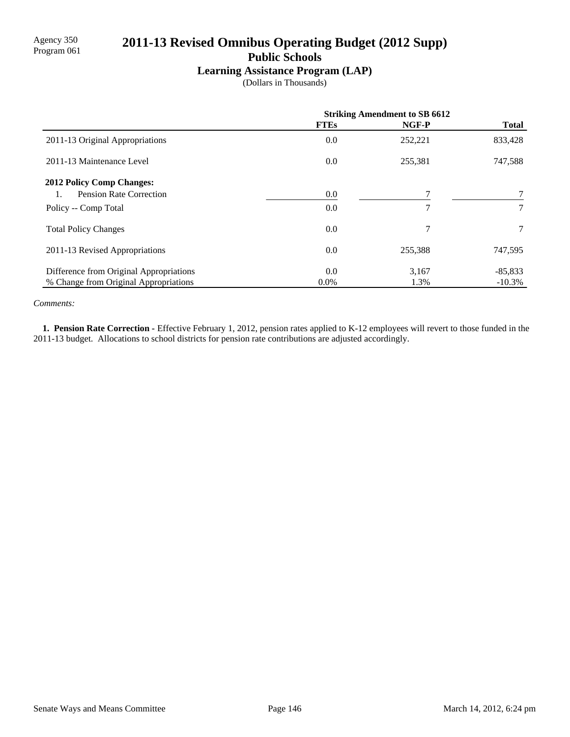Agency 350
Program 061

# 2011-13 Revised Omnibus Operating Budget (2012 Supp)

## Public Schools

### Learning Assistance Program (LAP)

(Dollars in Thousands)

| | Striking Amendment to SB 6612 | | |
|---|---|---|---|
| | FTEs | NGF-P | Total |
| 2011-13 Original Appropriations | 0.0 | 252,221 | 833,428 |
| 2011-13 Maintenance Level | 0.0 | 255,381 | 747,588 |
| **2012 Policy Comp Changes:** | | | |
| 1. Pension Rate Correction | 0.0 | 7 | 7 |
| Policy -- Comp Total | 0.0 | 7 | 7 |
| Total Policy Changes | 0.0 | 7 | 7 |
| 2011-13 Revised Appropriations | 0.0 | 255,388 | 747,595 |
| Difference from Original Appropriations | 0.0 | 3,167 | -85,833 |
| % Change from Original Appropriations | 0.0% | 1.3% | -10.3% |

*Comments:*

**1. Pension Rate Correction -** Effective February 1, 2012, pension rates applied to K-12 employees will revert to those funded in the 2011-13 budget. Allocations to school districts for pension rate contributions are adjusted accordingly.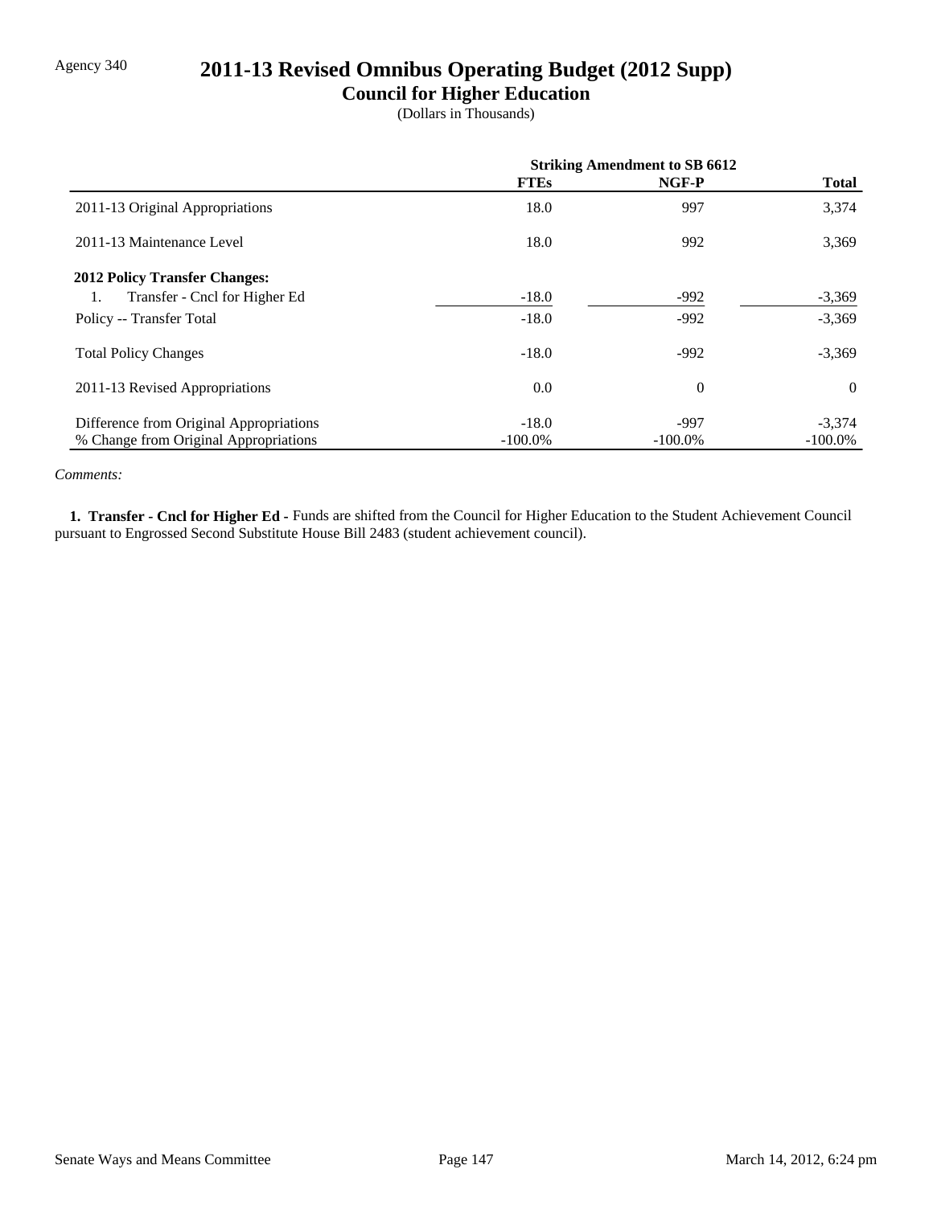Agency 340

# 2011-13 Revised Omnibus Operating Budget (2012 Supp)

## Council for Higher Education

(Dollars in Thousands)

| | Striking Amendment to SB 6612 | | |
|---|---|---|---|
| | **FTEs** | **NGF-P** | **Total** |
| 2011-13 Original Appropriations | 18.0 | 997 | 3,374 |
| 2011-13 Maintenance Level | 18.0 | 992 | 3,369 |
| **2012 Policy Transfer Changes:** | | | |
| 1. Transfer - Cncl for Higher Ed | -18.0 | -992 | -3,369 |
| Policy -- Transfer Total | -18.0 | -992 | -3,369 |
| Total Policy Changes | -18.0 | -992 | -3,369 |
| 2011-13 Revised Appropriations | 0.0 | 0 | 0 |
| Difference from Original Appropriations | -18.0 | -997 | -3,374 |
| % Change from Original Appropriations | -100.0% | -100.0% | -100.0% |

*Comments:*

**1. Transfer - Cncl for Higher Ed -** Funds are shifted from the Council for Higher Education to the Student Achievement Council pursuant to Engrossed Second Substitute House Bill 2483 (student achievement council).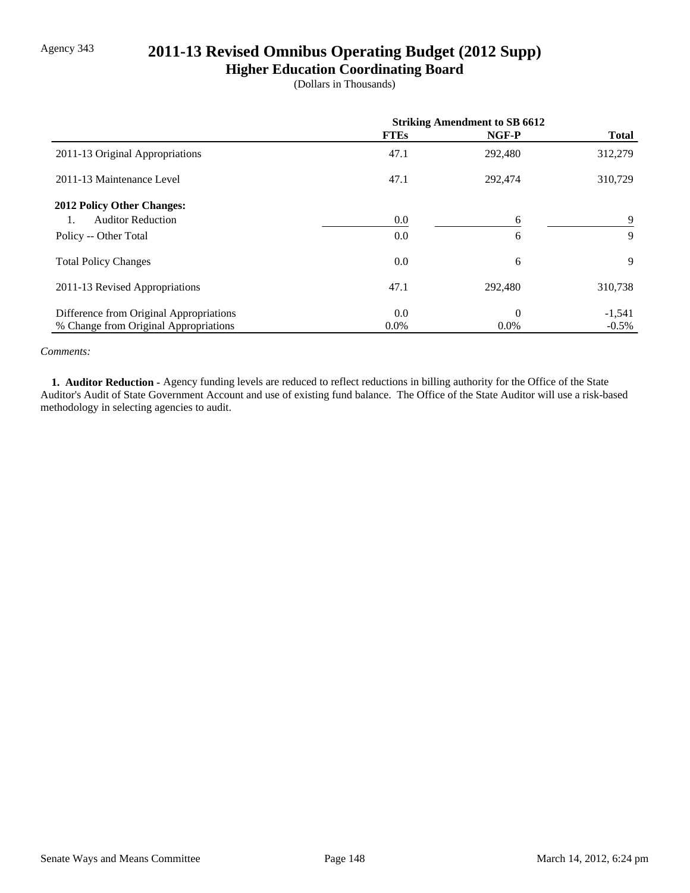Agency 343

# 2011-13 Revised Omnibus Operating Budget (2012 Supp)

## Higher Education Coordinating Board

(Dollars in Thousands)

| | Striking Amendment to SB 6612 | | |
|---|---|---|---|
| | **FTEs** | **NGF-P** | **Total** |
| 2011-13 Original Appropriations | 47.1 | 292,480 | 312,279 |
| 2011-13 Maintenance Level | 47.1 | 292,474 | 310,729 |
| **2012 Policy Other Changes:** | | | |
| 1. Auditor Reduction | 0.0 | 6 | 9 |
| Policy -- Other Total | 0.0 | 6 | 9 |
| Total Policy Changes | 0.0 | 6 | 9 |
| 2011-13 Revised Appropriations | 47.1 | 292,480 | 310,738 |
| Difference from Original Appropriations | 0.0 | 0 | -1,541 |
| % Change from Original Appropriations | 0.0% | 0.0% | -0.5% |

*Comments:*

**1. Auditor Reduction -** Agency funding levels are reduced to reflect reductions in billing authority for the Office of the State Auditor's Audit of State Government Account and use of existing fund balance. The Office of the State Auditor will use a risk-based methodology in selecting agencies to audit.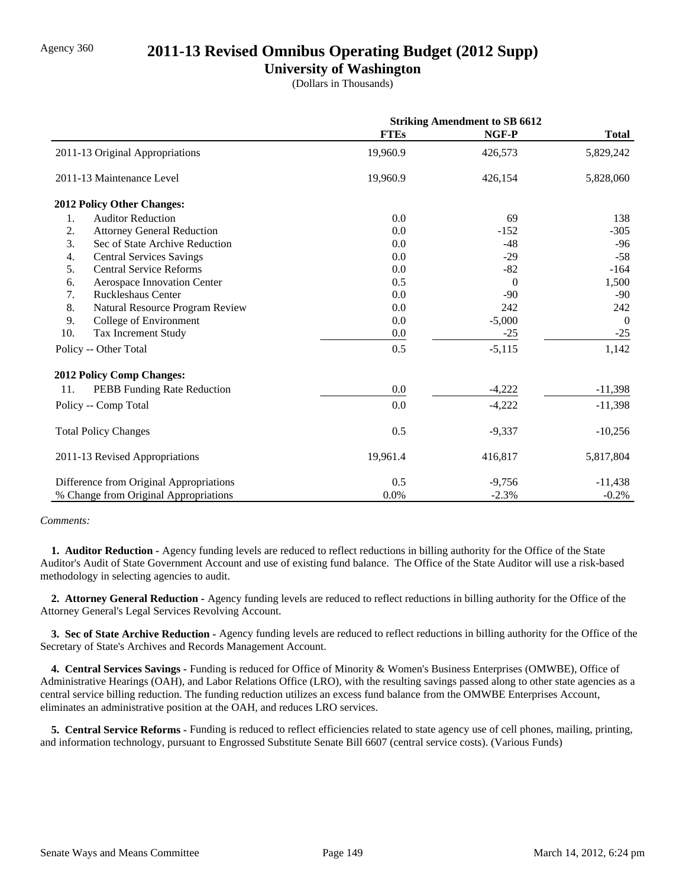Agency 360

# 2011-13 Revised Omnibus Operating Budget (2012 Supp)

## University of Washington

(Dollars in Thousands)

| | Striking Amendment to SB 6612 | | |
|---|---|---|---|
| | **FTEs** | **NGF-P** | **Total** |
| 2011-13 Original Appropriations | 19,960.9 | 426,573 | 5,829,242 |
| 2011-13 Maintenance Level | 19,960.9 | 426,154 | 5,828,060 |
| **2012 Policy Other Changes:** | | | |
| 1. Auditor Reduction | 0.0 | 69 | 138 |
| 2. Attorney General Reduction | 0.0 | -152 | -305 |
| 3. Sec of State Archive Reduction | 0.0 | -48 | -96 |
| 4. Central Services Savings | 0.0 | -29 | -58 |
| 5. Central Service Reforms | 0.0 | -82 | -164 |
| 6. Aerospace Innovation Center | 0.5 | 0 | 1,500 |
| 7. Ruckleshaus Center | 0.0 | -90 | -90 |
| 8. Natural Resource Program Review | 0.0 | 242 | 242 |
| 9. College of Environment | 0.0 | -5,000 | 0 |
| 10. Tax Increment Study | 0.0 | -25 | -25 |
| Policy -- Other Total | 0.5 | -5,115 | 1,142 |
| **2012 Policy Comp Changes:** | | | |
| 11. PEBB Funding Rate Reduction | 0.0 | -4,222 | -11,398 |
| Policy -- Comp Total | 0.0 | -4,222 | -11,398 |
| Total Policy Changes | 0.5 | -9,337 | -10,256 |
| 2011-13 Revised Appropriations | 19,961.4 | 416,817 | 5,817,804 |
| Difference from Original Appropriations | 0.5 | -9,756 | -11,438 |
| % Change from Original Appropriations | 0.0% | -2.3% | -0.2% |

*Comments:*

**1. Auditor Reduction -** Agency funding levels are reduced to reflect reductions in billing authority for the Office of the State Auditor's Audit of State Government Account and use of existing fund balance. The Office of the State Auditor will use a risk-based methodology in selecting agencies to audit.

**2. Attorney General Reduction -** Agency funding levels are reduced to reflect reductions in billing authority for the Office of the Attorney General's Legal Services Revolving Account.

**3. Sec of State Archive Reduction -** Agency funding levels are reduced to reflect reductions in billing authority for the Office of the Secretary of State's Archives and Records Management Account.

**4. Central Services Savings -** Funding is reduced for Office of Minority & Women's Business Enterprises (OMWBE), Office of Administrative Hearings (OAH), and Labor Relations Office (LRO), with the resulting savings passed along to other state agencies as a central service billing reduction. The funding reduction utilizes an excess fund balance from the OMWBE Enterprises Account, eliminates an administrative position at the OAH, and reduces LRO services.

**5. Central Service Reforms -** Funding is reduced to reflect efficiencies related to state agency use of cell phones, mailing, printing, and information technology, pursuant to Engrossed Substitute Senate Bill 6607 (central service costs). (Various Funds)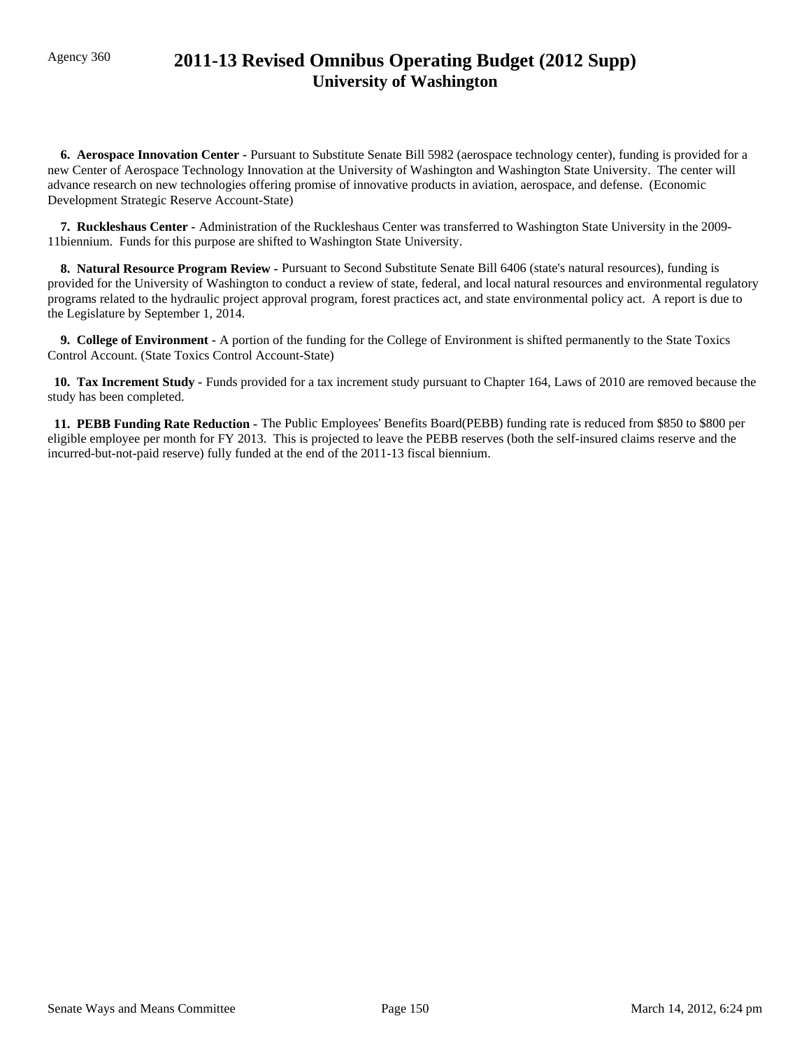Agency 360

# 2011-13 Revised Omnibus Operating Budget (2012 Supp)
## University of Washington

**6. Aerospace Innovation Center -** Pursuant to Substitute Senate Bill 5982 (aerospace technology center), funding is provided for a new Center of Aerospace Technology Innovation at the University of Washington and Washington State University. The center will advance research on new technologies offering promise of innovative products in aviation, aerospace, and defense. (Economic Development Strategic Reserve Account-State)

**7. Ruckleshaus Center -** Administration of the Ruckleshaus Center was transferred to Washington State University in the 2009-11biennium. Funds for this purpose are shifted to Washington State University.

**8. Natural Resource Program Review -** Pursuant to Second Substitute Senate Bill 6406 (state's natural resources), funding is provided for the University of Washington to conduct a review of state, federal, and local natural resources and environmental regulatory programs related to the hydraulic project approval program, forest practices act, and state environmental policy act. A report is due to the Legislature by September 1, 2014.

**9. College of Environment -** A portion of the funding for the College of Environment is shifted permanently to the State Toxics Control Account. (State Toxics Control Account-State)

**10. Tax Increment Study -** Funds provided for a tax increment study pursuant to Chapter 164, Laws of 2010 are removed because the study has been completed.

**11. PEBB Funding Rate Reduction -** The Public Employees' Benefits Board(PEBB) funding rate is reduced from $850 to $800 per eligible employee per month for FY 2013. This is projected to leave the PEBB reserves (both the self-insured claims reserve and the incurred-but-not-paid reserve) fully funded at the end of the 2011-13 fiscal biennium.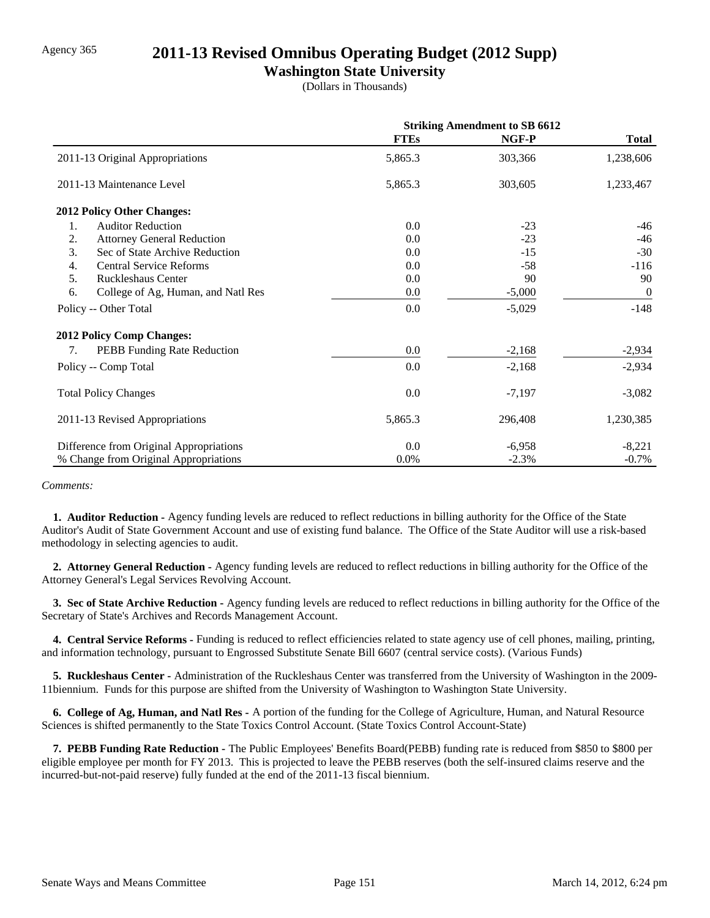Agency 365

# 2011-13 Revised Omnibus Operating Budget (2012 Supp)

## Washington State University

(Dollars in Thousands)

| | Striking Amendment to SB 6612 | | |
|---|---|---|---|
| | **FTEs** | **NGF-P** | **Total** |
| 2011-13 Original Appropriations | 5,865.3 | 303,366 | 1,238,606 |
| 2011-13 Maintenance Level | 5,865.3 | 303,605 | 1,233,467 |
| **2012 Policy Other Changes:** | | | |
| 1. Auditor Reduction | 0.0 | -23 | -46 |
| 2. Attorney General Reduction | 0.0 | -23 | -46 |
| 3. Sec of State Archive Reduction | 0.0 | -15 | -30 |
| 4. Central Service Reforms | 0.0 | -58 | -116 |
| 5. Ruckleshaus Center | 0.0 | 90 | 90 |
| 6. College of Ag, Human, and Natl Res | 0.0 | -5,000 | 0 |
| Policy -- Other Total | 0.0 | -5,029 | -148 |
| **2012 Policy Comp Changes:** | | | |
| 7. PEBB Funding Rate Reduction | 0.0 | -2,168 | -2,934 |
| Policy -- Comp Total | 0.0 | -2,168 | -2,934 |
| Total Policy Changes | 0.0 | -7,197 | -3,082 |
| 2011-13 Revised Appropriations | 5,865.3 | 296,408 | 1,230,385 |
| Difference from Original Appropriations | 0.0 | -6,958 | -8,221 |
| % Change from Original Appropriations | 0.0% | -2.3% | -0.7% |

*Comments:*

**1. Auditor Reduction -** Agency funding levels are reduced to reflect reductions in billing authority for the Office of the State Auditor's Audit of State Government Account and use of existing fund balance. The Office of the State Auditor will use a risk-based methodology in selecting agencies to audit.

**2. Attorney General Reduction -** Agency funding levels are reduced to reflect reductions in billing authority for the Office of the Attorney General's Legal Services Revolving Account.

**3. Sec of State Archive Reduction -** Agency funding levels are reduced to reflect reductions in billing authority for the Office of the Secretary of State's Archives and Records Management Account.

**4. Central Service Reforms -** Funding is reduced to reflect efficiencies related to state agency use of cell phones, mailing, printing, and information technology, pursuant to Engrossed Substitute Senate Bill 6607 (central service costs). (Various Funds)

**5. Ruckleshaus Center -** Administration of the Ruckleshaus Center was transferred from the University of Washington in the 2009-11biennium. Funds for this purpose are shifted from the University of Washington to Washington State University.

**6. College of Ag, Human, and Natl Res -** A portion of the funding for the College of Agriculture, Human, and Natural Resource Sciences is shifted permanently to the State Toxics Control Account. (State Toxics Control Account-State)

**7. PEBB Funding Rate Reduction -** The Public Employees' Benefits Board(PEBB) funding rate is reduced from $850 to $800 per eligible employee per month for FY 2013. This is projected to leave the PEBB reserves (both the self-insured claims reserve and the incurred-but-not-paid reserve) fully funded at the end of the 2011-13 fiscal biennium.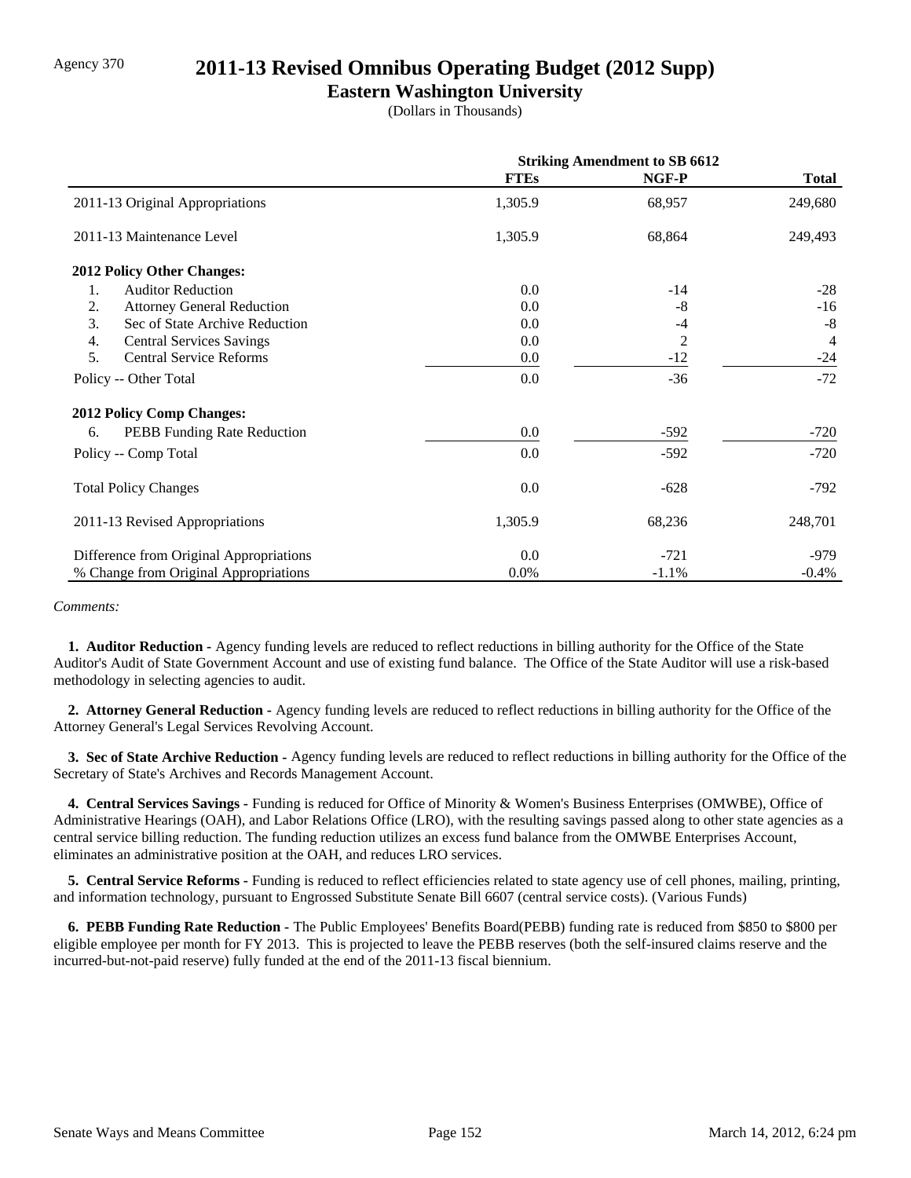Agency 370

# 2011-13 Revised Omnibus Operating Budget (2012 Supp)

## Eastern Washington University

(Dollars in Thousands)

| | Striking Amendment to SB 6612 | | |
|---|---|---|---|
| | **FTEs** | **NGF-P** | **Total** |
| 2011-13 Original Appropriations | 1,305.9 | 68,957 | 249,680 |
| 2011-13 Maintenance Level | 1,305.9 | 68,864 | 249,493 |
| **2012 Policy Other Changes:** | | | |
| 1. Auditor Reduction | 0.0 | -14 | -28 |
| 2. Attorney General Reduction | 0.0 | -8 | -16 |
| 3. Sec of State Archive Reduction | 0.0 | -4 | -8 |
| 4. Central Services Savings | 0.0 | 2 | 4 |
| 5. Central Service Reforms | 0.0 | -12 | -24 |
| Policy -- Other Total | 0.0 | -36 | -72 |
| **2012 Policy Comp Changes:** | | | |
| 6. PEBB Funding Rate Reduction | 0.0 | -592 | -720 |
| Policy -- Comp Total | 0.0 | -592 | -720 |
| Total Policy Changes | 0.0 | -628 | -792 |
| 2011-13 Revised Appropriations | 1,305.9 | 68,236 | 248,701 |
| Difference from Original Appropriations | 0.0 | -721 | -979 |
| % Change from Original Appropriations | 0.0% | -1.1% | -0.4% |

*Comments:*

**1. Auditor Reduction -** Agency funding levels are reduced to reflect reductions in billing authority for the Office of the State Auditor's Audit of State Government Account and use of existing fund balance. The Office of the State Auditor will use a risk-based methodology in selecting agencies to audit.

**2. Attorney General Reduction -** Agency funding levels are reduced to reflect reductions in billing authority for the Office of the Attorney General's Legal Services Revolving Account.

**3. Sec of State Archive Reduction -** Agency funding levels are reduced to reflect reductions in billing authority for the Office of the Secretary of State's Archives and Records Management Account.

**4. Central Services Savings -** Funding is reduced for Office of Minority & Women's Business Enterprises (OMWBE), Office of Administrative Hearings (OAH), and Labor Relations Office (LRO), with the resulting savings passed along to other state agencies as a central service billing reduction. The funding reduction utilizes an excess fund balance from the OMWBE Enterprises Account, eliminates an administrative position at the OAH, and reduces LRO services.

**5. Central Service Reforms -** Funding is reduced to reflect efficiencies related to state agency use of cell phones, mailing, printing, and information technology, pursuant to Engrossed Substitute Senate Bill 6607 (central service costs). (Various Funds)

**6. PEBB Funding Rate Reduction -** The Public Employees' Benefits Board(PEBB) funding rate is reduced from $850 to $800 per eligible employee per month for FY 2013. This is projected to leave the PEBB reserves (both the self-insured claims reserve and the incurred-but-not-paid reserve) fully funded at the end of the 2011-13 fiscal biennium.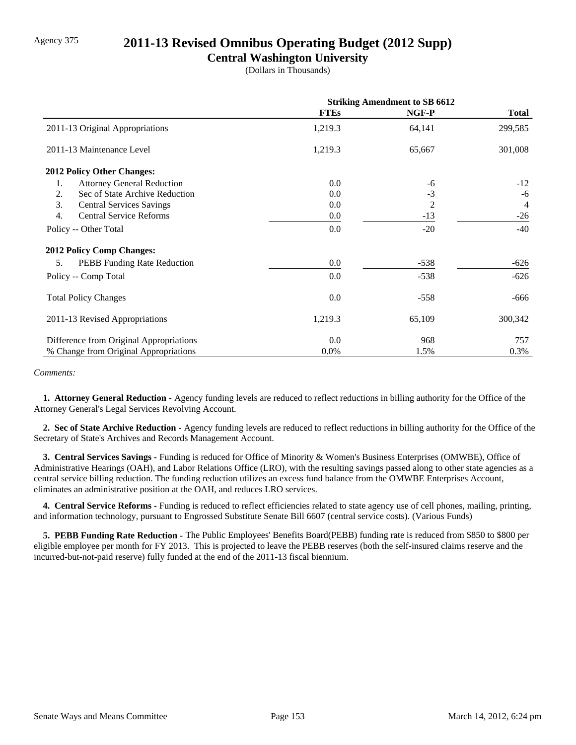Agency 375

# 2011-13 Revised Omnibus Operating Budget (2012 Supp)

## Central Washington University

(Dollars in Thousands)

| | Striking Amendment to SB 6612 | | |
|---|---|---|---|
| | FTEs | NGF-P | Total |
| 2011-13 Original Appropriations | 1,219.3 | 64,141 | 299,585 |
| 2011-13 Maintenance Level | 1,219.3 | 65,667 | 301,008 |
| **2012 Policy Other Changes:** | | | |
| 1. Attorney General Reduction | 0.0 | -6 | -12 |
| 2. Sec of State Archive Reduction | 0.0 | -3 | -6 |
| 3. Central Services Savings | 0.0 | 2 | 4 |
| 4. Central Service Reforms | 0.0 | -13 | -26 |
| Policy -- Other Total | 0.0 | -20 | -40 |
| **2012 Policy Comp Changes:** | | | |
| 5. PEBB Funding Rate Reduction | 0.0 | -538 | -626 |
| Policy -- Comp Total | 0.0 | -538 | -626 |
| Total Policy Changes | 0.0 | -558 | -666 |
| 2011-13 Revised Appropriations | 1,219.3 | 65,109 | 300,342 |
| Difference from Original Appropriations | 0.0 | 968 | 757 |
| % Change from Original Appropriations | 0.0% | 1.5% | 0.3% |

*Comments:*

**1. Attorney General Reduction -** Agency funding levels are reduced to reflect reductions in billing authority for the Office of the Attorney General's Legal Services Revolving Account.

**2. Sec of State Archive Reduction -** Agency funding levels are reduced to reflect reductions in billing authority for the Office of the Secretary of State's Archives and Records Management Account.

**3. Central Services Savings -** Funding is reduced for Office of Minority & Women's Business Enterprises (OMWBE), Office of Administrative Hearings (OAH), and Labor Relations Office (LRO), with the resulting savings passed along to other state agencies as a central service billing reduction. The funding reduction utilizes an excess fund balance from the OMWBE Enterprises Account, eliminates an administrative position at the OAH, and reduces LRO services.

**4. Central Service Reforms -** Funding is reduced to reflect efficiencies related to state agency use of cell phones, mailing, printing, and information technology, pursuant to Engrossed Substitute Senate Bill 6607 (central service costs). (Various Funds)

**5. PEBB Funding Rate Reduction -** The Public Employees' Benefits Board(PEBB) funding rate is reduced from $850 to $800 per eligible employee per month for FY 2013. This is projected to leave the PEBB reserves (both the self-insured claims reserve and the incurred-but-not-paid reserve) fully funded at the end of the 2011-13 fiscal biennium.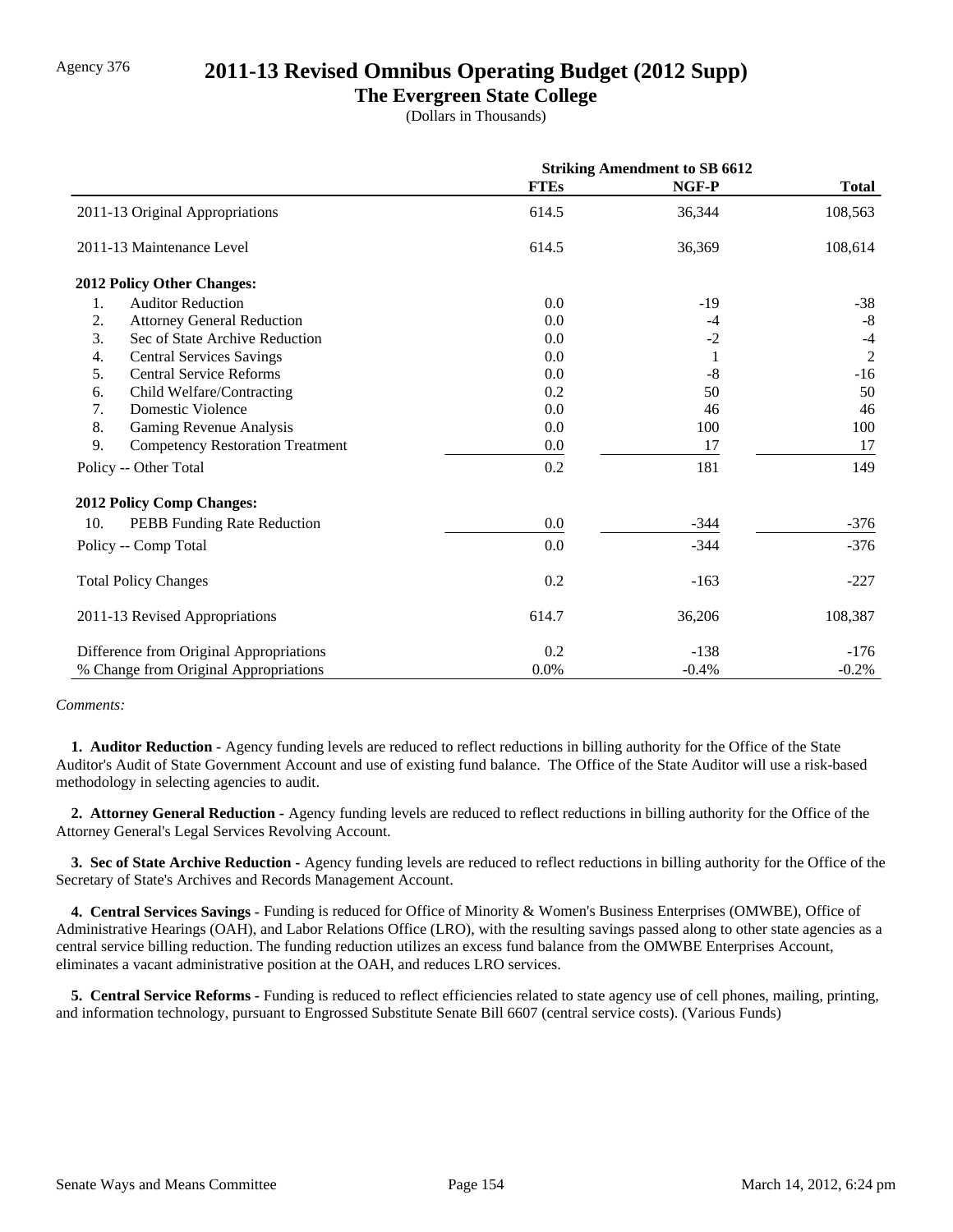Agency 376

# 2011-13 Revised Omnibus Operating Budget (2012 Supp)

## The Evergreen State College

(Dollars in Thousands)

| | Striking Amendment to SB 6612 | | |
|---|---|---|---|
| | **FTEs** | **NGF-P** | **Total** |
| 2011-13 Original Appropriations | 614.5 | 36,344 | 108,563 |
| 2011-13 Maintenance Level | 614.5 | 36,369 | 108,614 |
| **2012 Policy Other Changes:** | | | |
| 1. Auditor Reduction | 0.0 | -19 | -38 |
| 2. Attorney General Reduction | 0.0 | -4 | -8 |
| 3. Sec of State Archive Reduction | 0.0 | -2 | -4 |
| 4. Central Services Savings | 0.0 | 1 | 2 |
| 5. Central Service Reforms | 0.0 | -8 | -16 |
| 6. Child Welfare/Contracting | 0.2 | 50 | 50 |
| 7. Domestic Violence | 0.0 | 46 | 46 |
| 8. Gaming Revenue Analysis | 0.0 | 100 | 100 |
| 9. Competency Restoration Treatment | 0.0 | 17 | 17 |
| Policy -- Other Total | 0.2 | 181 | 149 |
| **2012 Policy Comp Changes:** | | | |
| 10. PEBB Funding Rate Reduction | 0.0 | -344 | -376 |
| Policy -- Comp Total | 0.0 | -344 | -376 |
| Total Policy Changes | 0.2 | -163 | -227 |
| 2011-13 Revised Appropriations | 614.7 | 36,206 | 108,387 |
| Difference from Original Appropriations | 0.2 | -138 | -176 |
| % Change from Original Appropriations | 0.0% | -0.4% | -0.2% |

*Comments:*

**1. Auditor Reduction -** Agency funding levels are reduced to reflect reductions in billing authority for the Office of the State Auditor's Audit of State Government Account and use of existing fund balance. The Office of the State Auditor will use a risk-based methodology in selecting agencies to audit.

**2. Attorney General Reduction -** Agency funding levels are reduced to reflect reductions in billing authority for the Office of the Attorney General's Legal Services Revolving Account.

**3. Sec of State Archive Reduction -** Agency funding levels are reduced to reflect reductions in billing authority for the Office of the Secretary of State's Archives and Records Management Account.

**4. Central Services Savings -** Funding is reduced for Office of Minority & Women's Business Enterprises (OMWBE), Office of Administrative Hearings (OAH), and Labor Relations Office (LRO), with the resulting savings passed along to other state agencies as a central service billing reduction. The funding reduction utilizes an excess fund balance from the OMWBE Enterprises Account, eliminates a vacant administrative position at the OAH, and reduces LRO services.

**5. Central Service Reforms -** Funding is reduced to reflect efficiencies related to state agency use of cell phones, mailing, printing, and information technology, pursuant to Engrossed Substitute Senate Bill 6607 (central service costs). (Various Funds)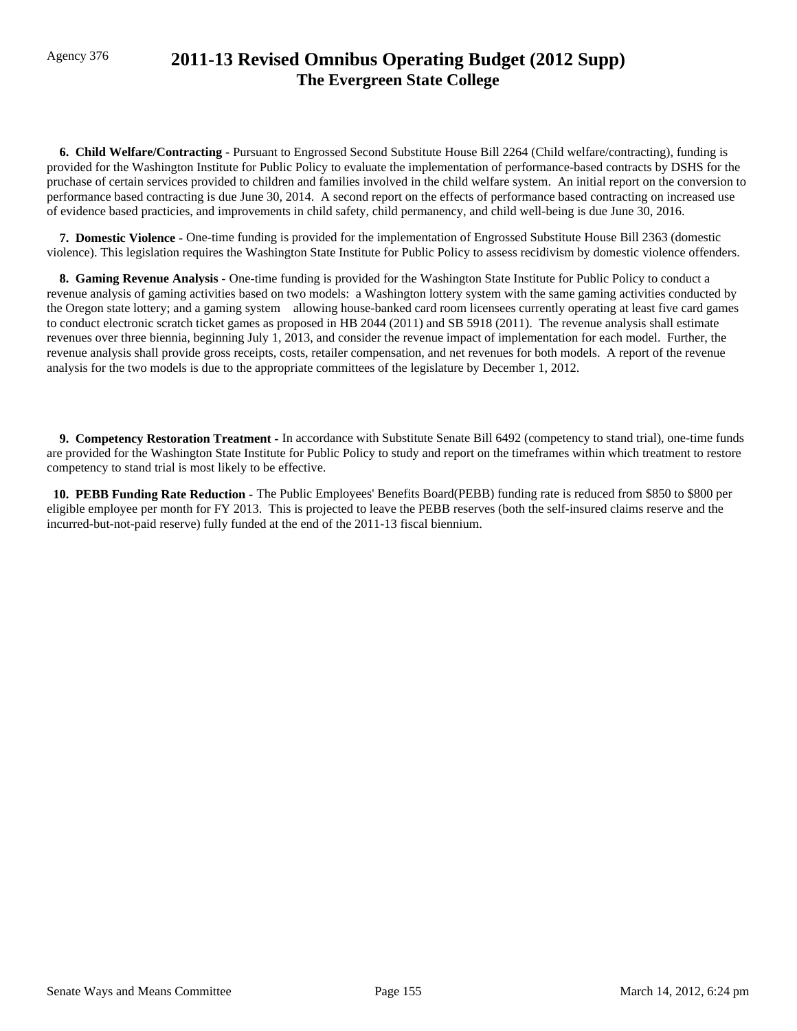Agency 376

# 2011-13 Revised Omnibus Operating Budget (2012 Supp)
## The Evergreen State College

**6. Child Welfare/Contracting -** Pursuant to Engrossed Second Substitute House Bill 2264 (Child welfare/contracting), funding is provided for the Washington Institute for Public Policy to evaluate the implementation of performance-based contracts by DSHS for the pruchase of certain services provided to children and families involved in the child welfare system. An initial report on the conversion to performance based contracting is due June 30, 2014. A second report on the effects of performance based contracting on increased use of evidence based practicies, and improvements in child safety, child permanency, and child well-being is due June 30, 2016.

**7. Domestic Violence -** One-time funding is provided for the implementation of Engrossed Substitute House Bill 2363 (domestic violence). This legislation requires the Washington State Institute for Public Policy to assess recidivism by domestic violence offenders.

**8. Gaming Revenue Analysis -** One-time funding is provided for the Washington State Institute for Public Policy to conduct a revenue analysis of gaming activities based on two models: a Washington lottery system with the same gaming activities conducted by the Oregon state lottery; and a gaming system allowing house-banked card room licensees currently operating at least five card games to conduct electronic scratch ticket games as proposed in HB 2044 (2011) and SB 5918 (2011). The revenue analysis shall estimate revenues over three biennia, beginning July 1, 2013, and consider the revenue impact of implementation for each model. Further, the revenue analysis shall provide gross receipts, costs, retailer compensation, and net revenues for both models. A report of the revenue analysis for the two models is due to the appropriate committees of the legislature by December 1, 2012.

**9. Competency Restoration Treatment -** In accordance with Substitute Senate Bill 6492 (competency to stand trial), one-time funds are provided for the Washington State Institute for Public Policy to study and report on the timeframes within which treatment to restore competency to stand trial is most likely to be effective.

**10. PEBB Funding Rate Reduction -** The Public Employees' Benefits Board(PEBB) funding rate is reduced from $850 to $800 per eligible employee per month for FY 2013. This is projected to leave the PEBB reserves (both the self-insured claims reserve and the incurred-but-not-paid reserve) fully funded at the end of the 2011-13 fiscal biennium.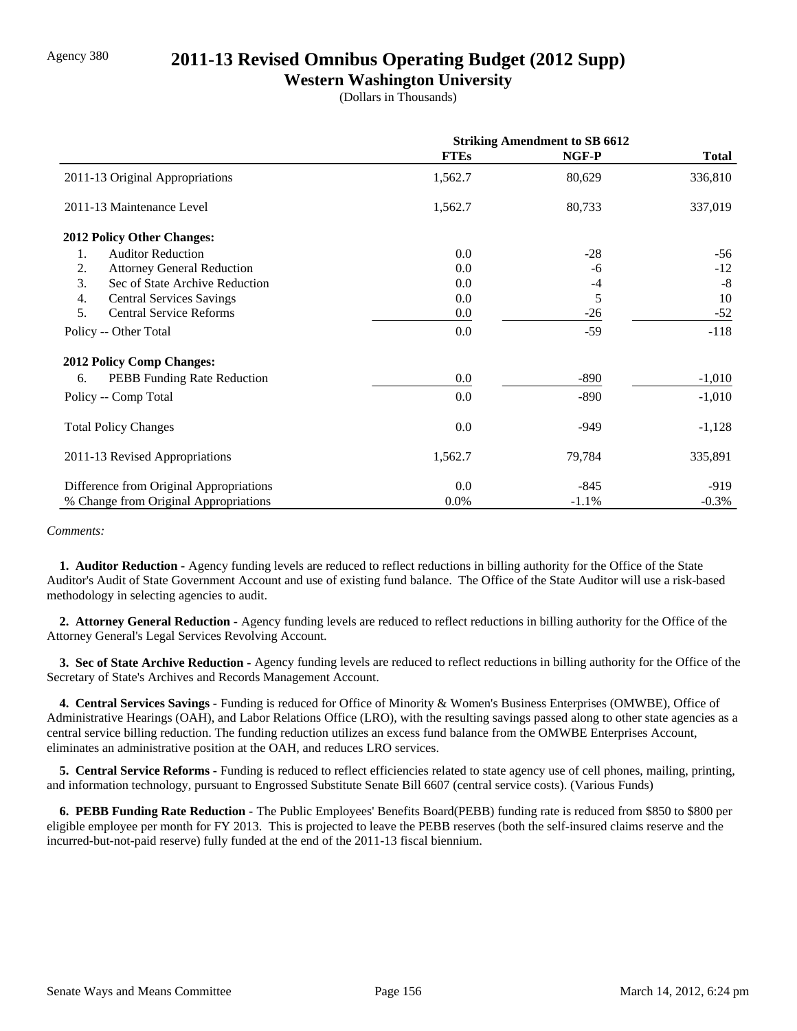Agency 380

# 2011-13 Revised Omnibus Operating Budget (2012 Supp)

## Western Washington University

(Dollars in Thousands)

| | Striking Amendment to SB 6612 | | |
|---|---|---|---|
| | **FTEs** | **NGF-P** | **Total** |
| 2011-13 Original Appropriations | 1,562.7 | 80,629 | 336,810 |
| 2011-13 Maintenance Level | 1,562.7 | 80,733 | 337,019 |
| **2012 Policy Other Changes:** | | | |
| 1. Auditor Reduction | 0.0 | -28 | -56 |
| 2. Attorney General Reduction | 0.0 | -6 | -12 |
| 3. Sec of State Archive Reduction | 0.0 | -4 | -8 |
| 4. Central Services Savings | 0.0 | 5 | 10 |
| 5. Central Service Reforms | 0.0 | -26 | -52 |
| Policy -- Other Total | 0.0 | -59 | -118 |
| **2012 Policy Comp Changes:** | | | |
| 6. PEBB Funding Rate Reduction | 0.0 | -890 | -1,010 |
| Policy -- Comp Total | 0.0 | -890 | -1,010 |
| Total Policy Changes | 0.0 | -949 | -1,128 |
| 2011-13 Revised Appropriations | 1,562.7 | 79,784 | 335,891 |
| Difference from Original Appropriations | 0.0 | -845 | -919 |
| % Change from Original Appropriations | 0.0% | -1.1% | -0.3% |

*Comments:*

**1. Auditor Reduction -** Agency funding levels are reduced to reflect reductions in billing authority for the Office of the State Auditor's Audit of State Government Account and use of existing fund balance. The Office of the State Auditor will use a risk-based methodology in selecting agencies to audit.

**2. Attorney General Reduction -** Agency funding levels are reduced to reflect reductions in billing authority for the Office of the Attorney General's Legal Services Revolving Account.

**3. Sec of State Archive Reduction -** Agency funding levels are reduced to reflect reductions in billing authority for the Office of the Secretary of State's Archives and Records Management Account.

**4. Central Services Savings -** Funding is reduced for Office of Minority & Women's Business Enterprises (OMWBE), Office of Administrative Hearings (OAH), and Labor Relations Office (LRO), with the resulting savings passed along to other state agencies as a central service billing reduction. The funding reduction utilizes an excess fund balance from the OMWBE Enterprises Account, eliminates an administrative position at the OAH, and reduces LRO services.

**5. Central Service Reforms -** Funding is reduced to reflect efficiencies related to state agency use of cell phones, mailing, printing, and information technology, pursuant to Engrossed Substitute Senate Bill 6607 (central service costs). (Various Funds)

**6. PEBB Funding Rate Reduction -** The Public Employees' Benefits Board(PEBB) funding rate is reduced from $850 to $800 per eligible employee per month for FY 2013. This is projected to leave the PEBB reserves (both the self-insured claims reserve and the incurred-but-not-paid reserve) fully funded at the end of the 2011-13 fiscal biennium.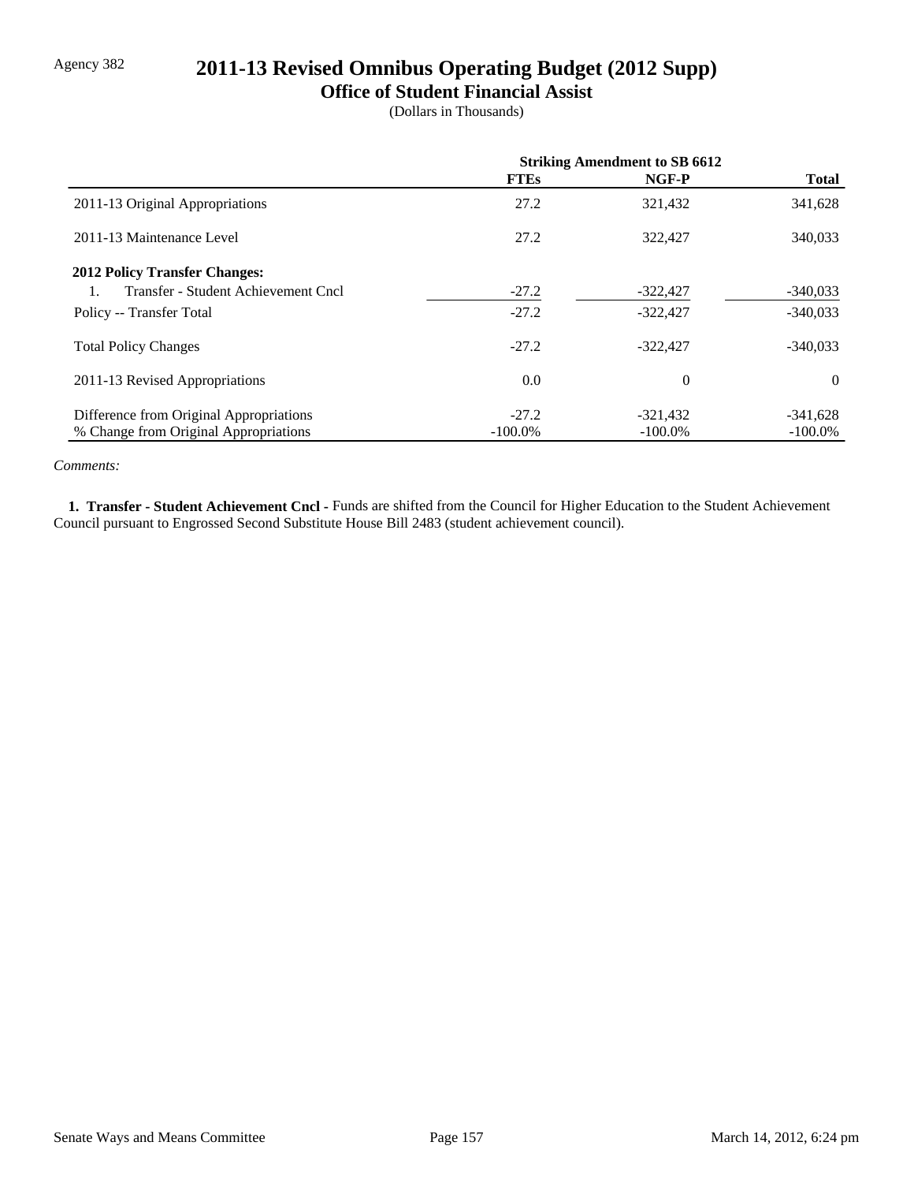Agency 382

# 2011-13 Revised Omnibus Operating Budget (2012 Supp)

## Office of Student Financial Assist

(Dollars in Thousands)

| | Striking Amendment to SB 6612 | | |
|---|---|---|---|
| | FTEs | NGF-P | Total |
| 2011-13 Original Appropriations | 27.2 | 321,432 | 341,628 |
| 2011-13 Maintenance Level | 27.2 | 322,427 | 340,033 |
| **2012 Policy Transfer Changes:** | | | |
| 1. Transfer - Student Achievement Cncl | -27.2 | -322,427 | -340,033 |
| Policy -- Transfer Total | -27.2 | -322,427 | -340,033 |
| Total Policy Changes | -27.2 | -322,427 | -340,033 |
| 2011-13 Revised Appropriations | 0.0 | 0 | 0 |
| Difference from Original Appropriations | -27.2 | -321,432 | -341,628 |
| % Change from Original Appropriations | -100.0% | -100.0% | -100.0% |

*Comments:*

**1. Transfer - Student Achievement Cncl -** Funds are shifted from the Council for Higher Education to the Student Achievement Council pursuant to Engrossed Second Substitute House Bill 2483 (student achievement council).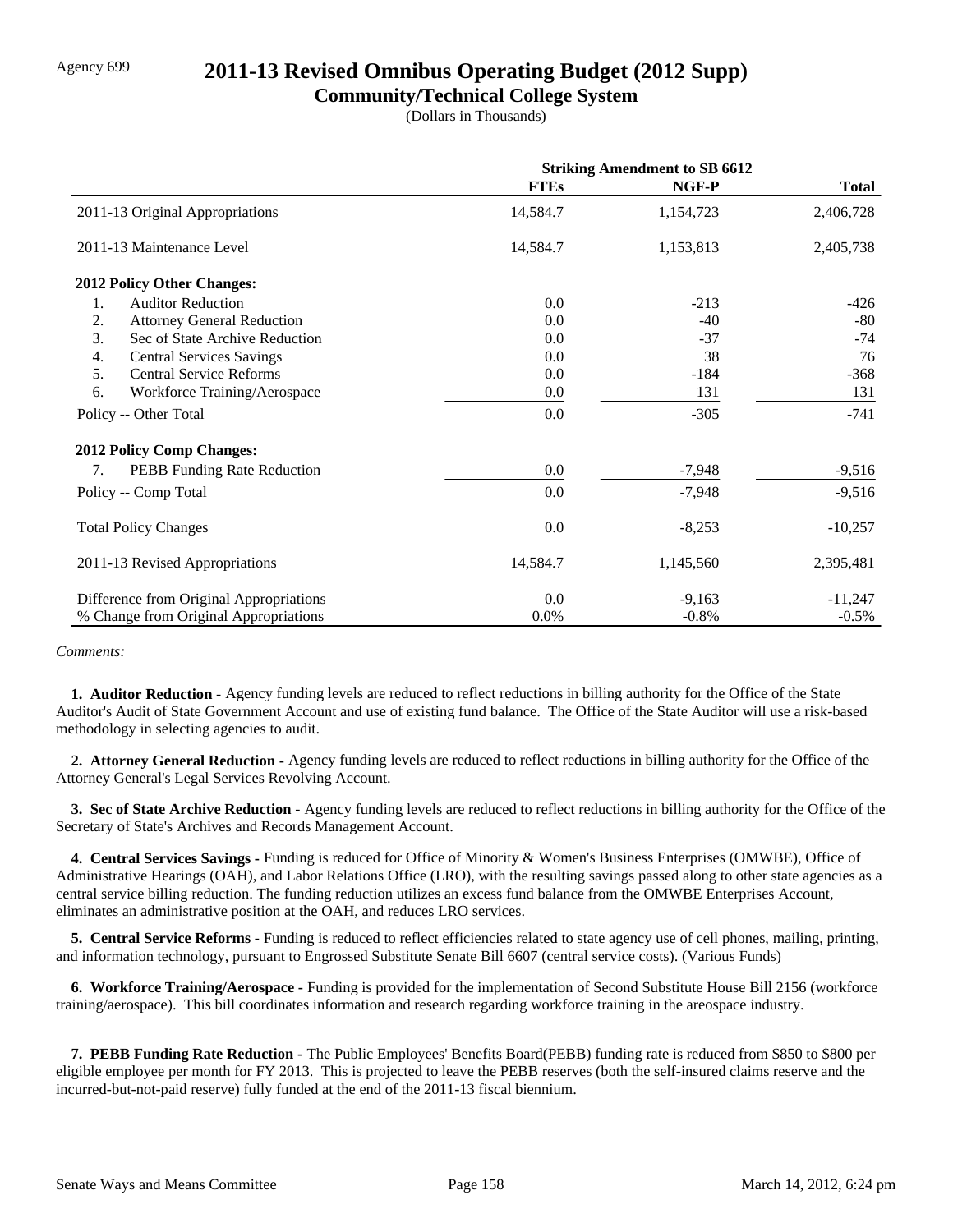Agency 699

# 2011-13 Revised Omnibus Operating Budget (2012 Supp)

## Community/Technical College System

(Dollars in Thousands)

| | Striking Amendment to SB 6612 | | |
|---|---|---|---|
| | **FTEs** | **NGF-P** | **Total** |
| 2011-13 Original Appropriations | 14,584.7 | 1,154,723 | 2,406,728 |
| 2011-13 Maintenance Level | 14,584.7 | 1,153,813 | 2,405,738 |
| **2012 Policy Other Changes:** | | | |
| 1. Auditor Reduction | 0.0 | -213 | -426 |
| 2. Attorney General Reduction | 0.0 | -40 | -80 |
| 3. Sec of State Archive Reduction | 0.0 | -37 | -74 |
| 4. Central Services Savings | 0.0 | 38 | 76 |
| 5. Central Service Reforms | 0.0 | -184 | -368 |
| 6. Workforce Training/Aerospace | 0.0 | 131 | 131 |
| Policy -- Other Total | 0.0 | -305 | -741 |
| **2012 Policy Comp Changes:** | | | |
| 7. PEBB Funding Rate Reduction | 0.0 | -7,948 | -9,516 |
| Policy -- Comp Total | 0.0 | -7,948 | -9,516 |
| Total Policy Changes | 0.0 | -8,253 | -10,257 |
| 2011-13 Revised Appropriations | 14,584.7 | 1,145,560 | 2,395,481 |
| Difference from Original Appropriations | 0.0 | -9,163 | -11,247 |
| % Change from Original Appropriations | 0.0% | -0.8% | -0.5% |

*Comments:*

**1. Auditor Reduction -** Agency funding levels are reduced to reflect reductions in billing authority for the Office of the State Auditor's Audit of State Government Account and use of existing fund balance. The Office of the State Auditor will use a risk-based methodology in selecting agencies to audit.

**2. Attorney General Reduction -** Agency funding levels are reduced to reflect reductions in billing authority for the Office of the Attorney General's Legal Services Revolving Account.

**3. Sec of State Archive Reduction -** Agency funding levels are reduced to reflect reductions in billing authority for the Office of the Secretary of State's Archives and Records Management Account.

**4. Central Services Savings -** Funding is reduced for Office of Minority & Women's Business Enterprises (OMWBE), Office of Administrative Hearings (OAH), and Labor Relations Office (LRO), with the resulting savings passed along to other state agencies as a central service billing reduction. The funding reduction utilizes an excess fund balance from the OMWBE Enterprises Account, eliminates an administrative position at the OAH, and reduces LRO services.

**5. Central Service Reforms -** Funding is reduced to reflect efficiencies related to state agency use of cell phones, mailing, printing, and information technology, pursuant to Engrossed Substitute Senate Bill 6607 (central service costs). (Various Funds)

**6. Workforce Training/Aerospace -** Funding is provided for the implementation of Second Substitute House Bill 2156 (workforce training/aerospace). This bill coordinates information and research regarding workforce training in the areospace industry.

**7. PEBB Funding Rate Reduction -** The Public Employees' Benefits Board(PEBB) funding rate is reduced from $850 to $800 per eligible employee per month for FY 2013. This is projected to leave the PEBB reserves (both the self-insured claims reserve and the incurred-but-not-paid reserve) fully funded at the end of the 2011-13 fiscal biennium.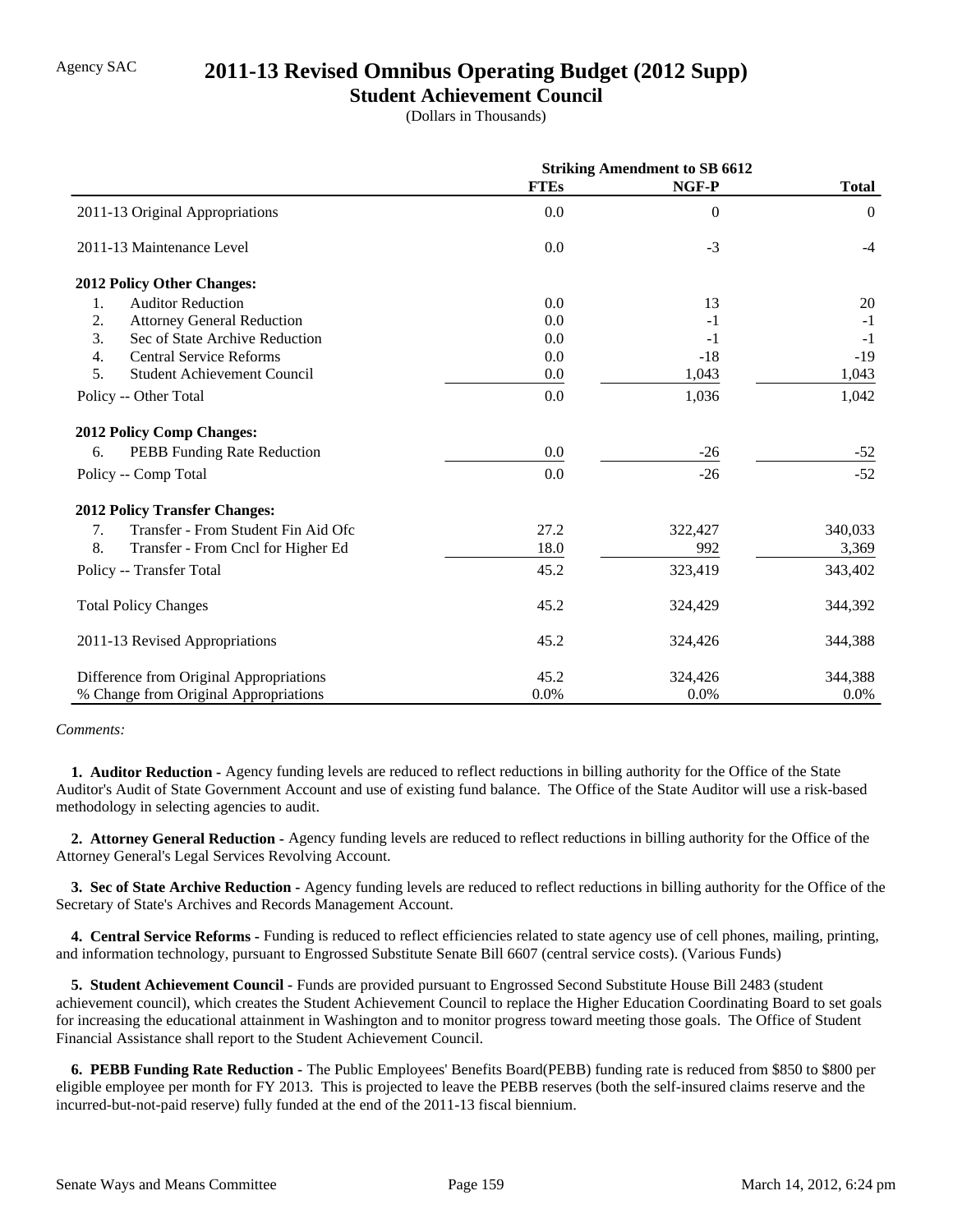Agency SAC

# 2011-13 Revised Omnibus Operating Budget (2012 Supp)

## Student Achievement Council

(Dollars in Thousands)

| | Striking Amendment to SB 6612 | | |
|---|---|---|---|
| | **FTEs** | **NGF-P** | **Total** |
| 2011-13 Original Appropriations | 0.0 | 0 | 0 |
| 2011-13 Maintenance Level | 0.0 | -3 | -4 |
| **2012 Policy Other Changes:** | | | |
| 1. Auditor Reduction | 0.0 | 13 | 20 |
| 2. Attorney General Reduction | 0.0 | -1 | -1 |
| 3. Sec of State Archive Reduction | 0.0 | -1 | -1 |
| 4. Central Service Reforms | 0.0 | -18 | -19 |
| 5. Student Achievement Council | 0.0 | 1,043 | 1,043 |
| Policy -- Other Total | 0.0 | 1,036 | 1,042 |
| **2012 Policy Comp Changes:** | | | |
| 6. PEBB Funding Rate Reduction | 0.0 | -26 | -52 |
| Policy -- Comp Total | 0.0 | -26 | -52 |
| **2012 Policy Transfer Changes:** | | | |
| 7. Transfer - From Student Fin Aid Ofc | 27.2 | 322,427 | 340,033 |
| 8. Transfer - From Cncl for Higher Ed | 18.0 | 992 | 3,369 |
| Policy -- Transfer Total | 45.2 | 323,419 | 343,402 |
| Total Policy Changes | 45.2 | 324,429 | 344,392 |
| 2011-13 Revised Appropriations | 45.2 | 324,426 | 344,388 |
| Difference from Original Appropriations | 45.2 | 324,426 | 344,388 |
| % Change from Original Appropriations | 0.0% | 0.0% | 0.0% |

*Comments:*

**1. Auditor Reduction -** Agency funding levels are reduced to reflect reductions in billing authority for the Office of the State Auditor's Audit of State Government Account and use of existing fund balance. The Office of the State Auditor will use a risk-based methodology in selecting agencies to audit.

**2. Attorney General Reduction -** Agency funding levels are reduced to reflect reductions in billing authority for the Office of the Attorney General's Legal Services Revolving Account.

**3. Sec of State Archive Reduction -** Agency funding levels are reduced to reflect reductions in billing authority for the Office of the Secretary of State's Archives and Records Management Account.

**4. Central Service Reforms -** Funding is reduced to reflect efficiencies related to state agency use of cell phones, mailing, printing, and information technology, pursuant to Engrossed Substitute Senate Bill 6607 (central service costs). (Various Funds)

**5. Student Achievement Council -** Funds are provided pursuant to Engrossed Second Substitute House Bill 2483 (student achievement council), which creates the Student Achievement Council to replace the Higher Education Coordinating Board to set goals for increasing the educational attainment in Washington and to monitor progress toward meeting those goals. The Office of Student Financial Assistance shall report to the Student Achievement Council.

**6. PEBB Funding Rate Reduction -** The Public Employees' Benefits Board(PEBB) funding rate is reduced from $850 to $800 per eligible employee per month for FY 2013. This is projected to leave the PEBB reserves (both the self-insured claims reserve and the incurred-but-not-paid reserve) fully funded at the end of the 2011-13 fiscal biennium.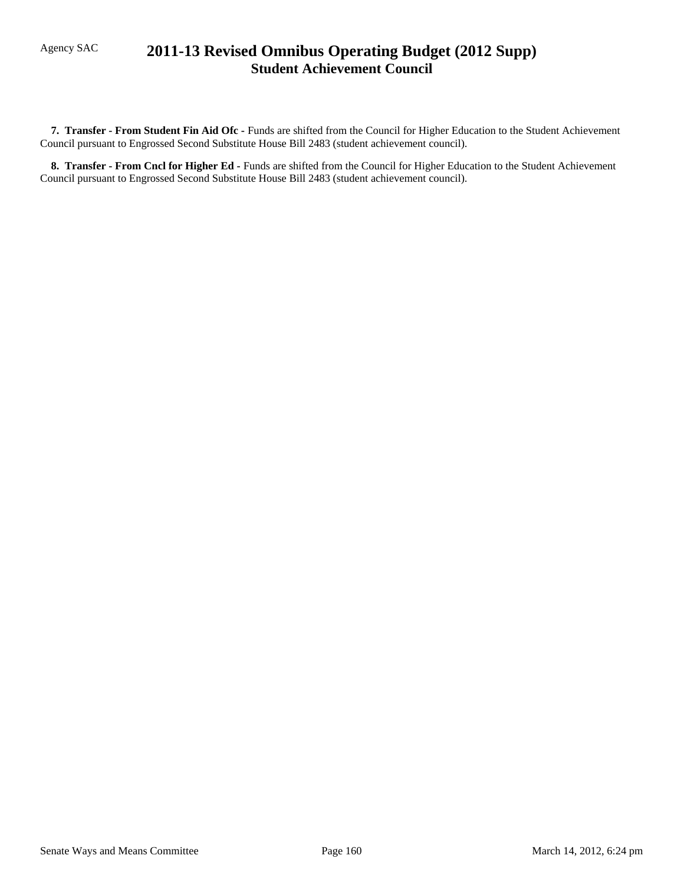**7. Transfer - From Student Fin Aid Ofc -** Funds are shifted from the Council for Higher Education to the Student Achievement Council pursuant to Engrossed Second Substitute House Bill 2483 (student achievement council).

**8. Transfer - From Cncl for Higher Ed -** Funds are shifted from the Council for Higher Education to the Student Achievement Council pursuant to Engrossed Second Substitute House Bill 2483 (student achievement council).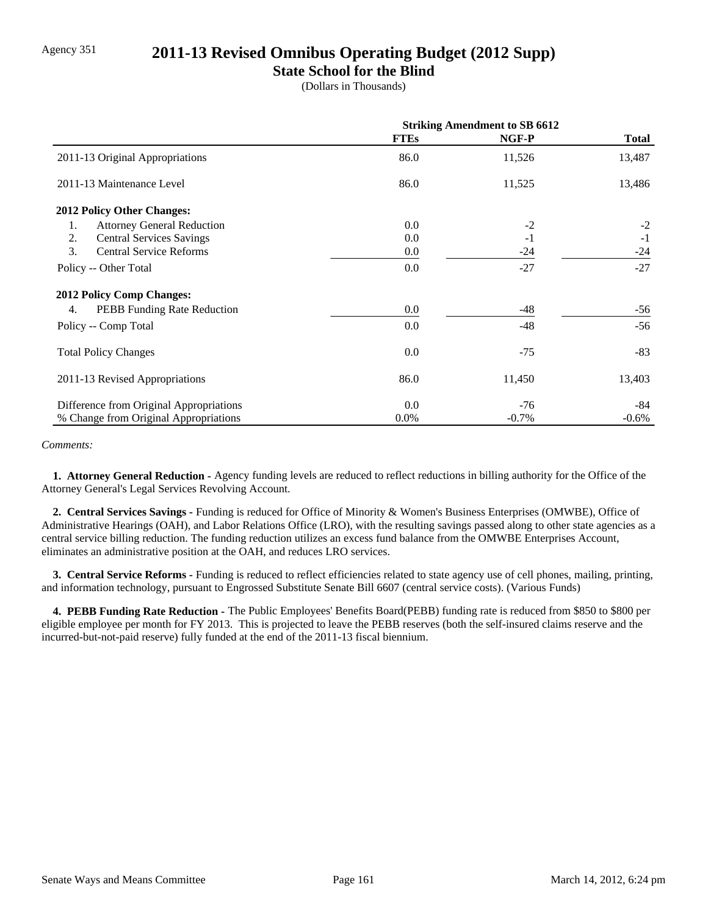Agency 351

# 2011-13 Revised Omnibus Operating Budget (2012 Supp)

## State School for the Blind

(Dollars in Thousands)

| | Striking Amendment to SB 6612 | | |
|---|---|---|---|
| | **FTEs** | **NGF-P** | **Total** |
| 2011-13 Original Appropriations | 86.0 | 11,526 | 13,487 |
| 2011-13 Maintenance Level | 86.0 | 11,525 | 13,486 |
| **2012 Policy Other Changes:** | | | |
| 1. Attorney General Reduction | 0.0 | -2 | -2 |
| 2. Central Services Savings | 0.0 | -1 | -1 |
| 3. Central Service Reforms | 0.0 | -24 | -24 |
| Policy -- Other Total | 0.0 | -27 | -27 |
| **2012 Policy Comp Changes:** | | | |
| 4. PEBB Funding Rate Reduction | 0.0 | -48 | -56 |
| Policy -- Comp Total | 0.0 | -48 | -56 |
| Total Policy Changes | 0.0 | -75 | -83 |
| 2011-13 Revised Appropriations | 86.0 | 11,450 | 13,403 |
| Difference from Original Appropriations | 0.0 | -76 | -84 |
| % Change from Original Appropriations | 0.0% | -0.7% | -0.6% |

*Comments:*

**1. Attorney General Reduction -** Agency funding levels are reduced to reflect reductions in billing authority for the Office of the Attorney General's Legal Services Revolving Account.

**2. Central Services Savings -** Funding is reduced for Office of Minority & Women's Business Enterprises (OMWBE), Office of Administrative Hearings (OAH), and Labor Relations Office (LRO), with the resulting savings passed along to other state agencies as a central service billing reduction. The funding reduction utilizes an excess fund balance from the OMWBE Enterprises Account, eliminates an administrative position at the OAH, and reduces LRO services.

**3. Central Service Reforms -** Funding is reduced to reflect efficiencies related to state agency use of cell phones, mailing, printing, and information technology, pursuant to Engrossed Substitute Senate Bill 6607 (central service costs). (Various Funds)

**4. PEBB Funding Rate Reduction -** The Public Employees' Benefits Board(PEBB) funding rate is reduced from $850 to $800 per eligible employee per month for FY 2013. This is projected to leave the PEBB reserves (both the self-insured claims reserve and the incurred-but-not-paid reserve) fully funded at the end of the 2011-13 fiscal biennium.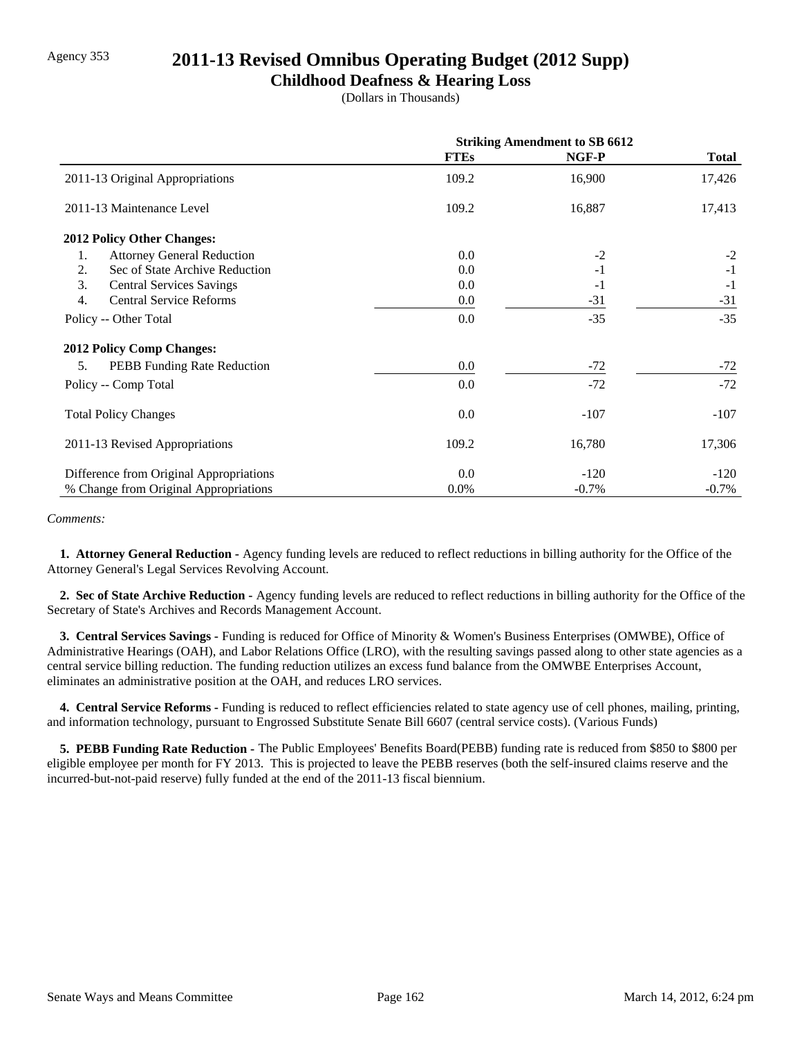Agency 353

# 2011-13 Revised Omnibus Operating Budget (2012 Supp)

## Childhood Deafness & Hearing Loss

(Dollars in Thousands)

| | Striking Amendment to SB 6612 | | |
|---|---|---|---|
| | **FTEs** | **NGF-P** | **Total** |
| 2011-13 Original Appropriations | 109.2 | 16,900 | 17,426 |
| 2011-13 Maintenance Level | 109.2 | 16,887 | 17,413 |
| **2012 Policy Other Changes:** | | | |
| 1. Attorney General Reduction | 0.0 | -2 | -2 |
| 2. Sec of State Archive Reduction | 0.0 | -1 | -1 |
| 3. Central Services Savings | 0.0 | -1 | -1 |
| 4. Central Service Reforms | 0.0 | -31 | -31 |
| Policy -- Other Total | 0.0 | -35 | -35 |
| **2012 Policy Comp Changes:** | | | |
| 5. PEBB Funding Rate Reduction | 0.0 | -72 | -72 |
| Policy -- Comp Total | 0.0 | -72 | -72 |
| Total Policy Changes | 0.0 | -107 | -107 |
| 2011-13 Revised Appropriations | 109.2 | 16,780 | 17,306 |
| Difference from Original Appropriations | 0.0 | -120 | -120 |
| % Change from Original Appropriations | 0.0% | -0.7% | -0.7% |

*Comments:*

**1. Attorney General Reduction -** Agency funding levels are reduced to reflect reductions in billing authority for the Office of the Attorney General's Legal Services Revolving Account.

**2. Sec of State Archive Reduction -** Agency funding levels are reduced to reflect reductions in billing authority for the Office of the Secretary of State's Archives and Records Management Account.

**3. Central Services Savings -** Funding is reduced for Office of Minority & Women's Business Enterprises (OMWBE), Office of Administrative Hearings (OAH), and Labor Relations Office (LRO), with the resulting savings passed along to other state agencies as a central service billing reduction. The funding reduction utilizes an excess fund balance from the OMWBE Enterprises Account, eliminates an administrative position at the OAH, and reduces LRO services.

**4. Central Service Reforms -** Funding is reduced to reflect efficiencies related to state agency use of cell phones, mailing, printing, and information technology, pursuant to Engrossed Substitute Senate Bill 6607 (central service costs). (Various Funds)

**5. PEBB Funding Rate Reduction -** The Public Employees' Benefits Board(PEBB) funding rate is reduced from $850 to $800 per eligible employee per month for FY 2013. This is projected to leave the PEBB reserves (both the self-insured claims reserve and the incurred-but-not-paid reserve) fully funded at the end of the 2011-13 fiscal biennium.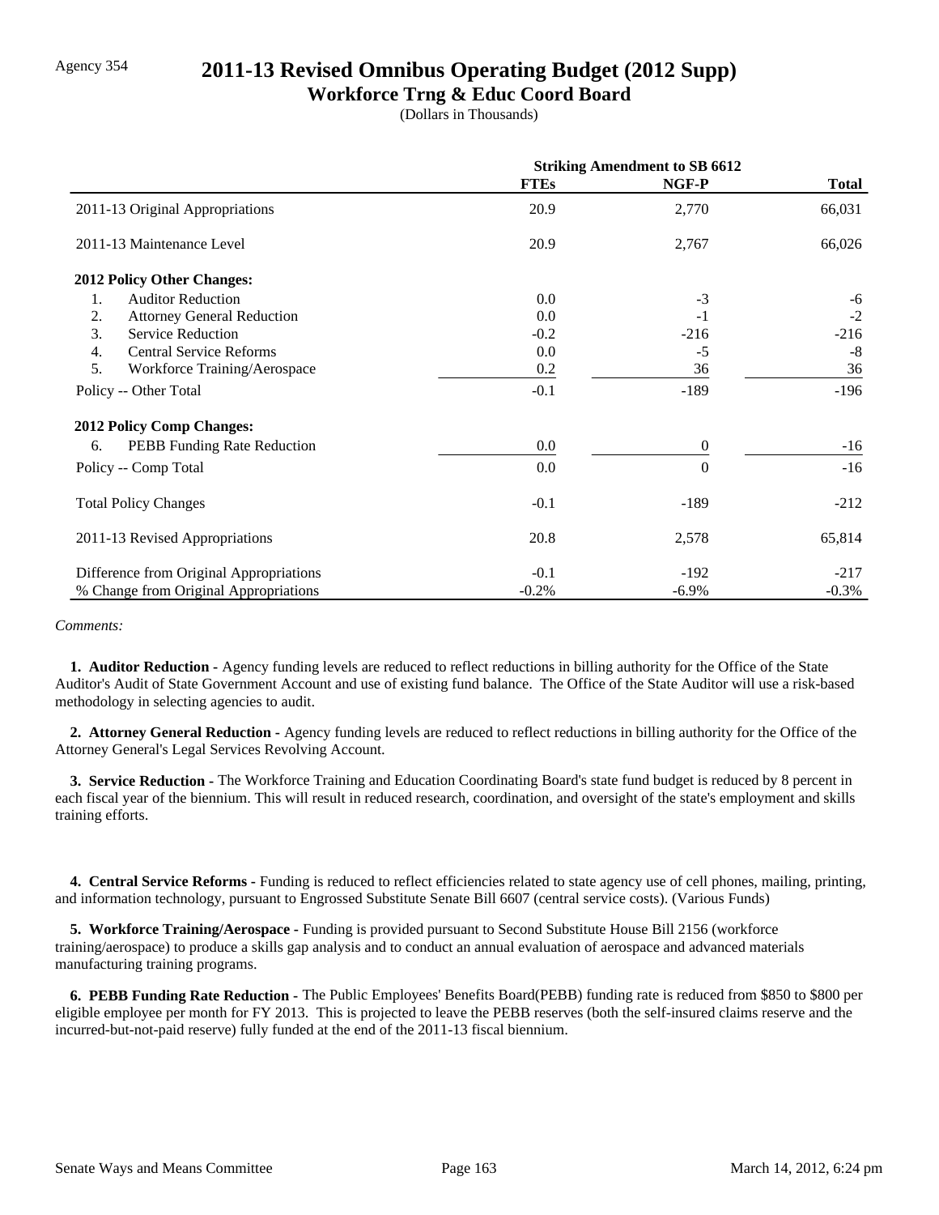Agency 354

# 2011-13 Revised Omnibus Operating Budget (2012 Supp)

## Workforce Trng & Educ Coord Board

(Dollars in Thousands)

| | Striking Amendment to SB 6612 | | |
|---|---|---|---|
| | **FTEs** | **NGF-P** | **Total** |
| 2011-13 Original Appropriations | 20.9 | 2,770 | 66,031 |
| 2011-13 Maintenance Level | 20.9 | 2,767 | 66,026 |
| **2012 Policy Other Changes:** | | | |
| 1. Auditor Reduction | 0.0 | -3 | -6 |
| 2. Attorney General Reduction | 0.0 | -1 | -2 |
| 3. Service Reduction | -0.2 | -216 | -216 |
| 4. Central Service Reforms | 0.0 | -5 | -8 |
| 5. Workforce Training/Aerospace | 0.2 | 36 | 36 |
| Policy -- Other Total | -0.1 | -189 | -196 |
| **2012 Policy Comp Changes:** | | | |
| 6. PEBB Funding Rate Reduction | 0.0 | 0 | -16 |
| Policy -- Comp Total | 0.0 | 0 | -16 |
| Total Policy Changes | -0.1 | -189 | -212 |
| 2011-13 Revised Appropriations | 20.8 | 2,578 | 65,814 |
| Difference from Original Appropriations | -0.1 | -192 | -217 |
| % Change from Original Appropriations | -0.2% | -6.9% | -0.3% |

*Comments:*

**1. Auditor Reduction -** Agency funding levels are reduced to reflect reductions in billing authority for the Office of the State Auditor's Audit of State Government Account and use of existing fund balance. The Office of the State Auditor will use a risk-based methodology in selecting agencies to audit.

**2. Attorney General Reduction -** Agency funding levels are reduced to reflect reductions in billing authority for the Office of the Attorney General's Legal Services Revolving Account.

**3. Service Reduction -** The Workforce Training and Education Coordinating Board's state fund budget is reduced by 8 percent in each fiscal year of the biennium. This will result in reduced research, coordination, and oversight of the state's employment and skills training efforts.

**4. Central Service Reforms -** Funding is reduced to reflect efficiencies related to state agency use of cell phones, mailing, printing, and information technology, pursuant to Engrossed Substitute Senate Bill 6607 (central service costs). (Various Funds)

**5. Workforce Training/Aerospace -** Funding is provided pursuant to Second Substitute House Bill 2156 (workforce training/aerospace) to produce a skills gap analysis and to conduct an annual evaluation of aerospace and advanced materials manufacturing training programs.

**6. PEBB Funding Rate Reduction -** The Public Employees' Benefits Board(PEBB) funding rate is reduced from $850 to $800 per eligible employee per month for FY 2013. This is projected to leave the PEBB reserves (both the self-insured claims reserve and the incurred-but-not-paid reserve) fully funded at the end of the 2011-13 fiscal biennium.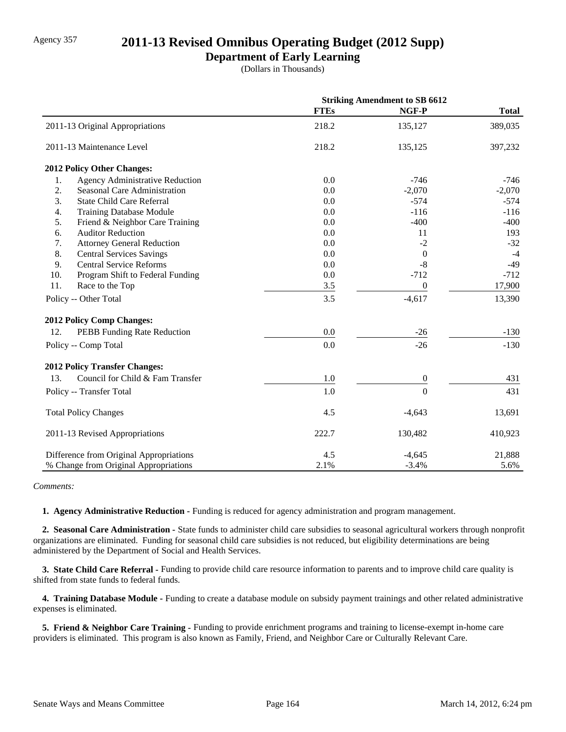Agency 357

# 2011-13 Revised Omnibus Operating Budget (2012 Supp)

## Department of Early Learning

(Dollars in Thousands)

| | Striking Amendment to SB 6612 | | |
|---|---|---|---|
| | **FTEs** | **NGF-P** | **Total** |
| 2011-13 Original Appropriations | 218.2 | 135,127 | 389,035 |
| 2011-13 Maintenance Level | 218.2 | 135,125 | 397,232 |
| **2012 Policy Other Changes:** | | | |
| 1. Agency Administrative Reduction | 0.0 | -746 | -746 |
| 2. Seasonal Care Administration | 0.0 | -2,070 | -2,070 |
| 3. State Child Care Referral | 0.0 | -574 | -574 |
| 4. Training Database Module | 0.0 | -116 | -116 |
| 5. Friend & Neighbor Care Training | 0.0 | -400 | -400 |
| 6. Auditor Reduction | 0.0 | 11 | 193 |
| 7. Attorney General Reduction | 0.0 | -2 | -32 |
| 8. Central Services Savings | 0.0 | 0 | -4 |
| 9. Central Service Reforms | 0.0 | -8 | -49 |
| 10. Program Shift to Federal Funding | 0.0 | -712 | -712 |
| 11. Race to the Top | 3.5 | 0 | 17,900 |
| Policy -- Other Total | 3.5 | -4,617 | 13,390 |
| **2012 Policy Comp Changes:** | | | |
| 12. PEBB Funding Rate Reduction | 0.0 | -26 | -130 |
| Policy -- Comp Total | 0.0 | -26 | -130 |
| **2012 Policy Transfer Changes:** | | | |
| 13. Council for Child & Fam Transfer | 1.0 | 0 | 431 |
| Policy -- Transfer Total | 1.0 | 0 | 431 |
| Total Policy Changes | 4.5 | -4,643 | 13,691 |
| 2011-13 Revised Appropriations | 222.7 | 130,482 | 410,923 |
| Difference from Original Appropriations | 4.5 | -4,645 | 21,888 |
| % Change from Original Appropriations | 2.1% | -3.4% | 5.6% |

*Comments:*

**1. Agency Administrative Reduction -** Funding is reduced for agency administration and program management.

**2. Seasonal Care Administration -** State funds to administer child care subsidies to seasonal agricultural workers through nonprofit organizations are eliminated. Funding for seasonal child care subsidies is not reduced, but eligibility determinations are being administered by the Department of Social and Health Services.

**3. State Child Care Referral -** Funding to provide child care resource information to parents and to improve child care quality is shifted from state funds to federal funds.

**4. Training Database Module -** Funding to create a database module on subsidy payment trainings and other related administrative expenses is eliminated.

**5. Friend & Neighbor Care Training -** Funding to provide enrichment programs and training to license-exempt in-home care providers is eliminated. This program is also known as Family, Friend, and Neighbor Care or Culturally Relevant Care.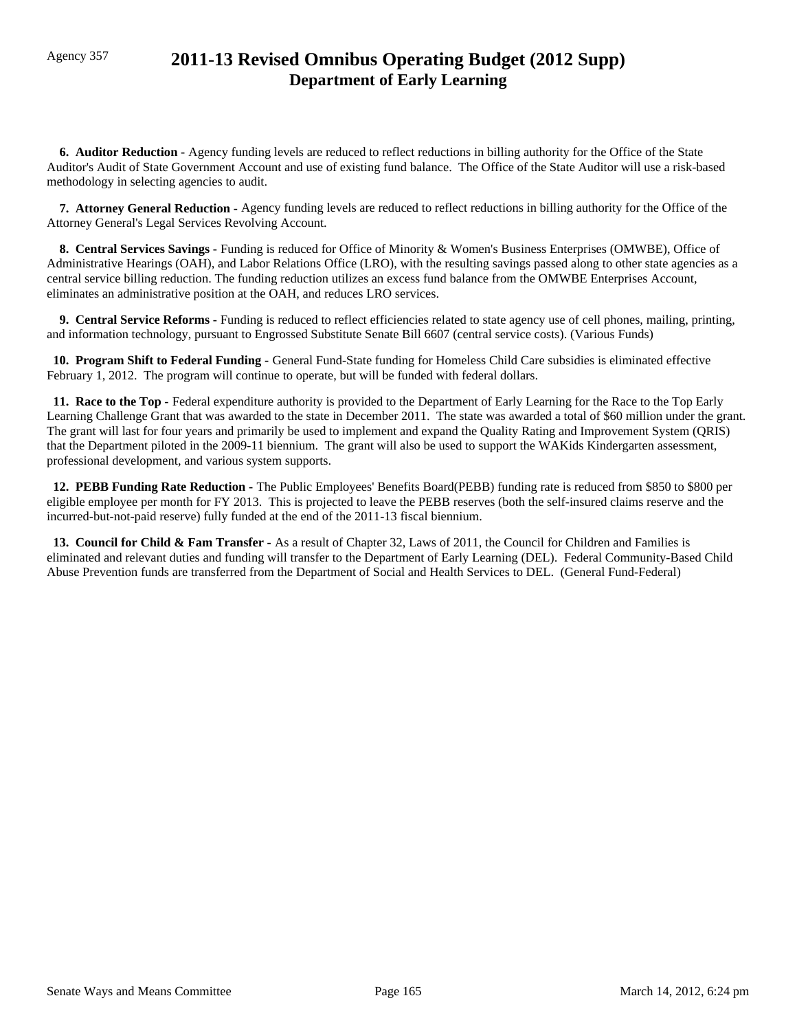Agency 357

# 2011-13 Revised Omnibus Operating Budget (2012 Supp)
## Department of Early Learning

**6. Auditor Reduction -** Agency funding levels are reduced to reflect reductions in billing authority for the Office of the State Auditor's Audit of State Government Account and use of existing fund balance. The Office of the State Auditor will use a risk-based methodology in selecting agencies to audit.

**7. Attorney General Reduction -** Agency funding levels are reduced to reflect reductions in billing authority for the Office of the Attorney General's Legal Services Revolving Account.

**8. Central Services Savings -** Funding is reduced for Office of Minority & Women's Business Enterprises (OMWBE), Office of Administrative Hearings (OAH), and Labor Relations Office (LRO), with the resulting savings passed along to other state agencies as a central service billing reduction. The funding reduction utilizes an excess fund balance from the OMWBE Enterprises Account, eliminates an administrative position at the OAH, and reduces LRO services.

**9. Central Service Reforms -** Funding is reduced to reflect efficiencies related to state agency use of cell phones, mailing, printing, and information technology, pursuant to Engrossed Substitute Senate Bill 6607 (central service costs). (Various Funds)

**10. Program Shift to Federal Funding -** General Fund-State funding for Homeless Child Care subsidies is eliminated effective February 1, 2012. The program will continue to operate, but will be funded with federal dollars.

**11. Race to the Top -** Federal expenditure authority is provided to the Department of Early Learning for the Race to the Top Early Learning Challenge Grant that was awarded to the state in December 2011. The state was awarded a total of $60 million under the grant. The grant will last for four years and primarily be used to implement and expand the Quality Rating and Improvement System (QRIS) that the Department piloted in the 2009-11 biennium. The grant will also be used to support the WAKids Kindergarten assessment, professional development, and various system supports.

**12. PEBB Funding Rate Reduction -** The Public Employees' Benefits Board(PEBB) funding rate is reduced from $850 to $800 per eligible employee per month for FY 2013. This is projected to leave the PEBB reserves (both the self-insured claims reserve and the incurred-but-not-paid reserve) fully funded at the end of the 2011-13 fiscal biennium.

**13. Council for Child & Fam Transfer -** As a result of Chapter 32, Laws of 2011, the Council for Children and Families is eliminated and relevant duties and funding will transfer to the Department of Early Learning (DEL). Federal Community-Based Child Abuse Prevention funds are transferred from the Department of Social and Health Services to DEL. (General Fund-Federal)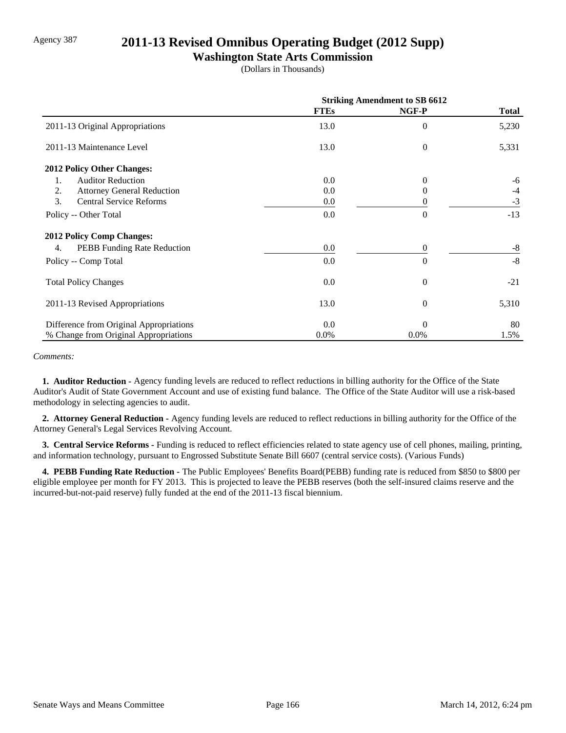Agency 387

# 2011-13 Revised Omnibus Operating Budget (2012 Supp)

## Washington State Arts Commission

(Dollars in Thousands)

| | Striking Amendment to SB 6612 | | |
|---|---|---|---|
| | **FTEs** | **NGF-P** | **Total** |
| 2011-13 Original Appropriations | 13.0 | 0 | 5,230 |
| 2011-13 Maintenance Level | 13.0 | 0 | 5,331 |
| **2012 Policy Other Changes:** | | | |
| 1. Auditor Reduction | 0.0 | 0 | -6 |
| 2. Attorney General Reduction | 0.0 | 0 | -4 |
| 3. Central Service Reforms | 0.0 | 0 | -3 |
| Policy -- Other Total | 0.0 | 0 | -13 |
| **2012 Policy Comp Changes:** | | | |
| 4. PEBB Funding Rate Reduction | 0.0 | 0 | -8 |
| Policy -- Comp Total | 0.0 | 0 | -8 |
| Total Policy Changes | 0.0 | 0 | -21 |
| 2011-13 Revised Appropriations | 13.0 | 0 | 5,310 |
| Difference from Original Appropriations | 0.0 | 0 | 80 |
| % Change from Original Appropriations | 0.0% | 0.0% | 1.5% |

*Comments:*

**1. Auditor Reduction -** Agency funding levels are reduced to reflect reductions in billing authority for the Office of the State Auditor's Audit of State Government Account and use of existing fund balance. The Office of the State Auditor will use a risk-based methodology in selecting agencies to audit.

**2. Attorney General Reduction -** Agency funding levels are reduced to reflect reductions in billing authority for the Office of the Attorney General's Legal Services Revolving Account.

**3. Central Service Reforms -** Funding is reduced to reflect efficiencies related to state agency use of cell phones, mailing, printing, and information technology, pursuant to Engrossed Substitute Senate Bill 6607 (central service costs). (Various Funds)

**4. PEBB Funding Rate Reduction -** The Public Employees' Benefits Board(PEBB) funding rate is reduced from $850 to $800 per eligible employee per month for FY 2013. This is projected to leave the PEBB reserves (both the self-insured claims reserve and the incurred-but-not-paid reserve) fully funded at the end of the 2011-13 fiscal biennium.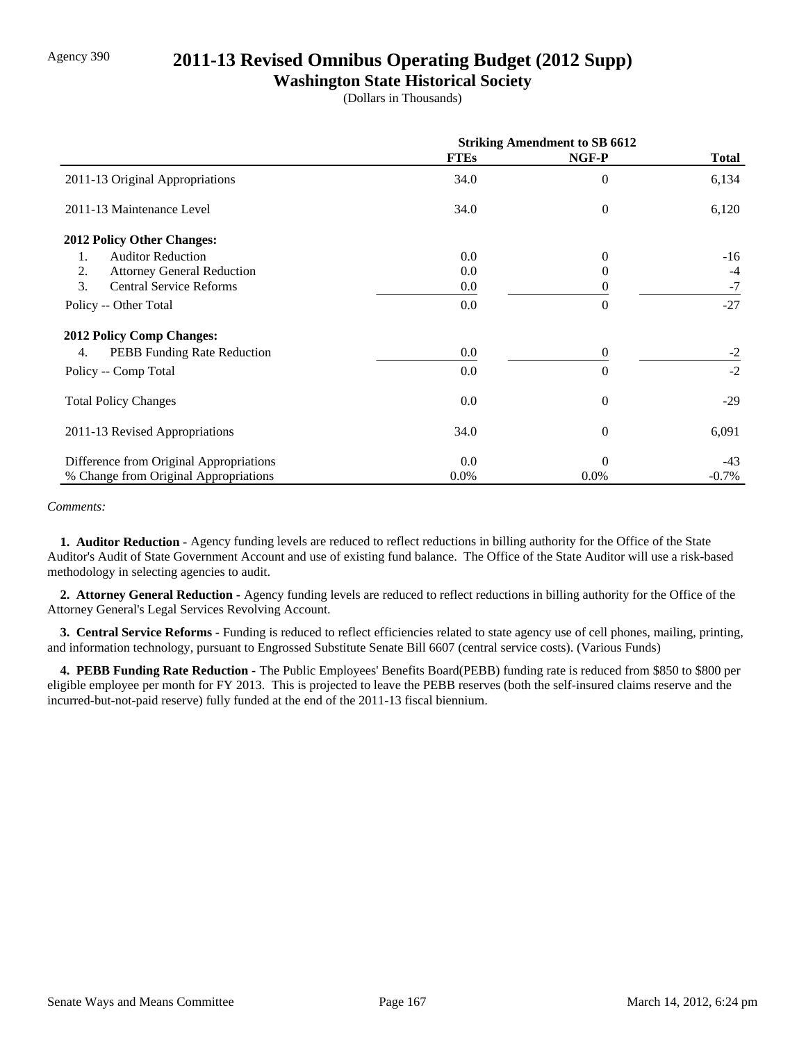Agency 390

# 2011-13 Revised Omnibus Operating Budget (2012 Supp)

## Washington State Historical Society

(Dollars in Thousands)

| | Striking Amendment to SB 6612 | | |
|---|---|---|---|
| | **FTEs** | **NGF-P** | **Total** |
| 2011-13 Original Appropriations | 34.0 | 0 | 6,134 |
| 2011-13 Maintenance Level | 34.0 | 0 | 6,120 |
| **2012 Policy Other Changes:** | | | |
| 1. Auditor Reduction | 0.0 | 0 | -16 |
| 2. Attorney General Reduction | 0.0 | 0 | -4 |
| 3. Central Service Reforms | 0.0 | 0 | -7 |
| Policy -- Other Total | 0.0 | 0 | -27 |
| **2012 Policy Comp Changes:** | | | |
| 4. PEBB Funding Rate Reduction | 0.0 | 0 | -2 |
| Policy -- Comp Total | 0.0 | 0 | -2 |
| Total Policy Changes | 0.0 | 0 | -29 |
| 2011-13 Revised Appropriations | 34.0 | 0 | 6,091 |
| Difference from Original Appropriations | 0.0 | 0 | -43 |
| % Change from Original Appropriations | 0.0% | 0.0% | -0.7% |

*Comments:*

**1. Auditor Reduction -** Agency funding levels are reduced to reflect reductions in billing authority for the Office of the State Auditor's Audit of State Government Account and use of existing fund balance. The Office of the State Auditor will use a risk-based methodology in selecting agencies to audit.

**2. Attorney General Reduction -** Agency funding levels are reduced to reflect reductions in billing authority for the Office of the Attorney General's Legal Services Revolving Account.

**3. Central Service Reforms -** Funding is reduced to reflect efficiencies related to state agency use of cell phones, mailing, printing, and information technology, pursuant to Engrossed Substitute Senate Bill 6607 (central service costs). (Various Funds)

**4. PEBB Funding Rate Reduction -** The Public Employees' Benefits Board(PEBB) funding rate is reduced from $850 to $800 per eligible employee per month for FY 2013. This is projected to leave the PEBB reserves (both the self-insured claims reserve and the incurred-but-not-paid reserve) fully funded at the end of the 2011-13 fiscal biennium.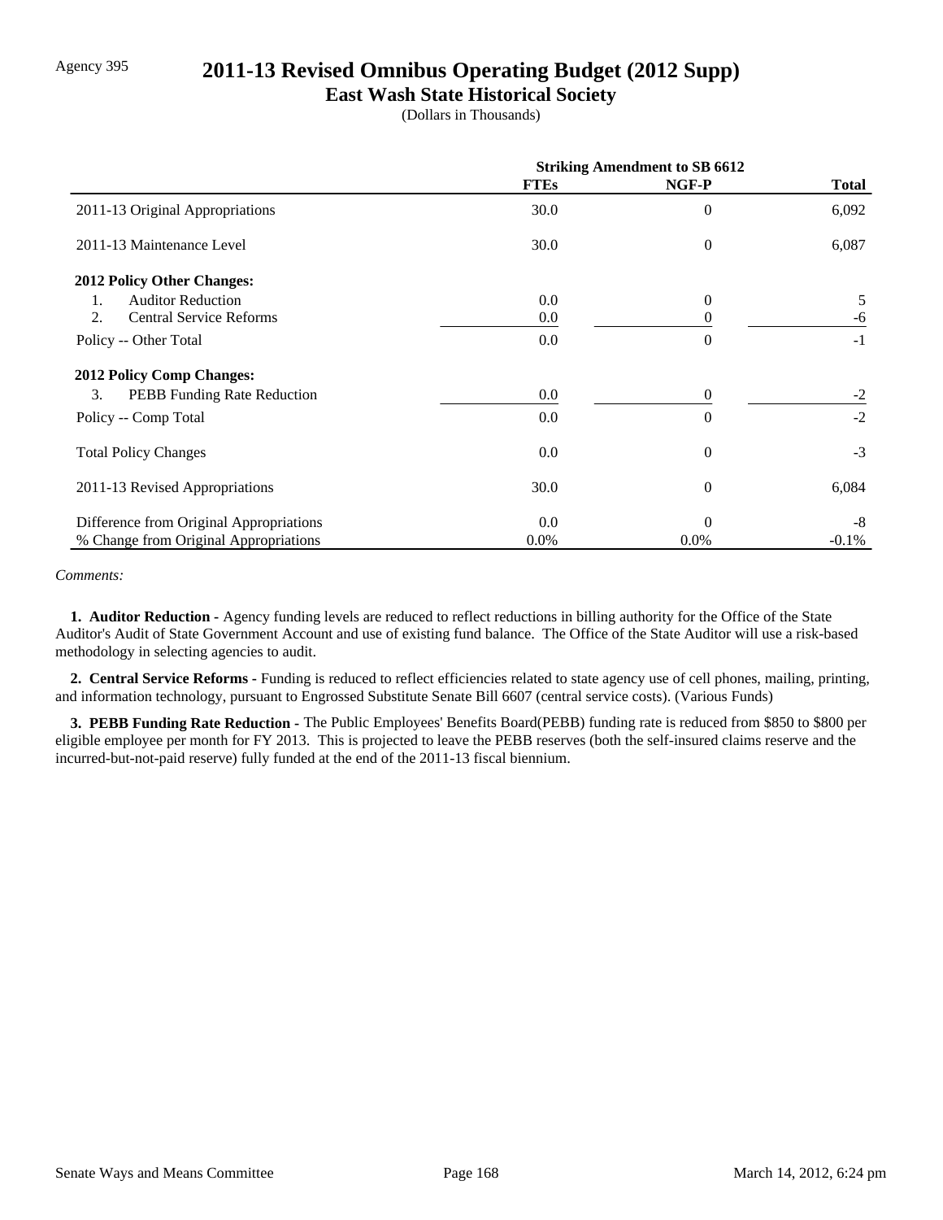Agency 395

# 2011-13 Revised Omnibus Operating Budget (2012 Supp)

## East Wash State Historical Society

(Dollars in Thousands)

| | Striking Amendment to SB 6612 | | |
|---|---|---|---|
| | **FTEs** | **NGF-P** | **Total** |
| 2011-13 Original Appropriations | 30.0 | 0 | 6,092 |
| 2011-13 Maintenance Level | 30.0 | 0 | 6,087 |
| **2012 Policy Other Changes:** | | | |
| 1. Auditor Reduction | 0.0 | 0 | 5 |
| 2. Central Service Reforms | 0.0 | 0 | -6 |
| Policy -- Other Total | 0.0 | 0 | -1 |
| **2012 Policy Comp Changes:** | | | |
| 3. PEBB Funding Rate Reduction | 0.0 | 0 | -2 |
| Policy -- Comp Total | 0.0 | 0 | -2 |
| Total Policy Changes | 0.0 | 0 | -3 |
| 2011-13 Revised Appropriations | 30.0 | 0 | 6,084 |
| Difference from Original Appropriations | 0.0 | 0 | -8 |
| % Change from Original Appropriations | 0.0% | 0.0% | -0.1% |

*Comments:*

**1. Auditor Reduction -** Agency funding levels are reduced to reflect reductions in billing authority for the Office of the State Auditor's Audit of State Government Account and use of existing fund balance. The Office of the State Auditor will use a risk-based methodology in selecting agencies to audit.

**2. Central Service Reforms -** Funding is reduced to reflect efficiencies related to state agency use of cell phones, mailing, printing, and information technology, pursuant to Engrossed Substitute Senate Bill 6607 (central service costs). (Various Funds)

**3. PEBB Funding Rate Reduction -** The Public Employees' Benefits Board(PEBB) funding rate is reduced from $850 to $800 per eligible employee per month for FY 2013. This is projected to leave the PEBB reserves (both the self-insured claims reserve and the incurred-but-not-paid reserve) fully funded at the end of the 2011-13 fiscal biennium.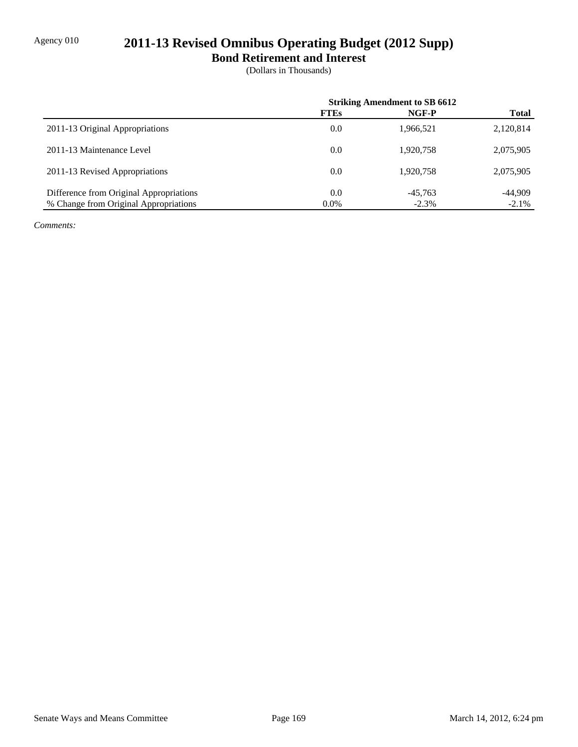Agency 010

# 2011-13 Revised Omnibus Operating Budget (2012 Supp)

## Bond Retirement and Interest

(Dollars in Thousands)

| | Striking Amendment to SB 6612 | | |
|---|---|---|---|
| | **FTEs** | **NGF-P** | **Total** |
| 2011-13 Original Appropriations | 0.0 | 1,966,521 | 2,120,814 |
| 2011-13 Maintenance Level | 0.0 | 1,920,758 | 2,075,905 |
| 2011-13 Revised Appropriations | 0.0 | 1,920,758 | 2,075,905 |
| Difference from Original Appropriations | 0.0 | -45,763 | -44,909 |
| % Change from Original Appropriations | 0.0% | -2.3% | -2.1% |

*Comments:*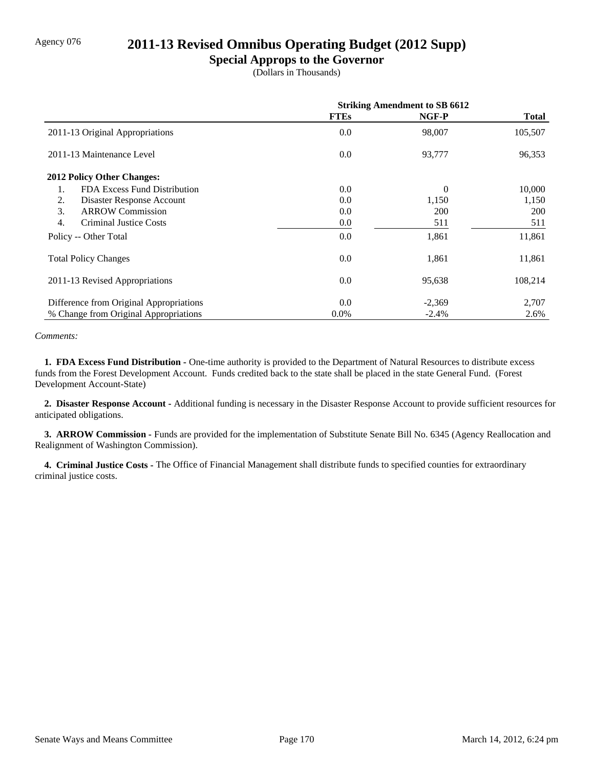Agency 076

# 2011-13 Revised Omnibus Operating Budget (2012 Supp)

## Special Approps to the Governor

(Dollars in Thousands)

| | Striking Amendment to SB 6612 | | |
|---|---|---|---|
| | **FTEs** | **NGF-P** | **Total** |
| 2011-13 Original Appropriations | 0.0 | 98,007 | 105,507 |
| 2011-13 Maintenance Level | 0.0 | 93,777 | 96,353 |
| **2012 Policy Other Changes:** | | | |
| 1. FDA Excess Fund Distribution | 0.0 | 0 | 10,000 |
| 2. Disaster Response Account | 0.0 | 1,150 | 1,150 |
| 3. ARROW Commission | 0.0 | 200 | 200 |
| 4. Criminal Justice Costs | 0.0 | 511 | 511 |
| Policy -- Other Total | 0.0 | 1,861 | 11,861 |
| Total Policy Changes | 0.0 | 1,861 | 11,861 |
| 2011-13 Revised Appropriations | 0.0 | 95,638 | 108,214 |
| Difference from Original Appropriations | 0.0 | -2,369 | 2,707 |
| % Change from Original Appropriations | 0.0% | -2.4% | 2.6% |

*Comments:*

**1. FDA Excess Fund Distribution -** One-time authority is provided to the Department of Natural Resources to distribute excess funds from the Forest Development Account. Funds credited back to the state shall be placed in the state General Fund. (Forest Development Account-State)

**2. Disaster Response Account -** Additional funding is necessary in the Disaster Response Account to provide sufficient resources for anticipated obligations.

**3. ARROW Commission -** Funds are provided for the implementation of Substitute Senate Bill No. 6345 (Agency Reallocation and Realignment of Washington Commission).

**4. Criminal Justice Costs -** The Office of Financial Management shall distribute funds to specified counties for extraordinary criminal justice costs.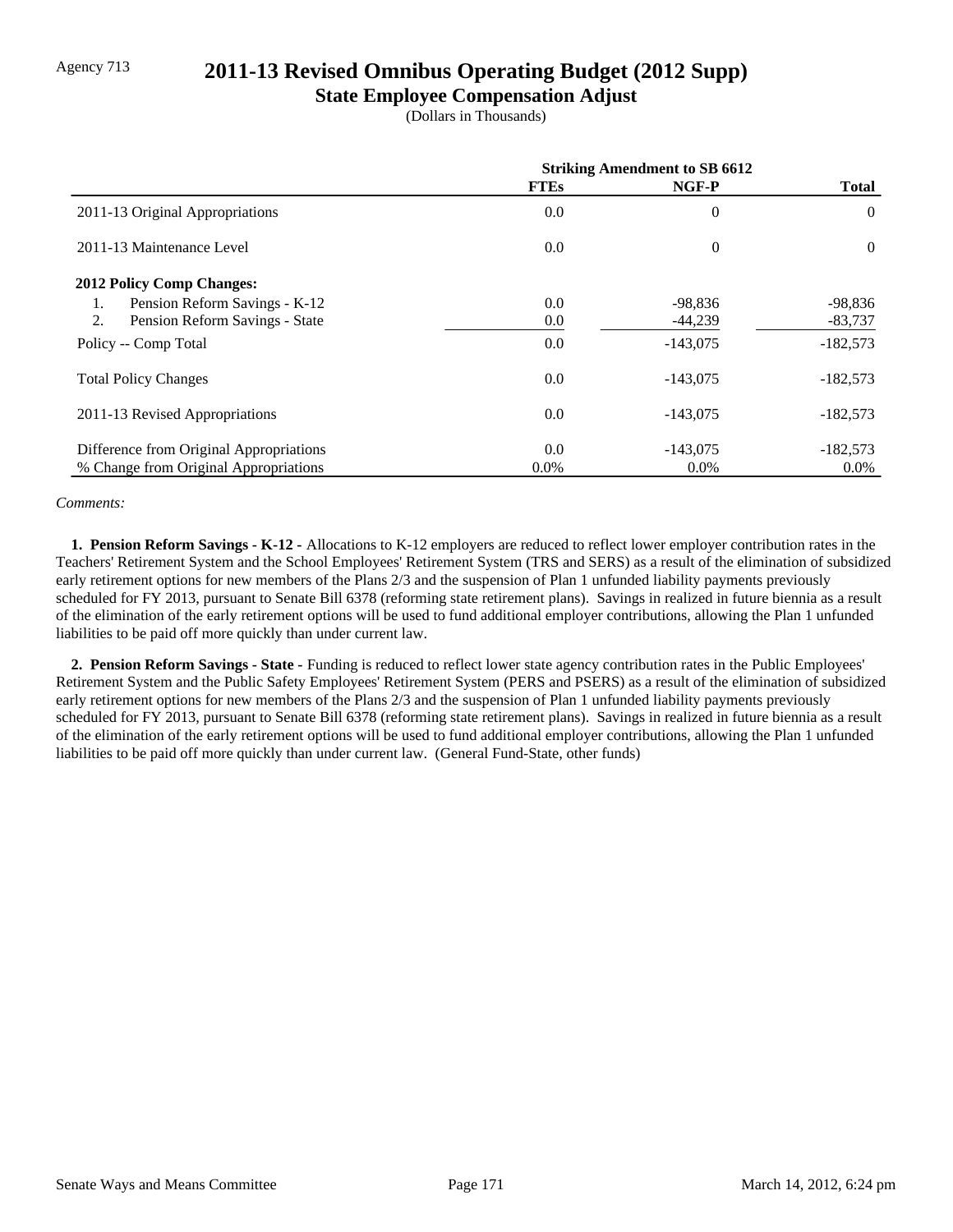Agency 713

# 2011-13 Revised Omnibus Operating Budget (2012 Supp)

## State Employee Compensation Adjust

(Dollars in Thousands)

| | Striking Amendment to SB 6612 | | |
|---|---|---|---|
| | **FTEs** | **NGF-P** | **Total** |
| 2011-13 Original Appropriations | 0.0 | 0 | 0 |
| 2011-13 Maintenance Level | 0.0 | 0 | 0 |
| **2012 Policy Comp Changes:** | | | |
| 1. Pension Reform Savings - K-12 | 0.0 | -98,836 | -98,836 |
| 2. Pension Reform Savings - State | 0.0 | -44,239 | -83,737 |
| Policy -- Comp Total | 0.0 | -143,075 | -182,573 |
| Total Policy Changes | 0.0 | -143,075 | -182,573 |
| 2011-13 Revised Appropriations | 0.0 | -143,075 | -182,573 |
| Difference from Original Appropriations | 0.0 | -143,075 | -182,573 |
| % Change from Original Appropriations | 0.0% | 0.0% | 0.0% |

*Comments:*

**1. Pension Reform Savings - K-12 -** Allocations to K-12 employers are reduced to reflect lower employer contribution rates in the Teachers' Retirement System and the School Employees' Retirement System (TRS and SERS) as a result of the elimination of subsidized early retirement options for new members of the Plans 2/3 and the suspension of Plan 1 unfunded liability payments previously scheduled for FY 2013, pursuant to Senate Bill 6378 (reforming state retirement plans). Savings in realized in future biennia as a result of the elimination of the early retirement options will be used to fund additional employer contributions, allowing the Plan 1 unfunded liabilities to be paid off more quickly than under current law.

**2. Pension Reform Savings - State -** Funding is reduced to reflect lower state agency contribution rates in the Public Employees' Retirement System and the Public Safety Employees' Retirement System (PERS and PSERS) as a result of the elimination of subsidized early retirement options for new members of the Plans 2/3 and the suspension of Plan 1 unfunded liability payments previously scheduled for FY 2013, pursuant to Senate Bill 6378 (reforming state retirement plans). Savings in realized in future biennia as a result of the elimination of the early retirement options will be used to fund additional employer contributions, allowing the Plan 1 unfunded liabilities to be paid off more quickly than under current law. (General Fund-State, other funds)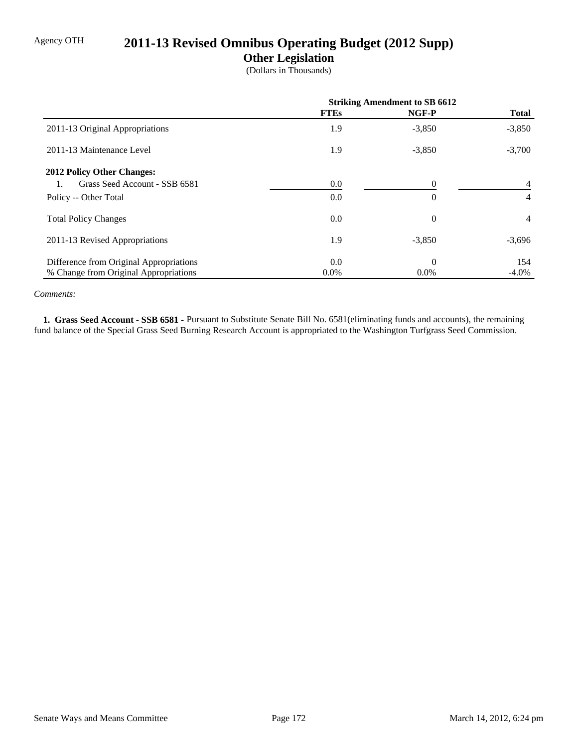Agency OTH

# 2011-13 Revised Omnibus Operating Budget (2012 Supp)

## Other Legislation

(Dollars in Thousands)

| | Striking Amendment to SB 6612 | | |
|---|---|---|---|
| | **FTEs** | **NGF-P** | **Total** |
| 2011-13 Original Appropriations | 1.9 | -3,850 | -3,850 |
| 2011-13 Maintenance Level | 1.9 | -3,850 | -3,700 |
| **2012 Policy Other Changes:** | | | |
| 1. Grass Seed Account - SSB 6581 | 0.0 | 0 | 4 |
| Policy -- Other Total | 0.0 | 0 | 4 |
| Total Policy Changes | 0.0 | 0 | 4 |
| 2011-13 Revised Appropriations | 1.9 | -3,850 | -3,696 |
| Difference from Original Appropriations | 0.0 | 0 | 154 |
| % Change from Original Appropriations | 0.0% | 0.0% | -4.0% |

*Comments:*

**1. Grass Seed Account - SSB 6581 -** Pursuant to Substitute Senate Bill No. 6581(eliminating funds and accounts), the remaining fund balance of the Special Grass Seed Burning Research Account is appropriated to the Washington Turfgrass Seed Commission.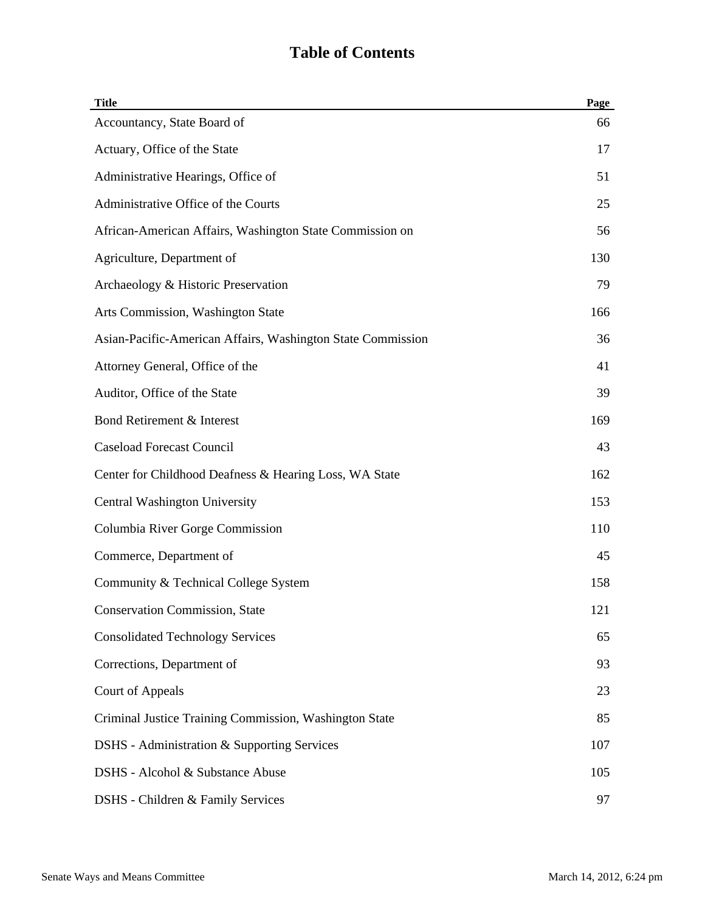# Table of Contents

| Title | Page |
|---|---|
| Accountancy, State Board of | 66 |
| Actuary, Office of the State | 17 |
| Administrative Hearings, Office of | 51 |
| Administrative Office of the Courts | 25 |
| African-American Affairs, Washington State Commission on | 56 |
| Agriculture, Department of | 130 |
| Archaeology & Historic Preservation | 79 |
| Arts Commission, Washington State | 166 |
| Asian-Pacific-American Affairs, Washington State Commission | 36 |
| Attorney General, Office of the | 41 |
| Auditor, Office of the State | 39 |
| Bond Retirement & Interest | 169 |
| Caseload Forecast Council | 43 |
| Center for Childhood Deafness & Hearing Loss, WA State | 162 |
| Central Washington University | 153 |
| Columbia River Gorge Commission | 110 |
| Commerce, Department of | 45 |
| Community & Technical College System | 158 |
| Conservation Commission, State | 121 |
| Consolidated Technology Services | 65 |
| Corrections, Department of | 93 |
| Court of Appeals | 23 |
| Criminal Justice Training Commission, Washington State | 85 |
| DSHS - Administration & Supporting Services | 107 |
| DSHS - Alcohol & Substance Abuse | 105 |
| DSHS - Children & Family Services | 97 |

Senate Ways and Means Committee — March 14, 2012, 6:24 pm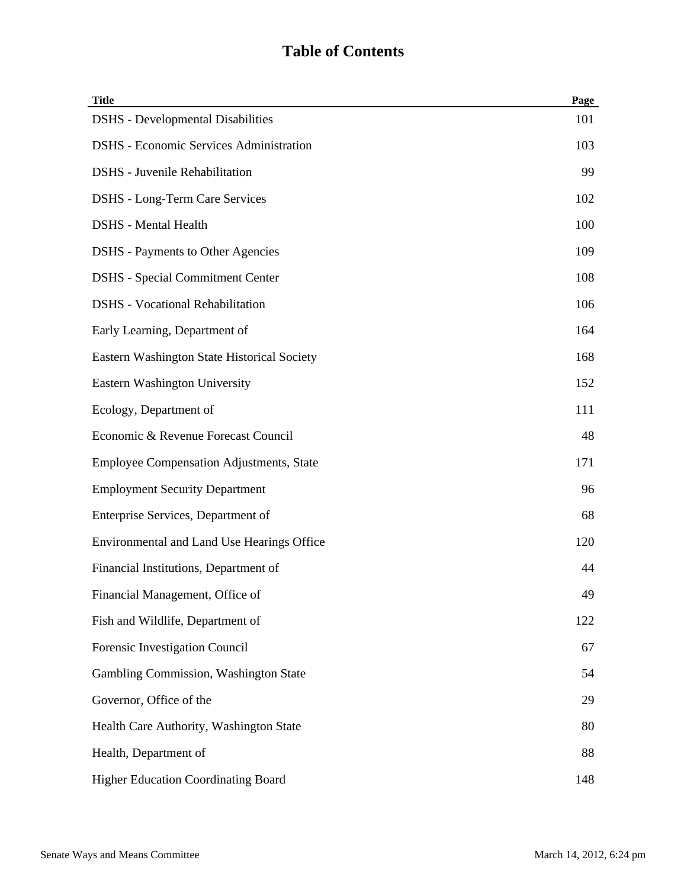# Table of Contents

| Title | Page |
|---|---|
| DSHS - Developmental Disabilities | 101 |
| DSHS - Economic Services Administration | 103 |
| DSHS - Juvenile Rehabilitation | 99 |
| DSHS - Long-Term Care Services | 102 |
| DSHS - Mental Health | 100 |
| DSHS - Payments to Other Agencies | 109 |
| DSHS - Special Commitment Center | 108 |
| DSHS - Vocational Rehabilitation | 106 |
| Early Learning, Department of | 164 |
| Eastern Washington State Historical Society | 168 |
| Eastern Washington University | 152 |
| Ecology, Department of | 111 |
| Economic & Revenue Forecast Council | 48 |
| Employee Compensation Adjustments, State | 171 |
| Employment Security Department | 96 |
| Enterprise Services, Department of | 68 |
| Environmental and Land Use Hearings Office | 120 |
| Financial Institutions, Department of | 44 |
| Financial Management, Office of | 49 |
| Fish and Wildlife, Department of | 122 |
| Forensic Investigation Council | 67 |
| Gambling Commission, Washington State | 54 |
| Governor, Office of the | 29 |
| Health Care Authority, Washington State | 80 |
| Health, Department of | 88 |
| Higher Education Coordinating Board | 148 |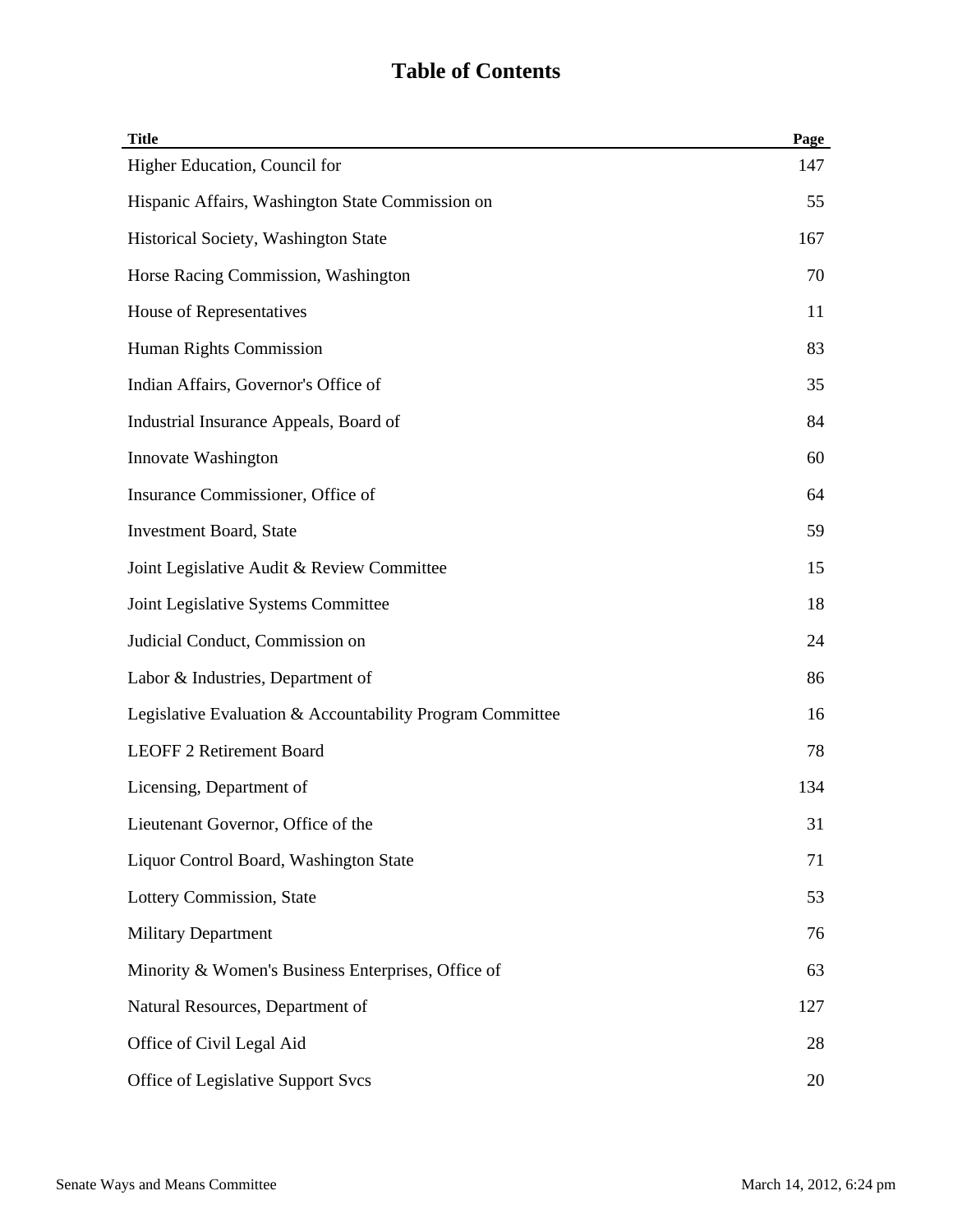# Table of Contents

| Title | Page |
|---|---|
| Higher Education, Council for | 147 |
| Hispanic Affairs, Washington State Commission on | 55 |
| Historical Society, Washington State | 167 |
| Horse Racing Commission, Washington | 70 |
| House of Representatives | 11 |
| Human Rights Commission | 83 |
| Indian Affairs, Governor's Office of | 35 |
| Industrial Insurance Appeals, Board of | 84 |
| Innovate Washington | 60 |
| Insurance Commissioner, Office of | 64 |
| Investment Board, State | 59 |
| Joint Legislative Audit & Review Committee | 15 |
| Joint Legislative Systems Committee | 18 |
| Judicial Conduct, Commission on | 24 |
| Labor & Industries, Department of | 86 |
| Legislative Evaluation & Accountability Program Committee | 16 |
| LEOFF 2 Retirement Board | 78 |
| Licensing, Department of | 134 |
| Lieutenant Governor, Office of the | 31 |
| Liquor Control Board, Washington State | 71 |
| Lottery Commission, State | 53 |
| Military Department | 76 |
| Minority & Women's Business Enterprises, Office of | 63 |
| Natural Resources, Department of | 127 |
| Office of Civil Legal Aid | 28 |
| Office of Legislative Support Svcs | 20 |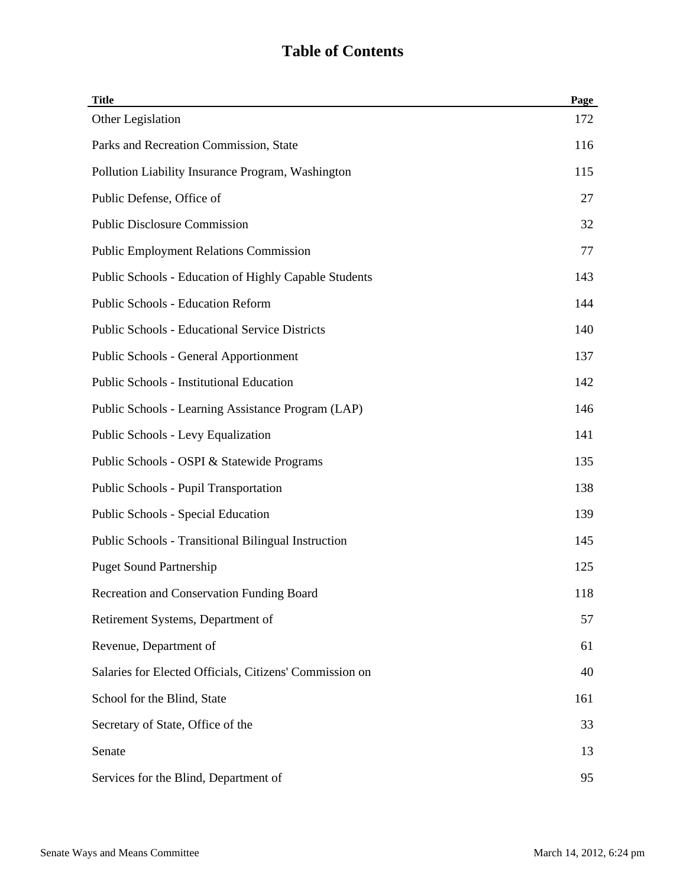# Table of Contents

| Title | Page |
|---|---|
| Other Legislation | 172 |
| Parks and Recreation Commission, State | 116 |
| Pollution Liability Insurance Program, Washington | 115 |
| Public Defense, Office of | 27 |
| Public Disclosure Commission | 32 |
| Public Employment Relations Commission | 77 |
| Public Schools - Education of Highly Capable Students | 143 |
| Public Schools - Education Reform | 144 |
| Public Schools - Educational Service Districts | 140 |
| Public Schools - General Apportionment | 137 |
| Public Schools - Institutional Education | 142 |
| Public Schools - Learning Assistance Program (LAP) | 146 |
| Public Schools - Levy Equalization | 141 |
| Public Schools - OSPI & Statewide Programs | 135 |
| Public Schools - Pupil Transportation | 138 |
| Public Schools - Special Education | 139 |
| Public Schools - Transitional Bilingual Instruction | 145 |
| Puget Sound Partnership | 125 |
| Recreation and Conservation Funding Board | 118 |
| Retirement Systems, Department of | 57 |
| Revenue, Department of | 61 |
| Salaries for Elected Officials, Citizens' Commission on | 40 |
| School for the Blind, State | 161 |
| Secretary of State, Office of the | 33 |
| Senate | 13 |
| Services for the Blind, Department of | 95 |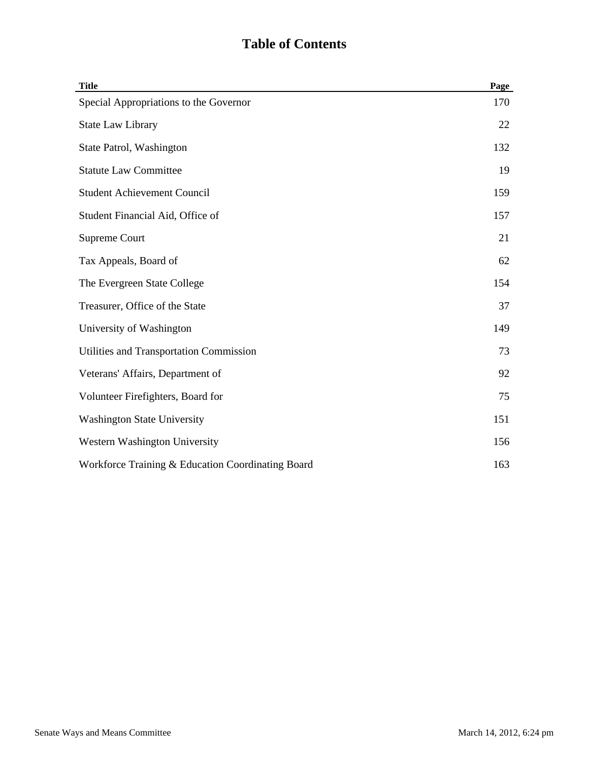# Table of Contents

| Title | Page |
|---|---|
| Special Appropriations to the Governor | 170 |
| State Law Library | 22 |
| State Patrol, Washington | 132 |
| Statute Law Committee | 19 |
| Student Achievement Council | 159 |
| Student Financial Aid, Office of | 157 |
| Supreme Court | 21 |
| Tax Appeals, Board of | 62 |
| The Evergreen State College | 154 |
| Treasurer, Office of the State | 37 |
| University of Washington | 149 |
| Utilities and Transportation Commission | 73 |
| Veterans' Affairs, Department of | 92 |
| Volunteer Firefighters, Board for | 75 |
| Washington State University | 151 |
| Western Washington University | 156 |
| Workforce Training & Education Coordinating Board | 163 |